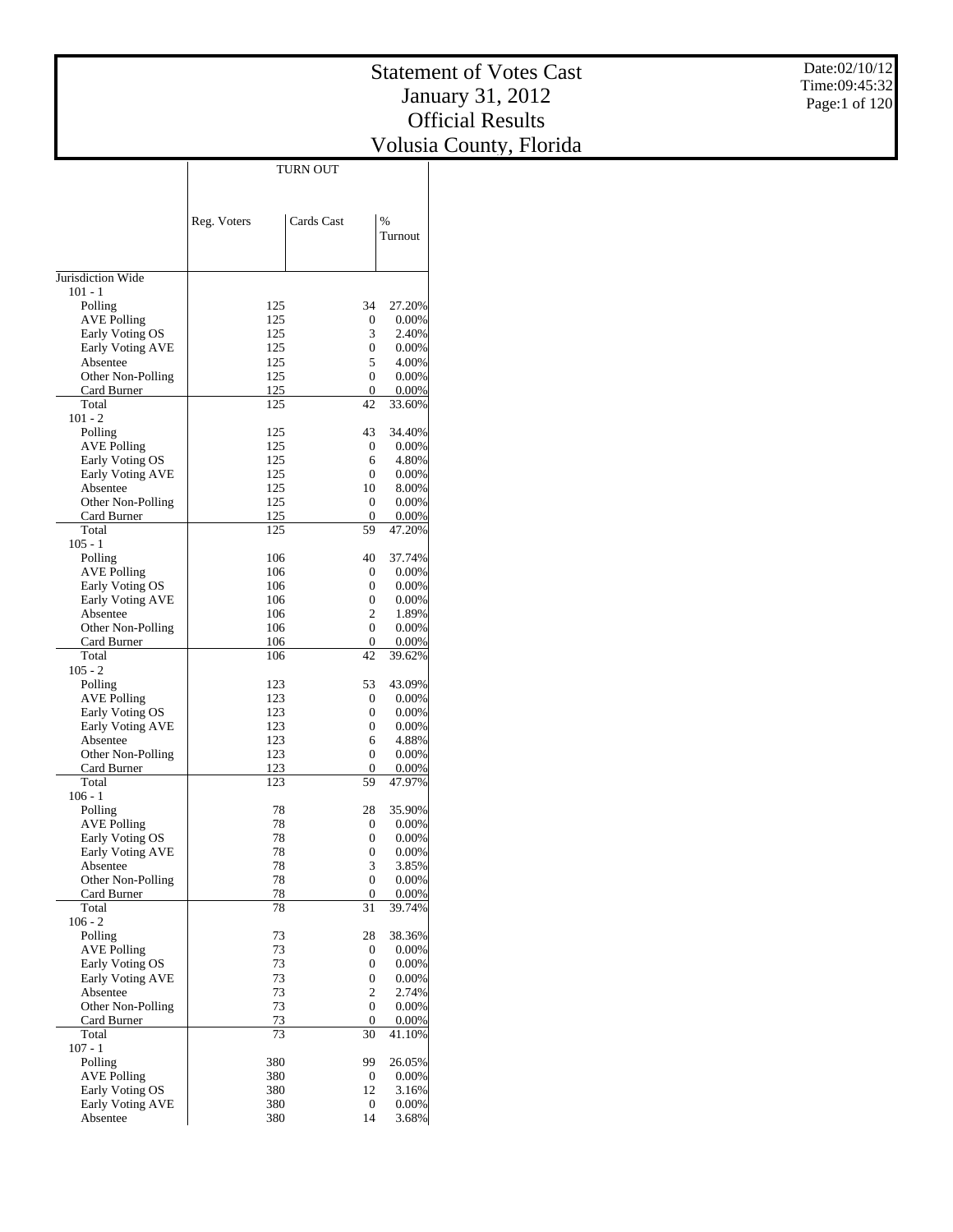# Statement of Votes Cast
# January 31, 2012
# Official Results
# Volusia County, Florida

Date:02/10/12
Time:09:45:32

| | TURN OUT | | |
|---|---|---|---|
| | Reg. Voters | Cards Cast | % Turnout |
| Jurisdiction Wide | | | |
| 101 - 1 | | | |
| Polling | 125 | 34 | 27.20% |
| AVE Polling | 125 | 0 | 0.00% |
| Early Voting OS | 125 | 3 | 2.40% |
| Early Voting AVE | 125 | 0 | 0.00% |
| Absentee | 125 | 5 | 4.00% |
| Other Non-Polling | 125 | 0 | 0.00% |
| Card Burner | 125 | 0 | 0.00% |
| Total | 125 | 42 | 33.60% |
| 101 - 2 | | | |
| Polling | 125 | 43 | 34.40% |
| AVE Polling | 125 | 0 | 0.00% |
| Early Voting OS | 125 | 6 | 4.80% |
| Early Voting AVE | 125 | 0 | 0.00% |
| Absentee | 125 | 10 | 8.00% |
| Other Non-Polling | 125 | 0 | 0.00% |
| Card Burner | 125 | 0 | 0.00% |
| Total | 125 | 59 | 47.20% |
| 105 - 1 | | | |
| Polling | 106 | 40 | 37.74% |
| AVE Polling | 106 | 0 | 0.00% |
| Early Voting OS | 106 | 0 | 0.00% |
| Early Voting AVE | 106 | 0 | 0.00% |
| Absentee | 106 | 2 | 1.89% |
| Other Non-Polling | 106 | 0 | 0.00% |
| Card Burner | 106 | 0 | 0.00% |
| Total | 106 | 42 | 39.62% |
| 105 - 2 | | | |
| Polling | 123 | 53 | 43.09% |
| AVE Polling | 123 | 0 | 0.00% |
| Early Voting OS | 123 | 0 | 0.00% |
| Early Voting AVE | 123 | 0 | 0.00% |
| Absentee | 123 | 6 | 4.88% |
| Other Non-Polling | 123 | 0 | 0.00% |
| Card Burner | 123 | 0 | 0.00% |
| Total | 123 | 59 | 47.97% |
| 106 - 1 | | | |
| Polling | 78 | 28 | 35.90% |
| AVE Polling | 78 | 0 | 0.00% |
| Early Voting OS | 78 | 0 | 0.00% |
| Early Voting AVE | 78 | 0 | 0.00% |
| Absentee | 78 | 3 | 3.85% |
| Other Non-Polling | 78 | 0 | 0.00% |
| Card Burner | 78 | 0 | 0.00% |
| Total | 78 | 31 | 39.74% |
| 106 - 2 | | | |
| Polling | 73 | 28 | 38.36% |
| AVE Polling | 73 | 0 | 0.00% |
| Early Voting OS | 73 | 0 | 0.00% |
| Early Voting AVE | 73 | 0 | 0.00% |
| Absentee | 73 | 2 | 2.74% |
| Other Non-Polling | 73 | 0 | 0.00% |
| Card Burner | 73 | 0 | 0.00% |
| Total | 73 | 30 | 41.10% |
| 107 - 1 | | | |
| Polling | 380 | 99 | 26.05% |
| AVE Polling | 380 | 0 | 0.00% |
| Early Voting OS | 380 | 12 | 3.16% |
| Early Voting AVE | 380 | 0 | 0.00% |
| Absentee | 380 | 14 | 3.68% |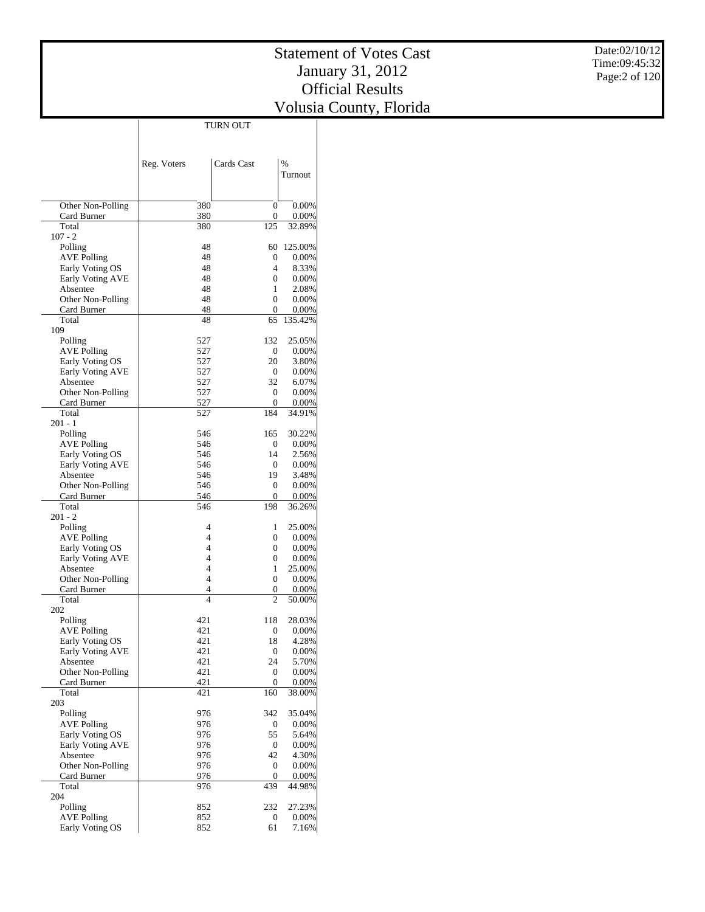# Statement of Votes Cast
# January 31, 2012
# Official Results
# Volusia County, Florida

| | TURN OUT | | |
|---|---|---|---|
| | Reg. Voters | Cards Cast | % Turnout |
| Other Non-Polling | 380 | 0 | 0.00% |
| Card Burner | 380 | 0 | 0.00% |
| Total | 380 | 125 | 32.89% |
| 107 - 2 | | | |
| Polling | 48 | 60 | 125.00% |
| AVE Polling | 48 | 0 | 0.00% |
| Early Voting OS | 48 | 4 | 8.33% |
| Early Voting AVE | 48 | 0 | 0.00% |
| Absentee | 48 | 1 | 2.08% |
| Other Non-Polling | 48 | 0 | 0.00% |
| Card Burner | 48 | 0 | 0.00% |
| Total | 48 | 65 | 135.42% |
| 109 | | | |
| Polling | 527 | 132 | 25.05% |
| AVE Polling | 527 | 0 | 0.00% |
| Early Voting OS | 527 | 20 | 3.80% |
| Early Voting AVE | 527 | 0 | 0.00% |
| Absentee | 527 | 32 | 6.07% |
| Other Non-Polling | 527 | 0 | 0.00% |
| Card Burner | 527 | 0 | 0.00% |
| Total | 527 | 184 | 34.91% |
| 201 - 1 | | | |
| Polling | 546 | 165 | 30.22% |
| AVE Polling | 546 | 0 | 0.00% |
| Early Voting OS | 546 | 14 | 2.56% |
| Early Voting AVE | 546 | 0 | 0.00% |
| Absentee | 546 | 19 | 3.48% |
| Other Non-Polling | 546 | 0 | 0.00% |
| Card Burner | 546 | 0 | 0.00% |
| Total | 546 | 198 | 36.26% |
| 201 - 2 | | | |
| Polling | 4 | 1 | 25.00% |
| AVE Polling | 4 | 0 | 0.00% |
| Early Voting OS | 4 | 0 | 0.00% |
| Early Voting AVE | 4 | 0 | 0.00% |
| Absentee | 4 | 1 | 25.00% |
| Other Non-Polling | 4 | 0 | 0.00% |
| Card Burner | 4 | 0 | 0.00% |
| Total | 4 | 2 | 50.00% |
| 202 | | | |
| Polling | 421 | 118 | 28.03% |
| AVE Polling | 421 | 0 | 0.00% |
| Early Voting OS | 421 | 18 | 4.28% |
| Early Voting AVE | 421 | 0 | 0.00% |
| Absentee | 421 | 24 | 5.70% |
| Other Non-Polling | 421 | 0 | 0.00% |
| Card Burner | 421 | 0 | 0.00% |
| Total | 421 | 160 | 38.00% |
| 203 | | | |
| Polling | 976 | 342 | 35.04% |
| AVE Polling | 976 | 0 | 0.00% |
| Early Voting OS | 976 | 55 | 5.64% |
| Early Voting AVE | 976 | 0 | 0.00% |
| Absentee | 976 | 42 | 4.30% |
| Other Non-Polling | 976 | 0 | 0.00% |
| Card Burner | 976 | 0 | 0.00% |
| Total | 976 | 439 | 44.98% |
| 204 | | | |
| Polling | 852 | 232 | 27.23% |
| AVE Polling | 852 | 0 | 0.00% |
| Early Voting OS | 852 | 61 | 7.16% |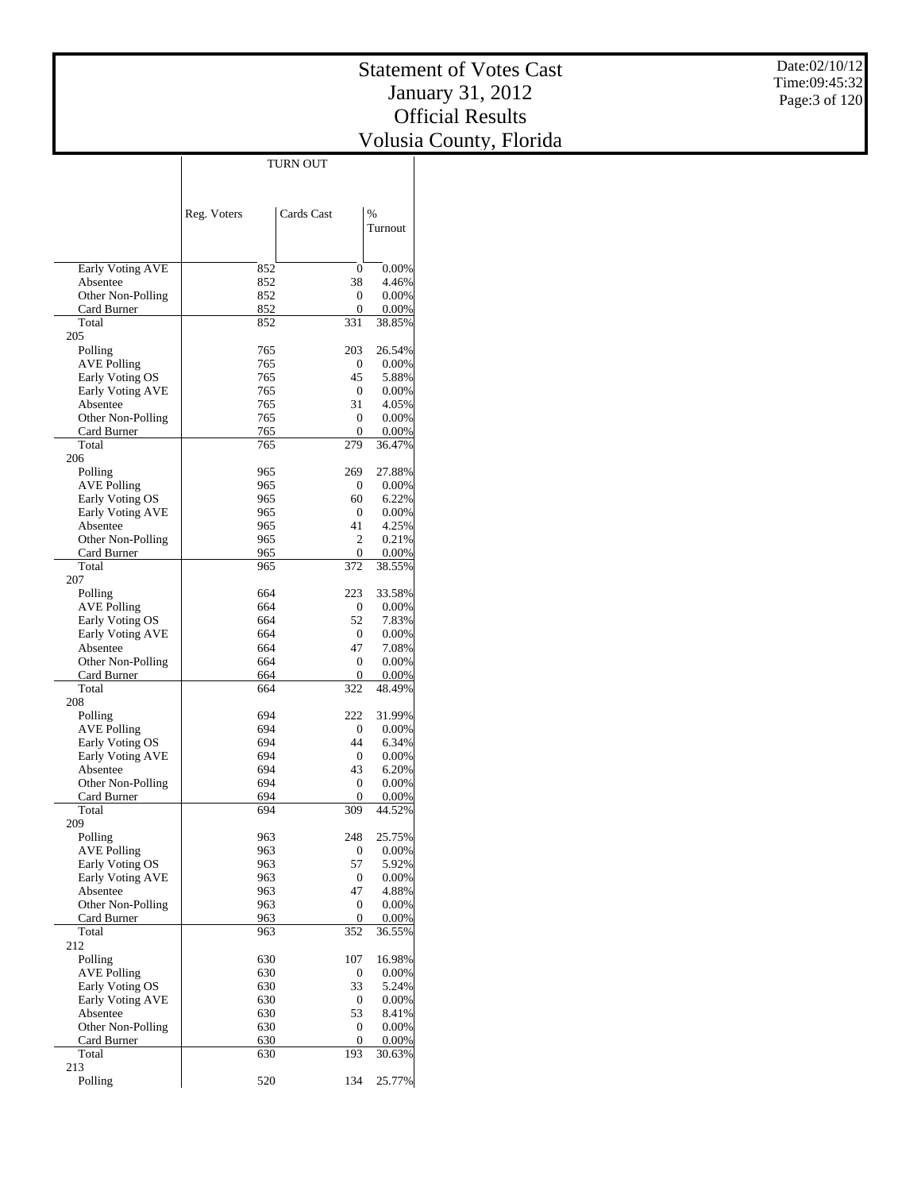# Statement of Votes Cast
# January 31, 2012
# Official Results
# Volusia County, Florida

Date:02/10/12
Time:09:45:32

| | TURN OUT | | |
|---|---|---|---|
| | Reg. Voters | Cards Cast | % Turnout |
| Early Voting AVE | 852 | 0 | 0.00% |
| Absentee | 852 | 38 | 4.46% |
| Other Non-Polling | 852 | 0 | 0.00% |
| Card Burner | 852 | 0 | 0.00% |
| Total | 852 | 331 | 38.85% |
| 205 | | | |
| Polling | 765 | 203 | 26.54% |
| AVE Polling | 765 | 0 | 0.00% |
| Early Voting OS | 765 | 45 | 5.88% |
| Early Voting AVE | 765 | 0 | 0.00% |
| Absentee | 765 | 31 | 4.05% |
| Other Non-Polling | 765 | 0 | 0.00% |
| Card Burner | 765 | 0 | 0.00% |
| Total | 765 | 279 | 36.47% |
| 206 | | | |
| Polling | 965 | 269 | 27.88% |
| AVE Polling | 965 | 0 | 0.00% |
| Early Voting OS | 965 | 60 | 6.22% |
| Early Voting AVE | 965 | 0 | 0.00% |
| Absentee | 965 | 41 | 4.25% |
| Other Non-Polling | 965 | 2 | 0.21% |
| Card Burner | 965 | 0 | 0.00% |
| Total | 965 | 372 | 38.55% |
| 207 | | | |
| Polling | 664 | 223 | 33.58% |
| AVE Polling | 664 | 0 | 0.00% |
| Early Voting OS | 664 | 52 | 7.83% |
| Early Voting AVE | 664 | 0 | 0.00% |
| Absentee | 664 | 47 | 7.08% |
| Other Non-Polling | 664 | 0 | 0.00% |
| Card Burner | 664 | 0 | 0.00% |
| Total | 664 | 322 | 48.49% |
| 208 | | | |
| Polling | 694 | 222 | 31.99% |
| AVE Polling | 694 | 0 | 0.00% |
| Early Voting OS | 694 | 44 | 6.34% |
| Early Voting AVE | 694 | 0 | 0.00% |
| Absentee | 694 | 43 | 6.20% |
| Other Non-Polling | 694 | 0 | 0.00% |
| Card Burner | 694 | 0 | 0.00% |
| Total | 694 | 309 | 44.52% |
| 209 | | | |
| Polling | 963 | 248 | 25.75% |
| AVE Polling | 963 | 0 | 0.00% |
| Early Voting OS | 963 | 57 | 5.92% |
| Early Voting AVE | 963 | 0 | 0.00% |
| Absentee | 963 | 47 | 4.88% |
| Other Non-Polling | 963 | 0 | 0.00% |
| Card Burner | 963 | 0 | 0.00% |
| Total | 963 | 352 | 36.55% |
| 212 | | | |
| Polling | 630 | 107 | 16.98% |
| AVE Polling | 630 | 0 | 0.00% |
| Early Voting OS | 630 | 33 | 5.24% |
| Early Voting AVE | 630 | 0 | 0.00% |
| Absentee | 630 | 53 | 8.41% |
| Other Non-Polling | 630 | 0 | 0.00% |
| Card Burner | 630 | 0 | 0.00% |
| Total | 630 | 193 | 30.63% |
| 213 | | | |
| Polling | 520 | 134 | 25.77% |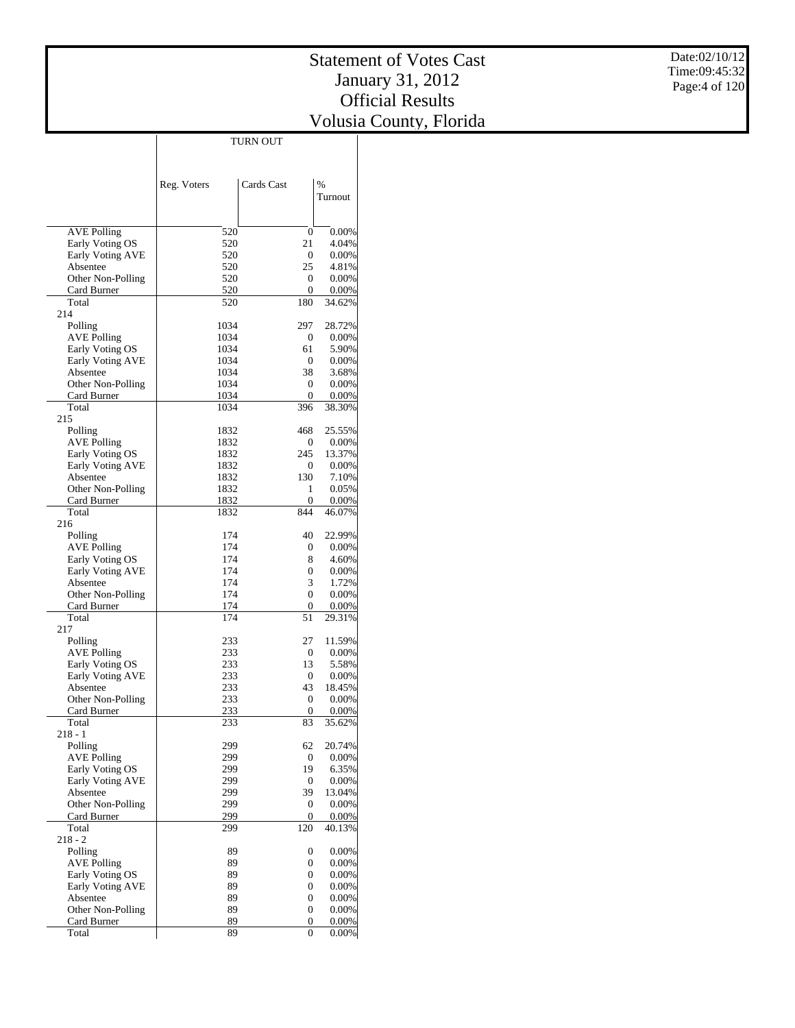# Statement of Votes Cast
# January 31, 2012
# Official Results
# Volusia County, Florida

Date:02/10/12
Time:09:45:32

| | TURN OUT | | |
|---|---|---|---|
| | Reg. Voters | Cards Cast | % Turnout |
| AVE Polling | 520 | 0 | 0.00% |
| Early Voting OS | 520 | 21 | 4.04% |
| Early Voting AVE | 520 | 0 | 0.00% |
| Absentee | 520 | 25 | 4.81% |
| Other Non-Polling | 520 | 0 | 0.00% |
| Card Burner | 520 | 0 | 0.00% |
| Total | 520 | 180 | 34.62% |
| 214 | | | |
| Polling | 1034 | 297 | 28.72% |
| AVE Polling | 1034 | 0 | 0.00% |
| Early Voting OS | 1034 | 61 | 5.90% |
| Early Voting AVE | 1034 | 0 | 0.00% |
| Absentee | 1034 | 38 | 3.68% |
| Other Non-Polling | 1034 | 0 | 0.00% |
| Card Burner | 1034 | 0 | 0.00% |
| Total | 1034 | 396 | 38.30% |
| 215 | | | |
| Polling | 1832 | 468 | 25.55% |
| AVE Polling | 1832 | 0 | 0.00% |
| Early Voting OS | 1832 | 245 | 13.37% |
| Early Voting AVE | 1832 | 0 | 0.00% |
| Absentee | 1832 | 130 | 7.10% |
| Other Non-Polling | 1832 | 1 | 0.05% |
| Card Burner | 1832 | 0 | 0.00% |
| Total | 1832 | 844 | 46.07% |
| 216 | | | |
| Polling | 174 | 40 | 22.99% |
| AVE Polling | 174 | 0 | 0.00% |
| Early Voting OS | 174 | 8 | 4.60% |
| Early Voting AVE | 174 | 0 | 0.00% |
| Absentee | 174 | 3 | 1.72% |
| Other Non-Polling | 174 | 0 | 0.00% |
| Card Burner | 174 | 0 | 0.00% |
| Total | 174 | 51 | 29.31% |
| 217 | | | |
| Polling | 233 | 27 | 11.59% |
| AVE Polling | 233 | 0 | 0.00% |
| Early Voting OS | 233 | 13 | 5.58% |
| Early Voting AVE | 233 | 0 | 0.00% |
| Absentee | 233 | 43 | 18.45% |
| Other Non-Polling | 233 | 0 | 0.00% |
| Card Burner | 233 | 0 | 0.00% |
| Total | 233 | 83 | 35.62% |
| 218 - 1 | | | |
| Polling | 299 | 62 | 20.74% |
| AVE Polling | 299 | 0 | 0.00% |
| Early Voting OS | 299 | 19 | 6.35% |
| Early Voting AVE | 299 | 0 | 0.00% |
| Absentee | 299 | 39 | 13.04% |
| Other Non-Polling | 299 | 0 | 0.00% |
| Card Burner | 299 | 0 | 0.00% |
| Total | 299 | 120 | 40.13% |
| 218 - 2 | | | |
| Polling | 89 | 0 | 0.00% |
| AVE Polling | 89 | 0 | 0.00% |
| Early Voting OS | 89 | 0 | 0.00% |
| Early Voting AVE | 89 | 0 | 0.00% |
| Absentee | 89 | 0 | 0.00% |
| Other Non-Polling | 89 | 0 | 0.00% |
| Card Burner | 89 | 0 | 0.00% |
| Total | 89 | 0 | 0.00% |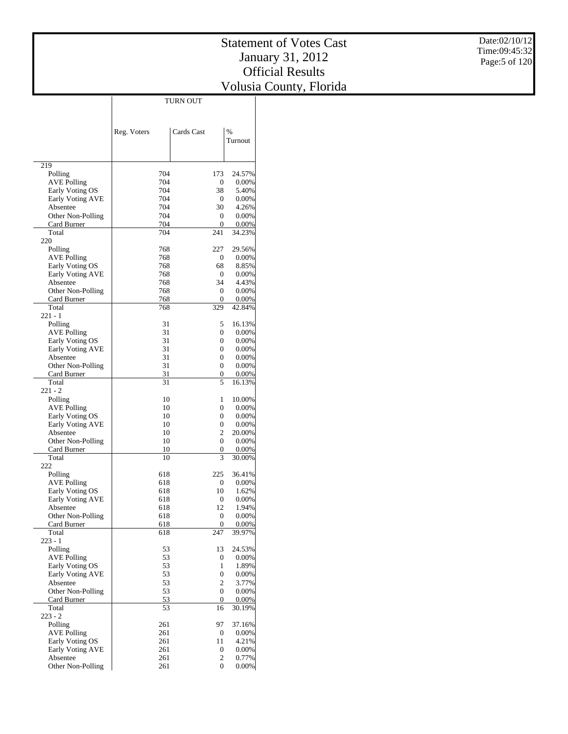# Statement of Votes Cast
# January 31, 2012
# Official Results
# Volusia County, Florida

Date:02/10/12
Time:09:45:32

| | TURN OUT | | |
|---|---|---|---|
| | Reg. Voters | Cards Cast | % Turnout |
| **219** | | | |
| Polling | 704 | 173 | 24.57% |
| AVE Polling | 704 | 0 | 0.00% |
| Early Voting OS | 704 | 38 | 5.40% |
| Early Voting AVE | 704 | 0 | 0.00% |
| Absentee | 704 | 30 | 4.26% |
| Other Non-Polling | 704 | 0 | 0.00% |
| Card Burner | 704 | 0 | 0.00% |
| Total | 704 | 241 | 34.23% |
| **220** | | | |
| Polling | 768 | 227 | 29.56% |
| AVE Polling | 768 | 0 | 0.00% |
| Early Voting OS | 768 | 68 | 8.85% |
| Early Voting AVE | 768 | 0 | 0.00% |
| Absentee | 768 | 34 | 4.43% |
| Other Non-Polling | 768 | 0 | 0.00% |
| Card Burner | 768 | 0 | 0.00% |
| Total | 768 | 329 | 42.84% |
| **221 - 1** | | | |
| Polling | 31 | 5 | 16.13% |
| AVE Polling | 31 | 0 | 0.00% |
| Early Voting OS | 31 | 0 | 0.00% |
| Early Voting AVE | 31 | 0 | 0.00% |
| Absentee | 31 | 0 | 0.00% |
| Other Non-Polling | 31 | 0 | 0.00% |
| Card Burner | 31 | 0 | 0.00% |
| Total | 31 | 5 | 16.13% |
| **221 - 2** | | | |
| Polling | 10 | 1 | 10.00% |
| AVE Polling | 10 | 0 | 0.00% |
| Early Voting OS | 10 | 0 | 0.00% |
| Early Voting AVE | 10 | 0 | 0.00% |
| Absentee | 10 | 2 | 20.00% |
| Other Non-Polling | 10 | 0 | 0.00% |
| Card Burner | 10 | 0 | 0.00% |
| Total | 10 | 3 | 30.00% |
| **222** | | | |
| Polling | 618 | 225 | 36.41% |
| AVE Polling | 618 | 0 | 0.00% |
| Early Voting OS | 618 | 10 | 1.62% |
| Early Voting AVE | 618 | 0 | 0.00% |
| Absentee | 618 | 12 | 1.94% |
| Other Non-Polling | 618 | 0 | 0.00% |
| Card Burner | 618 | 0 | 0.00% |
| Total | 618 | 247 | 39.97% |
| **223 - 1** | | | |
| Polling | 53 | 13 | 24.53% |
| AVE Polling | 53 | 0 | 0.00% |
| Early Voting OS | 53 | 1 | 1.89% |
| Early Voting AVE | 53 | 0 | 0.00% |
| Absentee | 53 | 2 | 3.77% |
| Other Non-Polling | 53 | 0 | 0.00% |
| Card Burner | 53 | 0 | 0.00% |
| Total | 53 | 16 | 30.19% |
| **223 - 2** | | | |
| Polling | 261 | 97 | 37.16% |
| AVE Polling | 261 | 0 | 0.00% |
| Early Voting OS | 261 | 11 | 4.21% |
| Early Voting AVE | 261 | 0 | 0.00% |
| Absentee | 261 | 2 | 0.77% |
| Other Non-Polling | 261 | 0 | 0.00% |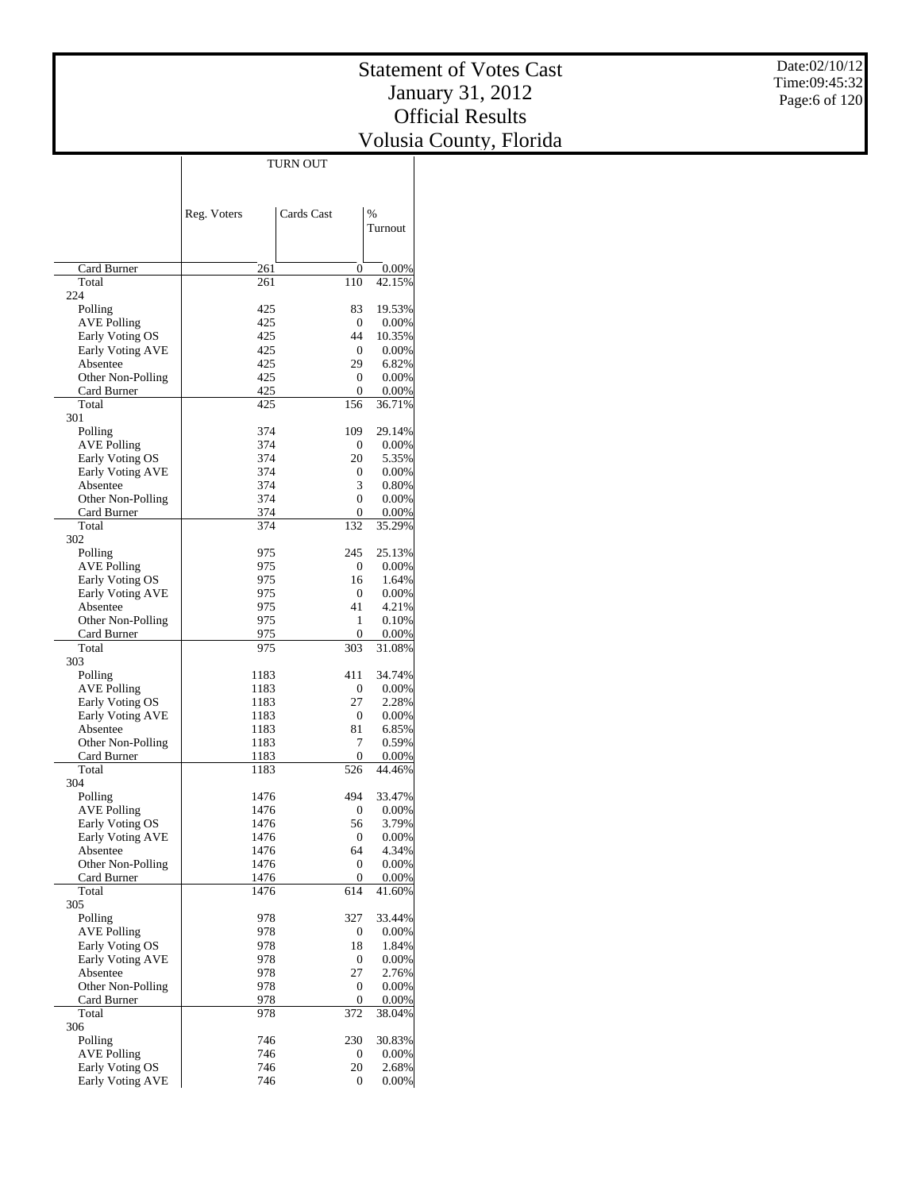# Statement of Votes Cast
## January 31, 2012
## Official Results
## Volusia County, Florida

| | TURN OUT | | |
|---|---|---|---|
| | Reg. Voters | Cards Cast | % Turnout |
| Card Burner | 261 | 0 | 0.00% |
| Total | 261 | 110 | 42.15% |
| 224 | | | |
| Polling | 425 | 83 | 19.53% |
| AVE Polling | 425 | 0 | 0.00% |
| Early Voting OS | 425 | 44 | 10.35% |
| Early Voting AVE | 425 | 0 | 0.00% |
| Absentee | 425 | 29 | 6.82% |
| Other Non-Polling | 425 | 0 | 0.00% |
| Card Burner | 425 | 0 | 0.00% |
| Total | 425 | 156 | 36.71% |
| 301 | | | |
| Polling | 374 | 109 | 29.14% |
| AVE Polling | 374 | 0 | 0.00% |
| Early Voting OS | 374 | 20 | 5.35% |
| Early Voting AVE | 374 | 0 | 0.00% |
| Absentee | 374 | 3 | 0.80% |
| Other Non-Polling | 374 | 0 | 0.00% |
| Card Burner | 374 | 0 | 0.00% |
| Total | 374 | 132 | 35.29% |
| 302 | | | |
| Polling | 975 | 245 | 25.13% |
| AVE Polling | 975 | 0 | 0.00% |
| Early Voting OS | 975 | 16 | 1.64% |
| Early Voting AVE | 975 | 0 | 0.00% |
| Absentee | 975 | 41 | 4.21% |
| Other Non-Polling | 975 | 1 | 0.10% |
| Card Burner | 975 | 0 | 0.00% |
| Total | 975 | 303 | 31.08% |
| 303 | | | |
| Polling | 1183 | 411 | 34.74% |
| AVE Polling | 1183 | 0 | 0.00% |
| Early Voting OS | 1183 | 27 | 2.28% |
| Early Voting AVE | 1183 | 0 | 0.00% |
| Absentee | 1183 | 81 | 6.85% |
| Other Non-Polling | 1183 | 7 | 0.59% |
| Card Burner | 1183 | 0 | 0.00% |
| Total | 1183 | 526 | 44.46% |
| 304 | | | |
| Polling | 1476 | 494 | 33.47% |
| AVE Polling | 1476 | 0 | 0.00% |
| Early Voting OS | 1476 | 56 | 3.79% |
| Early Voting AVE | 1476 | 0 | 0.00% |
| Absentee | 1476 | 64 | 4.34% |
| Other Non-Polling | 1476 | 0 | 0.00% |
| Card Burner | 1476 | 0 | 0.00% |
| Total | 1476 | 614 | 41.60% |
| 305 | | | |
| Polling | 978 | 327 | 33.44% |
| AVE Polling | 978 | 0 | 0.00% |
| Early Voting OS | 978 | 18 | 1.84% |
| Early Voting AVE | 978 | 0 | 0.00% |
| Absentee | 978 | 27 | 2.76% |
| Other Non-Polling | 978 | 0 | 0.00% |
| Card Burner | 978 | 0 | 0.00% |
| Total | 978 | 372 | 38.04% |
| 306 | | | |
| Polling | 746 | 230 | 30.83% |
| AVE Polling | 746 | 0 | 0.00% |
| Early Voting OS | 746 | 20 | 2.68% |
| Early Voting AVE | 746 | 0 | 0.00% |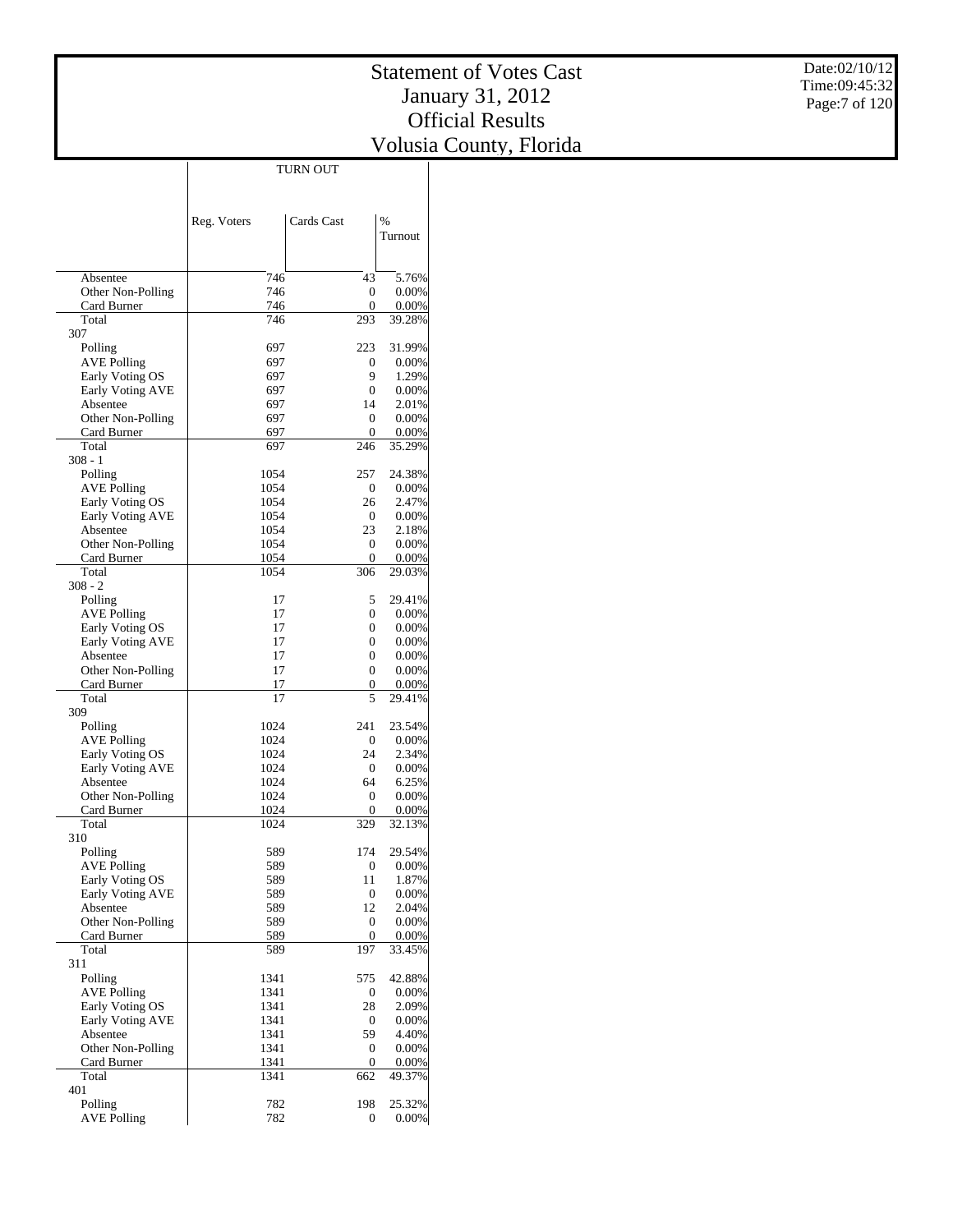# Statement of Votes Cast
## January 31, 2012
## Official Results
## Volusia County, Florida

| | TURN OUT | | |
|---|---|---|---|
| | Reg. Voters | Cards Cast | % Turnout |
| Absentee | 746 | 43 | 5.76% |
| Other Non-Polling | 746 | 0 | 0.00% |
| Card Burner | 746 | 0 | 0.00% |
| Total | 746 | 293 | 39.28% |
| 307 | | | |
| Polling | 697 | 223 | 31.99% |
| AVE Polling | 697 | 0 | 0.00% |
| Early Voting OS | 697 | 9 | 1.29% |
| Early Voting AVE | 697 | 0 | 0.00% |
| Absentee | 697 | 14 | 2.01% |
| Other Non-Polling | 697 | 0 | 0.00% |
| Card Burner | 697 | 0 | 0.00% |
| Total | 697 | 246 | 35.29% |
| 308 - 1 | | | |
| Polling | 1054 | 257 | 24.38% |
| AVE Polling | 1054 | 0 | 0.00% |
| Early Voting OS | 1054 | 26 | 2.47% |
| Early Voting AVE | 1054 | 0 | 0.00% |
| Absentee | 1054 | 23 | 2.18% |
| Other Non-Polling | 1054 | 0 | 0.00% |
| Card Burner | 1054 | 0 | 0.00% |
| Total | 1054 | 306 | 29.03% |
| 308 - 2 | | | |
| Polling | 17 | 5 | 29.41% |
| AVE Polling | 17 | 0 | 0.00% |
| Early Voting OS | 17 | 0 | 0.00% |
| Early Voting AVE | 17 | 0 | 0.00% |
| Absentee | 17 | 0 | 0.00% |
| Other Non-Polling | 17 | 0 | 0.00% |
| Card Burner | 17 | 0 | 0.00% |
| Total | 17 | 5 | 29.41% |
| 309 | | | |
| Polling | 1024 | 241 | 23.54% |
| AVE Polling | 1024 | 0 | 0.00% |
| Early Voting OS | 1024 | 24 | 2.34% |
| Early Voting AVE | 1024 | 0 | 0.00% |
| Absentee | 1024 | 64 | 6.25% |
| Other Non-Polling | 1024 | 0 | 0.00% |
| Card Burner | 1024 | 0 | 0.00% |
| Total | 1024 | 329 | 32.13% |
| 310 | | | |
| Polling | 589 | 174 | 29.54% |
| AVE Polling | 589 | 0 | 0.00% |
| Early Voting OS | 589 | 11 | 1.87% |
| Early Voting AVE | 589 | 0 | 0.00% |
| Absentee | 589 | 12 | 2.04% |
| Other Non-Polling | 589 | 0 | 0.00% |
| Card Burner | 589 | 0 | 0.00% |
| Total | 589 | 197 | 33.45% |
| 311 | | | |
| Polling | 1341 | 575 | 42.88% |
| AVE Polling | 1341 | 0 | 0.00% |
| Early Voting OS | 1341 | 28 | 2.09% |
| Early Voting AVE | 1341 | 0 | 0.00% |
| Absentee | 1341 | 59 | 4.40% |
| Other Non-Polling | 1341 | 0 | 0.00% |
| Card Burner | 1341 | 0 | 0.00% |
| Total | 1341 | 662 | 49.37% |
| 401 | | | |
| Polling | 782 | 198 | 25.32% |
| AVE Polling | 782 | 0 | 0.00% |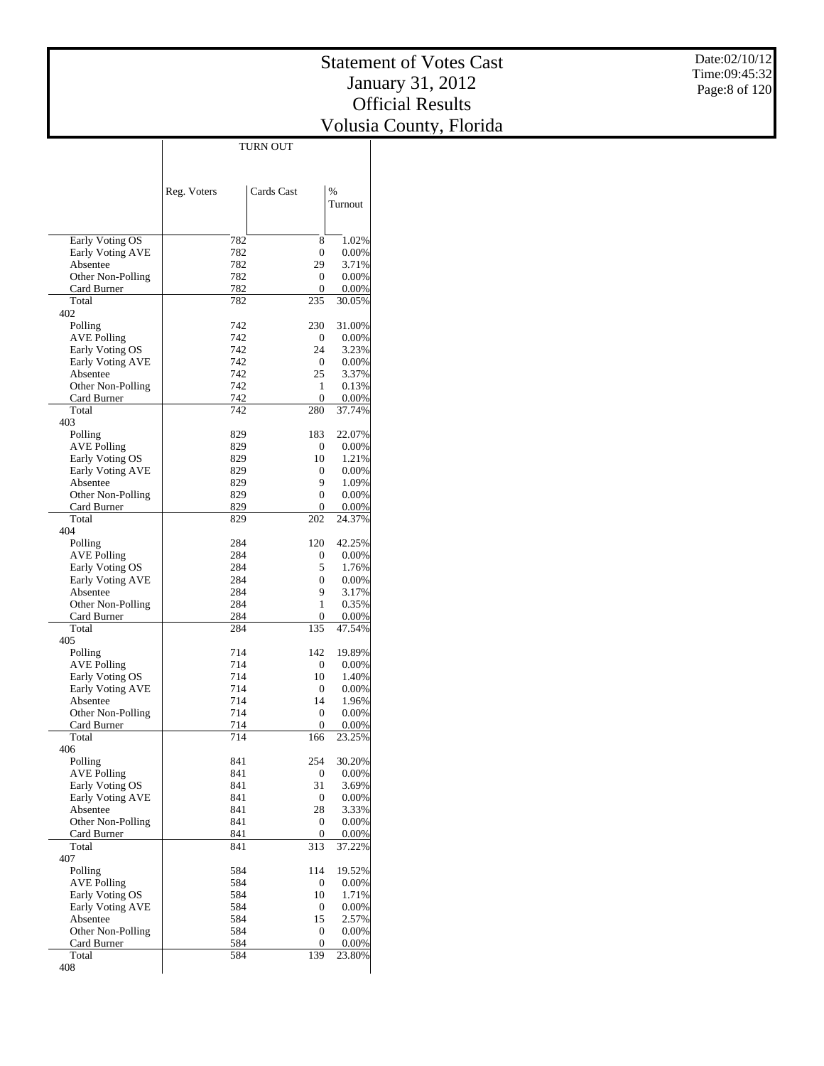# Statement of Votes Cast
# January 31, 2012
# Official Results
# Volusia County, Florida

Date:02/10/12
Time:09:45:32

| | TURN OUT | | |
|---|---|---|---|
| | Reg. Voters | Cards Cast | % Turnout |
| Early Voting OS | 782 | 8 | 1.02% |
| Early Voting AVE | 782 | 0 | 0.00% |
| Absentee | 782 | 29 | 3.71% |
| Other Non-Polling | 782 | 0 | 0.00% |
| Card Burner | 782 | 0 | 0.00% |
| Total | 782 | 235 | 30.05% |
| 402 | | | |
| Polling | 742 | 230 | 31.00% |
| AVE Polling | 742 | 0 | 0.00% |
| Early Voting OS | 742 | 24 | 3.23% |
| Early Voting AVE | 742 | 0 | 0.00% |
| Absentee | 742 | 25 | 3.37% |
| Other Non-Polling | 742 | 1 | 0.13% |
| Card Burner | 742 | 0 | 0.00% |
| Total | 742 | 280 | 37.74% |
| 403 | | | |
| Polling | 829 | 183 | 22.07% |
| AVE Polling | 829 | 0 | 0.00% |
| Early Voting OS | 829 | 10 | 1.21% |
| Early Voting AVE | 829 | 0 | 0.00% |
| Absentee | 829 | 9 | 1.09% |
| Other Non-Polling | 829 | 0 | 0.00% |
| Card Burner | 829 | 0 | 0.00% |
| Total | 829 | 202 | 24.37% |
| 404 | | | |
| Polling | 284 | 120 | 42.25% |
| AVE Polling | 284 | 0 | 0.00% |
| Early Voting OS | 284 | 5 | 1.76% |
| Early Voting AVE | 284 | 0 | 0.00% |
| Absentee | 284 | 9 | 3.17% |
| Other Non-Polling | 284 | 1 | 0.35% |
| Card Burner | 284 | 0 | 0.00% |
| Total | 284 | 135 | 47.54% |
| 405 | | | |
| Polling | 714 | 142 | 19.89% |
| AVE Polling | 714 | 0 | 0.00% |
| Early Voting OS | 714 | 10 | 1.40% |
| Early Voting AVE | 714 | 0 | 0.00% |
| Absentee | 714 | 14 | 1.96% |
| Other Non-Polling | 714 | 0 | 0.00% |
| Card Burner | 714 | 0 | 0.00% |
| Total | 714 | 166 | 23.25% |
| 406 | | | |
| Polling | 841 | 254 | 30.20% |
| AVE Polling | 841 | 0 | 0.00% |
| Early Voting OS | 841 | 31 | 3.69% |
| Early Voting AVE | 841 | 0 | 0.00% |
| Absentee | 841 | 28 | 3.33% |
| Other Non-Polling | 841 | 0 | 0.00% |
| Card Burner | 841 | 0 | 0.00% |
| Total | 841 | 313 | 37.22% |
| 407 | | | |
| Polling | 584 | 114 | 19.52% |
| AVE Polling | 584 | 0 | 0.00% |
| Early Voting OS | 584 | 10 | 1.71% |
| Early Voting AVE | 584 | 0 | 0.00% |
| Absentee | 584 | 15 | 2.57% |
| Other Non-Polling | 584 | 0 | 0.00% |
| Card Burner | 584 | 0 | 0.00% |
| Total | 584 | 139 | 23.80% |
| 408 | | | |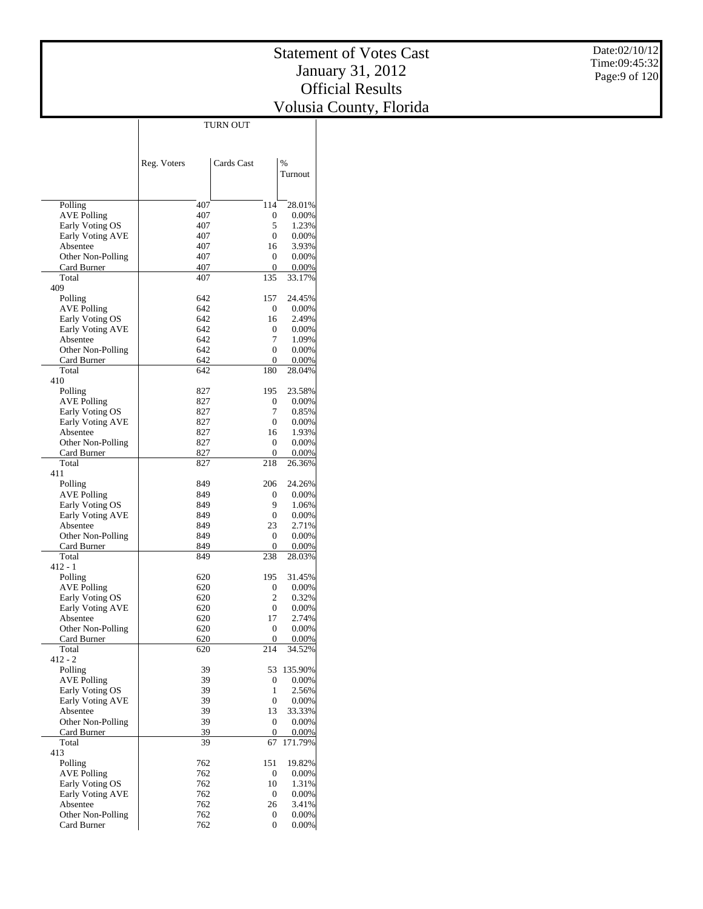# Statement of Votes Cast
# January 31, 2012
# Official Results
# Volusia County, Florida

Date:02/10/12
Time:09:45:32

| | TURN OUT | | |
|---|---|---|---|
| | Reg. Voters | Cards Cast | % Turnout |
| Polling | 407 | 114 | 28.01% |
| AVE Polling | 407 | 0 | 0.00% |
| Early Voting OS | 407 | 5 | 1.23% |
| Early Voting AVE | 407 | 0 | 0.00% |
| Absentee | 407 | 16 | 3.93% |
| Other Non-Polling | 407 | 0 | 0.00% |
| Card Burner | 407 | 0 | 0.00% |
| Total | 407 | 135 | 33.17% |
| 409 | | | |
| Polling | 642 | 157 | 24.45% |
| AVE Polling | 642 | 0 | 0.00% |
| Early Voting OS | 642 | 16 | 2.49% |
| Early Voting AVE | 642 | 0 | 0.00% |
| Absentee | 642 | 7 | 1.09% |
| Other Non-Polling | 642 | 0 | 0.00% |
| Card Burner | 642 | 0 | 0.00% |
| Total | 642 | 180 | 28.04% |
| 410 | | | |
| Polling | 827 | 195 | 23.58% |
| AVE Polling | 827 | 0 | 0.00% |
| Early Voting OS | 827 | 7 | 0.85% |
| Early Voting AVE | 827 | 0 | 0.00% |
| Absentee | 827 | 16 | 1.93% |
| Other Non-Polling | 827 | 0 | 0.00% |
| Card Burner | 827 | 0 | 0.00% |
| Total | 827 | 218 | 26.36% |
| 411 | | | |
| Polling | 849 | 206 | 24.26% |
| AVE Polling | 849 | 0 | 0.00% |
| Early Voting OS | 849 | 9 | 1.06% |
| Early Voting AVE | 849 | 0 | 0.00% |
| Absentee | 849 | 23 | 2.71% |
| Other Non-Polling | 849 | 0 | 0.00% |
| Card Burner | 849 | 0 | 0.00% |
| Total | 849 | 238 | 28.03% |
| 412 - 1 | | | |
| Polling | 620 | 195 | 31.45% |
| AVE Polling | 620 | 0 | 0.00% |
| Early Voting OS | 620 | 2 | 0.32% |
| Early Voting AVE | 620 | 0 | 0.00% |
| Absentee | 620 | 17 | 2.74% |
| Other Non-Polling | 620 | 0 | 0.00% |
| Card Burner | 620 | 0 | 0.00% |
| Total | 620 | 214 | 34.52% |
| 412 - 2 | | | |
| Polling | 39 | 53 | 135.90% |
| AVE Polling | 39 | 0 | 0.00% |
| Early Voting OS | 39 | 1 | 2.56% |
| Early Voting AVE | 39 | 0 | 0.00% |
| Absentee | 39 | 13 | 33.33% |
| Other Non-Polling | 39 | 0 | 0.00% |
| Card Burner | 39 | 0 | 0.00% |
| Total | 39 | 67 | 171.79% |
| 413 | | | |
| Polling | 762 | 151 | 19.82% |
| AVE Polling | 762 | 0 | 0.00% |
| Early Voting OS | 762 | 10 | 1.31% |
| Early Voting AVE | 762 | 0 | 0.00% |
| Absentee | 762 | 26 | 3.41% |
| Other Non-Polling | 762 | 0 | 0.00% |
| Card Burner | 762 | 0 | 0.00% |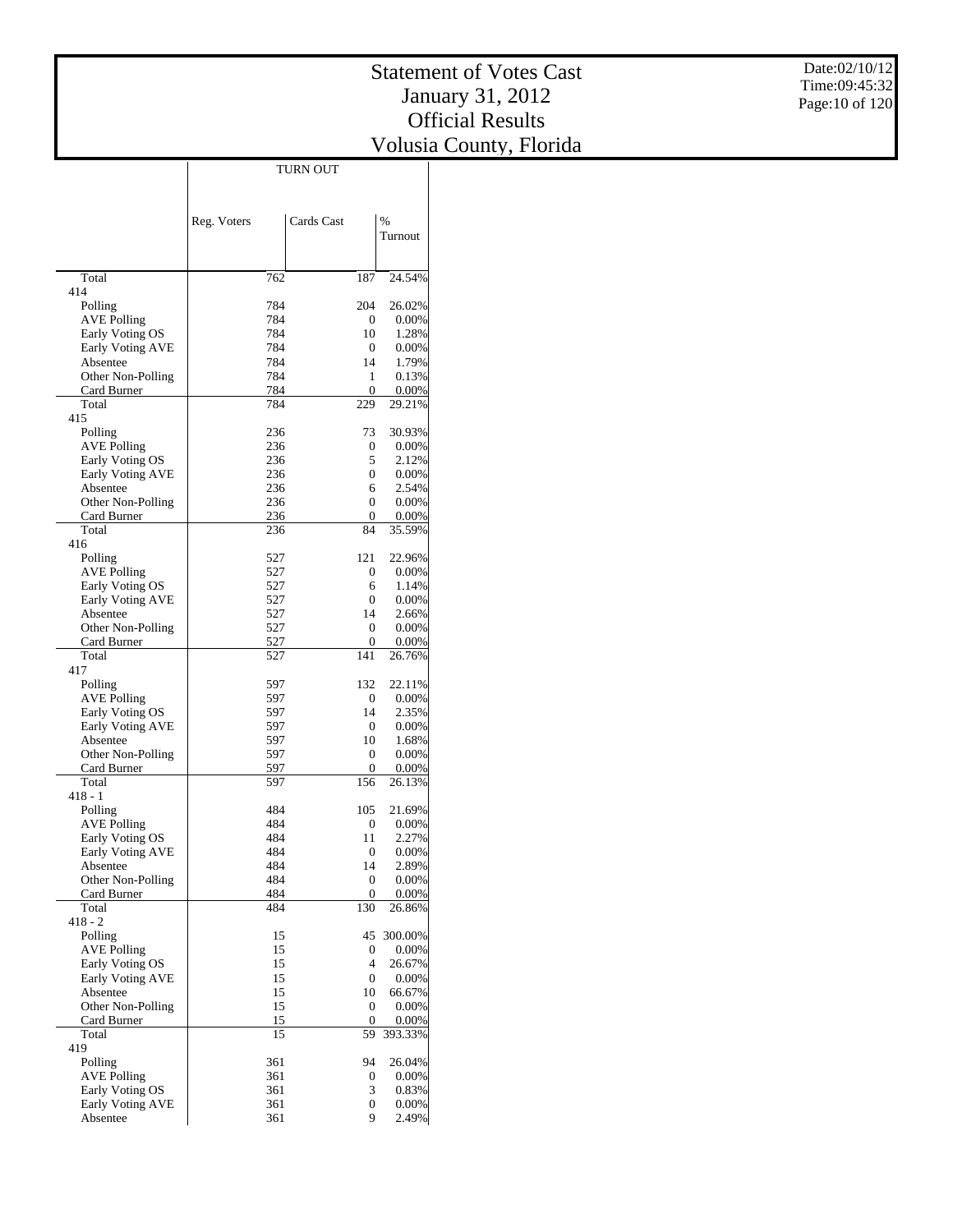# Statement of Votes Cast
# January 31, 2012
# Official Results
# Volusia County, Florida

| | TURN OUT | | |
|---|---|---|---|
| | Reg. Voters | Cards Cast | % Turnout |
| Total | 762 | 187 | 24.54% |
| 414 | | | |
| Polling | 784 | 204 | 26.02% |
| AVE Polling | 784 | 0 | 0.00% |
| Early Voting OS | 784 | 10 | 1.28% |
| Early Voting AVE | 784 | 0 | 0.00% |
| Absentee | 784 | 14 | 1.79% |
| Other Non-Polling | 784 | 1 | 0.13% |
| Card Burner | 784 | 0 | 0.00% |
| Total | 784 | 229 | 29.21% |
| 415 | | | |
| Polling | 236 | 73 | 30.93% |
| AVE Polling | 236 | 0 | 0.00% |
| Early Voting OS | 236 | 5 | 2.12% |
| Early Voting AVE | 236 | 0 | 0.00% |
| Absentee | 236 | 6 | 2.54% |
| Other Non-Polling | 236 | 0 | 0.00% |
| Card Burner | 236 | 0 | 0.00% |
| Total | 236 | 84 | 35.59% |
| 416 | | | |
| Polling | 527 | 121 | 22.96% |
| AVE Polling | 527 | 0 | 0.00% |
| Early Voting OS | 527 | 6 | 1.14% |
| Early Voting AVE | 527 | 0 | 0.00% |
| Absentee | 527 | 14 | 2.66% |
| Other Non-Polling | 527 | 0 | 0.00% |
| Card Burner | 527 | 0 | 0.00% |
| Total | 527 | 141 | 26.76% |
| 417 | | | |
| Polling | 597 | 132 | 22.11% |
| AVE Polling | 597 | 0 | 0.00% |
| Early Voting OS | 597 | 14 | 2.35% |
| Early Voting AVE | 597 | 0 | 0.00% |
| Absentee | 597 | 10 | 1.68% |
| Other Non-Polling | 597 | 0 | 0.00% |
| Card Burner | 597 | 0 | 0.00% |
| Total | 597 | 156 | 26.13% |
| 418 - 1 | | | |
| Polling | 484 | 105 | 21.69% |
| AVE Polling | 484 | 0 | 0.00% |
| Early Voting OS | 484 | 11 | 2.27% |
| Early Voting AVE | 484 | 0 | 0.00% |
| Absentee | 484 | 14 | 2.89% |
| Other Non-Polling | 484 | 0 | 0.00% |
| Card Burner | 484 | 0 | 0.00% |
| Total | 484 | 130 | 26.86% |
| 418 - 2 | | | |
| Polling | 15 | 45 | 300.00% |
| AVE Polling | 15 | 0 | 0.00% |
| Early Voting OS | 15 | 4 | 26.67% |
| Early Voting AVE | 15 | 0 | 0.00% |
| Absentee | 15 | 10 | 66.67% |
| Other Non-Polling | 15 | 0 | 0.00% |
| Card Burner | 15 | 0 | 0.00% |
| Total | 15 | 59 | 393.33% |
| 419 | | | |
| Polling | 361 | 94 | 26.04% |
| AVE Polling | 361 | 0 | 0.00% |
| Early Voting OS | 361 | 3 | 0.83% |
| Early Voting AVE | 361 | 0 | 0.00% |
| Absentee | 361 | 9 | 2.49% |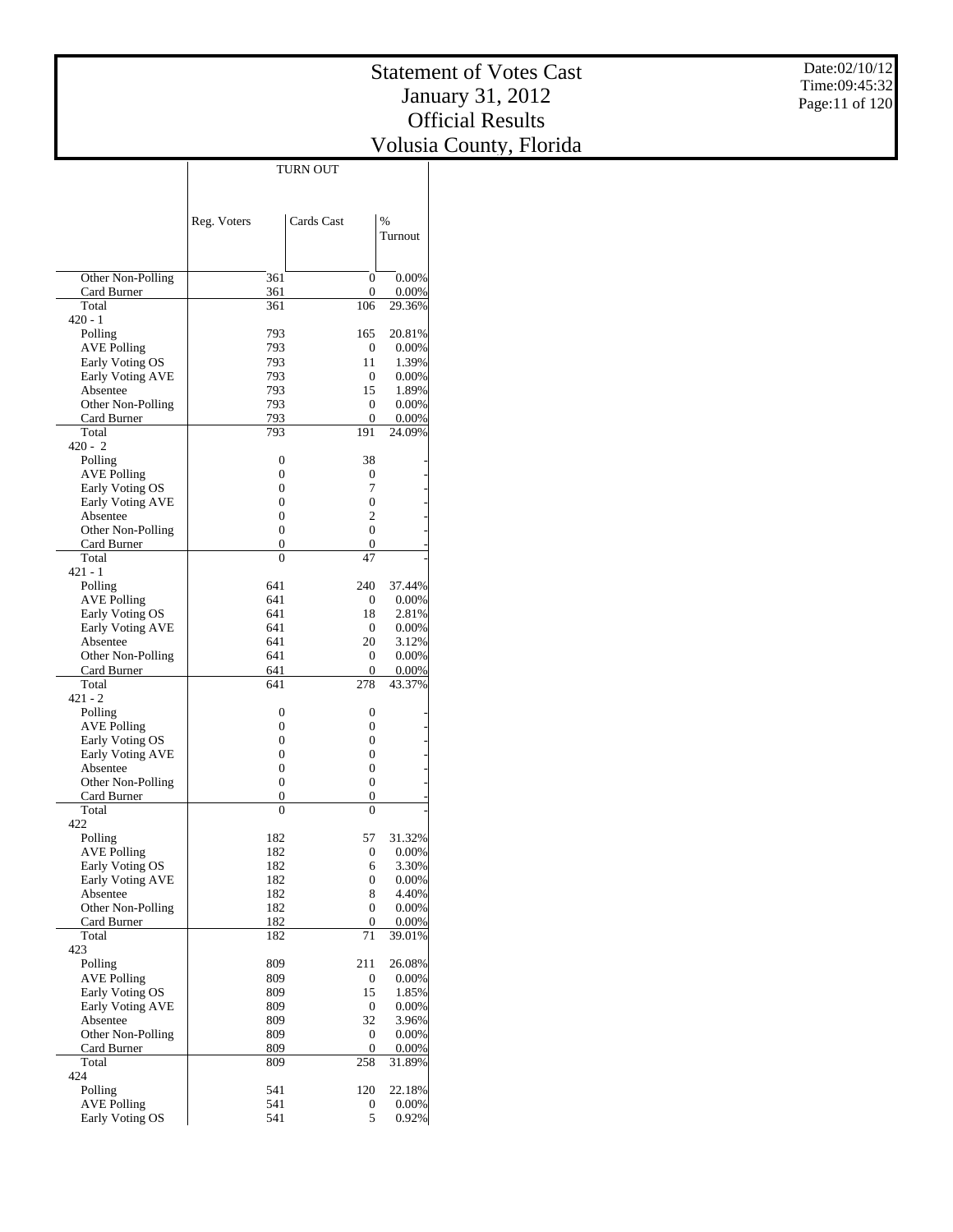# Statement of Votes Cast
## January 31, 2012
## Official Results
## Volusia County, Florida

| | TURN OUT | | |
|---|---|---|---|
| | Reg. Voters | Cards Cast | % Turnout |
| Other Non-Polling | 361 | 0 | 0.00% |
| Card Burner | 361 | 0 | 0.00% |
| Total | 361 | 106 | 29.36% |
| 420 - 1 | | | |
| Polling | 793 | 165 | 20.81% |
| AVE Polling | 793 | 0 | 0.00% |
| Early Voting OS | 793 | 11 | 1.39% |
| Early Voting AVE | 793 | 0 | 0.00% |
| Absentee | 793 | 15 | 1.89% |
| Other Non-Polling | 793 | 0 | 0.00% |
| Card Burner | 793 | 0 | 0.00% |
| Total | 793 | 191 | 24.09% |
| 420 - 2 | | | |
| Polling | 0 | 38 | - |
| AVE Polling | 0 | 0 | - |
| Early Voting OS | 0 | 7 | - |
| Early Voting AVE | 0 | 0 | - |
| Absentee | 0 | 2 | - |
| Other Non-Polling | 0 | 0 | - |
| Card Burner | 0 | 0 | - |
| Total | 0 | 47 | - |
| 421 - 1 | | | |
| Polling | 641 | 240 | 37.44% |
| AVE Polling | 641 | 0 | 0.00% |
| Early Voting OS | 641 | 18 | 2.81% |
| Early Voting AVE | 641 | 0 | 0.00% |
| Absentee | 641 | 20 | 3.12% |
| Other Non-Polling | 641 | 0 | 0.00% |
| Card Burner | 641 | 0 | 0.00% |
| Total | 641 | 278 | 43.37% |
| 421 - 2 | | | |
| Polling | 0 | 0 | - |
| AVE Polling | 0 | 0 | - |
| Early Voting OS | 0 | 0 | - |
| Early Voting AVE | 0 | 0 | - |
| Absentee | 0 | 0 | - |
| Other Non-Polling | 0 | 0 | - |
| Card Burner | 0 | 0 | - |
| Total | 0 | 0 | - |
| 422 | | | |
| Polling | 182 | 57 | 31.32% |
| AVE Polling | 182 | 0 | 0.00% |
| Early Voting OS | 182 | 6 | 3.30% |
| Early Voting AVE | 182 | 0 | 0.00% |
| Absentee | 182 | 8 | 4.40% |
| Other Non-Polling | 182 | 0 | 0.00% |
| Card Burner | 182 | 0 | 0.00% |
| Total | 182 | 71 | 39.01% |
| 423 | | | |
| Polling | 809 | 211 | 26.08% |
| AVE Polling | 809 | 0 | 0.00% |
| Early Voting OS | 809 | 15 | 1.85% |
| Early Voting AVE | 809 | 0 | 0.00% |
| Absentee | 809 | 32 | 3.96% |
| Other Non-Polling | 809 | 0 | 0.00% |
| Card Burner | 809 | 0 | 0.00% |
| Total | 809 | 258 | 31.89% |
| 424 | | | |
| Polling | 541 | 120 | 22.18% |
| AVE Polling | 541 | 0 | 0.00% |
| Early Voting OS | 541 | 5 | 0.92% |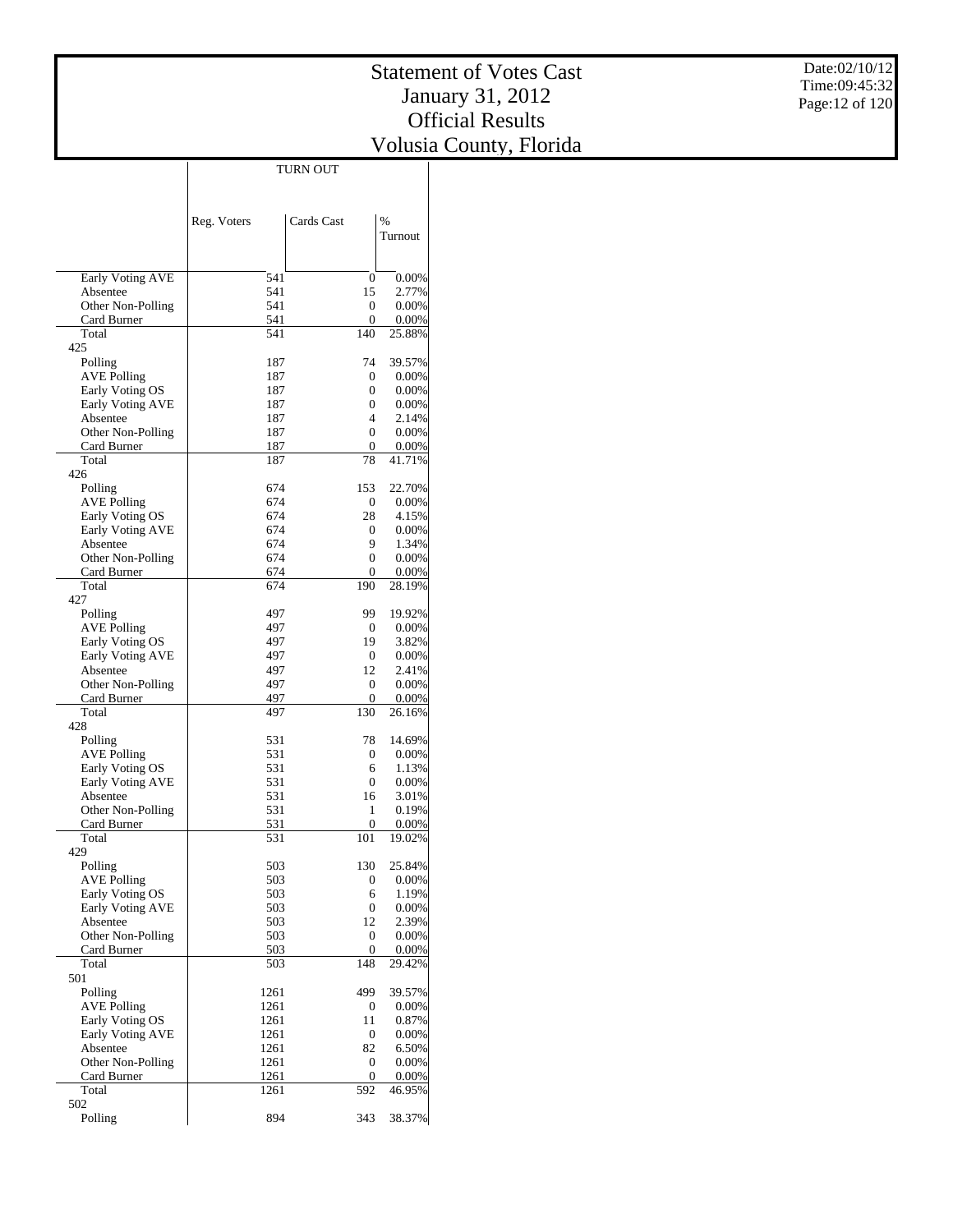# Statement of Votes Cast
## January 31, 2012
## Official Results
## Volusia County, Florida

| | TURN OUT | | |
|---|---|---|---|
| | Reg. Voters | Cards Cast | % Turnout |
| Early Voting AVE | 541 | 0 | 0.00% |
| Absentee | 541 | 15 | 2.77% |
| Other Non-Polling | 541 | 0 | 0.00% |
| Card Burner | 541 | 0 | 0.00% |
| Total | 541 | 140 | 25.88% |
| 425 | | | |
| Polling | 187 | 74 | 39.57% |
| AVE Polling | 187 | 0 | 0.00% |
| Early Voting OS | 187 | 0 | 0.00% |
| Early Voting AVE | 187 | 0 | 0.00% |
| Absentee | 187 | 4 | 2.14% |
| Other Non-Polling | 187 | 0 | 0.00% |
| Card Burner | 187 | 0 | 0.00% |
| Total | 187 | 78 | 41.71% |
| 426 | | | |
| Polling | 674 | 153 | 22.70% |
| AVE Polling | 674 | 0 | 0.00% |
| Early Voting OS | 674 | 28 | 4.15% |
| Early Voting AVE | 674 | 0 | 0.00% |
| Absentee | 674 | 9 | 1.34% |
| Other Non-Polling | 674 | 0 | 0.00% |
| Card Burner | 674 | 0 | 0.00% |
| Total | 674 | 190 | 28.19% |
| 427 | | | |
| Polling | 497 | 99 | 19.92% |
| AVE Polling | 497 | 0 | 0.00% |
| Early Voting OS | 497 | 19 | 3.82% |
| Early Voting AVE | 497 | 0 | 0.00% |
| Absentee | 497 | 12 | 2.41% |
| Other Non-Polling | 497 | 0 | 0.00% |
| Card Burner | 497 | 0 | 0.00% |
| Total | 497 | 130 | 26.16% |
| 428 | | | |
| Polling | 531 | 78 | 14.69% |
| AVE Polling | 531 | 0 | 0.00% |
| Early Voting OS | 531 | 6 | 1.13% |
| Early Voting AVE | 531 | 0 | 0.00% |
| Absentee | 531 | 16 | 3.01% |
| Other Non-Polling | 531 | 1 | 0.19% |
| Card Burner | 531 | 0 | 0.00% |
| Total | 531 | 101 | 19.02% |
| 429 | | | |
| Polling | 503 | 130 | 25.84% |
| AVE Polling | 503 | 0 | 0.00% |
| Early Voting OS | 503 | 6 | 1.19% |
| Early Voting AVE | 503 | 0 | 0.00% |
| Absentee | 503 | 12 | 2.39% |
| Other Non-Polling | 503 | 0 | 0.00% |
| Card Burner | 503 | 0 | 0.00% |
| Total | 503 | 148 | 29.42% |
| 501 | | | |
| Polling | 1261 | 499 | 39.57% |
| AVE Polling | 1261 | 0 | 0.00% |
| Early Voting OS | 1261 | 11 | 0.87% |
| Early Voting AVE | 1261 | 0 | 0.00% |
| Absentee | 1261 | 82 | 6.50% |
| Other Non-Polling | 1261 | 0 | 0.00% |
| Card Burner | 1261 | 0 | 0.00% |
| Total | 1261 | 592 | 46.95% |
| 502 | | | |
| Polling | 894 | 343 | 38.37% |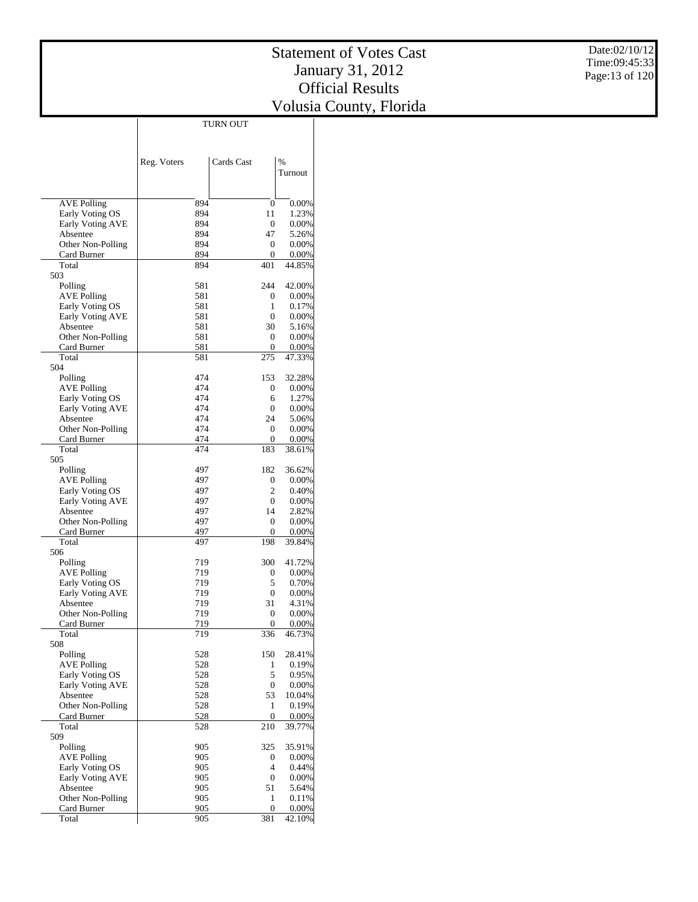# Statement of Votes Cast
# January 31, 2012
# Official Results
# Volusia County, Florida

Date:02/10/12
Time:09:45:33

| | TURN OUT | | |
|---|---|---|---|
| | Reg. Voters | Cards Cast | % Turnout |
| AVE Polling | 894 | 0 | 0.00% |
| Early Voting OS | 894 | 11 | 1.23% |
| Early Voting AVE | 894 | 0 | 0.00% |
| Absentee | 894 | 47 | 5.26% |
| Other Non-Polling | 894 | 0 | 0.00% |
| Card Burner | 894 | 0 | 0.00% |
| Total | 894 | 401 | 44.85% |
| 503 | | | |
| Polling | 581 | 244 | 42.00% |
| AVE Polling | 581 | 0 | 0.00% |
| Early Voting OS | 581 | 1 | 0.17% |
| Early Voting AVE | 581 | 0 | 0.00% |
| Absentee | 581 | 30 | 5.16% |
| Other Non-Polling | 581 | 0 | 0.00% |
| Card Burner | 581 | 0 | 0.00% |
| Total | 581 | 275 | 47.33% |
| 504 | | | |
| Polling | 474 | 153 | 32.28% |
| AVE Polling | 474 | 0 | 0.00% |
| Early Voting OS | 474 | 6 | 1.27% |
| Early Voting AVE | 474 | 0 | 0.00% |
| Absentee | 474 | 24 | 5.06% |
| Other Non-Polling | 474 | 0 | 0.00% |
| Card Burner | 474 | 0 | 0.00% |
| Total | 474 | 183 | 38.61% |
| 505 | | | |
| Polling | 497 | 182 | 36.62% |
| AVE Polling | 497 | 0 | 0.00% |
| Early Voting OS | 497 | 2 | 0.40% |
| Early Voting AVE | 497 | 0 | 0.00% |
| Absentee | 497 | 14 | 2.82% |
| Other Non-Polling | 497 | 0 | 0.00% |
| Card Burner | 497 | 0 | 0.00% |
| Total | 497 | 198 | 39.84% |
| 506 | | | |
| Polling | 719 | 300 | 41.72% |
| AVE Polling | 719 | 0 | 0.00% |
| Early Voting OS | 719 | 5 | 0.70% |
| Early Voting AVE | 719 | 0 | 0.00% |
| Absentee | 719 | 31 | 4.31% |
| Other Non-Polling | 719 | 0 | 0.00% |
| Card Burner | 719 | 0 | 0.00% |
| Total | 719 | 336 | 46.73% |
| 508 | | | |
| Polling | 528 | 150 | 28.41% |
| AVE Polling | 528 | 1 | 0.19% |
| Early Voting OS | 528 | 5 | 0.95% |
| Early Voting AVE | 528 | 0 | 0.00% |
| Absentee | 528 | 53 | 10.04% |
| Other Non-Polling | 528 | 1 | 0.19% |
| Card Burner | 528 | 0 | 0.00% |
| Total | 528 | 210 | 39.77% |
| 509 | | | |
| Polling | 905 | 325 | 35.91% |
| AVE Polling | 905 | 0 | 0.00% |
| Early Voting OS | 905 | 4 | 0.44% |
| Early Voting AVE | 905 | 0 | 0.00% |
| Absentee | 905 | 51 | 5.64% |
| Other Non-Polling | 905 | 1 | 0.11% |
| Card Burner | 905 | 0 | 0.00% |
| Total | 905 | 381 | 42.10% |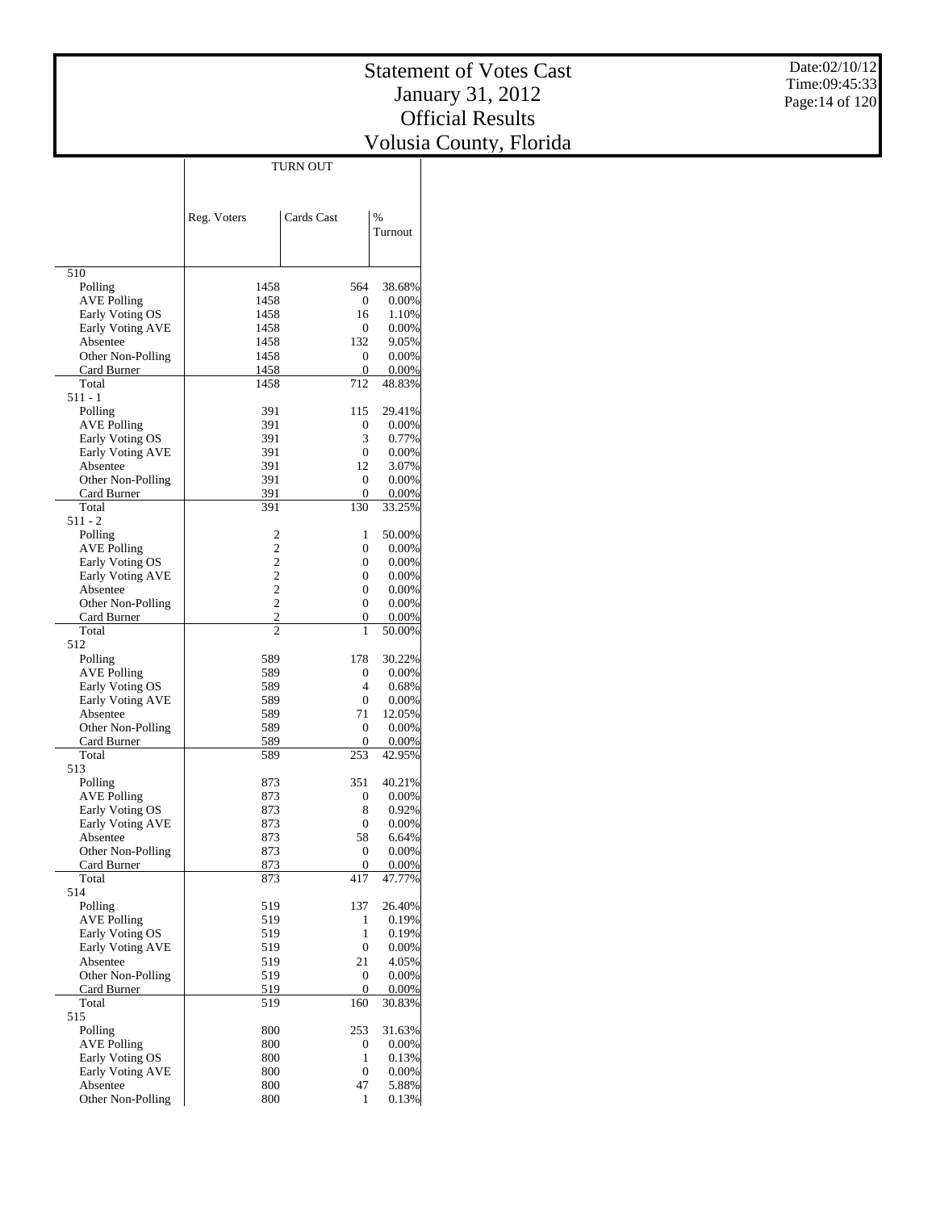# Statement of Votes Cast
# January 31, 2012
# Official Results
# Volusia County, Florida

| | TURN OUT | | |
|---|---|---|---|
| | Reg. Voters | Cards Cast | % Turnout |
| **510** | | | |
| Polling | 1458 | 564 | 38.68% |
| AVE Polling | 1458 | 0 | 0.00% |
| Early Voting OS | 1458 | 16 | 1.10% |
| Early Voting AVE | 1458 | 0 | 0.00% |
| Absentee | 1458 | 132 | 9.05% |
| Other Non-Polling | 1458 | 0 | 0.00% |
| Card Burner | 1458 | 0 | 0.00% |
| Total | 1458 | 712 | 48.83% |
| **511 - 1** | | | |
| Polling | 391 | 115 | 29.41% |
| AVE Polling | 391 | 0 | 0.00% |
| Early Voting OS | 391 | 3 | 0.77% |
| Early Voting AVE | 391 | 0 | 0.00% |
| Absentee | 391 | 12 | 3.07% |
| Other Non-Polling | 391 | 0 | 0.00% |
| Card Burner | 391 | 0 | 0.00% |
| Total | 391 | 130 | 33.25% |
| **511 - 2** | | | |
| Polling | 2 | 1 | 50.00% |
| AVE Polling | 2 | 0 | 0.00% |
| Early Voting OS | 2 | 0 | 0.00% |
| Early Voting AVE | 2 | 0 | 0.00% |
| Absentee | 2 | 0 | 0.00% |
| Other Non-Polling | 2 | 0 | 0.00% |
| Card Burner | 2 | 0 | 0.00% |
| Total | 2 | 1 | 50.00% |
| **512** | | | |
| Polling | 589 | 178 | 30.22% |
| AVE Polling | 589 | 0 | 0.00% |
| Early Voting OS | 589 | 4 | 0.68% |
| Early Voting AVE | 589 | 0 | 0.00% |
| Absentee | 589 | 71 | 12.05% |
| Other Non-Polling | 589 | 0 | 0.00% |
| Card Burner | 589 | 0 | 0.00% |
| Total | 589 | 253 | 42.95% |
| **513** | | | |
| Polling | 873 | 351 | 40.21% |
| AVE Polling | 873 | 0 | 0.00% |
| Early Voting OS | 873 | 8 | 0.92% |
| Early Voting AVE | 873 | 0 | 0.00% |
| Absentee | 873 | 58 | 6.64% |
| Other Non-Polling | 873 | 0 | 0.00% |
| Card Burner | 873 | 0 | 0.00% |
| Total | 873 | 417 | 47.77% |
| **514** | | | |
| Polling | 519 | 137 | 26.40% |
| AVE Polling | 519 | 1 | 0.19% |
| Early Voting OS | 519 | 1 | 0.19% |
| Early Voting AVE | 519 | 0 | 0.00% |
| Absentee | 519 | 21 | 4.05% |
| Other Non-Polling | 519 | 0 | 0.00% |
| Card Burner | 519 | 0 | 0.00% |
| Total | 519 | 160 | 30.83% |
| **515** | | | |
| Polling | 800 | 253 | 31.63% |
| AVE Polling | 800 | 0 | 0.00% |
| Early Voting OS | 800 | 1 | 0.13% |
| Early Voting AVE | 800 | 0 | 0.00% |
| Absentee | 800 | 47 | 5.88% |
| Other Non-Polling | 800 | 1 | 0.13% |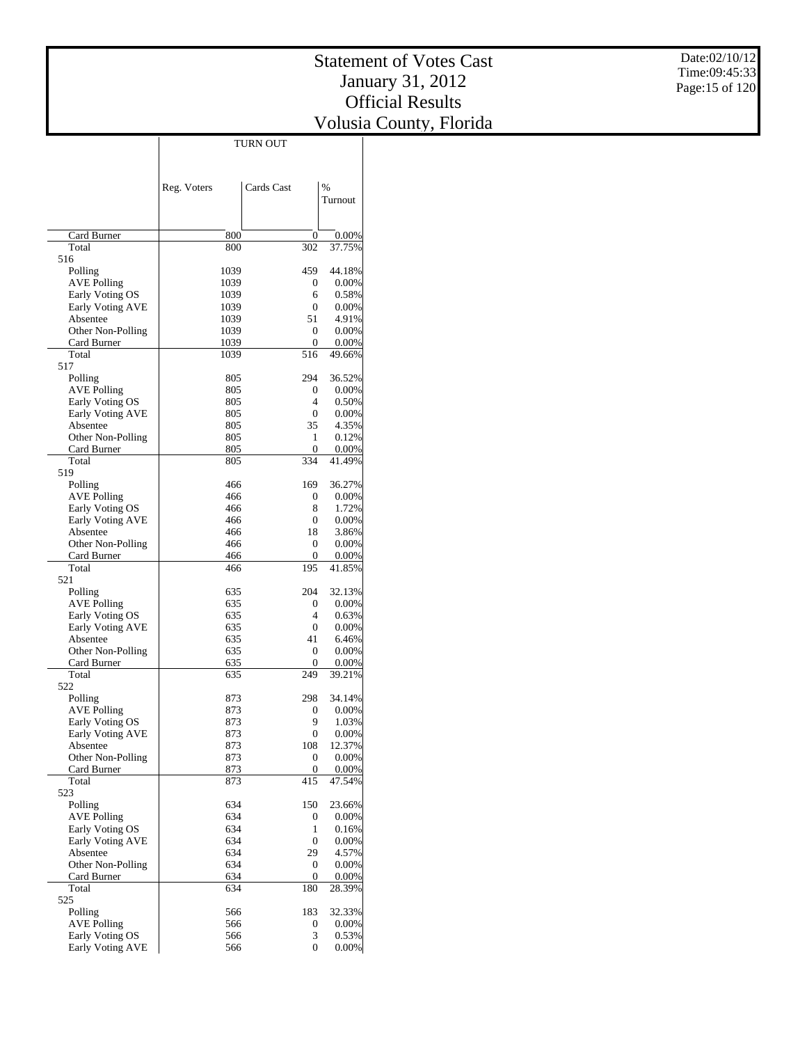# Statement of Votes Cast
# January 31, 2012
# Official Results
# Volusia County, Florida

Date:02/10/12
Time:09:45:33

| | TURN OUT | | |
|---|---|---|---|
| | Reg. Voters | Cards Cast | % Turnout |
| Card Burner | 800 | 0 | 0.00% |
| Total | 800 | 302 | 37.75% |
| 516 | | | |
| Polling | 1039 | 459 | 44.18% |
| AVE Polling | 1039 | 0 | 0.00% |
| Early Voting OS | 1039 | 6 | 0.58% |
| Early Voting AVE | 1039 | 0 | 0.00% |
| Absentee | 1039 | 51 | 4.91% |
| Other Non-Polling | 1039 | 0 | 0.00% |
| Card Burner | 1039 | 0 | 0.00% |
| Total | 1039 | 516 | 49.66% |
| 517 | | | |
| Polling | 805 | 294 | 36.52% |
| AVE Polling | 805 | 0 | 0.00% |
| Early Voting OS | 805 | 4 | 0.50% |
| Early Voting AVE | 805 | 0 | 0.00% |
| Absentee | 805 | 35 | 4.35% |
| Other Non-Polling | 805 | 1 | 0.12% |
| Card Burner | 805 | 0 | 0.00% |
| Total | 805 | 334 | 41.49% |
| 519 | | | |
| Polling | 466 | 169 | 36.27% |
| AVE Polling | 466 | 0 | 0.00% |
| Early Voting OS | 466 | 8 | 1.72% |
| Early Voting AVE | 466 | 0 | 0.00% |
| Absentee | 466 | 18 | 3.86% |
| Other Non-Polling | 466 | 0 | 0.00% |
| Card Burner | 466 | 0 | 0.00% |
| Total | 466 | 195 | 41.85% |
| 521 | | | |
| Polling | 635 | 204 | 32.13% |
| AVE Polling | 635 | 0 | 0.00% |
| Early Voting OS | 635 | 4 | 0.63% |
| Early Voting AVE | 635 | 0 | 0.00% |
| Absentee | 635 | 41 | 6.46% |
| Other Non-Polling | 635 | 0 | 0.00% |
| Card Burner | 635 | 0 | 0.00% |
| Total | 635 | 249 | 39.21% |
| 522 | | | |
| Polling | 873 | 298 | 34.14% |
| AVE Polling | 873 | 0 | 0.00% |
| Early Voting OS | 873 | 9 | 1.03% |
| Early Voting AVE | 873 | 0 | 0.00% |
| Absentee | 873 | 108 | 12.37% |
| Other Non-Polling | 873 | 0 | 0.00% |
| Card Burner | 873 | 0 | 0.00% |
| Total | 873 | 415 | 47.54% |
| 523 | | | |
| Polling | 634 | 150 | 23.66% |
| AVE Polling | 634 | 0 | 0.00% |
| Early Voting OS | 634 | 1 | 0.16% |
| Early Voting AVE | 634 | 0 | 0.00% |
| Absentee | 634 | 29 | 4.57% |
| Other Non-Polling | 634 | 0 | 0.00% |
| Card Burner | 634 | 0 | 0.00% |
| Total | 634 | 180 | 28.39% |
| 525 | | | |
| Polling | 566 | 183 | 32.33% |
| AVE Polling | 566 | 0 | 0.00% |
| Early Voting OS | 566 | 3 | 0.53% |
| Early Voting AVE | 566 | 0 | 0.00% |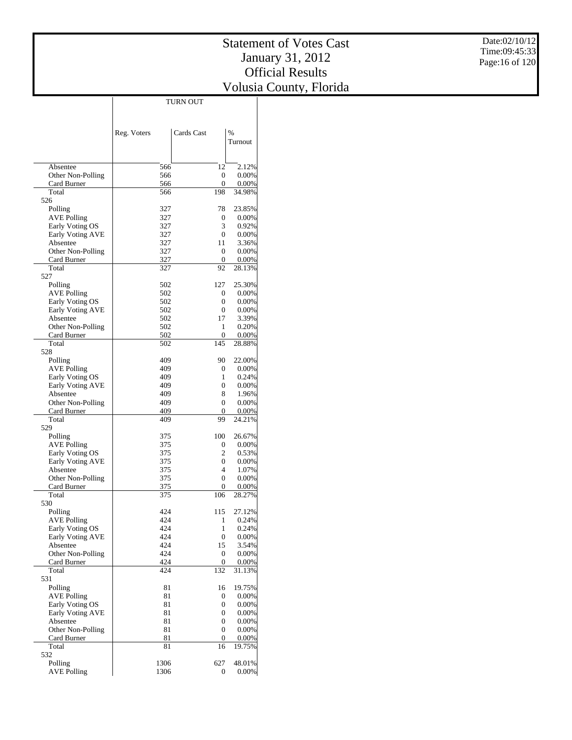# Statement of Votes Cast
# January 31, 2012
# Official Results
# Volusia County, Florida

| | TURN OUT | | |
|---|---|---|---|
| | Reg. Voters | Cards Cast | % Turnout |
| Absentee | 566 | 12 | 2.12% |
| Other Non-Polling | 566 | 0 | 0.00% |
| Card Burner | 566 | 0 | 0.00% |
| Total | 566 | 198 | 34.98% |
| 526 | | | |
| Polling | 327 | 78 | 23.85% |
| AVE Polling | 327 | 0 | 0.00% |
| Early Voting OS | 327 | 3 | 0.92% |
| Early Voting AVE | 327 | 0 | 0.00% |
| Absentee | 327 | 11 | 3.36% |
| Other Non-Polling | 327 | 0 | 0.00% |
| Card Burner | 327 | 0 | 0.00% |
| Total | 327 | 92 | 28.13% |
| 527 | | | |
| Polling | 502 | 127 | 25.30% |
| AVE Polling | 502 | 0 | 0.00% |
| Early Voting OS | 502 | 0 | 0.00% |
| Early Voting AVE | 502 | 0 | 0.00% |
| Absentee | 502 | 17 | 3.39% |
| Other Non-Polling | 502 | 1 | 0.20% |
| Card Burner | 502 | 0 | 0.00% |
| Total | 502 | 145 | 28.88% |
| 528 | | | |
| Polling | 409 | 90 | 22.00% |
| AVE Polling | 409 | 0 | 0.00% |
| Early Voting OS | 409 | 1 | 0.24% |
| Early Voting AVE | 409 | 0 | 0.00% |
| Absentee | 409 | 8 | 1.96% |
| Other Non-Polling | 409 | 0 | 0.00% |
| Card Burner | 409 | 0 | 0.00% |
| Total | 409 | 99 | 24.21% |
| 529 | | | |
| Polling | 375 | 100 | 26.67% |
| AVE Polling | 375 | 0 | 0.00% |
| Early Voting OS | 375 | 2 | 0.53% |
| Early Voting AVE | 375 | 0 | 0.00% |
| Absentee | 375 | 4 | 1.07% |
| Other Non-Polling | 375 | 0 | 0.00% |
| Card Burner | 375 | 0 | 0.00% |
| Total | 375 | 106 | 28.27% |
| 530 | | | |
| Polling | 424 | 115 | 27.12% |
| AVE Polling | 424 | 1 | 0.24% |
| Early Voting OS | 424 | 1 | 0.24% |
| Early Voting AVE | 424 | 0 | 0.00% |
| Absentee | 424 | 15 | 3.54% |
| Other Non-Polling | 424 | 0 | 0.00% |
| Card Burner | 424 | 0 | 0.00% |
| Total | 424 | 132 | 31.13% |
| 531 | | | |
| Polling | 81 | 16 | 19.75% |
| AVE Polling | 81 | 0 | 0.00% |
| Early Voting OS | 81 | 0 | 0.00% |
| Early Voting AVE | 81 | 0 | 0.00% |
| Absentee | 81 | 0 | 0.00% |
| Other Non-Polling | 81 | 0 | 0.00% |
| Card Burner | 81 | 0 | 0.00% |
| Total | 81 | 16 | 19.75% |
| 532 | | | |
| Polling | 1306 | 627 | 48.01% |
| AVE Polling | 1306 | 0 | 0.00% |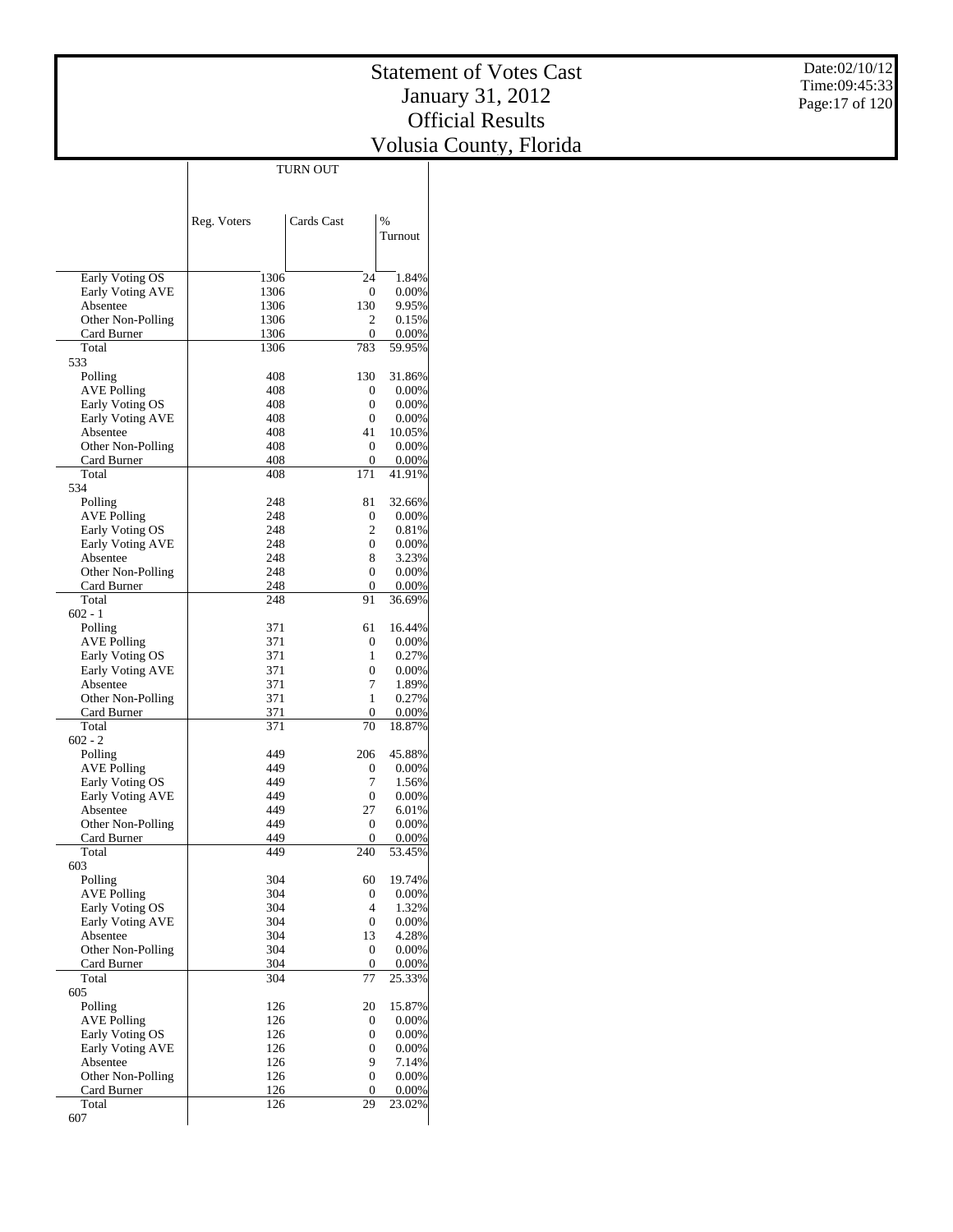# Statement of Votes Cast
## January 31, 2012
## Official Results
## Volusia County, Florida

Date:02/10/12
Time:09:45:33

| | TURN OUT | | |
|---|---|---|---|
| | Reg. Voters | Cards Cast | % Turnout |
| Early Voting OS | 1306 | 24 | 1.84% |
| Early Voting AVE | 1306 | 0 | 0.00% |
| Absentee | 1306 | 130 | 9.95% |
| Other Non-Polling | 1306 | 2 | 0.15% |
| Card Burner | 1306 | 0 | 0.00% |
| Total | 1306 | 783 | 59.95% |
| 533 | | | |
| Polling | 408 | 130 | 31.86% |
| AVE Polling | 408 | 0 | 0.00% |
| Early Voting OS | 408 | 0 | 0.00% |
| Early Voting AVE | 408 | 0 | 0.00% |
| Absentee | 408 | 41 | 10.05% |
| Other Non-Polling | 408 | 0 | 0.00% |
| Card Burner | 408 | 0 | 0.00% |
| Total | 408 | 171 | 41.91% |
| 534 | | | |
| Polling | 248 | 81 | 32.66% |
| AVE Polling | 248 | 0 | 0.00% |
| Early Voting OS | 248 | 2 | 0.81% |
| Early Voting AVE | 248 | 0 | 0.00% |
| Absentee | 248 | 8 | 3.23% |
| Other Non-Polling | 248 | 0 | 0.00% |
| Card Burner | 248 | 0 | 0.00% |
| Total | 248 | 91 | 36.69% |
| 602 - 1 | | | |
| Polling | 371 | 61 | 16.44% |
| AVE Polling | 371 | 0 | 0.00% |
| Early Voting OS | 371 | 1 | 0.27% |
| Early Voting AVE | 371 | 0 | 0.00% |
| Absentee | 371 | 7 | 1.89% |
| Other Non-Polling | 371 | 1 | 0.27% |
| Card Burner | 371 | 0 | 0.00% |
| Total | 371 | 70 | 18.87% |
| 602 - 2 | | | |
| Polling | 449 | 206 | 45.88% |
| AVE Polling | 449 | 0 | 0.00% |
| Early Voting OS | 449 | 7 | 1.56% |
| Early Voting AVE | 449 | 0 | 0.00% |
| Absentee | 449 | 27 | 6.01% |
| Other Non-Polling | 449 | 0 | 0.00% |
| Card Burner | 449 | 0 | 0.00% |
| Total | 449 | 240 | 53.45% |
| 603 | | | |
| Polling | 304 | 60 | 19.74% |
| AVE Polling | 304 | 0 | 0.00% |
| Early Voting OS | 304 | 4 | 1.32% |
| Early Voting AVE | 304 | 0 | 0.00% |
| Absentee | 304 | 13 | 4.28% |
| Other Non-Polling | 304 | 0 | 0.00% |
| Card Burner | 304 | 0 | 0.00% |
| Total | 304 | 77 | 25.33% |
| 605 | | | |
| Polling | 126 | 20 | 15.87% |
| AVE Polling | 126 | 0 | 0.00% |
| Early Voting OS | 126 | 0 | 0.00% |
| Early Voting AVE | 126 | 0 | 0.00% |
| Absentee | 126 | 9 | 7.14% |
| Other Non-Polling | 126 | 0 | 0.00% |
| Card Burner | 126 | 0 | 0.00% |
| Total | 126 | 29 | 23.02% |
| 607 | | | |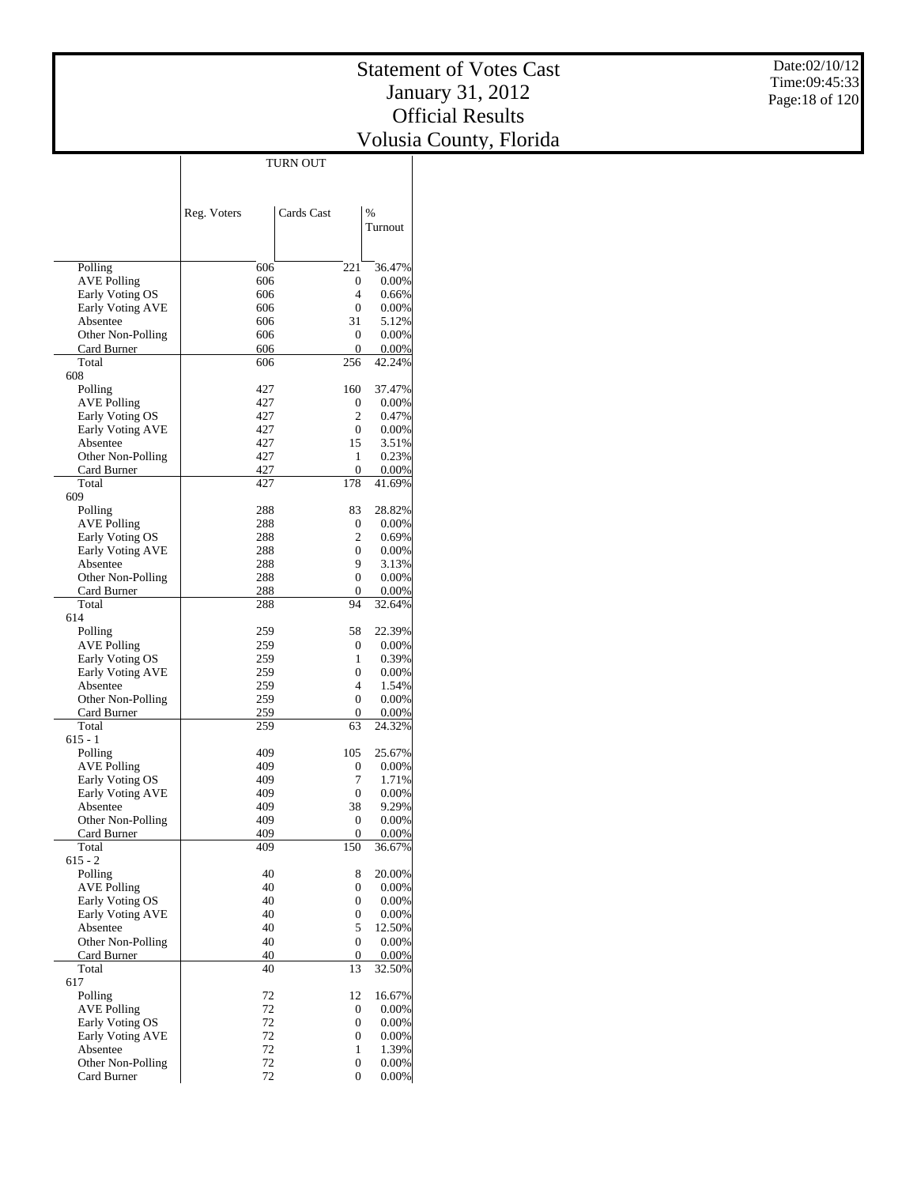# Statement of Votes Cast
# January 31, 2012
# Official Results
# Volusia County, Florida

Date:02/10/12
Time:09:45:33

| | TURN OUT | | |
|---|---|---|---|
| | Reg. Voters | Cards Cast | % Turnout |
| Polling | 606 | 221 | 36.47% |
| AVE Polling | 606 | 0 | 0.00% |
| Early Voting OS | 606 | 4 | 0.66% |
| Early Voting AVE | 606 | 0 | 0.00% |
| Absentee | 606 | 31 | 5.12% |
| Other Non-Polling | 606 | 0 | 0.00% |
| Card Burner | 606 | 0 | 0.00% |
| Total | 606 | 256 | 42.24% |
| 608 | | | |
| Polling | 427 | 160 | 37.47% |
| AVE Polling | 427 | 0 | 0.00% |
| Early Voting OS | 427 | 2 | 0.47% |
| Early Voting AVE | 427 | 0 | 0.00% |
| Absentee | 427 | 15 | 3.51% |
| Other Non-Polling | 427 | 1 | 0.23% |
| Card Burner | 427 | 0 | 0.00% |
| Total | 427 | 178 | 41.69% |
| 609 | | | |
| Polling | 288 | 83 | 28.82% |
| AVE Polling | 288 | 0 | 0.00% |
| Early Voting OS | 288 | 2 | 0.69% |
| Early Voting AVE | 288 | 0 | 0.00% |
| Absentee | 288 | 9 | 3.13% |
| Other Non-Polling | 288 | 0 | 0.00% |
| Card Burner | 288 | 0 | 0.00% |
| Total | 288 | 94 | 32.64% |
| 614 | | | |
| Polling | 259 | 58 | 22.39% |
| AVE Polling | 259 | 0 | 0.00% |
| Early Voting OS | 259 | 1 | 0.39% |
| Early Voting AVE | 259 | 0 | 0.00% |
| Absentee | 259 | 4 | 1.54% |
| Other Non-Polling | 259 | 0 | 0.00% |
| Card Burner | 259 | 0 | 0.00% |
| Total | 259 | 63 | 24.32% |
| 615 - 1 | | | |
| Polling | 409 | 105 | 25.67% |
| AVE Polling | 409 | 0 | 0.00% |
| Early Voting OS | 409 | 7 | 1.71% |
| Early Voting AVE | 409 | 0 | 0.00% |
| Absentee | 409 | 38 | 9.29% |
| Other Non-Polling | 409 | 0 | 0.00% |
| Card Burner | 409 | 0 | 0.00% |
| Total | 409 | 150 | 36.67% |
| 615 - 2 | | | |
| Polling | 40 | 8 | 20.00% |
| AVE Polling | 40 | 0 | 0.00% |
| Early Voting OS | 40 | 0 | 0.00% |
| Early Voting AVE | 40 | 0 | 0.00% |
| Absentee | 40 | 5 | 12.50% |
| Other Non-Polling | 40 | 0 | 0.00% |
| Card Burner | 40 | 0 | 0.00% |
| Total | 40 | 13 | 32.50% |
| 617 | | | |
| Polling | 72 | 12 | 16.67% |
| AVE Polling | 72 | 0 | 0.00% |
| Early Voting OS | 72 | 0 | 0.00% |
| Early Voting AVE | 72 | 0 | 0.00% |
| Absentee | 72 | 1 | 1.39% |
| Other Non-Polling | 72 | 0 | 0.00% |
| Card Burner | 72 | 0 | 0.00% |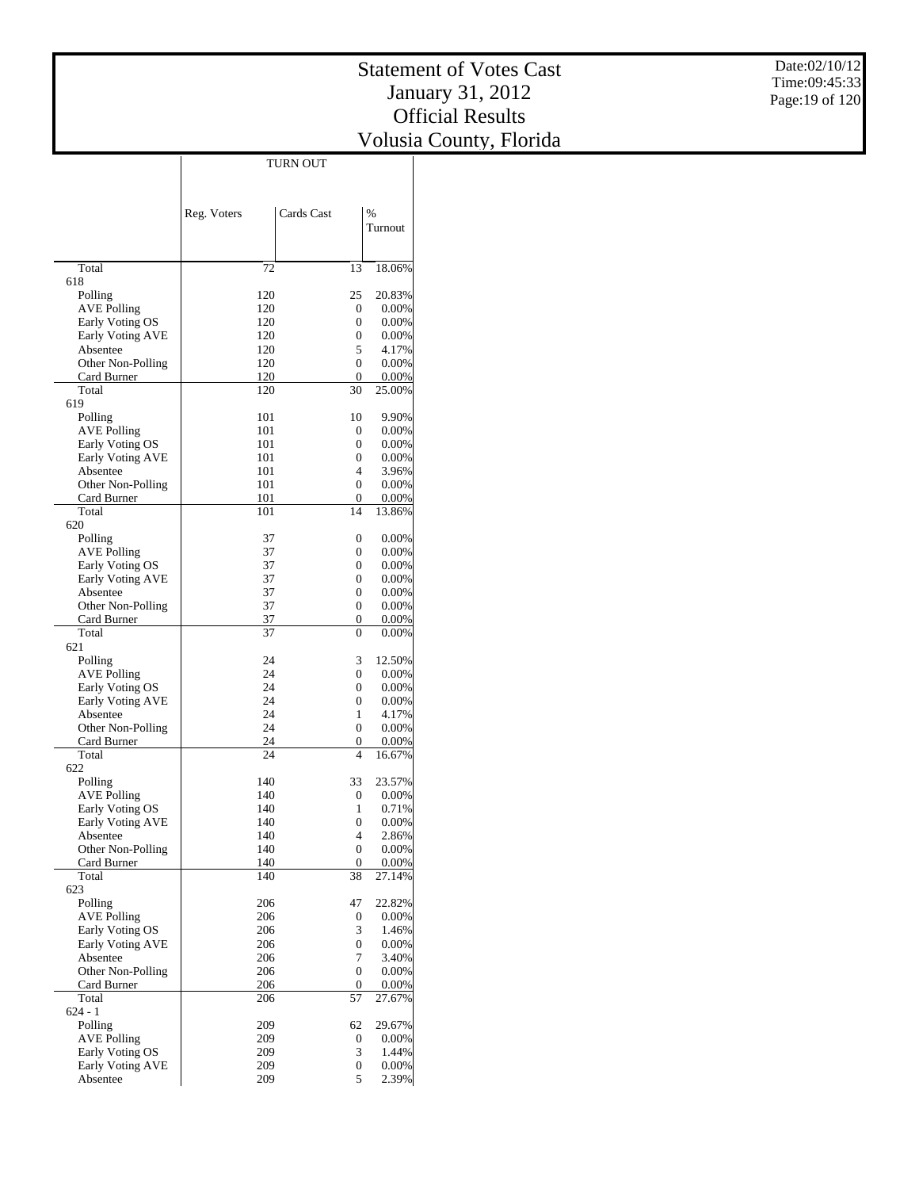# Statement of Votes Cast
# January 31, 2012
# Official Results
# Volusia County, Florida

| | TURN OUT | | |
|---|---|---|---|
| | Reg. Voters | Cards Cast | % Turnout |
| Total | 72 | 13 | 18.06% |
| 618 | | | |
| Polling | 120 | 25 | 20.83% |
| AVE Polling | 120 | 0 | 0.00% |
| Early Voting OS | 120 | 0 | 0.00% |
| Early Voting AVE | 120 | 0 | 0.00% |
| Absentee | 120 | 5 | 4.17% |
| Other Non-Polling | 120 | 0 | 0.00% |
| Card Burner | 120 | 0 | 0.00% |
| Total | 120 | 30 | 25.00% |
| 619 | | | |
| Polling | 101 | 10 | 9.90% |
| AVE Polling | 101 | 0 | 0.00% |
| Early Voting OS | 101 | 0 | 0.00% |
| Early Voting AVE | 101 | 0 | 0.00% |
| Absentee | 101 | 4 | 3.96% |
| Other Non-Polling | 101 | 0 | 0.00% |
| Card Burner | 101 | 0 | 0.00% |
| Total | 101 | 14 | 13.86% |
| 620 | | | |
| Polling | 37 | 0 | 0.00% |
| AVE Polling | 37 | 0 | 0.00% |
| Early Voting OS | 37 | 0 | 0.00% |
| Early Voting AVE | 37 | 0 | 0.00% |
| Absentee | 37 | 0 | 0.00% |
| Other Non-Polling | 37 | 0 | 0.00% |
| Card Burner | 37 | 0 | 0.00% |
| Total | 37 | 0 | 0.00% |
| 621 | | | |
| Polling | 24 | 3 | 12.50% |
| AVE Polling | 24 | 0 | 0.00% |
| Early Voting OS | 24 | 0 | 0.00% |
| Early Voting AVE | 24 | 0 | 0.00% |
| Absentee | 24 | 1 | 4.17% |
| Other Non-Polling | 24 | 0 | 0.00% |
| Card Burner | 24 | 0 | 0.00% |
| Total | 24 | 4 | 16.67% |
| 622 | | | |
| Polling | 140 | 33 | 23.57% |
| AVE Polling | 140 | 0 | 0.00% |
| Early Voting OS | 140 | 1 | 0.71% |
| Early Voting AVE | 140 | 0 | 0.00% |
| Absentee | 140 | 4 | 2.86% |
| Other Non-Polling | 140 | 0 | 0.00% |
| Card Burner | 140 | 0 | 0.00% |
| Total | 140 | 38 | 27.14% |
| 623 | | | |
| Polling | 206 | 47 | 22.82% |
| AVE Polling | 206 | 0 | 0.00% |
| Early Voting OS | 206 | 3 | 1.46% |
| Early Voting AVE | 206 | 0 | 0.00% |
| Absentee | 206 | 7 | 3.40% |
| Other Non-Polling | 206 | 0 | 0.00% |
| Card Burner | 206 | 0 | 0.00% |
| Total | 206 | 57 | 27.67% |
| 624 - 1 | | | |
| Polling | 209 | 62 | 29.67% |
| AVE Polling | 209 | 0 | 0.00% |
| Early Voting OS | 209 | 3 | 1.44% |
| Early Voting AVE | 209 | 0 | 0.00% |
| Absentee | 209 | 5 | 2.39% |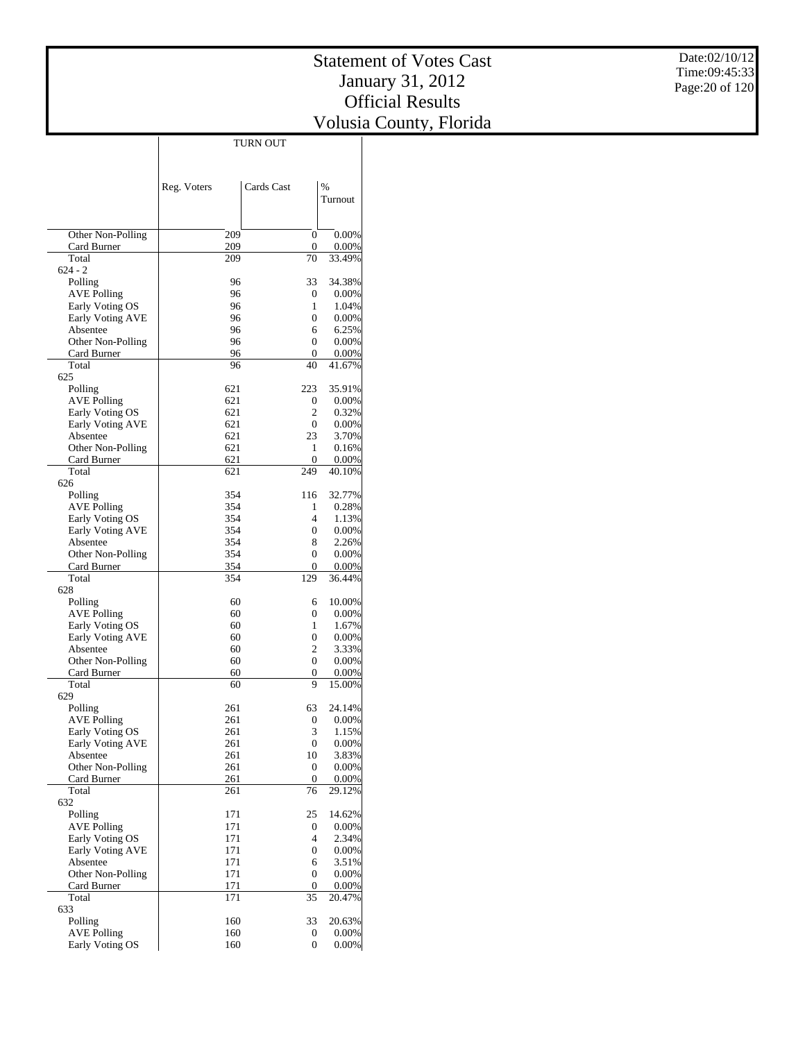# Statement of Votes Cast
# January 31, 2012
# Official Results
# Volusia County, Florida

Date:02/10/12
Time:09:45:33

| | TURN OUT | | |
|---|---|---|---|
| | Reg. Voters | Cards Cast | % Turnout |
| Other Non-Polling | 209 | 0 | 0.00% |
| Card Burner | 209 | 0 | 0.00% |
| Total | 209 | 70 | 33.49% |
| 624 - 2 | | | |
| Polling | 96 | 33 | 34.38% |
| AVE Polling | 96 | 0 | 0.00% |
| Early Voting OS | 96 | 1 | 1.04% |
| Early Voting AVE | 96 | 0 | 0.00% |
| Absentee | 96 | 6 | 6.25% |
| Other Non-Polling | 96 | 0 | 0.00% |
| Card Burner | 96 | 0 | 0.00% |
| Total | 96 | 40 | 41.67% |
| 625 | | | |
| Polling | 621 | 223 | 35.91% |
| AVE Polling | 621 | 0 | 0.00% |
| Early Voting OS | 621 | 2 | 0.32% |
| Early Voting AVE | 621 | 0 | 0.00% |
| Absentee | 621 | 23 | 3.70% |
| Other Non-Polling | 621 | 1 | 0.16% |
| Card Burner | 621 | 0 | 0.00% |
| Total | 621 | 249 | 40.10% |
| 626 | | | |
| Polling | 354 | 116 | 32.77% |
| AVE Polling | 354 | 1 | 0.28% |
| Early Voting OS | 354 | 4 | 1.13% |
| Early Voting AVE | 354 | 0 | 0.00% |
| Absentee | 354 | 8 | 2.26% |
| Other Non-Polling | 354 | 0 | 0.00% |
| Card Burner | 354 | 0 | 0.00% |
| Total | 354 | 129 | 36.44% |
| 628 | | | |
| Polling | 60 | 6 | 10.00% |
| AVE Polling | 60 | 0 | 0.00% |
| Early Voting OS | 60 | 1 | 1.67% |
| Early Voting AVE | 60 | 0 | 0.00% |
| Absentee | 60 | 2 | 3.33% |
| Other Non-Polling | 60 | 0 | 0.00% |
| Card Burner | 60 | 0 | 0.00% |
| Total | 60 | 9 | 15.00% |
| 629 | | | |
| Polling | 261 | 63 | 24.14% |
| AVE Polling | 261 | 0 | 0.00% |
| Early Voting OS | 261 | 3 | 1.15% |
| Early Voting AVE | 261 | 0 | 0.00% |
| Absentee | 261 | 10 | 3.83% |
| Other Non-Polling | 261 | 0 | 0.00% |
| Card Burner | 261 | 0 | 0.00% |
| Total | 261 | 76 | 29.12% |
| 632 | | | |
| Polling | 171 | 25 | 14.62% |
| AVE Polling | 171 | 0 | 0.00% |
| Early Voting OS | 171 | 4 | 2.34% |
| Early Voting AVE | 171 | 0 | 0.00% |
| Absentee | 171 | 6 | 3.51% |
| Other Non-Polling | 171 | 0 | 0.00% |
| Card Burner | 171 | 0 | 0.00% |
| Total | 171 | 35 | 20.47% |
| 633 | | | |
| Polling | 160 | 33 | 20.63% |
| AVE Polling | 160 | 0 | 0.00% |
| Early Voting OS | 160 | 0 | 0.00% |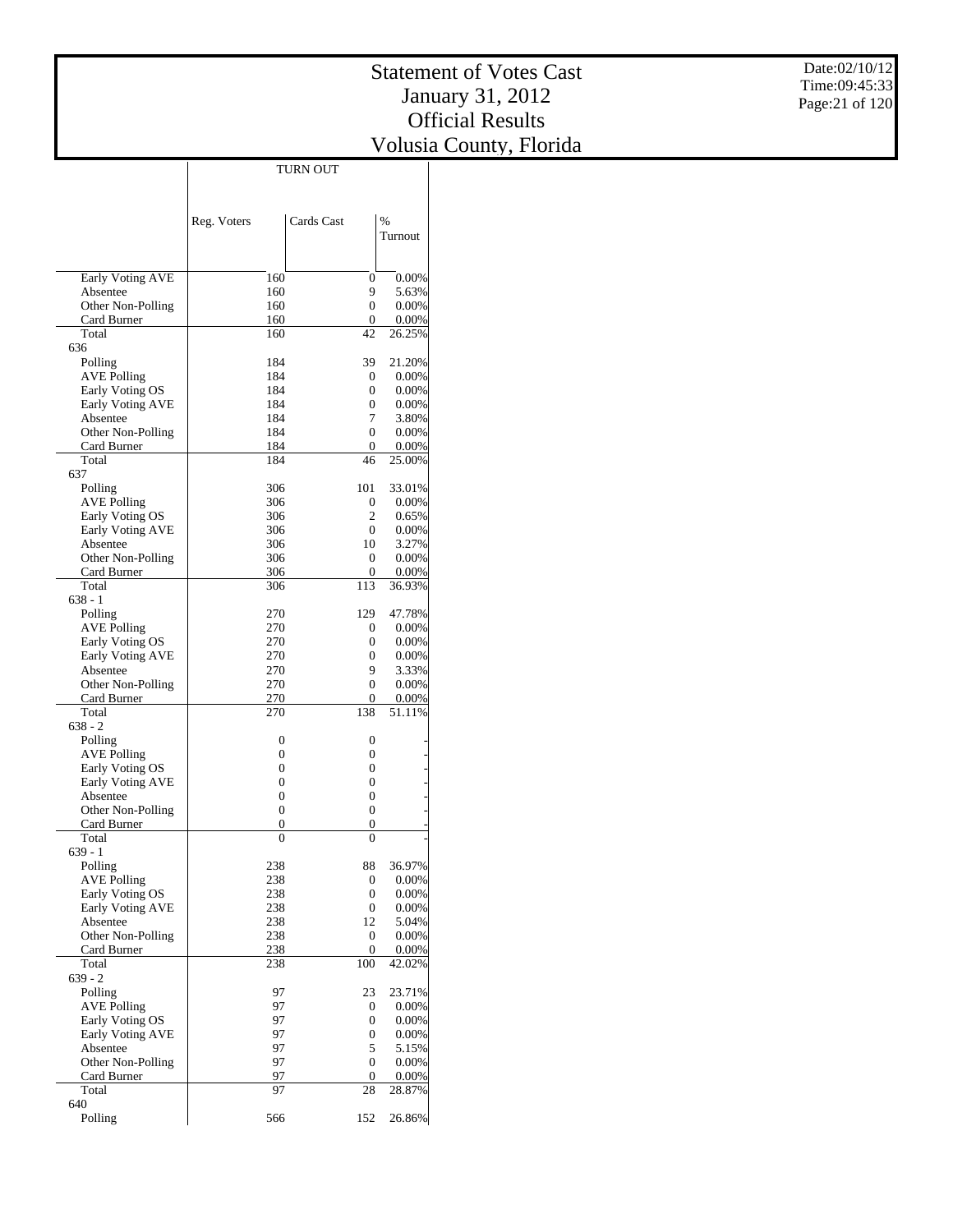# Statement of Votes Cast
# January 31, 2012
# Official Results
# Volusia County, Florida

Date:02/10/12
Time:09:45:33

| | TURN OUT | | |
|---|---|---|---|
| | Reg. Voters | Cards Cast | % Turnout |
| Early Voting AVE | 160 | 0 | 0.00% |
| Absentee | 160 | 9 | 5.63% |
| Other Non-Polling | 160 | 0 | 0.00% |
| Card Burner | 160 | 0 | 0.00% |
| Total | 160 | 42 | 26.25% |
| 636 | | | |
| Polling | 184 | 39 | 21.20% |
| AVE Polling | 184 | 0 | 0.00% |
| Early Voting OS | 184 | 0 | 0.00% |
| Early Voting AVE | 184 | 0 | 0.00% |
| Absentee | 184 | 7 | 3.80% |
| Other Non-Polling | 184 | 0 | 0.00% |
| Card Burner | 184 | 0 | 0.00% |
| Total | 184 | 46 | 25.00% |
| 637 | | | |
| Polling | 306 | 101 | 33.01% |
| AVE Polling | 306 | 0 | 0.00% |
| Early Voting OS | 306 | 2 | 0.65% |
| Early Voting AVE | 306 | 0 | 0.00% |
| Absentee | 306 | 10 | 3.27% |
| Other Non-Polling | 306 | 0 | 0.00% |
| Card Burner | 306 | 0 | 0.00% |
| Total | 306 | 113 | 36.93% |
| 638 - 1 | | | |
| Polling | 270 | 129 | 47.78% |
| AVE Polling | 270 | 0 | 0.00% |
| Early Voting OS | 270 | 0 | 0.00% |
| Early Voting AVE | 270 | 0 | 0.00% |
| Absentee | 270 | 9 | 3.33% |
| Other Non-Polling | 270 | 0 | 0.00% |
| Card Burner | 270 | 0 | 0.00% |
| Total | 270 | 138 | 51.11% |
| 638 - 2 | | | |
| Polling | 0 | 0 | - |
| AVE Polling | 0 | 0 | - |
| Early Voting OS | 0 | 0 | - |
| Early Voting AVE | 0 | 0 | - |
| Absentee | 0 | 0 | - |
| Other Non-Polling | 0 | 0 | - |
| Card Burner | 0 | 0 | - |
| Total | 0 | 0 | - |
| 639 - 1 | | | |
| Polling | 238 | 88 | 36.97% |
| AVE Polling | 238 | 0 | 0.00% |
| Early Voting OS | 238 | 0 | 0.00% |
| Early Voting AVE | 238 | 0 | 0.00% |
| Absentee | 238 | 12 | 5.04% |
| Other Non-Polling | 238 | 0 | 0.00% |
| Card Burner | 238 | 0 | 0.00% |
| Total | 238 | 100 | 42.02% |
| 639 - 2 | | | |
| Polling | 97 | 23 | 23.71% |
| AVE Polling | 97 | 0 | 0.00% |
| Early Voting OS | 97 | 0 | 0.00% |
| Early Voting AVE | 97 | 0 | 0.00% |
| Absentee | 97 | 5 | 5.15% |
| Other Non-Polling | 97 | 0 | 0.00% |
| Card Burner | 97 | 0 | 0.00% |
| Total | 97 | 28 | 28.87% |
| 640 | | | |
| Polling | 566 | 152 | 26.86% |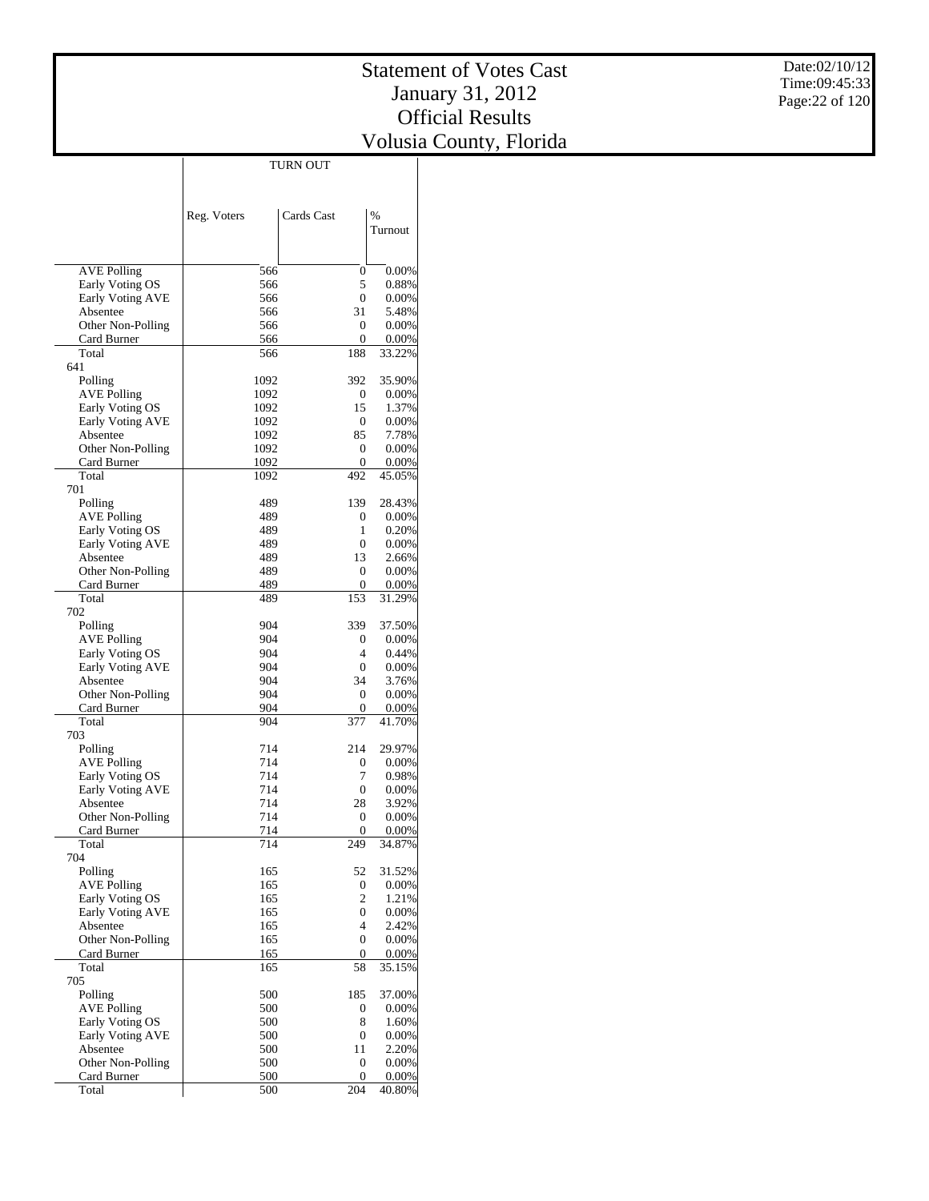# Statement of Votes Cast
# January 31, 2012
# Official Results
# Volusia County, Florida

Date:02/10/12
Time:09:45:33

| | TURN OUT | | |
|---|---|---|---|
| | Reg. Voters | Cards Cast | % Turnout |
| AVE Polling | 566 | 0 | 0.00% |
| Early Voting OS | 566 | 5 | 0.88% |
| Early Voting AVE | 566 | 0 | 0.00% |
| Absentee | 566 | 31 | 5.48% |
| Other Non-Polling | 566 | 0 | 0.00% |
| Card Burner | 566 | 0 | 0.00% |
| Total | 566 | 188 | 33.22% |
| 641 | | | |
| Polling | 1092 | 392 | 35.90% |
| AVE Polling | 1092 | 0 | 0.00% |
| Early Voting OS | 1092 | 15 | 1.37% |
| Early Voting AVE | 1092 | 0 | 0.00% |
| Absentee | 1092 | 85 | 7.78% |
| Other Non-Polling | 1092 | 0 | 0.00% |
| Card Burner | 1092 | 0 | 0.00% |
| Total | 1092 | 492 | 45.05% |
| 701 | | | |
| Polling | 489 | 139 | 28.43% |
| AVE Polling | 489 | 0 | 0.00% |
| Early Voting OS | 489 | 1 | 0.20% |
| Early Voting AVE | 489 | 0 | 0.00% |
| Absentee | 489 | 13 | 2.66% |
| Other Non-Polling | 489 | 0 | 0.00% |
| Card Burner | 489 | 0 | 0.00% |
| Total | 489 | 153 | 31.29% |
| 702 | | | |
| Polling | 904 | 339 | 37.50% |
| AVE Polling | 904 | 0 | 0.00% |
| Early Voting OS | 904 | 4 | 0.44% |
| Early Voting AVE | 904 | 0 | 0.00% |
| Absentee | 904 | 34 | 3.76% |
| Other Non-Polling | 904 | 0 | 0.00% |
| Card Burner | 904 | 0 | 0.00% |
| Total | 904 | 377 | 41.70% |
| 703 | | | |
| Polling | 714 | 214 | 29.97% |
| AVE Polling | 714 | 0 | 0.00% |
| Early Voting OS | 714 | 7 | 0.98% |
| Early Voting AVE | 714 | 0 | 0.00% |
| Absentee | 714 | 28 | 3.92% |
| Other Non-Polling | 714 | 0 | 0.00% |
| Card Burner | 714 | 0 | 0.00% |
| Total | 714 | 249 | 34.87% |
| 704 | | | |
| Polling | 165 | 52 | 31.52% |
| AVE Polling | 165 | 0 | 0.00% |
| Early Voting OS | 165 | 2 | 1.21% |
| Early Voting AVE | 165 | 0 | 0.00% |
| Absentee | 165 | 4 | 2.42% |
| Other Non-Polling | 165 | 0 | 0.00% |
| Card Burner | 165 | 0 | 0.00% |
| Total | 165 | 58 | 35.15% |
| 705 | | | |
| Polling | 500 | 185 | 37.00% |
| AVE Polling | 500 | 0 | 0.00% |
| Early Voting OS | 500 | 8 | 1.60% |
| Early Voting AVE | 500 | 0 | 0.00% |
| Absentee | 500 | 11 | 2.20% |
| Other Non-Polling | 500 | 0 | 0.00% |
| Card Burner | 500 | 0 | 0.00% |
| Total | 500 | 204 | 40.80% |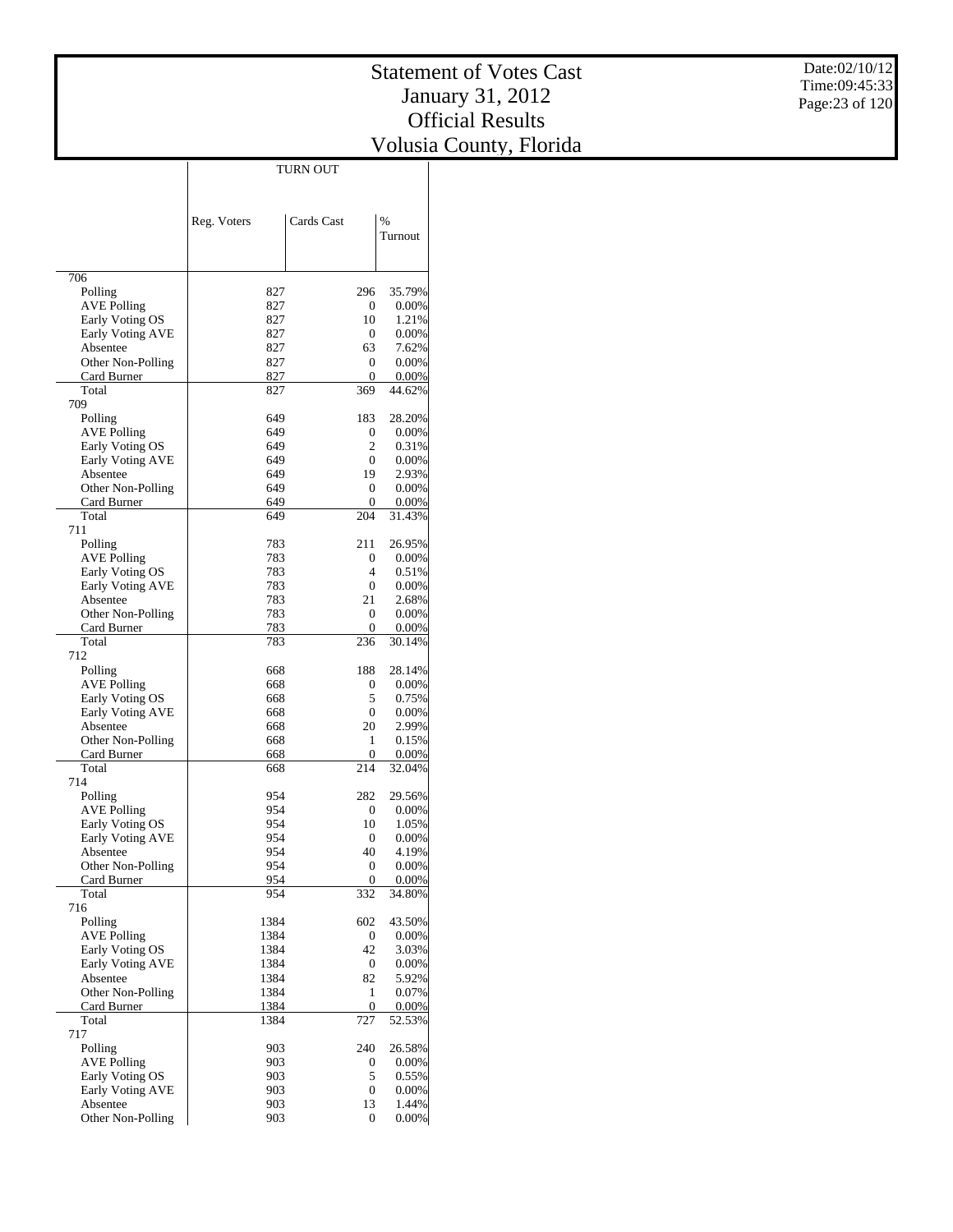# Statement of Votes Cast
## January 31, 2012
## Official Results
## Volusia County, Florida

| | TURN OUT | | |
|---|---|---|---|
| | Reg. Voters | Cards Cast | % Turnout |
| **706** | | | |
| Polling | 827 | 296 | 35.79% |
| AVE Polling | 827 | 0 | 0.00% |
| Early Voting OS | 827 | 10 | 1.21% |
| Early Voting AVE | 827 | 0 | 0.00% |
| Absentee | 827 | 63 | 7.62% |
| Other Non-Polling | 827 | 0 | 0.00% |
| Card Burner | 827 | 0 | 0.00% |
| Total | 827 | 369 | 44.62% |
| **709** | | | |
| Polling | 649 | 183 | 28.20% |
| AVE Polling | 649 | 0 | 0.00% |
| Early Voting OS | 649 | 2 | 0.31% |
| Early Voting AVE | 649 | 0 | 0.00% |
| Absentee | 649 | 19 | 2.93% |
| Other Non-Polling | 649 | 0 | 0.00% |
| Card Burner | 649 | 0 | 0.00% |
| Total | 649 | 204 | 31.43% |
| **711** | | | |
| Polling | 783 | 211 | 26.95% |
| AVE Polling | 783 | 0 | 0.00% |
| Early Voting OS | 783 | 4 | 0.51% |
| Early Voting AVE | 783 | 0 | 0.00% |
| Absentee | 783 | 21 | 2.68% |
| Other Non-Polling | 783 | 0 | 0.00% |
| Card Burner | 783 | 0 | 0.00% |
| Total | 783 | 236 | 30.14% |
| **712** | | | |
| Polling | 668 | 188 | 28.14% |
| AVE Polling | 668 | 0 | 0.00% |
| Early Voting OS | 668 | 5 | 0.75% |
| Early Voting AVE | 668 | 0 | 0.00% |
| Absentee | 668 | 20 | 2.99% |
| Other Non-Polling | 668 | 1 | 0.15% |
| Card Burner | 668 | 0 | 0.00% |
| Total | 668 | 214 | 32.04% |
| **714** | | | |
| Polling | 954 | 282 | 29.56% |
| AVE Polling | 954 | 0 | 0.00% |
| Early Voting OS | 954 | 10 | 1.05% |
| Early Voting AVE | 954 | 0 | 0.00% |
| Absentee | 954 | 40 | 4.19% |
| Other Non-Polling | 954 | 0 | 0.00% |
| Card Burner | 954 | 0 | 0.00% |
| Total | 954 | 332 | 34.80% |
| **716** | | | |
| Polling | 1384 | 602 | 43.50% |
| AVE Polling | 1384 | 0 | 0.00% |
| Early Voting OS | 1384 | 42 | 3.03% |
| Early Voting AVE | 1384 | 0 | 0.00% |
| Absentee | 1384 | 82 | 5.92% |
| Other Non-Polling | 1384 | 1 | 0.07% |
| Card Burner | 1384 | 0 | 0.00% |
| Total | 1384 | 727 | 52.53% |
| **717** | | | |
| Polling | 903 | 240 | 26.58% |
| AVE Polling | 903 | 0 | 0.00% |
| Early Voting OS | 903 | 5 | 0.55% |
| Early Voting AVE | 903 | 0 | 0.00% |
| Absentee | 903 | 13 | 1.44% |
| Other Non-Polling | 903 | 0 | 0.00% |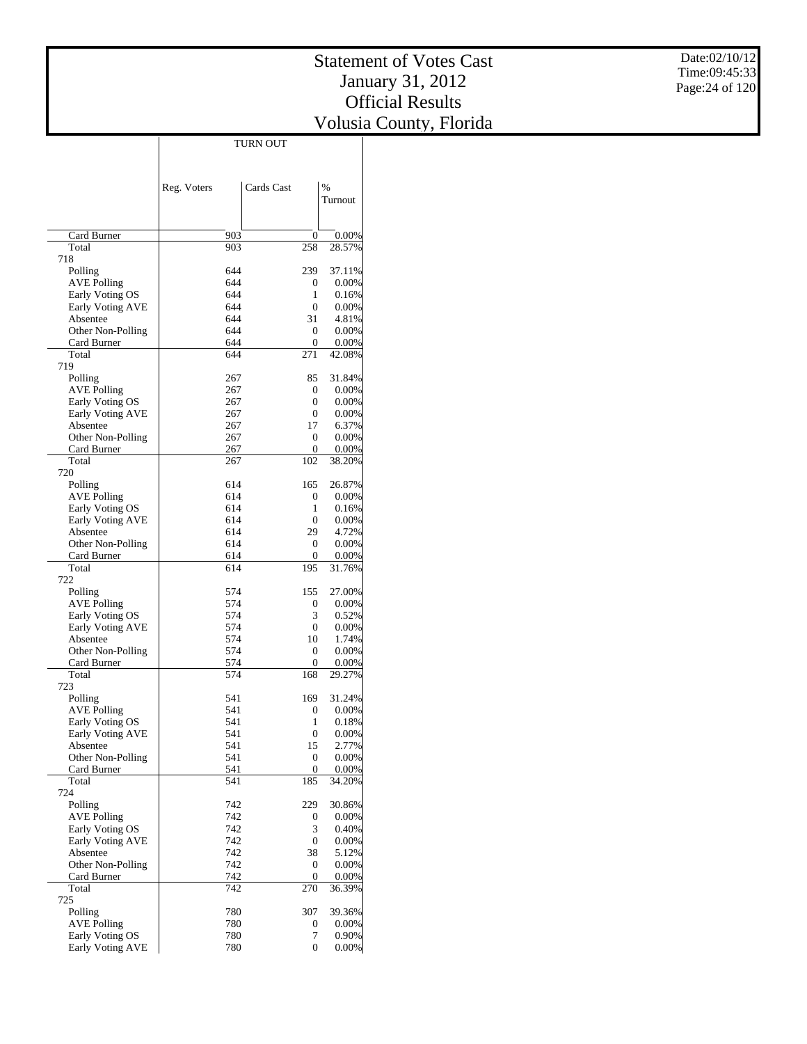# Statement of Votes Cast
## January 31, 2012
## Official Results
## Volusia County, Florida

| | TURN OUT | | |
|---|---|---|---|
| | Reg. Voters | Cards Cast | % Turnout |
| Card Burner | 903 | 0 | 0.00% |
| Total | 903 | 258 | 28.57% |
| 718 | | | |
| Polling | 644 | 239 | 37.11% |
| AVE Polling | 644 | 0 | 0.00% |
| Early Voting OS | 644 | 1 | 0.16% |
| Early Voting AVE | 644 | 0 | 0.00% |
| Absentee | 644 | 31 | 4.81% |
| Other Non-Polling | 644 | 0 | 0.00% |
| Card Burner | 644 | 0 | 0.00% |
| Total | 644 | 271 | 42.08% |
| 719 | | | |
| Polling | 267 | 85 | 31.84% |
| AVE Polling | 267 | 0 | 0.00% |
| Early Voting OS | 267 | 0 | 0.00% |
| Early Voting AVE | 267 | 0 | 0.00% |
| Absentee | 267 | 17 | 6.37% |
| Other Non-Polling | 267 | 0 | 0.00% |
| Card Burner | 267 | 0 | 0.00% |
| Total | 267 | 102 | 38.20% |
| 720 | | | |
| Polling | 614 | 165 | 26.87% |
| AVE Polling | 614 | 0 | 0.00% |
| Early Voting OS | 614 | 1 | 0.16% |
| Early Voting AVE | 614 | 0 | 0.00% |
| Absentee | 614 | 29 | 4.72% |
| Other Non-Polling | 614 | 0 | 0.00% |
| Card Burner | 614 | 0 | 0.00% |
| Total | 614 | 195 | 31.76% |
| 722 | | | |
| Polling | 574 | 155 | 27.00% |
| AVE Polling | 574 | 0 | 0.00% |
| Early Voting OS | 574 | 3 | 0.52% |
| Early Voting AVE | 574 | 0 | 0.00% |
| Absentee | 574 | 10 | 1.74% |
| Other Non-Polling | 574 | 0 | 0.00% |
| Card Burner | 574 | 0 | 0.00% |
| Total | 574 | 168 | 29.27% |
| 723 | | | |
| Polling | 541 | 169 | 31.24% |
| AVE Polling | 541 | 0 | 0.00% |
| Early Voting OS | 541 | 1 | 0.18% |
| Early Voting AVE | 541 | 0 | 0.00% |
| Absentee | 541 | 15 | 2.77% |
| Other Non-Polling | 541 | 0 | 0.00% |
| Card Burner | 541 | 0 | 0.00% |
| Total | 541 | 185 | 34.20% |
| 724 | | | |
| Polling | 742 | 229 | 30.86% |
| AVE Polling | 742 | 0 | 0.00% |
| Early Voting OS | 742 | 3 | 0.40% |
| Early Voting AVE | 742 | 0 | 0.00% |
| Absentee | 742 | 38 | 5.12% |
| Other Non-Polling | 742 | 0 | 0.00% |
| Card Burner | 742 | 0 | 0.00% |
| Total | 742 | 270 | 36.39% |
| 725 | | | |
| Polling | 780 | 307 | 39.36% |
| AVE Polling | 780 | 0 | 0.00% |
| Early Voting OS | 780 | 7 | 0.90% |
| Early Voting AVE | 780 | 0 | 0.00% |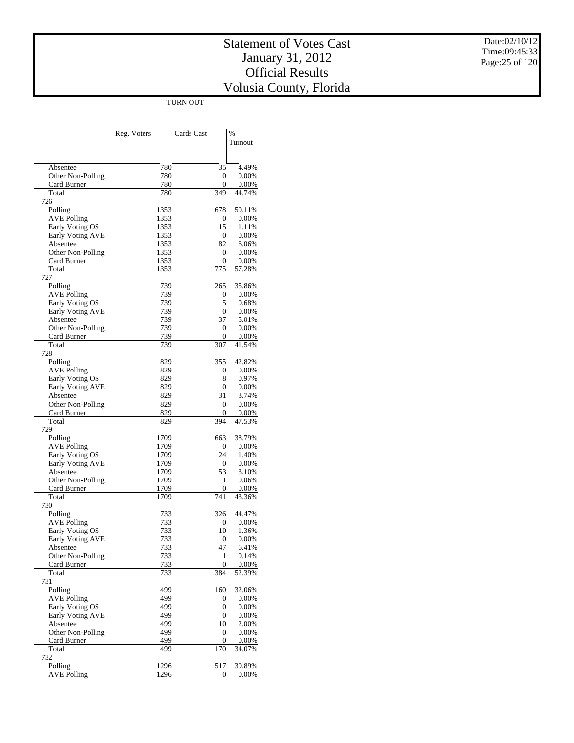# Statement of Votes Cast
## January 31, 2012
## Official Results
## Volusia County, Florida

Date:02/10/12
Time:09:45:33

| | TURN OUT | | |
|---|---|---|---|
| | Reg. Voters | Cards Cast | % Turnout |
| Absentee | 780 | 35 | 4.49% |
| Other Non-Polling | 780 | 0 | 0.00% |
| Card Burner | 780 | 0 | 0.00% |
| Total | 780 | 349 | 44.74% |
| 726 | | | |
| Polling | 1353 | 678 | 50.11% |
| AVE Polling | 1353 | 0 | 0.00% |
| Early Voting OS | 1353 | 15 | 1.11% |
| Early Voting AVE | 1353 | 0 | 0.00% |
| Absentee | 1353 | 82 | 6.06% |
| Other Non-Polling | 1353 | 0 | 0.00% |
| Card Burner | 1353 | 0 | 0.00% |
| Total | 1353 | 775 | 57.28% |
| 727 | | | |
| Polling | 739 | 265 | 35.86% |
| AVE Polling | 739 | 0 | 0.00% |
| Early Voting OS | 739 | 5 | 0.68% |
| Early Voting AVE | 739 | 0 | 0.00% |
| Absentee | 739 | 37 | 5.01% |
| Other Non-Polling | 739 | 0 | 0.00% |
| Card Burner | 739 | 0 | 0.00% |
| Total | 739 | 307 | 41.54% |
| 728 | | | |
| Polling | 829 | 355 | 42.82% |
| AVE Polling | 829 | 0 | 0.00% |
| Early Voting OS | 829 | 8 | 0.97% |
| Early Voting AVE | 829 | 0 | 0.00% |
| Absentee | 829 | 31 | 3.74% |
| Other Non-Polling | 829 | 0 | 0.00% |
| Card Burner | 829 | 0 | 0.00% |
| Total | 829 | 394 | 47.53% |
| 729 | | | |
| Polling | 1709 | 663 | 38.79% |
| AVE Polling | 1709 | 0 | 0.00% |
| Early Voting OS | 1709 | 24 | 1.40% |
| Early Voting AVE | 1709 | 0 | 0.00% |
| Absentee | 1709 | 53 | 3.10% |
| Other Non-Polling | 1709 | 1 | 0.06% |
| Card Burner | 1709 | 0 | 0.00% |
| Total | 1709 | 741 | 43.36% |
| 730 | | | |
| Polling | 733 | 326 | 44.47% |
| AVE Polling | 733 | 0 | 0.00% |
| Early Voting OS | 733 | 10 | 1.36% |
| Early Voting AVE | 733 | 0 | 0.00% |
| Absentee | 733 | 47 | 6.41% |
| Other Non-Polling | 733 | 1 | 0.14% |
| Card Burner | 733 | 0 | 0.00% |
| Total | 733 | 384 | 52.39% |
| 731 | | | |
| Polling | 499 | 160 | 32.06% |
| AVE Polling | 499 | 0 | 0.00% |
| Early Voting OS | 499 | 0 | 0.00% |
| Early Voting AVE | 499 | 0 | 0.00% |
| Absentee | 499 | 10 | 2.00% |
| Other Non-Polling | 499 | 0 | 0.00% |
| Card Burner | 499 | 0 | 0.00% |
| Total | 499 | 170 | 34.07% |
| 732 | | | |
| Polling | 1296 | 517 | 39.89% |
| AVE Polling | 1296 | 0 | 0.00% |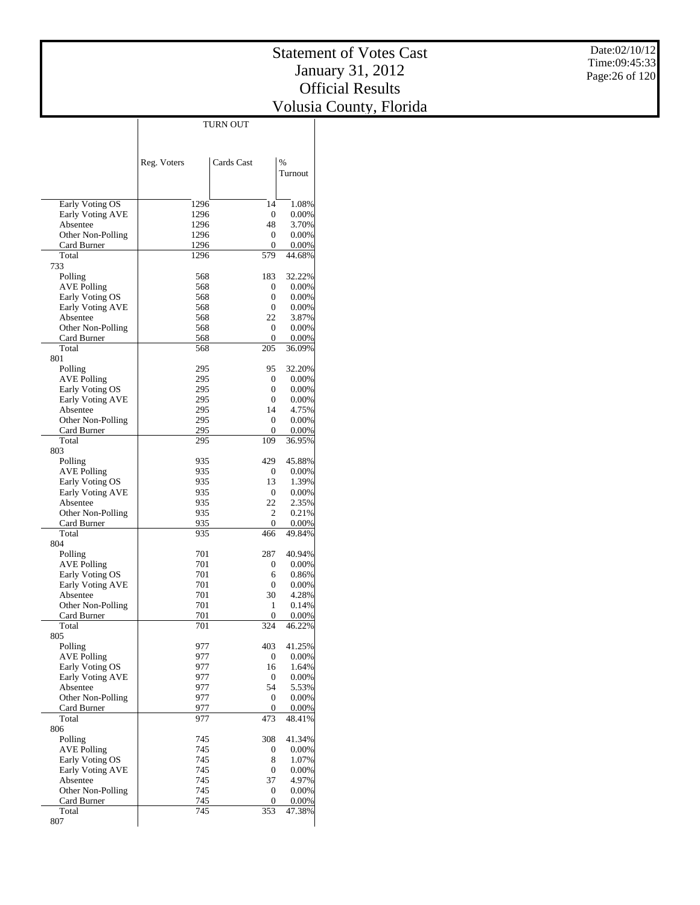# Statement of Votes Cast
# January 31, 2012
# Official Results
# Volusia County, Florida

| | TURN OUT | | |
|---|---|---|---|
| | Reg. Voters | Cards Cast | % Turnout |
| Early Voting OS | 1296 | 14 | 1.08% |
| Early Voting AVE | 1296 | 0 | 0.00% |
| Absentee | 1296 | 48 | 3.70% |
| Other Non-Polling | 1296 | 0 | 0.00% |
| Card Burner | 1296 | 0 | 0.00% |
| Total | 1296 | 579 | 44.68% |
| 733 | | | |
| Polling | 568 | 183 | 32.22% |
| AVE Polling | 568 | 0 | 0.00% |
| Early Voting OS | 568 | 0 | 0.00% |
| Early Voting AVE | 568 | 0 | 0.00% |
| Absentee | 568 | 22 | 3.87% |
| Other Non-Polling | 568 | 0 | 0.00% |
| Card Burner | 568 | 0 | 0.00% |
| Total | 568 | 205 | 36.09% |
| 801 | | | |
| Polling | 295 | 95 | 32.20% |
| AVE Polling | 295 | 0 | 0.00% |
| Early Voting OS | 295 | 0 | 0.00% |
| Early Voting AVE | 295 | 0 | 0.00% |
| Absentee | 295 | 14 | 4.75% |
| Other Non-Polling | 295 | 0 | 0.00% |
| Card Burner | 295 | 0 | 0.00% |
| Total | 295 | 109 | 36.95% |
| 803 | | | |
| Polling | 935 | 429 | 45.88% |
| AVE Polling | 935 | 0 | 0.00% |
| Early Voting OS | 935 | 13 | 1.39% |
| Early Voting AVE | 935 | 0 | 0.00% |
| Absentee | 935 | 22 | 2.35% |
| Other Non-Polling | 935 | 2 | 0.21% |
| Card Burner | 935 | 0 | 0.00% |
| Total | 935 | 466 | 49.84% |
| 804 | | | |
| Polling | 701 | 287 | 40.94% |
| AVE Polling | 701 | 0 | 0.00% |
| Early Voting OS | 701 | 6 | 0.86% |
| Early Voting AVE | 701 | 0 | 0.00% |
| Absentee | 701 | 30 | 4.28% |
| Other Non-Polling | 701 | 1 | 0.14% |
| Card Burner | 701 | 0 | 0.00% |
| Total | 701 | 324 | 46.22% |
| 805 | | | |
| Polling | 977 | 403 | 41.25% |
| AVE Polling | 977 | 0 | 0.00% |
| Early Voting OS | 977 | 16 | 1.64% |
| Early Voting AVE | 977 | 0 | 0.00% |
| Absentee | 977 | 54 | 5.53% |
| Other Non-Polling | 977 | 0 | 0.00% |
| Card Burner | 977 | 0 | 0.00% |
| Total | 977 | 473 | 48.41% |
| 806 | | | |
| Polling | 745 | 308 | 41.34% |
| AVE Polling | 745 | 0 | 0.00% |
| Early Voting OS | 745 | 8 | 1.07% |
| Early Voting AVE | 745 | 0 | 0.00% |
| Absentee | 745 | 37 | 4.97% |
| Other Non-Polling | 745 | 0 | 0.00% |
| Card Burner | 745 | 0 | 0.00% |
| Total | 745 | 353 | 47.38% |
| 807 | | | |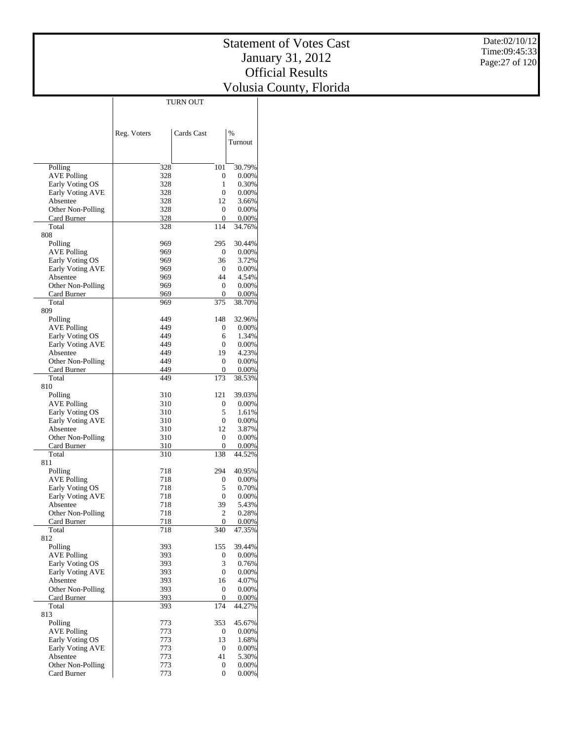# Statement of Votes Cast
# January 31, 2012
# Official Results
# Volusia County, Florida

Date:02/10/12
Time:09:45:33

| | TURN OUT | | |
|---|---|---|---|
| | Reg. Voters | Cards Cast | % Turnout |
| Polling | 328 | 101 | 30.79% |
| AVE Polling | 328 | 0 | 0.00% |
| Early Voting OS | 328 | 1 | 0.30% |
| Early Voting AVE | 328 | 0 | 0.00% |
| Absentee | 328 | 12 | 3.66% |
| Other Non-Polling | 328 | 0 | 0.00% |
| Card Burner | 328 | 0 | 0.00% |
| Total | 328 | 114 | 34.76% |
| 808 | | | |
| Polling | 969 | 295 | 30.44% |
| AVE Polling | 969 | 0 | 0.00% |
| Early Voting OS | 969 | 36 | 3.72% |
| Early Voting AVE | 969 | 0 | 0.00% |
| Absentee | 969 | 44 | 4.54% |
| Other Non-Polling | 969 | 0 | 0.00% |
| Card Burner | 969 | 0 | 0.00% |
| Total | 969 | 375 | 38.70% |
| 809 | | | |
| Polling | 449 | 148 | 32.96% |
| AVE Polling | 449 | 0 | 0.00% |
| Early Voting OS | 449 | 6 | 1.34% |
| Early Voting AVE | 449 | 0 | 0.00% |
| Absentee | 449 | 19 | 4.23% |
| Other Non-Polling | 449 | 0 | 0.00% |
| Card Burner | 449 | 0 | 0.00% |
| Total | 449 | 173 | 38.53% |
| 810 | | | |
| Polling | 310 | 121 | 39.03% |
| AVE Polling | 310 | 0 | 0.00% |
| Early Voting OS | 310 | 5 | 1.61% |
| Early Voting AVE | 310 | 0 | 0.00% |
| Absentee | 310 | 12 | 3.87% |
| Other Non-Polling | 310 | 0 | 0.00% |
| Card Burner | 310 | 0 | 0.00% |
| Total | 310 | 138 | 44.52% |
| 811 | | | |
| Polling | 718 | 294 | 40.95% |
| AVE Polling | 718 | 0 | 0.00% |
| Early Voting OS | 718 | 5 | 0.70% |
| Early Voting AVE | 718 | 0 | 0.00% |
| Absentee | 718 | 39 | 5.43% |
| Other Non-Polling | 718 | 2 | 0.28% |
| Card Burner | 718 | 0 | 0.00% |
| Total | 718 | 340 | 47.35% |
| 812 | | | |
| Polling | 393 | 155 | 39.44% |
| AVE Polling | 393 | 0 | 0.00% |
| Early Voting OS | 393 | 3 | 0.76% |
| Early Voting AVE | 393 | 0 | 0.00% |
| Absentee | 393 | 16 | 4.07% |
| Other Non-Polling | 393 | 0 | 0.00% |
| Card Burner | 393 | 0 | 0.00% |
| Total | 393 | 174 | 44.27% |
| 813 | | | |
| Polling | 773 | 353 | 45.67% |
| AVE Polling | 773 | 0 | 0.00% |
| Early Voting OS | 773 | 13 | 1.68% |
| Early Voting AVE | 773 | 0 | 0.00% |
| Absentee | 773 | 41 | 5.30% |
| Other Non-Polling | 773 | 0 | 0.00% |
| Card Burner | 773 | 0 | 0.00% |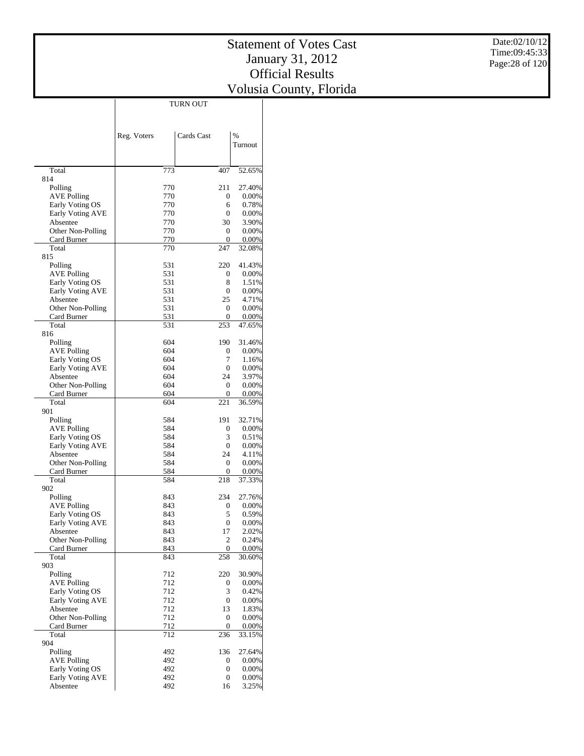# Statement of Votes Cast
# January 31, 2012
# Official Results
# Volusia County, Florida

Date:02/10/12
Time:09:45:33

| | TURN OUT | | |
|---|---|---|---|
| | Reg. Voters | Cards Cast | % Turnout |
| Total | 773 | 407 | 52.65% |
| 814 | | | |
| Polling | 770 | 211 | 27.40% |
| AVE Polling | 770 | 0 | 0.00% |
| Early Voting OS | 770 | 6 | 0.78% |
| Early Voting AVE | 770 | 0 | 0.00% |
| Absentee | 770 | 30 | 3.90% |
| Other Non-Polling | 770 | 0 | 0.00% |
| Card Burner | 770 | 0 | 0.00% |
| Total | 770 | 247 | 32.08% |
| 815 | | | |
| Polling | 531 | 220 | 41.43% |
| AVE Polling | 531 | 0 | 0.00% |
| Early Voting OS | 531 | 8 | 1.51% |
| Early Voting AVE | 531 | 0 | 0.00% |
| Absentee | 531 | 25 | 4.71% |
| Other Non-Polling | 531 | 0 | 0.00% |
| Card Burner | 531 | 0 | 0.00% |
| Total | 531 | 253 | 47.65% |
| 816 | | | |
| Polling | 604 | 190 | 31.46% |
| AVE Polling | 604 | 0 | 0.00% |
| Early Voting OS | 604 | 7 | 1.16% |
| Early Voting AVE | 604 | 0 | 0.00% |
| Absentee | 604 | 24 | 3.97% |
| Other Non-Polling | 604 | 0 | 0.00% |
| Card Burner | 604 | 0 | 0.00% |
| Total | 604 | 221 | 36.59% |
| 901 | | | |
| Polling | 584 | 191 | 32.71% |
| AVE Polling | 584 | 0 | 0.00% |
| Early Voting OS | 584 | 3 | 0.51% |
| Early Voting AVE | 584 | 0 | 0.00% |
| Absentee | 584 | 24 | 4.11% |
| Other Non-Polling | 584 | 0 | 0.00% |
| Card Burner | 584 | 0 | 0.00% |
| Total | 584 | 218 | 37.33% |
| 902 | | | |
| Polling | 843 | 234 | 27.76% |
| AVE Polling | 843 | 0 | 0.00% |
| Early Voting OS | 843 | 5 | 0.59% |
| Early Voting AVE | 843 | 0 | 0.00% |
| Absentee | 843 | 17 | 2.02% |
| Other Non-Polling | 843 | 2 | 0.24% |
| Card Burner | 843 | 0 | 0.00% |
| Total | 843 | 258 | 30.60% |
| 903 | | | |
| Polling | 712 | 220 | 30.90% |
| AVE Polling | 712 | 0 | 0.00% |
| Early Voting OS | 712 | 3 | 0.42% |
| Early Voting AVE | 712 | 0 | 0.00% |
| Absentee | 712 | 13 | 1.83% |
| Other Non-Polling | 712 | 0 | 0.00% |
| Card Burner | 712 | 0 | 0.00% |
| Total | 712 | 236 | 33.15% |
| 904 | | | |
| Polling | 492 | 136 | 27.64% |
| AVE Polling | 492 | 0 | 0.00% |
| Early Voting OS | 492 | 0 | 0.00% |
| Early Voting AVE | 492 | 0 | 0.00% |
| Absentee | 492 | 16 | 3.25% |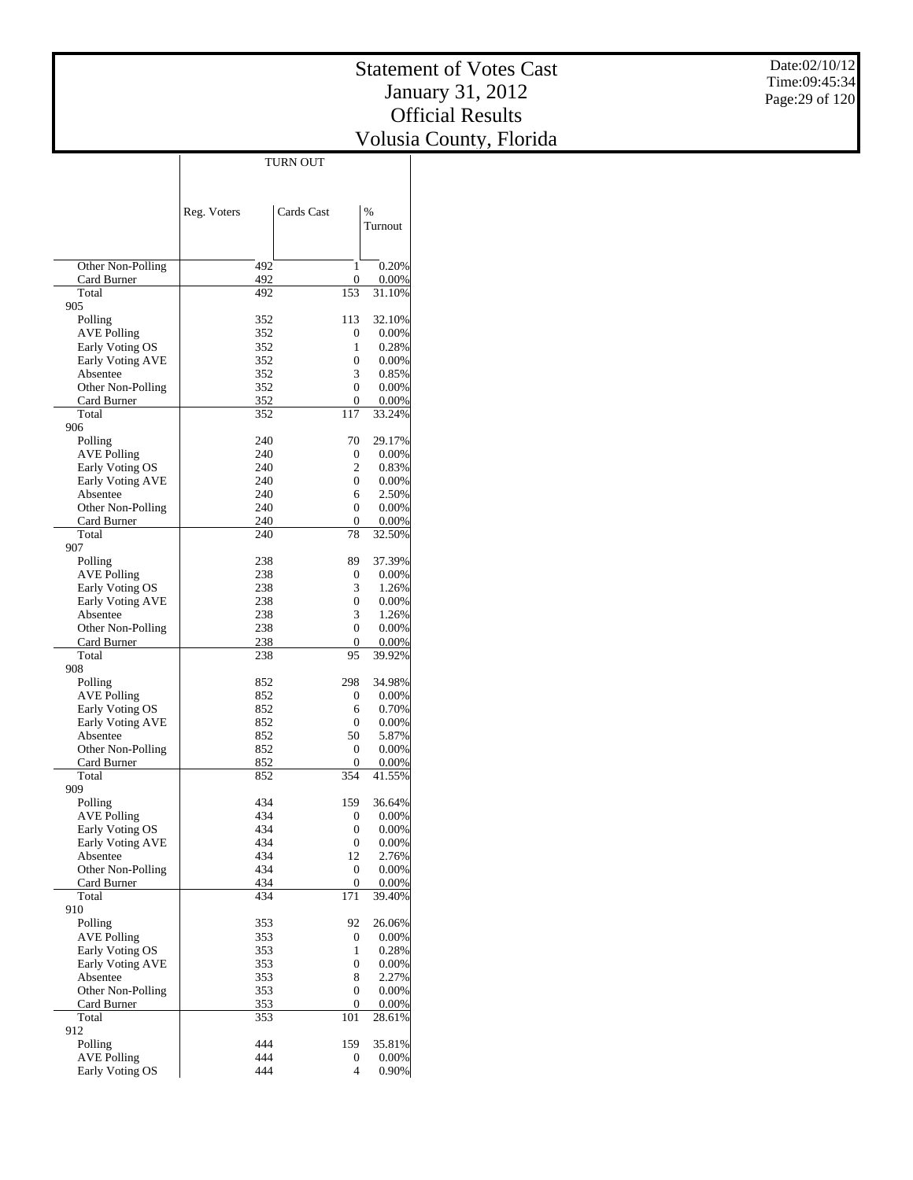# Statement of Votes Cast
# January 31, 2012
# Official Results
# Volusia County, Florida

| | TURN OUT | | |
|---|---|---|---|
| | Reg. Voters | Cards Cast | % Turnout |
| Other Non-Polling | 492 | 1 | 0.20% |
| Card Burner | 492 | 0 | 0.00% |
| Total | 492 | 153 | 31.10% |
| 905 | | | |
| Polling | 352 | 113 | 32.10% |
| AVE Polling | 352 | 0 | 0.00% |
| Early Voting OS | 352 | 1 | 0.28% |
| Early Voting AVE | 352 | 0 | 0.00% |
| Absentee | 352 | 3 | 0.85% |
| Other Non-Polling | 352 | 0 | 0.00% |
| Card Burner | 352 | 0 | 0.00% |
| Total | 352 | 117 | 33.24% |
| 906 | | | |
| Polling | 240 | 70 | 29.17% |
| AVE Polling | 240 | 0 | 0.00% |
| Early Voting OS | 240 | 2 | 0.83% |
| Early Voting AVE | 240 | 0 | 0.00% |
| Absentee | 240 | 6 | 2.50% |
| Other Non-Polling | 240 | 0 | 0.00% |
| Card Burner | 240 | 0 | 0.00% |
| Total | 240 | 78 | 32.50% |
| 907 | | | |
| Polling | 238 | 89 | 37.39% |
| AVE Polling | 238 | 0 | 0.00% |
| Early Voting OS | 238 | 3 | 1.26% |
| Early Voting AVE | 238 | 0 | 0.00% |
| Absentee | 238 | 3 | 1.26% |
| Other Non-Polling | 238 | 0 | 0.00% |
| Card Burner | 238 | 0 | 0.00% |
| Total | 238 | 95 | 39.92% |
| 908 | | | |
| Polling | 852 | 298 | 34.98% |
| AVE Polling | 852 | 0 | 0.00% |
| Early Voting OS | 852 | 6 | 0.70% |
| Early Voting AVE | 852 | 0 | 0.00% |
| Absentee | 852 | 50 | 5.87% |
| Other Non-Polling | 852 | 0 | 0.00% |
| Card Burner | 852 | 0 | 0.00% |
| Total | 852 | 354 | 41.55% |
| 909 | | | |
| Polling | 434 | 159 | 36.64% |
| AVE Polling | 434 | 0 | 0.00% |
| Early Voting OS | 434 | 0 | 0.00% |
| Early Voting AVE | 434 | 0 | 0.00% |
| Absentee | 434 | 12 | 2.76% |
| Other Non-Polling | 434 | 0 | 0.00% |
| Card Burner | 434 | 0 | 0.00% |
| Total | 434 | 171 | 39.40% |
| 910 | | | |
| Polling | 353 | 92 | 26.06% |
| AVE Polling | 353 | 0 | 0.00% |
| Early Voting OS | 353 | 1 | 0.28% |
| Early Voting AVE | 353 | 0 | 0.00% |
| Absentee | 353 | 8 | 2.27% |
| Other Non-Polling | 353 | 0 | 0.00% |
| Card Burner | 353 | 0 | 0.00% |
| Total | 353 | 101 | 28.61% |
| 912 | | | |
| Polling | 444 | 159 | 35.81% |
| AVE Polling | 444 | 0 | 0.00% |
| Early Voting OS | 444 | 4 | 0.90% |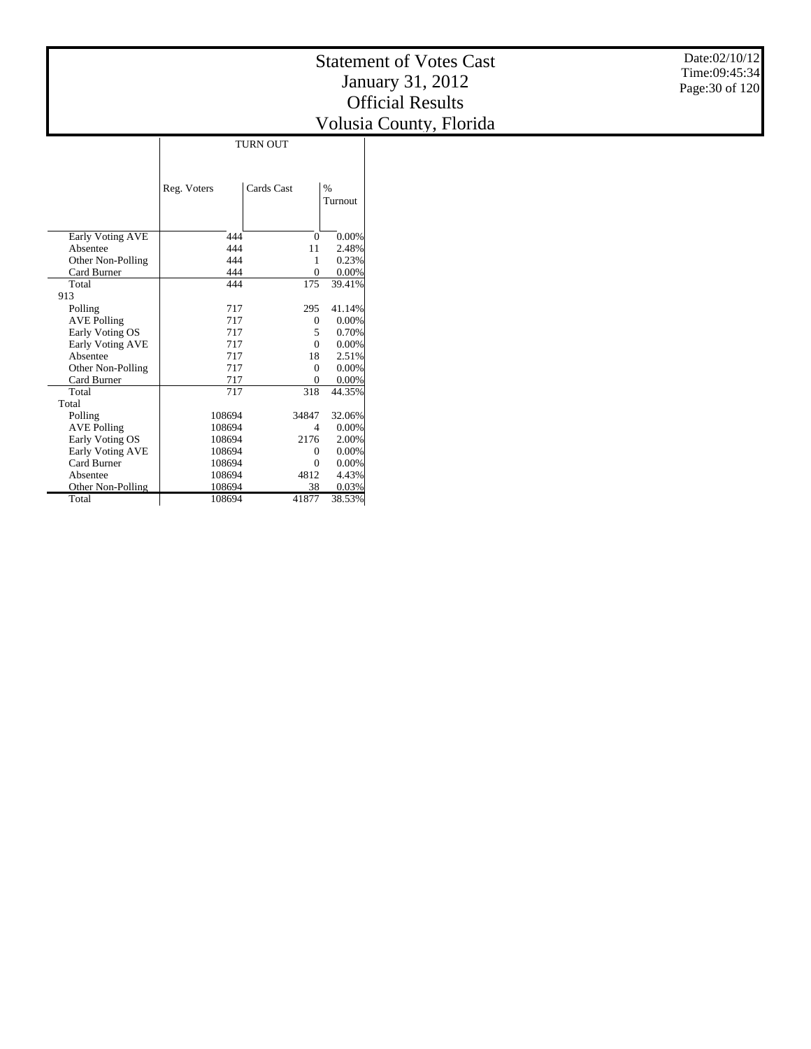# Statement of Votes Cast
# January 31, 2012
# Official Results
# Volusia County, Florida

Date:02/10/12
Time:09:45:34

| | TURN OUT | | |
|---|---|---|---|
| | Reg. Voters | Cards Cast | % Turnout |
| Early Voting AVE | 444 | 0 | 0.00% |
| Absentee | 444 | 11 | 2.48% |
| Other Non-Polling | 444 | 1 | 0.23% |
| Card Burner | 444 | 0 | 0.00% |
| Total | 444 | 175 | 39.41% |
| 913 | | | |
| Polling | 717 | 295 | 41.14% |
| AVE Polling | 717 | 0 | 0.00% |
| Early Voting OS | 717 | 5 | 0.70% |
| Early Voting AVE | 717 | 0 | 0.00% |
| Absentee | 717 | 18 | 2.51% |
| Other Non-Polling | 717 | 0 | 0.00% |
| Card Burner | 717 | 0 | 0.00% |
| Total | 717 | 318 | 44.35% |
| Total | | | |
| Polling | 108694 | 34847 | 32.06% |
| AVE Polling | 108694 | 4 | 0.00% |
| Early Voting OS | 108694 | 2176 | 2.00% |
| Early Voting AVE | 108694 | 0 | 0.00% |
| Card Burner | 108694 | 0 | 0.00% |
| Absentee | 108694 | 4812 | 4.43% |
| Other Non-Polling | 108694 | 38 | 0.03% |
| Total | 108694 | 41877 | 38.53% |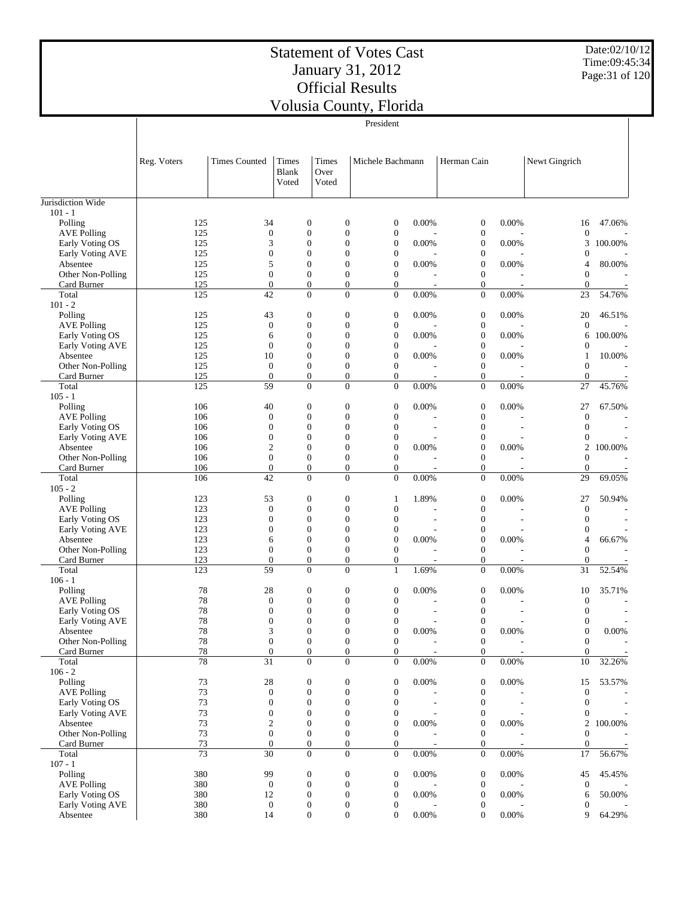# Statement of Votes Cast
# January 31, 2012
# Official Results
# Volusia County, Florida

Date:02/10/12
Time:09:45:34

President

| | Reg. Voters | Times Counted | Times Blank Voted | Times Over Voted | Michele Bachmann | | Herman Cain | | Newt Gingrich | |
|---|---|---|---|---|---|---|---|---|---|---|
| Jurisdiction Wide | | | | | | | | | | |
| 101 - 1 | | | | | | | | | | |
| Polling | 125 | 34 | 0 | 0 | 0 | 0.00% | 0 | 0.00% | 16 | 47.06% |
| AVE Polling | 125 | 0 | 0 | 0 | 0 | - | 0 | - | 0 | - |
| Early Voting OS | 125 | 3 | 0 | 0 | 0 | 0.00% | 0 | 0.00% | 3 | 100.00% |
| Early Voting AVE | 125 | 0 | 0 | 0 | 0 | - | 0 | - | 0 | - |
| Absentee | 125 | 5 | 0 | 0 | 0 | 0.00% | 0 | 0.00% | 4 | 80.00% |
| Other Non-Polling | 125 | 0 | 0 | 0 | 0 | - | 0 | - | 0 | - |
| Card Burner | 125 | 0 | 0 | 0 | 0 | - | 0 | - | 0 | - |
| Total | 125 | 42 | 0 | 0 | 0 | 0.00% | 0 | 0.00% | 23 | 54.76% |
| 101 - 2 | | | | | | | | | | |
| Polling | 125 | 43 | 0 | 0 | 0 | 0.00% | 0 | 0.00% | 20 | 46.51% |
| AVE Polling | 125 | 0 | 0 | 0 | 0 | - | 0 | - | 0 | - |
| Early Voting OS | 125 | 6 | 0 | 0 | 0 | 0.00% | 0 | 0.00% | 6 | 100.00% |
| Early Voting AVE | 125 | 0 | 0 | 0 | 0 | - | 0 | - | 0 | - |
| Absentee | 125 | 10 | 0 | 0 | 0 | 0.00% | 0 | 0.00% | 1 | 10.00% |
| Other Non-Polling | 125 | 0 | 0 | 0 | 0 | - | 0 | - | 0 | - |
| Card Burner | 125 | 0 | 0 | 0 | 0 | - | 0 | - | 0 | - |
| Total | 125 | 59 | 0 | 0 | 0 | 0.00% | 0 | 0.00% | 27 | 45.76% |
| 105 - 1 | | | | | | | | | | |
| Polling | 106 | 40 | 0 | 0 | 0 | 0.00% | 0 | 0.00% | 27 | 67.50% |
| AVE Polling | 106 | 0 | 0 | 0 | 0 | - | 0 | - | 0 | - |
| Early Voting OS | 106 | 0 | 0 | 0 | 0 | - | 0 | - | 0 | - |
| Early Voting AVE | 106 | 0 | 0 | 0 | 0 | - | 0 | - | 0 | - |
| Absentee | 106 | 2 | 0 | 0 | 0 | 0.00% | 0 | 0.00% | 2 | 100.00% |
| Other Non-Polling | 106 | 0 | 0 | 0 | 0 | - | 0 | - | 0 | - |
| Card Burner | 106 | 0 | 0 | 0 | 0 | - | 0 | - | 0 | - |
| Total | 106 | 42 | 0 | 0 | 0 | 0.00% | 0 | 0.00% | 29 | 69.05% |
| 105 - 2 | | | | | | | | | | |
| Polling | 123 | 53 | 0 | 0 | 1 | 1.89% | 0 | 0.00% | 27 | 50.94% |
| AVE Polling | 123 | 0 | 0 | 0 | 0 | - | 0 | - | 0 | - |
| Early Voting OS | 123 | 0 | 0 | 0 | 0 | - | 0 | - | 0 | - |
| Early Voting AVE | 123 | 0 | 0 | 0 | 0 | - | 0 | - | 0 | - |
| Absentee | 123 | 6 | 0 | 0 | 0 | 0.00% | 0 | 0.00% | 4 | 66.67% |
| Other Non-Polling | 123 | 0 | 0 | 0 | 0 | - | 0 | - | 0 | - |
| Card Burner | 123 | 0 | 0 | 0 | 0 | - | 0 | - | 0 | - |
| Total | 123 | 59 | 0 | 0 | 1 | 1.69% | 0 | 0.00% | 31 | 52.54% |
| 106 - 1 | | | | | | | | | | |
| Polling | 78 | 28 | 0 | 0 | 0 | 0.00% | 0 | 0.00% | 10 | 35.71% |
| AVE Polling | 78 | 0 | 0 | 0 | 0 | - | 0 | - | 0 | - |
| Early Voting OS | 78 | 0 | 0 | 0 | 0 | - | 0 | - | 0 | - |
| Early Voting AVE | 78 | 0 | 0 | 0 | 0 | - | 0 | - | 0 | - |
| Absentee | 78 | 3 | 0 | 0 | 0 | 0.00% | 0 | 0.00% | 0 | 0.00% |
| Other Non-Polling | 78 | 0 | 0 | 0 | 0 | - | 0 | - | 0 | - |
| Card Burner | 78 | 0 | 0 | 0 | 0 | - | 0 | - | 0 | - |
| Total | 78 | 31 | 0 | 0 | 0 | 0.00% | 0 | 0.00% | 10 | 32.26% |
| 106 - 2 | | | | | | | | | | |
| Polling | 73 | 28 | 0 | 0 | 0 | 0.00% | 0 | 0.00% | 15 | 53.57% |
| AVE Polling | 73 | 0 | 0 | 0 | 0 | - | 0 | - | 0 | - |
| Early Voting OS | 73 | 0 | 0 | 0 | 0 | - | 0 | - | 0 | - |
| Early Voting AVE | 73 | 0 | 0 | 0 | 0 | - | 0 | - | 0 | - |
| Absentee | 73 | 2 | 0 | 0 | 0 | 0.00% | 0 | 0.00% | 2 | 100.00% |
| Other Non-Polling | 73 | 0 | 0 | 0 | 0 | - | 0 | - | 0 | - |
| Card Burner | 73 | 0 | 0 | 0 | 0 | - | 0 | - | 0 | - |
| Total | 73 | 30 | 0 | 0 | 0 | 0.00% | 0 | 0.00% | 17 | 56.67% |
| 107 - 1 | | | | | | | | | | |
| Polling | 380 | 99 | 0 | 0 | 0 | 0.00% | 0 | 0.00% | 45 | 45.45% |
| AVE Polling | 380 | 0 | 0 | 0 | 0 | - | 0 | - | 0 | - |
| Early Voting OS | 380 | 12 | 0 | 0 | 0 | 0.00% | 0 | 0.00% | 6 | 50.00% |
| Early Voting AVE | 380 | 0 | 0 | 0 | 0 | - | 0 | - | 0 | - |
| Absentee | 380 | 14 | 0 | 0 | 0 | 0.00% | 0 | 0.00% | 9 | 64.29% |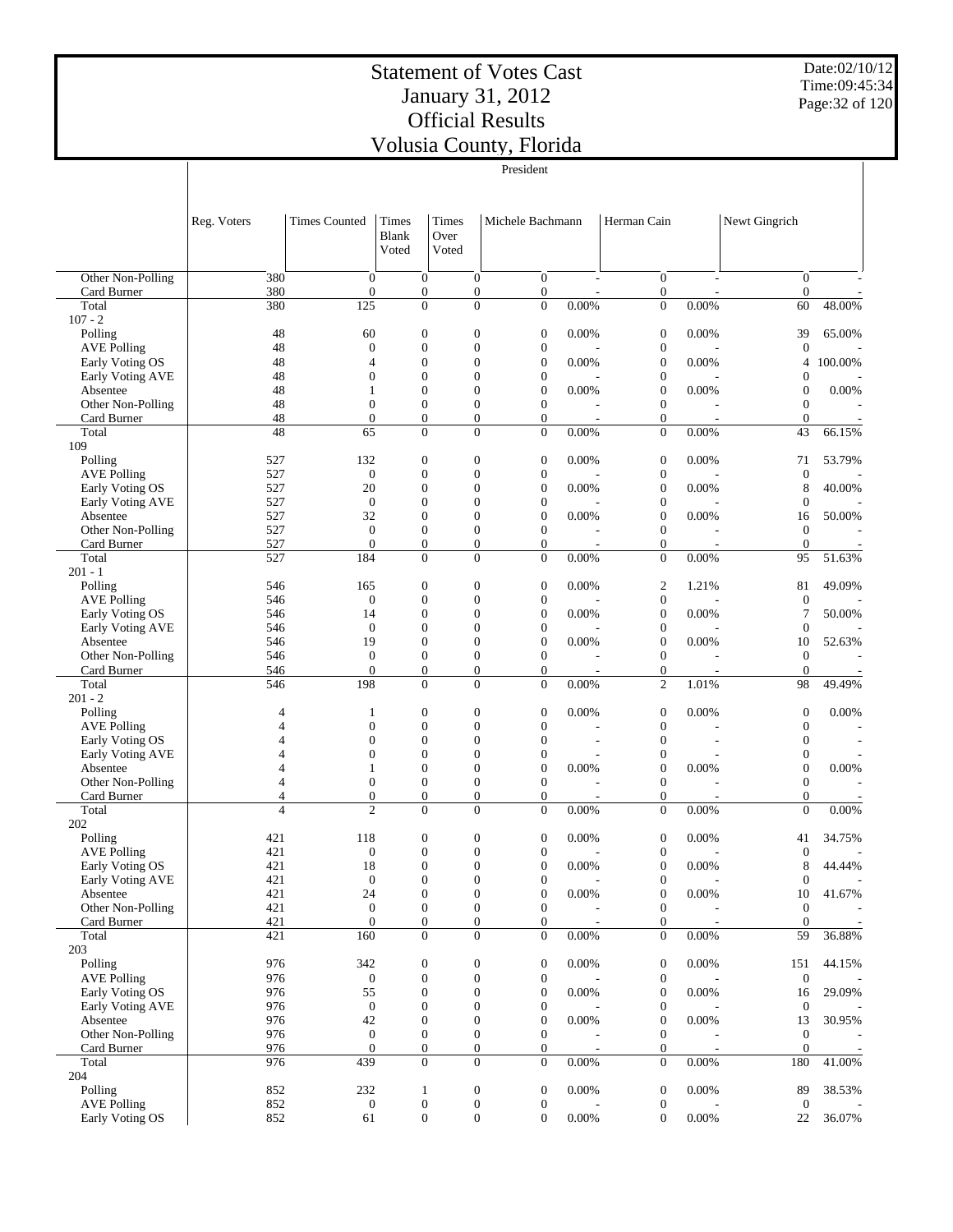# Statement of Votes Cast
# January 31, 2012
# Official Results
# Volusia County, Florida

Date:02/10/12
Time:09:45:34

President

| | Reg. Voters | Times Counted | Times Blank Voted | Times Over Voted | Michele Bachmann | | Herman Cain | | Newt Gingrich | |
|---|---|---|---|---|---|---|---|---|---|---|
| Other Non-Polling | 380 | 0 | 0 | 0 | 0 | - | 0 | - | 0 | - |
| Card Burner | 380 | 0 | 0 | 0 | 0 | - | 0 | - | 0 | - |
| Total | 380 | 125 | 0 | 0 | 0 | 0.00% | 0 | 0.00% | 60 | 48.00% |
| 107 - 2 | | | | | | | | | | |
| Polling | 48 | 60 | 0 | 0 | 0 | 0.00% | 0 | 0.00% | 39 | 65.00% |
| AVE Polling | 48 | 0 | 0 | 0 | 0 | - | 0 | - | 0 | - |
| Early Voting OS | 48 | 4 | 0 | 0 | 0 | 0.00% | 0 | 0.00% | 4 | 100.00% |
| Early Voting AVE | 48 | 0 | 0 | 0 | 0 | - | 0 | - | 0 | - |
| Absentee | 48 | 1 | 0 | 0 | 0 | 0.00% | 0 | 0.00% | 0 | 0.00% |
| Other Non-Polling | 48 | 0 | 0 | 0 | 0 | - | 0 | - | 0 | - |
| Card Burner | 48 | 0 | 0 | 0 | 0 | - | 0 | - | 0 | - |
| Total | 48 | 65 | 0 | 0 | 0 | 0.00% | 0 | 0.00% | 43 | 66.15% |
| 109 | | | | | | | | | | |
| Polling | 527 | 132 | 0 | 0 | 0 | 0.00% | 0 | 0.00% | 71 | 53.79% |
| AVE Polling | 527 | 0 | 0 | 0 | 0 | - | 0 | - | 0 | - |
| Early Voting OS | 527 | 20 | 0 | 0 | 0 | 0.00% | 0 | 0.00% | 8 | 40.00% |
| Early Voting AVE | 527 | 0 | 0 | 0 | 0 | - | 0 | - | 0 | - |
| Absentee | 527 | 32 | 0 | 0 | 0 | 0.00% | 0 | 0.00% | 16 | 50.00% |
| Other Non-Polling | 527 | 0 | 0 | 0 | 0 | - | 0 | - | 0 | - |
| Card Burner | 527 | 0 | 0 | 0 | 0 | - | 0 | - | 0 | - |
| Total | 527 | 184 | 0 | 0 | 0 | 0.00% | 0 | 0.00% | 95 | 51.63% |
| 201 - 1 | | | | | | | | | | |
| Polling | 546 | 165 | 0 | 0 | 0 | 0.00% | 2 | 1.21% | 81 | 49.09% |
| AVE Polling | 546 | 0 | 0 | 0 | 0 | - | 0 | - | 0 | - |
| Early Voting OS | 546 | 14 | 0 | 0 | 0 | 0.00% | 0 | 0.00% | 7 | 50.00% |
| Early Voting AVE | 546 | 0 | 0 | 0 | 0 | - | 0 | - | 0 | - |
| Absentee | 546 | 19 | 0 | 0 | 0 | 0.00% | 0 | 0.00% | 10 | 52.63% |
| Other Non-Polling | 546 | 0 | 0 | 0 | 0 | - | 0 | - | 0 | - |
| Card Burner | 546 | 0 | 0 | 0 | 0 | - | 0 | - | 0 | - |
| Total | 546 | 198 | 0 | 0 | 0 | 0.00% | 2 | 1.01% | 98 | 49.49% |
| 201 - 2 | | | | | | | | | | |
| Polling | 4 | 1 | 0 | 0 | 0 | 0.00% | 0 | 0.00% | 0 | 0.00% |
| AVE Polling | 4 | 0 | 0 | 0 | 0 | - | 0 | - | 0 | - |
| Early Voting OS | 4 | 0 | 0 | 0 | 0 | - | 0 | - | 0 | - |
| Early Voting AVE | 4 | 0 | 0 | 0 | 0 | - | 0 | - | 0 | - |
| Absentee | 4 | 1 | 0 | 0 | 0 | 0.00% | 0 | 0.00% | 0 | 0.00% |
| Other Non-Polling | 4 | 0 | 0 | 0 | 0 | - | 0 | - | 0 | - |
| Card Burner | 4 | 0 | 0 | 0 | 0 | - | 0 | - | 0 | - |
| Total | 4 | 2 | 0 | 0 | 0 | 0.00% | 0 | 0.00% | 0 | 0.00% |
| 202 | | | | | | | | | | |
| Polling | 421 | 118 | 0 | 0 | 0 | 0.00% | 0 | 0.00% | 41 | 34.75% |
| AVE Polling | 421 | 0 | 0 | 0 | 0 | - | 0 | - | 0 | - |
| Early Voting OS | 421 | 18 | 0 | 0 | 0 | 0.00% | 0 | 0.00% | 8 | 44.44% |
| Early Voting AVE | 421 | 0 | 0 | 0 | 0 | - | 0 | - | 0 | - |
| Absentee | 421 | 24 | 0 | 0 | 0 | 0.00% | 0 | 0.00% | 10 | 41.67% |
| Other Non-Polling | 421 | 0 | 0 | 0 | 0 | - | 0 | - | 0 | - |
| Card Burner | 421 | 0 | 0 | 0 | 0 | - | 0 | - | 0 | - |
| Total | 421 | 160 | 0 | 0 | 0 | 0.00% | 0 | 0.00% | 59 | 36.88% |
| 203 | | | | | | | | | | |
| Polling | 976 | 342 | 0 | 0 | 0 | 0.00% | 0 | 0.00% | 151 | 44.15% |
| AVE Polling | 976 | 0 | 0 | 0 | 0 | - | 0 | - | 0 | - |
| Early Voting OS | 976 | 55 | 0 | 0 | 0 | 0.00% | 0 | 0.00% | 16 | 29.09% |
| Early Voting AVE | 976 | 0 | 0 | 0 | 0 | - | 0 | - | 0 | - |
| Absentee | 976 | 42 | 0 | 0 | 0 | 0.00% | 0 | 0.00% | 13 | 30.95% |
| Other Non-Polling | 976 | 0 | 0 | 0 | 0 | - | 0 | - | 0 | - |
| Card Burner | 976 | 0 | 0 | 0 | 0 | - | 0 | - | 0 | - |
| Total | 976 | 439 | 0 | 0 | 0 | 0.00% | 0 | 0.00% | 180 | 41.00% |
| 204 | | | | | | | | | | |
| Polling | 852 | 232 | 1 | 0 | 0 | 0.00% | 0 | 0.00% | 89 | 38.53% |
| AVE Polling | 852 | 0 | 0 | 0 | 0 | - | 0 | - | 0 | - |
| Early Voting OS | 852 | 61 | 0 | 0 | 0 | 0.00% | 0 | 0.00% | 22 | 36.07% |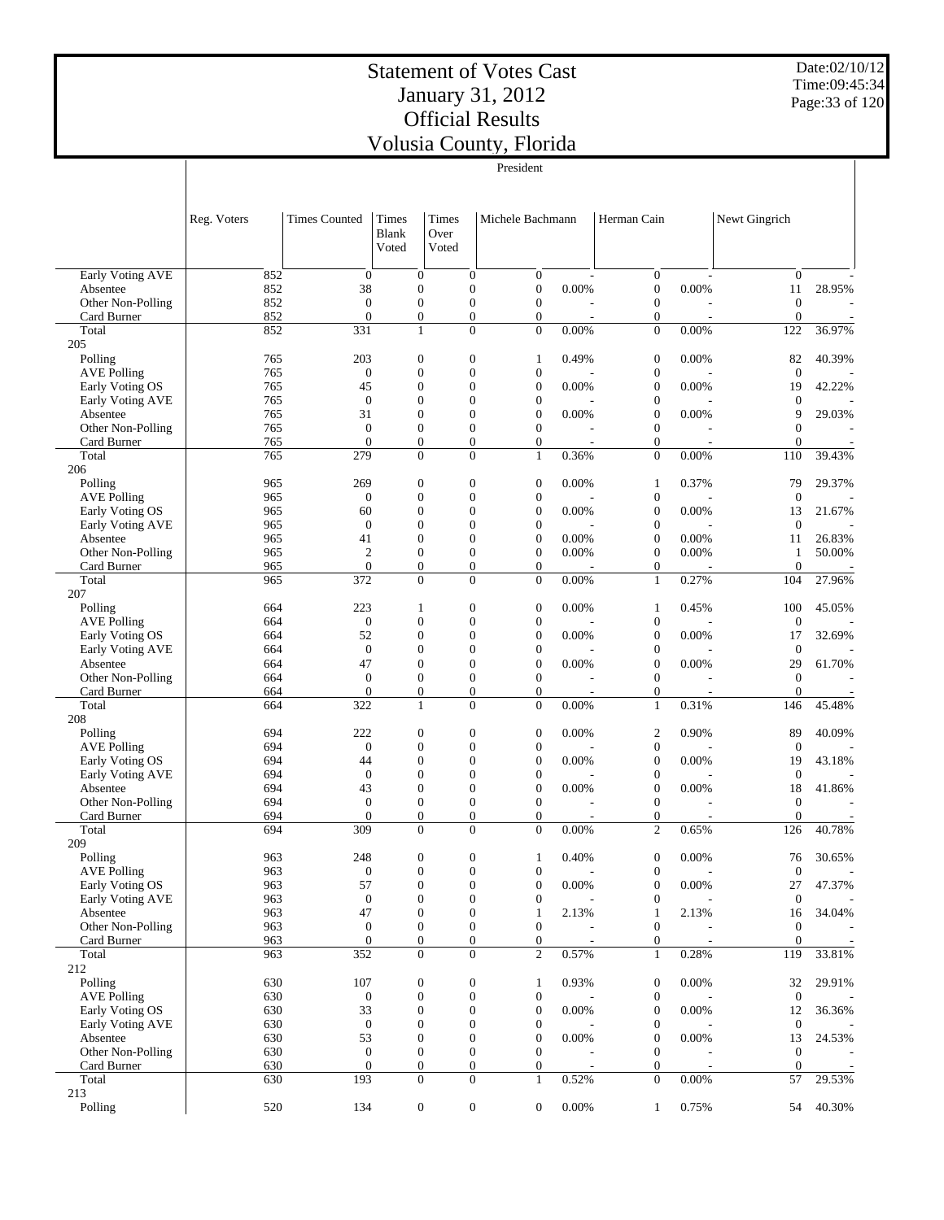# Statement of Votes Cast
## January 31, 2012
## Official Results
## Volusia County, Florida

Date:02/10/12
Time:09:45:34

President

| | Reg. Voters | Times Counted | Times Blank Voted | Times Over Voted | Michele Bachmann | | Herman Cain | | Newt Gingrich | |
|---|---|---|---|---|---|---|---|---|---|---|
| Early Voting AVE | 852 | 0 | 0 | 0 | 0 | - | 0 | - | 0 | - |
| Absentee | 852 | 38 | 0 | 0 | 0 | 0.00% | 0 | 0.00% | 11 | 28.95% |
| Other Non-Polling | 852 | 0 | 0 | 0 | 0 | - | 0 | - | 0 | - |
| Card Burner | 852 | 0 | 0 | 0 | 0 | - | 0 | - | 0 | - |
| Total | 852 | 331 | 1 | 0 | 0 | 0.00% | 0 | 0.00% | 122 | 36.97% |
| 205 | | | | | | | | | | |
| Polling | 765 | 203 | 0 | 0 | 1 | 0.49% | 0 | 0.00% | 82 | 40.39% |
| AVE Polling | 765 | 0 | 0 | 0 | 0 | - | 0 | - | 0 | - |
| Early Voting OS | 765 | 45 | 0 | 0 | 0 | 0.00% | 0 | 0.00% | 19 | 42.22% |
| Early Voting AVE | 765 | 0 | 0 | 0 | 0 | - | 0 | - | 0 | - |
| Absentee | 765 | 31 | 0 | 0 | 0 | 0.00% | 0 | 0.00% | 9 | 29.03% |
| Other Non-Polling | 765 | 0 | 0 | 0 | 0 | - | 0 | - | 0 | - |
| Card Burner | 765 | 0 | 0 | 0 | 0 | - | 0 | - | 0 | - |
| Total | 765 | 279 | 0 | 0 | 1 | 0.36% | 0 | 0.00% | 110 | 39.43% |
| 206 | | | | | | | | | | |
| Polling | 965 | 269 | 0 | 0 | 0 | 0.00% | 1 | 0.37% | 79 | 29.37% |
| AVE Polling | 965 | 0 | 0 | 0 | 0 | - | 0 | - | 0 | - |
| Early Voting OS | 965 | 60 | 0 | 0 | 0 | 0.00% | 0 | 0.00% | 13 | 21.67% |
| Early Voting AVE | 965 | 0 | 0 | 0 | 0 | - | 0 | - | 0 | - |
| Absentee | 965 | 41 | 0 | 0 | 0 | 0.00% | 0 | 0.00% | 11 | 26.83% |
| Other Non-Polling | 965 | 2 | 0 | 0 | 0 | 0.00% | 0 | 0.00% | 1 | 50.00% |
| Card Burner | 965 | 0 | 0 | 0 | 0 | - | 0 | - | 0 | - |
| Total | 965 | 372 | 0 | 0 | 0 | 0.00% | 1 | 0.27% | 104 | 27.96% |
| 207 | | | | | | | | | | |
| Polling | 664 | 223 | 1 | 0 | 0 | 0.00% | 1 | 0.45% | 100 | 45.05% |
| AVE Polling | 664 | 0 | 0 | 0 | 0 | - | 0 | - | 0 | - |
| Early Voting OS | 664 | 52 | 0 | 0 | 0 | 0.00% | 0 | 0.00% | 17 | 32.69% |
| Early Voting AVE | 664 | 0 | 0 | 0 | 0 | - | 0 | - | 0 | - |
| Absentee | 664 | 47 | 0 | 0 | 0 | 0.00% | 0 | 0.00% | 29 | 61.70% |
| Other Non-Polling | 664 | 0 | 0 | 0 | 0 | - | 0 | - | 0 | - |
| Card Burner | 664 | 0 | 0 | 0 | 0 | - | 0 | - | 0 | - |
| Total | 664 | 322 | 1 | 0 | 0 | 0.00% | 1 | 0.31% | 146 | 45.48% |
| 208 | | | | | | | | | | |
| Polling | 694 | 222 | 0 | 0 | 0 | 0.00% | 2 | 0.90% | 89 | 40.09% |
| AVE Polling | 694 | 0 | 0 | 0 | 0 | - | 0 | - | 0 | - |
| Early Voting OS | 694 | 44 | 0 | 0 | 0 | 0.00% | 0 | 0.00% | 19 | 43.18% |
| Early Voting AVE | 694 | 0 | 0 | 0 | 0 | - | 0 | - | 0 | - |
| Absentee | 694 | 43 | 0 | 0 | 0 | 0.00% | 0 | 0.00% | 18 | 41.86% |
| Other Non-Polling | 694 | 0 | 0 | 0 | 0 | - | 0 | - | 0 | - |
| Card Burner | 694 | 0 | 0 | 0 | 0 | - | 0 | - | 0 | - |
| Total | 694 | 309 | 0 | 0 | 0 | 0.00% | 2 | 0.65% | 126 | 40.78% |
| 209 | | | | | | | | | | |
| Polling | 963 | 248 | 0 | 0 | 1 | 0.40% | 0 | 0.00% | 76 | 30.65% |
| AVE Polling | 963 | 0 | 0 | 0 | 0 | - | 0 | - | 0 | - |
| Early Voting OS | 963 | 57 | 0 | 0 | 0 | 0.00% | 0 | 0.00% | 27 | 47.37% |
| Early Voting AVE | 963 | 0 | 0 | 0 | 0 | - | 0 | - | 0 | - |
| Absentee | 963 | 47 | 0 | 0 | 1 | 2.13% | 1 | 2.13% | 16 | 34.04% |
| Other Non-Polling | 963 | 0 | 0 | 0 | 0 | - | 0 | - | 0 | - |
| Card Burner | 963 | 0 | 0 | 0 | 0 | - | 0 | - | 0 | - |
| Total | 963 | 352 | 0 | 0 | 2 | 0.57% | 1 | 0.28% | 119 | 33.81% |
| 212 | | | | | | | | | | |
| Polling | 630 | 107 | 0 | 0 | 1 | 0.93% | 0 | 0.00% | 32 | 29.91% |
| AVE Polling | 630 | 0 | 0 | 0 | 0 | - | 0 | - | 0 | - |
| Early Voting OS | 630 | 33 | 0 | 0 | 0 | 0.00% | 0 | 0.00% | 12 | 36.36% |
| Early Voting AVE | 630 | 0 | 0 | 0 | 0 | - | 0 | - | 0 | - |
| Absentee | 630 | 53 | 0 | 0 | 0 | 0.00% | 0 | 0.00% | 13 | 24.53% |
| Other Non-Polling | 630 | 0 | 0 | 0 | 0 | - | 0 | - | 0 | - |
| Card Burner | 630 | 0 | 0 | 0 | 0 | - | 0 | - | 0 | - |
| Total | 630 | 193 | 0 | 0 | 1 | 0.52% | 0 | 0.00% | 57 | 29.53% |
| 213 | | | | | | | | | | |
| Polling | 520 | 134 | 0 | 0 | 0 | 0.00% | 1 | 0.75% | 54 | 40.30% |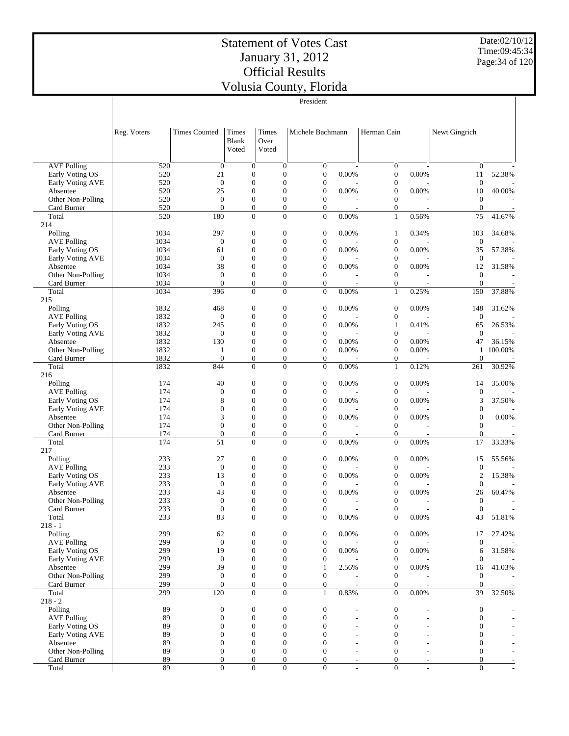# Statement of Votes Cast
# January 31, 2012
# Official Results
# Volusia County, Florida

Date:02/10/12
Time:09:45:34

President

| | Reg. Voters | Times Counted | Times Blank Voted | Times Over Voted | Michele Bachmann | | Herman Cain | | Newt Gingrich | |
|---|---|---|---|---|---|---|---|---|---|---|
| AVE Polling | 520 | 0 | 0 | 0 | 0 | - | 0 | - | 0 | - |
| Early Voting OS | 520 | 21 | 0 | 0 | 0 | 0.00% | 0 | 0.00% | 11 | 52.38% |
| Early Voting AVE | 520 | 0 | 0 | 0 | 0 | - | 0 | - | 0 | - |
| Absentee | 520 | 25 | 0 | 0 | 0 | 0.00% | 0 | 0.00% | 10 | 40.00% |
| Other Non-Polling | 520 | 0 | 0 | 0 | 0 | - | 0 | - | 0 | - |
| Card Burner | 520 | 0 | 0 | 0 | 0 | - | 0 | - | 0 | - |
| Total | 520 | 180 | 0 | 0 | 0 | 0.00% | 1 | 0.56% | 75 | 41.67% |
| 214 | | | | | | | | | | |
| Polling | 1034 | 297 | 0 | 0 | 0 | 0.00% | 1 | 0.34% | 103 | 34.68% |
| AVE Polling | 1034 | 0 | 0 | 0 | 0 | - | 0 | - | 0 | - |
| Early Voting OS | 1034 | 61 | 0 | 0 | 0 | 0.00% | 0 | 0.00% | 35 | 57.38% |
| Early Voting AVE | 1034 | 0 | 0 | 0 | 0 | - | 0 | - | 0 | - |
| Absentee | 1034 | 38 | 0 | 0 | 0 | 0.00% | 0 | 0.00% | 12 | 31.58% |
| Other Non-Polling | 1034 | 0 | 0 | 0 | 0 | - | 0 | - | 0 | - |
| Card Burner | 1034 | 0 | 0 | 0 | 0 | - | 0 | - | 0 | - |
| Total | 1034 | 396 | 0 | 0 | 0 | 0.00% | 1 | 0.25% | 150 | 37.88% |
| 215 | | | | | | | | | | |
| Polling | 1832 | 468 | 0 | 0 | 0 | 0.00% | 0 | 0.00% | 148 | 31.62% |
| AVE Polling | 1832 | 0 | 0 | 0 | 0 | - | 0 | - | 0 | - |
| Early Voting OS | 1832 | 245 | 0 | 0 | 0 | 0.00% | 1 | 0.41% | 65 | 26.53% |
| Early Voting AVE | 1832 | 0 | 0 | 0 | 0 | - | 0 | - | 0 | - |
| Absentee | 1832 | 130 | 0 | 0 | 0 | 0.00% | 0 | 0.00% | 47 | 36.15% |
| Other Non-Polling | 1832 | 1 | 0 | 0 | 0 | 0.00% | 0 | 0.00% | 1 | 100.00% |
| Card Burner | 1832 | 0 | 0 | 0 | 0 | - | 0 | - | 0 | - |
| Total | 1832 | 844 | 0 | 0 | 0 | 0.00% | 1 | 0.12% | 261 | 30.92% |
| 216 | | | | | | | | | | |
| Polling | 174 | 40 | 0 | 0 | 0 | 0.00% | 0 | 0.00% | 14 | 35.00% |
| AVE Polling | 174 | 0 | 0 | 0 | 0 | - | 0 | - | 0 | - |
| Early Voting OS | 174 | 8 | 0 | 0 | 0 | 0.00% | 0 | 0.00% | 3 | 37.50% |
| Early Voting AVE | 174 | 0 | 0 | 0 | 0 | - | 0 | - | 0 | - |
| Absentee | 174 | 3 | 0 | 0 | 0 | 0.00% | 0 | 0.00% | 0 | 0.00% |
| Other Non-Polling | 174 | 0 | 0 | 0 | 0 | - | 0 | - | 0 | - |
| Card Burner | 174 | 0 | 0 | 0 | 0 | - | 0 | - | 0 | - |
| Total | 174 | 51 | 0 | 0 | 0 | 0.00% | 0 | 0.00% | 17 | 33.33% |
| 217 | | | | | | | | | | |
| Polling | 233 | 27 | 0 | 0 | 0 | 0.00% | 0 | 0.00% | 15 | 55.56% |
| AVE Polling | 233 | 0 | 0 | 0 | 0 | - | 0 | - | 0 | - |
| Early Voting OS | 233 | 13 | 0 | 0 | 0 | 0.00% | 0 | 0.00% | 2 | 15.38% |
| Early Voting AVE | 233 | 0 | 0 | 0 | 0 | - | 0 | - | 0 | - |
| Absentee | 233 | 43 | 0 | 0 | 0 | 0.00% | 0 | 0.00% | 26 | 60.47% |
| Other Non-Polling | 233 | 0 | 0 | 0 | 0 | - | 0 | - | 0 | - |
| Card Burner | 233 | 0 | 0 | 0 | 0 | - | 0 | - | 0 | - |
| Total | 233 | 83 | 0 | 0 | 0 | 0.00% | 0 | 0.00% | 43 | 51.81% |
| 218 - 1 | | | | | | | | | | |
| Polling | 299 | 62 | 0 | 0 | 0 | 0.00% | 0 | 0.00% | 17 | 27.42% |
| AVE Polling | 299 | 0 | 0 | 0 | 0 | - | 0 | - | 0 | - |
| Early Voting OS | 299 | 19 | 0 | 0 | 0 | 0.00% | 0 | 0.00% | 6 | 31.58% |
| Early Voting AVE | 299 | 0 | 0 | 0 | 0 | - | 0 | - | 0 | - |
| Absentee | 299 | 39 | 0 | 0 | 1 | 2.56% | 0 | 0.00% | 16 | 41.03% |
| Other Non-Polling | 299 | 0 | 0 | 0 | 0 | - | 0 | - | 0 | - |
| Card Burner | 299 | 0 | 0 | 0 | 0 | - | 0 | - | 0 | - |
| Total | 299 | 120 | 0 | 0 | 1 | 0.83% | 0 | 0.00% | 39 | 32.50% |
| 218 - 2 | | | | | | | | | | |
| Polling | 89 | 0 | 0 | 0 | 0 | - | 0 | - | 0 | - |
| AVE Polling | 89 | 0 | 0 | 0 | 0 | - | 0 | - | 0 | - |
| Early Voting OS | 89 | 0 | 0 | 0 | 0 | - | 0 | - | 0 | - |
| Early Voting AVE | 89 | 0 | 0 | 0 | 0 | - | 0 | - | 0 | - |
| Absentee | 89 | 0 | 0 | 0 | 0 | - | 0 | - | 0 | - |
| Other Non-Polling | 89 | 0 | 0 | 0 | 0 | - | 0 | - | 0 | - |
| Card Burner | 89 | 0 | 0 | 0 | 0 | - | 0 | - | 0 | - |
| Total | 89 | 0 | 0 | 0 | 0 | - | 0 | - | 0 | - |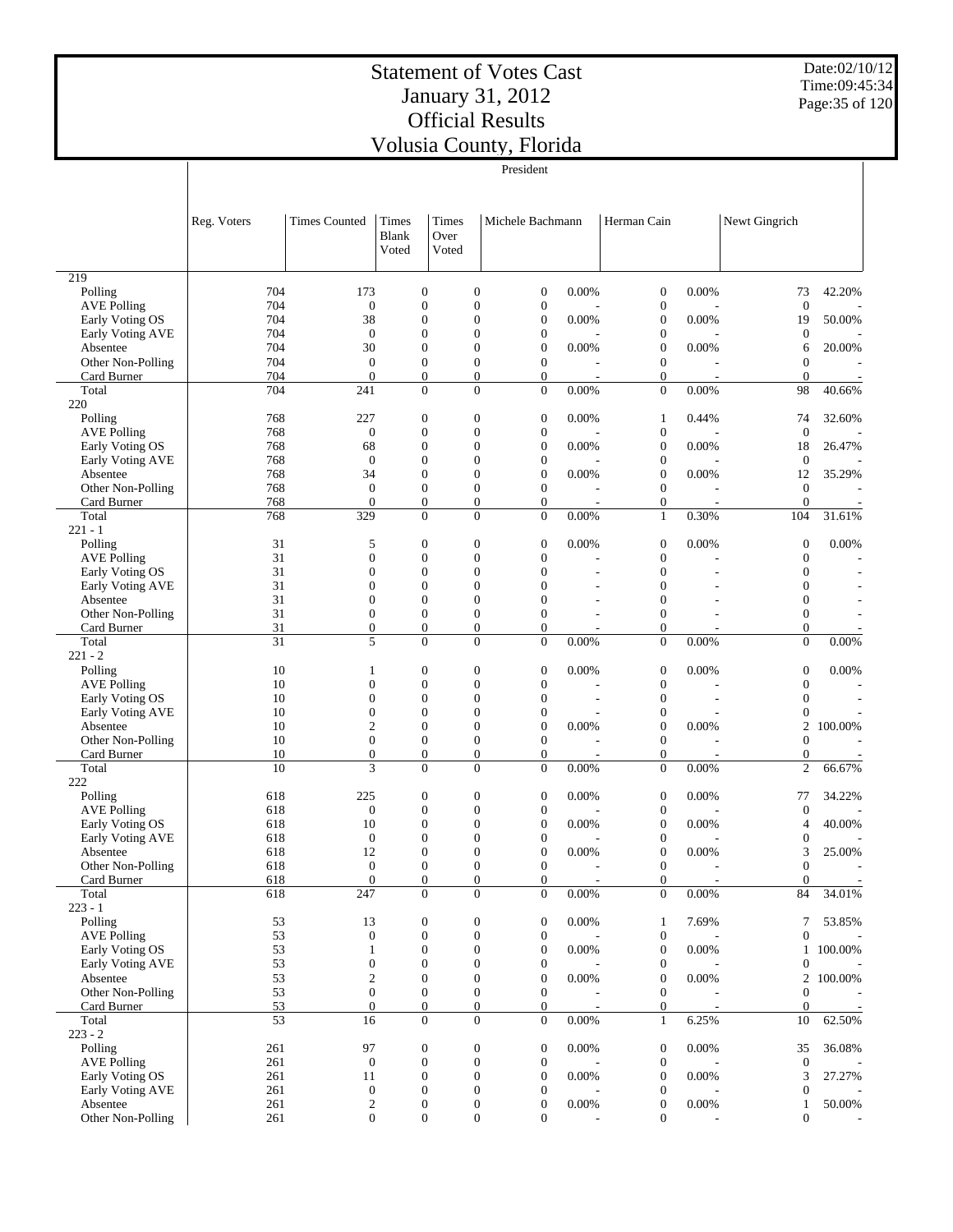# Statement of Votes Cast
# January 31, 2012
# Official Results
# Volusia County, Florida

Date:02/10/12
Time:09:45:34

President

| | Reg. Voters | Times Counted | Times Blank Voted | Times Over Voted | Michele Bachmann | | Herman Cain | | Newt Gingrich | |
|---|---|---|---|---|---|---|---|---|---|---|
| **219** | | | | | | | | | | |
| Polling | 704 | 173 | 0 | 0 | 0 | 0.00% | 0 | 0.00% | 73 | 42.20% |
| AVE Polling | 704 | 0 | 0 | 0 | 0 | - | 0 | - | 0 | - |
| Early Voting OS | 704 | 38 | 0 | 0 | 0 | 0.00% | 0 | 0.00% | 19 | 50.00% |
| Early Voting AVE | 704 | 0 | 0 | 0 | 0 | - | 0 | - | 0 | - |
| Absentee | 704 | 30 | 0 | 0 | 0 | 0.00% | 0 | 0.00% | 6 | 20.00% |
| Other Non-Polling | 704 | 0 | 0 | 0 | 0 | - | 0 | - | 0 | - |
| Card Burner | 704 | 0 | 0 | 0 | 0 | - | 0 | - | 0 | - |
| Total | 704 | 241 | 0 | 0 | 0 | 0.00% | 0 | 0.00% | 98 | 40.66% |
| **220** | | | | | | | | | | |
| Polling | 768 | 227 | 0 | 0 | 0 | 0.00% | 1 | 0.44% | 74 | 32.60% |
| AVE Polling | 768 | 0 | 0 | 0 | 0 | - | 0 | - | 0 | - |
| Early Voting OS | 768 | 68 | 0 | 0 | 0 | 0.00% | 0 | 0.00% | 18 | 26.47% |
| Early Voting AVE | 768 | 0 | 0 | 0 | 0 | - | 0 | - | 0 | - |
| Absentee | 768 | 34 | 0 | 0 | 0 | 0.00% | 0 | 0.00% | 12 | 35.29% |
| Other Non-Polling | 768 | 0 | 0 | 0 | 0 | - | 0 | - | 0 | - |
| Card Burner | 768 | 0 | 0 | 0 | 0 | - | 0 | - | 0 | - |
| Total | 768 | 329 | 0 | 0 | 0 | 0.00% | 1 | 0.30% | 104 | 31.61% |
| **221 - 1** | | | | | | | | | | |
| Polling | 31 | 5 | 0 | 0 | 0 | 0.00% | 0 | 0.00% | 0 | 0.00% |
| AVE Polling | 31 | 0 | 0 | 0 | 0 | - | 0 | - | 0 | - |
| Early Voting OS | 31 | 0 | 0 | 0 | 0 | - | 0 | - | 0 | - |
| Early Voting AVE | 31 | 0 | 0 | 0 | 0 | - | 0 | - | 0 | - |
| Absentee | 31 | 0 | 0 | 0 | 0 | - | 0 | - | 0 | - |
| Other Non-Polling | 31 | 0 | 0 | 0 | 0 | - | 0 | - | 0 | - |
| Card Burner | 31 | 0 | 0 | 0 | 0 | - | 0 | - | 0 | - |
| Total | 31 | 5 | 0 | 0 | 0 | 0.00% | 0 | 0.00% | 0 | 0.00% |
| **221 - 2** | | | | | | | | | | |
| Polling | 10 | 1 | 0 | 0 | 0 | 0.00% | 0 | 0.00% | 0 | 0.00% |
| AVE Polling | 10 | 0 | 0 | 0 | 0 | - | 0 | - | 0 | - |
| Early Voting OS | 10 | 0 | 0 | 0 | 0 | - | 0 | - | 0 | - |
| Early Voting AVE | 10 | 0 | 0 | 0 | 0 | - | 0 | - | 0 | - |
| Absentee | 10 | 2 | 0 | 0 | 0 | 0.00% | 0 | 0.00% | 2 | 100.00% |
| Other Non-Polling | 10 | 0 | 0 | 0 | 0 | - | 0 | - | 0 | - |
| Card Burner | 10 | 0 | 0 | 0 | 0 | - | 0 | - | 0 | - |
| Total | 10 | 3 | 0 | 0 | 0 | 0.00% | 0 | 0.00% | 2 | 66.67% |
| **222** | | | | | | | | | | |
| Polling | 618 | 225 | 0 | 0 | 0 | 0.00% | 0 | 0.00% | 77 | 34.22% |
| AVE Polling | 618 | 0 | 0 | 0 | 0 | - | 0 | - | 0 | - |
| Early Voting OS | 618 | 10 | 0 | 0 | 0 | 0.00% | 0 | 0.00% | 4 | 40.00% |
| Early Voting AVE | 618 | 0 | 0 | 0 | 0 | - | 0 | - | 0 | - |
| Absentee | 618 | 12 | 0 | 0 | 0 | 0.00% | 0 | 0.00% | 3 | 25.00% |
| Other Non-Polling | 618 | 0 | 0 | 0 | 0 | - | 0 | - | 0 | - |
| Card Burner | 618 | 0 | 0 | 0 | 0 | - | 0 | - | 0 | - |
| Total | 618 | 247 | 0 | 0 | 0 | 0.00% | 0 | 0.00% | 84 | 34.01% |
| **223 - 1** | | | | | | | | | | |
| Polling | 53 | 13 | 0 | 0 | 0 | 0.00% | 1 | 7.69% | 7 | 53.85% |
| AVE Polling | 53 | 0 | 0 | 0 | 0 | - | 0 | - | 0 | - |
| Early Voting OS | 53 | 1 | 0 | 0 | 0 | 0.00% | 0 | 0.00% | 1 | 100.00% |
| Early Voting AVE | 53 | 0 | 0 | 0 | 0 | - | 0 | - | 0 | - |
| Absentee | 53 | 2 | 0 | 0 | 0 | 0.00% | 0 | 0.00% | 2 | 100.00% |
| Other Non-Polling | 53 | 0 | 0 | 0 | 0 | - | 0 | - | 0 | - |
| Card Burner | 53 | 0 | 0 | 0 | 0 | - | 0 | - | 0 | - |
| Total | 53 | 16 | 0 | 0 | 0 | 0.00% | 1 | 6.25% | 10 | 62.50% |
| **223 - 2** | | | | | | | | | | |
| Polling | 261 | 97 | 0 | 0 | 0 | 0.00% | 0 | 0.00% | 35 | 36.08% |
| AVE Polling | 261 | 0 | 0 | 0 | 0 | - | 0 | - | 0 | - |
| Early Voting OS | 261 | 11 | 0 | 0 | 0 | 0.00% | 0 | 0.00% | 3 | 27.27% |
| Early Voting AVE | 261 | 0 | 0 | 0 | 0 | - | 0 | - | 0 | - |
| Absentee | 261 | 2 | 0 | 0 | 0 | 0.00% | 0 | 0.00% | 1 | 50.00% |
| Other Non-Polling | 261 | 0 | 0 | 0 | 0 | - | 0 | - | 0 | - |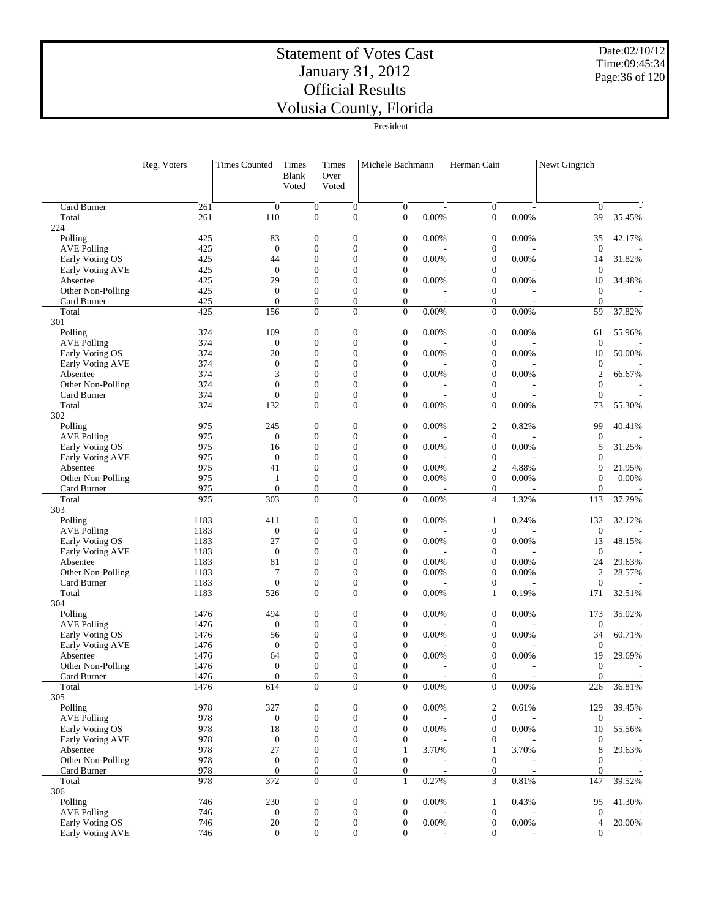# Statement of Votes Cast
## January 31, 2012
## Official Results
## Volusia County, Florida

Date:02/10/12
Time:09:45:34

President

| | Reg. Voters | Times Counted | Times Blank Voted | Times Over Voted | Michele Bachmann | | Herman Cain | | Newt Gingrich | |
|---|---|---|---|---|---|---|---|---|---|---|
| Card Burner | 261 | 0 | 0 | 0 | 0 | - | 0 | - | 0 | - |
| Total | 261 | 110 | 0 | 0 | 0 | 0.00% | 0 | 0.00% | 39 | 35.45% |
| 224 | | | | | | | | | | |
| Polling | 425 | 83 | 0 | 0 | 0 | 0.00% | 0 | 0.00% | 35 | 42.17% |
| AVE Polling | 425 | 0 | 0 | 0 | 0 | - | 0 | - | 0 | - |
| Early Voting OS | 425 | 44 | 0 | 0 | 0 | 0.00% | 0 | 0.00% | 14 | 31.82% |
| Early Voting AVE | 425 | 0 | 0 | 0 | 0 | - | 0 | - | 0 | - |
| Absentee | 425 | 29 | 0 | 0 | 0 | 0.00% | 0 | 0.00% | 10 | 34.48% |
| Other Non-Polling | 425 | 0 | 0 | 0 | 0 | - | 0 | - | 0 | - |
| Card Burner | 425 | 0 | 0 | 0 | 0 | - | 0 | - | 0 | - |
| Total | 425 | 156 | 0 | 0 | 0 | 0.00% | 0 | 0.00% | 59 | 37.82% |
| 301 | | | | | | | | | | |
| Polling | 374 | 109 | 0 | 0 | 0 | 0.00% | 0 | 0.00% | 61 | 55.96% |
| AVE Polling | 374 | 0 | 0 | 0 | 0 | - | 0 | - | 0 | - |
| Early Voting OS | 374 | 20 | 0 | 0 | 0 | 0.00% | 0 | 0.00% | 10 | 50.00% |
| Early Voting AVE | 374 | 0 | 0 | 0 | 0 | - | 0 | - | 0 | - |
| Absentee | 374 | 3 | 0 | 0 | 0 | 0.00% | 0 | 0.00% | 2 | 66.67% |
| Other Non-Polling | 374 | 0 | 0 | 0 | 0 | - | 0 | - | 0 | - |
| Card Burner | 374 | 0 | 0 | 0 | 0 | - | 0 | - | 0 | - |
| Total | 374 | 132 | 0 | 0 | 0 | 0.00% | 0 | 0.00% | 73 | 55.30% |
| 302 | | | | | | | | | | |
| Polling | 975 | 245 | 0 | 0 | 0 | 0.00% | 2 | 0.82% | 99 | 40.41% |
| AVE Polling | 975 | 0 | 0 | 0 | 0 | - | 0 | - | 0 | - |
| Early Voting OS | 975 | 16 | 0 | 0 | 0 | 0.00% | 0 | 0.00% | 5 | 31.25% |
| Early Voting AVE | 975 | 0 | 0 | 0 | 0 | - | 0 | - | 0 | - |
| Absentee | 975 | 41 | 0 | 0 | 0 | 0.00% | 2 | 4.88% | 9 | 21.95% |
| Other Non-Polling | 975 | 1 | 0 | 0 | 0 | 0.00% | 0 | 0.00% | 0 | 0.00% |
| Card Burner | 975 | 0 | 0 | 0 | 0 | - | 0 | - | 0 | - |
| Total | 975 | 303 | 0 | 0 | 0 | 0.00% | 4 | 1.32% | 113 | 37.29% |
| 303 | | | | | | | | | | |
| Polling | 1183 | 411 | 0 | 0 | 0 | 0.00% | 1 | 0.24% | 132 | 32.12% |
| AVE Polling | 1183 | 0 | 0 | 0 | 0 | - | 0 | - | 0 | - |
| Early Voting OS | 1183 | 27 | 0 | 0 | 0 | 0.00% | 0 | 0.00% | 13 | 48.15% |
| Early Voting AVE | 1183 | 0 | 0 | 0 | 0 | - | 0 | - | 0 | - |
| Absentee | 1183 | 81 | 0 | 0 | 0 | 0.00% | 0 | 0.00% | 24 | 29.63% |
| Other Non-Polling | 1183 | 7 | 0 | 0 | 0 | 0.00% | 0 | 0.00% | 2 | 28.57% |
| Card Burner | 1183 | 0 | 0 | 0 | 0 | - | 0 | - | 0 | - |
| Total | 1183 | 526 | 0 | 0 | 0 | 0.00% | 1 | 0.19% | 171 | 32.51% |
| 304 | | | | | | | | | | |
| Polling | 1476 | 494 | 0 | 0 | 0 | 0.00% | 0 | 0.00% | 173 | 35.02% |
| AVE Polling | 1476 | 0 | 0 | 0 | 0 | - | 0 | - | 0 | - |
| Early Voting OS | 1476 | 56 | 0 | 0 | 0 | 0.00% | 0 | 0.00% | 34 | 60.71% |
| Early Voting AVE | 1476 | 0 | 0 | 0 | 0 | - | 0 | - | 0 | - |
| Absentee | 1476 | 64 | 0 | 0 | 0 | 0.00% | 0 | 0.00% | 19 | 29.69% |
| Other Non-Polling | 1476 | 0 | 0 | 0 | 0 | - | 0 | - | 0 | - |
| Card Burner | 1476 | 0 | 0 | 0 | 0 | - | 0 | - | 0 | - |
| Total | 1476 | 614 | 0 | 0 | 0 | 0.00% | 0 | 0.00% | 226 | 36.81% |
| 305 | | | | | | | | | | |
| Polling | 978 | 327 | 0 | 0 | 0 | 0.00% | 2 | 0.61% | 129 | 39.45% |
| AVE Polling | 978 | 0 | 0 | 0 | 0 | - | 0 | - | 0 | - |
| Early Voting OS | 978 | 18 | 0 | 0 | 0 | 0.00% | 0 | 0.00% | 10 | 55.56% |
| Early Voting AVE | 978 | 0 | 0 | 0 | 0 | - | 0 | - | 0 | - |
| Absentee | 978 | 27 | 0 | 0 | 1 | 3.70% | 1 | 3.70% | 8 | 29.63% |
| Other Non-Polling | 978 | 0 | 0 | 0 | 0 | - | 0 | - | 0 | - |
| Card Burner | 978 | 0 | 0 | 0 | 0 | - | 0 | - | 0 | - |
| Total | 978 | 372 | 0 | 0 | 1 | 0.27% | 3 | 0.81% | 147 | 39.52% |
| 306 | | | | | | | | | | |
| Polling | 746 | 230 | 0 | 0 | 0 | 0.00% | 1 | 0.43% | 95 | 41.30% |
| AVE Polling | 746 | 0 | 0 | 0 | 0 | - | 0 | - | 0 | - |
| Early Voting OS | 746 | 20 | 0 | 0 | 0 | 0.00% | 0 | 0.00% | 4 | 20.00% |
| Early Voting AVE | 746 | 0 | 0 | 0 | 0 | - | 0 | - | 0 | - |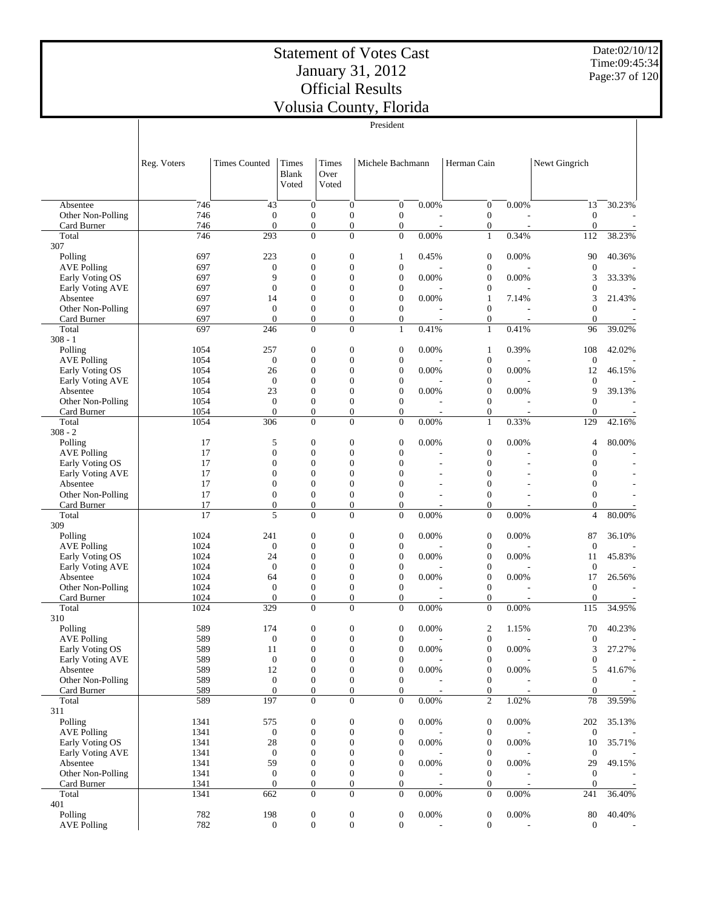# Statement of Votes Cast
## January 31, 2012
## Official Results
## Volusia County, Florida

Date:02/10/12
Time:09:45:34

President

| | Reg. Voters | Times Counted | Times Blank Voted | Times Over Voted | Michele Bachmann | | Herman Cain | | Newt Gingrich | |
|---|---|---|---|---|---|---|---|---|---|---|
| Absentee | 746 | 43 | 0 | 0 | 0 | 0.00% | 0 | 0.00% | 13 | 30.23% |
| Other Non-Polling | 746 | 0 | 0 | 0 | 0 | - | 0 | - | 0 | - |
| Card Burner | 746 | 0 | 0 | 0 | 0 | - | 0 | - | 0 | - |
| Total | 746 | 293 | 0 | 0 | 0 | 0.00% | 1 | 0.34% | 112 | 38.23% |
| 307 | | | | | | | | | | |
| Polling | 697 | 223 | 0 | 0 | 1 | 0.45% | 0 | 0.00% | 90 | 40.36% |
| AVE Polling | 697 | 0 | 0 | 0 | 0 | - | 0 | - | 0 | - |
| Early Voting OS | 697 | 9 | 0 | 0 | 0 | 0.00% | 0 | 0.00% | 3 | 33.33% |
| Early Voting AVE | 697 | 0 | 0 | 0 | 0 | - | 0 | - | 0 | - |
| Absentee | 697 | 14 | 0 | 0 | 0 | 0.00% | 1 | 7.14% | 3 | 21.43% |
| Other Non-Polling | 697 | 0 | 0 | 0 | 0 | - | 0 | - | 0 | - |
| Card Burner | 697 | 0 | 0 | 0 | 0 | - | 0 | - | 0 | - |
| Total | 697 | 246 | 0 | 0 | 1 | 0.41% | 1 | 0.41% | 96 | 39.02% |
| 308 - 1 | | | | | | | | | | |
| Polling | 1054 | 257 | 0 | 0 | 0 | 0.00% | 1 | 0.39% | 108 | 42.02% |
| AVE Polling | 1054 | 0 | 0 | 0 | 0 | - | 0 | - | 0 | - |
| Early Voting OS | 1054 | 26 | 0 | 0 | 0 | 0.00% | 0 | 0.00% | 12 | 46.15% |
| Early Voting AVE | 1054 | 0 | 0 | 0 | 0 | - | 0 | - | 0 | - |
| Absentee | 1054 | 23 | 0 | 0 | 0 | 0.00% | 0 | 0.00% | 9 | 39.13% |
| Other Non-Polling | 1054 | 0 | 0 | 0 | 0 | - | 0 | - | 0 | - |
| Card Burner | 1054 | 0 | 0 | 0 | 0 | - | 0 | - | 0 | - |
| Total | 1054 | 306 | 0 | 0 | 0 | 0.00% | 1 | 0.33% | 129 | 42.16% |
| 308 - 2 | | | | | | | | | | |
| Polling | 17 | 5 | 0 | 0 | 0 | 0.00% | 0 | 0.00% | 4 | 80.00% |
| AVE Polling | 17 | 0 | 0 | 0 | 0 | - | 0 | - | 0 | - |
| Early Voting OS | 17 | 0 | 0 | 0 | 0 | - | 0 | - | 0 | - |
| Early Voting AVE | 17 | 0 | 0 | 0 | 0 | - | 0 | - | 0 | - |
| Absentee | 17 | 0 | 0 | 0 | 0 | - | 0 | - | 0 | - |
| Other Non-Polling | 17 | 0 | 0 | 0 | 0 | - | 0 | - | 0 | - |
| Card Burner | 17 | 0 | 0 | 0 | 0 | - | 0 | - | 0 | - |
| Total | 17 | 5 | 0 | 0 | 0 | 0.00% | 0 | 0.00% | 4 | 80.00% |
| 309 | | | | | | | | | | |
| Polling | 1024 | 241 | 0 | 0 | 0 | 0.00% | 0 | 0.00% | 87 | 36.10% |
| AVE Polling | 1024 | 0 | 0 | 0 | 0 | - | 0 | - | 0 | - |
| Early Voting OS | 1024 | 24 | 0 | 0 | 0 | 0.00% | 0 | 0.00% | 11 | 45.83% |
| Early Voting AVE | 1024 | 0 | 0 | 0 | 0 | - | 0 | - | 0 | - |
| Absentee | 1024 | 64 | 0 | 0 | 0 | 0.00% | 0 | 0.00% | 17 | 26.56% |
| Other Non-Polling | 1024 | 0 | 0 | 0 | 0 | - | 0 | - | 0 | - |
| Card Burner | 1024 | 0 | 0 | 0 | 0 | - | 0 | - | 0 | - |
| Total | 1024 | 329 | 0 | 0 | 0 | 0.00% | 0 | 0.00% | 115 | 34.95% |
| 310 | | | | | | | | | | |
| Polling | 589 | 174 | 0 | 0 | 0 | 0.00% | 2 | 1.15% | 70 | 40.23% |
| AVE Polling | 589 | 0 | 0 | 0 | 0 | - | 0 | - | 0 | - |
| Early Voting OS | 589 | 11 | 0 | 0 | 0 | 0.00% | 0 | 0.00% | 3 | 27.27% |
| Early Voting AVE | 589 | 0 | 0 | 0 | 0 | - | 0 | - | 0 | - |
| Absentee | 589 | 12 | 0 | 0 | 0 | 0.00% | 0 | 0.00% | 5 | 41.67% |
| Other Non-Polling | 589 | 0 | 0 | 0 | 0 | - | 0 | - | 0 | - |
| Card Burner | 589 | 0 | 0 | 0 | 0 | - | 0 | - | 0 | - |
| Total | 589 | 197 | 0 | 0 | 0 | 0.00% | 2 | 1.02% | 78 | 39.59% |
| 311 | | | | | | | | | | |
| Polling | 1341 | 575 | 0 | 0 | 0 | 0.00% | 0 | 0.00% | 202 | 35.13% |
| AVE Polling | 1341 | 0 | 0 | 0 | 0 | - | 0 | - | 0 | - |
| Early Voting OS | 1341 | 28 | 0 | 0 | 0 | 0.00% | 0 | 0.00% | 10 | 35.71% |
| Early Voting AVE | 1341 | 0 | 0 | 0 | 0 | - | 0 | - | 0 | - |
| Absentee | 1341 | 59 | 0 | 0 | 0 | 0.00% | 0 | 0.00% | 29 | 49.15% |
| Other Non-Polling | 1341 | 0 | 0 | 0 | 0 | - | 0 | - | 0 | - |
| Card Burner | 1341 | 0 | 0 | 0 | 0 | - | 0 | - | 0 | - |
| Total | 1341 | 662 | 0 | 0 | 0 | 0.00% | 0 | 0.00% | 241 | 36.40% |
| 401 | | | | | | | | | | |
| Polling | 782 | 198 | 0 | 0 | 0 | 0.00% | 0 | 0.00% | 80 | 40.40% |
| AVE Polling | 782 | 0 | 0 | 0 | 0 | - | 0 | - | 0 | - |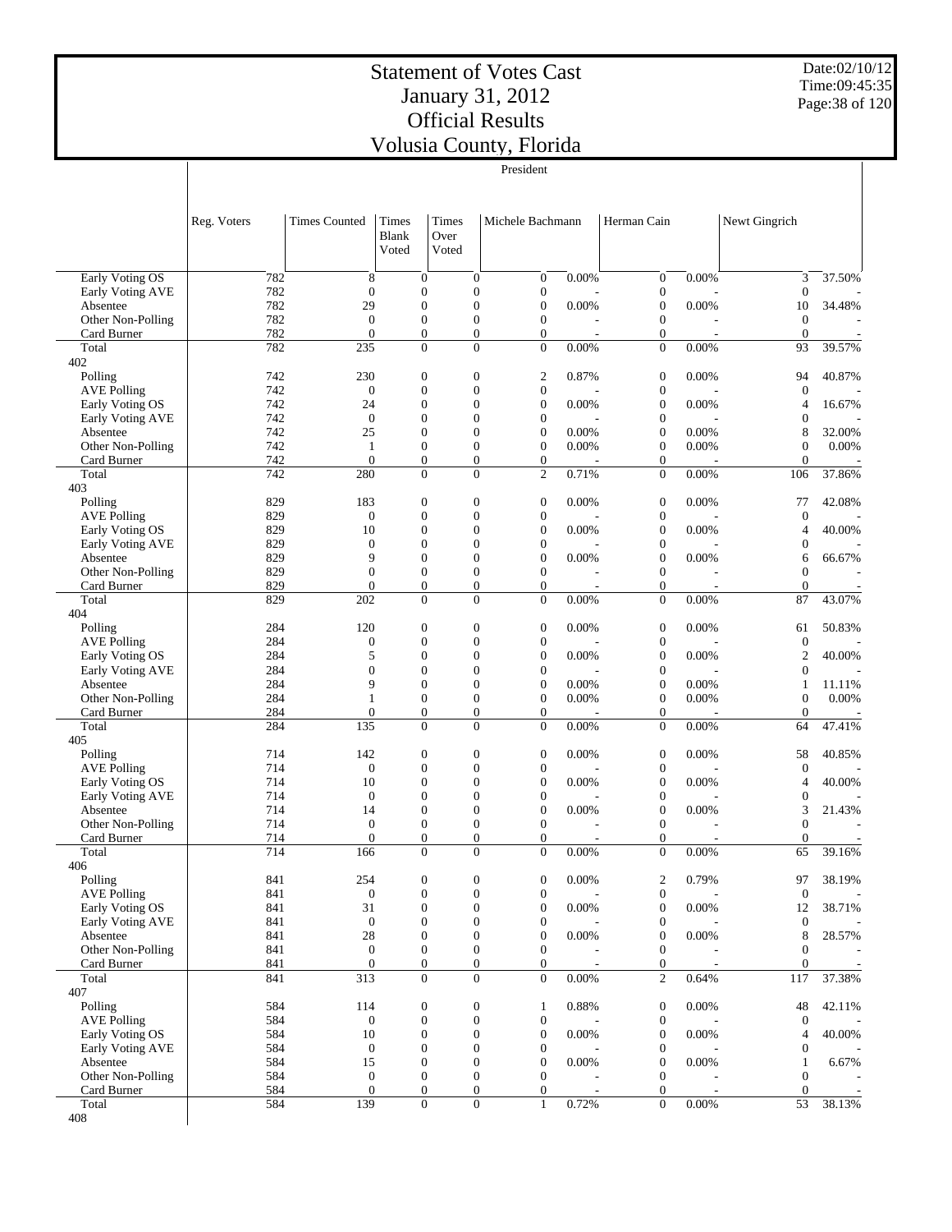# Statement of Votes Cast
# January 31, 2012
# Official Results
# Volusia County, Florida

Date:02/10/12
Time:09:45:35

President

| | Reg. Voters | Times Counted | Times Blank Voted | Times Over Voted | Michele Bachmann | | Herman Cain | | Newt Gingrich | |
|---|---|---|---|---|---|---|---|---|---|---|
| Early Voting OS | 782 | 8 | 0 | 0 | 0 | 0.00% | 0 | 0.00% | 3 | 37.50% |
| Early Voting AVE | 782 | 0 | 0 | 0 | 0 | - | 0 | - | 0 | - |
| Absentee | 782 | 29 | 0 | 0 | 0 | 0.00% | 0 | 0.00% | 10 | 34.48% |
| Other Non-Polling | 782 | 0 | 0 | 0 | 0 | - | 0 | - | 0 | - |
| Card Burner | 782 | 0 | 0 | 0 | 0 | - | 0 | - | 0 | - |
| Total | 782 | 235 | 0 | 0 | 0 | 0.00% | 0 | 0.00% | 93 | 39.57% |
| 402 | | | | | | | | | | |
| Polling | 742 | 230 | 0 | 0 | 2 | 0.87% | 0 | 0.00% | 94 | 40.87% |
| AVE Polling | 742 | 0 | 0 | 0 | 0 | - | 0 | - | 0 | - |
| Early Voting OS | 742 | 24 | 0 | 0 | 0 | 0.00% | 0 | 0.00% | 4 | 16.67% |
| Early Voting AVE | 742 | 0 | 0 | 0 | 0 | - | 0 | - | 0 | - |
| Absentee | 742 | 25 | 0 | 0 | 0 | 0.00% | 0 | 0.00% | 8 | 32.00% |
| Other Non-Polling | 742 | 1 | 0 | 0 | 0 | 0.00% | 0 | 0.00% | 0 | 0.00% |
| Card Burner | 742 | 0 | 0 | 0 | 0 | - | 0 | - | 0 | - |
| Total | 742 | 280 | 0 | 0 | 2 | 0.71% | 0 | 0.00% | 106 | 37.86% |
| 403 | | | | | | | | | | |
| Polling | 829 | 183 | 0 | 0 | 0 | 0.00% | 0 | 0.00% | 77 | 42.08% |
| AVE Polling | 829 | 0 | 0 | 0 | 0 | - | 0 | - | 0 | - |
| Early Voting OS | 829 | 10 | 0 | 0 | 0 | 0.00% | 0 | 0.00% | 4 | 40.00% |
| Early Voting AVE | 829 | 0 | 0 | 0 | 0 | - | 0 | - | 0 | - |
| Absentee | 829 | 9 | 0 | 0 | 0 | 0.00% | 0 | 0.00% | 6 | 66.67% |
| Other Non-Polling | 829 | 0 | 0 | 0 | 0 | - | 0 | - | 0 | - |
| Card Burner | 829 | 0 | 0 | 0 | 0 | - | 0 | - | 0 | - |
| Total | 829 | 202 | 0 | 0 | 0 | 0.00% | 0 | 0.00% | 87 | 43.07% |
| 404 | | | | | | | | | | |
| Polling | 284 | 120 | 0 | 0 | 0 | 0.00% | 0 | 0.00% | 61 | 50.83% |
| AVE Polling | 284 | 0 | 0 | 0 | 0 | - | 0 | - | 0 | - |
| Early Voting OS | 284 | 5 | 0 | 0 | 0 | 0.00% | 0 | 0.00% | 2 | 40.00% |
| Early Voting AVE | 284 | 0 | 0 | 0 | 0 | - | 0 | - | 0 | - |
| Absentee | 284 | 9 | 0 | 0 | 0 | 0.00% | 0 | 0.00% | 1 | 11.11% |
| Other Non-Polling | 284 | 1 | 0 | 0 | 0 | 0.00% | 0 | 0.00% | 0 | 0.00% |
| Card Burner | 284 | 0 | 0 | 0 | 0 | - | 0 | - | 0 | - |
| Total | 284 | 135 | 0 | 0 | 0 | 0.00% | 0 | 0.00% | 64 | 47.41% |
| 405 | | | | | | | | | | |
| Polling | 714 | 142 | 0 | 0 | 0 | 0.00% | 0 | 0.00% | 58 | 40.85% |
| AVE Polling | 714 | 0 | 0 | 0 | 0 | - | 0 | - | 0 | - |
| Early Voting OS | 714 | 10 | 0 | 0 | 0 | 0.00% | 0 | 0.00% | 4 | 40.00% |
| Early Voting AVE | 714 | 0 | 0 | 0 | 0 | - | 0 | - | 0 | - |
| Absentee | 714 | 14 | 0 | 0 | 0 | 0.00% | 0 | 0.00% | 3 | 21.43% |
| Other Non-Polling | 714 | 0 | 0 | 0 | 0 | - | 0 | - | 0 | - |
| Card Burner | 714 | 0 | 0 | 0 | 0 | - | 0 | - | 0 | - |
| Total | 714 | 166 | 0 | 0 | 0 | 0.00% | 0 | 0.00% | 65 | 39.16% |
| 406 | | | | | | | | | | |
| Polling | 841 | 254 | 0 | 0 | 0 | 0.00% | 2 | 0.79% | 97 | 38.19% |
| AVE Polling | 841 | 0 | 0 | 0 | 0 | - | 0 | - | 0 | - |
| Early Voting OS | 841 | 31 | 0 | 0 | 0 | 0.00% | 0 | 0.00% | 12 | 38.71% |
| Early Voting AVE | 841 | 0 | 0 | 0 | 0 | - | 0 | - | 0 | - |
| Absentee | 841 | 28 | 0 | 0 | 0 | 0.00% | 0 | 0.00% | 8 | 28.57% |
| Other Non-Polling | 841 | 0 | 0 | 0 | 0 | - | 0 | - | 0 | - |
| Card Burner | 841 | 0 | 0 | 0 | 0 | - | 0 | - | 0 | - |
| Total | 841 | 313 | 0 | 0 | 0 | 0.00% | 2 | 0.64% | 117 | 37.38% |
| 407 | | | | | | | | | | |
| Polling | 584 | 114 | 0 | 0 | 1 | 0.88% | 0 | 0.00% | 48 | 42.11% |
| AVE Polling | 584 | 0 | 0 | 0 | 0 | - | 0 | - | 0 | - |
| Early Voting OS | 584 | 10 | 0 | 0 | 0 | 0.00% | 0 | 0.00% | 4 | 40.00% |
| Early Voting AVE | 584 | 0 | 0 | 0 | 0 | - | 0 | - | 0 | - |
| Absentee | 584 | 15 | 0 | 0 | 0 | 0.00% | 0 | 0.00% | 1 | 6.67% |
| Other Non-Polling | 584 | 0 | 0 | 0 | 0 | - | 0 | - | 0 | - |
| Card Burner | 584 | 0 | 0 | 0 | 0 | - | 0 | - | 0 | - |
| Total | 584 | 139 | 0 | 0 | 1 | 0.72% | 0 | 0.00% | 53 | 38.13% |
| 408 | | | | | | | | | | |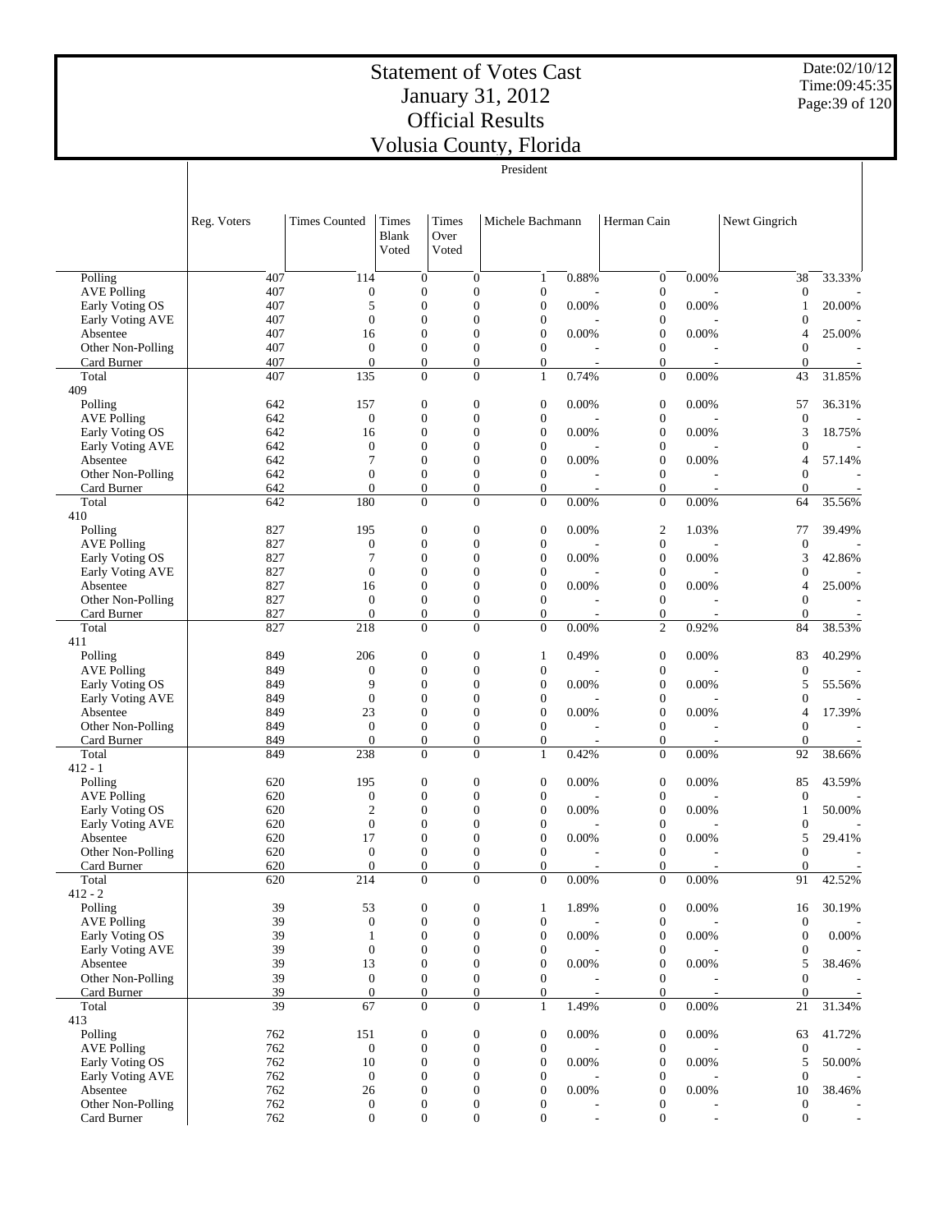# Statement of Votes Cast
# January 31, 2012
# Official Results
# Volusia County, Florida

Date:02/10/12
Time:09:45:35

President

| | Reg. Voters | Times Counted | Times Blank Voted | Times Over Voted | Michele Bachmann | | Herman Cain | | Newt Gingrich | |
|---|---|---|---|---|---|---|---|---|---|---|
| Polling | 407 | 114 | 0 | 0 | 1 | 0.88% | 0 | 0.00% | 38 | 33.33% |
| AVE Polling | 407 | 0 | 0 | 0 | 0 | - | 0 | - | 0 | - |
| Early Voting OS | 407 | 5 | 0 | 0 | 0 | 0.00% | 0 | 0.00% | 1 | 20.00% |
| Early Voting AVE | 407 | 0 | 0 | 0 | 0 | - | 0 | - | 0 | - |
| Absentee | 407 | 16 | 0 | 0 | 0 | 0.00% | 0 | 0.00% | 4 | 25.00% |
| Other Non-Polling | 407 | 0 | 0 | 0 | 0 | - | 0 | - | 0 | - |
| Card Burner | 407 | 0 | 0 | 0 | 0 | - | 0 | - | 0 | - |
| Total | 407 | 135 | 0 | 0 | 1 | 0.74% | 0 | 0.00% | 43 | 31.85% |
| 409 | | | | | | | | | | |
| Polling | 642 | 157 | 0 | 0 | 0 | 0.00% | 0 | 0.00% | 57 | 36.31% |
| AVE Polling | 642 | 0 | 0 | 0 | 0 | - | 0 | - | 0 | - |
| Early Voting OS | 642 | 16 | 0 | 0 | 0 | 0.00% | 0 | 0.00% | 3 | 18.75% |
| Early Voting AVE | 642 | 0 | 0 | 0 | 0 | - | 0 | - | 0 | - |
| Absentee | 642 | 7 | 0 | 0 | 0 | 0.00% | 0 | 0.00% | 4 | 57.14% |
| Other Non-Polling | 642 | 0 | 0 | 0 | 0 | - | 0 | - | 0 | - |
| Card Burner | 642 | 0 | 0 | 0 | 0 | - | 0 | - | 0 | - |
| Total | 642 | 180 | 0 | 0 | 0 | 0.00% | 0 | 0.00% | 64 | 35.56% |
| 410 | | | | | | | | | | |
| Polling | 827 | 195 | 0 | 0 | 0 | 0.00% | 2 | 1.03% | 77 | 39.49% |
| AVE Polling | 827 | 0 | 0 | 0 | 0 | - | 0 | - | 0 | - |
| Early Voting OS | 827 | 7 | 0 | 0 | 0 | 0.00% | 0 | 0.00% | 3 | 42.86% |
| Early Voting AVE | 827 | 0 | 0 | 0 | 0 | - | 0 | - | 0 | - |
| Absentee | 827 | 16 | 0 | 0 | 0 | 0.00% | 0 | 0.00% | 4 | 25.00% |
| Other Non-Polling | 827 | 0 | 0 | 0 | 0 | - | 0 | - | 0 | - |
| Card Burner | 827 | 0 | 0 | 0 | 0 | - | 0 | - | 0 | - |
| Total | 827 | 218 | 0 | 0 | 0 | 0.00% | 2 | 0.92% | 84 | 38.53% |
| 411 | | | | | | | | | | |
| Polling | 849 | 206 | 0 | 0 | 1 | 0.49% | 0 | 0.00% | 83 | 40.29% |
| AVE Polling | 849 | 0 | 0 | 0 | 0 | - | 0 | - | 0 | - |
| Early Voting OS | 849 | 9 | 0 | 0 | 0 | 0.00% | 0 | 0.00% | 5 | 55.56% |
| Early Voting AVE | 849 | 0 | 0 | 0 | 0 | - | 0 | - | 0 | - |
| Absentee | 849 | 23 | 0 | 0 | 0 | 0.00% | 0 | 0.00% | 4 | 17.39% |
| Other Non-Polling | 849 | 0 | 0 | 0 | 0 | - | 0 | - | 0 | - |
| Card Burner | 849 | 0 | 0 | 0 | 0 | - | 0 | - | 0 | - |
| Total | 849 | 238 | 0 | 0 | 1 | 0.42% | 0 | 0.00% | 92 | 38.66% |
| 412 - 1 | | | | | | | | | | |
| Polling | 620 | 195 | 0 | 0 | 0 | 0.00% | 0 | 0.00% | 85 | 43.59% |
| AVE Polling | 620 | 0 | 0 | 0 | 0 | - | 0 | - | 0 | - |
| Early Voting OS | 620 | 2 | 0 | 0 | 0 | 0.00% | 0 | 0.00% | 1 | 50.00% |
| Early Voting AVE | 620 | 0 | 0 | 0 | 0 | - | 0 | - | 0 | - |
| Absentee | 620 | 17 | 0 | 0 | 0 | 0.00% | 0 | 0.00% | 5 | 29.41% |
| Other Non-Polling | 620 | 0 | 0 | 0 | 0 | - | 0 | - | 0 | - |
| Card Burner | 620 | 0 | 0 | 0 | 0 | - | 0 | - | 0 | - |
| Total | 620 | 214 | 0 | 0 | 0 | 0.00% | 0 | 0.00% | 91 | 42.52% |
| 412 - 2 | | | | | | | | | | |
| Polling | 39 | 53 | 0 | 0 | 1 | 1.89% | 0 | 0.00% | 16 | 30.19% |
| AVE Polling | 39 | 0 | 0 | 0 | 0 | - | 0 | - | 0 | - |
| Early Voting OS | 39 | 1 | 0 | 0 | 0 | 0.00% | 0 | 0.00% | 0 | 0.00% |
| Early Voting AVE | 39 | 0 | 0 | 0 | 0 | - | 0 | - | 0 | - |
| Absentee | 39 | 13 | 0 | 0 | 0 | 0.00% | 0 | 0.00% | 5 | 38.46% |
| Other Non-Polling | 39 | 0 | 0 | 0 | 0 | - | 0 | - | 0 | - |
| Card Burner | 39 | 0 | 0 | 0 | 0 | - | 0 | - | 0 | - |
| Total | 39 | 67 | 0 | 0 | 1 | 1.49% | 0 | 0.00% | 21 | 31.34% |
| 413 | | | | | | | | | | |
| Polling | 762 | 151 | 0 | 0 | 0 | 0.00% | 0 | 0.00% | 63 | 41.72% |
| AVE Polling | 762 | 0 | 0 | 0 | 0 | - | 0 | - | 0 | - |
| Early Voting OS | 762 | 10 | 0 | 0 | 0 | 0.00% | 0 | 0.00% | 5 | 50.00% |
| Early Voting AVE | 762 | 0 | 0 | 0 | 0 | - | 0 | - | 0 | - |
| Absentee | 762 | 26 | 0 | 0 | 0 | 0.00% | 0 | 0.00% | 10 | 38.46% |
| Other Non-Polling | 762 | 0 | 0 | 0 | 0 | - | 0 | - | 0 | - |
| Card Burner | 762 | 0 | 0 | 0 | 0 | - | 0 | - | 0 | - |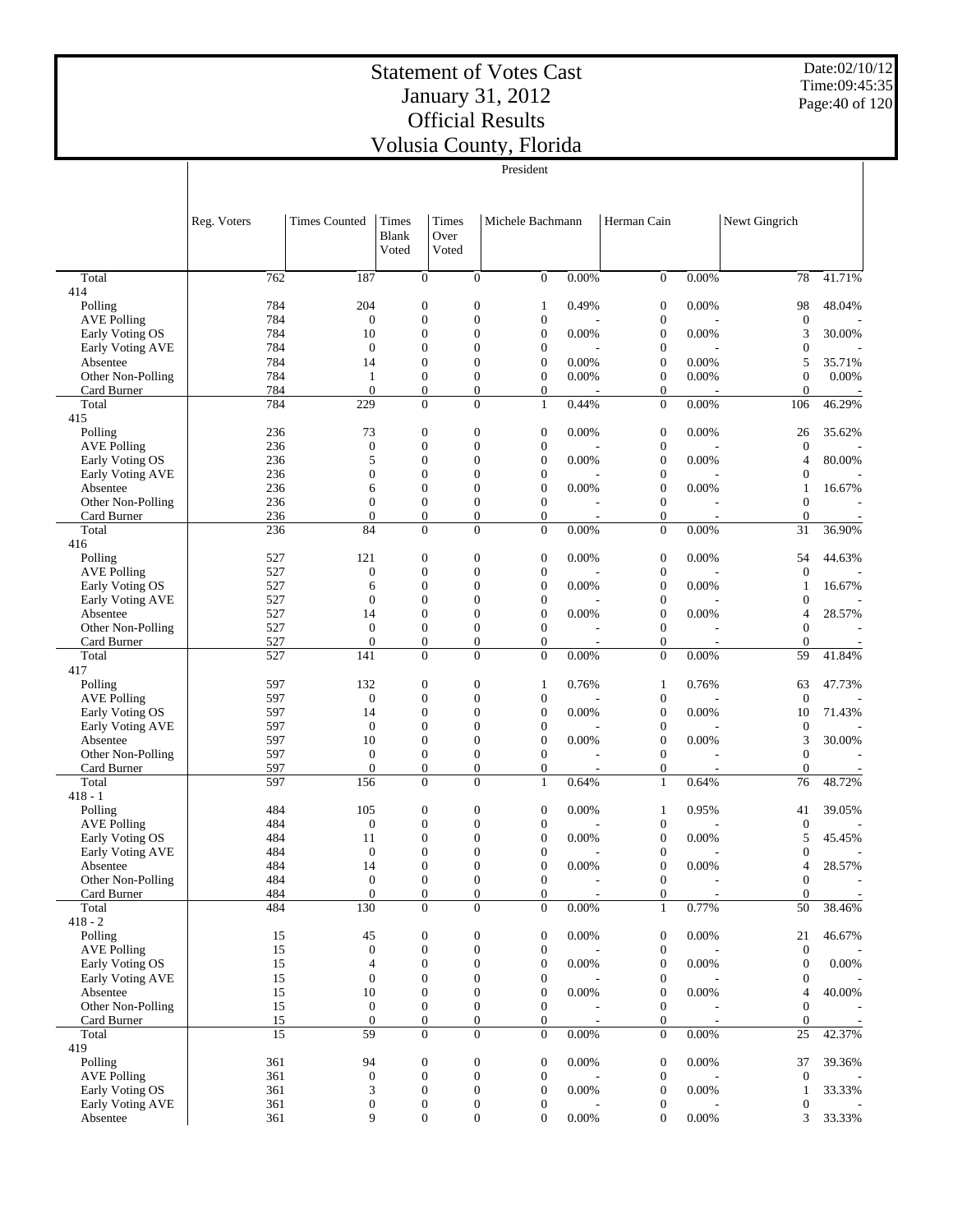# Statement of Votes Cast
## January 31, 2012
## Official Results
## Volusia County, Florida

Date:02/10/12
Time:09:45:35

President

| | Reg. Voters | Times Counted | Times Blank Voted | Times Over Voted | Michele Bachmann | | Herman Cain | | Newt Gingrich | |
|---|---|---|---|---|---|---|---|---|---|---|
| Total | 762 | 187 | 0 | 0 | 0 | 0.00% | 0 | 0.00% | 78 | 41.71% |
| 414 | | | | | | | | | | |
| Polling | 784 | 204 | 0 | 0 | 1 | 0.49% | 0 | 0.00% | 98 | 48.04% |
| AVE Polling | 784 | 0 | 0 | 0 | 0 | - | 0 | - | 0 | - |
| Early Voting OS | 784 | 10 | 0 | 0 | 0 | 0.00% | 0 | 0.00% | 3 | 30.00% |
| Early Voting AVE | 784 | 0 | 0 | 0 | 0 | - | 0 | - | 0 | - |
| Absentee | 784 | 14 | 0 | 0 | 0 | 0.00% | 0 | 0.00% | 5 | 35.71% |
| Other Non-Polling | 784 | 1 | 0 | 0 | 0 | 0.00% | 0 | 0.00% | 0 | 0.00% |
| Card Burner | 784 | 0 | 0 | 0 | 0 | - | 0 | - | 0 | - |
| Total | 784 | 229 | 0 | 0 | 1 | 0.44% | 0 | 0.00% | 106 | 46.29% |
| 415 | | | | | | | | | | |
| Polling | 236 | 73 | 0 | 0 | 0 | 0.00% | 0 | 0.00% | 26 | 35.62% |
| AVE Polling | 236 | 0 | 0 | 0 | 0 | - | 0 | - | 0 | - |
| Early Voting OS | 236 | 5 | 0 | 0 | 0 | 0.00% | 0 | 0.00% | 4 | 80.00% |
| Early Voting AVE | 236 | 0 | 0 | 0 | 0 | - | 0 | - | 0 | - |
| Absentee | 236 | 6 | 0 | 0 | 0 | 0.00% | 0 | 0.00% | 1 | 16.67% |
| Other Non-Polling | 236 | 0 | 0 | 0 | 0 | - | 0 | - | 0 | - |
| Card Burner | 236 | 0 | 0 | 0 | 0 | - | 0 | - | 0 | - |
| Total | 236 | 84 | 0 | 0 | 0 | 0.00% | 0 | 0.00% | 31 | 36.90% |
| 416 | | | | | | | | | | |
| Polling | 527 | 121 | 0 | 0 | 0 | 0.00% | 0 | 0.00% | 54 | 44.63% |
| AVE Polling | 527 | 0 | 0 | 0 | 0 | - | 0 | - | 0 | - |
| Early Voting OS | 527 | 6 | 0 | 0 | 0 | 0.00% | 0 | 0.00% | 1 | 16.67% |
| Early Voting AVE | 527 | 0 | 0 | 0 | 0 | - | 0 | - | 0 | - |
| Absentee | 527 | 14 | 0 | 0 | 0 | 0.00% | 0 | 0.00% | 4 | 28.57% |
| Other Non-Polling | 527 | 0 | 0 | 0 | 0 | - | 0 | - | 0 | - |
| Card Burner | 527 | 0 | 0 | 0 | 0 | - | 0 | - | 0 | - |
| Total | 527 | 141 | 0 | 0 | 0 | 0.00% | 0 | 0.00% | 59 | 41.84% |
| 417 | | | | | | | | | | |
| Polling | 597 | 132 | 0 | 0 | 1 | 0.76% | 1 | 0.76% | 63 | 47.73% |
| AVE Polling | 597 | 0 | 0 | 0 | 0 | - | 0 | - | 0 | - |
| Early Voting OS | 597 | 14 | 0 | 0 | 0 | 0.00% | 0 | 0.00% | 10 | 71.43% |
| Early Voting AVE | 597 | 0 | 0 | 0 | 0 | - | 0 | - | 0 | - |
| Absentee | 597 | 10 | 0 | 0 | 0 | 0.00% | 0 | 0.00% | 3 | 30.00% |
| Other Non-Polling | 597 | 0 | 0 | 0 | 0 | - | 0 | - | 0 | - |
| Card Burner | 597 | 0 | 0 | 0 | 0 | - | 0 | - | 0 | - |
| Total | 597 | 156 | 0 | 0 | 1 | 0.64% | 1 | 0.64% | 76 | 48.72% |
| 418 - 1 | | | | | | | | | | |
| Polling | 484 | 105 | 0 | 0 | 0 | 0.00% | 1 | 0.95% | 41 | 39.05% |
| AVE Polling | 484 | 0 | 0 | 0 | 0 | - | 0 | - | 0 | - |
| Early Voting OS | 484 | 11 | 0 | 0 | 0 | 0.00% | 0 | 0.00% | 5 | 45.45% |
| Early Voting AVE | 484 | 0 | 0 | 0 | 0 | - | 0 | - | 0 | - |
| Absentee | 484 | 14 | 0 | 0 | 0 | 0.00% | 0 | 0.00% | 4 | 28.57% |
| Other Non-Polling | 484 | 0 | 0 | 0 | 0 | - | 0 | - | 0 | - |
| Card Burner | 484 | 0 | 0 | 0 | 0 | - | 0 | - | 0 | - |
| Total | 484 | 130 | 0 | 0 | 0 | 0.00% | 1 | 0.77% | 50 | 38.46% |
| 418 - 2 | | | | | | | | | | |
| Polling | 15 | 45 | 0 | 0 | 0 | 0.00% | 0 | 0.00% | 21 | 46.67% |
| AVE Polling | 15 | 0 | 0 | 0 | 0 | - | 0 | - | 0 | - |
| Early Voting OS | 15 | 4 | 0 | 0 | 0 | 0.00% | 0 | 0.00% | 0 | 0.00% |
| Early Voting AVE | 15 | 0 | 0 | 0 | 0 | - | 0 | - | 0 | - |
| Absentee | 15 | 10 | 0 | 0 | 0 | 0.00% | 0 | 0.00% | 4 | 40.00% |
| Other Non-Polling | 15 | 0 | 0 | 0 | 0 | - | 0 | - | 0 | - |
| Card Burner | 15 | 0 | 0 | 0 | 0 | - | 0 | - | 0 | - |
| Total | 15 | 59 | 0 | 0 | 0 | 0.00% | 0 | 0.00% | 25 | 42.37% |
| 419 | | | | | | | | | | |
| Polling | 361 | 94 | 0 | 0 | 0 | 0.00% | 0 | 0.00% | 37 | 39.36% |
| AVE Polling | 361 | 0 | 0 | 0 | 0 | - | 0 | - | 0 | - |
| Early Voting OS | 361 | 3 | 0 | 0 | 0 | 0.00% | 0 | 0.00% | 1 | 33.33% |
| Early Voting AVE | 361 | 0 | 0 | 0 | 0 | - | 0 | - | 0 | - |
| Absentee | 361 | 9 | 0 | 0 | 0 | 0.00% | 0 | 0.00% | 3 | 33.33% |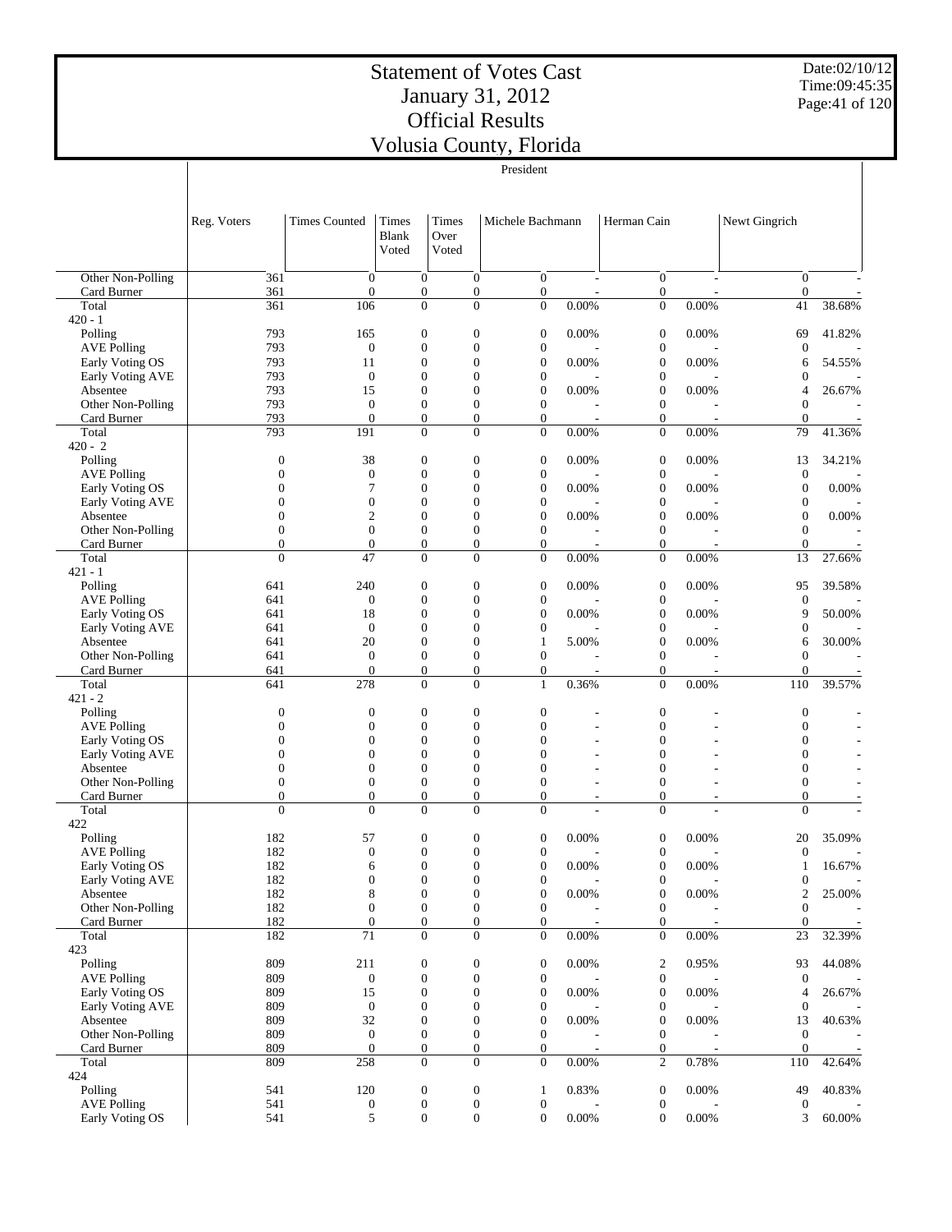# Statement of Votes Cast
# January 31, 2012
# Official Results
# Volusia County, Florida

Date:02/10/12
Time:09:45:35

President

| | Reg. Voters | Times Counted | Times Blank Voted | Times Over Voted | Michele Bachmann | | Herman Cain | | Newt Gingrich | |
|---|---|---|---|---|---|---|---|---|---|---|
| Other Non-Polling | 361 | 0 | 0 | 0 | 0 | - | 0 | - | 0 | - |
| Card Burner | 361 | 0 | 0 | 0 | 0 | - | 0 | - | 0 | - |
| Total | 361 | 106 | 0 | 0 | 0 | 0.00% | 0 | 0.00% | 41 | 38.68% |
| 420 - 1 | | | | | | | | | | |
| Polling | 793 | 165 | 0 | 0 | 0 | 0.00% | 0 | 0.00% | 69 | 41.82% |
| AVE Polling | 793 | 0 | 0 | 0 | 0 | - | 0 | - | 0 | - |
| Early Voting OS | 793 | 11 | 0 | 0 | 0 | 0.00% | 0 | 0.00% | 6 | 54.55% |
| Early Voting AVE | 793 | 0 | 0 | 0 | 0 | - | 0 | - | 0 | - |
| Absentee | 793 | 15 | 0 | 0 | 0 | 0.00% | 0 | 0.00% | 4 | 26.67% |
| Other Non-Polling | 793 | 0 | 0 | 0 | 0 | - | 0 | - | 0 | - |
| Card Burner | 793 | 0 | 0 | 0 | 0 | - | 0 | - | 0 | - |
| Total | 793 | 191 | 0 | 0 | 0 | 0.00% | 0 | 0.00% | 79 | 41.36% |
| 420 - 2 | | | | | | | | | | |
| Polling | 0 | 38 | 0 | 0 | 0 | 0.00% | 0 | 0.00% | 13 | 34.21% |
| AVE Polling | 0 | 0 | 0 | 0 | 0 | - | 0 | - | 0 | - |
| Early Voting OS | 0 | 7 | 0 | 0 | 0 | 0.00% | 0 | 0.00% | 0 | 0.00% |
| Early Voting AVE | 0 | 0 | 0 | 0 | 0 | - | 0 | - | 0 | - |
| Absentee | 0 | 2 | 0 | 0 | 0 | 0.00% | 0 | 0.00% | 0 | 0.00% |
| Other Non-Polling | 0 | 0 | 0 | 0 | 0 | - | 0 | - | 0 | - |
| Card Burner | 0 | 0 | 0 | 0 | 0 | - | 0 | - | 0 | - |
| Total | 0 | 47 | 0 | 0 | 0 | 0.00% | 0 | 0.00% | 13 | 27.66% |
| 421 - 1 | | | | | | | | | | |
| Polling | 641 | 240 | 0 | 0 | 0 | 0.00% | 0 | 0.00% | 95 | 39.58% |
| AVE Polling | 641 | 0 | 0 | 0 | 0 | - | 0 | - | 0 | - |
| Early Voting OS | 641 | 18 | 0 | 0 | 0 | 0.00% | 0 | 0.00% | 9 | 50.00% |
| Early Voting AVE | 641 | 0 | 0 | 0 | 0 | - | 0 | - | 0 | - |
| Absentee | 641 | 20 | 0 | 0 | 1 | 5.00% | 0 | 0.00% | 6 | 30.00% |
| Other Non-Polling | 641 | 0 | 0 | 0 | 0 | - | 0 | - | 0 | - |
| Card Burner | 641 | 0 | 0 | 0 | 0 | - | 0 | - | 0 | - |
| Total | 641 | 278 | 0 | 0 | 1 | 0.36% | 0 | 0.00% | 110 | 39.57% |
| 421 - 2 | | | | | | | | | | |
| Polling | 0 | 0 | 0 | 0 | 0 | - | 0 | - | 0 | - |
| AVE Polling | 0 | 0 | 0 | 0 | 0 | - | 0 | - | 0 | - |
| Early Voting OS | 0 | 0 | 0 | 0 | 0 | - | 0 | - | 0 | - |
| Early Voting AVE | 0 | 0 | 0 | 0 | 0 | - | 0 | - | 0 | - |
| Absentee | 0 | 0 | 0 | 0 | 0 | - | 0 | - | 0 | - |
| Other Non-Polling | 0 | 0 | 0 | 0 | 0 | - | 0 | - | 0 | - |
| Card Burner | 0 | 0 | 0 | 0 | 0 | - | 0 | - | 0 | - |
| Total | 0 | 0 | 0 | 0 | 0 | - | 0 | - | 0 | - |
| 422 | | | | | | | | | | |
| Polling | 182 | 57 | 0 | 0 | 0 | 0.00% | 0 | 0.00% | 20 | 35.09% |
| AVE Polling | 182 | 0 | 0 | 0 | 0 | - | 0 | - | 0 | - |
| Early Voting OS | 182 | 6 | 0 | 0 | 0 | 0.00% | 0 | 0.00% | 1 | 16.67% |
| Early Voting AVE | 182 | 0 | 0 | 0 | 0 | - | 0 | - | 0 | - |
| Absentee | 182 | 8 | 0 | 0 | 0 | 0.00% | 0 | 0.00% | 2 | 25.00% |
| Other Non-Polling | 182 | 0 | 0 | 0 | 0 | - | 0 | - | 0 | - |
| Card Burner | 182 | 0 | 0 | 0 | 0 | - | 0 | - | 0 | - |
| Total | 182 | 71 | 0 | 0 | 0 | 0.00% | 0 | 0.00% | 23 | 32.39% |
| 423 | | | | | | | | | | |
| Polling | 809 | 211 | 0 | 0 | 0 | 0.00% | 2 | 0.95% | 93 | 44.08% |
| AVE Polling | 809 | 0 | 0 | 0 | 0 | - | 0 | - | 0 | - |
| Early Voting OS | 809 | 15 | 0 | 0 | 0 | 0.00% | 0 | 0.00% | 4 | 26.67% |
| Early Voting AVE | 809 | 0 | 0 | 0 | 0 | - | 0 | - | 0 | - |
| Absentee | 809 | 32 | 0 | 0 | 0 | 0.00% | 0 | 0.00% | 13 | 40.63% |
| Other Non-Polling | 809 | 0 | 0 | 0 | 0 | - | 0 | - | 0 | - |
| Card Burner | 809 | 0 | 0 | 0 | 0 | - | 0 | - | 0 | - |
| Total | 809 | 258 | 0 | 0 | 0 | 0.00% | 2 | 0.78% | 110 | 42.64% |
| 424 | | | | | | | | | | |
| Polling | 541 | 120 | 0 | 0 | 1 | 0.83% | 0 | 0.00% | 49 | 40.83% |
| AVE Polling | 541 | 0 | 0 | 0 | 0 | - | 0 | - | 0 | - |
| Early Voting OS | 541 | 5 | 0 | 0 | 0 | 0.00% | 0 | 0.00% | 3 | 60.00% |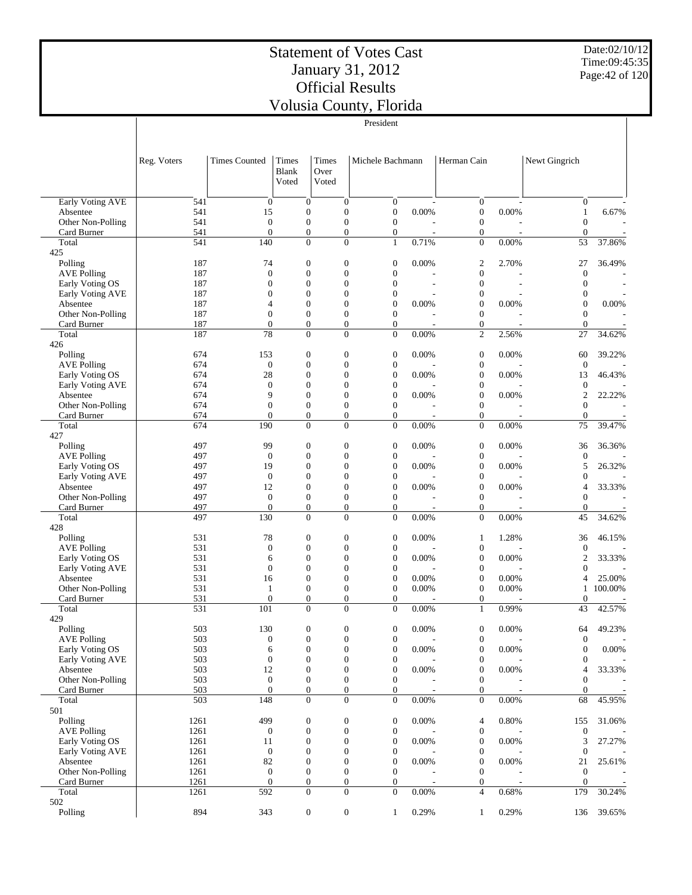# Statement of Votes Cast
# January 31, 2012
# Official Results
# Volusia County, Florida

Date:02/10/12
Time:09:45:35

President

| | Reg. Voters | Times Counted | Times Blank Voted | Times Over Voted | Michele Bachmann | | Herman Cain | | Newt Gingrich | |
|---|---|---|---|---|---|---|---|---|---|---|
| Early Voting AVE | 541 | 0 | 0 | 0 | 0 | - | 0 | - | 0 | - |
| Absentee | 541 | 15 | 0 | 0 | 0 | 0.00% | 0 | 0.00% | 1 | 6.67% |
| Other Non-Polling | 541 | 0 | 0 | 0 | 0 | - | 0 | - | 0 | - |
| Card Burner | 541 | 0 | 0 | 0 | 0 | - | 0 | - | 0 | - |
| Total | 541 | 140 | 0 | 0 | 1 | 0.71% | 0 | 0.00% | 53 | 37.86% |
| 425 | | | | | | | | | | |
| Polling | 187 | 74 | 0 | 0 | 0 | 0.00% | 2 | 2.70% | 27 | 36.49% |
| AVE Polling | 187 | 0 | 0 | 0 | 0 | - | 0 | - | 0 | - |
| Early Voting OS | 187 | 0 | 0 | 0 | 0 | - | 0 | - | 0 | - |
| Early Voting AVE | 187 | 0 | 0 | 0 | 0 | - | 0 | - | 0 | - |
| Absentee | 187 | 4 | 0 | 0 | 0 | 0.00% | 0 | 0.00% | 0 | 0.00% |
| Other Non-Polling | 187 | 0 | 0 | 0 | 0 | - | 0 | - | 0 | - |
| Card Burner | 187 | 0 | 0 | 0 | 0 | - | 0 | - | 0 | - |
| Total | 187 | 78 | 0 | 0 | 0 | 0.00% | 2 | 2.56% | 27 | 34.62% |
| 426 | | | | | | | | | | |
| Polling | 674 | 153 | 0 | 0 | 0 | 0.00% | 0 | 0.00% | 60 | 39.22% |
| AVE Polling | 674 | 0 | 0 | 0 | 0 | - | 0 | - | 0 | - |
| Early Voting OS | 674 | 28 | 0 | 0 | 0 | 0.00% | 0 | 0.00% | 13 | 46.43% |
| Early Voting AVE | 674 | 0 | 0 | 0 | 0 | - | 0 | - | 0 | - |
| Absentee | 674 | 9 | 0 | 0 | 0 | 0.00% | 0 | 0.00% | 2 | 22.22% |
| Other Non-Polling | 674 | 0 | 0 | 0 | 0 | - | 0 | - | 0 | - |
| Card Burner | 674 | 0 | 0 | 0 | 0 | - | 0 | - | 0 | - |
| Total | 674 | 190 | 0 | 0 | 0 | 0.00% | 0 | 0.00% | 75 | 39.47% |
| 427 | | | | | | | | | | |
| Polling | 497 | 99 | 0 | 0 | 0 | 0.00% | 0 | 0.00% | 36 | 36.36% |
| AVE Polling | 497 | 0 | 0 | 0 | 0 | - | 0 | - | 0 | - |
| Early Voting OS | 497 | 19 | 0 | 0 | 0 | 0.00% | 0 | 0.00% | 5 | 26.32% |
| Early Voting AVE | 497 | 0 | 0 | 0 | 0 | - | 0 | - | 0 | - |
| Absentee | 497 | 12 | 0 | 0 | 0 | 0.00% | 0 | 0.00% | 4 | 33.33% |
| Other Non-Polling | 497 | 0 | 0 | 0 | 0 | - | 0 | - | 0 | - |
| Card Burner | 497 | 0 | 0 | 0 | 0 | - | 0 | - | 0 | - |
| Total | 497 | 130 | 0 | 0 | 0 | 0.00% | 0 | 0.00% | 45 | 34.62% |
| 428 | | | | | | | | | | |
| Polling | 531 | 78 | 0 | 0 | 0 | 0.00% | 1 | 1.28% | 36 | 46.15% |
| AVE Polling | 531 | 0 | 0 | 0 | 0 | - | 0 | - | 0 | - |
| Early Voting OS | 531 | 6 | 0 | 0 | 0 | 0.00% | 0 | 0.00% | 2 | 33.33% |
| Early Voting AVE | 531 | 0 | 0 | 0 | 0 | - | 0 | - | 0 | - |
| Absentee | 531 | 16 | 0 | 0 | 0 | 0.00% | 0 | 0.00% | 4 | 25.00% |
| Other Non-Polling | 531 | 1 | 0 | 0 | 0 | 0.00% | 0 | 0.00% | 1 | 100.00% |
| Card Burner | 531 | 0 | 0 | 0 | 0 | - | 0 | - | 0 | - |
| Total | 531 | 101 | 0 | 0 | 0 | 0.00% | 1 | 0.99% | 43 | 42.57% |
| 429 | | | | | | | | | | |
| Polling | 503 | 130 | 0 | 0 | 0 | 0.00% | 0 | 0.00% | 64 | 49.23% |
| AVE Polling | 503 | 0 | 0 | 0 | 0 | - | 0 | - | 0 | - |
| Early Voting OS | 503 | 6 | 0 | 0 | 0 | 0.00% | 0 | 0.00% | 0 | 0.00% |
| Early Voting AVE | 503 | 0 | 0 | 0 | 0 | - | 0 | - | 0 | - |
| Absentee | 503 | 12 | 0 | 0 | 0 | 0.00% | 0 | 0.00% | 4 | 33.33% |
| Other Non-Polling | 503 | 0 | 0 | 0 | 0 | - | 0 | - | 0 | - |
| Card Burner | 503 | 0 | 0 | 0 | 0 | - | 0 | - | 0 | - |
| Total | 503 | 148 | 0 | 0 | 0 | 0.00% | 0 | 0.00% | 68 | 45.95% |
| 501 | | | | | | | | | | |
| Polling | 1261 | 499 | 0 | 0 | 0 | 0.00% | 4 | 0.80% | 155 | 31.06% |
| AVE Polling | 1261 | 0 | 0 | 0 | 0 | - | 0 | - | 0 | - |
| Early Voting OS | 1261 | 11 | 0 | 0 | 0 | 0.00% | 0 | 0.00% | 3 | 27.27% |
| Early Voting AVE | 1261 | 0 | 0 | 0 | 0 | - | 0 | - | 0 | - |
| Absentee | 1261 | 82 | 0 | 0 | 0 | 0.00% | 0 | 0.00% | 21 | 25.61% |
| Other Non-Polling | 1261 | 0 | 0 | 0 | 0 | - | 0 | - | 0 | - |
| Card Burner | 1261 | 0 | 0 | 0 | 0 | - | 0 | - | 0 | - |
| Total | 1261 | 592 | 0 | 0 | 0 | 0.00% | 4 | 0.68% | 179 | 30.24% |
| 502 | | | | | | | | | | |
| Polling | 894 | 343 | 0 | 0 | 1 | 0.29% | 1 | 0.29% | 136 | 39.65% |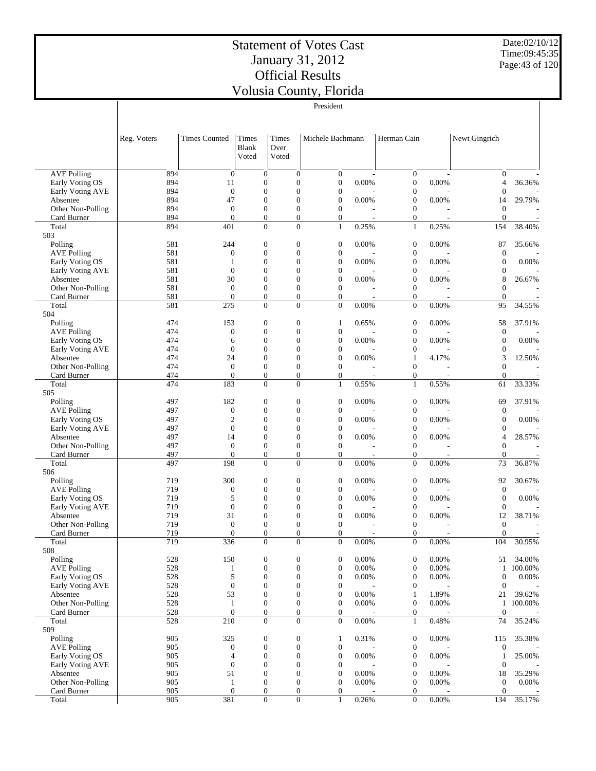# Statement of Votes Cast
# January 31, 2012
# Official Results
# Volusia County, Florida

Date:02/10/12
Time:09:45:35

President

| | Reg. Voters | Times Counted | Times Blank Voted | Times Over Voted | Michele Bachmann | | Herman Cain | | Newt Gingrich | |
|---|---|---|---|---|---|---|---|---|---|---|
| AVE Polling | 894 | 0 | 0 | 0 | 0 | - | 0 | - | 0 | - |
| Early Voting OS | 894 | 11 | 0 | 0 | 0 | 0.00% | 0 | 0.00% | 4 | 36.36% |
| Early Voting AVE | 894 | 0 | 0 | 0 | 0 | - | 0 | - | 0 | - |
| Absentee | 894 | 47 | 0 | 0 | 0 | 0.00% | 0 | 0.00% | 14 | 29.79% |
| Other Non-Polling | 894 | 0 | 0 | 0 | 0 | - | 0 | - | 0 | - |
| Card Burner | 894 | 0 | 0 | 0 | 0 | - | 0 | - | 0 | - |
| Total | 894 | 401 | 0 | 0 | 1 | 0.25% | 1 | 0.25% | 154 | 38.40% |
| 503 | | | | | | | | | | |
| Polling | 581 | 244 | 0 | 0 | 0 | 0.00% | 0 | 0.00% | 87 | 35.66% |
| AVE Polling | 581 | 0 | 0 | 0 | 0 | - | 0 | - | 0 | - |
| Early Voting OS | 581 | 1 | 0 | 0 | 0 | 0.00% | 0 | 0.00% | 0 | 0.00% |
| Early Voting AVE | 581 | 0 | 0 | 0 | 0 | - | 0 | - | 0 | - |
| Absentee | 581 | 30 | 0 | 0 | 0 | 0.00% | 0 | 0.00% | 8 | 26.67% |
| Other Non-Polling | 581 | 0 | 0 | 0 | 0 | - | 0 | - | 0 | - |
| Card Burner | 581 | 0 | 0 | 0 | 0 | - | 0 | - | 0 | - |
| Total | 581 | 275 | 0 | 0 | 0 | 0.00% | 0 | 0.00% | 95 | 34.55% |
| 504 | | | | | | | | | | |
| Polling | 474 | 153 | 0 | 0 | 1 | 0.65% | 0 | 0.00% | 58 | 37.91% |
| AVE Polling | 474 | 0 | 0 | 0 | 0 | - | 0 | - | 0 | - |
| Early Voting OS | 474 | 6 | 0 | 0 | 0 | 0.00% | 0 | 0.00% | 0 | 0.00% |
| Early Voting AVE | 474 | 0 | 0 | 0 | 0 | - | 0 | - | 0 | - |
| Absentee | 474 | 24 | 0 | 0 | 0 | 0.00% | 1 | 4.17% | 3 | 12.50% |
| Other Non-Polling | 474 | 0 | 0 | 0 | 0 | - | 0 | - | 0 | - |
| Card Burner | 474 | 0 | 0 | 0 | 0 | - | 0 | - | 0 | - |
| Total | 474 | 183 | 0 | 0 | 1 | 0.55% | 1 | 0.55% | 61 | 33.33% |
| 505 | | | | | | | | | | |
| Polling | 497 | 182 | 0 | 0 | 0 | 0.00% | 0 | 0.00% | 69 | 37.91% |
| AVE Polling | 497 | 0 | 0 | 0 | 0 | - | 0 | - | 0 | - |
| Early Voting OS | 497 | 2 | 0 | 0 | 0 | 0.00% | 0 | 0.00% | 0 | 0.00% |
| Early Voting AVE | 497 | 0 | 0 | 0 | 0 | - | 0 | - | 0 | - |
| Absentee | 497 | 14 | 0 | 0 | 0 | 0.00% | 0 | 0.00% | 4 | 28.57% |
| Other Non-Polling | 497 | 0 | 0 | 0 | 0 | - | 0 | - | 0 | - |
| Card Burner | 497 | 0 | 0 | 0 | 0 | - | 0 | - | 0 | - |
| Total | 497 | 198 | 0 | 0 | 0 | 0.00% | 0 | 0.00% | 73 | 36.87% |
| 506 | | | | | | | | | | |
| Polling | 719 | 300 | 0 | 0 | 0 | 0.00% | 0 | 0.00% | 92 | 30.67% |
| AVE Polling | 719 | 0 | 0 | 0 | 0 | - | 0 | - | 0 | - |
| Early Voting OS | 719 | 5 | 0 | 0 | 0 | 0.00% | 0 | 0.00% | 0 | 0.00% |
| Early Voting AVE | 719 | 0 | 0 | 0 | 0 | - | 0 | - | 0 | - |
| Absentee | 719 | 31 | 0 | 0 | 0 | 0.00% | 0 | 0.00% | 12 | 38.71% |
| Other Non-Polling | 719 | 0 | 0 | 0 | 0 | - | 0 | - | 0 | - |
| Card Burner | 719 | 0 | 0 | 0 | 0 | - | 0 | - | 0 | - |
| Total | 719 | 336 | 0 | 0 | 0 | 0.00% | 0 | 0.00% | 104 | 30.95% |
| 508 | | | | | | | | | | |
| Polling | 528 | 150 | 0 | 0 | 0 | 0.00% | 0 | 0.00% | 51 | 34.00% |
| AVE Polling | 528 | 1 | 0 | 0 | 0 | 0.00% | 0 | 0.00% | 1 | 100.00% |
| Early Voting OS | 528 | 5 | 0 | 0 | 0 | 0.00% | 0 | 0.00% | 0 | 0.00% |
| Early Voting AVE | 528 | 0 | 0 | 0 | 0 | - | 0 | - | 0 | - |
| Absentee | 528 | 53 | 0 | 0 | 0 | 0.00% | 1 | 1.89% | 21 | 39.62% |
| Other Non-Polling | 528 | 1 | 0 | 0 | 0 | 0.00% | 0 | 0.00% | 1 | 100.00% |
| Card Burner | 528 | 0 | 0 | 0 | 0 | - | 0 | - | 0 | - |
| Total | 528 | 210 | 0 | 0 | 0 | 0.00% | 1 | 0.48% | 74 | 35.24% |
| 509 | | | | | | | | | | |
| Polling | 905 | 325 | 0 | 0 | 1 | 0.31% | 0 | 0.00% | 115 | 35.38% |
| AVE Polling | 905 | 0 | 0 | 0 | 0 | - | 0 | - | 0 | - |
| Early Voting OS | 905 | 4 | 0 | 0 | 0 | 0.00% | 0 | 0.00% | 1 | 25.00% |
| Early Voting AVE | 905 | 0 | 0 | 0 | 0 | - | 0 | - | 0 | - |
| Absentee | 905 | 51 | 0 | 0 | 0 | 0.00% | 0 | 0.00% | 18 | 35.29% |
| Other Non-Polling | 905 | 1 | 0 | 0 | 0 | 0.00% | 0 | 0.00% | 0 | 0.00% |
| Card Burner | 905 | 0 | 0 | 0 | 0 | - | 0 | - | 0 | - |
| Total | 905 | 381 | 0 | 0 | 1 | 0.26% | 0 | 0.00% | 134 | 35.17% |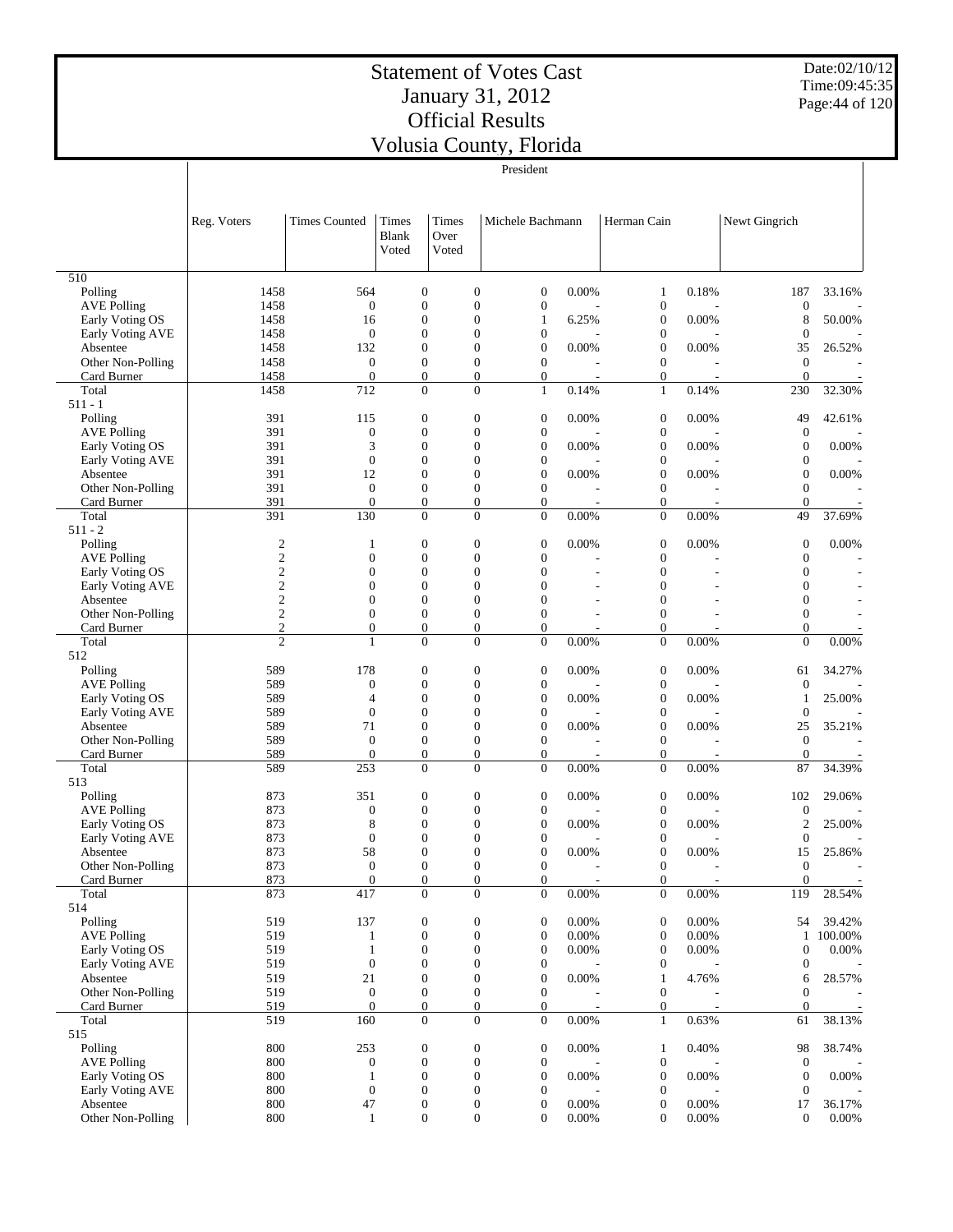# Statement of Votes Cast
## January 31, 2012
## Official Results
## Volusia County, Florida

Date:02/10/12
Time:09:45:35

President

| | Reg. Voters | Times Counted | Times Blank Voted | Times Over Voted | Michele Bachmann | | Herman Cain | | Newt Gingrich | |
|---|---|---|---|---|---|---|---|---|---|---|
| **510** | | | | | | | | | | |
| Polling | 1458 | 564 | 0 | 0 | 0 | 0.00% | 1 | 0.18% | 187 | 33.16% |
| AVE Polling | 1458 | 0 | 0 | 0 | 0 | - | 0 | - | 0 | - |
| Early Voting OS | 1458 | 16 | 0 | 0 | 1 | 6.25% | 0 | 0.00% | 8 | 50.00% |
| Early Voting AVE | 1458 | 0 | 0 | 0 | 0 | - | 0 | - | 0 | - |
| Absentee | 1458 | 132 | 0 | 0 | 0 | 0.00% | 0 | 0.00% | 35 | 26.52% |
| Other Non-Polling | 1458 | 0 | 0 | 0 | 0 | - | 0 | - | 0 | - |
| Card Burner | 1458 | 0 | 0 | 0 | 0 | - | 0 | - | 0 | - |
| Total | 1458 | 712 | 0 | 0 | 1 | 0.14% | 1 | 0.14% | 230 | 32.30% |
| **511 - 1** | | | | | | | | | | |
| Polling | 391 | 115 | 0 | 0 | 0 | 0.00% | 0 | 0.00% | 49 | 42.61% |
| AVE Polling | 391 | 0 | 0 | 0 | 0 | - | 0 | - | 0 | - |
| Early Voting OS | 391 | 3 | 0 | 0 | 0 | 0.00% | 0 | 0.00% | 0 | 0.00% |
| Early Voting AVE | 391 | 0 | 0 | 0 | 0 | - | 0 | - | 0 | - |
| Absentee | 391 | 12 | 0 | 0 | 0 | 0.00% | 0 | 0.00% | 0 | 0.00% |
| Other Non-Polling | 391 | 0 | 0 | 0 | 0 | - | 0 | - | 0 | - |
| Card Burner | 391 | 0 | 0 | 0 | 0 | - | 0 | - | 0 | - |
| Total | 391 | 130 | 0 | 0 | 0 | 0.00% | 0 | 0.00% | 49 | 37.69% |
| **511 - 2** | | | | | | | | | | |
| Polling | 2 | 1 | 0 | 0 | 0 | 0.00% | 0 | 0.00% | 0 | 0.00% |
| AVE Polling | 2 | 0 | 0 | 0 | 0 | - | 0 | - | 0 | - |
| Early Voting OS | 2 | 0 | 0 | 0 | 0 | - | 0 | - | 0 | - |
| Early Voting AVE | 2 | 0 | 0 | 0 | 0 | - | 0 | - | 0 | - |
| Absentee | 2 | 0 | 0 | 0 | 0 | - | 0 | - | 0 | - |
| Other Non-Polling | 2 | 0 | 0 | 0 | 0 | - | 0 | - | 0 | - |
| Card Burner | 2 | 0 | 0 | 0 | 0 | - | 0 | - | 0 | - |
| Total | 2 | 1 | 0 | 0 | 0 | 0.00% | 0 | 0.00% | 0 | 0.00% |
| **512** | | | | | | | | | | |
| Polling | 589 | 178 | 0 | 0 | 0 | 0.00% | 0 | 0.00% | 61 | 34.27% |
| AVE Polling | 589 | 0 | 0 | 0 | 0 | - | 0 | - | 0 | - |
| Early Voting OS | 589 | 4 | 0 | 0 | 0 | 0.00% | 0 | 0.00% | 1 | 25.00% |
| Early Voting AVE | 589 | 0 | 0 | 0 | 0 | - | 0 | - | 0 | - |
| Absentee | 589 | 71 | 0 | 0 | 0 | 0.00% | 0 | 0.00% | 25 | 35.21% |
| Other Non-Polling | 589 | 0 | 0 | 0 | 0 | - | 0 | - | 0 | - |
| Card Burner | 589 | 0 | 0 | 0 | 0 | - | 0 | - | 0 | - |
| Total | 589 | 253 | 0 | 0 | 0 | 0.00% | 0 | 0.00% | 87 | 34.39% |
| **513** | | | | | | | | | | |
| Polling | 873 | 351 | 0 | 0 | 0 | 0.00% | 0 | 0.00% | 102 | 29.06% |
| AVE Polling | 873 | 0 | 0 | 0 | 0 | - | 0 | - | 0 | - |
| Early Voting OS | 873 | 8 | 0 | 0 | 0 | 0.00% | 0 | 0.00% | 2 | 25.00% |
| Early Voting AVE | 873 | 0 | 0 | 0 | 0 | - | 0 | - | 0 | - |
| Absentee | 873 | 58 | 0 | 0 | 0 | 0.00% | 0 | 0.00% | 15 | 25.86% |
| Other Non-Polling | 873 | 0 | 0 | 0 | 0 | - | 0 | - | 0 | - |
| Card Burner | 873 | 0 | 0 | 0 | 0 | - | 0 | - | 0 | - |
| Total | 873 | 417 | 0 | 0 | 0 | 0.00% | 0 | 0.00% | 119 | 28.54% |
| **514** | | | | | | | | | | |
| Polling | 519 | 137 | 0 | 0 | 0 | 0.00% | 0 | 0.00% | 54 | 39.42% |
| AVE Polling | 519 | 1 | 0 | 0 | 0 | 0.00% | 0 | 0.00% | 1 | 100.00% |
| Early Voting OS | 519 | 1 | 0 | 0 | 0 | 0.00% | 0 | 0.00% | 0 | 0.00% |
| Early Voting AVE | 519 | 0 | 0 | 0 | 0 | - | 0 | - | 0 | - |
| Absentee | 519 | 21 | 0 | 0 | 0 | 0.00% | 1 | 4.76% | 6 | 28.57% |
| Other Non-Polling | 519 | 0 | 0 | 0 | 0 | - | 0 | - | 0 | - |
| Card Burner | 519 | 0 | 0 | 0 | 0 | - | 0 | - | 0 | - |
| Total | 519 | 160 | 0 | 0 | 0 | 0.00% | 1 | 0.63% | 61 | 38.13% |
| **515** | | | | | | | | | | |
| Polling | 800 | 253 | 0 | 0 | 0 | 0.00% | 1 | 0.40% | 98 | 38.74% |
| AVE Polling | 800 | 0 | 0 | 0 | 0 | - | 0 | - | 0 | - |
| Early Voting OS | 800 | 1 | 0 | 0 | 0 | 0.00% | 0 | 0.00% | 0 | 0.00% |
| Early Voting AVE | 800 | 0 | 0 | 0 | 0 | - | 0 | - | 0 | - |
| Absentee | 800 | 47 | 0 | 0 | 0 | 0.00% | 0 | 0.00% | 17 | 36.17% |
| Other Non-Polling | 800 | 1 | 0 | 0 | 0 | 0.00% | 0 | 0.00% | 0 | 0.00% |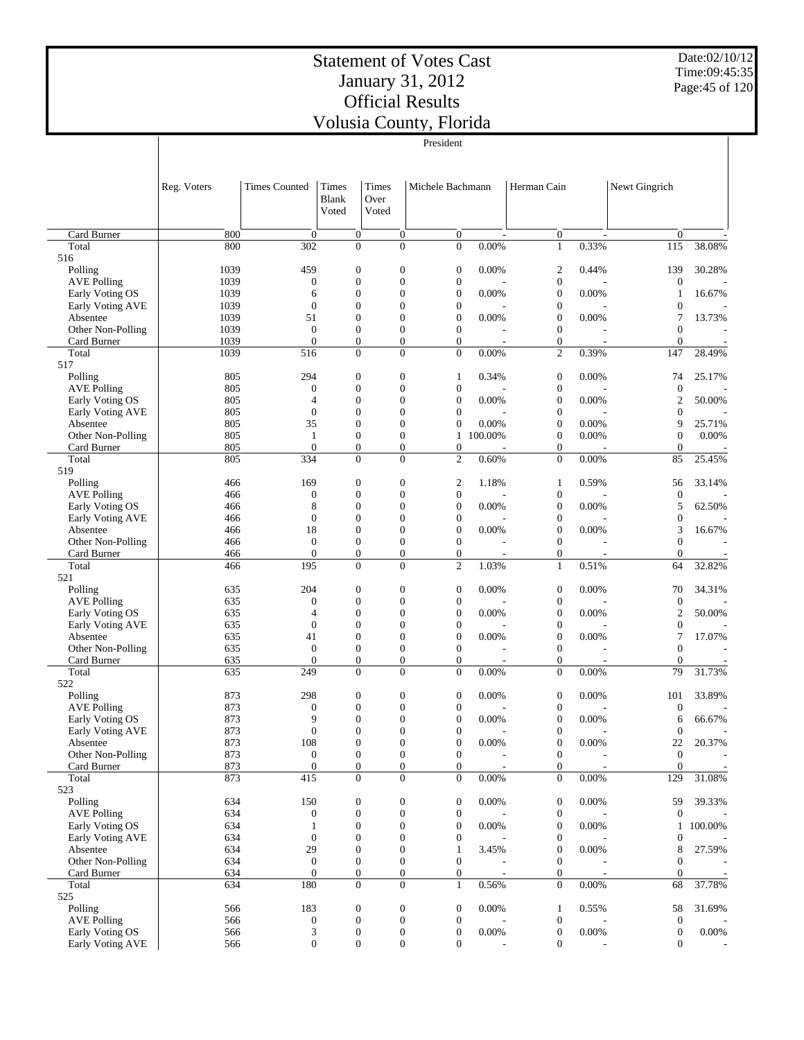# Statement of Votes Cast
# January 31, 2012
# Official Results
# Volusia County, Florida

Date:02/10/12
Time:09:45:35

| | President | | | | | | | | | | |
|---|---|---|---|---|---|---|---|---|---|---|---|
| | Reg. Voters | Times Counted | Times Blank Voted | Times Over Voted | Michele Bachmann | | Herman Cain | | Newt Gingrich | | |
| Card Burner | 800 | 0 | 0 | 0 | 0 | - | 0 | - | 0 | - |
| Total | 800 | 302 | 0 | 0 | 0 | 0.00% | 1 | 0.33% | 115 | 38.08% |
| 516 | | | | | | | | | | |
| Polling | 1039 | 459 | 0 | 0 | 0 | 0.00% | 2 | 0.44% | 139 | 30.28% |
| AVE Polling | 1039 | 0 | 0 | 0 | 0 | - | 0 | - | 0 | - |
| Early Voting OS | 1039 | 6 | 0 | 0 | 0 | 0.00% | 0 | 0.00% | 1 | 16.67% |
| Early Voting AVE | 1039 | 0 | 0 | 0 | 0 | - | 0 | - | 0 | - |
| Absentee | 1039 | 51 | 0 | 0 | 0 | 0.00% | 0 | 0.00% | 7 | 13.73% |
| Other Non-Polling | 1039 | 0 | 0 | 0 | 0 | - | 0 | - | 0 | - |
| Card Burner | 1039 | 0 | 0 | 0 | 0 | - | 0 | - | 0 | - |
| Total | 1039 | 516 | 0 | 0 | 0 | 0.00% | 2 | 0.39% | 147 | 28.49% |
| 517 | | | | | | | | | | |
| Polling | 805 | 294 | 0 | 0 | 1 | 0.34% | 0 | 0.00% | 74 | 25.17% |
| AVE Polling | 805 | 0 | 0 | 0 | 0 | - | 0 | - | 0 | - |
| Early Voting OS | 805 | 4 | 0 | 0 | 0 | 0.00% | 0 | 0.00% | 2 | 50.00% |
| Early Voting AVE | 805 | 0 | 0 | 0 | 0 | - | 0 | - | 0 | - |
| Absentee | 805 | 35 | 0 | 0 | 0 | 0.00% | 0 | 0.00% | 9 | 25.71% |
| Other Non-Polling | 805 | 1 | 0 | 0 | 1 | 100.00% | 0 | 0.00% | 0 | 0.00% |
| Card Burner | 805 | 0 | 0 | 0 | 0 | - | 0 | - | 0 | - |
| Total | 805 | 334 | 0 | 0 | 2 | 0.60% | 0 | 0.00% | 85 | 25.45% |
| 519 | | | | | | | | | | |
| Polling | 466 | 169 | 0 | 0 | 2 | 1.18% | 1 | 0.59% | 56 | 33.14% |
| AVE Polling | 466 | 0 | 0 | 0 | 0 | - | 0 | - | 0 | - |
| Early Voting OS | 466 | 8 | 0 | 0 | 0 | 0.00% | 0 | 0.00% | 5 | 62.50% |
| Early Voting AVE | 466 | 0 | 0 | 0 | 0 | - | 0 | - | 0 | - |
| Absentee | 466 | 18 | 0 | 0 | 0 | 0.00% | 0 | 0.00% | 3 | 16.67% |
| Other Non-Polling | 466 | 0 | 0 | 0 | 0 | - | 0 | - | 0 | - |
| Card Burner | 466 | 0 | 0 | 0 | 0 | - | 0 | - | 0 | - |
| Total | 466 | 195 | 0 | 0 | 2 | 1.03% | 1 | 0.51% | 64 | 32.82% |
| 521 | | | | | | | | | | |
| Polling | 635 | 204 | 0 | 0 | 0 | 0.00% | 0 | 0.00% | 70 | 34.31% |
| AVE Polling | 635 | 0 | 0 | 0 | 0 | - | 0 | - | 0 | - |
| Early Voting OS | 635 | 4 | 0 | 0 | 0 | 0.00% | 0 | 0.00% | 2 | 50.00% |
| Early Voting AVE | 635 | 0 | 0 | 0 | 0 | - | 0 | - | 0 | - |
| Absentee | 635 | 41 | 0 | 0 | 0 | 0.00% | 0 | 0.00% | 7 | 17.07% |
| Other Non-Polling | 635 | 0 | 0 | 0 | 0 | - | 0 | - | 0 | - |
| Card Burner | 635 | 0 | 0 | 0 | 0 | - | 0 | - | 0 | - |
| Total | 635 | 249 | 0 | 0 | 0 | 0.00% | 0 | 0.00% | 79 | 31.73% |
| 522 | | | | | | | | | | |
| Polling | 873 | 298 | 0 | 0 | 0 | 0.00% | 0 | 0.00% | 101 | 33.89% |
| AVE Polling | 873 | 0 | 0 | 0 | 0 | - | 0 | - | 0 | - |
| Early Voting OS | 873 | 9 | 0 | 0 | 0 | 0.00% | 0 | 0.00% | 6 | 66.67% |
| Early Voting AVE | 873 | 0 | 0 | 0 | 0 | - | 0 | - | 0 | - |
| Absentee | 873 | 108 | 0 | 0 | 0 | 0.00% | 0 | 0.00% | 22 | 20.37% |
| Other Non-Polling | 873 | 0 | 0 | 0 | 0 | - | 0 | - | 0 | - |
| Card Burner | 873 | 0 | 0 | 0 | 0 | - | 0 | - | 0 | - |
| Total | 873 | 415 | 0 | 0 | 0 | 0.00% | 0 | 0.00% | 129 | 31.08% |
| 523 | | | | | | | | | | |
| Polling | 634 | 150 | 0 | 0 | 0 | 0.00% | 0 | 0.00% | 59 | 39.33% |
| AVE Polling | 634 | 0 | 0 | 0 | 0 | - | 0 | - | 0 | - |
| Early Voting OS | 634 | 1 | 0 | 0 | 0 | 0.00% | 0 | 0.00% | 1 | 100.00% |
| Early Voting AVE | 634 | 0 | 0 | 0 | 0 | - | 0 | - | 0 | - |
| Absentee | 634 | 29 | 0 | 0 | 1 | 3.45% | 0 | 0.00% | 8 | 27.59% |
| Other Non-Polling | 634 | 0 | 0 | 0 | 0 | - | 0 | - | 0 | - |
| Card Burner | 634 | 0 | 0 | 0 | 0 | - | 0 | - | 0 | - |
| Total | 634 | 180 | 0 | 0 | 1 | 0.56% | 0 | 0.00% | 68 | 37.78% |
| 525 | | | | | | | | | | |
| Polling | 566 | 183 | 0 | 0 | 0 | 0.00% | 1 | 0.55% | 58 | 31.69% |
| AVE Polling | 566 | 0 | 0 | 0 | 0 | - | 0 | - | 0 | - |
| Early Voting OS | 566 | 3 | 0 | 0 | 0 | 0.00% | 0 | 0.00% | 0 | 0.00% |
| Early Voting AVE | 566 | 0 | 0 | 0 | 0 | - | 0 | - | 0 | - |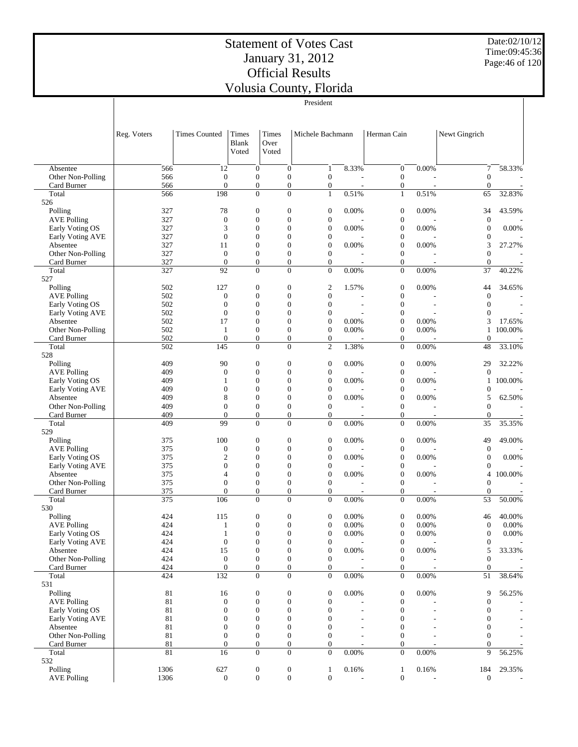# Statement of Votes Cast
# January 31, 2012
# Official Results
# Volusia County, Florida

Date:02/10/12
Time:09:45:36

President

| | Reg. Voters | Times Counted | Times Blank Voted | Times Over Voted | Michele Bachmann | | Herman Cain | | Newt Gingrich | |
|---|---|---|---|---|---|---|---|---|---|---|
| Absentee | 566 | 12 | 0 | 0 | 1 | 8.33% | 0 | 0.00% | 7 | 58.33% |
| Other Non-Polling | 566 | 0 | 0 | 0 | 0 | - | 0 | - | 0 | - |
| Card Burner | 566 | 0 | 0 | 0 | 0 | - | 0 | - | 0 | - |
| Total | 566 | 198 | 0 | 0 | 1 | 0.51% | 1 | 0.51% | 65 | 32.83% |
| 526 | | | | | | | | | | |
| Polling | 327 | 78 | 0 | 0 | 0 | 0.00% | 0 | 0.00% | 34 | 43.59% |
| AVE Polling | 327 | 0 | 0 | 0 | 0 | - | 0 | - | 0 | - |
| Early Voting OS | 327 | 3 | 0 | 0 | 0 | 0.00% | 0 | 0.00% | 0 | 0.00% |
| Early Voting AVE | 327 | 0 | 0 | 0 | 0 | - | 0 | - | 0 | - |
| Absentee | 327 | 11 | 0 | 0 | 0 | 0.00% | 0 | 0.00% | 3 | 27.27% |
| Other Non-Polling | 327 | 0 | 0 | 0 | 0 | - | 0 | - | 0 | - |
| Card Burner | 327 | 0 | 0 | 0 | 0 | - | 0 | - | 0 | - |
| Total | 327 | 92 | 0 | 0 | 0 | 0.00% | 0 | 0.00% | 37 | 40.22% |
| 527 | | | | | | | | | | |
| Polling | 502 | 127 | 0 | 0 | 2 | 1.57% | 0 | 0.00% | 44 | 34.65% |
| AVE Polling | 502 | 0 | 0 | 0 | 0 | - | 0 | - | 0 | - |
| Early Voting OS | 502 | 0 | 0 | 0 | 0 | - | 0 | - | 0 | - |
| Early Voting AVE | 502 | 0 | 0 | 0 | 0 | - | 0 | - | 0 | - |
| Absentee | 502 | 17 | 0 | 0 | 0 | 0.00% | 0 | 0.00% | 3 | 17.65% |
| Other Non-Polling | 502 | 1 | 0 | 0 | 0 | 0.00% | 0 | 0.00% | 1 | 100.00% |
| Card Burner | 502 | 0 | 0 | 0 | 0 | - | 0 | - | 0 | - |
| Total | 502 | 145 | 0 | 0 | 2 | 1.38% | 0 | 0.00% | 48 | 33.10% |
| 528 | | | | | | | | | | |
| Polling | 409 | 90 | 0 | 0 | 0 | 0.00% | 0 | 0.00% | 29 | 32.22% |
| AVE Polling | 409 | 0 | 0 | 0 | 0 | - | 0 | - | 0 | - |
| Early Voting OS | 409 | 1 | 0 | 0 | 0 | 0.00% | 0 | 0.00% | 1 | 100.00% |
| Early Voting AVE | 409 | 0 | 0 | 0 | 0 | - | 0 | - | 0 | - |
| Absentee | 409 | 8 | 0 | 0 | 0 | 0.00% | 0 | 0.00% | 5 | 62.50% |
| Other Non-Polling | 409 | 0 | 0 | 0 | 0 | - | 0 | - | 0 | - |
| Card Burner | 409 | 0 | 0 | 0 | 0 | - | 0 | - | 0 | - |
| Total | 409 | 99 | 0 | 0 | 0 | 0.00% | 0 | 0.00% | 35 | 35.35% |
| 529 | | | | | | | | | | |
| Polling | 375 | 100 | 0 | 0 | 0 | 0.00% | 0 | 0.00% | 49 | 49.00% |
| AVE Polling | 375 | 0 | 0 | 0 | 0 | - | 0 | - | 0 | - |
| Early Voting OS | 375 | 2 | 0 | 0 | 0 | 0.00% | 0 | 0.00% | 0 | 0.00% |
| Early Voting AVE | 375 | 0 | 0 | 0 | 0 | - | 0 | - | 0 | - |
| Absentee | 375 | 4 | 0 | 0 | 0 | 0.00% | 0 | 0.00% | 4 | 100.00% |
| Other Non-Polling | 375 | 0 | 0 | 0 | 0 | - | 0 | - | 0 | - |
| Card Burner | 375 | 0 | 0 | 0 | 0 | - | 0 | - | 0 | - |
| Total | 375 | 106 | 0 | 0 | 0 | 0.00% | 0 | 0.00% | 53 | 50.00% |
| 530 | | | | | | | | | | |
| Polling | 424 | 115 | 0 | 0 | 0 | 0.00% | 0 | 0.00% | 46 | 40.00% |
| AVE Polling | 424 | 1 | 0 | 0 | 0 | 0.00% | 0 | 0.00% | 0 | 0.00% |
| Early Voting OS | 424 | 1 | 0 | 0 | 0 | 0.00% | 0 | 0.00% | 0 | 0.00% |
| Early Voting AVE | 424 | 0 | 0 | 0 | 0 | - | 0 | - | 0 | - |
| Absentee | 424 | 15 | 0 | 0 | 0 | 0.00% | 0 | 0.00% | 5 | 33.33% |
| Other Non-Polling | 424 | 0 | 0 | 0 | 0 | - | 0 | - | 0 | - |
| Card Burner | 424 | 0 | 0 | 0 | 0 | - | 0 | - | 0 | - |
| Total | 424 | 132 | 0 | 0 | 0 | 0.00% | 0 | 0.00% | 51 | 38.64% |
| 531 | | | | | | | | | | |
| Polling | 81 | 16 | 0 | 0 | 0 | 0.00% | 0 | 0.00% | 9 | 56.25% |
| AVE Polling | 81 | 0 | 0 | 0 | 0 | - | 0 | - | 0 | - |
| Early Voting OS | 81 | 0 | 0 | 0 | 0 | - | 0 | - | 0 | - |
| Early Voting AVE | 81 | 0 | 0 | 0 | 0 | - | 0 | - | 0 | - |
| Absentee | 81 | 0 | 0 | 0 | 0 | - | 0 | - | 0 | - |
| Other Non-Polling | 81 | 0 | 0 | 0 | 0 | - | 0 | - | 0 | - |
| Card Burner | 81 | 0 | 0 | 0 | 0 | - | 0 | - | 0 | - |
| Total | 81 | 16 | 0 | 0 | 0 | 0.00% | 0 | 0.00% | 9 | 56.25% |
| 532 | | | | | | | | | | |
| Polling | 1306 | 627 | 0 | 0 | 1 | 0.16% | 1 | 0.16% | 184 | 29.35% |
| AVE Polling | 1306 | 0 | 0 | 0 | 0 | - | 0 | - | 0 | - |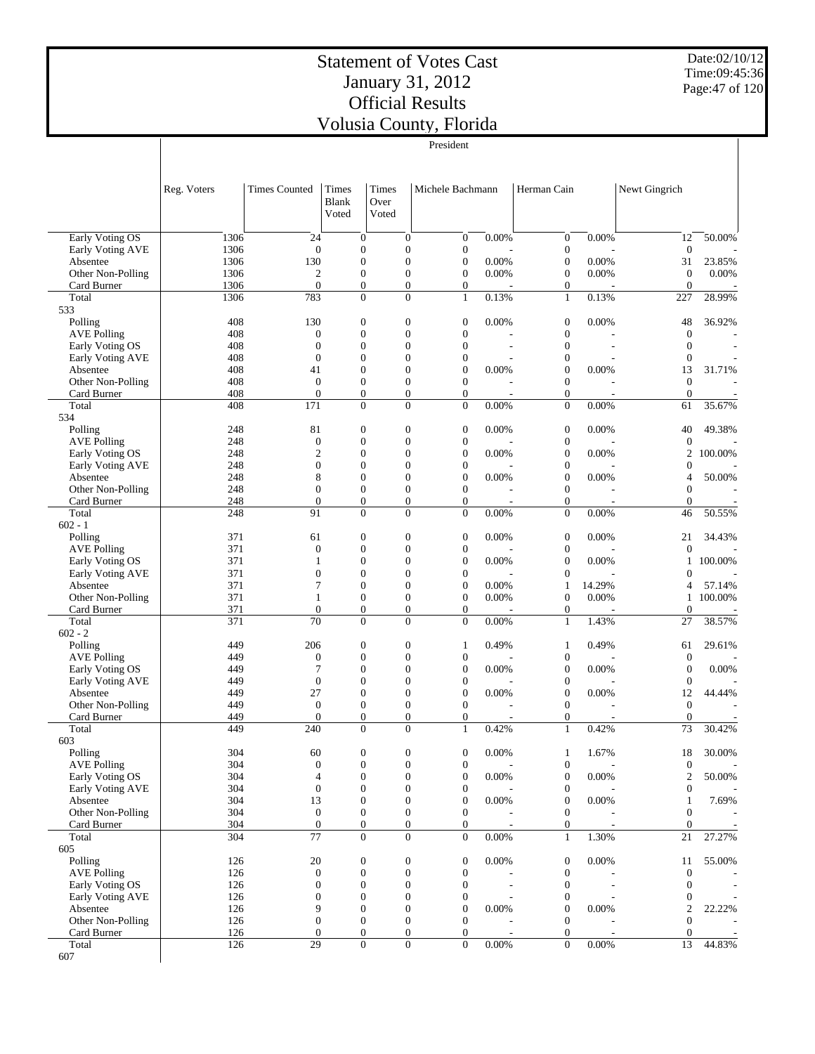# Statement of Votes Cast
# January 31, 2012
# Official Results
# Volusia County, Florida

Date:02/10/12
Time:09:45:36

President

| | Reg. Voters | Times Counted | Times Blank Voted | Times Over Voted | Michele Bachmann | | Herman Cain | | Newt Gingrich | |
|---|---|---|---|---|---|---|---|---|---|---|
| Early Voting OS | 1306 | 24 | 0 | 0 | 0 | 0.00% | 0 | 0.00% | 12 | 50.00% |
| Early Voting AVE | 1306 | 0 | 0 | 0 | 0 | - | 0 | - | 0 | - |
| Absentee | 1306 | 130 | 0 | 0 | 0 | 0.00% | 0 | 0.00% | 31 | 23.85% |
| Other Non-Polling | 1306 | 2 | 0 | 0 | 0 | 0.00% | 0 | 0.00% | 0 | 0.00% |
| Card Burner | 1306 | 0 | 0 | 0 | 0 | - | 0 | - | 0 | - |
| Total | 1306 | 783 | 0 | 0 | 1 | 0.13% | 1 | 0.13% | 227 | 28.99% |
| 533 | | | | | | | | | | |
| Polling | 408 | 130 | 0 | 0 | 0 | 0.00% | 0 | 0.00% | 48 | 36.92% |
| AVE Polling | 408 | 0 | 0 | 0 | 0 | - | 0 | - | 0 | - |
| Early Voting OS | 408 | 0 | 0 | 0 | 0 | - | 0 | - | 0 | - |
| Early Voting AVE | 408 | 0 | 0 | 0 | 0 | - | 0 | - | 0 | - |
| Absentee | 408 | 41 | 0 | 0 | 0 | 0.00% | 0 | 0.00% | 13 | 31.71% |
| Other Non-Polling | 408 | 0 | 0 | 0 | 0 | - | 0 | - | 0 | - |
| Card Burner | 408 | 0 | 0 | 0 | 0 | - | 0 | - | 0 | - |
| Total | 408 | 171 | 0 | 0 | 0 | 0.00% | 0 | 0.00% | 61 | 35.67% |
| 534 | | | | | | | | | | |
| Polling | 248 | 81 | 0 | 0 | 0 | 0.00% | 0 | 0.00% | 40 | 49.38% |
| AVE Polling | 248 | 0 | 0 | 0 | 0 | - | 0 | - | 0 | - |
| Early Voting OS | 248 | 2 | 0 | 0 | 0 | 0.00% | 0 | 0.00% | 2 | 100.00% |
| Early Voting AVE | 248 | 0 | 0 | 0 | 0 | - | 0 | - | 0 | - |
| Absentee | 248 | 8 | 0 | 0 | 0 | 0.00% | 0 | 0.00% | 4 | 50.00% |
| Other Non-Polling | 248 | 0 | 0 | 0 | 0 | - | 0 | - | 0 | - |
| Card Burner | 248 | 0 | 0 | 0 | 0 | - | 0 | - | 0 | - |
| Total | 248 | 91 | 0 | 0 | 0 | 0.00% | 0 | 0.00% | 46 | 50.55% |
| 602 - 1 | | | | | | | | | | |
| Polling | 371 | 61 | 0 | 0 | 0 | 0.00% | 0 | 0.00% | 21 | 34.43% |
| AVE Polling | 371 | 0 | 0 | 0 | 0 | - | 0 | - | 0 | - |
| Early Voting OS | 371 | 1 | 0 | 0 | 0 | 0.00% | 0 | 0.00% | 1 | 100.00% |
| Early Voting AVE | 371 | 0 | 0 | 0 | 0 | - | 0 | - | 0 | - |
| Absentee | 371 | 7 | 0 | 0 | 0 | 0.00% | 1 | 14.29% | 4 | 57.14% |
| Other Non-Polling | 371 | 1 | 0 | 0 | 0 | 0.00% | 0 | 0.00% | 1 | 100.00% |
| Card Burner | 371 | 0 | 0 | 0 | 0 | - | 0 | - | 0 | - |
| Total | 371 | 70 | 0 | 0 | 0 | 0.00% | 1 | 1.43% | 27 | 38.57% |
| 602 - 2 | | | | | | | | | | |
| Polling | 449 | 206 | 0 | 0 | 1 | 0.49% | 1 | 0.49% | 61 | 29.61% |
| AVE Polling | 449 | 0 | 0 | 0 | 0 | - | 0 | - | 0 | - |
| Early Voting OS | 449 | 7 | 0 | 0 | 0 | 0.00% | 0 | 0.00% | 0 | 0.00% |
| Early Voting AVE | 449 | 0 | 0 | 0 | 0 | - | 0 | - | 0 | - |
| Absentee | 449 | 27 | 0 | 0 | 0 | 0.00% | 0 | 0.00% | 12 | 44.44% |
| Other Non-Polling | 449 | 0 | 0 | 0 | 0 | - | 0 | - | 0 | - |
| Card Burner | 449 | 0 | 0 | 0 | 0 | - | 0 | - | 0 | - |
| Total | 449 | 240 | 0 | 0 | 1 | 0.42% | 1 | 0.42% | 73 | 30.42% |
| 603 | | | | | | | | | | |
| Polling | 304 | 60 | 0 | 0 | 0 | 0.00% | 1 | 1.67% | 18 | 30.00% |
| AVE Polling | 304 | 0 | 0 | 0 | 0 | - | 0 | - | 0 | - |
| Early Voting OS | 304 | 4 | 0 | 0 | 0 | 0.00% | 0 | 0.00% | 2 | 50.00% |
| Early Voting AVE | 304 | 0 | 0 | 0 | 0 | - | 0 | - | 0 | - |
| Absentee | 304 | 13 | 0 | 0 | 0 | 0.00% | 0 | 0.00% | 1 | 7.69% |
| Other Non-Polling | 304 | 0 | 0 | 0 | 0 | - | 0 | - | 0 | - |
| Card Burner | 304 | 0 | 0 | 0 | 0 | - | 0 | - | 0 | - |
| Total | 304 | 77 | 0 | 0 | 0 | 0.00% | 1 | 1.30% | 21 | 27.27% |
| 605 | | | | | | | | | | |
| Polling | 126 | 20 | 0 | 0 | 0 | 0.00% | 0 | 0.00% | 11 | 55.00% |
| AVE Polling | 126 | 0 | 0 | 0 | 0 | - | 0 | - | 0 | - |
| Early Voting OS | 126 | 0 | 0 | 0 | 0 | - | 0 | - | 0 | - |
| Early Voting AVE | 126 | 0 | 0 | 0 | 0 | - | 0 | - | 0 | - |
| Absentee | 126 | 9 | 0 | 0 | 0 | 0.00% | 0 | 0.00% | 2 | 22.22% |
| Other Non-Polling | 126 | 0 | 0 | 0 | 0 | - | 0 | - | 0 | - |
| Card Burner | 126 | 0 | 0 | 0 | 0 | - | 0 | - | 0 | - |
| Total | 126 | 29 | 0 | 0 | 0 | 0.00% | 0 | 0.00% | 13 | 44.83% |
| 607 | | | | | | | | | | |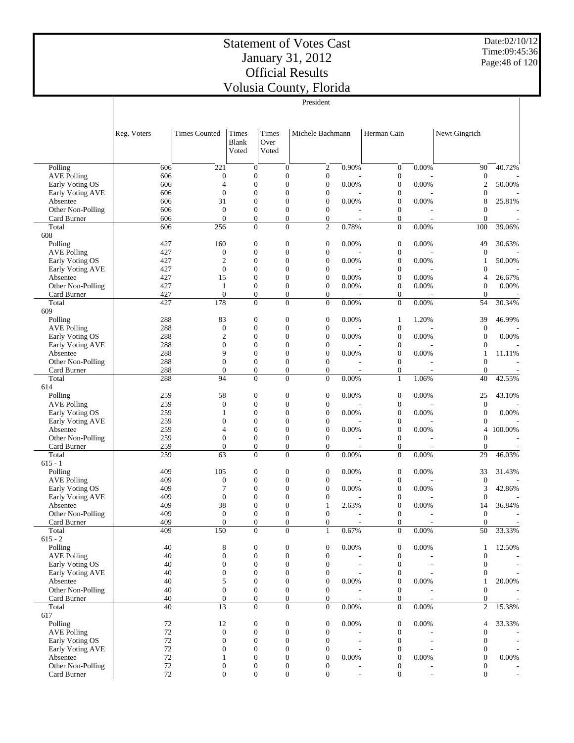# Statement of Votes Cast
# January 31, 2012
# Official Results
# Volusia County, Florida

Date:02/10/12
Time:09:45:36

President

| | Reg. Voters | Times Counted | Times Blank Voted | Times Over Voted | Michele Bachmann | | Herman Cain | | Newt Gingrich | |
|---|---|---|---|---|---|---|---|---|---|---|
| Polling | 606 | 221 | 0 | 0 | 2 | 0.90% | 0 | 0.00% | 90 | 40.72% |
| AVE Polling | 606 | 0 | 0 | 0 | 0 | - | 0 | - | 0 | - |
| Early Voting OS | 606 | 4 | 0 | 0 | 0 | 0.00% | 0 | 0.00% | 2 | 50.00% |
| Early Voting AVE | 606 | 0 | 0 | 0 | 0 | - | 0 | - | 0 | - |
| Absentee | 606 | 31 | 0 | 0 | 0 | 0.00% | 0 | 0.00% | 8 | 25.81% |
| Other Non-Polling | 606 | 0 | 0 | 0 | 0 | - | 0 | - | 0 | - |
| Card Burner | 606 | 0 | 0 | 0 | 0 | - | 0 | - | 0 | - |
| Total | 606 | 256 | 0 | 0 | 2 | 0.78% | 0 | 0.00% | 100 | 39.06% |
| 608 | | | | | | | | | | |
| Polling | 427 | 160 | 0 | 0 | 0 | 0.00% | 0 | 0.00% | 49 | 30.63% |
| AVE Polling | 427 | 0 | 0 | 0 | 0 | - | 0 | - | 0 | - |
| Early Voting OS | 427 | 2 | 0 | 0 | 0 | 0.00% | 0 | 0.00% | 1 | 50.00% |
| Early Voting AVE | 427 | 0 | 0 | 0 | 0 | - | 0 | - | 0 | - |
| Absentee | 427 | 15 | 0 | 0 | 0 | 0.00% | 0 | 0.00% | 4 | 26.67% |
| Other Non-Polling | 427 | 1 | 0 | 0 | 0 | 0.00% | 0 | 0.00% | 0 | 0.00% |
| Card Burner | 427 | 0 | 0 | 0 | 0 | - | 0 | - | 0 | - |
| Total | 427 | 178 | 0 | 0 | 0 | 0.00% | 0 | 0.00% | 54 | 30.34% |
| 609 | | | | | | | | | | |
| Polling | 288 | 83 | 0 | 0 | 0 | 0.00% | 1 | 1.20% | 39 | 46.99% |
| AVE Polling | 288 | 0 | 0 | 0 | 0 | - | 0 | - | 0 | - |
| Early Voting OS | 288 | 2 | 0 | 0 | 0 | 0.00% | 0 | 0.00% | 0 | 0.00% |
| Early Voting AVE | 288 | 0 | 0 | 0 | 0 | - | 0 | - | 0 | - |
| Absentee | 288 | 9 | 0 | 0 | 0 | 0.00% | 0 | 0.00% | 1 | 11.11% |
| Other Non-Polling | 288 | 0 | 0 | 0 | 0 | - | 0 | - | 0 | - |
| Card Burner | 288 | 0 | 0 | 0 | 0 | - | 0 | - | 0 | - |
| Total | 288 | 94 | 0 | 0 | 0 | 0.00% | 1 | 1.06% | 40 | 42.55% |
| 614 | | | | | | | | | | |
| Polling | 259 | 58 | 0 | 0 | 0 | 0.00% | 0 | 0.00% | 25 | 43.10% |
| AVE Polling | 259 | 0 | 0 | 0 | 0 | - | 0 | - | 0 | - |
| Early Voting OS | 259 | 1 | 0 | 0 | 0 | 0.00% | 0 | 0.00% | 0 | 0.00% |
| Early Voting AVE | 259 | 0 | 0 | 0 | 0 | - | 0 | - | 0 | - |
| Absentee | 259 | 4 | 0 | 0 | 0 | 0.00% | 0 | 0.00% | 4 | 100.00% |
| Other Non-Polling | 259 | 0 | 0 | 0 | 0 | - | 0 | - | 0 | - |
| Card Burner | 259 | 0 | 0 | 0 | 0 | - | 0 | - | 0 | - |
| Total | 259 | 63 | 0 | 0 | 0 | 0.00% | 0 | 0.00% | 29 | 46.03% |
| 615 - 1 | | | | | | | | | | |
| Polling | 409 | 105 | 0 | 0 | 0 | 0.00% | 0 | 0.00% | 33 | 31.43% |
| AVE Polling | 409 | 0 | 0 | 0 | 0 | - | 0 | - | 0 | - |
| Early Voting OS | 409 | 7 | 0 | 0 | 0 | 0.00% | 0 | 0.00% | 3 | 42.86% |
| Early Voting AVE | 409 | 0 | 0 | 0 | 0 | - | 0 | - | 0 | - |
| Absentee | 409 | 38 | 0 | 0 | 1 | 2.63% | 0 | 0.00% | 14 | 36.84% |
| Other Non-Polling | 409 | 0 | 0 | 0 | 0 | - | 0 | - | 0 | - |
| Card Burner | 409 | 0 | 0 | 0 | 0 | - | 0 | - | 0 | - |
| Total | 409 | 150 | 0 | 0 | 1 | 0.67% | 0 | 0.00% | 50 | 33.33% |
| 615 - 2 | | | | | | | | | | |
| Polling | 40 | 8 | 0 | 0 | 0 | 0.00% | 0 | 0.00% | 1 | 12.50% |
| AVE Polling | 40 | 0 | 0 | 0 | 0 | - | 0 | - | 0 | - |
| Early Voting OS | 40 | 0 | 0 | 0 | 0 | - | 0 | - | 0 | - |
| Early Voting AVE | 40 | 0 | 0 | 0 | 0 | - | 0 | - | 0 | - |
| Absentee | 40 | 5 | 0 | 0 | 0 | 0.00% | 0 | 0.00% | 1 | 20.00% |
| Other Non-Polling | 40 | 0 | 0 | 0 | 0 | - | 0 | - | 0 | - |
| Card Burner | 40 | 0 | 0 | 0 | 0 | - | 0 | - | 0 | - |
| Total | 40 | 13 | 0 | 0 | 0 | 0.00% | 0 | 0.00% | 2 | 15.38% |
| 617 | | | | | | | | | | |
| Polling | 72 | 12 | 0 | 0 | 0 | 0.00% | 0 | 0.00% | 4 | 33.33% |
| AVE Polling | 72 | 0 | 0 | 0 | 0 | - | 0 | - | 0 | - |
| Early Voting OS | 72 | 0 | 0 | 0 | 0 | - | 0 | - | 0 | - |
| Early Voting AVE | 72 | 0 | 0 | 0 | 0 | - | 0 | - | 0 | - |
| Absentee | 72 | 1 | 0 | 0 | 0 | 0.00% | 0 | 0.00% | 0 | 0.00% |
| Other Non-Polling | 72 | 0 | 0 | 0 | 0 | - | 0 | - | 0 | - |
| Card Burner | 72 | 0 | 0 | 0 | 0 | - | 0 | - | 0 | - |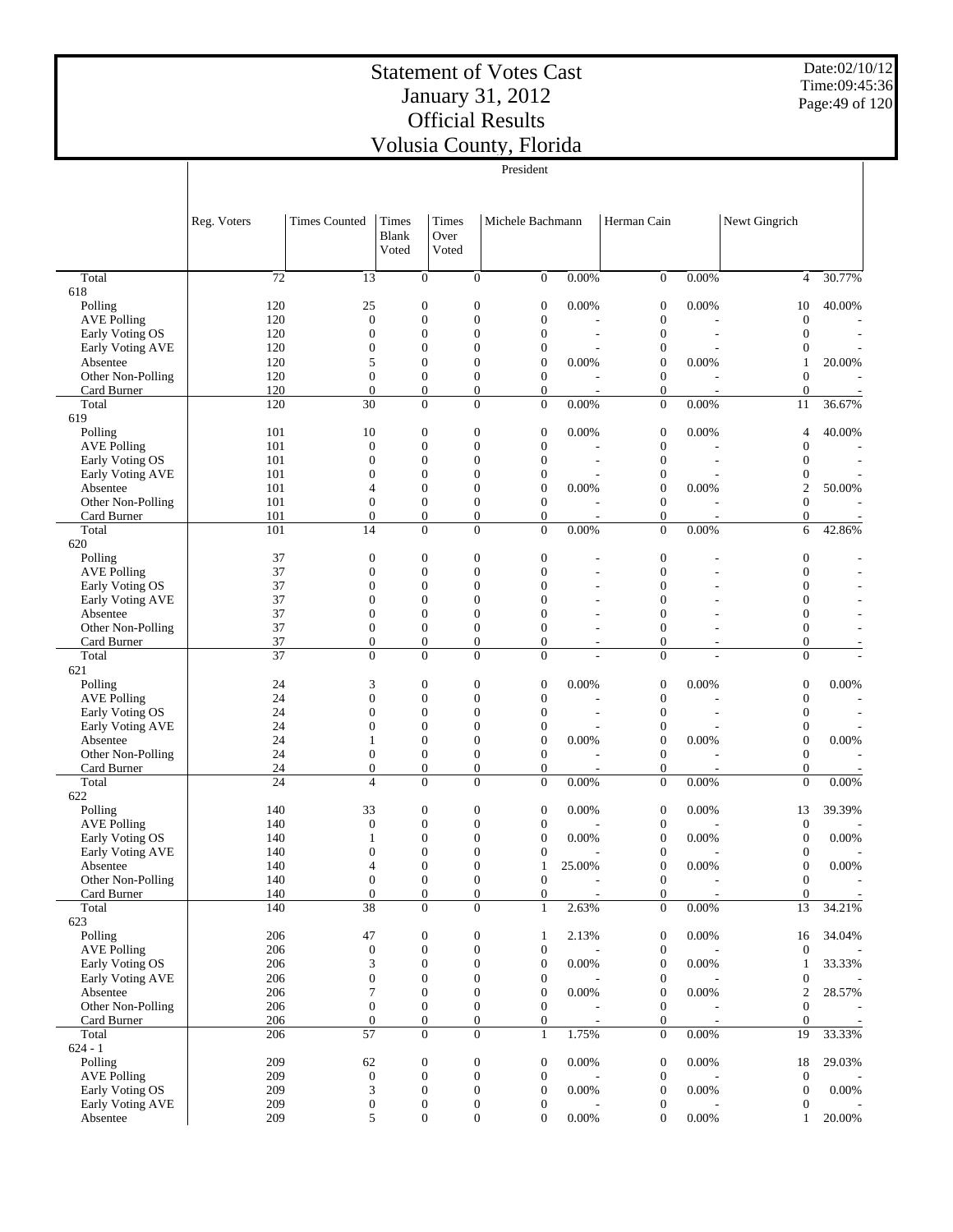# Statement of Votes Cast
## January 31, 2012
## Official Results
## Volusia County, Florida

Date:02/10/12
Time:09:45:36

President

| | Reg. Voters | Times Counted | Times Blank Voted | Times Over Voted | Michele Bachmann | | Herman Cain | | Newt Gingrich | |
|---|---|---|---|---|---|---|---|---|---|---|
| Total | 72 | 13 | 0 | 0 | 0 | 0.00% | 0 | 0.00% | 4 | 30.77% |
| 618 | | | | | | | | | | |
| Polling | 120 | 25 | 0 | 0 | 0 | 0.00% | 0 | 0.00% | 10 | 40.00% |
| AVE Polling | 120 | 0 | 0 | 0 | 0 | - | 0 | - | 0 | - |
| Early Voting OS | 120 | 0 | 0 | 0 | 0 | - | 0 | - | 0 | - |
| Early Voting AVE | 120 | 0 | 0 | 0 | 0 | - | 0 | - | 0 | - |
| Absentee | 120 | 5 | 0 | 0 | 0 | 0.00% | 0 | 0.00% | 1 | 20.00% |
| Other Non-Polling | 120 | 0 | 0 | 0 | 0 | - | 0 | - | 0 | - |
| Card Burner | 120 | 0 | 0 | 0 | 0 | - | 0 | - | 0 | - |
| Total | 120 | 30 | 0 | 0 | 0 | 0.00% | 0 | 0.00% | 11 | 36.67% |
| 619 | | | | | | | | | | |
| Polling | 101 | 10 | 0 | 0 | 0 | 0.00% | 0 | 0.00% | 4 | 40.00% |
| AVE Polling | 101 | 0 | 0 | 0 | 0 | - | 0 | - | 0 | - |
| Early Voting OS | 101 | 0 | 0 | 0 | 0 | - | 0 | - | 0 | - |
| Early Voting AVE | 101 | 0 | 0 | 0 | 0 | - | 0 | - | 0 | - |
| Absentee | 101 | 4 | 0 | 0 | 0 | 0.00% | 0 | 0.00% | 2 | 50.00% |
| Other Non-Polling | 101 | 0 | 0 | 0 | 0 | - | 0 | - | 0 | - |
| Card Burner | 101 | 0 | 0 | 0 | 0 | - | 0 | - | 0 | - |
| Total | 101 | 14 | 0 | 0 | 0 | 0.00% | 0 | 0.00% | 6 | 42.86% |
| 620 | | | | | | | | | | |
| Polling | 37 | 0 | 0 | 0 | 0 | - | 0 | - | 0 | - |
| AVE Polling | 37 | 0 | 0 | 0 | 0 | - | 0 | - | 0 | - |
| Early Voting OS | 37 | 0 | 0 | 0 | 0 | - | 0 | - | 0 | - |
| Early Voting AVE | 37 | 0 | 0 | 0 | 0 | - | 0 | - | 0 | - |
| Absentee | 37 | 0 | 0 | 0 | 0 | - | 0 | - | 0 | - |
| Other Non-Polling | 37 | 0 | 0 | 0 | 0 | - | 0 | - | 0 | - |
| Card Burner | 37 | 0 | 0 | 0 | 0 | - | 0 | - | 0 | - |
| Total | 37 | 0 | 0 | 0 | 0 | - | 0 | - | 0 | - |
| 621 | | | | | | | | | | |
| Polling | 24 | 3 | 0 | 0 | 0 | 0.00% | 0 | 0.00% | 0 | 0.00% |
| AVE Polling | 24 | 0 | 0 | 0 | 0 | - | 0 | - | 0 | - |
| Early Voting OS | 24 | 0 | 0 | 0 | 0 | - | 0 | - | 0 | - |
| Early Voting AVE | 24 | 0 | 0 | 0 | 0 | - | 0 | - | 0 | - |
| Absentee | 24 | 1 | 0 | 0 | 0 | 0.00% | 0 | 0.00% | 0 | 0.00% |
| Other Non-Polling | 24 | 0 | 0 | 0 | 0 | - | 0 | - | 0 | - |
| Card Burner | 24 | 0 | 0 | 0 | 0 | - | 0 | - | 0 | - |
| Total | 24 | 4 | 0 | 0 | 0 | 0.00% | 0 | 0.00% | 0 | 0.00% |
| 622 | | | | | | | | | | |
| Polling | 140 | 33 | 0 | 0 | 0 | 0.00% | 0 | 0.00% | 13 | 39.39% |
| AVE Polling | 140 | 0 | 0 | 0 | 0 | - | 0 | - | 0 | - |
| Early Voting OS | 140 | 1 | 0 | 0 | 0 | 0.00% | 0 | 0.00% | 0 | 0.00% |
| Early Voting AVE | 140 | 0 | 0 | 0 | 0 | - | 0 | - | 0 | - |
| Absentee | 140 | 4 | 0 | 0 | 1 | 25.00% | 0 | 0.00% | 0 | 0.00% |
| Other Non-Polling | 140 | 0 | 0 | 0 | 0 | - | 0 | - | 0 | - |
| Card Burner | 140 | 0 | 0 | 0 | 0 | - | 0 | - | 0 | - |
| Total | 140 | 38 | 0 | 0 | 1 | 2.63% | 0 | 0.00% | 13 | 34.21% |
| 623 | | | | | | | | | | |
| Polling | 206 | 47 | 0 | 0 | 1 | 2.13% | 0 | 0.00% | 16 | 34.04% |
| AVE Polling | 206 | 0 | 0 | 0 | 0 | - | 0 | - | 0 | - |
| Early Voting OS | 206 | 3 | 0 | 0 | 0 | 0.00% | 0 | 0.00% | 1 | 33.33% |
| Early Voting AVE | 206 | 0 | 0 | 0 | 0 | - | 0 | - | 0 | - |
| Absentee | 206 | 7 | 0 | 0 | 0 | 0.00% | 0 | 0.00% | 2 | 28.57% |
| Other Non-Polling | 206 | 0 | 0 | 0 | 0 | - | 0 | - | 0 | - |
| Card Burner | 206 | 0 | 0 | 0 | 0 | - | 0 | - | 0 | - |
| Total | 206 | 57 | 0 | 0 | 1 | 1.75% | 0 | 0.00% | 19 | 33.33% |
| 624 - 1 | | | | | | | | | | |
| Polling | 209 | 62 | 0 | 0 | 0 | 0.00% | 0 | 0.00% | 18 | 29.03% |
| AVE Polling | 209 | 0 | 0 | 0 | 0 | - | 0 | - | 0 | - |
| Early Voting OS | 209 | 3 | 0 | 0 | 0 | 0.00% | 0 | 0.00% | 0 | 0.00% |
| Early Voting AVE | 209 | 0 | 0 | 0 | 0 | - | 0 | - | 0 | - |
| Absentee | 209 | 5 | 0 | 0 | 0 | 0.00% | 0 | 0.00% | 1 | 20.00% |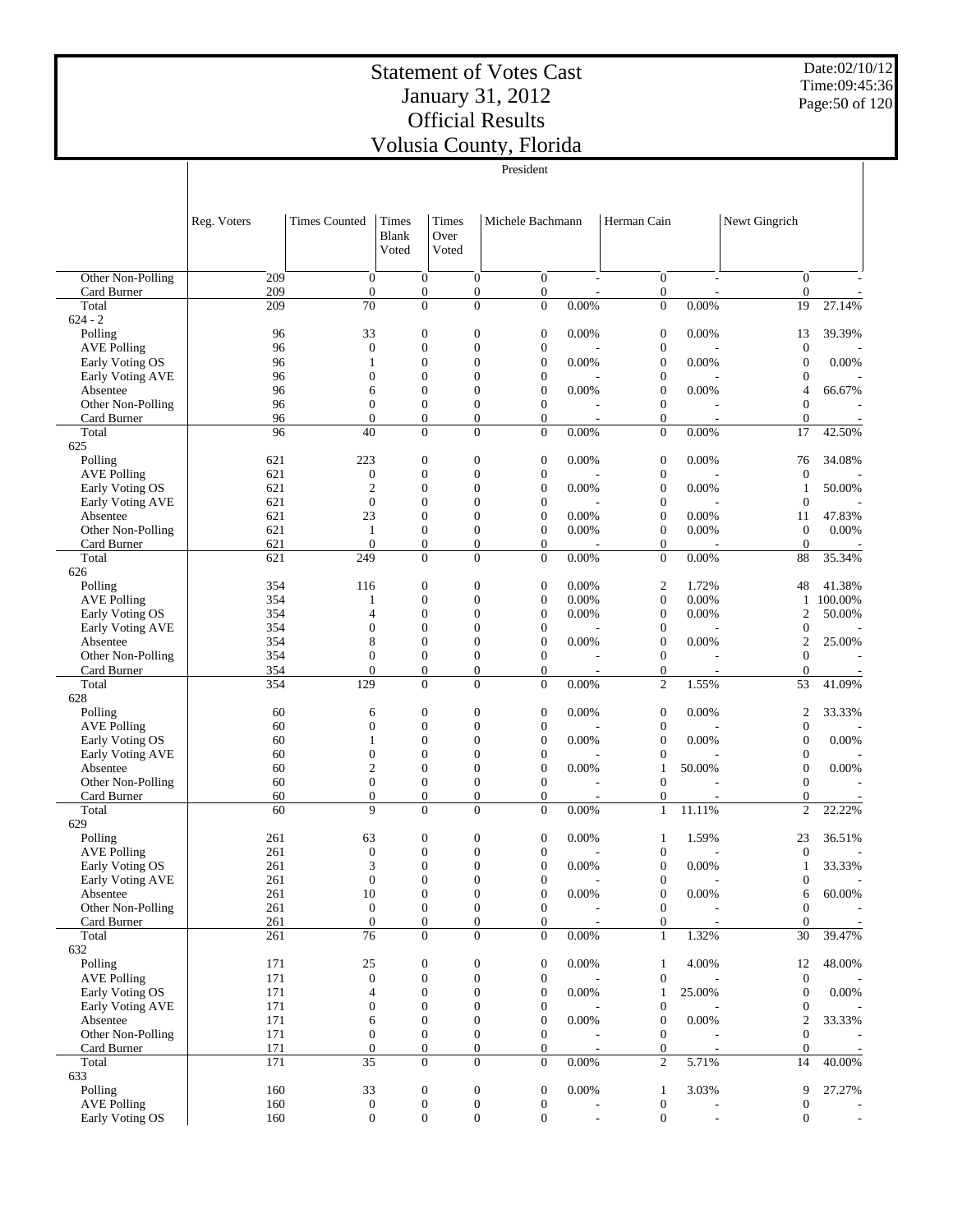# Statement of Votes Cast
# January 31, 2012
# Official Results
# Volusia County, Florida

Date:02/10/12
Time:09:45:36

President

| | Reg. Voters | Times Counted | Times Blank Voted | Times Over Voted | Michele Bachmann | | Herman Cain | | Newt Gingrich | |
|---|---|---|---|---|---|---|---|---|---|---|
| Other Non-Polling | 209 | 0 | 0 | 0 | 0 | - | 0 | - | 0 | - |
| Card Burner | 209 | 0 | 0 | 0 | 0 | - | 0 | - | 0 | - |
| Total | 209 | 70 | 0 | 0 | 0 | 0.00% | 0 | 0.00% | 19 | 27.14% |
| 624 - 2 | | | | | | | | | | |
| Polling | 96 | 33 | 0 | 0 | 0 | 0.00% | 0 | 0.00% | 13 | 39.39% |
| AVE Polling | 96 | 0 | 0 | 0 | 0 | - | 0 | - | 0 | - |
| Early Voting OS | 96 | 1 | 0 | 0 | 0 | 0.00% | 0 | 0.00% | 0 | 0.00% |
| Early Voting AVE | 96 | 0 | 0 | 0 | 0 | - | 0 | - | 0 | - |
| Absentee | 96 | 6 | 0 | 0 | 0 | 0.00% | 0 | 0.00% | 4 | 66.67% |
| Other Non-Polling | 96 | 0 | 0 | 0 | 0 | - | 0 | - | 0 | - |
| Card Burner | 96 | 0 | 0 | 0 | 0 | - | 0 | - | 0 | - |
| Total | 96 | 40 | 0 | 0 | 0 | 0.00% | 0 | 0.00% | 17 | 42.50% |
| 625 | | | | | | | | | | |
| Polling | 621 | 223 | 0 | 0 | 0 | 0.00% | 0 | 0.00% | 76 | 34.08% |
| AVE Polling | 621 | 0 | 0 | 0 | 0 | - | 0 | - | 0 | - |
| Early Voting OS | 621 | 2 | 0 | 0 | 0 | 0.00% | 0 | 0.00% | 1 | 50.00% |
| Early Voting AVE | 621 | 0 | 0 | 0 | 0 | - | 0 | - | 0 | - |
| Absentee | 621 | 23 | 0 | 0 | 0 | 0.00% | 0 | 0.00% | 11 | 47.83% |
| Other Non-Polling | 621 | 1 | 0 | 0 | 0 | 0.00% | 0 | 0.00% | 0 | 0.00% |
| Card Burner | 621 | 0 | 0 | 0 | 0 | - | 0 | - | 0 | - |
| Total | 621 | 249 | 0 | 0 | 0 | 0.00% | 0 | 0.00% | 88 | 35.34% |
| 626 | | | | | | | | | | |
| Polling | 354 | 116 | 0 | 0 | 0 | 0.00% | 2 | 1.72% | 48 | 41.38% |
| AVE Polling | 354 | 1 | 0 | 0 | 0 | 0.00% | 0 | 0.00% | 1 | 100.00% |
| Early Voting OS | 354 | 4 | 0 | 0 | 0 | 0.00% | 0 | 0.00% | 2 | 50.00% |
| Early Voting AVE | 354 | 0 | 0 | 0 | 0 | - | 0 | - | 0 | - |
| Absentee | 354 | 8 | 0 | 0 | 0 | 0.00% | 0 | 0.00% | 2 | 25.00% |
| Other Non-Polling | 354 | 0 | 0 | 0 | 0 | - | 0 | - | 0 | - |
| Card Burner | 354 | 0 | 0 | 0 | 0 | - | 0 | - | 0 | - |
| Total | 354 | 129 | 0 | 0 | 0 | 0.00% | 2 | 1.55% | 53 | 41.09% |
| 628 | | | | | | | | | | |
| Polling | 60 | 6 | 0 | 0 | 0 | 0.00% | 0 | 0.00% | 2 | 33.33% |
| AVE Polling | 60 | 0 | 0 | 0 | 0 | - | 0 | - | 0 | - |
| Early Voting OS | 60 | 1 | 0 | 0 | 0 | 0.00% | 0 | 0.00% | 0 | 0.00% |
| Early Voting AVE | 60 | 0 | 0 | 0 | 0 | - | 0 | - | 0 | - |
| Absentee | 60 | 2 | 0 | 0 | 0 | 0.00% | 1 | 50.00% | 0 | 0.00% |
| Other Non-Polling | 60 | 0 | 0 | 0 | 0 | - | 0 | - | 0 | - |
| Card Burner | 60 | 0 | 0 | 0 | 0 | - | 0 | - | 0 | - |
| Total | 60 | 9 | 0 | 0 | 0 | 0.00% | 1 | 11.11% | 2 | 22.22% |
| 629 | | | | | | | | | | |
| Polling | 261 | 63 | 0 | 0 | 0 | 0.00% | 1 | 1.59% | 23 | 36.51% |
| AVE Polling | 261 | 0 | 0 | 0 | 0 | - | 0 | - | 0 | - |
| Early Voting OS | 261 | 3 | 0 | 0 | 0 | 0.00% | 0 | 0.00% | 1 | 33.33% |
| Early Voting AVE | 261 | 0 | 0 | 0 | 0 | - | 0 | - | 0 | - |
| Absentee | 261 | 10 | 0 | 0 | 0 | 0.00% | 0 | 0.00% | 6 | 60.00% |
| Other Non-Polling | 261 | 0 | 0 | 0 | 0 | - | 0 | - | 0 | - |
| Card Burner | 261 | 0 | 0 | 0 | 0 | - | 0 | - | 0 | - |
| Total | 261 | 76 | 0 | 0 | 0 | 0.00% | 1 | 1.32% | 30 | 39.47% |
| 632 | | | | | | | | | | |
| Polling | 171 | 25 | 0 | 0 | 0 | 0.00% | 1 | 4.00% | 12 | 48.00% |
| AVE Polling | 171 | 0 | 0 | 0 | 0 | - | 0 | - | 0 | - |
| Early Voting OS | 171 | 4 | 0 | 0 | 0 | 0.00% | 1 | 25.00% | 0 | 0.00% |
| Early Voting AVE | 171 | 0 | 0 | 0 | 0 | - | 0 | - | 0 | - |
| Absentee | 171 | 6 | 0 | 0 | 0 | 0.00% | 0 | 0.00% | 2 | 33.33% |
| Other Non-Polling | 171 | 0 | 0 | 0 | 0 | - | 0 | - | 0 | - |
| Card Burner | 171 | 0 | 0 | 0 | 0 | - | 0 | - | 0 | - |
| Total | 171 | 35 | 0 | 0 | 0 | 0.00% | 2 | 5.71% | 14 | 40.00% |
| 633 | | | | | | | | | | |
| Polling | 160 | 33 | 0 | 0 | 0 | 0.00% | 1 | 3.03% | 9 | 27.27% |
| AVE Polling | 160 | 0 | 0 | 0 | 0 | - | 0 | - | 0 | - |
| Early Voting OS | 160 | 0 | 0 | 0 | 0 | - | 0 | - | 0 | - |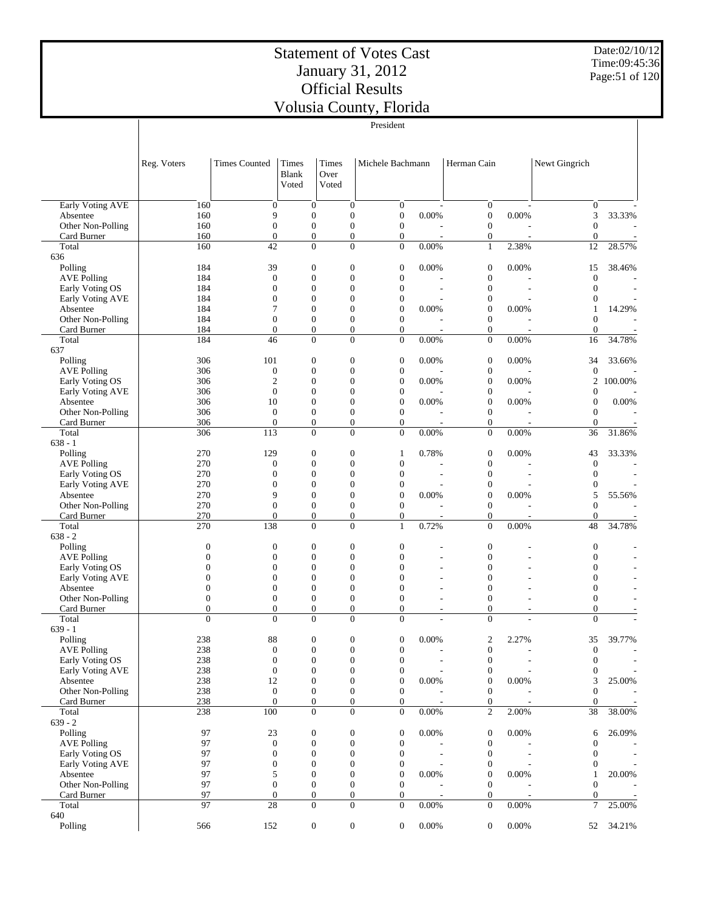# Statement of Votes Cast
## January 31, 2012
## Official Results
## Volusia County, Florida

Date:02/10/12
Time:09:45:36

President

| | Reg. Voters | Times Counted | Times Blank Voted | Times Over Voted | Michele Bachmann | | Herman Cain | | Newt Gingrich | |
|---|---|---|---|---|---|---|---|---|---|---|
| Early Voting AVE | 160 | 0 | 0 | 0 | 0 | - | 0 | - | 0 | - |
| Absentee | 160 | 9 | 0 | 0 | 0 | 0.00% | 0 | 0.00% | 3 | 33.33% |
| Other Non-Polling | 160 | 0 | 0 | 0 | 0 | - | 0 | - | 0 | - |
| Card Burner | 160 | 0 | 0 | 0 | 0 | - | 0 | - | 0 | - |
| Total | 160 | 42 | 0 | 0 | 0 | 0.00% | 1 | 2.38% | 12 | 28.57% |
| 636 | | | | | | | | | | |
| Polling | 184 | 39 | 0 | 0 | 0 | 0.00% | 0 | 0.00% | 15 | 38.46% |
| AVE Polling | 184 | 0 | 0 | 0 | 0 | - | 0 | - | 0 | - |
| Early Voting OS | 184 | 0 | 0 | 0 | 0 | - | 0 | - | 0 | - |
| Early Voting AVE | 184 | 0 | 0 | 0 | 0 | - | 0 | - | 0 | - |
| Absentee | 184 | 7 | 0 | 0 | 0 | 0.00% | 0 | 0.00% | 1 | 14.29% |
| Other Non-Polling | 184 | 0 | 0 | 0 | 0 | - | 0 | - | 0 | - |
| Card Burner | 184 | 0 | 0 | 0 | 0 | - | 0 | - | 0 | - |
| Total | 184 | 46 | 0 | 0 | 0 | 0.00% | 0 | 0.00% | 16 | 34.78% |
| 637 | | | | | | | | | | |
| Polling | 306 | 101 | 0 | 0 | 0 | 0.00% | 0 | 0.00% | 34 | 33.66% |
| AVE Polling | 306 | 0 | 0 | 0 | 0 | - | 0 | - | 0 | - |
| Early Voting OS | 306 | 2 | 0 | 0 | 0 | 0.00% | 0 | 0.00% | 2 | 100.00% |
| Early Voting AVE | 306 | 0 | 0 | 0 | 0 | - | 0 | - | 0 | - |
| Absentee | 306 | 10 | 0 | 0 | 0 | 0.00% | 0 | 0.00% | 0 | 0.00% |
| Other Non-Polling | 306 | 0 | 0 | 0 | 0 | - | 0 | - | 0 | - |
| Card Burner | 306 | 0 | 0 | 0 | 0 | - | 0 | - | 0 | - |
| Total | 306 | 113 | 0 | 0 | 0 | 0.00% | 0 | 0.00% | 36 | 31.86% |
| 638 - 1 | | | | | | | | | | |
| Polling | 270 | 129 | 0 | 0 | 1 | 0.78% | 0 | 0.00% | 43 | 33.33% |
| AVE Polling | 270 | 0 | 0 | 0 | 0 | - | 0 | - | 0 | - |
| Early Voting OS | 270 | 0 | 0 | 0 | 0 | - | 0 | - | 0 | - |
| Early Voting AVE | 270 | 0 | 0 | 0 | 0 | - | 0 | - | 0 | - |
| Absentee | 270 | 9 | 0 | 0 | 0 | 0.00% | 0 | 0.00% | 5 | 55.56% |
| Other Non-Polling | 270 | 0 | 0 | 0 | 0 | - | 0 | - | 0 | - |
| Card Burner | 270 | 0 | 0 | 0 | 0 | - | 0 | - | 0 | - |
| Total | 270 | 138 | 0 | 0 | 1 | 0.72% | 0 | 0.00% | 48 | 34.78% |
| 638 - 2 | | | | | | | | | | |
| Polling | 0 | 0 | 0 | 0 | 0 | - | 0 | - | 0 | - |
| AVE Polling | 0 | 0 | 0 | 0 | 0 | - | 0 | - | 0 | - |
| Early Voting OS | 0 | 0 | 0 | 0 | 0 | - | 0 | - | 0 | - |
| Early Voting AVE | 0 | 0 | 0 | 0 | 0 | - | 0 | - | 0 | - |
| Absentee | 0 | 0 | 0 | 0 | 0 | - | 0 | - | 0 | - |
| Other Non-Polling | 0 | 0 | 0 | 0 | 0 | - | 0 | - | 0 | - |
| Card Burner | 0 | 0 | 0 | 0 | 0 | - | 0 | - | 0 | - |
| Total | 0 | 0 | 0 | 0 | 0 | - | 0 | - | 0 | - |
| 639 - 1 | | | | | | | | | | |
| Polling | 238 | 88 | 0 | 0 | 0 | 0.00% | 2 | 2.27% | 35 | 39.77% |
| AVE Polling | 238 | 0 | 0 | 0 | 0 | - | 0 | - | 0 | - |
| Early Voting OS | 238 | 0 | 0 | 0 | 0 | - | 0 | - | 0 | - |
| Early Voting AVE | 238 | 0 | 0 | 0 | 0 | - | 0 | - | 0 | - |
| Absentee | 238 | 12 | 0 | 0 | 0 | 0.00% | 0 | 0.00% | 3 | 25.00% |
| Other Non-Polling | 238 | 0 | 0 | 0 | 0 | - | 0 | - | 0 | - |
| Card Burner | 238 | 0 | 0 | 0 | 0 | - | 0 | - | 0 | - |
| Total | 238 | 100 | 0 | 0 | 0 | 0.00% | 2 | 2.00% | 38 | 38.00% |
| 639 - 2 | | | | | | | | | | |
| Polling | 97 | 23 | 0 | 0 | 0 | 0.00% | 0 | 0.00% | 6 | 26.09% |
| AVE Polling | 97 | 0 | 0 | 0 | 0 | - | 0 | - | 0 | - |
| Early Voting OS | 97 | 0 | 0 | 0 | 0 | - | 0 | - | 0 | - |
| Early Voting AVE | 97 | 0 | 0 | 0 | 0 | - | 0 | - | 0 | - |
| Absentee | 97 | 5 | 0 | 0 | 0 | 0.00% | 0 | 0.00% | 1 | 20.00% |
| Other Non-Polling | 97 | 0 | 0 | 0 | 0 | - | 0 | - | 0 | - |
| Card Burner | 97 | 0 | 0 | 0 | 0 | - | 0 | - | 0 | - |
| Total | 97 | 28 | 0 | 0 | 0 | 0.00% | 0 | 0.00% | 7 | 25.00% |
| 640 | | | | | | | | | | |
| Polling | 566 | 152 | 0 | 0 | 0 | 0.00% | 0 | 0.00% | 52 | 34.21% |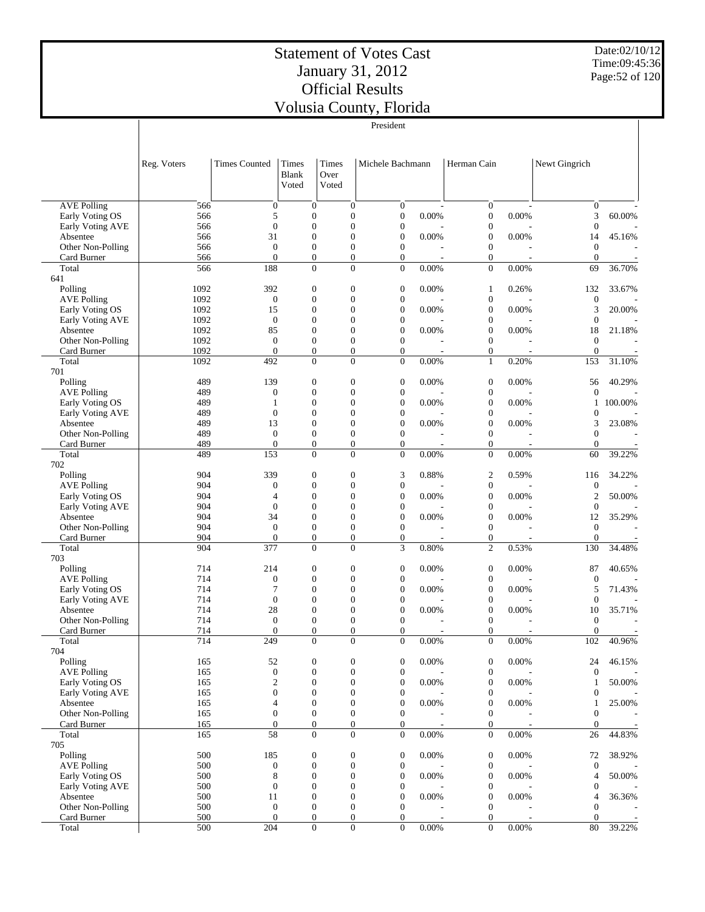# Statement of Votes Cast
# January 31, 2012
# Official Results
# Volusia County, Florida

Date:02/10/12
Time:09:45:36

| | President | | | | | | | | | |
|---|---|---|---|---|---|---|---|---|---|---|
| | Reg. Voters | Times Counted | Times Blank Voted | Times Over Voted | Michele Bachmann | | Herman Cain | | Newt Gingrich | |
| AVE Polling | 566 | 0 | 0 | 0 | 0 | - | 0 | - | 0 | - |
| Early Voting OS | 566 | 5 | 0 | 0 | 0 | 0.00% | 0 | 0.00% | 3 | 60.00% |
| Early Voting AVE | 566 | 0 | 0 | 0 | 0 | - | 0 | - | 0 | - |
| Absentee | 566 | 31 | 0 | 0 | 0 | 0.00% | 0 | 0.00% | 14 | 45.16% |
| Other Non-Polling | 566 | 0 | 0 | 0 | 0 | - | 0 | - | 0 | - |
| Card Burner | 566 | 0 | 0 | 0 | 0 | - | 0 | - | 0 | - |
| Total | 566 | 188 | 0 | 0 | 0 | 0.00% | 0 | 0.00% | 69 | 36.70% |
| 641 | | | | | | | | | | |
| Polling | 1092 | 392 | 0 | 0 | 0 | 0.00% | 1 | 0.26% | 132 | 33.67% |
| AVE Polling | 1092 | 0 | 0 | 0 | 0 | - | 0 | - | 0 | - |
| Early Voting OS | 1092 | 15 | 0 | 0 | 0 | 0.00% | 0 | 0.00% | 3 | 20.00% |
| Early Voting AVE | 1092 | 0 | 0 | 0 | 0 | - | 0 | - | 0 | - |
| Absentee | 1092 | 85 | 0 | 0 | 0 | 0.00% | 0 | 0.00% | 18 | 21.18% |
| Other Non-Polling | 1092 | 0 | 0 | 0 | 0 | - | 0 | - | 0 | - |
| Card Burner | 1092 | 0 | 0 | 0 | 0 | - | 0 | - | 0 | - |
| Total | 1092 | 492 | 0 | 0 | 0 | 0.00% | 1 | 0.20% | 153 | 31.10% |
| 701 | | | | | | | | | | |
| Polling | 489 | 139 | 0 | 0 | 0 | 0.00% | 0 | 0.00% | 56 | 40.29% |
| AVE Polling | 489 | 0 | 0 | 0 | 0 | - | 0 | - | 0 | - |
| Early Voting OS | 489 | 1 | 0 | 0 | 0 | 0.00% | 0 | 0.00% | 1 | 100.00% |
| Early Voting AVE | 489 | 0 | 0 | 0 | 0 | - | 0 | - | 0 | - |
| Absentee | 489 | 13 | 0 | 0 | 0 | 0.00% | 0 | 0.00% | 3 | 23.08% |
| Other Non-Polling | 489 | 0 | 0 | 0 | 0 | - | 0 | - | 0 | - |
| Card Burner | 489 | 0 | 0 | 0 | 0 | - | 0 | - | 0 | - |
| Total | 489 | 153 | 0 | 0 | 0 | 0.00% | 0 | 0.00% | 60 | 39.22% |
| 702 | | | | | | | | | | |
| Polling | 904 | 339 | 0 | 0 | 3 | 0.88% | 2 | 0.59% | 116 | 34.22% |
| AVE Polling | 904 | 0 | 0 | 0 | 0 | - | 0 | - | 0 | - |
| Early Voting OS | 904 | 4 | 0 | 0 | 0 | 0.00% | 0 | 0.00% | 2 | 50.00% |
| Early Voting AVE | 904 | 0 | 0 | 0 | 0 | - | 0 | - | 0 | - |
| Absentee | 904 | 34 | 0 | 0 | 0 | 0.00% | 0 | 0.00% | 12 | 35.29% |
| Other Non-Polling | 904 | 0 | 0 | 0 | 0 | - | 0 | - | 0 | - |
| Card Burner | 904 | 0 | 0 | 0 | 0 | - | 0 | - | 0 | - |
| Total | 904 | 377 | 0 | 0 | 3 | 0.80% | 2 | 0.53% | 130 | 34.48% |
| 703 | | | | | | | | | | |
| Polling | 714 | 214 | 0 | 0 | 0 | 0.00% | 0 | 0.00% | 87 | 40.65% |
| AVE Polling | 714 | 0 | 0 | 0 | 0 | - | 0 | - | 0 | - |
| Early Voting OS | 714 | 7 | 0 | 0 | 0 | 0.00% | 0 | 0.00% | 5 | 71.43% |
| Early Voting AVE | 714 | 0 | 0 | 0 | 0 | - | 0 | - | 0 | - |
| Absentee | 714 | 28 | 0 | 0 | 0 | 0.00% | 0 | 0.00% | 10 | 35.71% |
| Other Non-Polling | 714 | 0 | 0 | 0 | 0 | - | 0 | - | 0 | - |
| Card Burner | 714 | 0 | 0 | 0 | 0 | - | 0 | - | 0 | - |
| Total | 714 | 249 | 0 | 0 | 0 | 0.00% | 0 | 0.00% | 102 | 40.96% |
| 704 | | | | | | | | | | |
| Polling | 165 | 52 | 0 | 0 | 0 | 0.00% | 0 | 0.00% | 24 | 46.15% |
| AVE Polling | 165 | 0 | 0 | 0 | 0 | - | 0 | - | 0 | - |
| Early Voting OS | 165 | 2 | 0 | 0 | 0 | 0.00% | 0 | 0.00% | 1 | 50.00% |
| Early Voting AVE | 165 | 0 | 0 | 0 | 0 | - | 0 | - | 0 | - |
| Absentee | 165 | 4 | 0 | 0 | 0 | 0.00% | 0 | 0.00% | 1 | 25.00% |
| Other Non-Polling | 165 | 0 | 0 | 0 | 0 | - | 0 | - | 0 | - |
| Card Burner | 165 | 0 | 0 | 0 | 0 | - | 0 | - | 0 | - |
| Total | 165 | 58 | 0 | 0 | 0 | 0.00% | 0 | 0.00% | 26 | 44.83% |
| 705 | | | | | | | | | | |
| Polling | 500 | 185 | 0 | 0 | 0 | 0.00% | 0 | 0.00% | 72 | 38.92% |
| AVE Polling | 500 | 0 | 0 | 0 | 0 | - | 0 | - | 0 | - |
| Early Voting OS | 500 | 8 | 0 | 0 | 0 | 0.00% | 0 | 0.00% | 4 | 50.00% |
| Early Voting AVE | 500 | 0 | 0 | 0 | 0 | - | 0 | - | 0 | - |
| Absentee | 500 | 11 | 0 | 0 | 0 | 0.00% | 0 | 0.00% | 4 | 36.36% |
| Other Non-Polling | 500 | 0 | 0 | 0 | 0 | - | 0 | - | 0 | - |
| Card Burner | 500 | 0 | 0 | 0 | 0 | - | 0 | - | 0 | - |
| Total | 500 | 204 | 0 | 0 | 0 | 0.00% | 0 | 0.00% | 80 | 39.22% |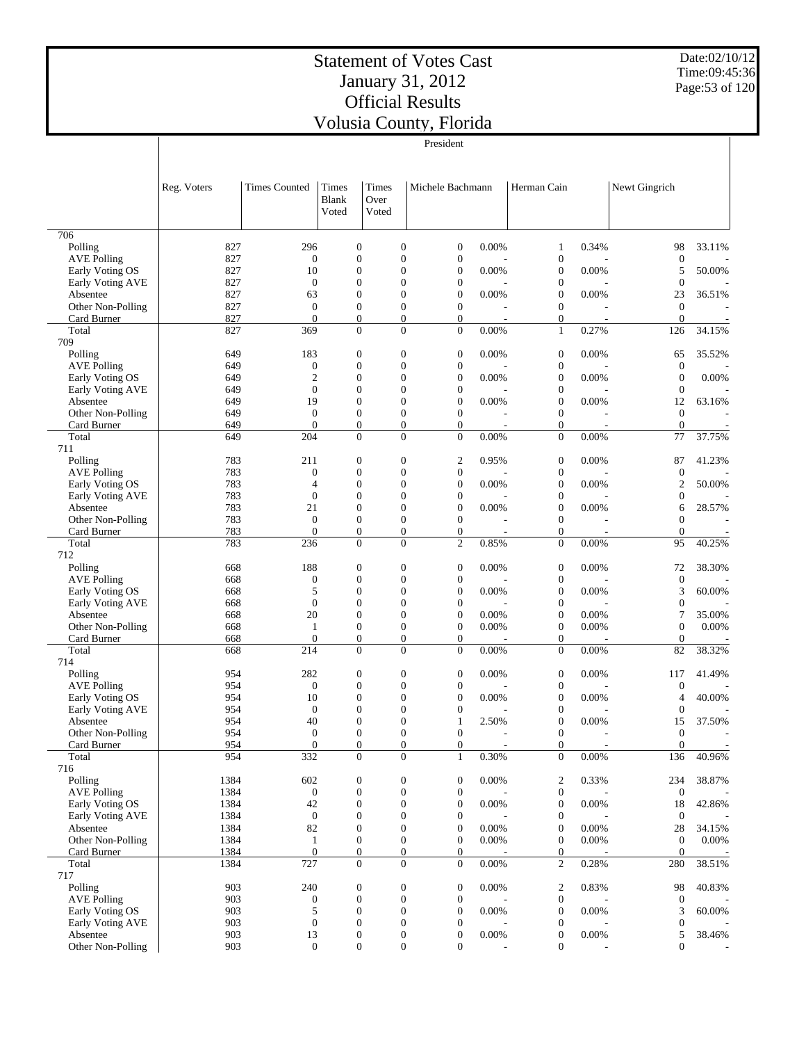# Statement of Votes Cast
# January 31, 2012
# Official Results
# Volusia County, Florida

Date:02/10/12
Time:09:45:36

President

| | Reg. Voters | Times Counted | Times Blank Voted | Times Over Voted | Michele Bachmann | | Herman Cain | | Newt Gingrich | |
|---|---|---|---|---|---|---|---|---|---|---|
| **706** | | | | | | | | | | |
| Polling | 827 | 296 | 0 | 0 | 0 | 0.00% | 1 | 0.34% | 98 | 33.11% |
| AVE Polling | 827 | 0 | 0 | 0 | 0 | - | 0 | - | 0 | - |
| Early Voting OS | 827 | 10 | 0 | 0 | 0 | 0.00% | 0 | 0.00% | 5 | 50.00% |
| Early Voting AVE | 827 | 0 | 0 | 0 | 0 | - | 0 | - | 0 | - |
| Absentee | 827 | 63 | 0 | 0 | 0 | 0.00% | 0 | 0.00% | 23 | 36.51% |
| Other Non-Polling | 827 | 0 | 0 | 0 | 0 | - | 0 | - | 0 | - |
| Card Burner | 827 | 0 | 0 | 0 | 0 | - | 0 | - | 0 | - |
| Total | 827 | 369 | 0 | 0 | 0 | 0.00% | 1 | 0.27% | 126 | 34.15% |
| **709** | | | | | | | | | | |
| Polling | 649 | 183 | 0 | 0 | 0 | 0.00% | 0 | 0.00% | 65 | 35.52% |
| AVE Polling | 649 | 0 | 0 | 0 | 0 | - | 0 | - | 0 | - |
| Early Voting OS | 649 | 2 | 0 | 0 | 0 | 0.00% | 0 | 0.00% | 0 | 0.00% |
| Early Voting AVE | 649 | 0 | 0 | 0 | 0 | - | 0 | - | 0 | - |
| Absentee | 649 | 19 | 0 | 0 | 0 | 0.00% | 0 | 0.00% | 12 | 63.16% |
| Other Non-Polling | 649 | 0 | 0 | 0 | 0 | - | 0 | - | 0 | - |
| Card Burner | 649 | 0 | 0 | 0 | 0 | - | 0 | - | 0 | - |
| Total | 649 | 204 | 0 | 0 | 0 | 0.00% | 0 | 0.00% | 77 | 37.75% |
| **711** | | | | | | | | | | |
| Polling | 783 | 211 | 0 | 0 | 2 | 0.95% | 0 | 0.00% | 87 | 41.23% |
| AVE Polling | 783 | 0 | 0 | 0 | 0 | - | 0 | - | 0 | - |
| Early Voting OS | 783 | 4 | 0 | 0 | 0 | 0.00% | 0 | 0.00% | 2 | 50.00% |
| Early Voting AVE | 783 | 0 | 0 | 0 | 0 | - | 0 | - | 0 | - |
| Absentee | 783 | 21 | 0 | 0 | 0 | 0.00% | 0 | 0.00% | 6 | 28.57% |
| Other Non-Polling | 783 | 0 | 0 | 0 | 0 | - | 0 | - | 0 | - |
| Card Burner | 783 | 0 | 0 | 0 | 0 | - | 0 | - | 0 | - |
| Total | 783 | 236 | 0 | 0 | 2 | 0.85% | 0 | 0.00% | 95 | 40.25% |
| **712** | | | | | | | | | | |
| Polling | 668 | 188 | 0 | 0 | 0 | 0.00% | 0 | 0.00% | 72 | 38.30% |
| AVE Polling | 668 | 0 | 0 | 0 | 0 | - | 0 | - | 0 | - |
| Early Voting OS | 668 | 5 | 0 | 0 | 0 | 0.00% | 0 | 0.00% | 3 | 60.00% |
| Early Voting AVE | 668 | 0 | 0 | 0 | 0 | - | 0 | - | 0 | - |
| Absentee | 668 | 20 | 0 | 0 | 0 | 0.00% | 0 | 0.00% | 7 | 35.00% |
| Other Non-Polling | 668 | 1 | 0 | 0 | 0 | 0.00% | 0 | 0.00% | 0 | 0.00% |
| Card Burner | 668 | 0 | 0 | 0 | 0 | - | 0 | - | 0 | - |
| Total | 668 | 214 | 0 | 0 | 0 | 0.00% | 0 | 0.00% | 82 | 38.32% |
| **714** | | | | | | | | | | |
| Polling | 954 | 282 | 0 | 0 | 0 | 0.00% | 0 | 0.00% | 117 | 41.49% |
| AVE Polling | 954 | 0 | 0 | 0 | 0 | - | 0 | - | 0 | - |
| Early Voting OS | 954 | 10 | 0 | 0 | 0 | 0.00% | 0 | 0.00% | 4 | 40.00% |
| Early Voting AVE | 954 | 0 | 0 | 0 | 0 | - | 0 | - | 0 | - |
| Absentee | 954 | 40 | 0 | 0 | 1 | 2.50% | 0 | 0.00% | 15 | 37.50% |
| Other Non-Polling | 954 | 0 | 0 | 0 | 0 | - | 0 | - | 0 | - |
| Card Burner | 954 | 0 | 0 | 0 | 0 | - | 0 | - | 0 | - |
| Total | 954 | 332 | 0 | 0 | 1 | 0.30% | 0 | 0.00% | 136 | 40.96% |
| **716** | | | | | | | | | | |
| Polling | 1384 | 602 | 0 | 0 | 0 | 0.00% | 2 | 0.33% | 234 | 38.87% |
| AVE Polling | 1384 | 0 | 0 | 0 | 0 | - | 0 | - | 0 | - |
| Early Voting OS | 1384 | 42 | 0 | 0 | 0 | 0.00% | 0 | 0.00% | 18 | 42.86% |
| Early Voting AVE | 1384 | 0 | 0 | 0 | 0 | - | 0 | - | 0 | - |
| Absentee | 1384 | 82 | 0 | 0 | 0 | 0.00% | 0 | 0.00% | 28 | 34.15% |
| Other Non-Polling | 1384 | 1 | 0 | 0 | 0 | 0.00% | 0 | 0.00% | 0 | 0.00% |
| Card Burner | 1384 | 0 | 0 | 0 | 0 | - | 0 | - | 0 | - |
| Total | 1384 | 727 | 0 | 0 | 0 | 0.00% | 2 | 0.28% | 280 | 38.51% |
| **717** | | | | | | | | | | |
| Polling | 903 | 240 | 0 | 0 | 0 | 0.00% | 2 | 0.83% | 98 | 40.83% |
| AVE Polling | 903 | 0 | 0 | 0 | 0 | - | 0 | - | 0 | - |
| Early Voting OS | 903 | 5 | 0 | 0 | 0 | 0.00% | 0 | 0.00% | 3 | 60.00% |
| Early Voting AVE | 903 | 0 | 0 | 0 | 0 | - | 0 | - | 0 | - |
| Absentee | 903 | 13 | 0 | 0 | 0 | 0.00% | 0 | 0.00% | 5 | 38.46% |
| Other Non-Polling | 903 | 0 | 0 | 0 | 0 | - | 0 | - | 0 | - |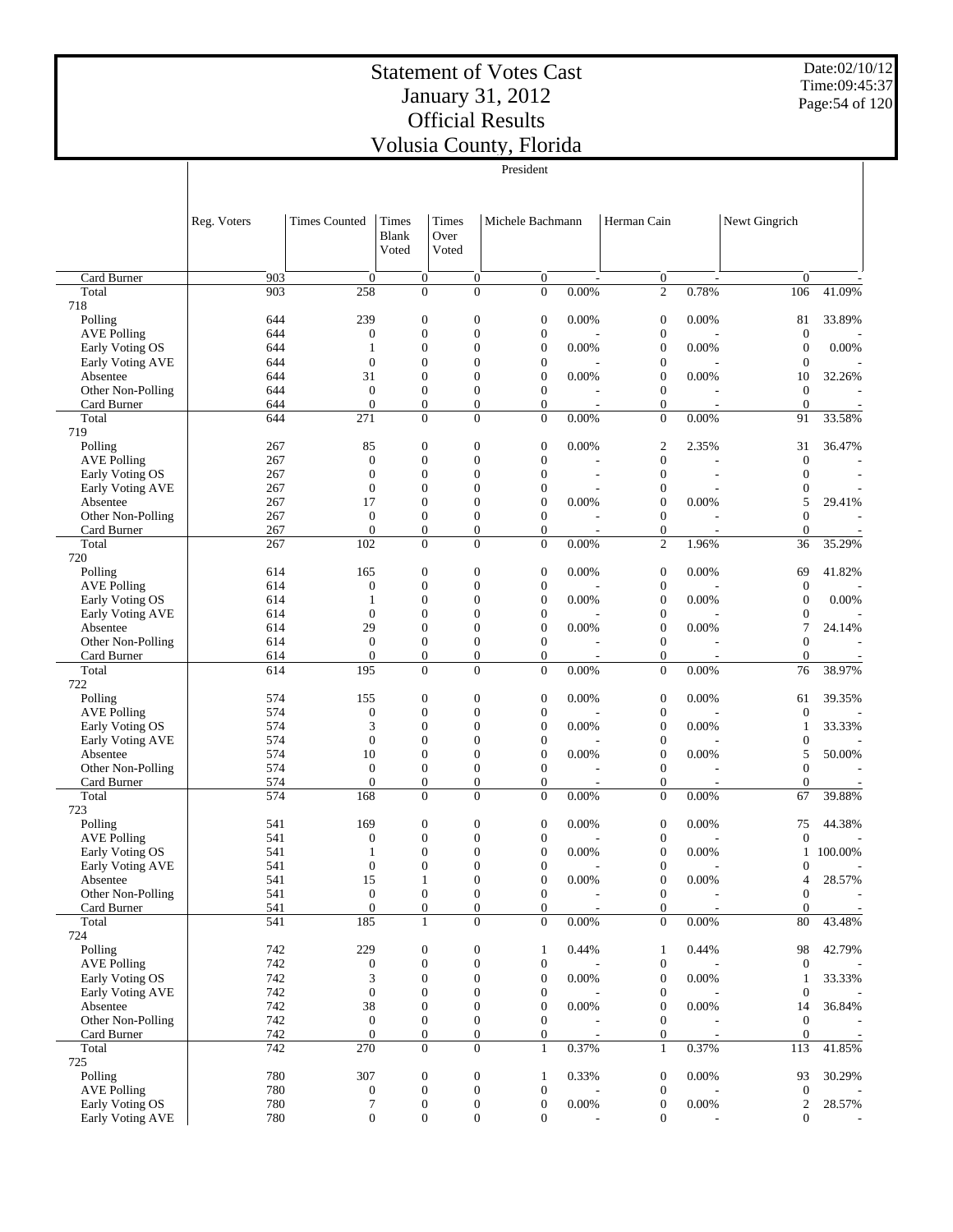# Statement of Votes Cast
# January 31, 2012
# Official Results
# Volusia County, Florida

Date:02/10/12
Time:09:45:37

President

| | Reg. Voters | Times Counted | Times Blank Voted | Times Over Voted | Michele Bachmann | | Herman Cain | | Newt Gingrich | |
|---|---|---|---|---|---|---|---|---|---|---|
| Card Burner | 903 | 0 | 0 | 0 | 0 | - | 0 | - | 0 | - |
| Total | 903 | 258 | 0 | 0 | 0 | 0.00% | 2 | 0.78% | 106 | 41.09% |
| 718 | | | | | | | | | | |
| Polling | 644 | 239 | 0 | 0 | 0 | 0.00% | 0 | 0.00% | 81 | 33.89% |
| AVE Polling | 644 | 0 | 0 | 0 | 0 | - | 0 | - | 0 | - |
| Early Voting OS | 644 | 1 | 0 | 0 | 0 | 0.00% | 0 | 0.00% | 0 | 0.00% |
| Early Voting AVE | 644 | 0 | 0 | 0 | 0 | - | 0 | - | 0 | - |
| Absentee | 644 | 31 | 0 | 0 | 0 | 0.00% | 0 | 0.00% | 10 | 32.26% |
| Other Non-Polling | 644 | 0 | 0 | 0 | 0 | - | 0 | - | 0 | - |
| Card Burner | 644 | 0 | 0 | 0 | 0 | - | 0 | - | 0 | - |
| Total | 644 | 271 | 0 | 0 | 0 | 0.00% | 0 | 0.00% | 91 | 33.58% |
| 719 | | | | | | | | | | |
| Polling | 267 | 85 | 0 | 0 | 0 | 0.00% | 2 | 2.35% | 31 | 36.47% |
| AVE Polling | 267 | 0 | 0 | 0 | 0 | - | 0 | - | 0 | - |
| Early Voting OS | 267 | 0 | 0 | 0 | 0 | - | 0 | - | 0 | - |
| Early Voting AVE | 267 | 0 | 0 | 0 | 0 | - | 0 | - | 0 | - |
| Absentee | 267 | 17 | 0 | 0 | 0 | 0.00% | 0 | 0.00% | 5 | 29.41% |
| Other Non-Polling | 267 | 0 | 0 | 0 | 0 | - | 0 | - | 0 | - |
| Card Burner | 267 | 0 | 0 | 0 | 0 | - | 0 | - | 0 | - |
| Total | 267 | 102 | 0 | 0 | 0 | 0.00% | 2 | 1.96% | 36 | 35.29% |
| 720 | | | | | | | | | | |
| Polling | 614 | 165 | 0 | 0 | 0 | 0.00% | 0 | 0.00% | 69 | 41.82% |
| AVE Polling | 614 | 0 | 0 | 0 | 0 | - | 0 | - | 0 | - |
| Early Voting OS | 614 | 1 | 0 | 0 | 0 | 0.00% | 0 | 0.00% | 0 | 0.00% |
| Early Voting AVE | 614 | 0 | 0 | 0 | 0 | - | 0 | - | 0 | - |
| Absentee | 614 | 29 | 0 | 0 | 0 | 0.00% | 0 | 0.00% | 7 | 24.14% |
| Other Non-Polling | 614 | 0 | 0 | 0 | 0 | - | 0 | - | 0 | - |
| Card Burner | 614 | 0 | 0 | 0 | 0 | - | 0 | - | 0 | - |
| Total | 614 | 195 | 0 | 0 | 0 | 0.00% | 0 | 0.00% | 76 | 38.97% |
| 722 | | | | | | | | | | |
| Polling | 574 | 155 | 0 | 0 | 0 | 0.00% | 0 | 0.00% | 61 | 39.35% |
| AVE Polling | 574 | 0 | 0 | 0 | 0 | - | 0 | - | 0 | - |
| Early Voting OS | 574 | 3 | 0 | 0 | 0 | 0.00% | 0 | 0.00% | 1 | 33.33% |
| Early Voting AVE | 574 | 0 | 0 | 0 | 0 | - | 0 | - | 0 | - |
| Absentee | 574 | 10 | 0 | 0 | 0 | 0.00% | 0 | 0.00% | 5 | 50.00% |
| Other Non-Polling | 574 | 0 | 0 | 0 | 0 | - | 0 | - | 0 | - |
| Card Burner | 574 | 0 | 0 | 0 | 0 | - | 0 | - | 0 | - |
| Total | 574 | 168 | 0 | 0 | 0 | 0.00% | 0 | 0.00% | 67 | 39.88% |
| 723 | | | | | | | | | | |
| Polling | 541 | 169 | 0 | 0 | 0 | 0.00% | 0 | 0.00% | 75 | 44.38% |
| AVE Polling | 541 | 0 | 0 | 0 | 0 | - | 0 | - | 0 | - |
| Early Voting OS | 541 | 1 | 0 | 0 | 0 | 0.00% | 0 | 0.00% | 1 | 100.00% |
| Early Voting AVE | 541 | 0 | 0 | 0 | 0 | - | 0 | - | 0 | - |
| Absentee | 541 | 15 | 1 | 0 | 0 | 0.00% | 0 | 0.00% | 4 | 28.57% |
| Other Non-Polling | 541 | 0 | 0 | 0 | 0 | - | 0 | - | 0 | - |
| Card Burner | 541 | 0 | 0 | 0 | 0 | - | 0 | - | 0 | - |
| Total | 541 | 185 | 1 | 0 | 0 | 0.00% | 0 | 0.00% | 80 | 43.48% |
| 724 | | | | | | | | | | |
| Polling | 742 | 229 | 0 | 0 | 1 | 0.44% | 1 | 0.44% | 98 | 42.79% |
| AVE Polling | 742 | 0 | 0 | 0 | 0 | - | 0 | - | 0 | - |
| Early Voting OS | 742 | 3 | 0 | 0 | 0 | 0.00% | 0 | 0.00% | 1 | 33.33% |
| Early Voting AVE | 742 | 0 | 0 | 0 | 0 | - | 0 | - | 0 | - |
| Absentee | 742 | 38 | 0 | 0 | 0 | 0.00% | 0 | 0.00% | 14 | 36.84% |
| Other Non-Polling | 742 | 0 | 0 | 0 | 0 | - | 0 | - | 0 | - |
| Card Burner | 742 | 0 | 0 | 0 | 0 | - | 0 | - | 0 | - |
| Total | 742 | 270 | 0 | 0 | 1 | 0.37% | 1 | 0.37% | 113 | 41.85% |
| 725 | | | | | | | | | | |
| Polling | 780 | 307 | 0 | 0 | 1 | 0.33% | 0 | 0.00% | 93 | 30.29% |
| AVE Polling | 780 | 0 | 0 | 0 | 0 | - | 0 | - | 0 | - |
| Early Voting OS | 780 | 7 | 0 | 0 | 0 | 0.00% | 0 | 0.00% | 2 | 28.57% |
| Early Voting AVE | 780 | 0 | 0 | 0 | 0 | - | 0 | - | 0 | - |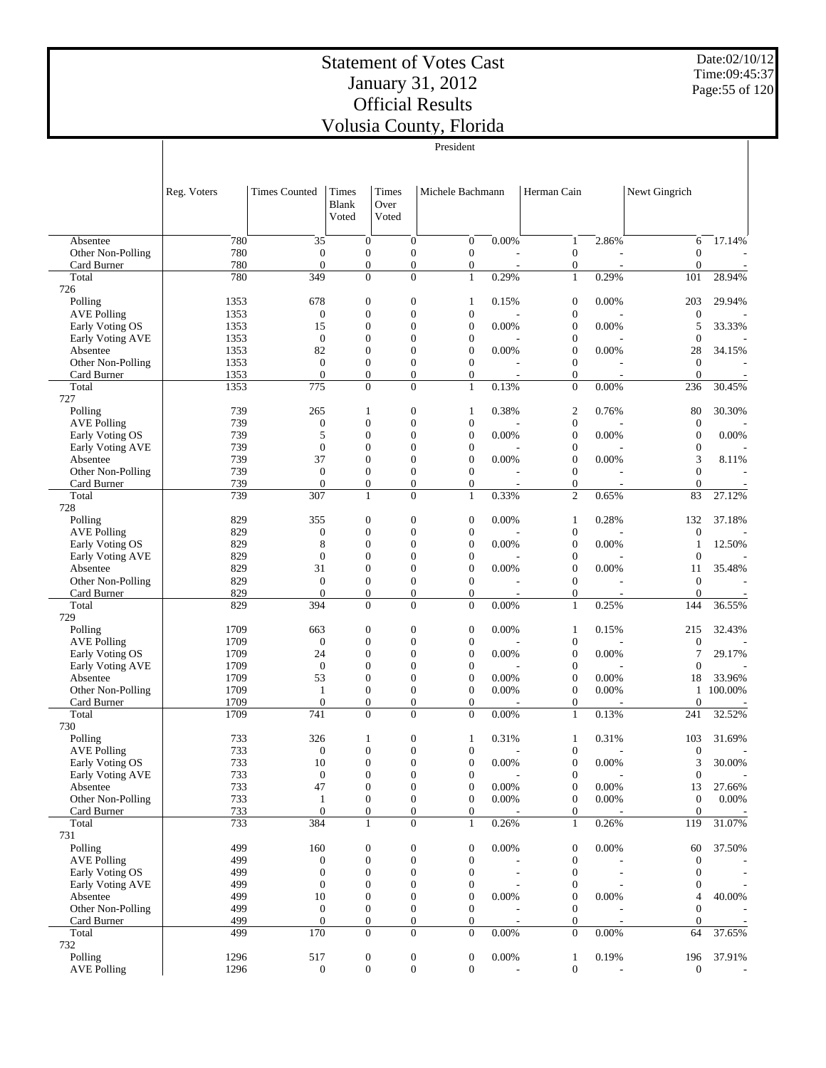# Statement of Votes Cast
# January 31, 2012
# Official Results
# Volusia County, Florida

President

| | Reg. Voters | Times Counted | Times Blank Voted | Times Over Voted | Michele Bachmann | | Herman Cain | | Newt Gingrich | |
|---|---|---|---|---|---|---|---|---|---|---|
| Absentee | 780 | 35 | 0 | 0 | 0 | 0.00% | 1 | 2.86% | 6 | 17.14% |
| Other Non-Polling | 780 | 0 | 0 | 0 | 0 | - | 0 | - | 0 | - |
| Card Burner | 780 | 0 | 0 | 0 | 0 | - | 0 | - | 0 | - |
| Total | 780 | 349 | 0 | 0 | 1 | 0.29% | 1 | 0.29% | 101 | 28.94% |
| 726 | | | | | | | | | | |
| Polling | 1353 | 678 | 0 | 0 | 1 | 0.15% | 0 | 0.00% | 203 | 29.94% |
| AVE Polling | 1353 | 0 | 0 | 0 | 0 | - | 0 | - | 0 | - |
| Early Voting OS | 1353 | 15 | 0 | 0 | 0 | 0.00% | 0 | 0.00% | 5 | 33.33% |
| Early Voting AVE | 1353 | 0 | 0 | 0 | 0 | - | 0 | - | 0 | - |
| Absentee | 1353 | 82 | 0 | 0 | 0 | 0.00% | 0 | 0.00% | 28 | 34.15% |
| Other Non-Polling | 1353 | 0 | 0 | 0 | 0 | - | 0 | - | 0 | - |
| Card Burner | 1353 | 0 | 0 | 0 | 0 | - | 0 | - | 0 | - |
| Total | 1353 | 775 | 0 | 0 | 1 | 0.13% | 0 | 0.00% | 236 | 30.45% |
| 727 | | | | | | | | | | |
| Polling | 739 | 265 | 1 | 0 | 1 | 0.38% | 2 | 0.76% | 80 | 30.30% |
| AVE Polling | 739 | 0 | 0 | 0 | 0 | - | 0 | - | 0 | - |
| Early Voting OS | 739 | 5 | 0 | 0 | 0 | 0.00% | 0 | 0.00% | 0 | 0.00% |
| Early Voting AVE | 739 | 0 | 0 | 0 | 0 | - | 0 | - | 0 | - |
| Absentee | 739 | 37 | 0 | 0 | 0 | 0.00% | 0 | 0.00% | 3 | 8.11% |
| Other Non-Polling | 739 | 0 | 0 | 0 | 0 | - | 0 | - | 0 | - |
| Card Burner | 739 | 0 | 0 | 0 | 0 | - | 0 | - | 0 | - |
| Total | 739 | 307 | 1 | 0 | 1 | 0.33% | 2 | 0.65% | 83 | 27.12% |
| 728 | | | | | | | | | | |
| Polling | 829 | 355 | 0 | 0 | 0 | 0.00% | 1 | 0.28% | 132 | 37.18% |
| AVE Polling | 829 | 0 | 0 | 0 | 0 | - | 0 | - | 0 | - |
| Early Voting OS | 829 | 8 | 0 | 0 | 0 | 0.00% | 0 | 0.00% | 1 | 12.50% |
| Early Voting AVE | 829 | 0 | 0 | 0 | 0 | - | 0 | - | 0 | - |
| Absentee | 829 | 31 | 0 | 0 | 0 | 0.00% | 0 | 0.00% | 11 | 35.48% |
| Other Non-Polling | 829 | 0 | 0 | 0 | 0 | - | 0 | - | 0 | - |
| Card Burner | 829 | 0 | 0 | 0 | 0 | - | 0 | - | 0 | - |
| Total | 829 | 394 | 0 | 0 | 0 | 0.00% | 1 | 0.25% | 144 | 36.55% |
| 729 | | | | | | | | | | |
| Polling | 1709 | 663 | 0 | 0 | 0 | 0.00% | 1 | 0.15% | 215 | 32.43% |
| AVE Polling | 1709 | 0 | 0 | 0 | 0 | - | 0 | - | 0 | - |
| Early Voting OS | 1709 | 24 | 0 | 0 | 0 | 0.00% | 0 | 0.00% | 7 | 29.17% |
| Early Voting AVE | 1709 | 0 | 0 | 0 | 0 | - | 0 | - | 0 | - |
| Absentee | 1709 | 53 | 0 | 0 | 0 | 0.00% | 0 | 0.00% | 18 | 33.96% |
| Other Non-Polling | 1709 | 1 | 0 | 0 | 0 | 0.00% | 0 | 0.00% | 1 | 100.00% |
| Card Burner | 1709 | 0 | 0 | 0 | 0 | - | 0 | - | 0 | - |
| Total | 1709 | 741 | 0 | 0 | 0 | 0.00% | 1 | 0.13% | 241 | 32.52% |
| 730 | | | | | | | | | | |
| Polling | 733 | 326 | 1 | 0 | 1 | 0.31% | 1 | 0.31% | 103 | 31.69% |
| AVE Polling | 733 | 0 | 0 | 0 | 0 | - | 0 | - | 0 | - |
| Early Voting OS | 733 | 10 | 0 | 0 | 0 | 0.00% | 0 | 0.00% | 3 | 30.00% |
| Early Voting AVE | 733 | 0 | 0 | 0 | 0 | - | 0 | - | 0 | - |
| Absentee | 733 | 47 | 0 | 0 | 0 | 0.00% | 0 | 0.00% | 13 | 27.66% |
| Other Non-Polling | 733 | 1 | 0 | 0 | 0 | 0.00% | 0 | 0.00% | 0 | 0.00% |
| Card Burner | 733 | 0 | 0 | 0 | 0 | - | 0 | - | 0 | - |
| Total | 733 | 384 | 1 | 0 | 1 | 0.26% | 1 | 0.26% | 119 | 31.07% |
| 731 | | | | | | | | | | |
| Polling | 499 | 160 | 0 | 0 | 0 | 0.00% | 0 | 0.00% | 60 | 37.50% |
| AVE Polling | 499 | 0 | 0 | 0 | 0 | - | 0 | - | 0 | - |
| Early Voting OS | 499 | 0 | 0 | 0 | 0 | - | 0 | - | 0 | - |
| Early Voting AVE | 499 | 0 | 0 | 0 | 0 | - | 0 | - | 0 | - |
| Absentee | 499 | 10 | 0 | 0 | 0 | 0.00% | 0 | 0.00% | 4 | 40.00% |
| Other Non-Polling | 499 | 0 | 0 | 0 | 0 | - | 0 | - | 0 | - |
| Card Burner | 499 | 0 | 0 | 0 | 0 | - | 0 | - | 0 | - |
| Total | 499 | 170 | 0 | 0 | 0 | 0.00% | 0 | 0.00% | 64 | 37.65% |
| 732 | | | | | | | | | | |
| Polling | 1296 | 517 | 0 | 0 | 0 | 0.00% | 1 | 0.19% | 196 | 37.91% |
| AVE Polling | 1296 | 0 | 0 | 0 | 0 | - | 0 | - | 0 | - |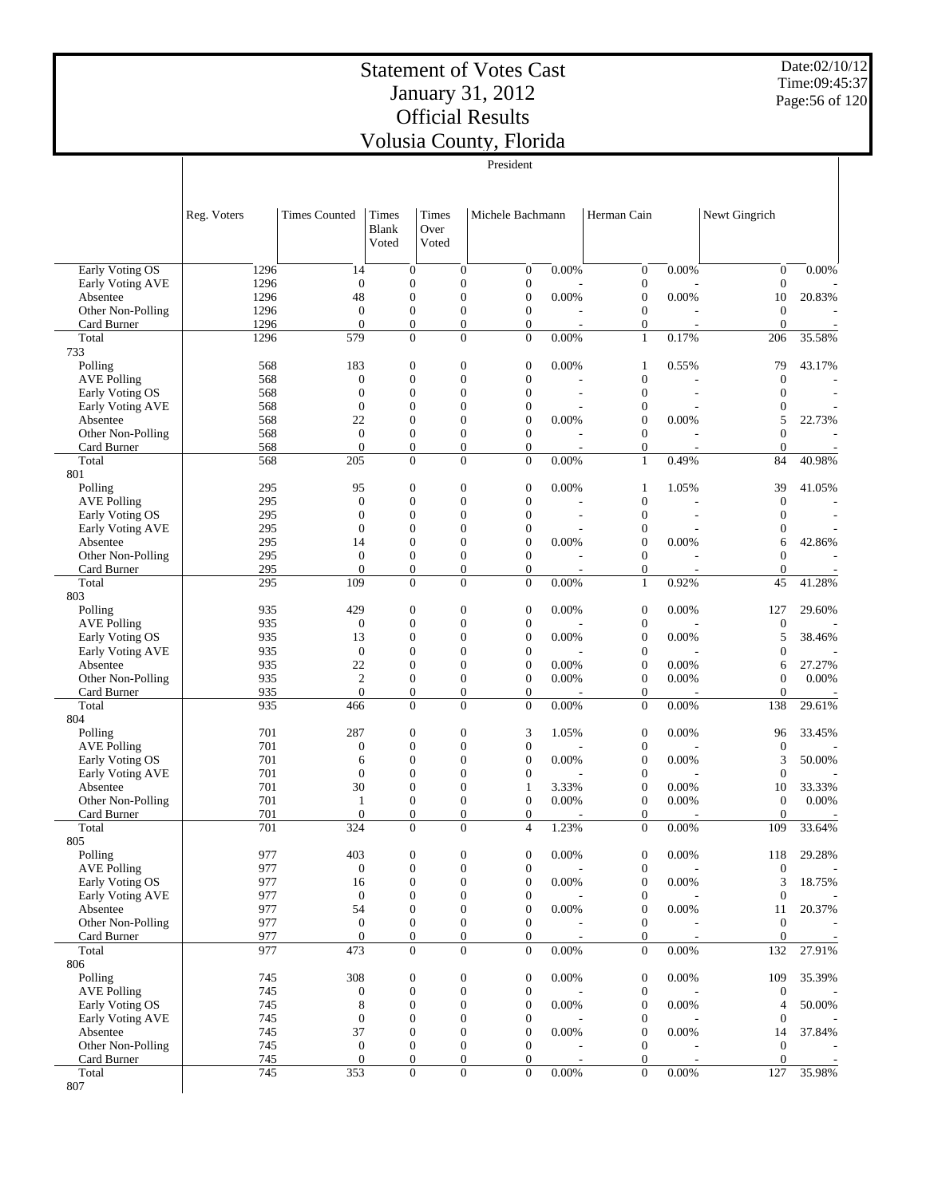# Statement of Votes Cast
# January 31, 2012
# Official Results
# Volusia County, Florida

Date:02/10/12
Time:09:45:37

President

| | Reg. Voters | Times Counted | Times Blank Voted | Times Over Voted | Michele Bachmann | | Herman Cain | | Newt Gingrich | |
|---|---|---|---|---|---|---|---|---|---|---|
| Early Voting OS | 1296 | 14 | 0 | 0 | 0 | 0.00% | 0 | 0.00% | 0 | 0.00% |
| Early Voting AVE | 1296 | 0 | 0 | 0 | 0 | - | 0 | - | 0 | - |
| Absentee | 1296 | 48 | 0 | 0 | 0 | 0.00% | 0 | 0.00% | 10 | 20.83% |
| Other Non-Polling | 1296 | 0 | 0 | 0 | 0 | - | 0 | - | 0 | - |
| Card Burner | 1296 | 0 | 0 | 0 | 0 | - | 0 | - | 0 | - |
| Total | 1296 | 579 | 0 | 0 | 0 | 0.00% | 1 | 0.17% | 206 | 35.58% |
| 733 | | | | | | | | | | |
| Polling | 568 | 183 | 0 | 0 | 0 | 0.00% | 1 | 0.55% | 79 | 43.17% |
| AVE Polling | 568 | 0 | 0 | 0 | 0 | - | 0 | - | 0 | - |
| Early Voting OS | 568 | 0 | 0 | 0 | 0 | - | 0 | - | 0 | - |
| Early Voting AVE | 568 | 0 | 0 | 0 | 0 | - | 0 | - | 0 | - |
| Absentee | 568 | 22 | 0 | 0 | 0 | 0.00% | 0 | 0.00% | 5 | 22.73% |
| Other Non-Polling | 568 | 0 | 0 | 0 | 0 | - | 0 | - | 0 | - |
| Card Burner | 568 | 0 | 0 | 0 | 0 | - | 0 | - | 0 | - |
| Total | 568 | 205 | 0 | 0 | 0 | 0.00% | 1 | 0.49% | 84 | 40.98% |
| 801 | | | | | | | | | | |
| Polling | 295 | 95 | 0 | 0 | 0 | 0.00% | 1 | 1.05% | 39 | 41.05% |
| AVE Polling | 295 | 0 | 0 | 0 | 0 | - | 0 | - | 0 | - |
| Early Voting OS | 295 | 0 | 0 | 0 | 0 | - | 0 | - | 0 | - |
| Early Voting AVE | 295 | 0 | 0 | 0 | 0 | - | 0 | - | 0 | - |
| Absentee | 295 | 14 | 0 | 0 | 0 | 0.00% | 0 | 0.00% | 6 | 42.86% |
| Other Non-Polling | 295 | 0 | 0 | 0 | 0 | - | 0 | - | 0 | - |
| Card Burner | 295 | 0 | 0 | 0 | 0 | - | 0 | - | 0 | - |
| Total | 295 | 109 | 0 | 0 | 0 | 0.00% | 1 | 0.92% | 45 | 41.28% |
| 803 | | | | | | | | | | |
| Polling | 935 | 429 | 0 | 0 | 0 | 0.00% | 0 | 0.00% | 127 | 29.60% |
| AVE Polling | 935 | 0 | 0 | 0 | 0 | - | 0 | - | 0 | - |
| Early Voting OS | 935 | 13 | 0 | 0 | 0 | 0.00% | 0 | 0.00% | 5 | 38.46% |
| Early Voting AVE | 935 | 0 | 0 | 0 | 0 | - | 0 | - | 0 | - |
| Absentee | 935 | 22 | 0 | 0 | 0 | 0.00% | 0 | 0.00% | 6 | 27.27% |
| Other Non-Polling | 935 | 2 | 0 | 0 | 0 | 0.00% | 0 | 0.00% | 0 | 0.00% |
| Card Burner | 935 | 0 | 0 | 0 | 0 | - | 0 | - | 0 | - |
| Total | 935 | 466 | 0 | 0 | 0 | 0.00% | 0 | 0.00% | 138 | 29.61% |
| 804 | | | | | | | | | | |
| Polling | 701 | 287 | 0 | 0 | 3 | 1.05% | 0 | 0.00% | 96 | 33.45% |
| AVE Polling | 701 | 0 | 0 | 0 | 0 | - | 0 | - | 0 | - |
| Early Voting OS | 701 | 6 | 0 | 0 | 0 | 0.00% | 0 | 0.00% | 3 | 50.00% |
| Early Voting AVE | 701 | 0 | 0 | 0 | 0 | - | 0 | - | 0 | - |
| Absentee | 701 | 30 | 0 | 0 | 1 | 3.33% | 0 | 0.00% | 10 | 33.33% |
| Other Non-Polling | 701 | 1 | 0 | 0 | 0 | 0.00% | 0 | 0.00% | 0 | 0.00% |
| Card Burner | 701 | 0 | 0 | 0 | 0 | - | 0 | - | 0 | - |
| Total | 701 | 324 | 0 | 0 | 4 | 1.23% | 0 | 0.00% | 109 | 33.64% |
| 805 | | | | | | | | | | |
| Polling | 977 | 403 | 0 | 0 | 0 | 0.00% | 0 | 0.00% | 118 | 29.28% |
| AVE Polling | 977 | 0 | 0 | 0 | 0 | - | 0 | - | 0 | - |
| Early Voting OS | 977 | 16 | 0 | 0 | 0 | 0.00% | 0 | 0.00% | 3 | 18.75% |
| Early Voting AVE | 977 | 0 | 0 | 0 | 0 | - | 0 | - | 0 | - |
| Absentee | 977 | 54 | 0 | 0 | 0 | 0.00% | 0 | 0.00% | 11 | 20.37% |
| Other Non-Polling | 977 | 0 | 0 | 0 | 0 | - | 0 | - | 0 | - |
| Card Burner | 977 | 0 | 0 | 0 | 0 | - | 0 | - | 0 | - |
| Total | 977 | 473 | 0 | 0 | 0 | 0.00% | 0 | 0.00% | 132 | 27.91% |
| 806 | | | | | | | | | | |
| Polling | 745 | 308 | 0 | 0 | 0 | 0.00% | 0 | 0.00% | 109 | 35.39% |
| AVE Polling | 745 | 0 | 0 | 0 | 0 | - | 0 | - | 0 | - |
| Early Voting OS | 745 | 8 | 0 | 0 | 0 | 0.00% | 0 | 0.00% | 4 | 50.00% |
| Early Voting AVE | 745 | 0 | 0 | 0 | 0 | - | 0 | - | 0 | - |
| Absentee | 745 | 37 | 0 | 0 | 0 | 0.00% | 0 | 0.00% | 14 | 37.84% |
| Other Non-Polling | 745 | 0 | 0 | 0 | 0 | - | 0 | - | 0 | - |
| Card Burner | 745 | 0 | 0 | 0 | 0 | - | 0 | - | 0 | - |
| Total | 745 | 353 | 0 | 0 | 0 | 0.00% | 0 | 0.00% | 127 | 35.98% |
| 807 | | | | | | | | | | |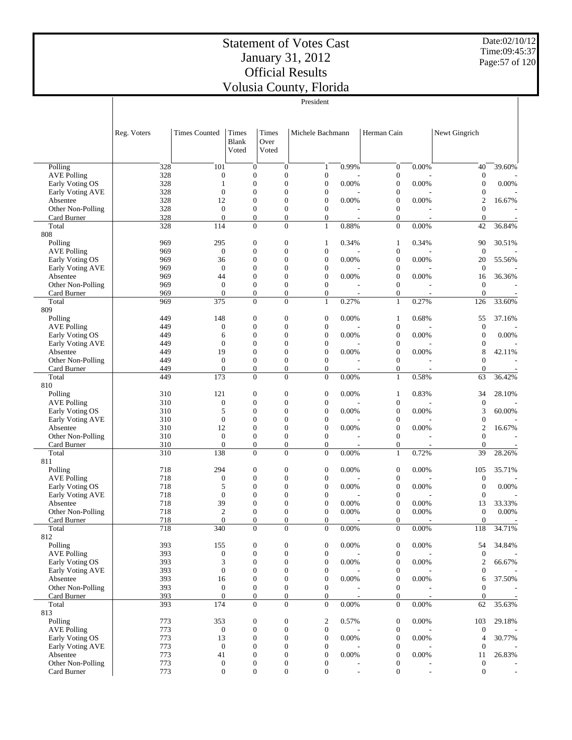# Statement of Votes Cast
# January 31, 2012
# Official Results
# Volusia County, Florida

Date:02/10/12
Time:09:45:37

President

| | Reg. Voters | Times Counted | Times Blank Voted | Times Over Voted | Michele Bachmann | | Herman Cain | | Newt Gingrich | |
|---|---|---|---|---|---|---|---|---|---|---|
| Polling | 328 | 101 | 0 | 0 | 1 | 0.99% | 0 | 0.00% | 40 | 39.60% |
| AVE Polling | 328 | 0 | 0 | 0 | 0 | - | 0 | - | 0 | - |
| Early Voting OS | 328 | 1 | 0 | 0 | 0 | 0.00% | 0 | 0.00% | 0 | 0.00% |
| Early Voting AVE | 328 | 0 | 0 | 0 | 0 | - | 0 | - | 0 | - |
| Absentee | 328 | 12 | 0 | 0 | 0 | 0.00% | 0 | 0.00% | 2 | 16.67% |
| Other Non-Polling | 328 | 0 | 0 | 0 | 0 | - | 0 | - | 0 | - |
| Card Burner | 328 | 0 | 0 | 0 | 0 | - | 0 | - | 0 | - |
| Total | 328 | 114 | 0 | 0 | 1 | 0.88% | 0 | 0.00% | 42 | 36.84% |
| 808 | | | | | | | | | | |
| Polling | 969 | 295 | 0 | 0 | 1 | 0.34% | 1 | 0.34% | 90 | 30.51% |
| AVE Polling | 969 | 0 | 0 | 0 | 0 | - | 0 | - | 0 | - |
| Early Voting OS | 969 | 36 | 0 | 0 | 0 | 0.00% | 0 | 0.00% | 20 | 55.56% |
| Early Voting AVE | 969 | 0 | 0 | 0 | 0 | - | 0 | - | 0 | - |
| Absentee | 969 | 44 | 0 | 0 | 0 | 0.00% | 0 | 0.00% | 16 | 36.36% |
| Other Non-Polling | 969 | 0 | 0 | 0 | 0 | - | 0 | - | 0 | - |
| Card Burner | 969 | 0 | 0 | 0 | 0 | - | 0 | - | 0 | - |
| Total | 969 | 375 | 0 | 0 | 1 | 0.27% | 1 | 0.27% | 126 | 33.60% |
| 809 | | | | | | | | | | |
| Polling | 449 | 148 | 0 | 0 | 0 | 0.00% | 1 | 0.68% | 55 | 37.16% |
| AVE Polling | 449 | 0 | 0 | 0 | 0 | - | 0 | - | 0 | - |
| Early Voting OS | 449 | 6 | 0 | 0 | 0 | 0.00% | 0 | 0.00% | 0 | 0.00% |
| Early Voting AVE | 449 | 0 | 0 | 0 | 0 | - | 0 | - | 0 | - |
| Absentee | 449 | 19 | 0 | 0 | 0 | 0.00% | 0 | 0.00% | 8 | 42.11% |
| Other Non-Polling | 449 | 0 | 0 | 0 | 0 | - | 0 | - | 0 | - |
| Card Burner | 449 | 0 | 0 | 0 | 0 | - | 0 | - | 0 | - |
| Total | 449 | 173 | 0 | 0 | 0 | 0.00% | 1 | 0.58% | 63 | 36.42% |
| 810 | | | | | | | | | | |
| Polling | 310 | 121 | 0 | 0 | 0 | 0.00% | 1 | 0.83% | 34 | 28.10% |
| AVE Polling | 310 | 0 | 0 | 0 | 0 | - | 0 | - | 0 | - |
| Early Voting OS | 310 | 5 | 0 | 0 | 0 | 0.00% | 0 | 0.00% | 3 | 60.00% |
| Early Voting AVE | 310 | 0 | 0 | 0 | 0 | - | 0 | - | 0 | - |
| Absentee | 310 | 12 | 0 | 0 | 0 | 0.00% | 0 | 0.00% | 2 | 16.67% |
| Other Non-Polling | 310 | 0 | 0 | 0 | 0 | - | 0 | - | 0 | - |
| Card Burner | 310 | 0 | 0 | 0 | 0 | - | 0 | - | 0 | - |
| Total | 310 | 138 | 0 | 0 | 0 | 0.00% | 1 | 0.72% | 39 | 28.26% |
| 811 | | | | | | | | | | |
| Polling | 718 | 294 | 0 | 0 | 0 | 0.00% | 0 | 0.00% | 105 | 35.71% |
| AVE Polling | 718 | 0 | 0 | 0 | 0 | - | 0 | - | 0 | - |
| Early Voting OS | 718 | 5 | 0 | 0 | 0 | 0.00% | 0 | 0.00% | 0 | 0.00% |
| Early Voting AVE | 718 | 0 | 0 | 0 | 0 | - | 0 | - | 0 | - |
| Absentee | 718 | 39 | 0 | 0 | 0 | 0.00% | 0 | 0.00% | 13 | 33.33% |
| Other Non-Polling | 718 | 2 | 0 | 0 | 0 | 0.00% | 0 | 0.00% | 0 | 0.00% |
| Card Burner | 718 | 0 | 0 | 0 | 0 | - | 0 | - | 0 | - |
| Total | 718 | 340 | 0 | 0 | 0 | 0.00% | 0 | 0.00% | 118 | 34.71% |
| 812 | | | | | | | | | | |
| Polling | 393 | 155 | 0 | 0 | 0 | 0.00% | 0 | 0.00% | 54 | 34.84% |
| AVE Polling | 393 | 0 | 0 | 0 | 0 | - | 0 | - | 0 | - |
| Early Voting OS | 393 | 3 | 0 | 0 | 0 | 0.00% | 0 | 0.00% | 2 | 66.67% |
| Early Voting AVE | 393 | 0 | 0 | 0 | 0 | - | 0 | - | 0 | - |
| Absentee | 393 | 16 | 0 | 0 | 0 | 0.00% | 0 | 0.00% | 6 | 37.50% |
| Other Non-Polling | 393 | 0 | 0 | 0 | 0 | - | 0 | - | 0 | - |
| Card Burner | 393 | 0 | 0 | 0 | 0 | - | 0 | - | 0 | - |
| Total | 393 | 174 | 0 | 0 | 0 | 0.00% | 0 | 0.00% | 62 | 35.63% |
| 813 | | | | | | | | | | |
| Polling | 773 | 353 | 0 | 0 | 2 | 0.57% | 0 | 0.00% | 103 | 29.18% |
| AVE Polling | 773 | 0 | 0 | 0 | 0 | - | 0 | - | 0 | - |
| Early Voting OS | 773 | 13 | 0 | 0 | 0 | 0.00% | 0 | 0.00% | 4 | 30.77% |
| Early Voting AVE | 773 | 0 | 0 | 0 | 0 | - | 0 | - | 0 | - |
| Absentee | 773 | 41 | 0 | 0 | 0 | 0.00% | 0 | 0.00% | 11 | 26.83% |
| Other Non-Polling | 773 | 0 | 0 | 0 | 0 | - | 0 | - | 0 | - |
| Card Burner | 773 | 0 | 0 | 0 | 0 | - | 0 | - | 0 | - |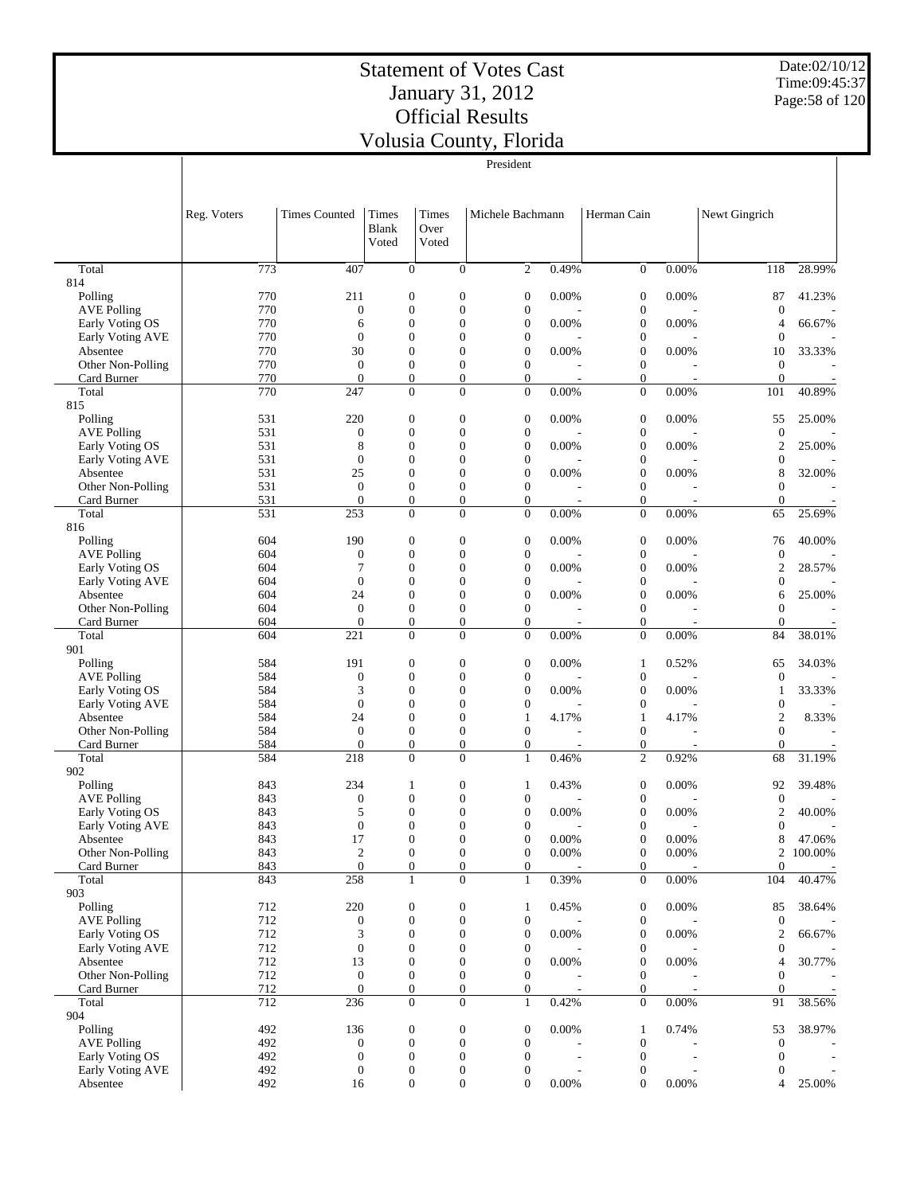# Statement of Votes Cast
## January 31, 2012
## Official Results
## Volusia County, Florida

President

| | Reg. Voters | Times Counted | Times Blank Voted | Times Over Voted | Michele Bachmann | | Herman Cain | | Newt Gingrich | |
|---|---|---|---|---|---|---|---|---|---|---|
| Total | 773 | 407 | 0 | 0 | 2 | 0.49% | 0 | 0.00% | 118 | 28.99% |
| 814 | | | | | | | | | | |
| Polling | 770 | 211 | 0 | 0 | 0 | 0.00% | 0 | 0.00% | 87 | 41.23% |
| AVE Polling | 770 | 0 | 0 | 0 | 0 | - | 0 | - | 0 | - |
| Early Voting OS | 770 | 6 | 0 | 0 | 0 | 0.00% | 0 | 0.00% | 4 | 66.67% |
| Early Voting AVE | 770 | 0 | 0 | 0 | 0 | - | 0 | - | 0 | - |
| Absentee | 770 | 30 | 0 | 0 | 0 | 0.00% | 0 | 0.00% | 10 | 33.33% |
| Other Non-Polling | 770 | 0 | 0 | 0 | 0 | - | 0 | - | 0 | - |
| Card Burner | 770 | 0 | 0 | 0 | 0 | - | 0 | - | 0 | - |
| Total | 770 | 247 | 0 | 0 | 0 | 0.00% | 0 | 0.00% | 101 | 40.89% |
| 815 | | | | | | | | | | |
| Polling | 531 | 220 | 0 | 0 | 0 | 0.00% | 0 | 0.00% | 55 | 25.00% |
| AVE Polling | 531 | 0 | 0 | 0 | 0 | - | 0 | - | 0 | - |
| Early Voting OS | 531 | 8 | 0 | 0 | 0 | 0.00% | 0 | 0.00% | 2 | 25.00% |
| Early Voting AVE | 531 | 0 | 0 | 0 | 0 | - | 0 | - | 0 | - |
| Absentee | 531 | 25 | 0 | 0 | 0 | 0.00% | 0 | 0.00% | 8 | 32.00% |
| Other Non-Polling | 531 | 0 | 0 | 0 | 0 | - | 0 | - | 0 | - |
| Card Burner | 531 | 0 | 0 | 0 | 0 | - | 0 | - | 0 | - |
| Total | 531 | 253 | 0 | 0 | 0 | 0.00% | 0 | 0.00% | 65 | 25.69% |
| 816 | | | | | | | | | | |
| Polling | 604 | 190 | 0 | 0 | 0 | 0.00% | 0 | 0.00% | 76 | 40.00% |
| AVE Polling | 604 | 0 | 0 | 0 | 0 | - | 0 | - | 0 | - |
| Early Voting OS | 604 | 7 | 0 | 0 | 0 | 0.00% | 0 | 0.00% | 2 | 28.57% |
| Early Voting AVE | 604 | 0 | 0 | 0 | 0 | - | 0 | - | 0 | - |
| Absentee | 604 | 24 | 0 | 0 | 0 | 0.00% | 0 | 0.00% | 6 | 25.00% |
| Other Non-Polling | 604 | 0 | 0 | 0 | 0 | - | 0 | - | 0 | - |
| Card Burner | 604 | 0 | 0 | 0 | 0 | - | 0 | - | 0 | - |
| Total | 604 | 221 | 0 | 0 | 0 | 0.00% | 0 | 0.00% | 84 | 38.01% |
| 901 | | | | | | | | | | |
| Polling | 584 | 191 | 0 | 0 | 0 | 0.00% | 1 | 0.52% | 65 | 34.03% |
| AVE Polling | 584 | 0 | 0 | 0 | 0 | - | 0 | - | 0 | - |
| Early Voting OS | 584 | 3 | 0 | 0 | 0 | 0.00% | 0 | 0.00% | 1 | 33.33% |
| Early Voting AVE | 584 | 0 | 0 | 0 | 0 | - | 0 | - | 0 | - |
| Absentee | 584 | 24 | 0 | 0 | 1 | 4.17% | 1 | 4.17% | 2 | 8.33% |
| Other Non-Polling | 584 | 0 | 0 | 0 | 0 | - | 0 | - | 0 | - |
| Card Burner | 584 | 0 | 0 | 0 | 0 | - | 0 | - | 0 | - |
| Total | 584 | 218 | 0 | 0 | 1 | 0.46% | 2 | 0.92% | 68 | 31.19% |
| 902 | | | | | | | | | | |
| Polling | 843 | 234 | 1 | 0 | 1 | 0.43% | 0 | 0.00% | 92 | 39.48% |
| AVE Polling | 843 | 0 | 0 | 0 | 0 | - | 0 | - | 0 | - |
| Early Voting OS | 843 | 5 | 0 | 0 | 0 | 0.00% | 0 | 0.00% | 2 | 40.00% |
| Early Voting AVE | 843 | 0 | 0 | 0 | 0 | - | 0 | - | 0 | - |
| Absentee | 843 | 17 | 0 | 0 | 0 | 0.00% | 0 | 0.00% | 8 | 47.06% |
| Other Non-Polling | 843 | 2 | 0 | 0 | 0 | 0.00% | 0 | 0.00% | 2 | 100.00% |
| Card Burner | 843 | 0 | 0 | 0 | 0 | - | 0 | - | 0 | - |
| Total | 843 | 258 | 1 | 0 | 1 | 0.39% | 0 | 0.00% | 104 | 40.47% |
| 903 | | | | | | | | | | |
| Polling | 712 | 220 | 0 | 0 | 1 | 0.45% | 0 | 0.00% | 85 | 38.64% |
| AVE Polling | 712 | 0 | 0 | 0 | 0 | - | 0 | - | 0 | - |
| Early Voting OS | 712 | 3 | 0 | 0 | 0 | 0.00% | 0 | 0.00% | 2 | 66.67% |
| Early Voting AVE | 712 | 0 | 0 | 0 | 0 | - | 0 | - | 0 | - |
| Absentee | 712 | 13 | 0 | 0 | 0 | 0.00% | 0 | 0.00% | 4 | 30.77% |
| Other Non-Polling | 712 | 0 | 0 | 0 | 0 | - | 0 | - | 0 | - |
| Card Burner | 712 | 0 | 0 | 0 | 0 | - | 0 | - | 0 | - |
| Total | 712 | 236 | 0 | 0 | 1 | 0.42% | 0 | 0.00% | 91 | 38.56% |
| 904 | | | | | | | | | | |
| Polling | 492 | 136 | 0 | 0 | 0 | 0.00% | 1 | 0.74% | 53 | 38.97% |
| AVE Polling | 492 | 0 | 0 | 0 | 0 | - | 0 | - | 0 | - |
| Early Voting OS | 492 | 0 | 0 | 0 | 0 | - | 0 | - | 0 | - |
| Early Voting AVE | 492 | 0 | 0 | 0 | 0 | - | 0 | - | 0 | - |
| Absentee | 492 | 16 | 0 | 0 | 0 | 0.00% | 0 | 0.00% | 4 | 25.00% |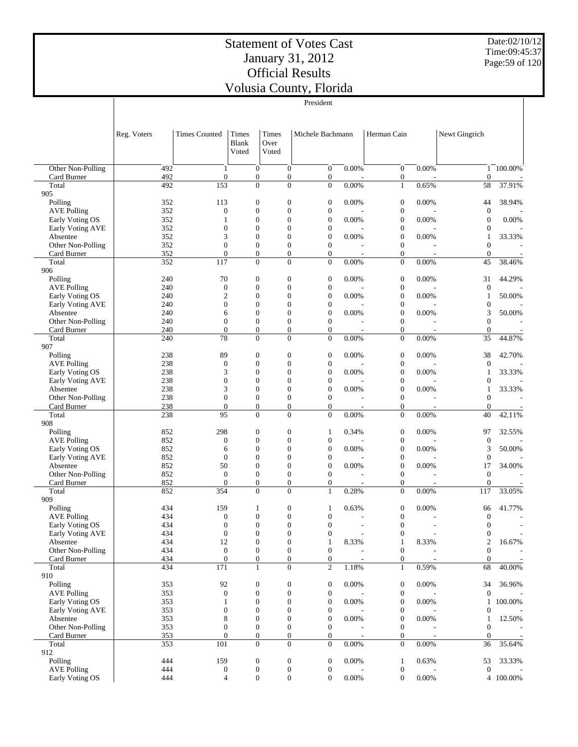# Statement of Votes Cast
# January 31, 2012
# Official Results
# Volusia County, Florida

Date:02/10/12
Time:09:45:37

President

| | Reg. Voters | Times Counted | Times Blank Voted | Times Over Voted | Michele Bachmann | | Herman Cain | | Newt Gingrich | |
|---|---|---|---|---|---|---|---|---|---|---|
| Other Non-Polling | 492 | 1 | 0 | 0 | 0 | 0.00% | 0 | 0.00% | 1 | 100.00% |
| Card Burner | 492 | 0 | 0 | 0 | 0 | - | 0 | - | 0 | - |
| Total | 492 | 153 | 0 | 0 | 0 | 0.00% | 1 | 0.65% | 58 | 37.91% |
| 905 | | | | | | | | | | |
| Polling | 352 | 113 | 0 | 0 | 0 | 0.00% | 0 | 0.00% | 44 | 38.94% |
| AVE Polling | 352 | 0 | 0 | 0 | 0 | - | 0 | - | 0 | - |
| Early Voting OS | 352 | 1 | 0 | 0 | 0 | 0.00% | 0 | 0.00% | 0 | 0.00% |
| Early Voting AVE | 352 | 0 | 0 | 0 | 0 | - | 0 | - | 0 | - |
| Absentee | 352 | 3 | 0 | 0 | 0 | 0.00% | 0 | 0.00% | 1 | 33.33% |
| Other Non-Polling | 352 | 0 | 0 | 0 | 0 | - | 0 | - | 0 | - |
| Card Burner | 352 | 0 | 0 | 0 | 0 | - | 0 | - | 0 | - |
| Total | 352 | 117 | 0 | 0 | 0 | 0.00% | 0 | 0.00% | 45 | 38.46% |
| 906 | | | | | | | | | | |
| Polling | 240 | 70 | 0 | 0 | 0 | 0.00% | 0 | 0.00% | 31 | 44.29% |
| AVE Polling | 240 | 0 | 0 | 0 | 0 | - | 0 | - | 0 | - |
| Early Voting OS | 240 | 2 | 0 | 0 | 0 | 0.00% | 0 | 0.00% | 1 | 50.00% |
| Early Voting AVE | 240 | 0 | 0 | 0 | 0 | - | 0 | - | 0 | - |
| Absentee | 240 | 6 | 0 | 0 | 0 | 0.00% | 0 | 0.00% | 3 | 50.00% |
| Other Non-Polling | 240 | 0 | 0 | 0 | 0 | - | 0 | - | 0 | - |
| Card Burner | 240 | 0 | 0 | 0 | 0 | - | 0 | - | 0 | - |
| Total | 240 | 78 | 0 | 0 | 0 | 0.00% | 0 | 0.00% | 35 | 44.87% |
| 907 | | | | | | | | | | |
| Polling | 238 | 89 | 0 | 0 | 0 | 0.00% | 0 | 0.00% | 38 | 42.70% |
| AVE Polling | 238 | 0 | 0 | 0 | 0 | - | 0 | - | 0 | - |
| Early Voting OS | 238 | 3 | 0 | 0 | 0 | 0.00% | 0 | 0.00% | 1 | 33.33% |
| Early Voting AVE | 238 | 0 | 0 | 0 | 0 | - | 0 | - | 0 | - |
| Absentee | 238 | 3 | 0 | 0 | 0 | 0.00% | 0 | 0.00% | 1 | 33.33% |
| Other Non-Polling | 238 | 0 | 0 | 0 | 0 | - | 0 | - | 0 | - |
| Card Burner | 238 | 0 | 0 | 0 | 0 | - | 0 | - | 0 | - |
| Total | 238 | 95 | 0 | 0 | 0 | 0.00% | 0 | 0.00% | 40 | 42.11% |
| 908 | | | | | | | | | | |
| Polling | 852 | 298 | 0 | 0 | 1 | 0.34% | 0 | 0.00% | 97 | 32.55% |
| AVE Polling | 852 | 0 | 0 | 0 | 0 | - | 0 | - | 0 | - |
| Early Voting OS | 852 | 6 | 0 | 0 | 0 | 0.00% | 0 | 0.00% | 3 | 50.00% |
| Early Voting AVE | 852 | 0 | 0 | 0 | 0 | - | 0 | - | 0 | - |
| Absentee | 852 | 50 | 0 | 0 | 0 | 0.00% | 0 | 0.00% | 17 | 34.00% |
| Other Non-Polling | 852 | 0 | 0 | 0 | 0 | - | 0 | - | 0 | - |
| Card Burner | 852 | 0 | 0 | 0 | 0 | - | 0 | - | 0 | - |
| Total | 852 | 354 | 0 | 0 | 1 | 0.28% | 0 | 0.00% | 117 | 33.05% |
| 909 | | | | | | | | | | |
| Polling | 434 | 159 | 1 | 0 | 1 | 0.63% | 0 | 0.00% | 66 | 41.77% |
| AVE Polling | 434 | 0 | 0 | 0 | 0 | - | 0 | - | 0 | - |
| Early Voting OS | 434 | 0 | 0 | 0 | 0 | - | 0 | - | 0 | - |
| Early Voting AVE | 434 | 0 | 0 | 0 | 0 | - | 0 | - | 0 | - |
| Absentee | 434 | 12 | 0 | 0 | 1 | 8.33% | 1 | 8.33% | 2 | 16.67% |
| Other Non-Polling | 434 | 0 | 0 | 0 | 0 | - | 0 | - | 0 | - |
| Card Burner | 434 | 0 | 0 | 0 | 0 | - | 0 | - | 0 | - |
| Total | 434 | 171 | 1 | 0 | 2 | 1.18% | 1 | 0.59% | 68 | 40.00% |
| 910 | | | | | | | | | | |
| Polling | 353 | 92 | 0 | 0 | 0 | 0.00% | 0 | 0.00% | 34 | 36.96% |
| AVE Polling | 353 | 0 | 0 | 0 | 0 | - | 0 | - | 0 | - |
| Early Voting OS | 353 | 1 | 0 | 0 | 0 | 0.00% | 0 | 0.00% | 1 | 100.00% |
| Early Voting AVE | 353 | 0 | 0 | 0 | 0 | - | 0 | - | 0 | - |
| Absentee | 353 | 8 | 0 | 0 | 0 | 0.00% | 0 | 0.00% | 1 | 12.50% |
| Other Non-Polling | 353 | 0 | 0 | 0 | 0 | - | 0 | - | 0 | - |
| Card Burner | 353 | 0 | 0 | 0 | 0 | - | 0 | - | 0 | - |
| Total | 353 | 101 | 0 | 0 | 0 | 0.00% | 0 | 0.00% | 36 | 35.64% |
| 912 | | | | | | | | | | |
| Polling | 444 | 159 | 0 | 0 | 0 | 0.00% | 1 | 0.63% | 53 | 33.33% |
| AVE Polling | 444 | 0 | 0 | 0 | 0 | - | 0 | - | 0 | - |
| Early Voting OS | 444 | 4 | 0 | 0 | 0 | 0.00% | 0 | 0.00% | 4 | 100.00% |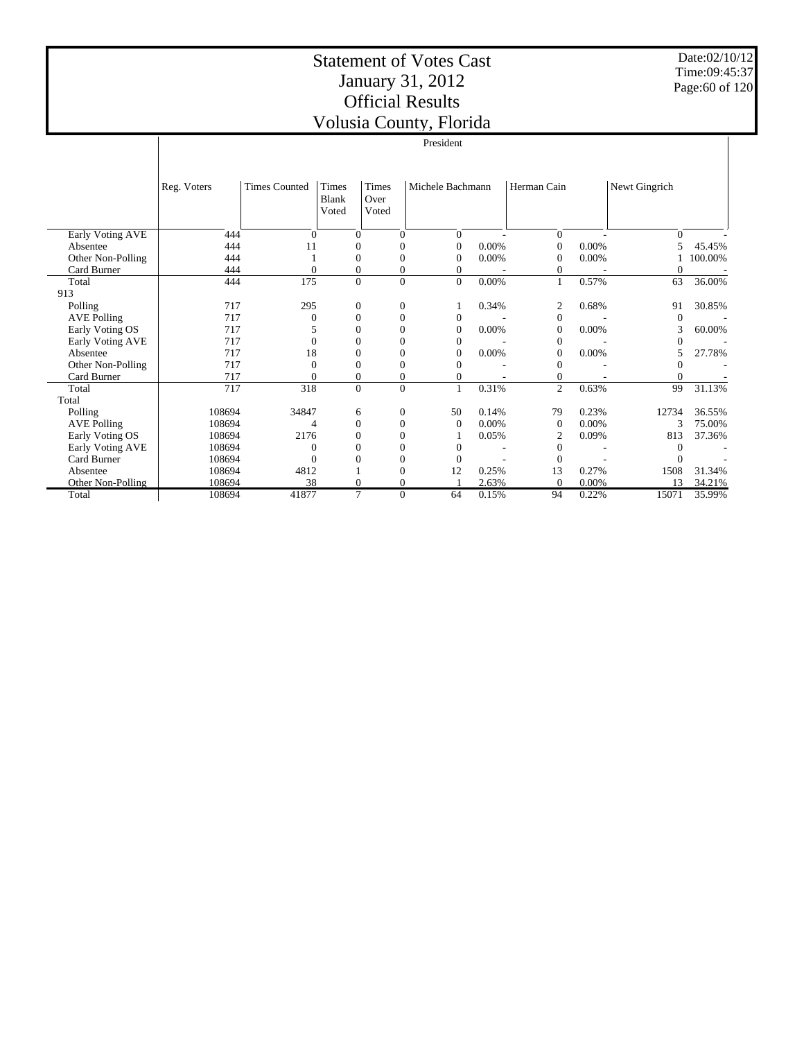# Statement of Votes Cast
# January 31, 2012
# Official Results
# Volusia County, Florida

Date:02/10/12
Time:09:45:37

| | President | | | | | | | | | |
|---|---|---|---|---|---|---|---|---|---|---|
| | Reg. Voters | Times Counted | Times Blank Voted | Times Over Voted | Michele Bachmann | | Herman Cain | | Newt Gingrich | |
| Early Voting AVE | 444 | 0 | 0 | 0 | 0 | - | 0 | - | 0 | - |
| Absentee | 444 | 11 | 0 | 0 | 0 | 0.00% | 0 | 0.00% | 5 | 45.45% |
| Other Non-Polling | 444 | 1 | 0 | 0 | 0 | 0.00% | 0 | 0.00% | 1 | 100.00% |
| Card Burner | 444 | 0 | 0 | 0 | 0 | - | 0 | - | 0 | - |
| Total | 444 | 175 | 0 | 0 | 0 | 0.00% | 1 | 0.57% | 63 | 36.00% |
| 913 | | | | | | | | | | |
| Polling | 717 | 295 | 0 | 0 | 1 | 0.34% | 2 | 0.68% | 91 | 30.85% |
| AVE Polling | 717 | 0 | 0 | 0 | 0 | - | 0 | - | 0 | - |
| Early Voting OS | 717 | 5 | 0 | 0 | 0 | 0.00% | 0 | 0.00% | 3 | 60.00% |
| Early Voting AVE | 717 | 0 | 0 | 0 | 0 | - | 0 | - | 0 | - |
| Absentee | 717 | 18 | 0 | 0 | 0 | 0.00% | 0 | 0.00% | 5 | 27.78% |
| Other Non-Polling | 717 | 0 | 0 | 0 | 0 | - | 0 | - | 0 | - |
| Card Burner | 717 | 0 | 0 | 0 | 0 | - | 0 | - | 0 | - |
| Total | 717 | 318 | 0 | 0 | 1 | 0.31% | 2 | 0.63% | 99 | 31.13% |
| Total | | | | | | | | | | |
| Polling | 108694 | 34847 | 6 | 0 | 50 | 0.14% | 79 | 0.23% | 12734 | 36.55% |
| AVE Polling | 108694 | 4 | 0 | 0 | 0 | 0.00% | 0 | 0.00% | 3 | 75.00% |
| Early Voting OS | 108694 | 2176 | 0 | 0 | 1 | 0.05% | 2 | 0.09% | 813 | 37.36% |
| Early Voting AVE | 108694 | 0 | 0 | 0 | 0 | - | 0 | - | 0 | - |
| Card Burner | 108694 | 0 | 0 | 0 | 0 | - | 0 | - | 0 | - |
| Absentee | 108694 | 4812 | 1 | 0 | 12 | 0.25% | 13 | 0.27% | 1508 | 31.34% |
| Other Non-Polling | 108694 | 38 | 0 | 0 | 1 | 2.63% | 0 | 0.00% | 13 | 34.21% |
| Total | 108694 | 41877 | 7 | 0 | 64 | 0.15% | 94 | 0.22% | 15071 | 35.99% |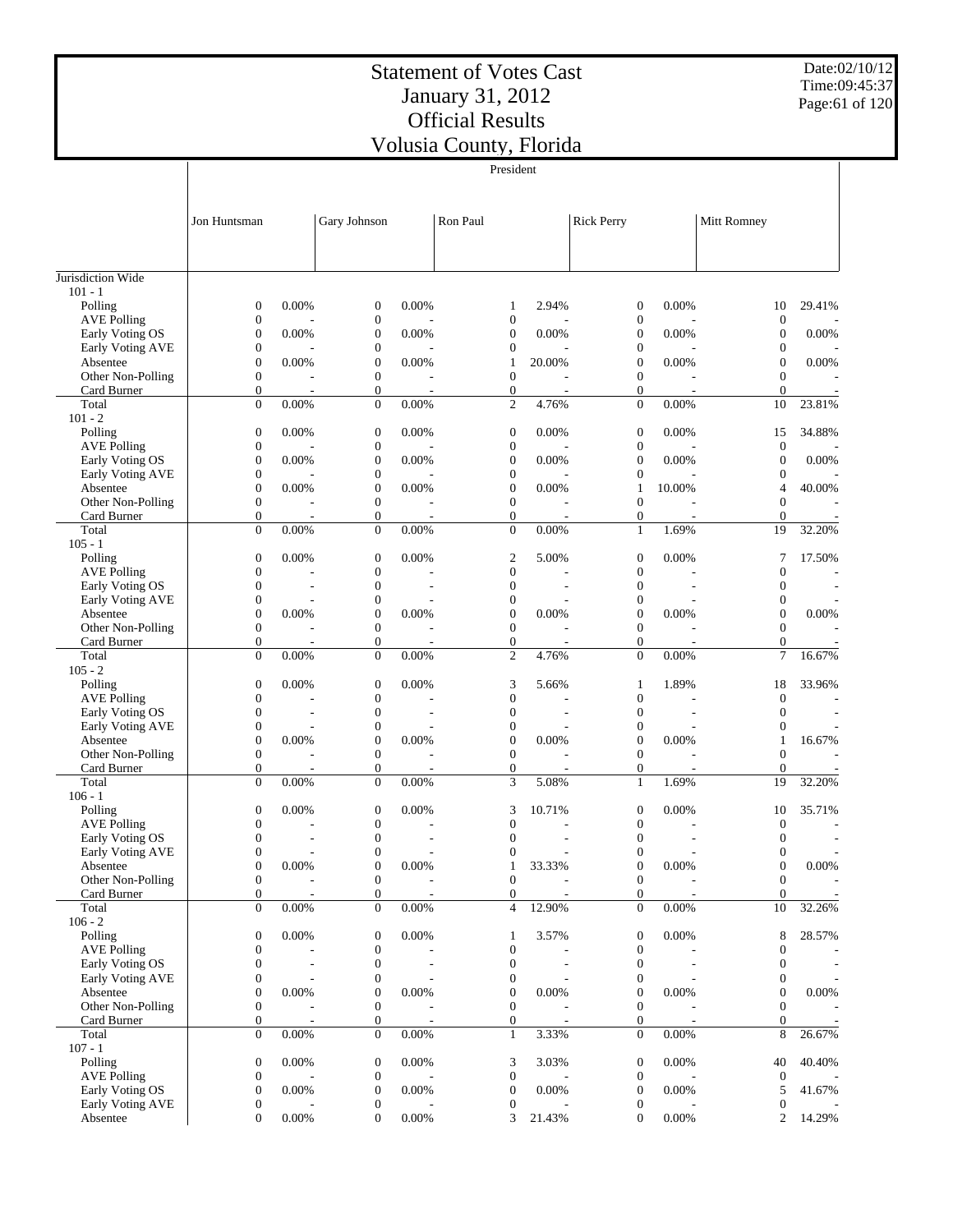# Statement of Votes Cast
# January 31, 2012
# Official Results
# Volusia County, Florida

Date:02/10/12
Time:09:45:37

President

| | Jon Huntsman | | Gary Johnson | | Ron Paul | | Rick Perry | | Mitt Romney | |
|---|---|---|---|---|---|---|---|---|---|---|
| Jurisdiction Wide | | | | | | | | | | |
| 101 - 1 | | | | | | | | | | |
| Polling | 0 | 0.00% | 0 | 0.00% | 1 | 2.94% | 0 | 0.00% | 10 | 29.41% |
| AVE Polling | 0 | - | 0 | - | 0 | - | 0 | - | 0 | - |
| Early Voting OS | 0 | 0.00% | 0 | 0.00% | 0 | 0.00% | 0 | 0.00% | 0 | 0.00% |
| Early Voting AVE | 0 | - | 0 | - | 0 | - | 0 | - | 0 | - |
| Absentee | 0 | 0.00% | 0 | 0.00% | 1 | 20.00% | 0 | 0.00% | 0 | 0.00% |
| Other Non-Polling | 0 | - | 0 | - | 0 | - | 0 | - | 0 | - |
| Card Burner | 0 | - | 0 | - | 0 | - | 0 | - | 0 | - |
| Total | 0 | 0.00% | 0 | 0.00% | 2 | 4.76% | 0 | 0.00% | 10 | 23.81% |
| 101 - 2 | | | | | | | | | | |
| Polling | 0 | 0.00% | 0 | 0.00% | 0 | 0.00% | 0 | 0.00% | 15 | 34.88% |
| AVE Polling | 0 | - | 0 | - | 0 | - | 0 | - | 0 | - |
| Early Voting OS | 0 | 0.00% | 0 | 0.00% | 0 | 0.00% | 0 | 0.00% | 0 | 0.00% |
| Early Voting AVE | 0 | - | 0 | - | 0 | - | 0 | - | 0 | - |
| Absentee | 0 | 0.00% | 0 | 0.00% | 0 | 0.00% | 1 | 10.00% | 4 | 40.00% |
| Other Non-Polling | 0 | - | 0 | - | 0 | - | 0 | - | 0 | - |
| Card Burner | 0 | - | 0 | - | 0 | - | 0 | - | 0 | - |
| Total | 0 | 0.00% | 0 | 0.00% | 0 | 0.00% | 1 | 1.69% | 19 | 32.20% |
| 105 - 1 | | | | | | | | | | |
| Polling | 0 | 0.00% | 0 | 0.00% | 2 | 5.00% | 0 | 0.00% | 7 | 17.50% |
| AVE Polling | 0 | - | 0 | - | 0 | - | 0 | - | 0 | - |
| Early Voting OS | 0 | - | 0 | - | 0 | - | 0 | - | 0 | - |
| Early Voting AVE | 0 | - | 0 | - | 0 | - | 0 | - | 0 | - |
| Absentee | 0 | 0.00% | 0 | 0.00% | 0 | 0.00% | 0 | 0.00% | 0 | 0.00% |
| Other Non-Polling | 0 | - | 0 | - | 0 | - | 0 | - | 0 | - |
| Card Burner | 0 | - | 0 | - | 0 | - | 0 | - | 0 | - |
| Total | 0 | 0.00% | 0 | 0.00% | 2 | 4.76% | 0 | 0.00% | 7 | 16.67% |
| 105 - 2 | | | | | | | | | | |
| Polling | 0 | 0.00% | 0 | 0.00% | 3 | 5.66% | 1 | 1.89% | 18 | 33.96% |
| AVE Polling | 0 | - | 0 | - | 0 | - | 0 | - | 0 | - |
| Early Voting OS | 0 | - | 0 | - | 0 | - | 0 | - | 0 | - |
| Early Voting AVE | 0 | - | 0 | - | 0 | - | 0 | - | 0 | - |
| Absentee | 0 | 0.00% | 0 | 0.00% | 0 | 0.00% | 0 | 0.00% | 1 | 16.67% |
| Other Non-Polling | 0 | - | 0 | - | 0 | - | 0 | - | 0 | - |
| Card Burner | 0 | - | 0 | - | 0 | - | 0 | - | 0 | - |
| Total | 0 | 0.00% | 0 | 0.00% | 3 | 5.08% | 1 | 1.69% | 19 | 32.20% |
| 106 - 1 | | | | | | | | | | |
| Polling | 0 | 0.00% | 0 | 0.00% | 3 | 10.71% | 0 | 0.00% | 10 | 35.71% |
| AVE Polling | 0 | - | 0 | - | 0 | - | 0 | - | 0 | - |
| Early Voting OS | 0 | - | 0 | - | 0 | - | 0 | - | 0 | - |
| Early Voting AVE | 0 | - | 0 | - | 0 | - | 0 | - | 0 | - |
| Absentee | 0 | 0.00% | 0 | 0.00% | 1 | 33.33% | 0 | 0.00% | 0 | 0.00% |
| Other Non-Polling | 0 | - | 0 | - | 0 | - | 0 | - | 0 | - |
| Card Burner | 0 | - | 0 | - | 0 | - | 0 | - | 0 | - |
| Total | 0 | 0.00% | 0 | 0.00% | 4 | 12.90% | 0 | 0.00% | 10 | 32.26% |
| 106 - 2 | | | | | | | | | | |
| Polling | 0 | 0.00% | 0 | 0.00% | 1 | 3.57% | 0 | 0.00% | 8 | 28.57% |
| AVE Polling | 0 | - | 0 | - | 0 | - | 0 | - | 0 | - |
| Early Voting OS | 0 | - | 0 | - | 0 | - | 0 | - | 0 | - |
| Early Voting AVE | 0 | - | 0 | - | 0 | - | 0 | - | 0 | - |
| Absentee | 0 | 0.00% | 0 | 0.00% | 0 | 0.00% | 0 | 0.00% | 0 | 0.00% |
| Other Non-Polling | 0 | - | 0 | - | 0 | - | 0 | - | 0 | - |
| Card Burner | 0 | - | 0 | - | 0 | - | 0 | - | 0 | - |
| Total | 0 | 0.00% | 0 | 0.00% | 1 | 3.33% | 0 | 0.00% | 8 | 26.67% |
| 107 - 1 | | | | | | | | | | |
| Polling | 0 | 0.00% | 0 | 0.00% | 3 | 3.03% | 0 | 0.00% | 40 | 40.40% |
| AVE Polling | 0 | - | 0 | - | 0 | - | 0 | - | 0 | - |
| Early Voting OS | 0 | 0.00% | 0 | 0.00% | 0 | 0.00% | 0 | 0.00% | 5 | 41.67% |
| Early Voting AVE | 0 | - | 0 | - | 0 | - | 0 | - | 0 | - |
| Absentee | 0 | 0.00% | 0 | 0.00% | 3 | 21.43% | 0 | 0.00% | 2 | 14.29% |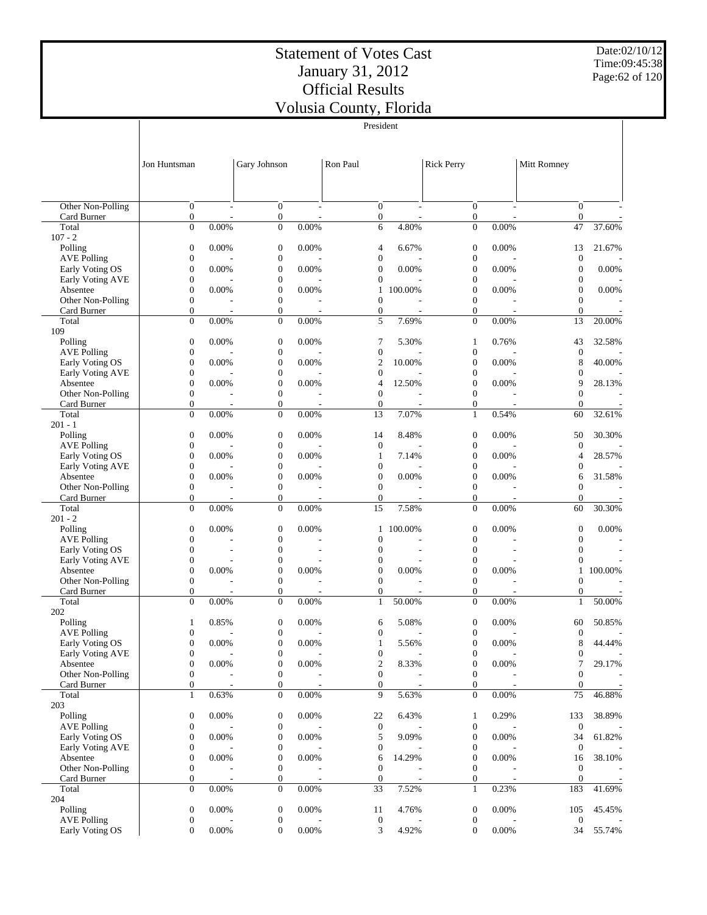# Statement of Votes Cast
# January 31, 2012
# Official Results
# Volusia County, Florida

Date:02/10/12
Time:09:45:38

President

| | Jon Huntsman | | Gary Johnson | | Ron Paul | | Rick Perry | | Mitt Romney | |
|---|---|---|---|---|---|---|---|---|---|---|
| Other Non-Polling | 0 | - | 0 | - | 0 | - | 0 | - | 0 | - |
| Card Burner | 0 | - | 0 | - | 0 | - | 0 | - | 0 | - |
| Total | 0 | 0.00% | 0 | 0.00% | 6 | 4.80% | 0 | 0.00% | 47 | 37.60% |
| **107 - 2** | | | | | | | | | | |
| Polling | 0 | 0.00% | 0 | 0.00% | 4 | 6.67% | 0 | 0.00% | 13 | 21.67% |
| AVE Polling | 0 | - | 0 | - | 0 | - | 0 | - | 0 | - |
| Early Voting OS | 0 | 0.00% | 0 | 0.00% | 0 | 0.00% | 0 | 0.00% | 0 | 0.00% |
| Early Voting AVE | 0 | - | 0 | - | 0 | - | 0 | - | 0 | - |
| Absentee | 0 | 0.00% | 0 | 0.00% | 1 | 100.00% | 0 | 0.00% | 0 | 0.00% |
| Other Non-Polling | 0 | - | 0 | - | 0 | - | 0 | - | 0 | - |
| Card Burner | 0 | - | 0 | - | 0 | - | 0 | - | 0 | - |
| Total | 0 | 0.00% | 0 | 0.00% | 5 | 7.69% | 0 | 0.00% | 13 | 20.00% |
| **109** | | | | | | | | | | |
| Polling | 0 | 0.00% | 0 | 0.00% | 7 | 5.30% | 1 | 0.76% | 43 | 32.58% |
| AVE Polling | 0 | - | 0 | - | 0 | - | 0 | - | 0 | - |
| Early Voting OS | 0 | 0.00% | 0 | 0.00% | 2 | 10.00% | 0 | 0.00% | 8 | 40.00% |
| Early Voting AVE | 0 | - | 0 | - | 0 | - | 0 | - | 0 | - |
| Absentee | 0 | 0.00% | 0 | 0.00% | 4 | 12.50% | 0 | 0.00% | 9 | 28.13% |
| Other Non-Polling | 0 | - | 0 | - | 0 | - | 0 | - | 0 | - |
| Card Burner | 0 | - | 0 | - | 0 | - | 0 | - | 0 | - |
| Total | 0 | 0.00% | 0 | 0.00% | 13 | 7.07% | 1 | 0.54% | 60 | 32.61% |
| **201 - 1** | | | | | | | | | | |
| Polling | 0 | 0.00% | 0 | 0.00% | 14 | 8.48% | 0 | 0.00% | 50 | 30.30% |
| AVE Polling | 0 | - | 0 | - | 0 | - | 0 | - | 0 | - |
| Early Voting OS | 0 | 0.00% | 0 | 0.00% | 1 | 7.14% | 0 | 0.00% | 4 | 28.57% |
| Early Voting AVE | 0 | - | 0 | - | 0 | - | 0 | - | 0 | - |
| Absentee | 0 | 0.00% | 0 | 0.00% | 0 | 0.00% | 0 | 0.00% | 6 | 31.58% |
| Other Non-Polling | 0 | - | 0 | - | 0 | - | 0 | - | 0 | - |
| Card Burner | 0 | - | 0 | - | 0 | - | 0 | - | 0 | - |
| Total | 0 | 0.00% | 0 | 0.00% | 15 | 7.58% | 0 | 0.00% | 60 | 30.30% |
| **201 - 2** | | | | | | | | | | |
| Polling | 0 | 0.00% | 0 | 0.00% | 1 | 100.00% | 0 | 0.00% | 0 | 0.00% |
| AVE Polling | 0 | - | 0 | - | 0 | - | 0 | - | 0 | - |
| Early Voting OS | 0 | - | 0 | - | 0 | - | 0 | - | 0 | - |
| Early Voting AVE | 0 | - | 0 | - | 0 | - | 0 | - | 0 | - |
| Absentee | 0 | 0.00% | 0 | 0.00% | 0 | 0.00% | 0 | 0.00% | 1 | 100.00% |
| Other Non-Polling | 0 | - | 0 | - | 0 | - | 0 | - | 0 | - |
| Card Burner | 0 | - | 0 | - | 0 | - | 0 | - | 0 | - |
| Total | 0 | 0.00% | 0 | 0.00% | 1 | 50.00% | 0 | 0.00% | 1 | 50.00% |
| **202** | | | | | | | | | | |
| Polling | 1 | 0.85% | 0 | 0.00% | 6 | 5.08% | 0 | 0.00% | 60 | 50.85% |
| AVE Polling | 0 | - | 0 | - | 0 | - | 0 | - | 0 | - |
| Early Voting OS | 0 | 0.00% | 0 | 0.00% | 1 | 5.56% | 0 | 0.00% | 8 | 44.44% |
| Early Voting AVE | 0 | - | 0 | - | 0 | - | 0 | - | 0 | - |
| Absentee | 0 | 0.00% | 0 | 0.00% | 2 | 8.33% | 0 | 0.00% | 7 | 29.17% |
| Other Non-Polling | 0 | - | 0 | - | 0 | - | 0 | - | 0 | - |
| Card Burner | 0 | - | 0 | - | 0 | - | 0 | - | 0 | - |
| Total | 1 | 0.63% | 0 | 0.00% | 9 | 5.63% | 0 | 0.00% | 75 | 46.88% |
| **203** | | | | | | | | | | |
| Polling | 0 | 0.00% | 0 | 0.00% | 22 | 6.43% | 1 | 0.29% | 133 | 38.89% |
| AVE Polling | 0 | - | 0 | - | 0 | - | 0 | - | 0 | - |
| Early Voting OS | 0 | 0.00% | 0 | 0.00% | 5 | 9.09% | 0 | 0.00% | 34 | 61.82% |
| Early Voting AVE | 0 | - | 0 | - | 0 | - | 0 | - | 0 | - |
| Absentee | 0 | 0.00% | 0 | 0.00% | 6 | 14.29% | 0 | 0.00% | 16 | 38.10% |
| Other Non-Polling | 0 | - | 0 | - | 0 | - | 0 | - | 0 | - |
| Card Burner | 0 | - | 0 | - | 0 | - | 0 | - | 0 | - |
| Total | 0 | 0.00% | 0 | 0.00% | 33 | 7.52% | 1 | 0.23% | 183 | 41.69% |
| **204** | | | | | | | | | | |
| Polling | 0 | 0.00% | 0 | 0.00% | 11 | 4.76% | 0 | 0.00% | 105 | 45.45% |
| AVE Polling | 0 | - | 0 | - | 0 | - | 0 | - | 0 | - |
| Early Voting OS | 0 | 0.00% | 0 | 0.00% | 3 | 4.92% | 0 | 0.00% | 34 | 55.74% |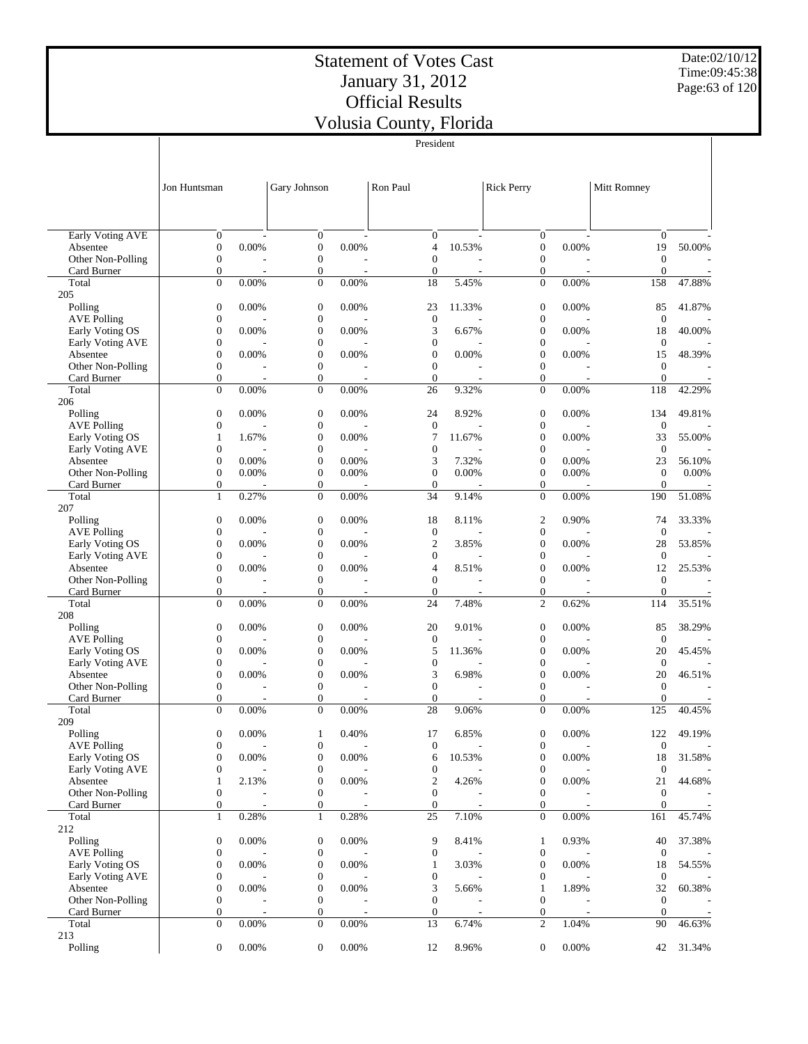# Statement of Votes Cast
# January 31, 2012
# Official Results
# Volusia County, Florida

Date:02/10/12
Time:09:45:38

President

| | Jon Huntsman | | Gary Johnson | | Ron Paul | | Rick Perry | | Mitt Romney | |
|---|---|---|---|---|---|---|---|---|---|---|
| Early Voting AVE | 0 | - | 0 | - | 0 | - | 0 | - | 0 | - |
| Absentee | 0 | 0.00% | 0 | 0.00% | 4 | 10.53% | 0 | 0.00% | 19 | 50.00% |
| Other Non-Polling | 0 | - | 0 | - | 0 | - | 0 | - | 0 | - |
| Card Burner | 0 | - | 0 | - | 0 | - | 0 | - | 0 | - |
| Total | 0 | 0.00% | 0 | 0.00% | 18 | 5.45% | 0 | 0.00% | 158 | 47.88% |
| 205 | | | | | | | | | | |
| Polling | 0 | 0.00% | 0 | 0.00% | 23 | 11.33% | 0 | 0.00% | 85 | 41.87% |
| AVE Polling | 0 | - | 0 | - | 0 | - | 0 | - | 0 | - |
| Early Voting OS | 0 | 0.00% | 0 | 0.00% | 3 | 6.67% | 0 | 0.00% | 18 | 40.00% |
| Early Voting AVE | 0 | - | 0 | - | 0 | - | 0 | - | 0 | - |
| Absentee | 0 | 0.00% | 0 | 0.00% | 0 | 0.00% | 0 | 0.00% | 15 | 48.39% |
| Other Non-Polling | 0 | - | 0 | - | 0 | - | 0 | - | 0 | - |
| Card Burner | 0 | - | 0 | - | 0 | - | 0 | - | 0 | - |
| Total | 0 | 0.00% | 0 | 0.00% | 26 | 9.32% | 0 | 0.00% | 118 | 42.29% |
| 206 | | | | | | | | | | |
| Polling | 0 | 0.00% | 0 | 0.00% | 24 | 8.92% | 0 | 0.00% | 134 | 49.81% |
| AVE Polling | 0 | - | 0 | - | 0 | - | 0 | - | 0 | - |
| Early Voting OS | 1 | 1.67% | 0 | 0.00% | 7 | 11.67% | 0 | 0.00% | 33 | 55.00% |
| Early Voting AVE | 0 | - | 0 | - | 0 | - | 0 | - | 0 | - |
| Absentee | 0 | 0.00% | 0 | 0.00% | 3 | 7.32% | 0 | 0.00% | 23 | 56.10% |
| Other Non-Polling | 0 | 0.00% | 0 | 0.00% | 0 | 0.00% | 0 | 0.00% | 0 | 0.00% |
| Card Burner | 0 | - | 0 | - | 0 | - | 0 | - | 0 | - |
| Total | 1 | 0.27% | 0 | 0.00% | 34 | 9.14% | 0 | 0.00% | 190 | 51.08% |
| 207 | | | | | | | | | | |
| Polling | 0 | 0.00% | 0 | 0.00% | 18 | 8.11% | 2 | 0.90% | 74 | 33.33% |
| AVE Polling | 0 | - | 0 | - | 0 | - | 0 | - | 0 | - |
| Early Voting OS | 0 | 0.00% | 0 | 0.00% | 2 | 3.85% | 0 | 0.00% | 28 | 53.85% |
| Early Voting AVE | 0 | - | 0 | - | 0 | - | 0 | - | 0 | - |
| Absentee | 0 | 0.00% | 0 | 0.00% | 4 | 8.51% | 0 | 0.00% | 12 | 25.53% |
| Other Non-Polling | 0 | - | 0 | - | 0 | - | 0 | - | 0 | - |
| Card Burner | 0 | - | 0 | - | 0 | - | 0 | - | 0 | - |
| Total | 0 | 0.00% | 0 | 0.00% | 24 | 7.48% | 2 | 0.62% | 114 | 35.51% |
| 208 | | | | | | | | | | |
| Polling | 0 | 0.00% | 0 | 0.00% | 20 | 9.01% | 0 | 0.00% | 85 | 38.29% |
| AVE Polling | 0 | - | 0 | - | 0 | - | 0 | - | 0 | - |
| Early Voting OS | 0 | 0.00% | 0 | 0.00% | 5 | 11.36% | 0 | 0.00% | 20 | 45.45% |
| Early Voting AVE | 0 | - | 0 | - | 0 | - | 0 | - | 0 | - |
| Absentee | 0 | 0.00% | 0 | 0.00% | 3 | 6.98% | 0 | 0.00% | 20 | 46.51% |
| Other Non-Polling | 0 | - | 0 | - | 0 | - | 0 | - | 0 | - |
| Card Burner | 0 | - | 0 | - | 0 | - | 0 | - | 0 | - |
| Total | 0 | 0.00% | 0 | 0.00% | 28 | 9.06% | 0 | 0.00% | 125 | 40.45% |
| 209 | | | | | | | | | | |
| Polling | 0 | 0.00% | 1 | 0.40% | 17 | 6.85% | 0 | 0.00% | 122 | 49.19% |
| AVE Polling | 0 | - | 0 | - | 0 | - | 0 | - | 0 | - |
| Early Voting OS | 0 | 0.00% | 0 | 0.00% | 6 | 10.53% | 0 | 0.00% | 18 | 31.58% |
| Early Voting AVE | 0 | - | 0 | - | 0 | - | 0 | - | 0 | - |
| Absentee | 1 | 2.13% | 0 | 0.00% | 2 | 4.26% | 0 | 0.00% | 21 | 44.68% |
| Other Non-Polling | 0 | - | 0 | - | 0 | - | 0 | - | 0 | - |
| Card Burner | 0 | - | 0 | - | 0 | - | 0 | - | 0 | - |
| Total | 1 | 0.28% | 1 | 0.28% | 25 | 7.10% | 0 | 0.00% | 161 | 45.74% |
| 212 | | | | | | | | | | |
| Polling | 0 | 0.00% | 0 | 0.00% | 9 | 8.41% | 1 | 0.93% | 40 | 37.38% |
| AVE Polling | 0 | - | 0 | - | 0 | - | 0 | - | 0 | - |
| Early Voting OS | 0 | 0.00% | 0 | 0.00% | 1 | 3.03% | 0 | 0.00% | 18 | 54.55% |
| Early Voting AVE | 0 | - | 0 | - | 0 | - | 0 | - | 0 | - |
| Absentee | 0 | 0.00% | 0 | 0.00% | 3 | 5.66% | 1 | 1.89% | 32 | 60.38% |
| Other Non-Polling | 0 | - | 0 | - | 0 | - | 0 | - | 0 | - |
| Card Burner | 0 | - | 0 | - | 0 | - | 0 | - | 0 | - |
| Total | 0 | 0.00% | 0 | 0.00% | 13 | 6.74% | 2 | 1.04% | 90 | 46.63% |
| 213 | | | | | | | | | | |
| Polling | 0 | 0.00% | 0 | 0.00% | 12 | 8.96% | 0 | 0.00% | 42 | 31.34% |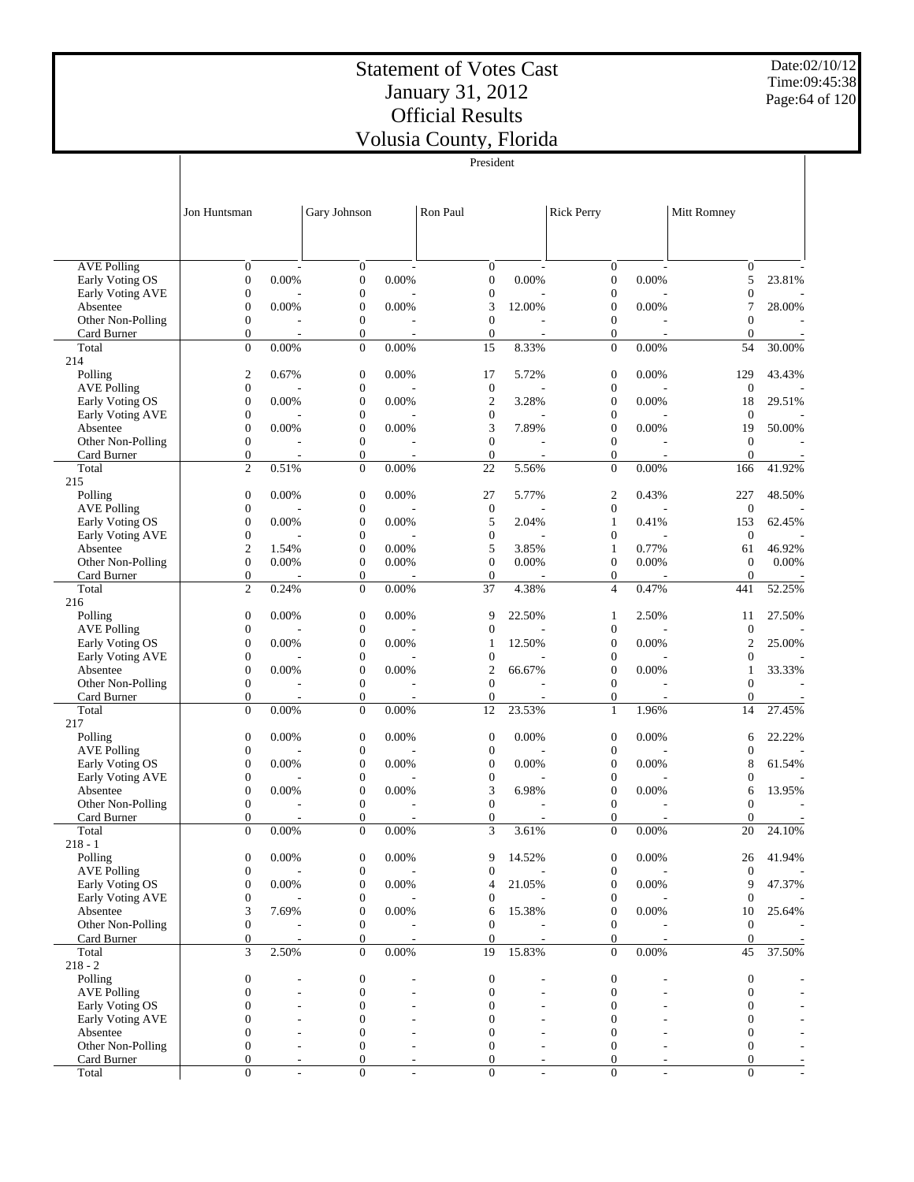# Statement of Votes Cast
## January 31, 2012
## Official Results
## Volusia County, Florida

Date:02/10/12
Time:09:45:38

President

| | Jon Huntsman | | Gary Johnson | | Ron Paul | | Rick Perry | | Mitt Romney | |
|---|---|---|---|---|---|---|---|---|---|---|
| AVE Polling | 0 | - | 0 | - | 0 | - | 0 | - | 0 | - |
| Early Voting OS | 0 | 0.00% | 0 | 0.00% | 0 | 0.00% | 0 | 0.00% | 5 | 23.81% |
| Early Voting AVE | 0 | - | 0 | - | 0 | - | 0 | - | 0 | - |
| Absentee | 0 | 0.00% | 0 | 0.00% | 3 | 12.00% | 0 | 0.00% | 7 | 28.00% |
| Other Non-Polling | 0 | - | 0 | - | 0 | - | 0 | - | 0 | - |
| Card Burner | 0 | - | 0 | - | 0 | - | 0 | - | 0 | - |
| Total | 0 | 0.00% | 0 | 0.00% | 15 | 8.33% | 0 | 0.00% | 54 | 30.00% |
| 214 | | | | | | | | | | |
| Polling | 2 | 0.67% | 0 | 0.00% | 17 | 5.72% | 0 | 0.00% | 129 | 43.43% |
| AVE Polling | 0 | - | 0 | - | 0 | - | 0 | - | 0 | - |
| Early Voting OS | 0 | 0.00% | 0 | 0.00% | 2 | 3.28% | 0 | 0.00% | 18 | 29.51% |
| Early Voting AVE | 0 | - | 0 | - | 0 | - | 0 | - | 0 | - |
| Absentee | 0 | 0.00% | 0 | 0.00% | 3 | 7.89% | 0 | 0.00% | 19 | 50.00% |
| Other Non-Polling | 0 | - | 0 | - | 0 | - | 0 | - | 0 | - |
| Card Burner | 0 | - | 0 | - | 0 | - | 0 | - | 0 | - |
| Total | 2 | 0.51% | 0 | 0.00% | 22 | 5.56% | 0 | 0.00% | 166 | 41.92% |
| 215 | | | | | | | | | | |
| Polling | 0 | 0.00% | 0 | 0.00% | 27 | 5.77% | 2 | 0.43% | 227 | 48.50% |
| AVE Polling | 0 | - | 0 | - | 0 | - | 0 | - | 0 | - |
| Early Voting OS | 0 | 0.00% | 0 | 0.00% | 5 | 2.04% | 1 | 0.41% | 153 | 62.45% |
| Early Voting AVE | 0 | - | 0 | - | 0 | - | 0 | - | 0 | - |
| Absentee | 2 | 1.54% | 0 | 0.00% | 5 | 3.85% | 1 | 0.77% | 61 | 46.92% |
| Other Non-Polling | 0 | 0.00% | 0 | 0.00% | 0 | 0.00% | 0 | 0.00% | 0 | 0.00% |
| Card Burner | 0 | - | 0 | - | 0 | - | 0 | - | 0 | - |
| Total | 2 | 0.24% | 0 | 0.00% | 37 | 4.38% | 4 | 0.47% | 441 | 52.25% |
| 216 | | | | | | | | | | |
| Polling | 0 | 0.00% | 0 | 0.00% | 9 | 22.50% | 1 | 2.50% | 11 | 27.50% |
| AVE Polling | 0 | - | 0 | - | 0 | - | 0 | - | 0 | - |
| Early Voting OS | 0 | 0.00% | 0 | 0.00% | 1 | 12.50% | 0 | 0.00% | 2 | 25.00% |
| Early Voting AVE | 0 | - | 0 | - | 0 | - | 0 | - | 0 | - |
| Absentee | 0 | 0.00% | 0 | 0.00% | 2 | 66.67% | 0 | 0.00% | 1 | 33.33% |
| Other Non-Polling | 0 | - | 0 | - | 0 | - | 0 | - | 0 | - |
| Card Burner | 0 | - | 0 | - | 0 | - | 0 | - | 0 | - |
| Total | 0 | 0.00% | 0 | 0.00% | 12 | 23.53% | 1 | 1.96% | 14 | 27.45% |
| 217 | | | | | | | | | | |
| Polling | 0 | 0.00% | 0 | 0.00% | 0 | 0.00% | 0 | 0.00% | 6 | 22.22% |
| AVE Polling | 0 | - | 0 | - | 0 | - | 0 | - | 0 | - |
| Early Voting OS | 0 | 0.00% | 0 | 0.00% | 0 | 0.00% | 0 | 0.00% | 8 | 61.54% |
| Early Voting AVE | 0 | - | 0 | - | 0 | - | 0 | - | 0 | - |
| Absentee | 0 | 0.00% | 0 | 0.00% | 3 | 6.98% | 0 | 0.00% | 6 | 13.95% |
| Other Non-Polling | 0 | - | 0 | - | 0 | - | 0 | - | 0 | - |
| Card Burner | 0 | - | 0 | - | 0 | - | 0 | - | 0 | - |
| Total | 0 | 0.00% | 0 | 0.00% | 3 | 3.61% | 0 | 0.00% | 20 | 24.10% |
| 218 - 1 | | | | | | | | | | |
| Polling | 0 | 0.00% | 0 | 0.00% | 9 | 14.52% | 0 | 0.00% | 26 | 41.94% |
| AVE Polling | 0 | - | 0 | - | 0 | - | 0 | - | 0 | - |
| Early Voting OS | 0 | 0.00% | 0 | 0.00% | 4 | 21.05% | 0 | 0.00% | 9 | 47.37% |
| Early Voting AVE | 0 | - | 0 | - | 0 | - | 0 | - | 0 | - |
| Absentee | 3 | 7.69% | 0 | 0.00% | 6 | 15.38% | 0 | 0.00% | 10 | 25.64% |
| Other Non-Polling | 0 | - | 0 | - | 0 | - | 0 | - | 0 | - |
| Card Burner | 0 | - | 0 | - | 0 | - | 0 | - | 0 | - |
| Total | 3 | 2.50% | 0 | 0.00% | 19 | 15.83% | 0 | 0.00% | 45 | 37.50% |
| 218 - 2 | | | | | | | | | | |
| Polling | 0 | - | 0 | - | 0 | - | 0 | - | 0 | - |
| AVE Polling | 0 | - | 0 | - | 0 | - | 0 | - | 0 | - |
| Early Voting OS | 0 | - | 0 | - | 0 | - | 0 | - | 0 | - |
| Early Voting AVE | 0 | - | 0 | - | 0 | - | 0 | - | 0 | - |
| Absentee | 0 | - | 0 | - | 0 | - | 0 | - | 0 | - |
| Other Non-Polling | 0 | - | 0 | - | 0 | - | 0 | - | 0 | - |
| Card Burner | 0 | - | 0 | - | 0 | - | 0 | - | 0 | - |
| Total | 0 | - | 0 | - | 0 | - | 0 | - | 0 | - |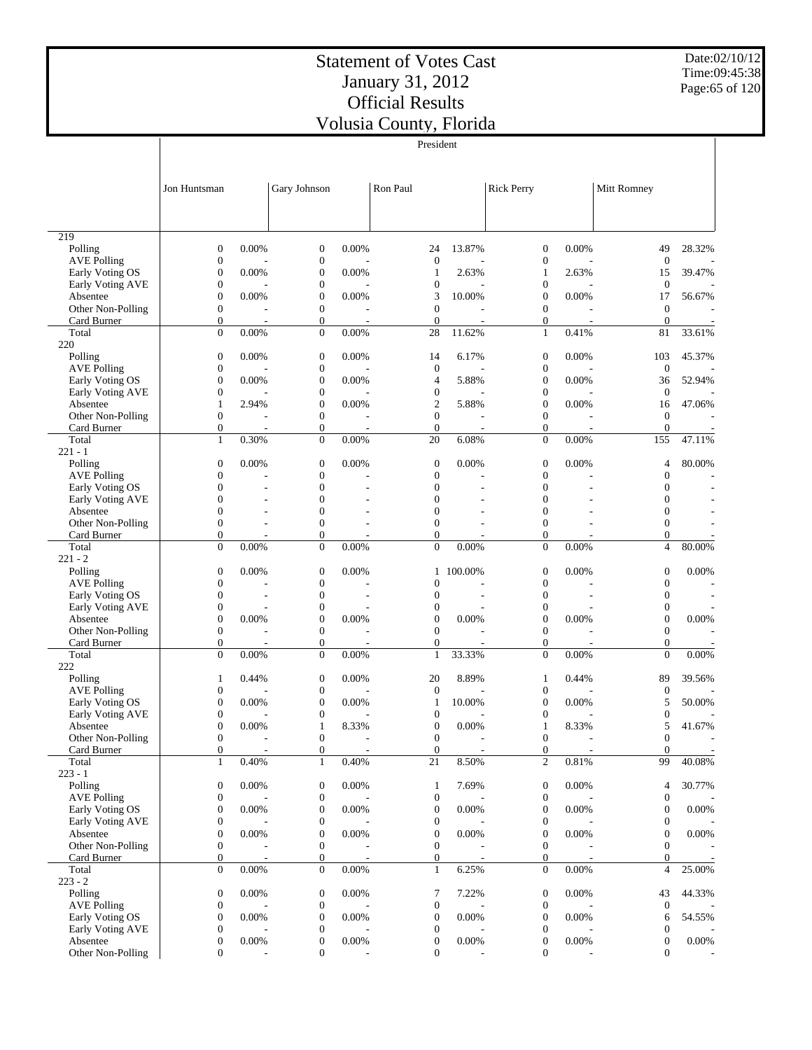# Statement of Votes Cast
# January 31, 2012
# Official Results
# Volusia County, Florida

Date:02/10/12
Time:09:45:38

President

| | Jon Huntsman | | Gary Johnson | | Ron Paul | | Rick Perry | | Mitt Romney | |
|---|---|---|---|---|---|---|---|---|---|---|
| **219** | | | | | | | | | | |
| Polling | 0 | 0.00% | 0 | 0.00% | 24 | 13.87% | 0 | 0.00% | 49 | 28.32% |
| AVE Polling | 0 | - | 0 | - | 0 | - | 0 | - | 0 | - |
| Early Voting OS | 0 | 0.00% | 0 | 0.00% | 1 | 2.63% | 1 | 2.63% | 15 | 39.47% |
| Early Voting AVE | 0 | - | 0 | - | 0 | - | 0 | - | 0 | - |
| Absentee | 0 | 0.00% | 0 | 0.00% | 3 | 10.00% | 0 | 0.00% | 17 | 56.67% |
| Other Non-Polling | 0 | - | 0 | - | 0 | - | 0 | - | 0 | - |
| Card Burner | 0 | - | 0 | - | 0 | - | 0 | - | 0 | - |
| Total | 0 | 0.00% | 0 | 0.00% | 28 | 11.62% | 1 | 0.41% | 81 | 33.61% |
| **220** | | | | | | | | | | |
| Polling | 0 | 0.00% | 0 | 0.00% | 14 | 6.17% | 0 | 0.00% | 103 | 45.37% |
| AVE Polling | 0 | - | 0 | - | 0 | - | 0 | - | 0 | - |
| Early Voting OS | 0 | 0.00% | 0 | 0.00% | 4 | 5.88% | 0 | 0.00% | 36 | 52.94% |
| Early Voting AVE | 0 | - | 0 | - | 0 | - | 0 | - | 0 | - |
| Absentee | 1 | 2.94% | 0 | 0.00% | 2 | 5.88% | 0 | 0.00% | 16 | 47.06% |
| Other Non-Polling | 0 | - | 0 | - | 0 | - | 0 | - | 0 | - |
| Card Burner | 0 | - | 0 | - | 0 | - | 0 | - | 0 | - |
| Total | 1 | 0.30% | 0 | 0.00% | 20 | 6.08% | 0 | 0.00% | 155 | 47.11% |
| **221 - 1** | | | | | | | | | | |
| Polling | 0 | 0.00% | 0 | 0.00% | 0 | 0.00% | 0 | 0.00% | 4 | 80.00% |
| AVE Polling | 0 | - | 0 | - | 0 | - | 0 | - | 0 | - |
| Early Voting OS | 0 | - | 0 | - | 0 | - | 0 | - | 0 | - |
| Early Voting AVE | 0 | - | 0 | - | 0 | - | 0 | - | 0 | - |
| Absentee | 0 | - | 0 | - | 0 | - | 0 | - | 0 | - |
| Other Non-Polling | 0 | - | 0 | - | 0 | - | 0 | - | 0 | - |
| Card Burner | 0 | - | 0 | - | 0 | - | 0 | - | 0 | - |
| Total | 0 | 0.00% | 0 | 0.00% | 0 | 0.00% | 0 | 0.00% | 4 | 80.00% |
| **221 - 2** | | | | | | | | | | |
| Polling | 0 | 0.00% | 0 | 0.00% | 1 | 100.00% | 0 | 0.00% | 0 | 0.00% |
| AVE Polling | 0 | - | 0 | - | 0 | - | 0 | - | 0 | - |
| Early Voting OS | 0 | - | 0 | - | 0 | - | 0 | - | 0 | - |
| Early Voting AVE | 0 | - | 0 | - | 0 | - | 0 | - | 0 | - |
| Absentee | 0 | 0.00% | 0 | 0.00% | 0 | 0.00% | 0 | 0.00% | 0 | 0.00% |
| Other Non-Polling | 0 | - | 0 | - | 0 | - | 0 | - | 0 | - |
| Card Burner | 0 | - | 0 | - | 0 | - | 0 | - | 0 | - |
| Total | 0 | 0.00% | 0 | 0.00% | 1 | 33.33% | 0 | 0.00% | 0 | 0.00% |
| **222** | | | | | | | | | | |
| Polling | 1 | 0.44% | 0 | 0.00% | 20 | 8.89% | 1 | 0.44% | 89 | 39.56% |
| AVE Polling | 0 | - | 0 | - | 0 | - | 0 | - | 0 | - |
| Early Voting OS | 0 | 0.00% | 0 | 0.00% | 1 | 10.00% | 0 | 0.00% | 5 | 50.00% |
| Early Voting AVE | 0 | - | 0 | - | 0 | - | 0 | - | 0 | - |
| Absentee | 0 | 0.00% | 1 | 8.33% | 0 | 0.00% | 1 | 8.33% | 5 | 41.67% |
| Other Non-Polling | 0 | - | 0 | - | 0 | - | 0 | - | 0 | - |
| Card Burner | 0 | - | 0 | - | 0 | - | 0 | - | 0 | - |
| Total | 1 | 0.40% | 1 | 0.40% | 21 | 8.50% | 2 | 0.81% | 99 | 40.08% |
| **223 - 1** | | | | | | | | | | |
| Polling | 0 | 0.00% | 0 | 0.00% | 1 | 7.69% | 0 | 0.00% | 4 | 30.77% |
| AVE Polling | 0 | - | 0 | - | 0 | - | 0 | - | 0 | - |
| Early Voting OS | 0 | 0.00% | 0 | 0.00% | 0 | 0.00% | 0 | 0.00% | 0 | 0.00% |
| Early Voting AVE | 0 | - | 0 | - | 0 | - | 0 | - | 0 | - |
| Absentee | 0 | 0.00% | 0 | 0.00% | 0 | 0.00% | 0 | 0.00% | 0 | 0.00% |
| Other Non-Polling | 0 | - | 0 | - | 0 | - | 0 | - | 0 | - |
| Card Burner | 0 | - | 0 | - | 0 | - | 0 | - | 0 | - |
| Total | 0 | 0.00% | 0 | 0.00% | 1 | 6.25% | 0 | 0.00% | 4 | 25.00% |
| **223 - 2** | | | | | | | | | | |
| Polling | 0 | 0.00% | 0 | 0.00% | 7 | 7.22% | 0 | 0.00% | 43 | 44.33% |
| AVE Polling | 0 | - | 0 | - | 0 | - | 0 | - | 0 | - |
| Early Voting OS | 0 | 0.00% | 0 | 0.00% | 0 | 0.00% | 0 | 0.00% | 6 | 54.55% |
| Early Voting AVE | 0 | - | 0 | - | 0 | - | 0 | - | 0 | - |
| Absentee | 0 | 0.00% | 0 | 0.00% | 0 | 0.00% | 0 | 0.00% | 0 | 0.00% |
| Other Non-Polling | 0 | - | 0 | - | 0 | - | 0 | - | 0 | - |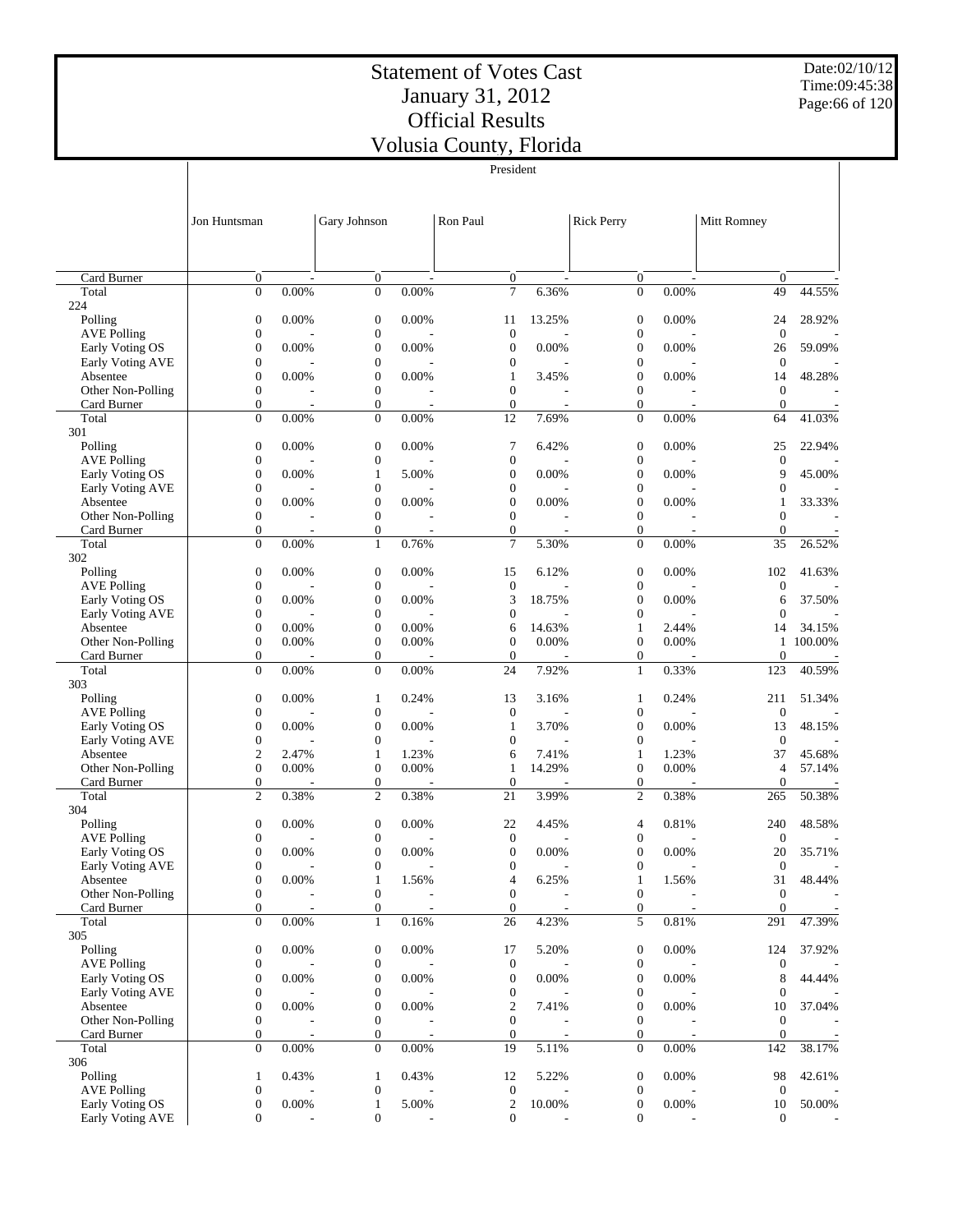# Statement of Votes Cast
# January 31, 2012
# Official Results
# Volusia County, Florida

Date:02/10/12
Time:09:45:38

President

| | Jon Huntsman | | Gary Johnson | | Ron Paul | | Rick Perry | | Mitt Romney | |
|---|---|---|---|---|---|---|---|---|---|---|
| Card Burner | 0 | - | 0 | - | 0 | - | 0 | - | 0 | - |
| Total | 0 | 0.00% | 0 | 0.00% | 7 | 6.36% | 0 | 0.00% | 49 | 44.55% |
| 224 | | | | | | | | | | |
| Polling | 0 | 0.00% | 0 | 0.00% | 11 | 13.25% | 0 | 0.00% | 24 | 28.92% |
| AVE Polling | 0 | - | 0 | - | 0 | - | 0 | - | 0 | - |
| Early Voting OS | 0 | 0.00% | 0 | 0.00% | 0 | 0.00% | 0 | 0.00% | 26 | 59.09% |
| Early Voting AVE | 0 | - | 0 | - | 0 | - | 0 | - | 0 | - |
| Absentee | 0 | 0.00% | 0 | 0.00% | 1 | 3.45% | 0 | 0.00% | 14 | 48.28% |
| Other Non-Polling | 0 | - | 0 | - | 0 | - | 0 | - | 0 | - |
| Card Burner | 0 | - | 0 | - | 0 | - | 0 | - | 0 | - |
| Total | 0 | 0.00% | 0 | 0.00% | 12 | 7.69% | 0 | 0.00% | 64 | 41.03% |
| 301 | | | | | | | | | | |
| Polling | 0 | 0.00% | 0 | 0.00% | 7 | 6.42% | 0 | 0.00% | 25 | 22.94% |
| AVE Polling | 0 | - | 0 | - | 0 | - | 0 | - | 0 | - |
| Early Voting OS | 0 | 0.00% | 1 | 5.00% | 0 | 0.00% | 0 | 0.00% | 9 | 45.00% |
| Early Voting AVE | 0 | - | 0 | - | 0 | - | 0 | - | 0 | - |
| Absentee | 0 | 0.00% | 0 | 0.00% | 0 | 0.00% | 0 | 0.00% | 1 | 33.33% |
| Other Non-Polling | 0 | - | 0 | - | 0 | - | 0 | - | 0 | - |
| Card Burner | 0 | - | 0 | - | 0 | - | 0 | - | 0 | - |
| Total | 0 | 0.00% | 1 | 0.76% | 7 | 5.30% | 0 | 0.00% | 35 | 26.52% |
| 302 | | | | | | | | | | |
| Polling | 0 | 0.00% | 0 | 0.00% | 15 | 6.12% | 0 | 0.00% | 102 | 41.63% |
| AVE Polling | 0 | - | 0 | - | 0 | - | 0 | - | 0 | - |
| Early Voting OS | 0 | 0.00% | 0 | 0.00% | 3 | 18.75% | 0 | 0.00% | 6 | 37.50% |
| Early Voting AVE | 0 | - | 0 | - | 0 | - | 0 | - | 0 | - |
| Absentee | 0 | 0.00% | 0 | 0.00% | 6 | 14.63% | 1 | 2.44% | 14 | 34.15% |
| Other Non-Polling | 0 | 0.00% | 0 | 0.00% | 0 | 0.00% | 0 | 0.00% | 1 | 100.00% |
| Card Burner | 0 | - | 0 | - | 0 | - | 0 | - | 0 | - |
| Total | 0 | 0.00% | 0 | 0.00% | 24 | 7.92% | 1 | 0.33% | 123 | 40.59% |
| 303 | | | | | | | | | | |
| Polling | 0 | 0.00% | 1 | 0.24% | 13 | 3.16% | 1 | 0.24% | 211 | 51.34% |
| AVE Polling | 0 | - | 0 | - | 0 | - | 0 | - | 0 | - |
| Early Voting OS | 0 | 0.00% | 0 | 0.00% | 1 | 3.70% | 0 | 0.00% | 13 | 48.15% |
| Early Voting AVE | 0 | - | 0 | - | 0 | - | 0 | - | 0 | - |
| Absentee | 2 | 2.47% | 1 | 1.23% | 6 | 7.41% | 1 | 1.23% | 37 | 45.68% |
| Other Non-Polling | 0 | 0.00% | 0 | 0.00% | 1 | 14.29% | 0 | 0.00% | 4 | 57.14% |
| Card Burner | 0 | - | 0 | - | 0 | - | 0 | - | 0 | - |
| Total | 2 | 0.38% | 2 | 0.38% | 21 | 3.99% | 2 | 0.38% | 265 | 50.38% |
| 304 | | | | | | | | | | |
| Polling | 0 | 0.00% | 0 | 0.00% | 22 | 4.45% | 4 | 0.81% | 240 | 48.58% |
| AVE Polling | 0 | - | 0 | - | 0 | - | 0 | - | 0 | - |
| Early Voting OS | 0 | 0.00% | 0 | 0.00% | 0 | 0.00% | 0 | 0.00% | 20 | 35.71% |
| Early Voting AVE | 0 | - | 0 | - | 0 | - | 0 | - | 0 | - |
| Absentee | 0 | 0.00% | 1 | 1.56% | 4 | 6.25% | 1 | 1.56% | 31 | 48.44% |
| Other Non-Polling | 0 | - | 0 | - | 0 | - | 0 | - | 0 | - |
| Card Burner | 0 | - | 0 | - | 0 | - | 0 | - | 0 | - |
| Total | 0 | 0.00% | 1 | 0.16% | 26 | 4.23% | 5 | 0.81% | 291 | 47.39% |
| 305 | | | | | | | | | | |
| Polling | 0 | 0.00% | 0 | 0.00% | 17 | 5.20% | 0 | 0.00% | 124 | 37.92% |
| AVE Polling | 0 | - | 0 | - | 0 | - | 0 | - | 0 | - |
| Early Voting OS | 0 | 0.00% | 0 | 0.00% | 0 | 0.00% | 0 | 0.00% | 8 | 44.44% |
| Early Voting AVE | 0 | - | 0 | - | 0 | - | 0 | - | 0 | - |
| Absentee | 0 | 0.00% | 0 | 0.00% | 2 | 7.41% | 0 | 0.00% | 10 | 37.04% |
| Other Non-Polling | 0 | - | 0 | - | 0 | - | 0 | - | 0 | - |
| Card Burner | 0 | - | 0 | - | 0 | - | 0 | - | 0 | - |
| Total | 0 | 0.00% | 0 | 0.00% | 19 | 5.11% | 0 | 0.00% | 142 | 38.17% |
| 306 | | | | | | | | | | |
| Polling | 1 | 0.43% | 1 | 0.43% | 12 | 5.22% | 0 | 0.00% | 98 | 42.61% |
| AVE Polling | 0 | - | 0 | - | 0 | - | 0 | - | 0 | - |
| Early Voting OS | 0 | 0.00% | 1 | 5.00% | 2 | 10.00% | 0 | 0.00% | 10 | 50.00% |
| Early Voting AVE | 0 | - | 0 | - | 0 | - | 0 | - | 0 | - |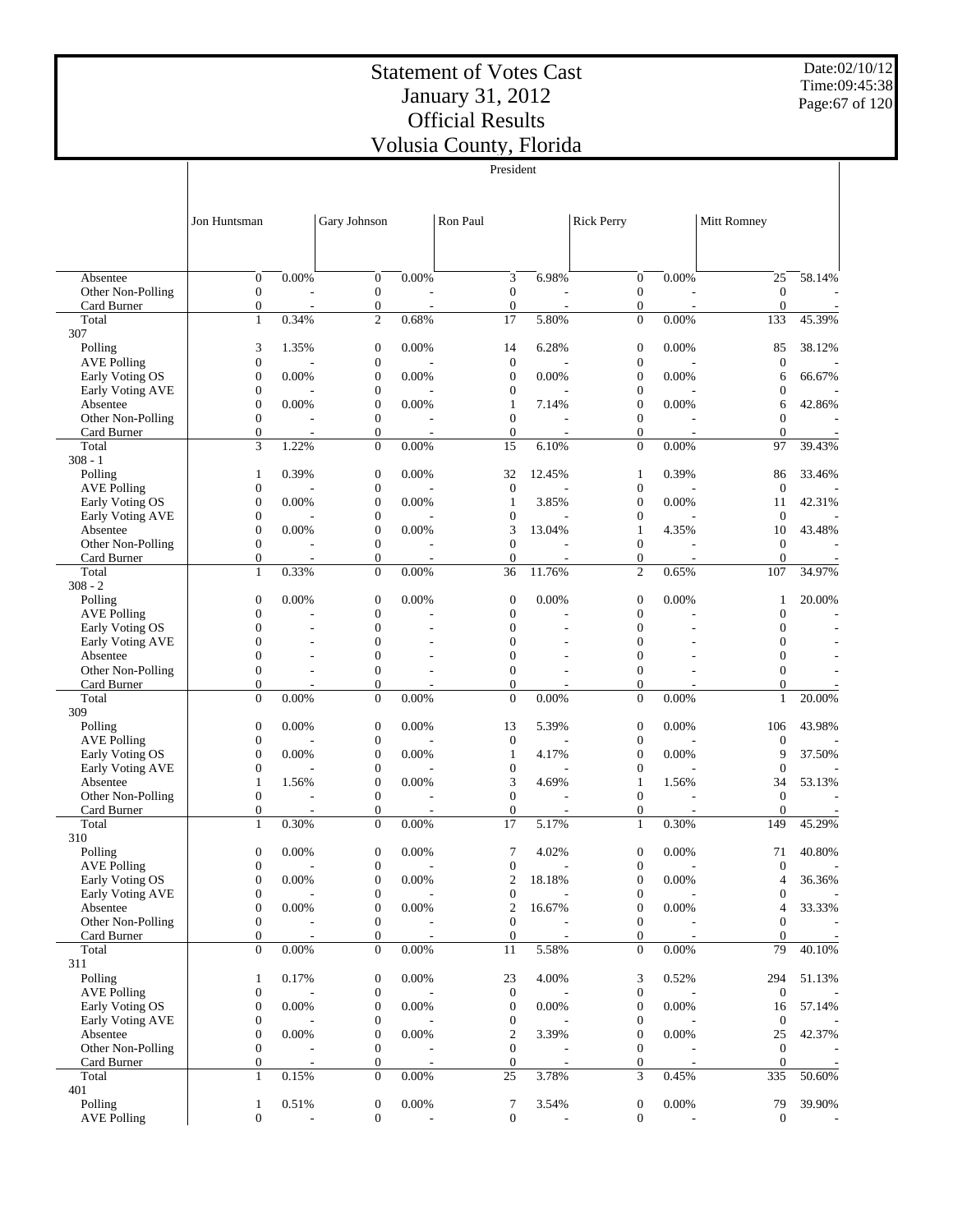# Statement of Votes Cast
# January 31, 2012
# Official Results
# Volusia County, Florida

Date:02/10/12
Time:09:45:38

President

| | Jon Huntsman | | Gary Johnson | | Ron Paul | | Rick Perry | | Mitt Romney | |
|---|---|---|---|---|---|---|---|---|---|---|
| Absentee | 0 | 0.00% | 0 | 0.00% | 3 | 6.98% | 0 | 0.00% | 25 | 58.14% |
| Other Non-Polling | 0 | - | 0 | - | 0 | - | 0 | - | 0 | - |
| Card Burner | 0 | - | 0 | - | 0 | - | 0 | - | 0 | - |
| Total | 1 | 0.34% | 2 | 0.68% | 17 | 5.80% | 0 | 0.00% | 133 | 45.39% |
| 307 | | | | | | | | | | |
| Polling | 3 | 1.35% | 0 | 0.00% | 14 | 6.28% | 0 | 0.00% | 85 | 38.12% |
| AVE Polling | 0 | - | 0 | - | 0 | - | 0 | - | 0 | - |
| Early Voting OS | 0 | 0.00% | 0 | 0.00% | 0 | 0.00% | 0 | 0.00% | 6 | 66.67% |
| Early Voting AVE | 0 | - | 0 | - | 0 | - | 0 | - | 0 | - |
| Absentee | 0 | 0.00% | 0 | 0.00% | 1 | 7.14% | 0 | 0.00% | 6 | 42.86% |
| Other Non-Polling | 0 | - | 0 | - | 0 | - | 0 | - | 0 | - |
| Card Burner | 0 | - | 0 | - | 0 | - | 0 | - | 0 | - |
| Total | 3 | 1.22% | 0 | 0.00% | 15 | 6.10% | 0 | 0.00% | 97 | 39.43% |
| 308 - 1 | | | | | | | | | | |
| Polling | 1 | 0.39% | 0 | 0.00% | 32 | 12.45% | 1 | 0.39% | 86 | 33.46% |
| AVE Polling | 0 | - | 0 | - | 0 | - | 0 | - | 0 | - |
| Early Voting OS | 0 | 0.00% | 0 | 0.00% | 1 | 3.85% | 0 | 0.00% | 11 | 42.31% |
| Early Voting AVE | 0 | - | 0 | - | 0 | - | 0 | - | 0 | - |
| Absentee | 0 | 0.00% | 0 | 0.00% | 3 | 13.04% | 1 | 4.35% | 10 | 43.48% |
| Other Non-Polling | 0 | - | 0 | - | 0 | - | 0 | - | 0 | - |
| Card Burner | 0 | - | 0 | - | 0 | - | 0 | - | 0 | - |
| Total | 1 | 0.33% | 0 | 0.00% | 36 | 11.76% | 2 | 0.65% | 107 | 34.97% |
| 308 - 2 | | | | | | | | | | |
| Polling | 0 | 0.00% | 0 | 0.00% | 0 | 0.00% | 0 | 0.00% | 1 | 20.00% |
| AVE Polling | 0 | - | 0 | - | 0 | - | 0 | - | 0 | - |
| Early Voting OS | 0 | - | 0 | - | 0 | - | 0 | - | 0 | - |
| Early Voting AVE | 0 | - | 0 | - | 0 | - | 0 | - | 0 | - |
| Absentee | 0 | - | 0 | - | 0 | - | 0 | - | 0 | - |
| Other Non-Polling | 0 | - | 0 | - | 0 | - | 0 | - | 0 | - |
| Card Burner | 0 | - | 0 | - | 0 | - | 0 | - | 0 | - |
| Total | 0 | 0.00% | 0 | 0.00% | 0 | 0.00% | 0 | 0.00% | 1 | 20.00% |
| 309 | | | | | | | | | | |
| Polling | 0 | 0.00% | 0 | 0.00% | 13 | 5.39% | 0 | 0.00% | 106 | 43.98% |
| AVE Polling | 0 | - | 0 | - | 0 | - | 0 | - | 0 | - |
| Early Voting OS | 0 | 0.00% | 0 | 0.00% | 1 | 4.17% | 0 | 0.00% | 9 | 37.50% |
| Early Voting AVE | 0 | - | 0 | - | 0 | - | 0 | - | 0 | - |
| Absentee | 1 | 1.56% | 0 | 0.00% | 3 | 4.69% | 1 | 1.56% | 34 | 53.13% |
| Other Non-Polling | 0 | - | 0 | - | 0 | - | 0 | - | 0 | - |
| Card Burner | 0 | - | 0 | - | 0 | - | 0 | - | 0 | - |
| Total | 1 | 0.30% | 0 | 0.00% | 17 | 5.17% | 1 | 0.30% | 149 | 45.29% |
| 310 | | | | | | | | | | |
| Polling | 0 | 0.00% | 0 | 0.00% | 7 | 4.02% | 0 | 0.00% | 71 | 40.80% |
| AVE Polling | 0 | - | 0 | - | 0 | - | 0 | - | 0 | - |
| Early Voting OS | 0 | 0.00% | 0 | 0.00% | 2 | 18.18% | 0 | 0.00% | 4 | 36.36% |
| Early Voting AVE | 0 | - | 0 | - | 0 | - | 0 | - | 0 | - |
| Absentee | 0 | 0.00% | 0 | 0.00% | 2 | 16.67% | 0 | 0.00% | 4 | 33.33% |
| Other Non-Polling | 0 | - | 0 | - | 0 | - | 0 | - | 0 | - |
| Card Burner | 0 | - | 0 | - | 0 | - | 0 | - | 0 | - |
| Total | 0 | 0.00% | 0 | 0.00% | 11 | 5.58% | 0 | 0.00% | 79 | 40.10% |
| 311 | | | | | | | | | | |
| Polling | 1 | 0.17% | 0 | 0.00% | 23 | 4.00% | 3 | 0.52% | 294 | 51.13% |
| AVE Polling | 0 | - | 0 | - | 0 | - | 0 | - | 0 | - |
| Early Voting OS | 0 | 0.00% | 0 | 0.00% | 0 | 0.00% | 0 | 0.00% | 16 | 57.14% |
| Early Voting AVE | 0 | - | 0 | - | 0 | - | 0 | - | 0 | - |
| Absentee | 0 | 0.00% | 0 | 0.00% | 2 | 3.39% | 0 | 0.00% | 25 | 42.37% |
| Other Non-Polling | 0 | - | 0 | - | 0 | - | 0 | - | 0 | - |
| Card Burner | 0 | - | 0 | - | 0 | - | 0 | - | 0 | - |
| Total | 1 | 0.15% | 0 | 0.00% | 25 | 3.78% | 3 | 0.45% | 335 | 50.60% |
| 401 | | | | | | | | | | |
| Polling | 1 | 0.51% | 0 | 0.00% | 7 | 3.54% | 0 | 0.00% | 79 | 39.90% |
| AVE Polling | 0 | - | 0 | - | 0 | - | 0 | - | 0 | - |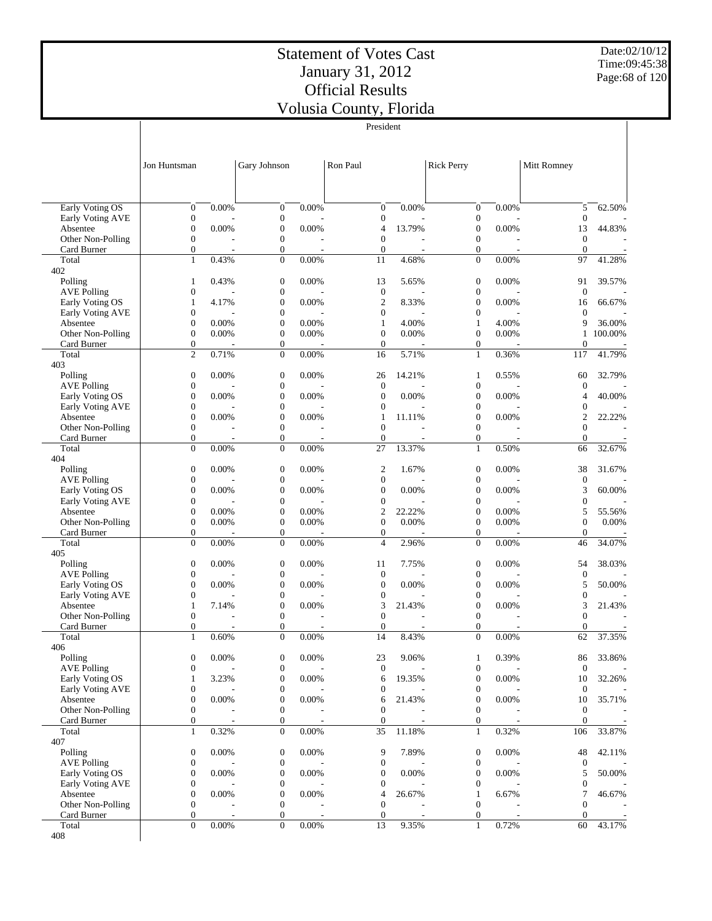# Statement of Votes Cast
# January 31, 2012
# Official Results
# Volusia County, Florida

Date:02/10/12
Time:09:45:38

| | President | | | | | | | | | |
|---|---|---|---|---|---|---|---|---|---|---|
| | Jon Huntsman | | Gary Johnson | | Ron Paul | | Rick Perry | | Mitt Romney | |
| Early Voting OS | 0 | 0.00% | 0 | 0.00% | 0 | 0.00% | 0 | 0.00% | 5 | 62.50% |
| Early Voting AVE | 0 | - | 0 | - | 0 | - | 0 | - | 0 | - |
| Absentee | 0 | 0.00% | 0 | 0.00% | 4 | 13.79% | 0 | 0.00% | 13 | 44.83% |
| Other Non-Polling | 0 | - | 0 | - | 0 | - | 0 | - | 0 | - |
| Card Burner | 0 | - | 0 | - | 0 | - | 0 | - | 0 | - |
| Total | 1 | 0.43% | 0 | 0.00% | 11 | 4.68% | 0 | 0.00% | 97 | 41.28% |
| 402 | | | | | | | | | | |
| Polling | 1 | 0.43% | 0 | 0.00% | 13 | 5.65% | 0 | 0.00% | 91 | 39.57% |
| AVE Polling | 0 | - | 0 | - | 0 | - | 0 | - | 0 | - |
| Early Voting OS | 1 | 4.17% | 0 | 0.00% | 2 | 8.33% | 0 | 0.00% | 16 | 66.67% |
| Early Voting AVE | 0 | - | 0 | - | 0 | - | 0 | - | 0 | - |
| Absentee | 0 | 0.00% | 0 | 0.00% | 1 | 4.00% | 1 | 4.00% | 9 | 36.00% |
| Other Non-Polling | 0 | 0.00% | 0 | 0.00% | 0 | 0.00% | 0 | 0.00% | 1 | 100.00% |
| Card Burner | 0 | - | 0 | - | 0 | - | 0 | - | 0 | - |
| Total | 2 | 0.71% | 0 | 0.00% | 16 | 5.71% | 1 | 0.36% | 117 | 41.79% |
| 403 | | | | | | | | | | |
| Polling | 0 | 0.00% | 0 | 0.00% | 26 | 14.21% | 1 | 0.55% | 60 | 32.79% |
| AVE Polling | 0 | - | 0 | - | 0 | - | 0 | - | 0 | - |
| Early Voting OS | 0 | 0.00% | 0 | 0.00% | 0 | 0.00% | 0 | 0.00% | 4 | 40.00% |
| Early Voting AVE | 0 | - | 0 | - | 0 | - | 0 | - | 0 | - |
| Absentee | 0 | 0.00% | 0 | 0.00% | 1 | 11.11% | 0 | 0.00% | 2 | 22.22% |
| Other Non-Polling | 0 | - | 0 | - | 0 | - | 0 | - | 0 | - |
| Card Burner | 0 | - | 0 | - | 0 | - | 0 | - | 0 | - |
| Total | 0 | 0.00% | 0 | 0.00% | 27 | 13.37% | 1 | 0.50% | 66 | 32.67% |
| 404 | | | | | | | | | | |
| Polling | 0 | 0.00% | 0 | 0.00% | 2 | 1.67% | 0 | 0.00% | 38 | 31.67% |
| AVE Polling | 0 | - | 0 | - | 0 | - | 0 | - | 0 | - |
| Early Voting OS | 0 | 0.00% | 0 | 0.00% | 0 | 0.00% | 0 | 0.00% | 3 | 60.00% |
| Early Voting AVE | 0 | - | 0 | - | 0 | - | 0 | - | 0 | - |
| Absentee | 0 | 0.00% | 0 | 0.00% | 2 | 22.22% | 0 | 0.00% | 5 | 55.56% |
| Other Non-Polling | 0 | 0.00% | 0 | 0.00% | 0 | 0.00% | 0 | 0.00% | 0 | 0.00% |
| Card Burner | 0 | - | 0 | - | 0 | - | 0 | - | 0 | - |
| Total | 0 | 0.00% | 0 | 0.00% | 4 | 2.96% | 0 | 0.00% | 46 | 34.07% |
| 405 | | | | | | | | | | |
| Polling | 0 | 0.00% | 0 | 0.00% | 11 | 7.75% | 0 | 0.00% | 54 | 38.03% |
| AVE Polling | 0 | - | 0 | - | 0 | - | 0 | - | 0 | - |
| Early Voting OS | 0 | 0.00% | 0 | 0.00% | 0 | 0.00% | 0 | 0.00% | 5 | 50.00% |
| Early Voting AVE | 0 | - | 0 | - | 0 | - | 0 | - | 0 | - |
| Absentee | 1 | 7.14% | 0 | 0.00% | 3 | 21.43% | 0 | 0.00% | 3 | 21.43% |
| Other Non-Polling | 0 | - | 0 | - | 0 | - | 0 | - | 0 | - |
| Card Burner | 0 | - | 0 | - | 0 | - | 0 | - | 0 | - |
| Total | 1 | 0.60% | 0 | 0.00% | 14 | 8.43% | 0 | 0.00% | 62 | 37.35% |
| 406 | | | | | | | | | | |
| Polling | 0 | 0.00% | 0 | 0.00% | 23 | 9.06% | 1 | 0.39% | 86 | 33.86% |
| AVE Polling | 0 | - | 0 | - | 0 | - | 0 | - | 0 | - |
| Early Voting OS | 1 | 3.23% | 0 | 0.00% | 6 | 19.35% | 0 | 0.00% | 10 | 32.26% |
| Early Voting AVE | 0 | - | 0 | - | 0 | - | 0 | - | 0 | - |
| Absentee | 0 | 0.00% | 0 | 0.00% | 6 | 21.43% | 0 | 0.00% | 10 | 35.71% |
| Other Non-Polling | 0 | - | 0 | - | 0 | - | 0 | - | 0 | - |
| Card Burner | 0 | - | 0 | - | 0 | - | 0 | - | 0 | - |
| Total | 1 | 0.32% | 0 | 0.00% | 35 | 11.18% | 1 | 0.32% | 106 | 33.87% |
| 407 | | | | | | | | | | |
| Polling | 0 | 0.00% | 0 | 0.00% | 9 | 7.89% | 0 | 0.00% | 48 | 42.11% |
| AVE Polling | 0 | - | 0 | - | 0 | - | 0 | - | 0 | - |
| Early Voting OS | 0 | 0.00% | 0 | 0.00% | 0 | 0.00% | 0 | 0.00% | 5 | 50.00% |
| Early Voting AVE | 0 | - | 0 | - | 0 | - | 0 | - | 0 | - |
| Absentee | 0 | 0.00% | 0 | 0.00% | 4 | 26.67% | 1 | 6.67% | 7 | 46.67% |
| Other Non-Polling | 0 | - | 0 | - | 0 | - | 0 | - | 0 | - |
| Card Burner | 0 | - | 0 | - | 0 | - | 0 | - | 0 | - |
| Total | 0 | 0.00% | 0 | 0.00% | 13 | 9.35% | 1 | 0.72% | 60 | 43.17% |
| 408 | | | | | | | | | | |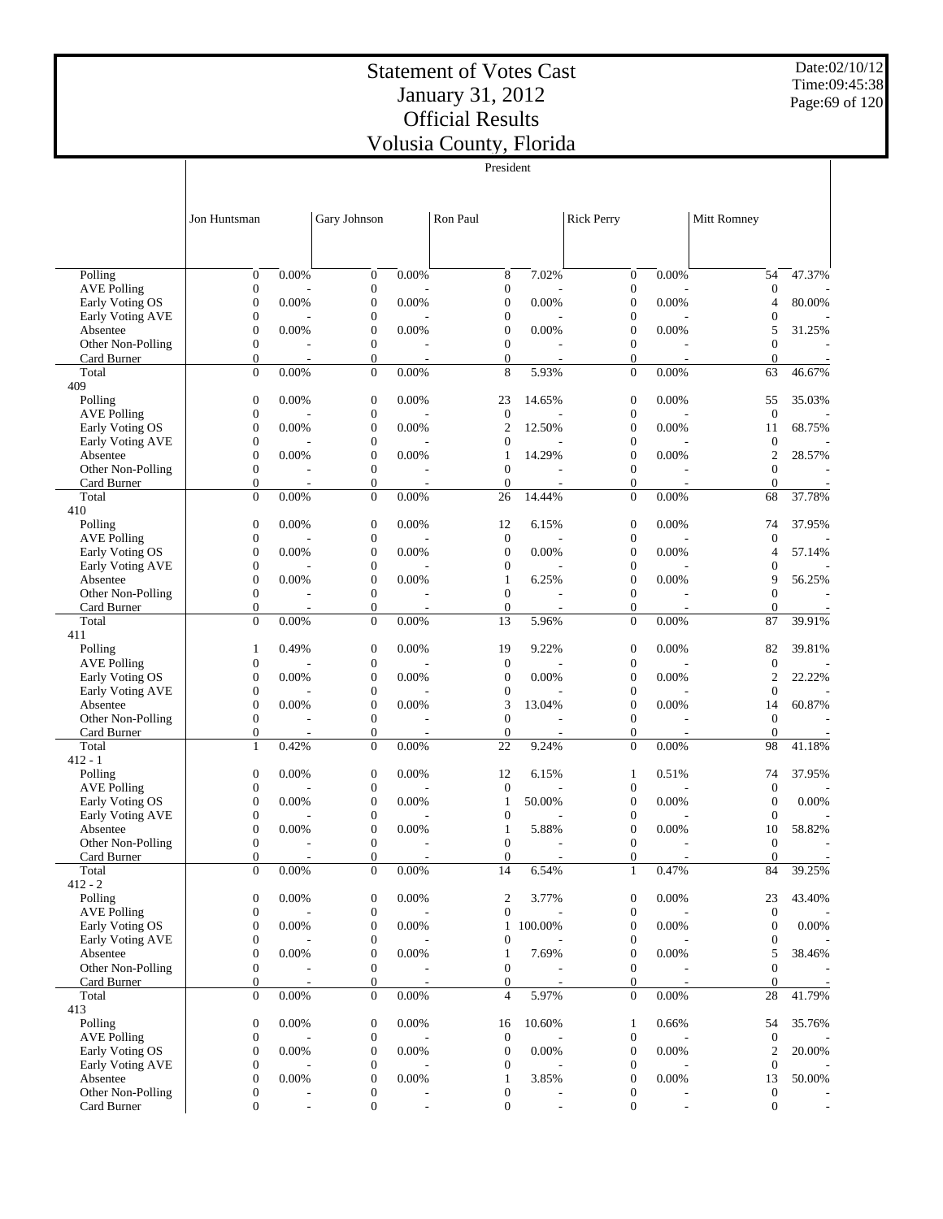# Statement of Votes Cast
# January 31, 2012
# Official Results
# Volusia County, Florida

Date:02/10/12
Time:09:45:38

President

| | Jon Huntsman | | Gary Johnson | | Ron Paul | | Rick Perry | | Mitt Romney | |
|---|---|---|---|---|---|---|---|---|---|---|
| Polling | 0 | 0.00% | 0 | 0.00% | 8 | 7.02% | 0 | 0.00% | 54 | 47.37% |
| AVE Polling | 0 | - | 0 | - | 0 | - | 0 | - | 0 | - |
| Early Voting OS | 0 | 0.00% | 0 | 0.00% | 0 | 0.00% | 0 | 0.00% | 4 | 80.00% |
| Early Voting AVE | 0 | - | 0 | - | 0 | - | 0 | - | 0 | - |
| Absentee | 0 | 0.00% | 0 | 0.00% | 0 | 0.00% | 0 | 0.00% | 5 | 31.25% |
| Other Non-Polling | 0 | - | 0 | - | 0 | - | 0 | - | 0 | - |
| Card Burner | 0 | - | 0 | - | 0 | - | 0 | - | 0 | - |
| Total | 0 | 0.00% | 0 | 0.00% | 8 | 5.93% | 0 | 0.00% | 63 | 46.67% |
| 409 | | | | | | | | | | |
| Polling | 0 | 0.00% | 0 | 0.00% | 23 | 14.65% | 0 | 0.00% | 55 | 35.03% |
| AVE Polling | 0 | - | 0 | - | 0 | - | 0 | - | 0 | - |
| Early Voting OS | 0 | 0.00% | 0 | 0.00% | 2 | 12.50% | 0 | 0.00% | 11 | 68.75% |
| Early Voting AVE | 0 | - | 0 | - | 0 | - | 0 | - | 0 | - |
| Absentee | 0 | 0.00% | 0 | 0.00% | 1 | 14.29% | 0 | 0.00% | 2 | 28.57% |
| Other Non-Polling | 0 | - | 0 | - | 0 | - | 0 | - | 0 | - |
| Card Burner | 0 | - | 0 | - | 0 | - | 0 | - | 0 | - |
| Total | 0 | 0.00% | 0 | 0.00% | 26 | 14.44% | 0 | 0.00% | 68 | 37.78% |
| 410 | | | | | | | | | | |
| Polling | 0 | 0.00% | 0 | 0.00% | 12 | 6.15% | 0 | 0.00% | 74 | 37.95% |
| AVE Polling | 0 | - | 0 | - | 0 | - | 0 | - | 0 | - |
| Early Voting OS | 0 | 0.00% | 0 | 0.00% | 0 | 0.00% | 0 | 0.00% | 4 | 57.14% |
| Early Voting AVE | 0 | - | 0 | - | 0 | - | 0 | - | 0 | - |
| Absentee | 0 | 0.00% | 0 | 0.00% | 1 | 6.25% | 0 | 0.00% | 9 | 56.25% |
| Other Non-Polling | 0 | - | 0 | - | 0 | - | 0 | - | 0 | - |
| Card Burner | 0 | - | 0 | - | 0 | - | 0 | - | 0 | - |
| Total | 0 | 0.00% | 0 | 0.00% | 13 | 5.96% | 0 | 0.00% | 87 | 39.91% |
| 411 | | | | | | | | | | |
| Polling | 1 | 0.49% | 0 | 0.00% | 19 | 9.22% | 0 | 0.00% | 82 | 39.81% |
| AVE Polling | 0 | - | 0 | - | 0 | - | 0 | - | 0 | - |
| Early Voting OS | 0 | 0.00% | 0 | 0.00% | 0 | 0.00% | 0 | 0.00% | 2 | 22.22% |
| Early Voting AVE | 0 | - | 0 | - | 0 | - | 0 | - | 0 | - |
| Absentee | 0 | 0.00% | 0 | 0.00% | 3 | 13.04% | 0 | 0.00% | 14 | 60.87% |
| Other Non-Polling | 0 | - | 0 | - | 0 | - | 0 | - | 0 | - |
| Card Burner | 0 | - | 0 | - | 0 | - | 0 | - | 0 | - |
| Total | 1 | 0.42% | 0 | 0.00% | 22 | 9.24% | 0 | 0.00% | 98 | 41.18% |
| 412 - 1 | | | | | | | | | | |
| Polling | 0 | 0.00% | 0 | 0.00% | 12 | 6.15% | 1 | 0.51% | 74 | 37.95% |
| AVE Polling | 0 | - | 0 | - | 0 | - | 0 | - | 0 | - |
| Early Voting OS | 0 | 0.00% | 0 | 0.00% | 1 | 50.00% | 0 | 0.00% | 0 | 0.00% |
| Early Voting AVE | 0 | - | 0 | - | 0 | - | 0 | - | 0 | - |
| Absentee | 0 | 0.00% | 0 | 0.00% | 1 | 5.88% | 0 | 0.00% | 10 | 58.82% |
| Other Non-Polling | 0 | - | 0 | - | 0 | - | 0 | - | 0 | - |
| Card Burner | 0 | - | 0 | - | 0 | - | 0 | - | 0 | - |
| Total | 0 | 0.00% | 0 | 0.00% | 14 | 6.54% | 1 | 0.47% | 84 | 39.25% |
| 412 - 2 | | | | | | | | | | |
| Polling | 0 | 0.00% | 0 | 0.00% | 2 | 3.77% | 0 | 0.00% | 23 | 43.40% |
| AVE Polling | 0 | - | 0 | - | 0 | - | 0 | - | 0 | - |
| Early Voting OS | 0 | 0.00% | 0 | 0.00% | 1 | 100.00% | 0 | 0.00% | 0 | 0.00% |
| Early Voting AVE | 0 | - | 0 | - | 0 | - | 0 | - | 0 | - |
| Absentee | 0 | 0.00% | 0 | 0.00% | 1 | 7.69% | 0 | 0.00% | 5 | 38.46% |
| Other Non-Polling | 0 | - | 0 | - | 0 | - | 0 | - | 0 | - |
| Card Burner | 0 | - | 0 | - | 0 | - | 0 | - | 0 | - |
| Total | 0 | 0.00% | 0 | 0.00% | 4 | 5.97% | 0 | 0.00% | 28 | 41.79% |
| 413 | | | | | | | | | | |
| Polling | 0 | 0.00% | 0 | 0.00% | 16 | 10.60% | 1 | 0.66% | 54 | 35.76% |
| AVE Polling | 0 | - | 0 | - | 0 | - | 0 | - | 0 | - |
| Early Voting OS | 0 | 0.00% | 0 | 0.00% | 0 | 0.00% | 0 | 0.00% | 2 | 20.00% |
| Early Voting AVE | 0 | - | 0 | - | 0 | - | 0 | - | 0 | - |
| Absentee | 0 | 0.00% | 0 | 0.00% | 1 | 3.85% | 0 | 0.00% | 13 | 50.00% |
| Other Non-Polling | 0 | - | 0 | - | 0 | - | 0 | - | 0 | - |
| Card Burner | 0 | - | 0 | - | 0 | - | 0 | - | 0 | - |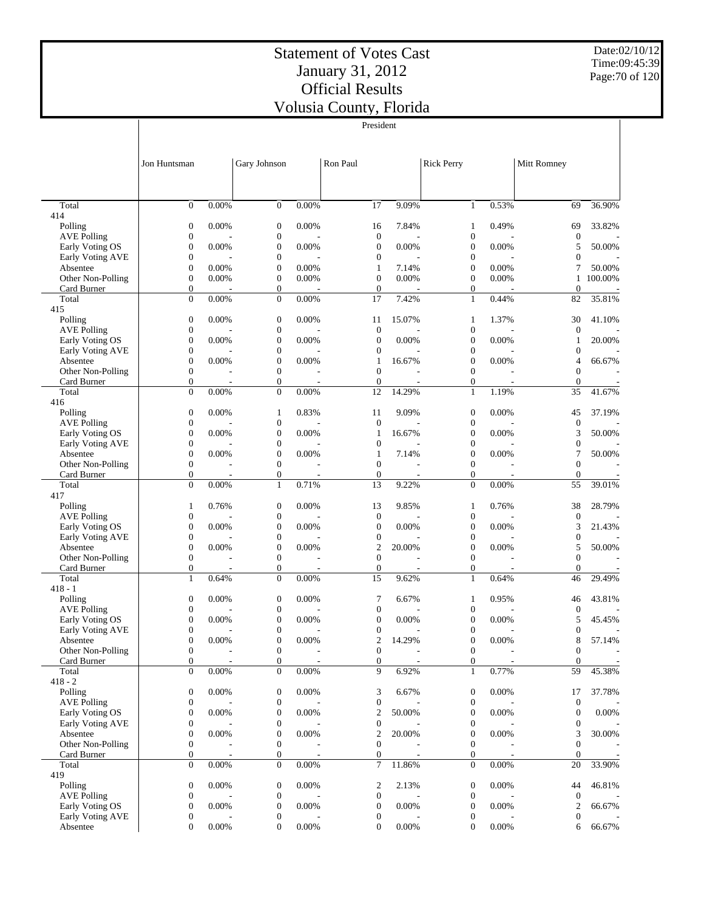# Statement of Votes Cast
# January 31, 2012
# Official Results
# Volusia County, Florida

Date:02/10/12
Time:09:45:39

President

| | Jon Huntsman | | Gary Johnson | | Ron Paul | | Rick Perry | | Mitt Romney | |
|---|---|---|---|---|---|---|---|---|---|---|
| Total | 0 | 0.00% | 0 | 0.00% | 17 | 9.09% | 1 | 0.53% | 69 | 36.90% |
| 414 | | | | | | | | | | |
| Polling | 0 | 0.00% | 0 | 0.00% | 16 | 7.84% | 1 | 0.49% | 69 | 33.82% |
| AVE Polling | 0 | - | 0 | - | 0 | - | 0 | - | 0 | - |
| Early Voting OS | 0 | 0.00% | 0 | 0.00% | 0 | 0.00% | 0 | 0.00% | 5 | 50.00% |
| Early Voting AVE | 0 | - | 0 | - | 0 | - | 0 | - | 0 | - |
| Absentee | 0 | 0.00% | 0 | 0.00% | 1 | 7.14% | 0 | 0.00% | 7 | 50.00% |
| Other Non-Polling | 0 | 0.00% | 0 | 0.00% | 0 | 0.00% | 0 | 0.00% | 1 | 100.00% |
| Card Burner | 0 | - | 0 | - | 0 | - | 0 | - | 0 | - |
| Total | 0 | 0.00% | 0 | 0.00% | 17 | 7.42% | 1 | 0.44% | 82 | 35.81% |
| 415 | | | | | | | | | | |
| Polling | 0 | 0.00% | 0 | 0.00% | 11 | 15.07% | 1 | 1.37% | 30 | 41.10% |
| AVE Polling | 0 | - | 0 | - | 0 | - | 0 | - | 0 | - |
| Early Voting OS | 0 | 0.00% | 0 | 0.00% | 0 | 0.00% | 0 | 0.00% | 1 | 20.00% |
| Early Voting AVE | 0 | - | 0 | - | 0 | - | 0 | - | 0 | - |
| Absentee | 0 | 0.00% | 0 | 0.00% | 1 | 16.67% | 0 | 0.00% | 4 | 66.67% |
| Other Non-Polling | 0 | - | 0 | - | 0 | - | 0 | - | 0 | - |
| Card Burner | 0 | - | 0 | - | 0 | - | 0 | - | 0 | - |
| Total | 0 | 0.00% | 0 | 0.00% | 12 | 14.29% | 1 | 1.19% | 35 | 41.67% |
| 416 | | | | | | | | | | |
| Polling | 0 | 0.00% | 1 | 0.83% | 11 | 9.09% | 0 | 0.00% | 45 | 37.19% |
| AVE Polling | 0 | - | 0 | - | 0 | - | 0 | - | 0 | - |
| Early Voting OS | 0 | 0.00% | 0 | 0.00% | 1 | 16.67% | 0 | 0.00% | 3 | 50.00% |
| Early Voting AVE | 0 | - | 0 | - | 0 | - | 0 | - | 0 | - |
| Absentee | 0 | 0.00% | 0 | 0.00% | 1 | 7.14% | 0 | 0.00% | 7 | 50.00% |
| Other Non-Polling | 0 | - | 0 | - | 0 | - | 0 | - | 0 | - |
| Card Burner | 0 | - | 0 | - | 0 | - | 0 | - | 0 | - |
| Total | 0 | 0.00% | 1 | 0.71% | 13 | 9.22% | 0 | 0.00% | 55 | 39.01% |
| 417 | | | | | | | | | | |
| Polling | 1 | 0.76% | 0 | 0.00% | 13 | 9.85% | 1 | 0.76% | 38 | 28.79% |
| AVE Polling | 0 | - | 0 | - | 0 | - | 0 | - | 0 | - |
| Early Voting OS | 0 | 0.00% | 0 | 0.00% | 0 | 0.00% | 0 | 0.00% | 3 | 21.43% |
| Early Voting AVE | 0 | - | 0 | - | 0 | - | 0 | - | 0 | - |
| Absentee | 0 | 0.00% | 0 | 0.00% | 2 | 20.00% | 0 | 0.00% | 5 | 50.00% |
| Other Non-Polling | 0 | - | 0 | - | 0 | - | 0 | - | 0 | - |
| Card Burner | 0 | - | 0 | - | 0 | - | 0 | - | 0 | - |
| Total | 1 | 0.64% | 0 | 0.00% | 15 | 9.62% | 1 | 0.64% | 46 | 29.49% |
| 418 - 1 | | | | | | | | | | |
| Polling | 0 | 0.00% | 0 | 0.00% | 7 | 6.67% | 1 | 0.95% | 46 | 43.81% |
| AVE Polling | 0 | - | 0 | - | 0 | - | 0 | - | 0 | - |
| Early Voting OS | 0 | 0.00% | 0 | 0.00% | 0 | 0.00% | 0 | 0.00% | 5 | 45.45% |
| Early Voting AVE | 0 | - | 0 | - | 0 | - | 0 | - | 0 | - |
| Absentee | 0 | 0.00% | 0 | 0.00% | 2 | 14.29% | 0 | 0.00% | 8 | 57.14% |
| Other Non-Polling | 0 | - | 0 | - | 0 | - | 0 | - | 0 | - |
| Card Burner | 0 | - | 0 | - | 0 | - | 0 | - | 0 | - |
| Total | 0 | 0.00% | 0 | 0.00% | 9 | 6.92% | 1 | 0.77% | 59 | 45.38% |
| 418 - 2 | | | | | | | | | | |
| Polling | 0 | 0.00% | 0 | 0.00% | 3 | 6.67% | 0 | 0.00% | 17 | 37.78% |
| AVE Polling | 0 | - | 0 | - | 0 | - | 0 | - | 0 | - |
| Early Voting OS | 0 | 0.00% | 0 | 0.00% | 2 | 50.00% | 0 | 0.00% | 0 | 0.00% |
| Early Voting AVE | 0 | - | 0 | - | 0 | - | 0 | - | 0 | - |
| Absentee | 0 | 0.00% | 0 | 0.00% | 2 | 20.00% | 0 | 0.00% | 3 | 30.00% |
| Other Non-Polling | 0 | - | 0 | - | 0 | - | 0 | - | 0 | - |
| Card Burner | 0 | - | 0 | - | 0 | - | 0 | - | 0 | - |
| Total | 0 | 0.00% | 0 | 0.00% | 7 | 11.86% | 0 | 0.00% | 20 | 33.90% |
| 419 | | | | | | | | | | |
| Polling | 0 | 0.00% | 0 | 0.00% | 2 | 2.13% | 0 | 0.00% | 44 | 46.81% |
| AVE Polling | 0 | - | 0 | - | 0 | - | 0 | - | 0 | - |
| Early Voting OS | 0 | 0.00% | 0 | 0.00% | 0 | 0.00% | 0 | 0.00% | 2 | 66.67% |
| Early Voting AVE | 0 | - | 0 | - | 0 | - | 0 | - | 0 | - |
| Absentee | 0 | 0.00% | 0 | 0.00% | 0 | 0.00% | 0 | 0.00% | 6 | 66.67% |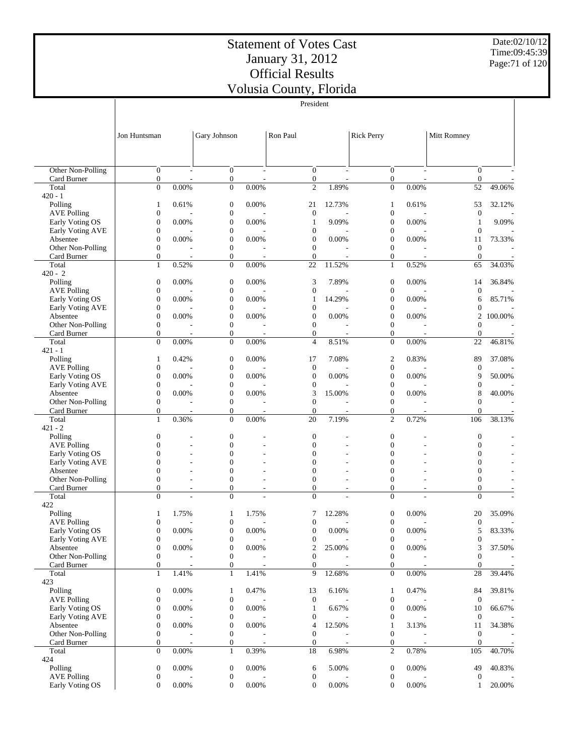# Statement of Votes Cast
## January 31, 2012
## Official Results
## Volusia County, Florida

Date:02/10/12
Time:09:45:39

President

| | Jon Huntsman | | Gary Johnson | | Ron Paul | | Rick Perry | | Mitt Romney | |
|---|---|---|---|---|---|---|---|---|---|---|
| Other Non-Polling | 0 | - | 0 | - | 0 | - | 0 | - | 0 | - |
| Card Burner | 0 | - | 0 | - | 0 | - | 0 | - | 0 | - |
| Total | 0 | 0.00% | 0 | 0.00% | 2 | 1.89% | 0 | 0.00% | 52 | 49.06% |
| 420 - 1 | | | | | | | | | | |
| Polling | 1 | 0.61% | 0 | 0.00% | 21 | 12.73% | 1 | 0.61% | 53 | 32.12% |
| AVE Polling | 0 | - | 0 | - | 0 | - | 0 | - | 0 | - |
| Early Voting OS | 0 | 0.00% | 0 | 0.00% | 1 | 9.09% | 0 | 0.00% | 1 | 9.09% |
| Early Voting AVE | 0 | - | 0 | - | 0 | - | 0 | - | 0 | - |
| Absentee | 0 | 0.00% | 0 | 0.00% | 0 | 0.00% | 0 | 0.00% | 11 | 73.33% |
| Other Non-Polling | 0 | - | 0 | - | 0 | - | 0 | - | 0 | - |
| Card Burner | 0 | - | 0 | - | 0 | - | 0 | - | 0 | - |
| Total | 1 | 0.52% | 0 | 0.00% | 22 | 11.52% | 1 | 0.52% | 65 | 34.03% |
| 420 - 2 | | | | | | | | | | |
| Polling | 0 | 0.00% | 0 | 0.00% | 3 | 7.89% | 0 | 0.00% | 14 | 36.84% |
| AVE Polling | 0 | - | 0 | - | 0 | - | 0 | - | 0 | - |
| Early Voting OS | 0 | 0.00% | 0 | 0.00% | 1 | 14.29% | 0 | 0.00% | 6 | 85.71% |
| Early Voting AVE | 0 | - | 0 | - | 0 | - | 0 | - | 0 | - |
| Absentee | 0 | 0.00% | 0 | 0.00% | 0 | 0.00% | 0 | 0.00% | 2 | 100.00% |
| Other Non-Polling | 0 | - | 0 | - | 0 | - | 0 | - | 0 | - |
| Card Burner | 0 | - | 0 | - | 0 | - | 0 | - | 0 | - |
| Total | 0 | 0.00% | 0 | 0.00% | 4 | 8.51% | 0 | 0.00% | 22 | 46.81% |
| 421 - 1 | | | | | | | | | | |
| Polling | 1 | 0.42% | 0 | 0.00% | 17 | 7.08% | 2 | 0.83% | 89 | 37.08% |
| AVE Polling | 0 | - | 0 | - | 0 | - | 0 | - | 0 | - |
| Early Voting OS | 0 | 0.00% | 0 | 0.00% | 0 | 0.00% | 0 | 0.00% | 9 | 50.00% |
| Early Voting AVE | 0 | - | 0 | - | 0 | - | 0 | - | 0 | - |
| Absentee | 0 | 0.00% | 0 | 0.00% | 3 | 15.00% | 0 | 0.00% | 8 | 40.00% |
| Other Non-Polling | 0 | - | 0 | - | 0 | - | 0 | - | 0 | - |
| Card Burner | 0 | - | 0 | - | 0 | - | 0 | - | 0 | - |
| Total | 1 | 0.36% | 0 | 0.00% | 20 | 7.19% | 2 | 0.72% | 106 | 38.13% |
| 421 - 2 | | | | | | | | | | |
| Polling | 0 | - | 0 | - | 0 | - | 0 | - | 0 | - |
| AVE Polling | 0 | - | 0 | - | 0 | - | 0 | - | 0 | - |
| Early Voting OS | 0 | - | 0 | - | 0 | - | 0 | - | 0 | - |
| Early Voting AVE | 0 | - | 0 | - | 0 | - | 0 | - | 0 | - |
| Absentee | 0 | - | 0 | - | 0 | - | 0 | - | 0 | - |
| Other Non-Polling | 0 | - | 0 | - | 0 | - | 0 | - | 0 | - |
| Card Burner | 0 | - | 0 | - | 0 | - | 0 | - | 0 | - |
| Total | 0 | - | 0 | - | 0 | - | 0 | - | 0 | - |
| 422 | | | | | | | | | | |
| Polling | 1 | 1.75% | 1 | 1.75% | 7 | 12.28% | 0 | 0.00% | 20 | 35.09% |
| AVE Polling | 0 | - | 0 | - | 0 | - | 0 | - | 0 | - |
| Early Voting OS | 0 | 0.00% | 0 | 0.00% | 0 | 0.00% | 0 | 0.00% | 5 | 83.33% |
| Early Voting AVE | 0 | - | 0 | - | 0 | - | 0 | - | 0 | - |
| Absentee | 0 | 0.00% | 0 | 0.00% | 2 | 25.00% | 0 | 0.00% | 3 | 37.50% |
| Other Non-Polling | 0 | - | 0 | - | 0 | - | 0 | - | 0 | - |
| Card Burner | 0 | - | 0 | - | 0 | - | 0 | - | 0 | - |
| Total | 1 | 1.41% | 1 | 1.41% | 9 | 12.68% | 0 | 0.00% | 28 | 39.44% |
| 423 | | | | | | | | | | |
| Polling | 0 | 0.00% | 1 | 0.47% | 13 | 6.16% | 1 | 0.47% | 84 | 39.81% |
| AVE Polling | 0 | - | 0 | - | 0 | - | 0 | - | 0 | - |
| Early Voting OS | 0 | 0.00% | 0 | 0.00% | 1 | 6.67% | 0 | 0.00% | 10 | 66.67% |
| Early Voting AVE | 0 | - | 0 | - | 0 | - | 0 | - | 0 | - |
| Absentee | 0 | 0.00% | 0 | 0.00% | 4 | 12.50% | 1 | 3.13% | 11 | 34.38% |
| Other Non-Polling | 0 | - | 0 | - | 0 | - | 0 | - | 0 | - |
| Card Burner | 0 | - | 0 | - | 0 | - | 0 | - | 0 | - |
| Total | 0 | 0.00% | 1 | 0.39% | 18 | 6.98% | 2 | 0.78% | 105 | 40.70% |
| 424 | | | | | | | | | | |
| Polling | 0 | 0.00% | 0 | 0.00% | 6 | 5.00% | 0 | 0.00% | 49 | 40.83% |
| AVE Polling | 0 | - | 0 | - | 0 | - | 0 | - | 0 | - |
| Early Voting OS | 0 | 0.00% | 0 | 0.00% | 0 | 0.00% | 0 | 0.00% | 1 | 20.00% |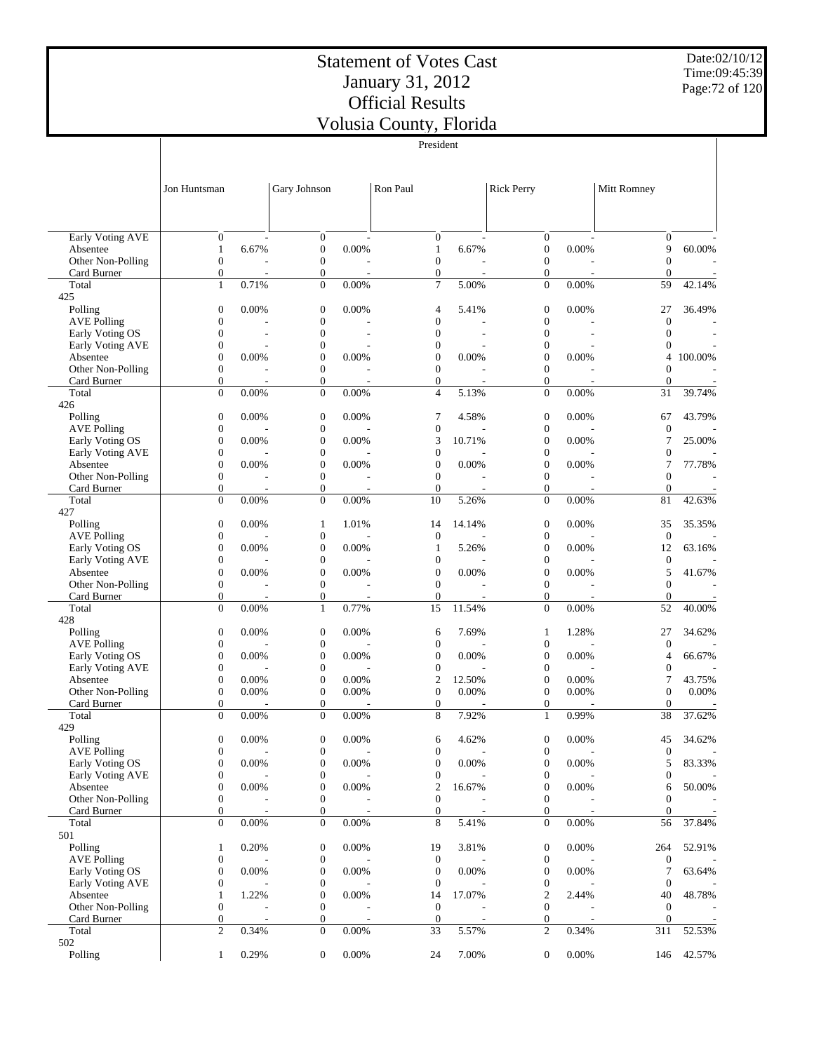# Statement of Votes Cast
# January 31, 2012
# Official Results
# Volusia County, Florida

Date:02/10/12
Time:09:45:39

President

| | Jon Huntsman | | Gary Johnson | | Ron Paul | | Rick Perry | | Mitt Romney | |
|---|---|---|---|---|---|---|---|---|---|---|
| Early Voting AVE | 0 | - | 0 | - | 0 | - | 0 | - | 0 | - |
| Absentee | 1 | 6.67% | 0 | 0.00% | 1 | 6.67% | 0 | 0.00% | 9 | 60.00% |
| Other Non-Polling | 0 | - | 0 | - | 0 | - | 0 | - | 0 | - |
| Card Burner | 0 | - | 0 | - | 0 | - | 0 | - | 0 | - |
| Total | 1 | 0.71% | 0 | 0.00% | 7 | 5.00% | 0 | 0.00% | 59 | 42.14% |
| 425 | | | | | | | | | | |
| Polling | 0 | 0.00% | 0 | 0.00% | 4 | 5.41% | 0 | 0.00% | 27 | 36.49% |
| AVE Polling | 0 | - | 0 | - | 0 | - | 0 | - | 0 | - |
| Early Voting OS | 0 | - | 0 | - | 0 | - | 0 | - | 0 | - |
| Early Voting AVE | 0 | - | 0 | - | 0 | - | 0 | - | 0 | - |
| Absentee | 0 | 0.00% | 0 | 0.00% | 0 | 0.00% | 0 | 0.00% | 4 | 100.00% |
| Other Non-Polling | 0 | - | 0 | - | 0 | - | 0 | - | 0 | - |
| Card Burner | 0 | - | 0 | - | 0 | - | 0 | - | 0 | - |
| Total | 0 | 0.00% | 0 | 0.00% | 4 | 5.13% | 0 | 0.00% | 31 | 39.74% |
| 426 | | | | | | | | | | |
| Polling | 0 | 0.00% | 0 | 0.00% | 7 | 4.58% | 0 | 0.00% | 67 | 43.79% |
| AVE Polling | 0 | - | 0 | - | 0 | - | 0 | - | 0 | - |
| Early Voting OS | 0 | 0.00% | 0 | 0.00% | 3 | 10.71% | 0 | 0.00% | 7 | 25.00% |
| Early Voting AVE | 0 | - | 0 | - | 0 | - | 0 | - | 0 | - |
| Absentee | 0 | 0.00% | 0 | 0.00% | 0 | 0.00% | 0 | 0.00% | 7 | 77.78% |
| Other Non-Polling | 0 | - | 0 | - | 0 | - | 0 | - | 0 | - |
| Card Burner | 0 | - | 0 | - | 0 | - | 0 | - | 0 | - |
| Total | 0 | 0.00% | 0 | 0.00% | 10 | 5.26% | 0 | 0.00% | 81 | 42.63% |
| 427 | | | | | | | | | | |
| Polling | 0 | 0.00% | 1 | 1.01% | 14 | 14.14% | 0 | 0.00% | 35 | 35.35% |
| AVE Polling | 0 | - | 0 | - | 0 | - | 0 | - | 0 | - |
| Early Voting OS | 0 | 0.00% | 0 | 0.00% | 1 | 5.26% | 0 | 0.00% | 12 | 63.16% |
| Early Voting AVE | 0 | - | 0 | - | 0 | - | 0 | - | 0 | - |
| Absentee | 0 | 0.00% | 0 | 0.00% | 0 | 0.00% | 0 | 0.00% | 5 | 41.67% |
| Other Non-Polling | 0 | - | 0 | - | 0 | - | 0 | - | 0 | - |
| Card Burner | 0 | - | 0 | - | 0 | - | 0 | - | 0 | - |
| Total | 0 | 0.00% | 1 | 0.77% | 15 | 11.54% | 0 | 0.00% | 52 | 40.00% |
| 428 | | | | | | | | | | |
| Polling | 0 | 0.00% | 0 | 0.00% | 6 | 7.69% | 1 | 1.28% | 27 | 34.62% |
| AVE Polling | 0 | - | 0 | - | 0 | - | 0 | - | 0 | - |
| Early Voting OS | 0 | 0.00% | 0 | 0.00% | 0 | 0.00% | 0 | 0.00% | 4 | 66.67% |
| Early Voting AVE | 0 | - | 0 | - | 0 | - | 0 | - | 0 | - |
| Absentee | 0 | 0.00% | 0 | 0.00% | 2 | 12.50% | 0 | 0.00% | 7 | 43.75% |
| Other Non-Polling | 0 | 0.00% | 0 | 0.00% | 0 | 0.00% | 0 | 0.00% | 0 | 0.00% |
| Card Burner | 0 | - | 0 | - | 0 | - | 0 | - | 0 | - |
| Total | 0 | 0.00% | 0 | 0.00% | 8 | 7.92% | 1 | 0.99% | 38 | 37.62% |
| 429 | | | | | | | | | | |
| Polling | 0 | 0.00% | 0 | 0.00% | 6 | 4.62% | 0 | 0.00% | 45 | 34.62% |
| AVE Polling | 0 | - | 0 | - | 0 | - | 0 | - | 0 | - |
| Early Voting OS | 0 | 0.00% | 0 | 0.00% | 0 | 0.00% | 0 | 0.00% | 5 | 83.33% |
| Early Voting AVE | 0 | - | 0 | - | 0 | - | 0 | - | 0 | - |
| Absentee | 0 | 0.00% | 0 | 0.00% | 2 | 16.67% | 0 | 0.00% | 6 | 50.00% |
| Other Non-Polling | 0 | - | 0 | - | 0 | - | 0 | - | 0 | - |
| Card Burner | 0 | - | 0 | - | 0 | - | 0 | - | 0 | - |
| Total | 0 | 0.00% | 0 | 0.00% | 8 | 5.41% | 0 | 0.00% | 56 | 37.84% |
| 501 | | | | | | | | | | |
| Polling | 1 | 0.20% | 0 | 0.00% | 19 | 3.81% | 0 | 0.00% | 264 | 52.91% |
| AVE Polling | 0 | - | 0 | - | 0 | - | 0 | - | 0 | - |
| Early Voting OS | 0 | 0.00% | 0 | 0.00% | 0 | 0.00% | 0 | 0.00% | 7 | 63.64% |
| Early Voting AVE | 0 | - | 0 | - | 0 | - | 0 | - | 0 | - |
| Absentee | 1 | 1.22% | 0 | 0.00% | 14 | 17.07% | 2 | 2.44% | 40 | 48.78% |
| Other Non-Polling | 0 | - | 0 | - | 0 | - | 0 | - | 0 | - |
| Card Burner | 0 | - | 0 | - | 0 | - | 0 | - | 0 | - |
| Total | 2 | 0.34% | 0 | 0.00% | 33 | 5.57% | 2 | 0.34% | 311 | 52.53% |
| 502 | | | | | | | | | | |
| Polling | 1 | 0.29% | 0 | 0.00% | 24 | 7.00% | 0 | 0.00% | 146 | 42.57% |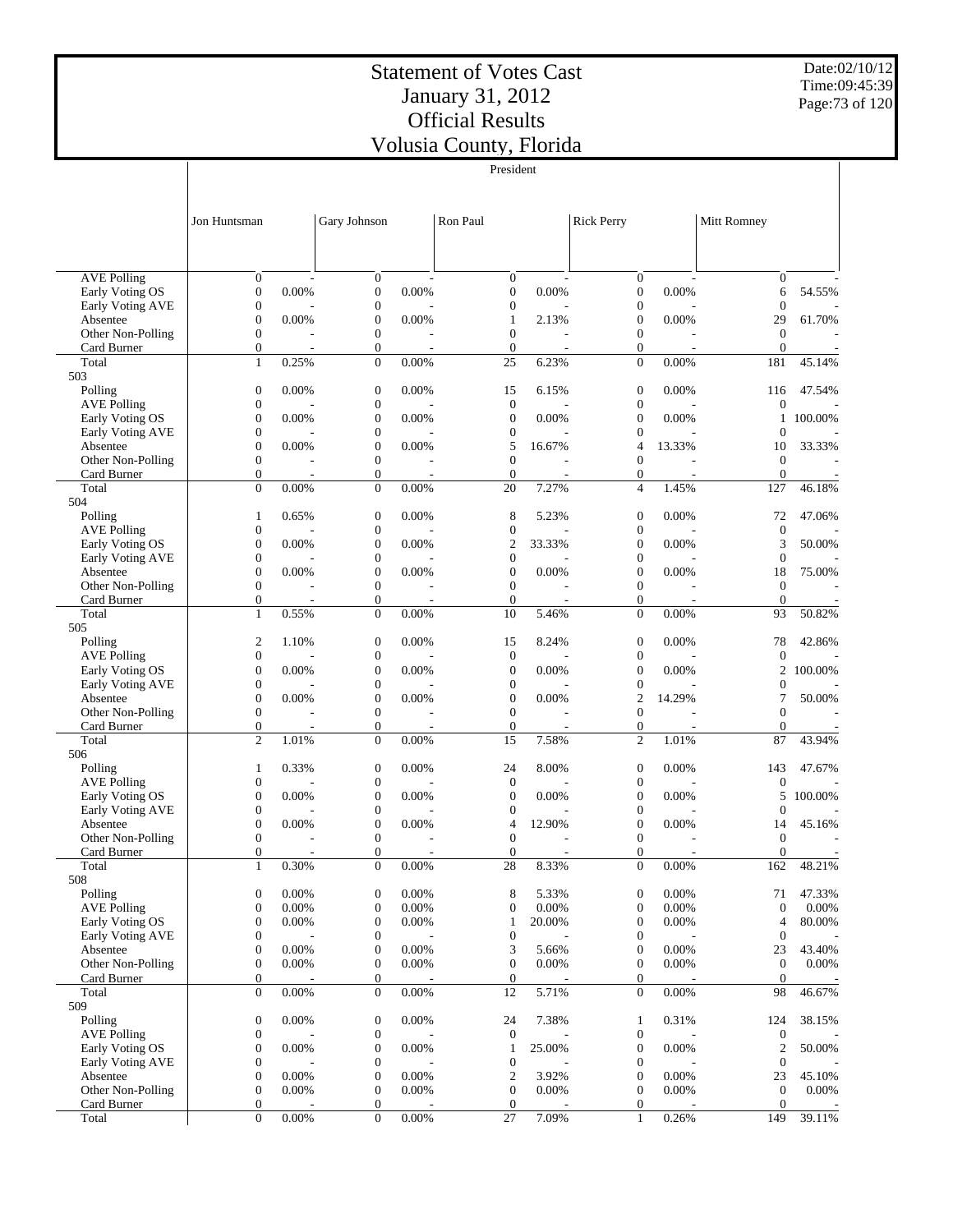# Statement of Votes Cast
## January 31, 2012
## Official Results
## Volusia County, Florida

Date:02/10/12
Time:09:45:39

President

| | Jon Huntsman | | Gary Johnson | | Ron Paul | | Rick Perry | | Mitt Romney | |
|---|---|---|---|---|---|---|---|---|---|---|
| AVE Polling | 0 | - | 0 | - | 0 | - | 0 | - | 0 | - |
| Early Voting OS | 0 | 0.00% | 0 | 0.00% | 0 | 0.00% | 0 | 0.00% | 6 | 54.55% |
| Early Voting AVE | 0 | - | 0 | - | 0 | - | 0 | - | 0 | - |
| Absentee | 0 | 0.00% | 0 | 0.00% | 1 | 2.13% | 0 | 0.00% | 29 | 61.70% |
| Other Non-Polling | 0 | - | 0 | - | 0 | - | 0 | - | 0 | - |
| Card Burner | 0 | - | 0 | - | 0 | - | 0 | - | 0 | - |
| Total | 1 | 0.25% | 0 | 0.00% | 25 | 6.23% | 0 | 0.00% | 181 | 45.14% |
| 503 | | | | | | | | | | |
| Polling | 0 | 0.00% | 0 | 0.00% | 15 | 6.15% | 0 | 0.00% | 116 | 47.54% |
| AVE Polling | 0 | - | 0 | - | 0 | - | 0 | - | 0 | - |
| Early Voting OS | 0 | 0.00% | 0 | 0.00% | 0 | 0.00% | 0 | 0.00% | 1 | 100.00% |
| Early Voting AVE | 0 | - | 0 | - | 0 | - | 0 | - | 0 | - |
| Absentee | 0 | 0.00% | 0 | 0.00% | 5 | 16.67% | 4 | 13.33% | 10 | 33.33% |
| Other Non-Polling | 0 | - | 0 | - | 0 | - | 0 | - | 0 | - |
| Card Burner | 0 | - | 0 | - | 0 | - | 0 | - | 0 | - |
| Total | 0 | 0.00% | 0 | 0.00% | 20 | 7.27% | 4 | 1.45% | 127 | 46.18% |
| 504 | | | | | | | | | | |
| Polling | 1 | 0.65% | 0 | 0.00% | 8 | 5.23% | 0 | 0.00% | 72 | 47.06% |
| AVE Polling | 0 | - | 0 | - | 0 | - | 0 | - | 0 | - |
| Early Voting OS | 0 | 0.00% | 0 | 0.00% | 2 | 33.33% | 0 | 0.00% | 3 | 50.00% |
| Early Voting AVE | 0 | - | 0 | - | 0 | - | 0 | - | 0 | - |
| Absentee | 0 | 0.00% | 0 | 0.00% | 0 | 0.00% | 0 | 0.00% | 18 | 75.00% |
| Other Non-Polling | 0 | - | 0 | - | 0 | - | 0 | - | 0 | - |
| Card Burner | 0 | - | 0 | - | 0 | - | 0 | - | 0 | - |
| Total | 1 | 0.55% | 0 | 0.00% | 10 | 5.46% | 0 | 0.00% | 93 | 50.82% |
| 505 | | | | | | | | | | |
| Polling | 2 | 1.10% | 0 | 0.00% | 15 | 8.24% | 0 | 0.00% | 78 | 42.86% |
| AVE Polling | 0 | - | 0 | - | 0 | - | 0 | - | 0 | - |
| Early Voting OS | 0 | 0.00% | 0 | 0.00% | 0 | 0.00% | 0 | 0.00% | 2 | 100.00% |
| Early Voting AVE | 0 | - | 0 | - | 0 | - | 0 | - | 0 | - |
| Absentee | 0 | 0.00% | 0 | 0.00% | 0 | 0.00% | 2 | 14.29% | 7 | 50.00% |
| Other Non-Polling | 0 | - | 0 | - | 0 | - | 0 | - | 0 | - |
| Card Burner | 0 | - | 0 | - | 0 | - | 0 | - | 0 | - |
| Total | 2 | 1.01% | 0 | 0.00% | 15 | 7.58% | 2 | 1.01% | 87 | 43.94% |
| 506 | | | | | | | | | | |
| Polling | 1 | 0.33% | 0 | 0.00% | 24 | 8.00% | 0 | 0.00% | 143 | 47.67% |
| AVE Polling | 0 | - | 0 | - | 0 | - | 0 | - | 0 | - |
| Early Voting OS | 0 | 0.00% | 0 | 0.00% | 0 | 0.00% | 0 | 0.00% | 5 | 100.00% |
| Early Voting AVE | 0 | - | 0 | - | 0 | - | 0 | - | 0 | - |
| Absentee | 0 | 0.00% | 0 | 0.00% | 4 | 12.90% | 0 | 0.00% | 14 | 45.16% |
| Other Non-Polling | 0 | - | 0 | - | 0 | - | 0 | - | 0 | - |
| Card Burner | 0 | - | 0 | - | 0 | - | 0 | - | 0 | - |
| Total | 1 | 0.30% | 0 | 0.00% | 28 | 8.33% | 0 | 0.00% | 162 | 48.21% |
| 508 | | | | | | | | | | |
| Polling | 0 | 0.00% | 0 | 0.00% | 8 | 5.33% | 0 | 0.00% | 71 | 47.33% |
| AVE Polling | 0 | 0.00% | 0 | 0.00% | 0 | 0.00% | 0 | 0.00% | 0 | 0.00% |
| Early Voting OS | 0 | 0.00% | 0 | 0.00% | 1 | 20.00% | 0 | 0.00% | 4 | 80.00% |
| Early Voting AVE | 0 | - | 0 | - | 0 | - | 0 | - | 0 | - |
| Absentee | 0 | 0.00% | 0 | 0.00% | 3 | 5.66% | 0 | 0.00% | 23 | 43.40% |
| Other Non-Polling | 0 | 0.00% | 0 | 0.00% | 0 | 0.00% | 0 | 0.00% | 0 | 0.00% |
| Card Burner | 0 | - | 0 | - | 0 | - | 0 | - | 0 | - |
| Total | 0 | 0.00% | 0 | 0.00% | 12 | 5.71% | 0 | 0.00% | 98 | 46.67% |
| 509 | | | | | | | | | | |
| Polling | 0 | 0.00% | 0 | 0.00% | 24 | 7.38% | 1 | 0.31% | 124 | 38.15% |
| AVE Polling | 0 | - | 0 | - | 0 | - | 0 | - | 0 | - |
| Early Voting OS | 0 | 0.00% | 0 | 0.00% | 1 | 25.00% | 0 | 0.00% | 2 | 50.00% |
| Early Voting AVE | 0 | - | 0 | - | 0 | - | 0 | - | 0 | - |
| Absentee | 0 | 0.00% | 0 | 0.00% | 2 | 3.92% | 0 | 0.00% | 23 | 45.10% |
| Other Non-Polling | 0 | 0.00% | 0 | 0.00% | 0 | 0.00% | 0 | 0.00% | 0 | 0.00% |
| Card Burner | 0 | - | 0 | - | 0 | - | 0 | - | 0 | - |
| Total | 0 | 0.00% | 0 | 0.00% | 27 | 7.09% | 1 | 0.26% | 149 | 39.11% |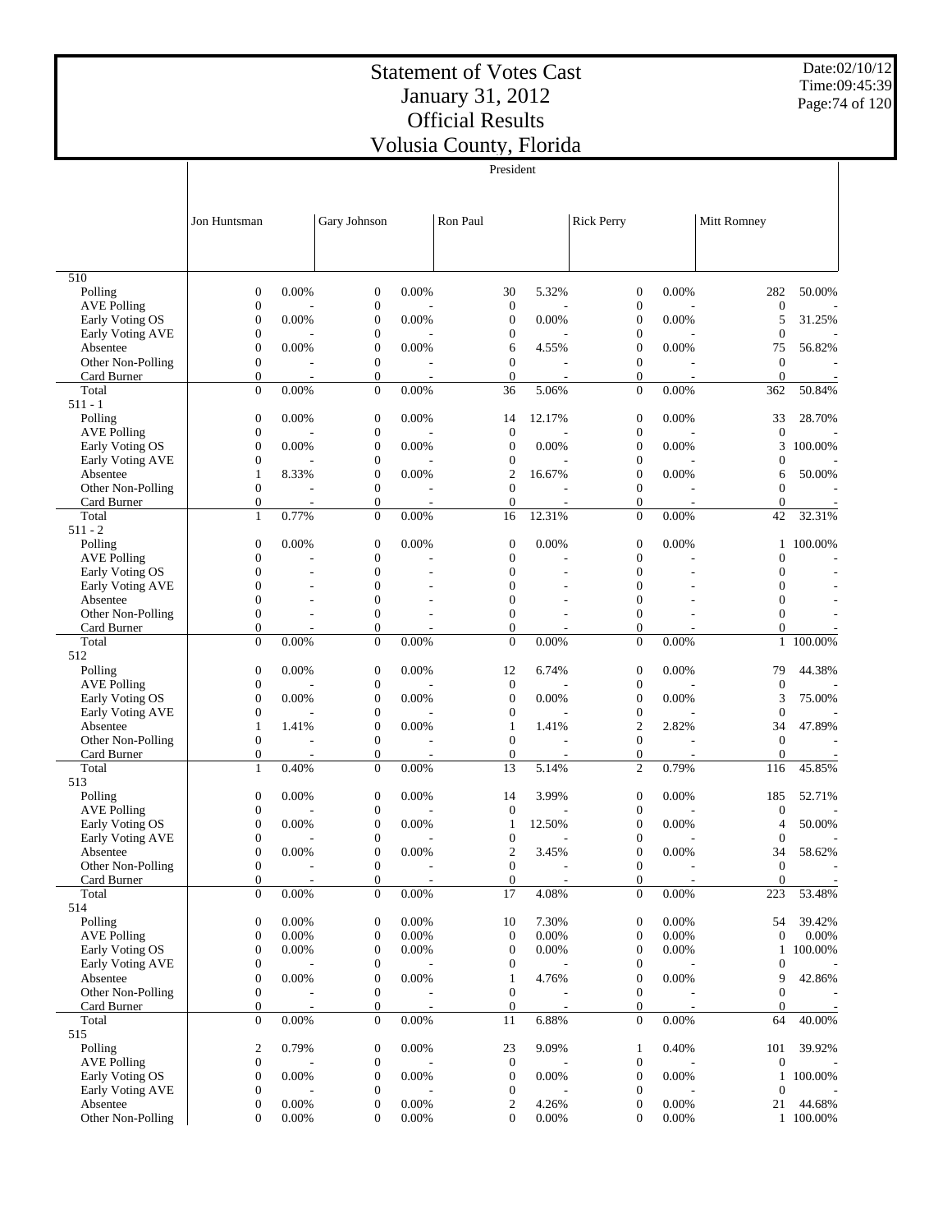# Statement of Votes Cast
# January 31, 2012
# Official Results
# Volusia County, Florida

Date:02/10/12
Time:09:45:39

President

| | Jon Huntsman | | Gary Johnson | | Ron Paul | | Rick Perry | | Mitt Romney | |
|---|---|---|---|---|---|---|---|---|---|---|
| **510** | | | | | | | | | | |
| Polling | 0 | 0.00% | 0 | 0.00% | 30 | 5.32% | 0 | 0.00% | 282 | 50.00% |
| AVE Polling | 0 | - | 0 | - | 0 | - | 0 | - | 0 | - |
| Early Voting OS | 0 | 0.00% | 0 | 0.00% | 0 | 0.00% | 0 | 0.00% | 5 | 31.25% |
| Early Voting AVE | 0 | - | 0 | - | 0 | - | 0 | - | 0 | - |
| Absentee | 0 | 0.00% | 0 | 0.00% | 6 | 4.55% | 0 | 0.00% | 75 | 56.82% |
| Other Non-Polling | 0 | - | 0 | - | 0 | - | 0 | - | 0 | - |
| Card Burner | 0 | - | 0 | - | 0 | - | 0 | - | 0 | - |
| Total | 0 | 0.00% | 0 | 0.00% | 36 | 5.06% | 0 | 0.00% | 362 | 50.84% |
| **511 - 1** | | | | | | | | | | |
| Polling | 0 | 0.00% | 0 | 0.00% | 14 | 12.17% | 0 | 0.00% | 33 | 28.70% |
| AVE Polling | 0 | - | 0 | - | 0 | - | 0 | - | 0 | - |
| Early Voting OS | 0 | 0.00% | 0 | 0.00% | 0 | 0.00% | 0 | 0.00% | 3 | 100.00% |
| Early Voting AVE | 0 | - | 0 | - | 0 | - | 0 | - | 0 | - |
| Absentee | 1 | 8.33% | 0 | 0.00% | 2 | 16.67% | 0 | 0.00% | 6 | 50.00% |
| Other Non-Polling | 0 | - | 0 | - | 0 | - | 0 | - | 0 | - |
| Card Burner | 0 | - | 0 | - | 0 | - | 0 | - | 0 | - |
| Total | 1 | 0.77% | 0 | 0.00% | 16 | 12.31% | 0 | 0.00% | 42 | 32.31% |
| **511 - 2** | | | | | | | | | | |
| Polling | 0 | 0.00% | 0 | 0.00% | 0 | 0.00% | 0 | 0.00% | 1 | 100.00% |
| AVE Polling | 0 | - | 0 | - | 0 | - | 0 | - | 0 | - |
| Early Voting OS | 0 | - | 0 | - | 0 | - | 0 | - | 0 | - |
| Early Voting AVE | 0 | - | 0 | - | 0 | - | 0 | - | 0 | - |
| Absentee | 0 | - | 0 | - | 0 | - | 0 | - | 0 | - |
| Other Non-Polling | 0 | - | 0 | - | 0 | - | 0 | - | 0 | - |
| Card Burner | 0 | - | 0 | - | 0 | - | 0 | - | 0 | - |
| Total | 0 | 0.00% | 0 | 0.00% | 0 | 0.00% | 0 | 0.00% | 1 | 100.00% |
| **512** | | | | | | | | | | |
| Polling | 0 | 0.00% | 0 | 0.00% | 12 | 6.74% | 0 | 0.00% | 79 | 44.38% |
| AVE Polling | 0 | - | 0 | - | 0 | - | 0 | - | 0 | - |
| Early Voting OS | 0 | 0.00% | 0 | 0.00% | 0 | 0.00% | 0 | 0.00% | 3 | 75.00% |
| Early Voting AVE | 0 | - | 0 | - | 0 | - | 0 | - | 0 | - |
| Absentee | 1 | 1.41% | 0 | 0.00% | 1 | 1.41% | 2 | 2.82% | 34 | 47.89% |
| Other Non-Polling | 0 | - | 0 | - | 0 | - | 0 | - | 0 | - |
| Card Burner | 0 | - | 0 | - | 0 | - | 0 | - | 0 | - |
| Total | 1 | 0.40% | 0 | 0.00% | 13 | 5.14% | 2 | 0.79% | 116 | 45.85% |
| **513** | | | | | | | | | | |
| Polling | 0 | 0.00% | 0 | 0.00% | 14 | 3.99% | 0 | 0.00% | 185 | 52.71% |
| AVE Polling | 0 | - | 0 | - | 0 | - | 0 | - | 0 | - |
| Early Voting OS | 0 | 0.00% | 0 | 0.00% | 1 | 12.50% | 0 | 0.00% | 4 | 50.00% |
| Early Voting AVE | 0 | - | 0 | - | 0 | - | 0 | - | 0 | - |
| Absentee | 0 | 0.00% | 0 | 0.00% | 2 | 3.45% | 0 | 0.00% | 34 | 58.62% |
| Other Non-Polling | 0 | - | 0 | - | 0 | - | 0 | - | 0 | - |
| Card Burner | 0 | - | 0 | - | 0 | - | 0 | - | 0 | - |
| Total | 0 | 0.00% | 0 | 0.00% | 17 | 4.08% | 0 | 0.00% | 223 | 53.48% |
| **514** | | | | | | | | | | |
| Polling | 0 | 0.00% | 0 | 0.00% | 10 | 7.30% | 0 | 0.00% | 54 | 39.42% |
| AVE Polling | 0 | 0.00% | 0 | 0.00% | 0 | 0.00% | 0 | 0.00% | 0 | 0.00% |
| Early Voting OS | 0 | 0.00% | 0 | 0.00% | 0 | 0.00% | 0 | 0.00% | 1 | 100.00% |
| Early Voting AVE | 0 | - | 0 | - | 0 | - | 0 | - | 0 | - |
| Absentee | 0 | 0.00% | 0 | 0.00% | 1 | 4.76% | 0 | 0.00% | 9 | 42.86% |
| Other Non-Polling | 0 | - | 0 | - | 0 | - | 0 | - | 0 | - |
| Card Burner | 0 | - | 0 | - | 0 | - | 0 | - | 0 | - |
| Total | 0 | 0.00% | 0 | 0.00% | 11 | 6.88% | 0 | 0.00% | 64 | 40.00% |
| **515** | | | | | | | | | | |
| Polling | 2 | 0.79% | 0 | 0.00% | 23 | 9.09% | 1 | 0.40% | 101 | 39.92% |
| AVE Polling | 0 | - | 0 | - | 0 | - | 0 | - | 0 | - |
| Early Voting OS | 0 | 0.00% | 0 | 0.00% | 0 | 0.00% | 0 | 0.00% | 1 | 100.00% |
| Early Voting AVE | 0 | - | 0 | - | 0 | - | 0 | - | 0 | - |
| Absentee | 0 | 0.00% | 0 | 0.00% | 2 | 4.26% | 0 | 0.00% | 21 | 44.68% |
| Other Non-Polling | 0 | 0.00% | 0 | 0.00% | 0 | 0.00% | 0 | 0.00% | 1 | 100.00% |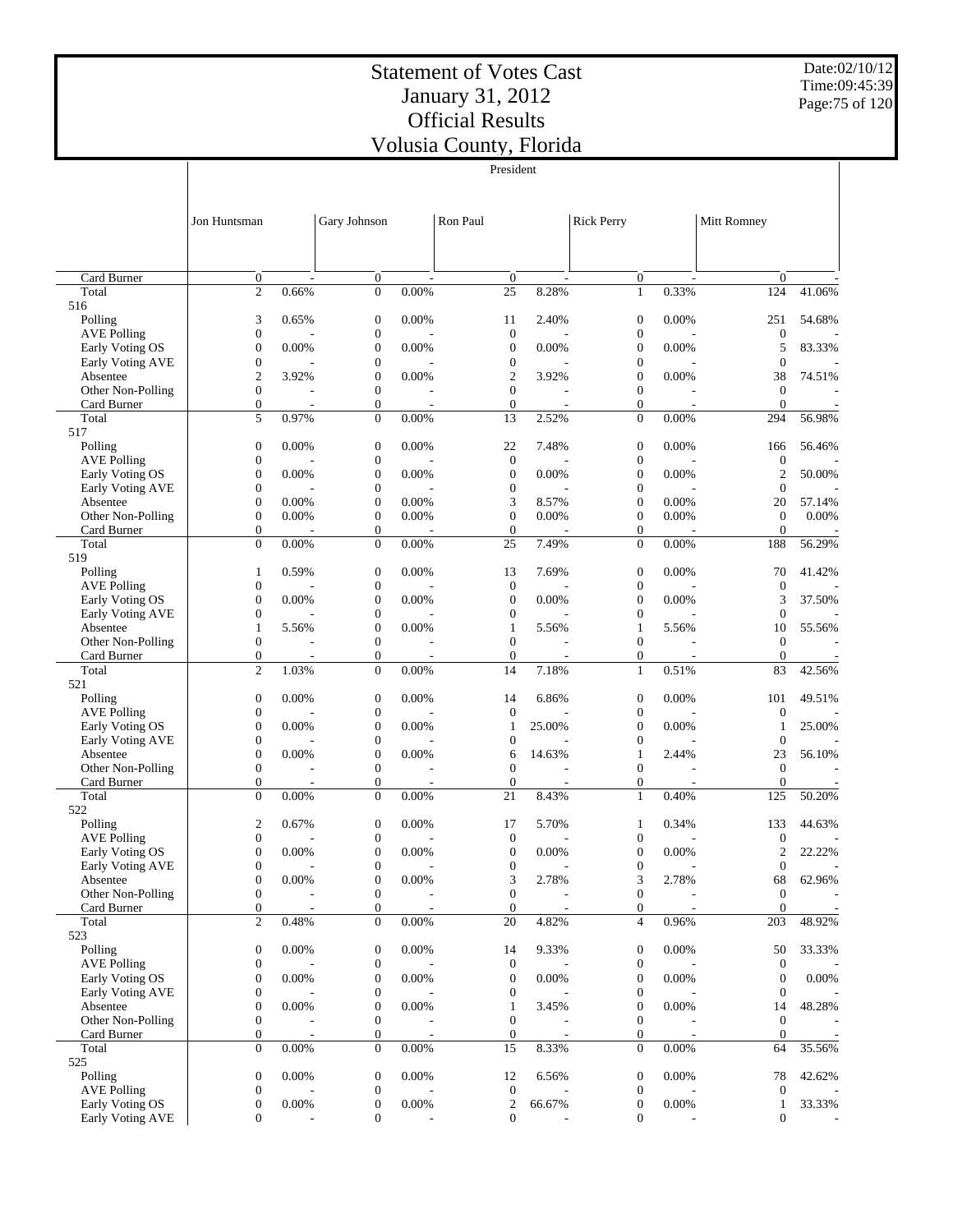# Statement of Votes Cast
# January 31, 2012
# Official Results
# Volusia County, Florida

Date:02/10/12
Time:09:45:39

President

| | Jon Huntsman | | Gary Johnson | | Ron Paul | | Rick Perry | | Mitt Romney | |
|---|---|---|---|---|---|---|---|---|---|---|
| Card Burner | 0 | - | 0 | - | 0 | - | 0 | - | 0 | - |
| Total | 2 | 0.66% | 0 | 0.00% | 25 | 8.28% | 1 | 0.33% | 124 | 41.06% |
| 516 | | | | | | | | | | |
| Polling | 3 | 0.65% | 0 | 0.00% | 11 | 2.40% | 0 | 0.00% | 251 | 54.68% |
| AVE Polling | 0 | - | 0 | - | 0 | - | 0 | - | 0 | - |
| Early Voting OS | 0 | 0.00% | 0 | 0.00% | 0 | 0.00% | 0 | 0.00% | 5 | 83.33% |
| Early Voting AVE | 0 | - | 0 | - | 0 | - | 0 | - | 0 | - |
| Absentee | 2 | 3.92% | 0 | 0.00% | 2 | 3.92% | 0 | 0.00% | 38 | 74.51% |
| Other Non-Polling | 0 | - | 0 | - | 0 | - | 0 | - | 0 | - |
| Card Burner | 0 | - | 0 | - | 0 | - | 0 | - | 0 | - |
| Total | 5 | 0.97% | 0 | 0.00% | 13 | 2.52% | 0 | 0.00% | 294 | 56.98% |
| 517 | | | | | | | | | | |
| Polling | 0 | 0.00% | 0 | 0.00% | 22 | 7.48% | 0 | 0.00% | 166 | 56.46% |
| AVE Polling | 0 | - | 0 | - | 0 | - | 0 | - | 0 | - |
| Early Voting OS | 0 | 0.00% | 0 | 0.00% | 0 | 0.00% | 0 | 0.00% | 2 | 50.00% |
| Early Voting AVE | 0 | - | 0 | - | 0 | - | 0 | - | 0 | - |
| Absentee | 0 | 0.00% | 0 | 0.00% | 3 | 8.57% | 0 | 0.00% | 20 | 57.14% |
| Other Non-Polling | 0 | 0.00% | 0 | 0.00% | 0 | 0.00% | 0 | 0.00% | 0 | 0.00% |
| Card Burner | 0 | - | 0 | - | 0 | - | 0 | - | 0 | - |
| Total | 0 | 0.00% | 0 | 0.00% | 25 | 7.49% | 0 | 0.00% | 188 | 56.29% |
| 519 | | | | | | | | | | |
| Polling | 1 | 0.59% | 0 | 0.00% | 13 | 7.69% | 0 | 0.00% | 70 | 41.42% |
| AVE Polling | 0 | - | 0 | - | 0 | - | 0 | - | 0 | - |
| Early Voting OS | 0 | 0.00% | 0 | 0.00% | 0 | 0.00% | 0 | 0.00% | 3 | 37.50% |
| Early Voting AVE | 0 | - | 0 | - | 0 | - | 0 | - | 0 | - |
| Absentee | 1 | 5.56% | 0 | 0.00% | 1 | 5.56% | 1 | 5.56% | 10 | 55.56% |
| Other Non-Polling | 0 | - | 0 | - | 0 | - | 0 | - | 0 | - |
| Card Burner | 0 | - | 0 | - | 0 | - | 0 | - | 0 | - |
| Total | 2 | 1.03% | 0 | 0.00% | 14 | 7.18% | 1 | 0.51% | 83 | 42.56% |
| 521 | | | | | | | | | | |
| Polling | 0 | 0.00% | 0 | 0.00% | 14 | 6.86% | 0 | 0.00% | 101 | 49.51% |
| AVE Polling | 0 | - | 0 | - | 0 | - | 0 | - | 0 | - |
| Early Voting OS | 0 | 0.00% | 0 | 0.00% | 1 | 25.00% | 0 | 0.00% | 1 | 25.00% |
| Early Voting AVE | 0 | - | 0 | - | 0 | - | 0 | - | 0 | - |
| Absentee | 0 | 0.00% | 0 | 0.00% | 6 | 14.63% | 1 | 2.44% | 23 | 56.10% |
| Other Non-Polling | 0 | - | 0 | - | 0 | - | 0 | - | 0 | - |
| Card Burner | 0 | - | 0 | - | 0 | - | 0 | - | 0 | - |
| Total | 0 | 0.00% | 0 | 0.00% | 21 | 8.43% | 1 | 0.40% | 125 | 50.20% |
| 522 | | | | | | | | | | |
| Polling | 2 | 0.67% | 0 | 0.00% | 17 | 5.70% | 1 | 0.34% | 133 | 44.63% |
| AVE Polling | 0 | - | 0 | - | 0 | - | 0 | - | 0 | - |
| Early Voting OS | 0 | 0.00% | 0 | 0.00% | 0 | 0.00% | 0 | 0.00% | 2 | 22.22% |
| Early Voting AVE | 0 | - | 0 | - | 0 | - | 0 | - | 0 | - |
| Absentee | 0 | 0.00% | 0 | 0.00% | 3 | 2.78% | 3 | 2.78% | 68 | 62.96% |
| Other Non-Polling | 0 | - | 0 | - | 0 | - | 0 | - | 0 | - |
| Card Burner | 0 | - | 0 | - | 0 | - | 0 | - | 0 | - |
| Total | 2 | 0.48% | 0 | 0.00% | 20 | 4.82% | 4 | 0.96% | 203 | 48.92% |
| 523 | | | | | | | | | | |
| Polling | 0 | 0.00% | 0 | 0.00% | 14 | 9.33% | 0 | 0.00% | 50 | 33.33% |
| AVE Polling | 0 | - | 0 | - | 0 | - | 0 | - | 0 | - |
| Early Voting OS | 0 | 0.00% | 0 | 0.00% | 0 | 0.00% | 0 | 0.00% | 0 | 0.00% |
| Early Voting AVE | 0 | - | 0 | - | 0 | - | 0 | - | 0 | - |
| Absentee | 0 | 0.00% | 0 | 0.00% | 1 | 3.45% | 0 | 0.00% | 14 | 48.28% |
| Other Non-Polling | 0 | - | 0 | - | 0 | - | 0 | - | 0 | - |
| Card Burner | 0 | - | 0 | - | 0 | - | 0 | - | 0 | - |
| Total | 0 | 0.00% | 0 | 0.00% | 15 | 8.33% | 0 | 0.00% | 64 | 35.56% |
| 525 | | | | | | | | | | |
| Polling | 0 | 0.00% | 0 | 0.00% | 12 | 6.56% | 0 | 0.00% | 78 | 42.62% |
| AVE Polling | 0 | - | 0 | - | 0 | - | 0 | - | 0 | - |
| Early Voting OS | 0 | 0.00% | 0 | 0.00% | 2 | 66.67% | 0 | 0.00% | 1 | 33.33% |
| Early Voting AVE | 0 | - | 0 | - | 0 | - | 0 | - | 0 | - |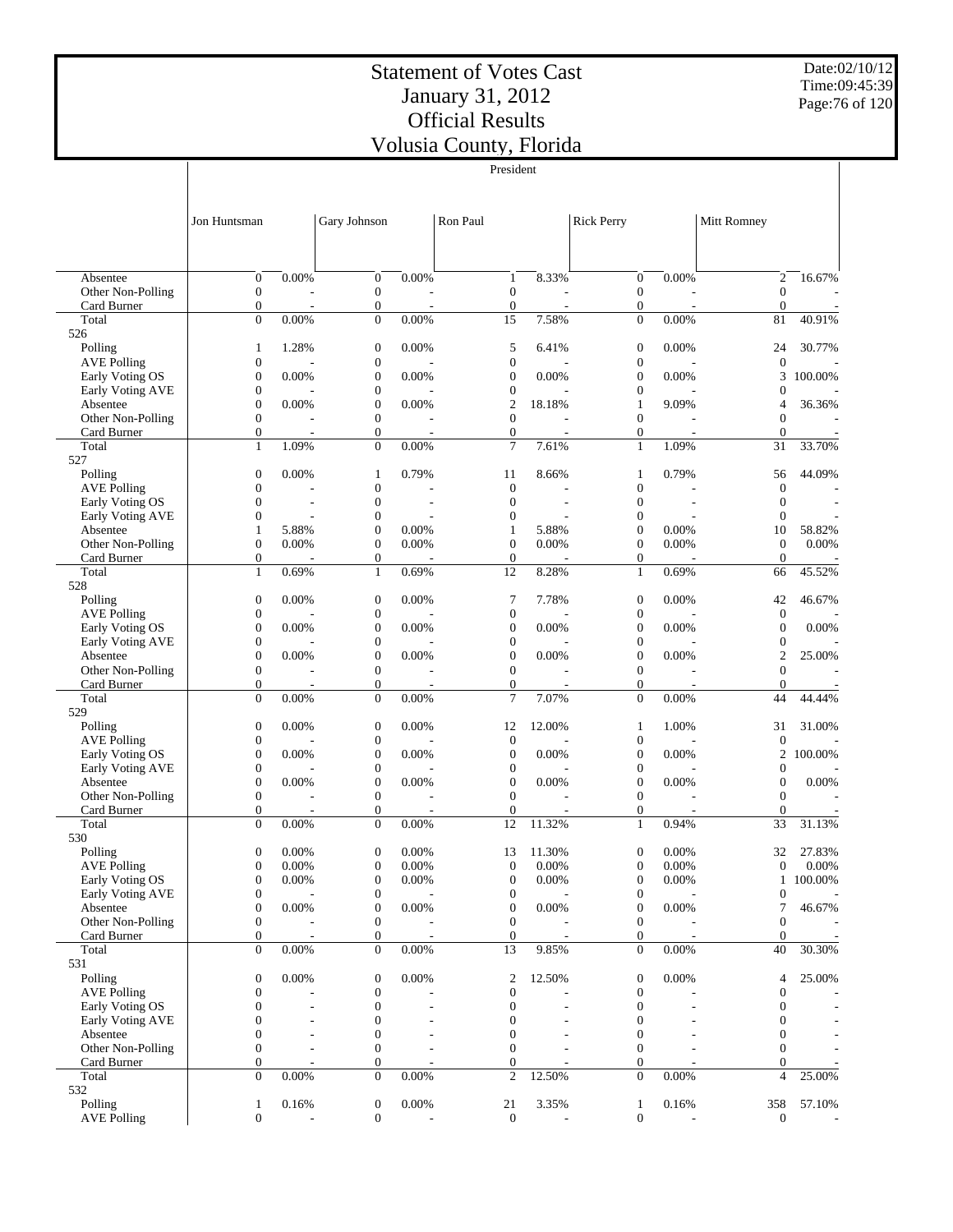# Statement of Votes Cast
# January 31, 2012
# Official Results
# Volusia County, Florida

Date:02/10/12
Time:09:45:39

President

| | Jon Huntsman | | Gary Johnson | | Ron Paul | | Rick Perry | | Mitt Romney | |
|---|---|---|---|---|---|---|---|---|---|---|
| Absentee | 0 | 0.00% | 0 | 0.00% | 1 | 8.33% | 0 | 0.00% | 2 | 16.67% |
| Other Non-Polling | 0 | - | 0 | - | 0 | - | 0 | - | 0 | - |
| Card Burner | 0 | - | 0 | - | 0 | - | 0 | - | 0 | - |
| Total | 0 | 0.00% | 0 | 0.00% | 15 | 7.58% | 0 | 0.00% | 81 | 40.91% |
| 526 | | | | | | | | | | |
| Polling | 1 | 1.28% | 0 | 0.00% | 5 | 6.41% | 0 | 0.00% | 24 | 30.77% |
| AVE Polling | 0 | - | 0 | - | 0 | - | 0 | - | 0 | - |
| Early Voting OS | 0 | 0.00% | 0 | 0.00% | 0 | 0.00% | 0 | 0.00% | 3 | 100.00% |
| Early Voting AVE | 0 | - | 0 | - | 0 | - | 0 | - | 0 | - |
| Absentee | 0 | 0.00% | 0 | 0.00% | 2 | 18.18% | 1 | 9.09% | 4 | 36.36% |
| Other Non-Polling | 0 | - | 0 | - | 0 | - | 0 | - | 0 | - |
| Card Burner | 0 | - | 0 | - | 0 | - | 0 | - | 0 | - |
| Total | 1 | 1.09% | 0 | 0.00% | 7 | 7.61% | 1 | 1.09% | 31 | 33.70% |
| 527 | | | | | | | | | | |
| Polling | 0 | 0.00% | 1 | 0.79% | 11 | 8.66% | 1 | 0.79% | 56 | 44.09% |
| AVE Polling | 0 | - | 0 | - | 0 | - | 0 | - | 0 | - |
| Early Voting OS | 0 | - | 0 | - | 0 | - | 0 | - | 0 | - |
| Early Voting AVE | 0 | - | 0 | - | 0 | - | 0 | - | 0 | - |
| Absentee | 1 | 5.88% | 0 | 0.00% | 1 | 5.88% | 0 | 0.00% | 10 | 58.82% |
| Other Non-Polling | 0 | 0.00% | 0 | 0.00% | 0 | 0.00% | 0 | 0.00% | 0 | 0.00% |
| Card Burner | 0 | - | 0 | - | 0 | - | 0 | - | 0 | - |
| Total | 1 | 0.69% | 1 | 0.69% | 12 | 8.28% | 1 | 0.69% | 66 | 45.52% |
| 528 | | | | | | | | | | |
| Polling | 0 | 0.00% | 0 | 0.00% | 7 | 7.78% | 0 | 0.00% | 42 | 46.67% |
| AVE Polling | 0 | - | 0 | - | 0 | - | 0 | - | 0 | - |
| Early Voting OS | 0 | 0.00% | 0 | 0.00% | 0 | 0.00% | 0 | 0.00% | 0 | 0.00% |
| Early Voting AVE | 0 | - | 0 | - | 0 | - | 0 | - | 0 | - |
| Absentee | 0 | 0.00% | 0 | 0.00% | 0 | 0.00% | 0 | 0.00% | 2 | 25.00% |
| Other Non-Polling | 0 | - | 0 | - | 0 | - | 0 | - | 0 | - |
| Card Burner | 0 | - | 0 | - | 0 | - | 0 | - | 0 | - |
| Total | 0 | 0.00% | 0 | 0.00% | 7 | 7.07% | 0 | 0.00% | 44 | 44.44% |
| 529 | | | | | | | | | | |
| Polling | 0 | 0.00% | 0 | 0.00% | 12 | 12.00% | 1 | 1.00% | 31 | 31.00% |
| AVE Polling | 0 | - | 0 | - | 0 | - | 0 | - | 0 | - |
| Early Voting OS | 0 | 0.00% | 0 | 0.00% | 0 | 0.00% | 0 | 0.00% | 2 | 100.00% |
| Early Voting AVE | 0 | - | 0 | - | 0 | - | 0 | - | 0 | - |
| Absentee | 0 | 0.00% | 0 | 0.00% | 0 | 0.00% | 0 | 0.00% | 0 | 0.00% |
| Other Non-Polling | 0 | - | 0 | - | 0 | - | 0 | - | 0 | - |
| Card Burner | 0 | - | 0 | - | 0 | - | 0 | - | 0 | - |
| Total | 0 | 0.00% | 0 | 0.00% | 12 | 11.32% | 1 | 0.94% | 33 | 31.13% |
| 530 | | | | | | | | | | |
| Polling | 0 | 0.00% | 0 | 0.00% | 13 | 11.30% | 0 | 0.00% | 32 | 27.83% |
| AVE Polling | 0 | 0.00% | 0 | 0.00% | 0 | 0.00% | 0 | 0.00% | 0 | 0.00% |
| Early Voting OS | 0 | 0.00% | 0 | 0.00% | 0 | 0.00% | 0 | 0.00% | 1 | 100.00% |
| Early Voting AVE | 0 | - | 0 | - | 0 | - | 0 | - | 0 | - |
| Absentee | 0 | 0.00% | 0 | 0.00% | 0 | 0.00% | 0 | 0.00% | 7 | 46.67% |
| Other Non-Polling | 0 | - | 0 | - | 0 | - | 0 | - | 0 | - |
| Card Burner | 0 | - | 0 | - | 0 | - | 0 | - | 0 | - |
| Total | 0 | 0.00% | 0 | 0.00% | 13 | 9.85% | 0 | 0.00% | 40 | 30.30% |
| 531 | | | | | | | | | | |
| Polling | 0 | 0.00% | 0 | 0.00% | 2 | 12.50% | 0 | 0.00% | 4 | 25.00% |
| AVE Polling | 0 | - | 0 | - | 0 | - | 0 | - | 0 | - |
| Early Voting OS | 0 | - | 0 | - | 0 | - | 0 | - | 0 | - |
| Early Voting AVE | 0 | - | 0 | - | 0 | - | 0 | - | 0 | - |
| Absentee | 0 | - | 0 | - | 0 | - | 0 | - | 0 | - |
| Other Non-Polling | 0 | - | 0 | - | 0 | - | 0 | - | 0 | - |
| Card Burner | 0 | - | 0 | - | 0 | - | 0 | - | 0 | - |
| Total | 0 | 0.00% | 0 | 0.00% | 2 | 12.50% | 0 | 0.00% | 4 | 25.00% |
| 532 | | | | | | | | | | |
| Polling | 1 | 0.16% | 0 | 0.00% | 21 | 3.35% | 1 | 0.16% | 358 | 57.10% |
| AVE Polling | 0 | - | 0 | - | 0 | - | 0 | - | 0 | - |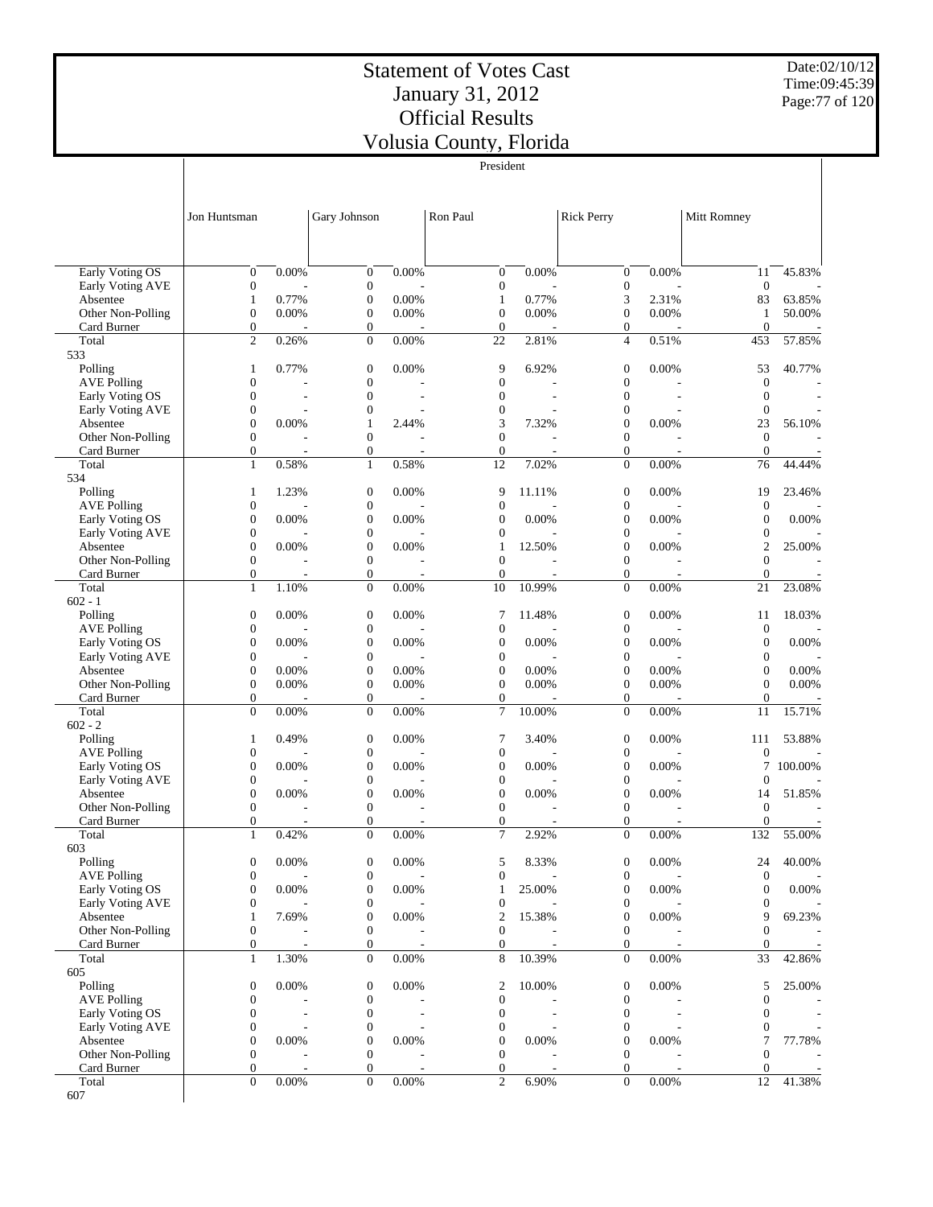# Statement of Votes Cast
# January 31, 2012
# Official Results
# Volusia County, Florida

Date:02/10/12
Time:09:45:39

President

| | Jon Huntsman | | Gary Johnson | | Ron Paul | | Rick Perry | | Mitt Romney | |
|---|---|---|---|---|---|---|---|---|---|---|
| Early Voting OS | 0 | 0.00% | 0 | 0.00% | 0 | 0.00% | 0 | 0.00% | 11 | 45.83% |
| Early Voting AVE | 0 | - | 0 | - | 0 | - | 0 | - | 0 | - |
| Absentee | 1 | 0.77% | 0 | 0.00% | 1 | 0.77% | 3 | 2.31% | 83 | 63.85% |
| Other Non-Polling | 0 | 0.00% | 0 | 0.00% | 0 | 0.00% | 0 | 0.00% | 1 | 50.00% |
| Card Burner | 0 | - | 0 | - | 0 | - | 0 | - | 0 | - |
| Total | 2 | 0.26% | 0 | 0.00% | 22 | 2.81% | 4 | 0.51% | 453 | 57.85% |
| 533 | | | | | | | | | | |
| Polling | 1 | 0.77% | 0 | 0.00% | 9 | 6.92% | 0 | 0.00% | 53 | 40.77% |
| AVE Polling | 0 | - | 0 | - | 0 | - | 0 | - | 0 | - |
| Early Voting OS | 0 | - | 0 | - | 0 | - | 0 | - | 0 | - |
| Early Voting AVE | 0 | - | 0 | - | 0 | - | 0 | - | 0 | - |
| Absentee | 0 | 0.00% | 1 | 2.44% | 3 | 7.32% | 0 | 0.00% | 23 | 56.10% |
| Other Non-Polling | 0 | - | 0 | - | 0 | - | 0 | - | 0 | - |
| Card Burner | 0 | - | 0 | - | 0 | - | 0 | - | 0 | - |
| Total | 1 | 0.58% | 1 | 0.58% | 12 | 7.02% | 0 | 0.00% | 76 | 44.44% |
| 534 | | | | | | | | | | |
| Polling | 1 | 1.23% | 0 | 0.00% | 9 | 11.11% | 0 | 0.00% | 19 | 23.46% |
| AVE Polling | 0 | - | 0 | - | 0 | - | 0 | - | 0 | - |
| Early Voting OS | 0 | 0.00% | 0 | 0.00% | 0 | 0.00% | 0 | 0.00% | 0 | 0.00% |
| Early Voting AVE | 0 | - | 0 | - | 0 | - | 0 | - | 0 | - |
| Absentee | 0 | 0.00% | 0 | 0.00% | 1 | 12.50% | 0 | 0.00% | 2 | 25.00% |
| Other Non-Polling | 0 | - | 0 | - | 0 | - | 0 | - | 0 | - |
| Card Burner | 0 | - | 0 | - | 0 | - | 0 | - | 0 | - |
| Total | 1 | 1.10% | 0 | 0.00% | 10 | 10.99% | 0 | 0.00% | 21 | 23.08% |
| 602 - 1 | | | | | | | | | | |
| Polling | 0 | 0.00% | 0 | 0.00% | 7 | 11.48% | 0 | 0.00% | 11 | 18.03% |
| AVE Polling | 0 | - | 0 | - | 0 | - | 0 | - | 0 | - |
| Early Voting OS | 0 | 0.00% | 0 | 0.00% | 0 | 0.00% | 0 | 0.00% | 0 | 0.00% |
| Early Voting AVE | 0 | - | 0 | - | 0 | - | 0 | - | 0 | - |
| Absentee | 0 | 0.00% | 0 | 0.00% | 0 | 0.00% | 0 | 0.00% | 0 | 0.00% |
| Other Non-Polling | 0 | 0.00% | 0 | 0.00% | 0 | 0.00% | 0 | 0.00% | 0 | 0.00% |
| Card Burner | 0 | - | 0 | - | 0 | - | 0 | - | 0 | - |
| Total | 0 | 0.00% | 0 | 0.00% | 7 | 10.00% | 0 | 0.00% | 11 | 15.71% |
| 602 - 2 | | | | | | | | | | |
| Polling | 1 | 0.49% | 0 | 0.00% | 7 | 3.40% | 0 | 0.00% | 111 | 53.88% |
| AVE Polling | 0 | - | 0 | - | 0 | - | 0 | - | 0 | - |
| Early Voting OS | 0 | 0.00% | 0 | 0.00% | 0 | 0.00% | 0 | 0.00% | 7 | 100.00% |
| Early Voting AVE | 0 | - | 0 | - | 0 | - | 0 | - | 0 | - |
| Absentee | 0 | 0.00% | 0 | 0.00% | 0 | 0.00% | 0 | 0.00% | 14 | 51.85% |
| Other Non-Polling | 0 | - | 0 | - | 0 | - | 0 | - | 0 | - |
| Card Burner | 0 | - | 0 | - | 0 | - | 0 | - | 0 | - |
| Total | 1 | 0.42% | 0 | 0.00% | 7 | 2.92% | 0 | 0.00% | 132 | 55.00% |
| 603 | | | | | | | | | | |
| Polling | 0 | 0.00% | 0 | 0.00% | 5 | 8.33% | 0 | 0.00% | 24 | 40.00% |
| AVE Polling | 0 | - | 0 | - | 0 | - | 0 | - | 0 | - |
| Early Voting OS | 0 | 0.00% | 0 | 0.00% | 1 | 25.00% | 0 | 0.00% | 0 | 0.00% |
| Early Voting AVE | 0 | - | 0 | - | 0 | - | 0 | - | 0 | - |
| Absentee | 1 | 7.69% | 0 | 0.00% | 2 | 15.38% | 0 | 0.00% | 9 | 69.23% |
| Other Non-Polling | 0 | - | 0 | - | 0 | - | 0 | - | 0 | - |
| Card Burner | 0 | - | 0 | - | 0 | - | 0 | - | 0 | - |
| Total | 1 | 1.30% | 0 | 0.00% | 8 | 10.39% | 0 | 0.00% | 33 | 42.86% |
| 605 | | | | | | | | | | |
| Polling | 0 | 0.00% | 0 | 0.00% | 2 | 10.00% | 0 | 0.00% | 5 | 25.00% |
| AVE Polling | 0 | - | 0 | - | 0 | - | 0 | - | 0 | - |
| Early Voting OS | 0 | - | 0 | - | 0 | - | 0 | - | 0 | - |
| Early Voting AVE | 0 | - | 0 | - | 0 | - | 0 | - | 0 | - |
| Absentee | 0 | 0.00% | 0 | 0.00% | 0 | 0.00% | 0 | 0.00% | 7 | 77.78% |
| Other Non-Polling | 0 | - | 0 | - | 0 | - | 0 | - | 0 | - |
| Card Burner | 0 | - | 0 | - | 0 | - | 0 | - | 0 | - |
| Total | 0 | 0.00% | 0 | 0.00% | 2 | 6.90% | 0 | 0.00% | 12 | 41.38% |
| 607 | | | | | | | | | | |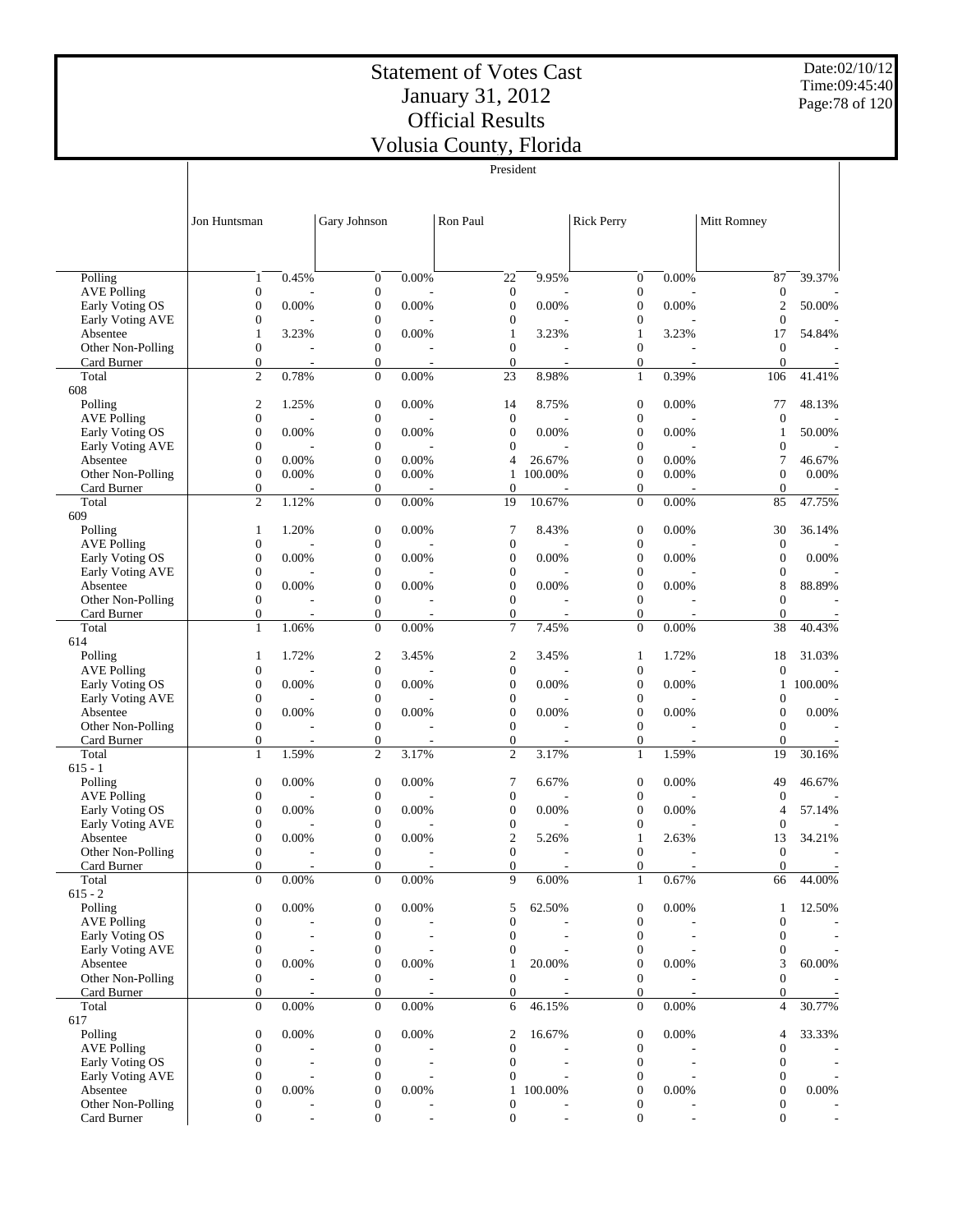# Statement of Votes Cast
## January 31, 2012
## Official Results
## Volusia County, Florida

President

| | Jon Huntsman | | Gary Johnson | | Ron Paul | | Rick Perry | | Mitt Romney | |
|---|---|---|---|---|---|---|---|---|---|---|
| Polling | 1 | 0.45% | 0 | 0.00% | 22 | 9.95% | 0 | 0.00% | 87 | 39.37% |
| AVE Polling | 0 | - | 0 | - | 0 | - | 0 | - | 0 | - |
| Early Voting OS | 0 | 0.00% | 0 | 0.00% | 0 | 0.00% | 0 | 0.00% | 2 | 50.00% |
| Early Voting AVE | 0 | - | 0 | - | 0 | - | 0 | - | 0 | - |
| Absentee | 1 | 3.23% | 0 | 0.00% | 1 | 3.23% | 1 | 3.23% | 17 | 54.84% |
| Other Non-Polling | 0 | - | 0 | - | 0 | - | 0 | - | 0 | - |
| Card Burner | 0 | - | 0 | - | 0 | - | 0 | - | 0 | - |
| Total | 2 | 0.78% | 0 | 0.00% | 23 | 8.98% | 1 | 0.39% | 106 | 41.41% |
| 608 | | | | | | | | | | |
| Polling | 2 | 1.25% | 0 | 0.00% | 14 | 8.75% | 0 | 0.00% | 77 | 48.13% |
| AVE Polling | 0 | - | 0 | - | 0 | - | 0 | - | 0 | - |
| Early Voting OS | 0 | 0.00% | 0 | 0.00% | 0 | 0.00% | 0 | 0.00% | 1 | 50.00% |
| Early Voting AVE | 0 | - | 0 | - | 0 | - | 0 | - | 0 | - |
| Absentee | 0 | 0.00% | 0 | 0.00% | 4 | 26.67% | 0 | 0.00% | 7 | 46.67% |
| Other Non-Polling | 0 | 0.00% | 0 | 0.00% | 1 | 100.00% | 0 | 0.00% | 0 | 0.00% |
| Card Burner | 0 | - | 0 | - | 0 | - | 0 | - | 0 | - |
| Total | 2 | 1.12% | 0 | 0.00% | 19 | 10.67% | 0 | 0.00% | 85 | 47.75% |
| 609 | | | | | | | | | | |
| Polling | 1 | 1.20% | 0 | 0.00% | 7 | 8.43% | 0 | 0.00% | 30 | 36.14% |
| AVE Polling | 0 | - | 0 | - | 0 | - | 0 | - | 0 | - |
| Early Voting OS | 0 | 0.00% | 0 | 0.00% | 0 | 0.00% | 0 | 0.00% | 0 | 0.00% |
| Early Voting AVE | 0 | - | 0 | - | 0 | - | 0 | - | 0 | - |
| Absentee | 0 | 0.00% | 0 | 0.00% | 0 | 0.00% | 0 | 0.00% | 8 | 88.89% |
| Other Non-Polling | 0 | - | 0 | - | 0 | - | 0 | - | 0 | - |
| Card Burner | 0 | - | 0 | - | 0 | - | 0 | - | 0 | - |
| Total | 1 | 1.06% | 0 | 0.00% | 7 | 7.45% | 0 | 0.00% | 38 | 40.43% |
| 614 | | | | | | | | | | |
| Polling | 1 | 1.72% | 2 | 3.45% | 2 | 3.45% | 1 | 1.72% | 18 | 31.03% |
| AVE Polling | 0 | - | 0 | - | 0 | - | 0 | - | 0 | - |
| Early Voting OS | 0 | 0.00% | 0 | 0.00% | 0 | 0.00% | 0 | 0.00% | 1 | 100.00% |
| Early Voting AVE | 0 | - | 0 | - | 0 | - | 0 | - | 0 | - |
| Absentee | 0 | 0.00% | 0 | 0.00% | 0 | 0.00% | 0 | 0.00% | 0 | 0.00% |
| Other Non-Polling | 0 | - | 0 | - | 0 | - | 0 | - | 0 | - |
| Card Burner | 0 | - | 0 | - | 0 | - | 0 | - | 0 | - |
| Total | 1 | 1.59% | 2 | 3.17% | 2 | 3.17% | 1 | 1.59% | 19 | 30.16% |
| 615 - 1 | | | | | | | | | | |
| Polling | 0 | 0.00% | 0 | 0.00% | 7 | 6.67% | 0 | 0.00% | 49 | 46.67% |
| AVE Polling | 0 | - | 0 | - | 0 | - | 0 | - | 0 | - |
| Early Voting OS | 0 | 0.00% | 0 | 0.00% | 0 | 0.00% | 0 | 0.00% | 4 | 57.14% |
| Early Voting AVE | 0 | - | 0 | - | 0 | - | 0 | - | 0 | - |
| Absentee | 0 | 0.00% | 0 | 0.00% | 2 | 5.26% | 1 | 2.63% | 13 | 34.21% |
| Other Non-Polling | 0 | - | 0 | - | 0 | - | 0 | - | 0 | - |
| Card Burner | 0 | - | 0 | - | 0 | - | 0 | - | 0 | - |
| Total | 0 | 0.00% | 0 | 0.00% | 9 | 6.00% | 1 | 0.67% | 66 | 44.00% |
| 615 - 2 | | | | | | | | | | |
| Polling | 0 | 0.00% | 0 | 0.00% | 5 | 62.50% | 0 | 0.00% | 1 | 12.50% |
| AVE Polling | 0 | - | 0 | - | 0 | - | 0 | - | 0 | - |
| Early Voting OS | 0 | - | 0 | - | 0 | - | 0 | - | 0 | - |
| Early Voting AVE | 0 | - | 0 | - | 0 | - | 0 | - | 0 | - |
| Absentee | 0 | 0.00% | 0 | 0.00% | 1 | 20.00% | 0 | 0.00% | 3 | 60.00% |
| Other Non-Polling | 0 | - | 0 | - | 0 | - | 0 | - | 0 | - |
| Card Burner | 0 | - | 0 | - | 0 | - | 0 | - | 0 | - |
| Total | 0 | 0.00% | 0 | 0.00% | 6 | 46.15% | 0 | 0.00% | 4 | 30.77% |
| 617 | | | | | | | | | | |
| Polling | 0 | 0.00% | 0 | 0.00% | 2 | 16.67% | 0 | 0.00% | 4 | 33.33% |
| AVE Polling | 0 | - | 0 | - | 0 | - | 0 | - | 0 | - |
| Early Voting OS | 0 | - | 0 | - | 0 | - | 0 | - | 0 | - |
| Early Voting AVE | 0 | - | 0 | - | 0 | - | 0 | - | 0 | - |
| Absentee | 0 | 0.00% | 0 | 0.00% | 1 | 100.00% | 0 | 0.00% | 0 | 0.00% |
| Other Non-Polling | 0 | - | 0 | - | 0 | - | 0 | - | 0 | - |
| Card Burner | 0 | - | 0 | - | 0 | - | 0 | - | 0 | - |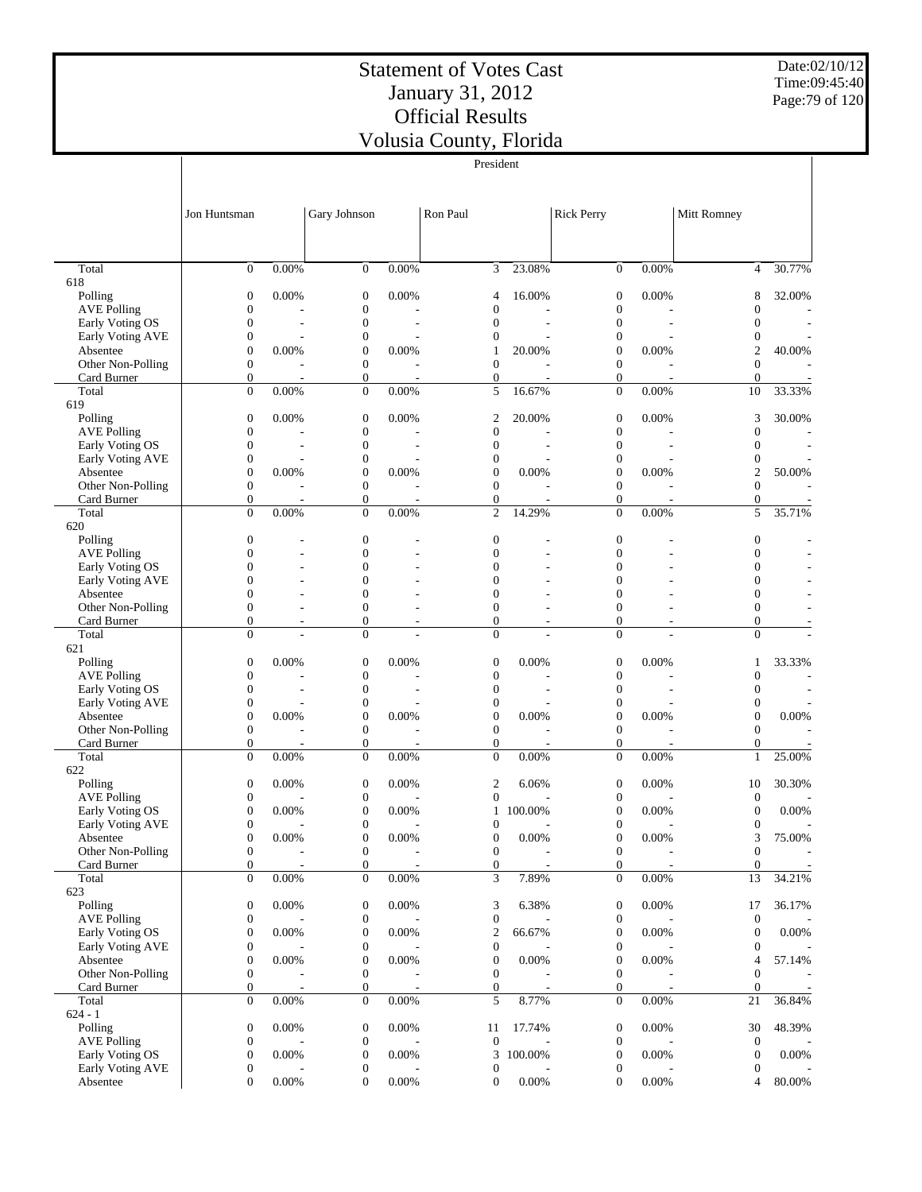# Statement of Votes Cast
# January 31, 2012
# Official Results
# Volusia County, Florida

Date:02/10/12
Time:09:45:40

President

| | Jon Huntsman | | Gary Johnson | | Ron Paul | | Rick Perry | | Mitt Romney | |
|---|---|---|---|---|---|---|---|---|---|---|
| Total | 0 | 0.00% | 0 | 0.00% | 3 | 23.08% | 0 | 0.00% | 4 | 30.77% |
| 618 | | | | | | | | | | |
| Polling | 0 | 0.00% | 0 | 0.00% | 4 | 16.00% | 0 | 0.00% | 8 | 32.00% |
| AVE Polling | 0 | - | 0 | - | 0 | - | 0 | - | 0 | - |
| Early Voting OS | 0 | - | 0 | - | 0 | - | 0 | - | 0 | - |
| Early Voting AVE | 0 | - | 0 | - | 0 | - | 0 | - | 0 | - |
| Absentee | 0 | 0.00% | 0 | 0.00% | 1 | 20.00% | 0 | 0.00% | 2 | 40.00% |
| Other Non-Polling | 0 | - | 0 | - | 0 | - | 0 | - | 0 | - |
| Card Burner | 0 | - | 0 | - | 0 | - | 0 | - | 0 | - |
| Total | 0 | 0.00% | 0 | 0.00% | 5 | 16.67% | 0 | 0.00% | 10 | 33.33% |
| 619 | | | | | | | | | | |
| Polling | 0 | 0.00% | 0 | 0.00% | 2 | 20.00% | 0 | 0.00% | 3 | 30.00% |
| AVE Polling | 0 | - | 0 | - | 0 | - | 0 | - | 0 | - |
| Early Voting OS | 0 | - | 0 | - | 0 | - | 0 | - | 0 | - |
| Early Voting AVE | 0 | - | 0 | - | 0 | - | 0 | - | 0 | - |
| Absentee | 0 | 0.00% | 0 | 0.00% | 0 | 0.00% | 0 | 0.00% | 2 | 50.00% |
| Other Non-Polling | 0 | - | 0 | - | 0 | - | 0 | - | 0 | - |
| Card Burner | 0 | - | 0 | - | 0 | - | 0 | - | 0 | - |
| Total | 0 | 0.00% | 0 | 0.00% | 2 | 14.29% | 0 | 0.00% | 5 | 35.71% |
| 620 | | | | | | | | | | |
| Polling | 0 | - | 0 | - | 0 | - | 0 | - | 0 | - |
| AVE Polling | 0 | - | 0 | - | 0 | - | 0 | - | 0 | - |
| Early Voting OS | 0 | - | 0 | - | 0 | - | 0 | - | 0 | - |
| Early Voting AVE | 0 | - | 0 | - | 0 | - | 0 | - | 0 | - |
| Absentee | 0 | - | 0 | - | 0 | - | 0 | - | 0 | - |
| Other Non-Polling | 0 | - | 0 | - | 0 | - | 0 | - | 0 | - |
| Card Burner | 0 | - | 0 | - | 0 | - | 0 | - | 0 | - |
| Total | 0 | - | 0 | - | 0 | - | 0 | - | 0 | - |
| 621 | | | | | | | | | | |
| Polling | 0 | 0.00% | 0 | 0.00% | 0 | 0.00% | 0 | 0.00% | 1 | 33.33% |
| AVE Polling | 0 | - | 0 | - | 0 | - | 0 | - | 0 | - |
| Early Voting OS | 0 | - | 0 | - | 0 | - | 0 | - | 0 | - |
| Early Voting AVE | 0 | - | 0 | - | 0 | - | 0 | - | 0 | - |
| Absentee | 0 | 0.00% | 0 | 0.00% | 0 | 0.00% | 0 | 0.00% | 0 | 0.00% |
| Other Non-Polling | 0 | - | 0 | - | 0 | - | 0 | - | 0 | - |
| Card Burner | 0 | - | 0 | - | 0 | - | 0 | - | 0 | - |
| Total | 0 | 0.00% | 0 | 0.00% | 0 | 0.00% | 0 | 0.00% | 1 | 25.00% |
| 622 | | | | | | | | | | |
| Polling | 0 | 0.00% | 0 | 0.00% | 2 | 6.06% | 0 | 0.00% | 10 | 30.30% |
| AVE Polling | 0 | - | 0 | - | 0 | - | 0 | - | 0 | - |
| Early Voting OS | 0 | 0.00% | 0 | 0.00% | 1 | 100.00% | 0 | 0.00% | 0 | 0.00% |
| Early Voting AVE | 0 | - | 0 | - | 0 | - | 0 | - | 0 | - |
| Absentee | 0 | 0.00% | 0 | 0.00% | 0 | 0.00% | 0 | 0.00% | 3 | 75.00% |
| Other Non-Polling | 0 | - | 0 | - | 0 | - | 0 | - | 0 | - |
| Card Burner | 0 | - | 0 | - | 0 | - | 0 | - | 0 | - |
| Total | 0 | 0.00% | 0 | 0.00% | 3 | 7.89% | 0 | 0.00% | 13 | 34.21% |
| 623 | | | | | | | | | | |
| Polling | 0 | 0.00% | 0 | 0.00% | 3 | 6.38% | 0 | 0.00% | 17 | 36.17% |
| AVE Polling | 0 | - | 0 | - | 0 | - | 0 | - | 0 | - |
| Early Voting OS | 0 | 0.00% | 0 | 0.00% | 2 | 66.67% | 0 | 0.00% | 0 | 0.00% |
| Early Voting AVE | 0 | - | 0 | - | 0 | - | 0 | - | 0 | - |
| Absentee | 0 | 0.00% | 0 | 0.00% | 0 | 0.00% | 0 | 0.00% | 4 | 57.14% |
| Other Non-Polling | 0 | - | 0 | - | 0 | - | 0 | - | 0 | - |
| Card Burner | 0 | - | 0 | - | 0 | - | 0 | - | 0 | - |
| Total | 0 | 0.00% | 0 | 0.00% | 5 | 8.77% | 0 | 0.00% | 21 | 36.84% |
| 624 - 1 | | | | | | | | | | |
| Polling | 0 | 0.00% | 0 | 0.00% | 11 | 17.74% | 0 | 0.00% | 30 | 48.39% |
| AVE Polling | 0 | - | 0 | - | 0 | - | 0 | - | 0 | - |
| Early Voting OS | 0 | 0.00% | 0 | 0.00% | 3 | 100.00% | 0 | 0.00% | 0 | 0.00% |
| Early Voting AVE | 0 | - | 0 | - | 0 | - | 0 | - | 0 | - |
| Absentee | 0 | 0.00% | 0 | 0.00% | 0 | 0.00% | 0 | 0.00% | 4 | 80.00% |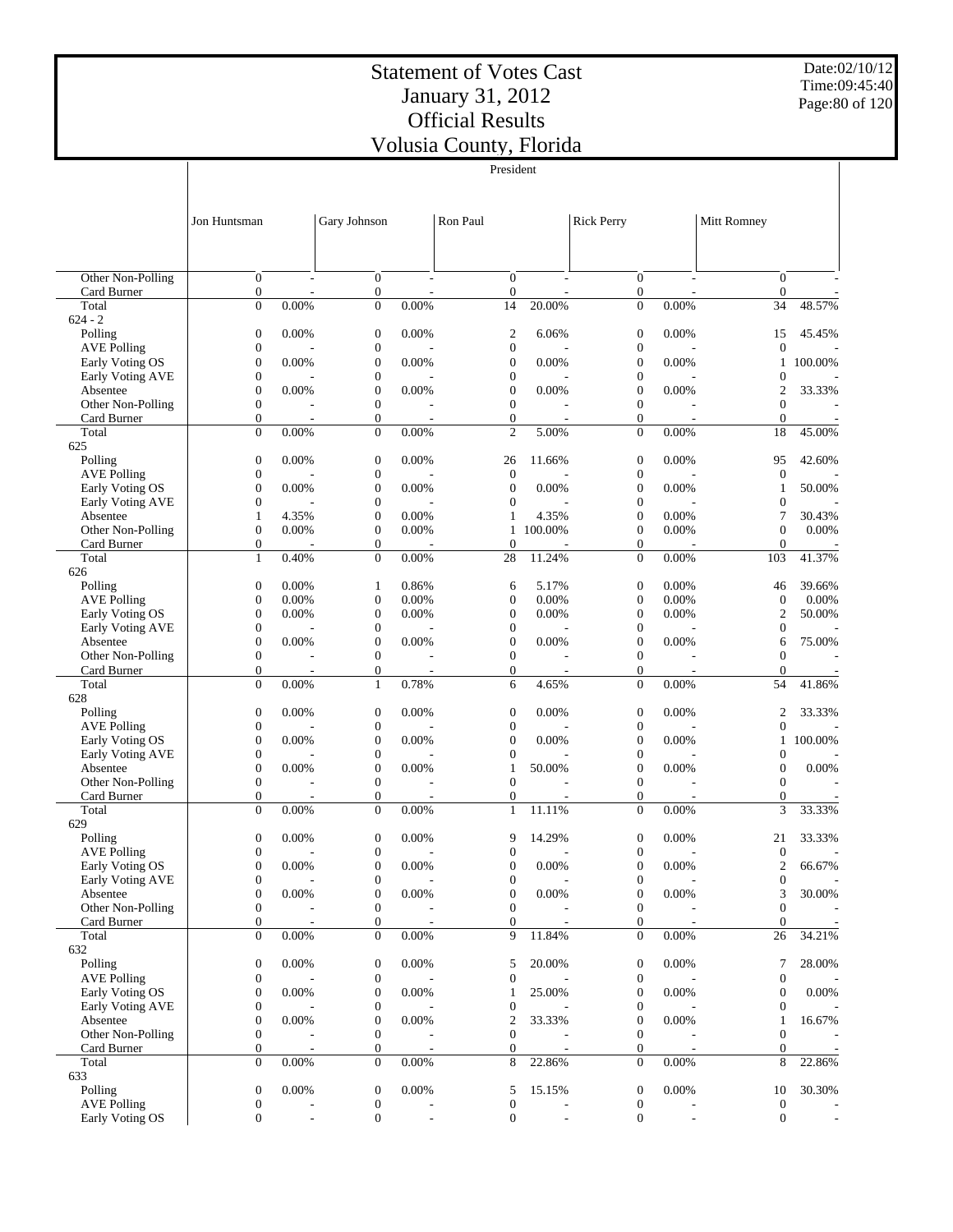# Statement of Votes Cast
# January 31, 2012
# Official Results
# Volusia County, Florida

Date:02/10/12
Time:09:45:40

| | President | | | | | | | | | |
|---|---|---|---|---|---|---|---|---|---|---|
| | Jon Huntsman | | Gary Johnson | | Ron Paul | | Rick Perry | | Mitt Romney | |
| Other Non-Polling | 0 | - | 0 | - | 0 | - | 0 | - | 0 | - |
| Card Burner | 0 | - | 0 | - | 0 | - | 0 | - | 0 | - |
| Total | 0 | 0.00% | 0 | 0.00% | 14 | 20.00% | 0 | 0.00% | 34 | 48.57% |
| 624 - 2 | | | | | | | | | | |
| Polling | 0 | 0.00% | 0 | 0.00% | 2 | 6.06% | 0 | 0.00% | 15 | 45.45% |
| AVE Polling | 0 | - | 0 | - | 0 | - | 0 | - | 0 | - |
| Early Voting OS | 0 | 0.00% | 0 | 0.00% | 0 | 0.00% | 0 | 0.00% | 1 | 100.00% |
| Early Voting AVE | 0 | - | 0 | - | 0 | - | 0 | - | 0 | - |
| Absentee | 0 | 0.00% | 0 | 0.00% | 0 | 0.00% | 0 | 0.00% | 2 | 33.33% |
| Other Non-Polling | 0 | - | 0 | - | 0 | - | 0 | - | 0 | - |
| Card Burner | 0 | - | 0 | - | 0 | - | 0 | - | 0 | - |
| Total | 0 | 0.00% | 0 | 0.00% | 2 | 5.00% | 0 | 0.00% | 18 | 45.00% |
| 625 | | | | | | | | | | |
| Polling | 0 | 0.00% | 0 | 0.00% | 26 | 11.66% | 0 | 0.00% | 95 | 42.60% |
| AVE Polling | 0 | - | 0 | - | 0 | - | 0 | - | 0 | - |
| Early Voting OS | 0 | 0.00% | 0 | 0.00% | 0 | 0.00% | 0 | 0.00% | 1 | 50.00% |
| Early Voting AVE | 0 | - | 0 | - | 0 | - | 0 | - | 0 | - |
| Absentee | 1 | 4.35% | 0 | 0.00% | 1 | 4.35% | 0 | 0.00% | 7 | 30.43% |
| Other Non-Polling | 0 | 0.00% | 0 | 0.00% | 1 | 100.00% | 0 | 0.00% | 0 | 0.00% |
| Card Burner | 0 | - | 0 | - | 0 | - | 0 | - | 0 | - |
| Total | 1 | 0.40% | 0 | 0.00% | 28 | 11.24% | 0 | 0.00% | 103 | 41.37% |
| 626 | | | | | | | | | | |
| Polling | 0 | 0.00% | 1 | 0.86% | 6 | 5.17% | 0 | 0.00% | 46 | 39.66% |
| AVE Polling | 0 | 0.00% | 0 | 0.00% | 0 | 0.00% | 0 | 0.00% | 0 | 0.00% |
| Early Voting OS | 0 | 0.00% | 0 | 0.00% | 0 | 0.00% | 0 | 0.00% | 2 | 50.00% |
| Early Voting AVE | 0 | - | 0 | - | 0 | - | 0 | - | 0 | - |
| Absentee | 0 | 0.00% | 0 | 0.00% | 0 | 0.00% | 0 | 0.00% | 6 | 75.00% |
| Other Non-Polling | 0 | - | 0 | - | 0 | - | 0 | - | 0 | - |
| Card Burner | 0 | - | 0 | - | 0 | - | 0 | - | 0 | - |
| Total | 0 | 0.00% | 1 | 0.78% | 6 | 4.65% | 0 | 0.00% | 54 | 41.86% |
| 628 | | | | | | | | | | |
| Polling | 0 | 0.00% | 0 | 0.00% | 0 | 0.00% | 0 | 0.00% | 2 | 33.33% |
| AVE Polling | 0 | - | 0 | - | 0 | - | 0 | - | 0 | - |
| Early Voting OS | 0 | 0.00% | 0 | 0.00% | 0 | 0.00% | 0 | 0.00% | 1 | 100.00% |
| Early Voting AVE | 0 | - | 0 | - | 0 | - | 0 | - | 0 | - |
| Absentee | 0 | 0.00% | 0 | 0.00% | 1 | 50.00% | 0 | 0.00% | 0 | 0.00% |
| Other Non-Polling | 0 | - | 0 | - | 0 | - | 0 | - | 0 | - |
| Card Burner | 0 | - | 0 | - | 0 | - | 0 | - | 0 | - |
| Total | 0 | 0.00% | 0 | 0.00% | 1 | 11.11% | 0 | 0.00% | 3 | 33.33% |
| 629 | | | | | | | | | | |
| Polling | 0 | 0.00% | 0 | 0.00% | 9 | 14.29% | 0 | 0.00% | 21 | 33.33% |
| AVE Polling | 0 | - | 0 | - | 0 | - | 0 | - | 0 | - |
| Early Voting OS | 0 | 0.00% | 0 | 0.00% | 0 | 0.00% | 0 | 0.00% | 2 | 66.67% |
| Early Voting AVE | 0 | - | 0 | - | 0 | - | 0 | - | 0 | - |
| Absentee | 0 | 0.00% | 0 | 0.00% | 0 | 0.00% | 0 | 0.00% | 3 | 30.00% |
| Other Non-Polling | 0 | - | 0 | - | 0 | - | 0 | - | 0 | - |
| Card Burner | 0 | - | 0 | - | 0 | - | 0 | - | 0 | - |
| Total | 0 | 0.00% | 0 | 0.00% | 9 | 11.84% | 0 | 0.00% | 26 | 34.21% |
| 632 | | | | | | | | | | |
| Polling | 0 | 0.00% | 0 | 0.00% | 5 | 20.00% | 0 | 0.00% | 7 | 28.00% |
| AVE Polling | 0 | - | 0 | - | 0 | - | 0 | - | 0 | - |
| Early Voting OS | 0 | 0.00% | 0 | 0.00% | 1 | 25.00% | 0 | 0.00% | 0 | 0.00% |
| Early Voting AVE | 0 | - | 0 | - | 0 | - | 0 | - | 0 | - |
| Absentee | 0 | 0.00% | 0 | 0.00% | 2 | 33.33% | 0 | 0.00% | 1 | 16.67% |
| Other Non-Polling | 0 | - | 0 | - | 0 | - | 0 | - | 0 | - |
| Card Burner | 0 | - | 0 | - | 0 | - | 0 | - | 0 | - |
| Total | 0 | 0.00% | 0 | 0.00% | 8 | 22.86% | 0 | 0.00% | 8 | 22.86% |
| 633 | | | | | | | | | | |
| Polling | 0 | 0.00% | 0 | 0.00% | 5 | 15.15% | 0 | 0.00% | 10 | 30.30% |
| AVE Polling | 0 | - | 0 | - | 0 | - | 0 | - | 0 | - |
| Early Voting OS | 0 | - | 0 | - | 0 | - | 0 | - | 0 | - |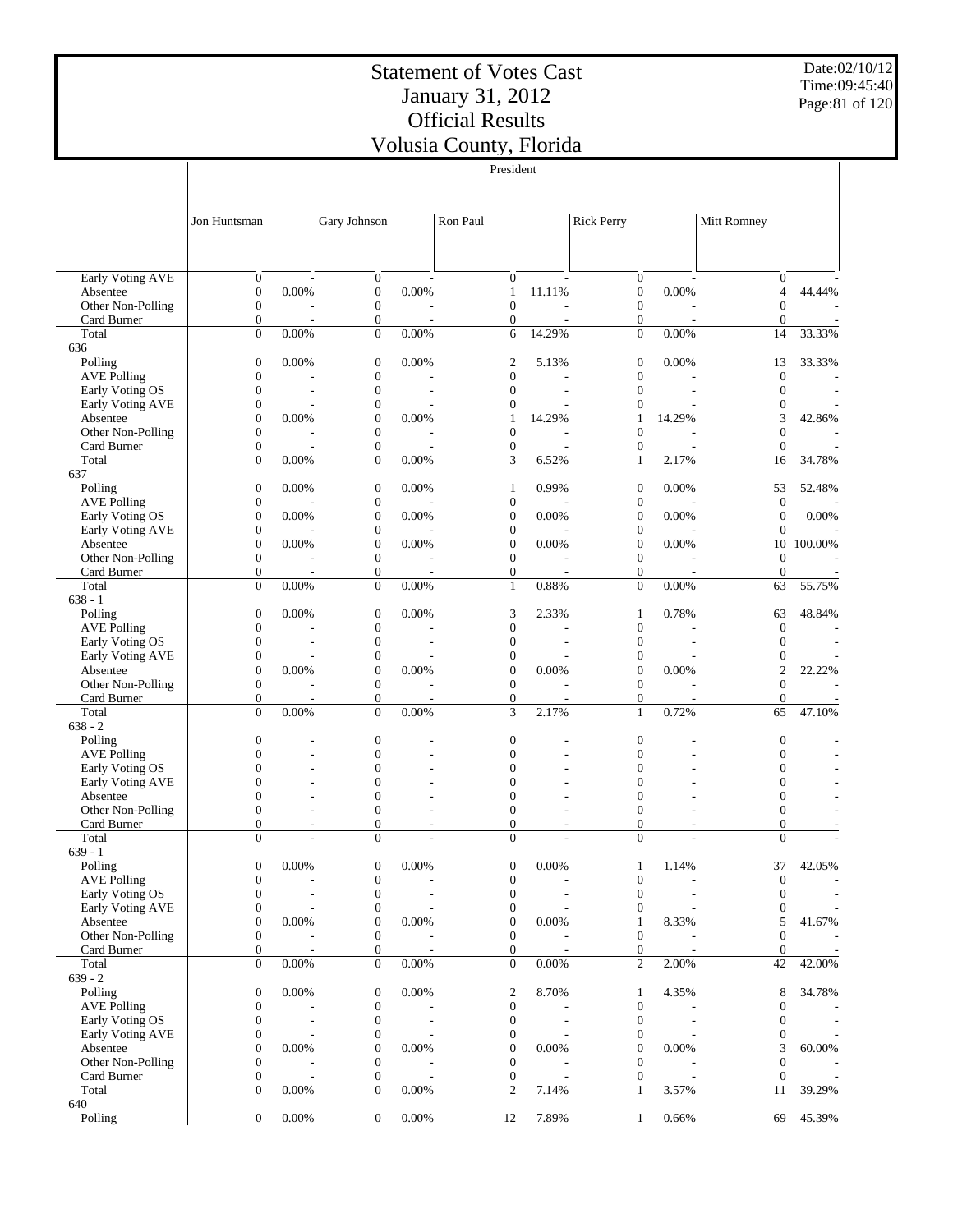# Statement of Votes Cast
# January 31, 2012
# Official Results
# Volusia County, Florida

Date:02/10/12
Time:09:45:40

President

| | Jon Huntsman | | Gary Johnson | | Ron Paul | | Rick Perry | | Mitt Romney | |
|---|---|---|---|---|---|---|---|---|---|---|
| Early Voting AVE | 0 | - | 0 | - | 0 | - | 0 | - | 0 | - |
| Absentee | 0 | 0.00% | 0 | 0.00% | 1 | 11.11% | 0 | 0.00% | 4 | 44.44% |
| Other Non-Polling | 0 | - | 0 | - | 0 | - | 0 | - | 0 | - |
| Card Burner | 0 | - | 0 | - | 0 | - | 0 | - | 0 | - |
| Total | 0 | 0.00% | 0 | 0.00% | 6 | 14.29% | 0 | 0.00% | 14 | 33.33% |
| 636 | | | | | | | | | | |
| Polling | 0 | 0.00% | 0 | 0.00% | 2 | 5.13% | 0 | 0.00% | 13 | 33.33% |
| AVE Polling | 0 | - | 0 | - | 0 | - | 0 | - | 0 | - |
| Early Voting OS | 0 | - | 0 | - | 0 | - | 0 | - | 0 | - |
| Early Voting AVE | 0 | - | 0 | - | 0 | - | 0 | - | 0 | - |
| Absentee | 0 | 0.00% | 0 | 0.00% | 1 | 14.29% | 1 | 14.29% | 3 | 42.86% |
| Other Non-Polling | 0 | - | 0 | - | 0 | - | 0 | - | 0 | - |
| Card Burner | 0 | - | 0 | - | 0 | - | 0 | - | 0 | - |
| Total | 0 | 0.00% | 0 | 0.00% | 3 | 6.52% | 1 | 2.17% | 16 | 34.78% |
| 637 | | | | | | | | | | |
| Polling | 0 | 0.00% | 0 | 0.00% | 1 | 0.99% | 0 | 0.00% | 53 | 52.48% |
| AVE Polling | 0 | - | 0 | - | 0 | - | 0 | - | 0 | - |
| Early Voting OS | 0 | 0.00% | 0 | 0.00% | 0 | 0.00% | 0 | 0.00% | 0 | 0.00% |
| Early Voting AVE | 0 | - | 0 | - | 0 | - | 0 | - | 0 | - |
| Absentee | 0 | 0.00% | 0 | 0.00% | 0 | 0.00% | 0 | 0.00% | 10 | 100.00% |
| Other Non-Polling | 0 | - | 0 | - | 0 | - | 0 | - | 0 | - |
| Card Burner | 0 | - | 0 | - | 0 | - | 0 | - | 0 | - |
| Total | 0 | 0.00% | 0 | 0.00% | 1 | 0.88% | 0 | 0.00% | 63 | 55.75% |
| 638 - 1 | | | | | | | | | | |
| Polling | 0 | 0.00% | 0 | 0.00% | 3 | 2.33% | 1 | 0.78% | 63 | 48.84% |
| AVE Polling | 0 | - | 0 | - | 0 | - | 0 | - | 0 | - |
| Early Voting OS | 0 | - | 0 | - | 0 | - | 0 | - | 0 | - |
| Early Voting AVE | 0 | - | 0 | - | 0 | - | 0 | - | 0 | - |
| Absentee | 0 | 0.00% | 0 | 0.00% | 0 | 0.00% | 0 | 0.00% | 2 | 22.22% |
| Other Non-Polling | 0 | - | 0 | - | 0 | - | 0 | - | 0 | - |
| Card Burner | 0 | - | 0 | - | 0 | - | 0 | - | 0 | - |
| Total | 0 | 0.00% | 0 | 0.00% | 3 | 2.17% | 1 | 0.72% | 65 | 47.10% |
| 638 - 2 | | | | | | | | | | |
| Polling | 0 | - | 0 | - | 0 | - | 0 | - | 0 | - |
| AVE Polling | 0 | - | 0 | - | 0 | - | 0 | - | 0 | - |
| Early Voting OS | 0 | - | 0 | - | 0 | - | 0 | - | 0 | - |
| Early Voting AVE | 0 | - | 0 | - | 0 | - | 0 | - | 0 | - |
| Absentee | 0 | - | 0 | - | 0 | - | 0 | - | 0 | - |
| Other Non-Polling | 0 | - | 0 | - | 0 | - | 0 | - | 0 | - |
| Card Burner | 0 | - | 0 | - | 0 | - | 0 | - | 0 | - |
| Total | 0 | - | 0 | - | 0 | - | 0 | - | 0 | - |
| 639 - 1 | | | | | | | | | | |
| Polling | 0 | 0.00% | 0 | 0.00% | 0 | 0.00% | 1 | 1.14% | 37 | 42.05% |
| AVE Polling | 0 | - | 0 | - | 0 | - | 0 | - | 0 | - |
| Early Voting OS | 0 | - | 0 | - | 0 | - | 0 | - | 0 | - |
| Early Voting AVE | 0 | - | 0 | - | 0 | - | 0 | - | 0 | - |
| Absentee | 0 | 0.00% | 0 | 0.00% | 0 | 0.00% | 1 | 8.33% | 5 | 41.67% |
| Other Non-Polling | 0 | - | 0 | - | 0 | - | 0 | - | 0 | - |
| Card Burner | 0 | - | 0 | - | 0 | - | 0 | - | 0 | - |
| Total | 0 | 0.00% | 0 | 0.00% | 0 | 0.00% | 2 | 2.00% | 42 | 42.00% |
| 639 - 2 | | | | | | | | | | |
| Polling | 0 | 0.00% | 0 | 0.00% | 2 | 8.70% | 1 | 4.35% | 8 | 34.78% |
| AVE Polling | 0 | - | 0 | - | 0 | - | 0 | - | 0 | - |
| Early Voting OS | 0 | - | 0 | - | 0 | - | 0 | - | 0 | - |
| Early Voting AVE | 0 | - | 0 | - | 0 | - | 0 | - | 0 | - |
| Absentee | 0 | 0.00% | 0 | 0.00% | 0 | 0.00% | 0 | 0.00% | 3 | 60.00% |
| Other Non-Polling | 0 | - | 0 | - | 0 | - | 0 | - | 0 | - |
| Card Burner | 0 | - | 0 | - | 0 | - | 0 | - | 0 | - |
| Total | 0 | 0.00% | 0 | 0.00% | 2 | 7.14% | 1 | 3.57% | 11 | 39.29% |
| 640 | | | | | | | | | | |
| Polling | 0 | 0.00% | 0 | 0.00% | 12 | 7.89% | 1 | 0.66% | 69 | 45.39% |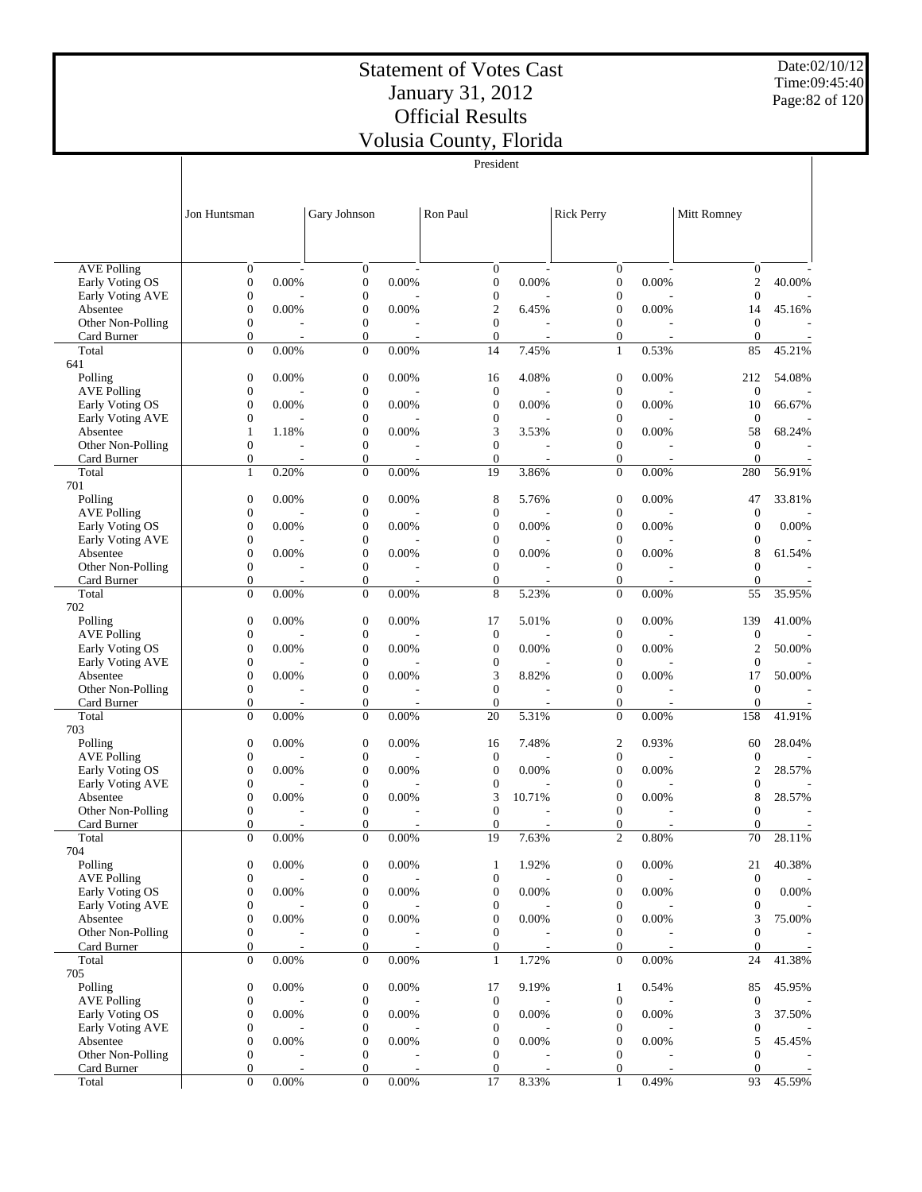# Statement of Votes Cast
# January 31, 2012
# Official Results
# Volusia County, Florida

Date:02/10/12
Time:09:45:40

President

| | Jon Huntsman | | Gary Johnson | | Ron Paul | | Rick Perry | | Mitt Romney | |
|---|---|---|---|---|---|---|---|---|---|---|
| AVE Polling | 0 | - | 0 | - | 0 | - | 0 | - | 0 | - |
| Early Voting OS | 0 | 0.00% | 0 | 0.00% | 0 | 0.00% | 0 | 0.00% | 2 | 40.00% |
| Early Voting AVE | 0 | - | 0 | - | 0 | - | 0 | - | 0 | - |
| Absentee | 0 | 0.00% | 0 | 0.00% | 2 | 6.45% | 0 | 0.00% | 14 | 45.16% |
| Other Non-Polling | 0 | - | 0 | - | 0 | - | 0 | - | 0 | - |
| Card Burner | 0 | - | 0 | - | 0 | - | 0 | - | 0 | - |
| Total | 0 | 0.00% | 0 | 0.00% | 14 | 7.45% | 1 | 0.53% | 85 | 45.21% |
| 641 | | | | | | | | | | |
| Polling | 0 | 0.00% | 0 | 0.00% | 16 | 4.08% | 0 | 0.00% | 212 | 54.08% |
| AVE Polling | 0 | - | 0 | - | 0 | - | 0 | - | 0 | - |
| Early Voting OS | 0 | 0.00% | 0 | 0.00% | 0 | 0.00% | 0 | 0.00% | 10 | 66.67% |
| Early Voting AVE | 0 | - | 0 | - | 0 | - | 0 | - | 0 | - |
| Absentee | 1 | 1.18% | 0 | 0.00% | 3 | 3.53% | 0 | 0.00% | 58 | 68.24% |
| Other Non-Polling | 0 | - | 0 | - | 0 | - | 0 | - | 0 | - |
| Card Burner | 0 | - | 0 | - | 0 | - | 0 | - | 0 | - |
| Total | 1 | 0.20% | 0 | 0.00% | 19 | 3.86% | 0 | 0.00% | 280 | 56.91% |
| 701 | | | | | | | | | | |
| Polling | 0 | 0.00% | 0 | 0.00% | 8 | 5.76% | 0 | 0.00% | 47 | 33.81% |
| AVE Polling | 0 | - | 0 | - | 0 | - | 0 | - | 0 | - |
| Early Voting OS | 0 | 0.00% | 0 | 0.00% | 0 | 0.00% | 0 | 0.00% | 0 | 0.00% |
| Early Voting AVE | 0 | - | 0 | - | 0 | - | 0 | - | 0 | - |
| Absentee | 0 | 0.00% | 0 | 0.00% | 0 | 0.00% | 0 | 0.00% | 8 | 61.54% |
| Other Non-Polling | 0 | - | 0 | - | 0 | - | 0 | - | 0 | - |
| Card Burner | 0 | - | 0 | - | 0 | - | 0 | - | 0 | - |
| Total | 0 | 0.00% | 0 | 0.00% | 8 | 5.23% | 0 | 0.00% | 55 | 35.95% |
| 702 | | | | | | | | | | |
| Polling | 0 | 0.00% | 0 | 0.00% | 17 | 5.01% | 0 | 0.00% | 139 | 41.00% |
| AVE Polling | 0 | - | 0 | - | 0 | - | 0 | - | 0 | - |
| Early Voting OS | 0 | 0.00% | 0 | 0.00% | 0 | 0.00% | 0 | 0.00% | 2 | 50.00% |
| Early Voting AVE | 0 | - | 0 | - | 0 | - | 0 | - | 0 | - |
| Absentee | 0 | 0.00% | 0 | 0.00% | 3 | 8.82% | 0 | 0.00% | 17 | 50.00% |
| Other Non-Polling | 0 | - | 0 | - | 0 | - | 0 | - | 0 | - |
| Card Burner | 0 | - | 0 | - | 0 | - | 0 | - | 0 | - |
| Total | 0 | 0.00% | 0 | 0.00% | 20 | 5.31% | 0 | 0.00% | 158 | 41.91% |
| 703 | | | | | | | | | | |
| Polling | 0 | 0.00% | 0 | 0.00% | 16 | 7.48% | 2 | 0.93% | 60 | 28.04% |
| AVE Polling | 0 | - | 0 | - | 0 | - | 0 | - | 0 | - |
| Early Voting OS | 0 | 0.00% | 0 | 0.00% | 0 | 0.00% | 0 | 0.00% | 2 | 28.57% |
| Early Voting AVE | 0 | - | 0 | - | 0 | - | 0 | - | 0 | - |
| Absentee | 0 | 0.00% | 0 | 0.00% | 3 | 10.71% | 0 | 0.00% | 8 | 28.57% |
| Other Non-Polling | 0 | - | 0 | - | 0 | - | 0 | - | 0 | - |
| Card Burner | 0 | - | 0 | - | 0 | - | 0 | - | 0 | - |
| Total | 0 | 0.00% | 0 | 0.00% | 19 | 7.63% | 2 | 0.80% | 70 | 28.11% |
| 704 | | | | | | | | | | |
| Polling | 0 | 0.00% | 0 | 0.00% | 1 | 1.92% | 0 | 0.00% | 21 | 40.38% |
| AVE Polling | 0 | - | 0 | - | 0 | - | 0 | - | 0 | - |
| Early Voting OS | 0 | 0.00% | 0 | 0.00% | 0 | 0.00% | 0 | 0.00% | 0 | 0.00% |
| Early Voting AVE | 0 | - | 0 | - | 0 | - | 0 | - | 0 | - |
| Absentee | 0 | 0.00% | 0 | 0.00% | 0 | 0.00% | 0 | 0.00% | 3 | 75.00% |
| Other Non-Polling | 0 | - | 0 | - | 0 | - | 0 | - | 0 | - |
| Card Burner | 0 | - | 0 | - | 0 | - | 0 | - | 0 | - |
| Total | 0 | 0.00% | 0 | 0.00% | 1 | 1.72% | 0 | 0.00% | 24 | 41.38% |
| 705 | | | | | | | | | | |
| Polling | 0 | 0.00% | 0 | 0.00% | 17 | 9.19% | 1 | 0.54% | 85 | 45.95% |
| AVE Polling | 0 | - | 0 | - | 0 | - | 0 | - | 0 | - |
| Early Voting OS | 0 | 0.00% | 0 | 0.00% | 0 | 0.00% | 0 | 0.00% | 3 | 37.50% |
| Early Voting AVE | 0 | - | 0 | - | 0 | - | 0 | - | 0 | - |
| Absentee | 0 | 0.00% | 0 | 0.00% | 0 | 0.00% | 0 | 0.00% | 5 | 45.45% |
| Other Non-Polling | 0 | - | 0 | - | 0 | - | 0 | - | 0 | - |
| Card Burner | 0 | - | 0 | - | 0 | - | 0 | - | 0 | - |
| Total | 0 | 0.00% | 0 | 0.00% | 17 | 8.33% | 1 | 0.49% | 93 | 45.59% |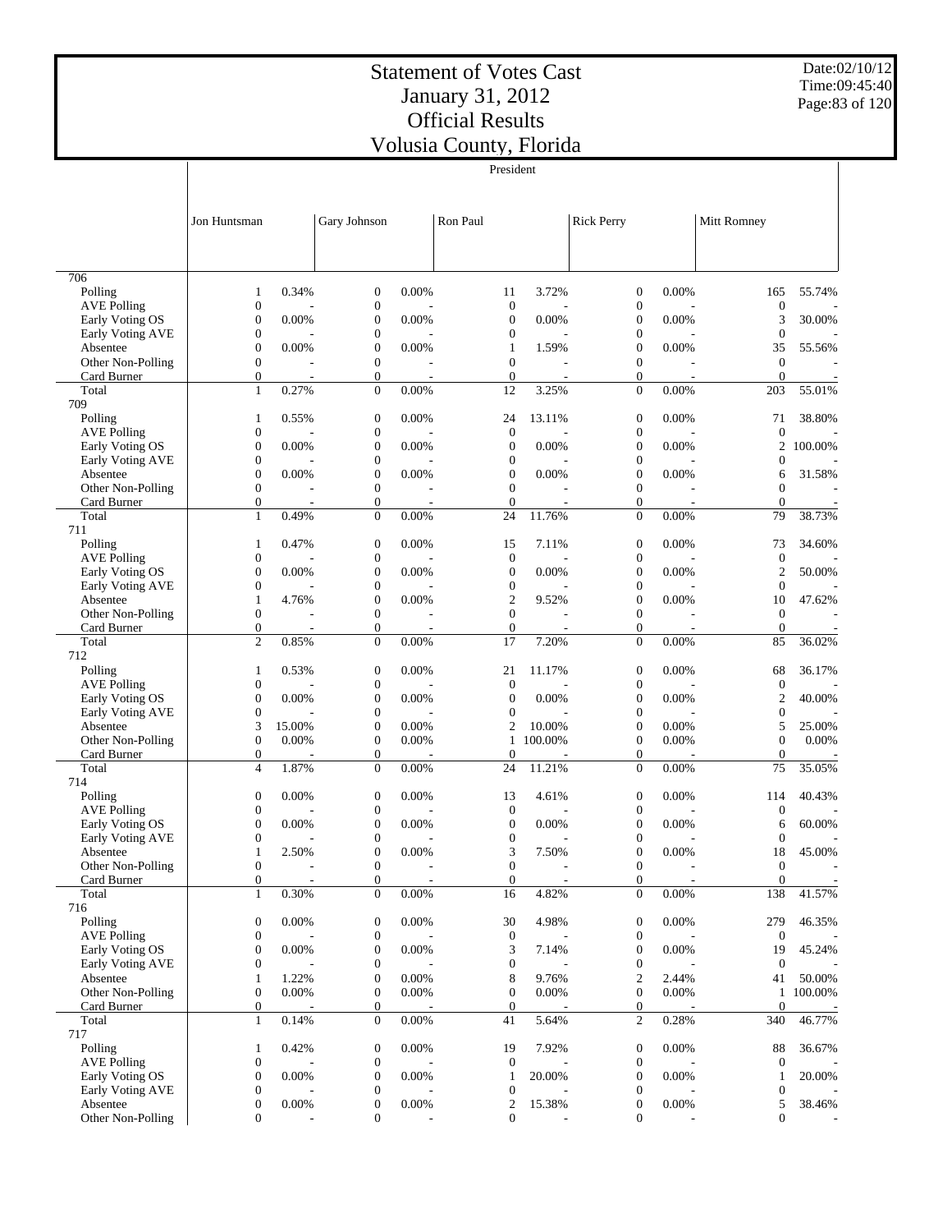# Statement of Votes Cast
# January 31, 2012
# Official Results
# Volusia County, Florida

Date:02/10/12
Time:09:45:40

| | President | | | | | | | | | |
|---|---|---|---|---|---|---|---|---|---|---|
| | Jon Huntsman | | Gary Johnson | | Ron Paul | | Rick Perry | | Mitt Romney | |
| **706** | | | | | | | | | | |
| Polling | 1 | 0.34% | 0 | 0.00% | 11 | 3.72% | 0 | 0.00% | 165 | 55.74% |
| AVE Polling | 0 | - | 0 | - | 0 | - | 0 | - | 0 | - |
| Early Voting OS | 0 | 0.00% | 0 | 0.00% | 0 | 0.00% | 0 | 0.00% | 3 | 30.00% |
| Early Voting AVE | 0 | - | 0 | - | 0 | - | 0 | - | 0 | - |
| Absentee | 0 | 0.00% | 0 | 0.00% | 1 | 1.59% | 0 | 0.00% | 35 | 55.56% |
| Other Non-Polling | 0 | - | 0 | - | 0 | - | 0 | - | 0 | - |
| Card Burner | 0 | - | 0 | - | 0 | - | 0 | - | 0 | - |
| Total | 1 | 0.27% | 0 | 0.00% | 12 | 3.25% | 0 | 0.00% | 203 | 55.01% |
| **709** | | | | | | | | | | |
| Polling | 1 | 0.55% | 0 | 0.00% | 24 | 13.11% | 0 | 0.00% | 71 | 38.80% |
| AVE Polling | 0 | - | 0 | - | 0 | - | 0 | - | 0 | - |
| Early Voting OS | 0 | 0.00% | 0 | 0.00% | 0 | 0.00% | 0 | 0.00% | 2 | 100.00% |
| Early Voting AVE | 0 | - | 0 | - | 0 | - | 0 | - | 0 | - |
| Absentee | 0 | 0.00% | 0 | 0.00% | 0 | 0.00% | 0 | 0.00% | 6 | 31.58% |
| Other Non-Polling | 0 | - | 0 | - | 0 | - | 0 | - | 0 | - |
| Card Burner | 0 | - | 0 | - | 0 | - | 0 | - | 0 | - |
| Total | 1 | 0.49% | 0 | 0.00% | 24 | 11.76% | 0 | 0.00% | 79 | 38.73% |
| **711** | | | | | | | | | | |
| Polling | 1 | 0.47% | 0 | 0.00% | 15 | 7.11% | 0 | 0.00% | 73 | 34.60% |
| AVE Polling | 0 | - | 0 | - | 0 | - | 0 | - | 0 | - |
| Early Voting OS | 0 | 0.00% | 0 | 0.00% | 0 | 0.00% | 0 | 0.00% | 2 | 50.00% |
| Early Voting AVE | 0 | - | 0 | - | 0 | - | 0 | - | 0 | - |
| Absentee | 1 | 4.76% | 0 | 0.00% | 2 | 9.52% | 0 | 0.00% | 10 | 47.62% |
| Other Non-Polling | 0 | - | 0 | - | 0 | - | 0 | - | 0 | - |
| Card Burner | 0 | - | 0 | - | 0 | - | 0 | - | 0 | - |
| Total | 2 | 0.85% | 0 | 0.00% | 17 | 7.20% | 0 | 0.00% | 85 | 36.02% |
| **712** | | | | | | | | | | |
| Polling | 1 | 0.53% | 0 | 0.00% | 21 | 11.17% | 0 | 0.00% | 68 | 36.17% |
| AVE Polling | 0 | - | 0 | - | 0 | - | 0 | - | 0 | - |
| Early Voting OS | 0 | 0.00% | 0 | 0.00% | 0 | 0.00% | 0 | 0.00% | 2 | 40.00% |
| Early Voting AVE | 0 | - | 0 | - | 0 | - | 0 | - | 0 | - |
| Absentee | 3 | 15.00% | 0 | 0.00% | 2 | 10.00% | 0 | 0.00% | 5 | 25.00% |
| Other Non-Polling | 0 | 0.00% | 0 | 0.00% | 1 | 100.00% | 0 | 0.00% | 0 | 0.00% |
| Card Burner | 0 | - | 0 | - | 0 | - | 0 | - | 0 | - |
| Total | 4 | 1.87% | 0 | 0.00% | 24 | 11.21% | 0 | 0.00% | 75 | 35.05% |
| **714** | | | | | | | | | | |
| Polling | 0 | 0.00% | 0 | 0.00% | 13 | 4.61% | 0 | 0.00% | 114 | 40.43% |
| AVE Polling | 0 | - | 0 | - | 0 | - | 0 | - | 0 | - |
| Early Voting OS | 0 | 0.00% | 0 | 0.00% | 0 | 0.00% | 0 | 0.00% | 6 | 60.00% |
| Early Voting AVE | 0 | - | 0 | - | 0 | - | 0 | - | 0 | - |
| Absentee | 1 | 2.50% | 0 | 0.00% | 3 | 7.50% | 0 | 0.00% | 18 | 45.00% |
| Other Non-Polling | 0 | - | 0 | - | 0 | - | 0 | - | 0 | - |
| Card Burner | 0 | - | 0 | - | 0 | - | 0 | - | 0 | - |
| Total | 1 | 0.30% | 0 | 0.00% | 16 | 4.82% | 0 | 0.00% | 138 | 41.57% |
| **716** | | | | | | | | | | |
| Polling | 0 | 0.00% | 0 | 0.00% | 30 | 4.98% | 0 | 0.00% | 279 | 46.35% |
| AVE Polling | 0 | - | 0 | - | 0 | - | 0 | - | 0 | - |
| Early Voting OS | 0 | 0.00% | 0 | 0.00% | 3 | 7.14% | 0 | 0.00% | 19 | 45.24% |
| Early Voting AVE | 0 | - | 0 | - | 0 | - | 0 | - | 0 | - |
| Absentee | 1 | 1.22% | 0 | 0.00% | 8 | 9.76% | 2 | 2.44% | 41 | 50.00% |
| Other Non-Polling | 0 | 0.00% | 0 | 0.00% | 0 | 0.00% | 0 | 0.00% | 1 | 100.00% |
| Card Burner | 0 | - | 0 | - | 0 | - | 0 | - | 0 | - |
| Total | 1 | 0.14% | 0 | 0.00% | 41 | 5.64% | 2 | 0.28% | 340 | 46.77% |
| **717** | | | | | | | | | | |
| Polling | 1 | 0.42% | 0 | 0.00% | 19 | 7.92% | 0 | 0.00% | 88 | 36.67% |
| AVE Polling | 0 | - | 0 | - | 0 | - | 0 | - | 0 | - |
| Early Voting OS | 0 | 0.00% | 0 | 0.00% | 1 | 20.00% | 0 | 0.00% | 1 | 20.00% |
| Early Voting AVE | 0 | - | 0 | - | 0 | - | 0 | - | 0 | - |
| Absentee | 0 | 0.00% | 0 | 0.00% | 2 | 15.38% | 0 | 0.00% | 5 | 38.46% |
| Other Non-Polling | 0 | - | 0 | - | 0 | - | 0 | - | 0 | - |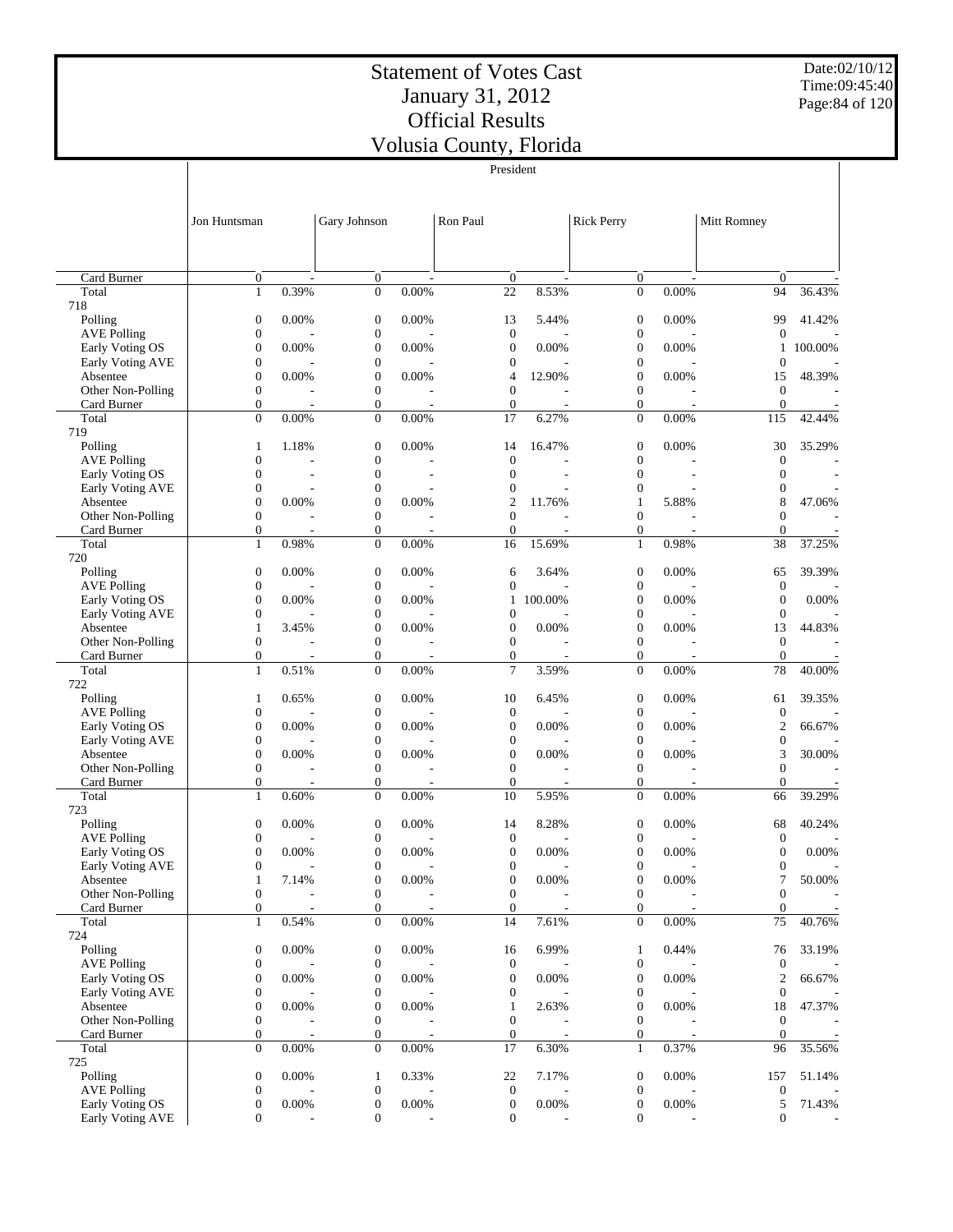# Statement of Votes Cast
# January 31, 2012
# Official Results
# Volusia County, Florida

Date:02/10/12
Time:09:45:40

| | President | | | | | | | | | |
|---|---|---|---|---|---|---|---|---|---|---|
| | Jon Huntsman | | Gary Johnson | | Ron Paul | | Rick Perry | | Mitt Romney | |
| Card Burner | 0 | - | 0 | - | 0 | - | 0 | - | 0 | - |
| Total | 1 | 0.39% | 0 | 0.00% | 22 | 8.53% | 0 | 0.00% | 94 | 36.43% |
| **718** | | | | | | | | | | |
| Polling | 0 | 0.00% | 0 | 0.00% | 13 | 5.44% | 0 | 0.00% | 99 | 41.42% |
| AVE Polling | 0 | - | 0 | - | 0 | - | 0 | - | 0 | - |
| Early Voting OS | 0 | 0.00% | 0 | 0.00% | 0 | 0.00% | 0 | 0.00% | 1 | 100.00% |
| Early Voting AVE | 0 | - | 0 | - | 0 | - | 0 | - | 0 | - |
| Absentee | 0 | 0.00% | 0 | 0.00% | 4 | 12.90% | 0 | 0.00% | 15 | 48.39% |
| Other Non-Polling | 0 | - | 0 | - | 0 | - | 0 | - | 0 | - |
| Card Burner | 0 | - | 0 | - | 0 | - | 0 | - | 0 | - |
| Total | 0 | 0.00% | 0 | 0.00% | 17 | 6.27% | 0 | 0.00% | 115 | 42.44% |
| **719** | | | | | | | | | | |
| Polling | 1 | 1.18% | 0 | 0.00% | 14 | 16.47% | 0 | 0.00% | 30 | 35.29% |
| AVE Polling | 0 | - | 0 | - | 0 | - | 0 | - | 0 | - |
| Early Voting OS | 0 | - | 0 | - | 0 | - | 0 | - | 0 | - |
| Early Voting AVE | 0 | - | 0 | - | 0 | - | 0 | - | 0 | - |
| Absentee | 0 | 0.00% | 0 | 0.00% | 2 | 11.76% | 1 | 5.88% | 8 | 47.06% |
| Other Non-Polling | 0 | - | 0 | - | 0 | - | 0 | - | 0 | - |
| Card Burner | 0 | - | 0 | - | 0 | - | 0 | - | 0 | - |
| Total | 1 | 0.98% | 0 | 0.00% | 16 | 15.69% | 1 | 0.98% | 38 | 37.25% |
| **720** | | | | | | | | | | |
| Polling | 0 | 0.00% | 0 | 0.00% | 6 | 3.64% | 0 | 0.00% | 65 | 39.39% |
| AVE Polling | 0 | - | 0 | - | 0 | - | 0 | - | 0 | - |
| Early Voting OS | 0 | 0.00% | 0 | 0.00% | 1 | 100.00% | 0 | 0.00% | 0 | 0.00% |
| Early Voting AVE | 0 | - | 0 | - | 0 | - | 0 | - | 0 | - |
| Absentee | 1 | 3.45% | 0 | 0.00% | 0 | 0.00% | 0 | 0.00% | 13 | 44.83% |
| Other Non-Polling | 0 | - | 0 | - | 0 | - | 0 | - | 0 | - |
| Card Burner | 0 | - | 0 | - | 0 | - | 0 | - | 0 | - |
| Total | 1 | 0.51% | 0 | 0.00% | 7 | 3.59% | 0 | 0.00% | 78 | 40.00% |
| **722** | | | | | | | | | | |
| Polling | 1 | 0.65% | 0 | 0.00% | 10 | 6.45% | 0 | 0.00% | 61 | 39.35% |
| AVE Polling | 0 | - | 0 | - | 0 | - | 0 | - | 0 | - |
| Early Voting OS | 0 | 0.00% | 0 | 0.00% | 0 | 0.00% | 0 | 0.00% | 2 | 66.67% |
| Early Voting AVE | 0 | - | 0 | - | 0 | - | 0 | - | 0 | - |
| Absentee | 0 | 0.00% | 0 | 0.00% | 0 | 0.00% | 0 | 0.00% | 3 | 30.00% |
| Other Non-Polling | 0 | - | 0 | - | 0 | - | 0 | - | 0 | - |
| Card Burner | 0 | - | 0 | - | 0 | - | 0 | - | 0 | - |
| Total | 1 | 0.60% | 0 | 0.00% | 10 | 5.95% | 0 | 0.00% | 66 | 39.29% |
| **723** | | | | | | | | | | |
| Polling | 0 | 0.00% | 0 | 0.00% | 14 | 8.28% | 0 | 0.00% | 68 | 40.24% |
| AVE Polling | 0 | - | 0 | - | 0 | - | 0 | - | 0 | - |
| Early Voting OS | 0 | 0.00% | 0 | 0.00% | 0 | 0.00% | 0 | 0.00% | 0 | 0.00% |
| Early Voting AVE | 0 | - | 0 | - | 0 | - | 0 | - | 0 | - |
| Absentee | 1 | 7.14% | 0 | 0.00% | 0 | 0.00% | 0 | 0.00% | 7 | 50.00% |
| Other Non-Polling | 0 | - | 0 | - | 0 | - | 0 | - | 0 | - |
| Card Burner | 0 | - | 0 | - | 0 | - | 0 | - | 0 | - |
| Total | 1 | 0.54% | 0 | 0.00% | 14 | 7.61% | 0 | 0.00% | 75 | 40.76% |
| **724** | | | | | | | | | | |
| Polling | 0 | 0.00% | 0 | 0.00% | 16 | 6.99% | 1 | 0.44% | 76 | 33.19% |
| AVE Polling | 0 | - | 0 | - | 0 | - | 0 | - | 0 | - |
| Early Voting OS | 0 | 0.00% | 0 | 0.00% | 0 | 0.00% | 0 | 0.00% | 2 | 66.67% |
| Early Voting AVE | 0 | - | 0 | - | 0 | - | 0 | - | 0 | - |
| Absentee | 0 | 0.00% | 0 | 0.00% | 1 | 2.63% | 0 | 0.00% | 18 | 47.37% |
| Other Non-Polling | 0 | - | 0 | - | 0 | - | 0 | - | 0 | - |
| Card Burner | 0 | - | 0 | - | 0 | - | 0 | - | 0 | - |
| Total | 0 | 0.00% | 0 | 0.00% | 17 | 6.30% | 1 | 0.37% | 96 | 35.56% |
| **725** | | | | | | | | | | |
| Polling | 0 | 0.00% | 1 | 0.33% | 22 | 7.17% | 0 | 0.00% | 157 | 51.14% |
| AVE Polling | 0 | - | 0 | - | 0 | - | 0 | - | 0 | - |
| Early Voting OS | 0 | 0.00% | 0 | 0.00% | 0 | 0.00% | 0 | 0.00% | 5 | 71.43% |
| Early Voting AVE | 0 | - | 0 | - | 0 | - | 0 | - | 0 | - |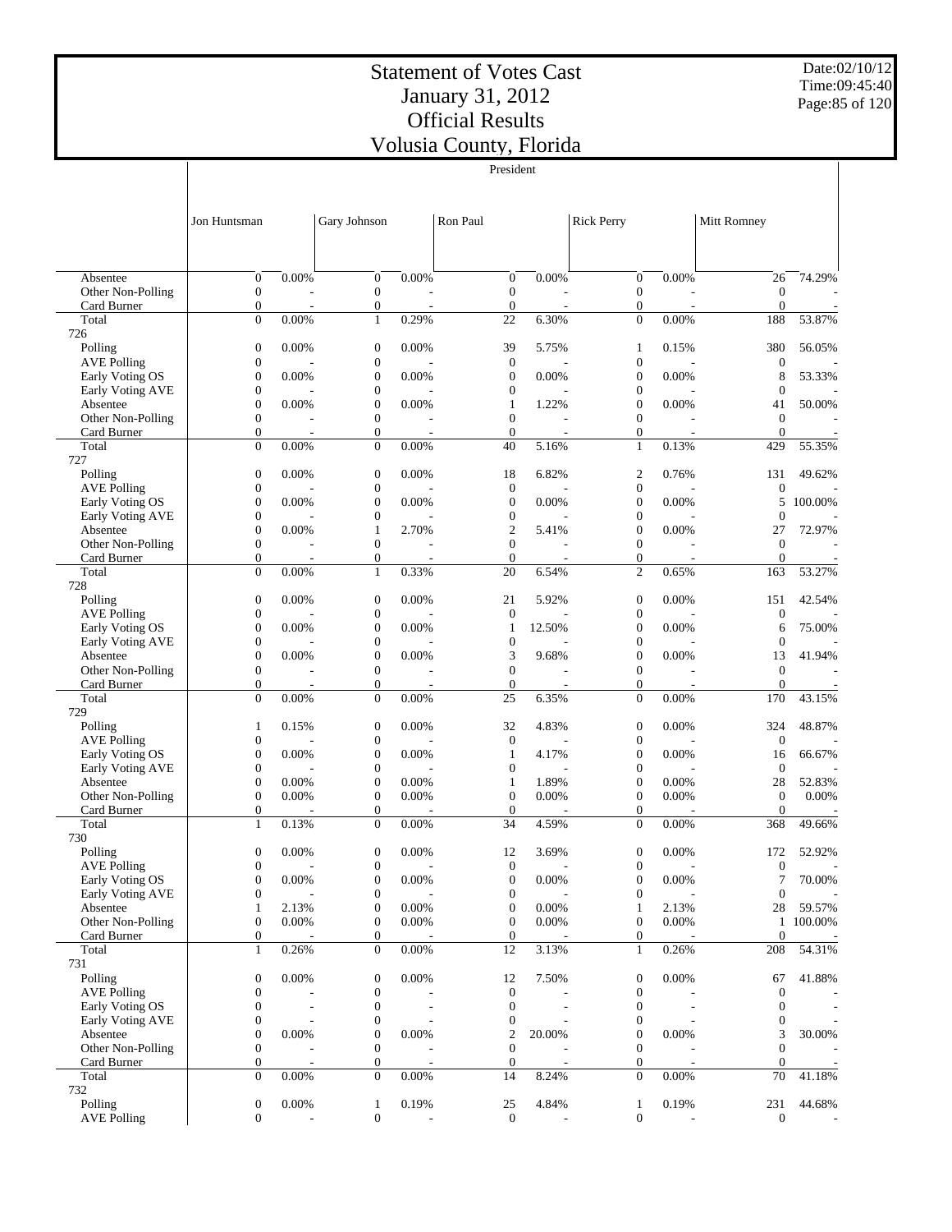# Statement of Votes Cast
# January 31, 2012
# Official Results
# Volusia County, Florida

Date:02/10/12
Time:09:45:40

President

| | Jon Huntsman | | Gary Johnson | | Ron Paul | | Rick Perry | | Mitt Romney | |
|---|---|---|---|---|---|---|---|---|---|---|
| Absentee | 0 | 0.00% | 0 | 0.00% | 0 | 0.00% | 0 | 0.00% | 26 | 74.29% |
| Other Non-Polling | 0 | - | 0 | - | 0 | - | 0 | - | 0 | - |
| Card Burner | 0 | - | 0 | - | 0 | - | 0 | - | 0 | - |
| Total | 0 | 0.00% | 1 | 0.29% | 22 | 6.30% | 0 | 0.00% | 188 | 53.87% |
| 726 | | | | | | | | | | |
| Polling | 0 | 0.00% | 0 | 0.00% | 39 | 5.75% | 1 | 0.15% | 380 | 56.05% |
| AVE Polling | 0 | - | 0 | - | 0 | - | 0 | - | 0 | - |
| Early Voting OS | 0 | 0.00% | 0 | 0.00% | 0 | 0.00% | 0 | 0.00% | 8 | 53.33% |
| Early Voting AVE | 0 | - | 0 | - | 0 | - | 0 | - | 0 | - |
| Absentee | 0 | 0.00% | 0 | 0.00% | 1 | 1.22% | 0 | 0.00% | 41 | 50.00% |
| Other Non-Polling | 0 | - | 0 | - | 0 | - | 0 | - | 0 | - |
| Card Burner | 0 | - | 0 | - | 0 | - | 0 | - | 0 | - |
| Total | 0 | 0.00% | 0 | 0.00% | 40 | 5.16% | 1 | 0.13% | 429 | 55.35% |
| 727 | | | | | | | | | | |
| Polling | 0 | 0.00% | 0 | 0.00% | 18 | 6.82% | 2 | 0.76% | 131 | 49.62% |
| AVE Polling | 0 | - | 0 | - | 0 | - | 0 | - | 0 | - |
| Early Voting OS | 0 | 0.00% | 0 | 0.00% | 0 | 0.00% | 0 | 0.00% | 5 | 100.00% |
| Early Voting AVE | 0 | - | 0 | - | 0 | - | 0 | - | 0 | - |
| Absentee | 0 | 0.00% | 1 | 2.70% | 2 | 5.41% | 0 | 0.00% | 27 | 72.97% |
| Other Non-Polling | 0 | - | 0 | - | 0 | - | 0 | - | 0 | - |
| Card Burner | 0 | - | 0 | - | 0 | - | 0 | - | 0 | - |
| Total | 0 | 0.00% | 1 | 0.33% | 20 | 6.54% | 2 | 0.65% | 163 | 53.27% |
| 728 | | | | | | | | | | |
| Polling | 0 | 0.00% | 0 | 0.00% | 21 | 5.92% | 0 | 0.00% | 151 | 42.54% |
| AVE Polling | 0 | - | 0 | - | 0 | - | 0 | - | 0 | - |
| Early Voting OS | 0 | 0.00% | 0 | 0.00% | 1 | 12.50% | 0 | 0.00% | 6 | 75.00% |
| Early Voting AVE | 0 | - | 0 | - | 0 | - | 0 | - | 0 | - |
| Absentee | 0 | 0.00% | 0 | 0.00% | 3 | 9.68% | 0 | 0.00% | 13 | 41.94% |
| Other Non-Polling | 0 | - | 0 | - | 0 | - | 0 | - | 0 | - |
| Card Burner | 0 | - | 0 | - | 0 | - | 0 | - | 0 | - |
| Total | 0 | 0.00% | 0 | 0.00% | 25 | 6.35% | 0 | 0.00% | 170 | 43.15% |
| 729 | | | | | | | | | | |
| Polling | 1 | 0.15% | 0 | 0.00% | 32 | 4.83% | 0 | 0.00% | 324 | 48.87% |
| AVE Polling | 0 | - | 0 | - | 0 | - | 0 | - | 0 | - |
| Early Voting OS | 0 | 0.00% | 0 | 0.00% | 1 | 4.17% | 0 | 0.00% | 16 | 66.67% |
| Early Voting AVE | 0 | - | 0 | - | 0 | - | 0 | - | 0 | - |
| Absentee | 0 | 0.00% | 0 | 0.00% | 1 | 1.89% | 0 | 0.00% | 28 | 52.83% |
| Other Non-Polling | 0 | 0.00% | 0 | 0.00% | 0 | 0.00% | 0 | 0.00% | 0 | 0.00% |
| Card Burner | 0 | - | 0 | - | 0 | - | 0 | - | 0 | - |
| Total | 1 | 0.13% | 0 | 0.00% | 34 | 4.59% | 0 | 0.00% | 368 | 49.66% |
| 730 | | | | | | | | | | |
| Polling | 0 | 0.00% | 0 | 0.00% | 12 | 3.69% | 0 | 0.00% | 172 | 52.92% |
| AVE Polling | 0 | - | 0 | - | 0 | - | 0 | - | 0 | - |
| Early Voting OS | 0 | 0.00% | 0 | 0.00% | 0 | 0.00% | 0 | 0.00% | 7 | 70.00% |
| Early Voting AVE | 0 | - | 0 | - | 0 | - | 0 | - | 0 | - |
| Absentee | 1 | 2.13% | 0 | 0.00% | 0 | 0.00% | 1 | 2.13% | 28 | 59.57% |
| Other Non-Polling | 0 | 0.00% | 0 | 0.00% | 0 | 0.00% | 0 | 0.00% | 1 | 100.00% |
| Card Burner | 0 | - | 0 | - | 0 | - | 0 | - | 0 | - |
| Total | 1 | 0.26% | 0 | 0.00% | 12 | 3.13% | 1 | 0.26% | 208 | 54.31% |
| 731 | | | | | | | | | | |
| Polling | 0 | 0.00% | 0 | 0.00% | 12 | 7.50% | 0 | 0.00% | 67 | 41.88% |
| AVE Polling | 0 | - | 0 | - | 0 | - | 0 | - | 0 | - |
| Early Voting OS | 0 | - | 0 | - | 0 | - | 0 | - | 0 | - |
| Early Voting AVE | 0 | - | 0 | - | 0 | - | 0 | - | 0 | - |
| Absentee | 0 | 0.00% | 0 | 0.00% | 2 | 20.00% | 0 | 0.00% | 3 | 30.00% |
| Other Non-Polling | 0 | - | 0 | - | 0 | - | 0 | - | 0 | - |
| Card Burner | 0 | - | 0 | - | 0 | - | 0 | - | 0 | - |
| Total | 0 | 0.00% | 0 | 0.00% | 14 | 8.24% | 0 | 0.00% | 70 | 41.18% |
| 732 | | | | | | | | | | |
| Polling | 0 | 0.00% | 1 | 0.19% | 25 | 4.84% | 1 | 0.19% | 231 | 44.68% |
| AVE Polling | 0 | - | 0 | - | 0 | - | 0 | - | 0 | - |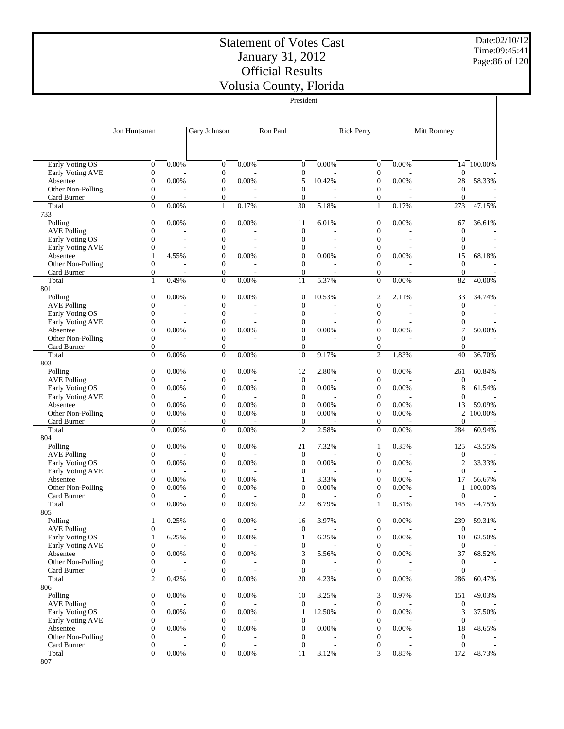# Statement of Votes Cast
# January 31, 2012
# Official Results
# Volusia County, Florida

Date:02/10/12
Time:09:45:41

President

| | Jon Huntsman | | Gary Johnson | | Ron Paul | | Rick Perry | | Mitt Romney | |
|---|---|---|---|---|---|---|---|---|---|---|
| Early Voting OS | 0 | 0.00% | 0 | 0.00% | 0 | 0.00% | 0 | 0.00% | 14 | 100.00% |
| Early Voting AVE | 0 | - | 0 | - | 0 | - | 0 | - | 0 | - |
| Absentee | 0 | 0.00% | 0 | 0.00% | 5 | 10.42% | 0 | 0.00% | 28 | 58.33% |
| Other Non-Polling | 0 | - | 0 | - | 0 | - | 0 | - | 0 | - |
| Card Burner | 0 | - | 0 | - | 0 | - | 0 | - | 0 | - |
| Total | 0 | 0.00% | 1 | 0.17% | 30 | 5.18% | 1 | 0.17% | 273 | 47.15% |
| 733 | | | | | | | | | | |
| Polling | 0 | 0.00% | 0 | 0.00% | 11 | 6.01% | 0 | 0.00% | 67 | 36.61% |
| AVE Polling | 0 | - | 0 | - | 0 | - | 0 | - | 0 | - |
| Early Voting OS | 0 | - | 0 | - | 0 | - | 0 | - | 0 | - |
| Early Voting AVE | 0 | - | 0 | - | 0 | - | 0 | - | 0 | - |
| Absentee | 1 | 4.55% | 0 | 0.00% | 0 | 0.00% | 0 | 0.00% | 15 | 68.18% |
| Other Non-Polling | 0 | - | 0 | - | 0 | - | 0 | - | 0 | - |
| Card Burner | 0 | - | 0 | - | 0 | - | 0 | - | 0 | - |
| Total | 1 | 0.49% | 0 | 0.00% | 11 | 5.37% | 0 | 0.00% | 82 | 40.00% |
| 801 | | | | | | | | | | |
| Polling | 0 | 0.00% | 0 | 0.00% | 10 | 10.53% | 2 | 2.11% | 33 | 34.74% |
| AVE Polling | 0 | - | 0 | - | 0 | - | 0 | - | 0 | - |
| Early Voting OS | 0 | - | 0 | - | 0 | - | 0 | - | 0 | - |
| Early Voting AVE | 0 | - | 0 | - | 0 | - | 0 | - | 0 | - |
| Absentee | 0 | 0.00% | 0 | 0.00% | 0 | 0.00% | 0 | 0.00% | 7 | 50.00% |
| Other Non-Polling | 0 | - | 0 | - | 0 | - | 0 | - | 0 | - |
| Card Burner | 0 | - | 0 | - | 0 | - | 0 | - | 0 | - |
| Total | 0 | 0.00% | 0 | 0.00% | 10 | 9.17% | 2 | 1.83% | 40 | 36.70% |
| 803 | | | | | | | | | | |
| Polling | 0 | 0.00% | 0 | 0.00% | 12 | 2.80% | 0 | 0.00% | 261 | 60.84% |
| AVE Polling | 0 | - | 0 | - | 0 | - | 0 | - | 0 | - |
| Early Voting OS | 0 | 0.00% | 0 | 0.00% | 0 | 0.00% | 0 | 0.00% | 8 | 61.54% |
| Early Voting AVE | 0 | - | 0 | - | 0 | - | 0 | - | 0 | - |
| Absentee | 0 | 0.00% | 0 | 0.00% | 0 | 0.00% | 0 | 0.00% | 13 | 59.09% |
| Other Non-Polling | 0 | 0.00% | 0 | 0.00% | 0 | 0.00% | 0 | 0.00% | 2 | 100.00% |
| Card Burner | 0 | - | 0 | - | 0 | - | 0 | - | 0 | - |
| Total | 0 | 0.00% | 0 | 0.00% | 12 | 2.58% | 0 | 0.00% | 284 | 60.94% |
| 804 | | | | | | | | | | |
| Polling | 0 | 0.00% | 0 | 0.00% | 21 | 7.32% | 1 | 0.35% | 125 | 43.55% |
| AVE Polling | 0 | - | 0 | - | 0 | - | 0 | - | 0 | - |
| Early Voting OS | 0 | 0.00% | 0 | 0.00% | 0 | 0.00% | 0 | 0.00% | 2 | 33.33% |
| Early Voting AVE | 0 | - | 0 | - | 0 | - | 0 | - | 0 | - |
| Absentee | 0 | 0.00% | 0 | 0.00% | 1 | 3.33% | 0 | 0.00% | 17 | 56.67% |
| Other Non-Polling | 0 | 0.00% | 0 | 0.00% | 0 | 0.00% | 0 | 0.00% | 1 | 100.00% |
| Card Burner | 0 | - | 0 | - | 0 | - | 0 | - | 0 | - |
| Total | 0 | 0.00% | 0 | 0.00% | 22 | 6.79% | 1 | 0.31% | 145 | 44.75% |
| 805 | | | | | | | | | | |
| Polling | 1 | 0.25% | 0 | 0.00% | 16 | 3.97% | 0 | 0.00% | 239 | 59.31% |
| AVE Polling | 0 | - | 0 | - | 0 | - | 0 | - | 0 | - |
| Early Voting OS | 1 | 6.25% | 0 | 0.00% | 1 | 6.25% | 0 | 0.00% | 10 | 62.50% |
| Early Voting AVE | 0 | - | 0 | - | 0 | - | 0 | - | 0 | - |
| Absentee | 0 | 0.00% | 0 | 0.00% | 3 | 5.56% | 0 | 0.00% | 37 | 68.52% |
| Other Non-Polling | 0 | - | 0 | - | 0 | - | 0 | - | 0 | - |
| Card Burner | 0 | - | 0 | - | 0 | - | 0 | - | 0 | - |
| Total | 2 | 0.42% | 0 | 0.00% | 20 | 4.23% | 0 | 0.00% | 286 | 60.47% |
| 806 | | | | | | | | | | |
| Polling | 0 | 0.00% | 0 | 0.00% | 10 | 3.25% | 3 | 0.97% | 151 | 49.03% |
| AVE Polling | 0 | - | 0 | - | 0 | - | 0 | - | 0 | - |
| Early Voting OS | 0 | 0.00% | 0 | 0.00% | 1 | 12.50% | 0 | 0.00% | 3 | 37.50% |
| Early Voting AVE | 0 | - | 0 | - | 0 | - | 0 | - | 0 | - |
| Absentee | 0 | 0.00% | 0 | 0.00% | 0 | 0.00% | 0 | 0.00% | 18 | 48.65% |
| Other Non-Polling | 0 | - | 0 | - | 0 | - | 0 | - | 0 | - |
| Card Burner | 0 | - | 0 | - | 0 | - | 0 | - | 0 | - |
| Total | 0 | 0.00% | 0 | 0.00% | 11 | 3.12% | 3 | 0.85% | 172 | 48.73% |
| 807 | | | | | | | | | | |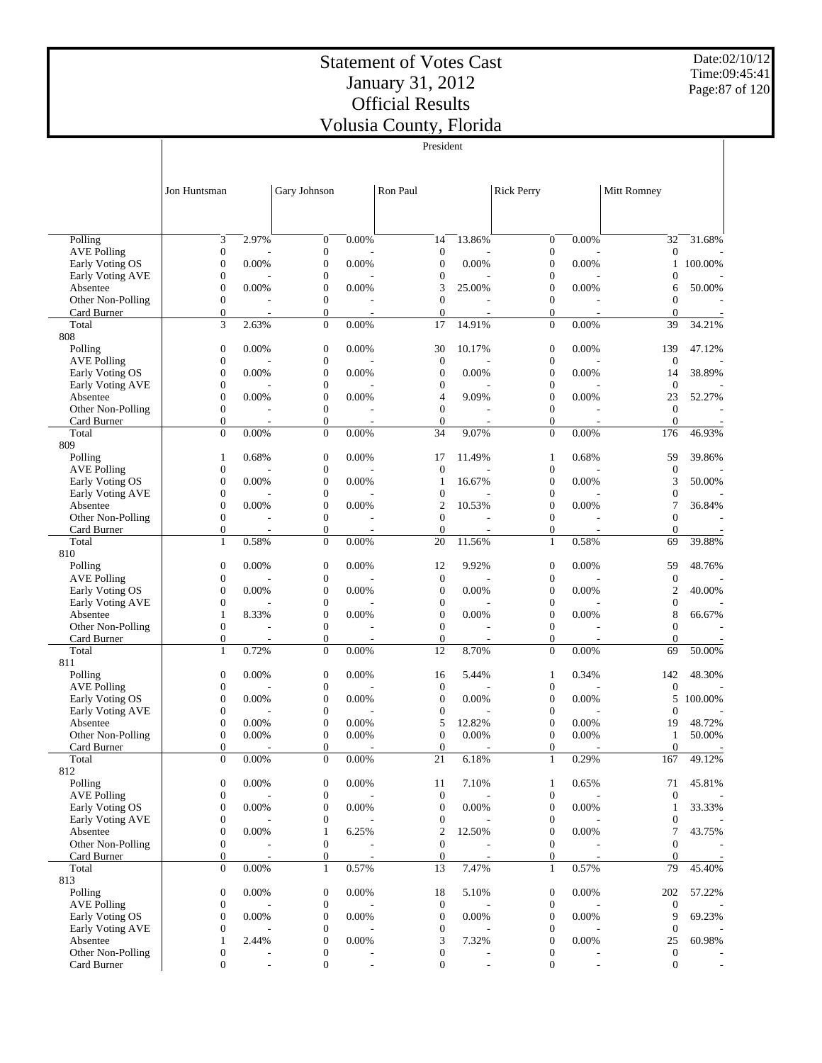# Statement of Votes Cast
# January 31, 2012
# Official Results
# Volusia County, Florida

Date:02/10/12
Time:09:45:41

President

| | Jon Huntsman | | Gary Johnson | | Ron Paul | | Rick Perry | | Mitt Romney | |
|---|---|---|---|---|---|---|---|---|---|---|
| Polling | 3 | 2.97% | 0 | 0.00% | 14 | 13.86% | 0 | 0.00% | 32 | 31.68% |
| AVE Polling | 0 | - | 0 | - | 0 | - | 0 | - | 0 | - |
| Early Voting OS | 0 | 0.00% | 0 | 0.00% | 0 | 0.00% | 0 | 0.00% | 1 | 100.00% |
| Early Voting AVE | 0 | - | 0 | - | 0 | - | 0 | - | 0 | - |
| Absentee | 0 | 0.00% | 0 | 0.00% | 3 | 25.00% | 0 | 0.00% | 6 | 50.00% |
| Other Non-Polling | 0 | - | 0 | - | 0 | - | 0 | - | 0 | - |
| Card Burner | 0 | - | 0 | - | 0 | - | 0 | - | 0 | - |
| Total | 3 | 2.63% | 0 | 0.00% | 17 | 14.91% | 0 | 0.00% | 39 | 34.21% |
| 808 | | | | | | | | | | |
| Polling | 0 | 0.00% | 0 | 0.00% | 30 | 10.17% | 0 | 0.00% | 139 | 47.12% |
| AVE Polling | 0 | - | 0 | - | 0 | - | 0 | - | 0 | - |
| Early Voting OS | 0 | 0.00% | 0 | 0.00% | 0 | 0.00% | 0 | 0.00% | 14 | 38.89% |
| Early Voting AVE | 0 | - | 0 | - | 0 | - | 0 | - | 0 | - |
| Absentee | 0 | 0.00% | 0 | 0.00% | 4 | 9.09% | 0 | 0.00% | 23 | 52.27% |
| Other Non-Polling | 0 | - | 0 | - | 0 | - | 0 | - | 0 | - |
| Card Burner | 0 | - | 0 | - | 0 | - | 0 | - | 0 | - |
| Total | 0 | 0.00% | 0 | 0.00% | 34 | 9.07% | 0 | 0.00% | 176 | 46.93% |
| 809 | | | | | | | | | | |
| Polling | 1 | 0.68% | 0 | 0.00% | 17 | 11.49% | 1 | 0.68% | 59 | 39.86% |
| AVE Polling | 0 | - | 0 | - | 0 | - | 0 | - | 0 | - |
| Early Voting OS | 0 | 0.00% | 0 | 0.00% | 1 | 16.67% | 0 | 0.00% | 3 | 50.00% |
| Early Voting AVE | 0 | - | 0 | - | 0 | - | 0 | - | 0 | - |
| Absentee | 0 | 0.00% | 0 | 0.00% | 2 | 10.53% | 0 | 0.00% | 7 | 36.84% |
| Other Non-Polling | 0 | - | 0 | - | 0 | - | 0 | - | 0 | - |
| Card Burner | 0 | - | 0 | - | 0 | - | 0 | - | 0 | - |
| Total | 1 | 0.58% | 0 | 0.00% | 20 | 11.56% | 1 | 0.58% | 69 | 39.88% |
| 810 | | | | | | | | | | |
| Polling | 0 | 0.00% | 0 | 0.00% | 12 | 9.92% | 0 | 0.00% | 59 | 48.76% |
| AVE Polling | 0 | - | 0 | - | 0 | - | 0 | - | 0 | - |
| Early Voting OS | 0 | 0.00% | 0 | 0.00% | 0 | 0.00% | 0 | 0.00% | 2 | 40.00% |
| Early Voting AVE | 0 | - | 0 | - | 0 | - | 0 | - | 0 | - |
| Absentee | 1 | 8.33% | 0 | 0.00% | 0 | 0.00% | 0 | 0.00% | 8 | 66.67% |
| Other Non-Polling | 0 | - | 0 | - | 0 | - | 0 | - | 0 | - |
| Card Burner | 0 | - | 0 | - | 0 | - | 0 | - | 0 | - |
| Total | 1 | 0.72% | 0 | 0.00% | 12 | 8.70% | 0 | 0.00% | 69 | 50.00% |
| 811 | | | | | | | | | | |
| Polling | 0 | 0.00% | 0 | 0.00% | 16 | 5.44% | 1 | 0.34% | 142 | 48.30% |
| AVE Polling | 0 | - | 0 | - | 0 | - | 0 | - | 0 | - |
| Early Voting OS | 0 | 0.00% | 0 | 0.00% | 0 | 0.00% | 0 | 0.00% | 5 | 100.00% |
| Early Voting AVE | 0 | - | 0 | - | 0 | - | 0 | - | 0 | - |
| Absentee | 0 | 0.00% | 0 | 0.00% | 5 | 12.82% | 0 | 0.00% | 19 | 48.72% |
| Other Non-Polling | 0 | 0.00% | 0 | 0.00% | 0 | 0.00% | 0 | 0.00% | 1 | 50.00% |
| Card Burner | 0 | - | 0 | - | 0 | - | 0 | - | 0 | - |
| Total | 0 | 0.00% | 0 | 0.00% | 21 | 6.18% | 1 | 0.29% | 167 | 49.12% |
| 812 | | | | | | | | | | |
| Polling | 0 | 0.00% | 0 | 0.00% | 11 | 7.10% | 1 | 0.65% | 71 | 45.81% |
| AVE Polling | 0 | - | 0 | - | 0 | - | 0 | - | 0 | - |
| Early Voting OS | 0 | 0.00% | 0 | 0.00% | 0 | 0.00% | 0 | 0.00% | 1 | 33.33% |
| Early Voting AVE | 0 | - | 0 | - | 0 | - | 0 | - | 0 | - |
| Absentee | 0 | 0.00% | 1 | 6.25% | 2 | 12.50% | 0 | 0.00% | 7 | 43.75% |
| Other Non-Polling | 0 | - | 0 | - | 0 | - | 0 | - | 0 | - |
| Card Burner | 0 | - | 0 | - | 0 | - | 0 | - | 0 | - |
| Total | 0 | 0.00% | 1 | 0.57% | 13 | 7.47% | 1 | 0.57% | 79 | 45.40% |
| 813 | | | | | | | | | | |
| Polling | 0 | 0.00% | 0 | 0.00% | 18 | 5.10% | 0 | 0.00% | 202 | 57.22% |
| AVE Polling | 0 | - | 0 | - | 0 | - | 0 | - | 0 | - |
| Early Voting OS | 0 | 0.00% | 0 | 0.00% | 0 | 0.00% | 0 | 0.00% | 9 | 69.23% |
| Early Voting AVE | 0 | - | 0 | - | 0 | - | 0 | - | 0 | - |
| Absentee | 1 | 2.44% | 0 | 0.00% | 3 | 7.32% | 0 | 0.00% | 25 | 60.98% |
| Other Non-Polling | 0 | - | 0 | - | 0 | - | 0 | - | 0 | - |
| Card Burner | 0 | - | 0 | - | 0 | - | 0 | - | 0 | - |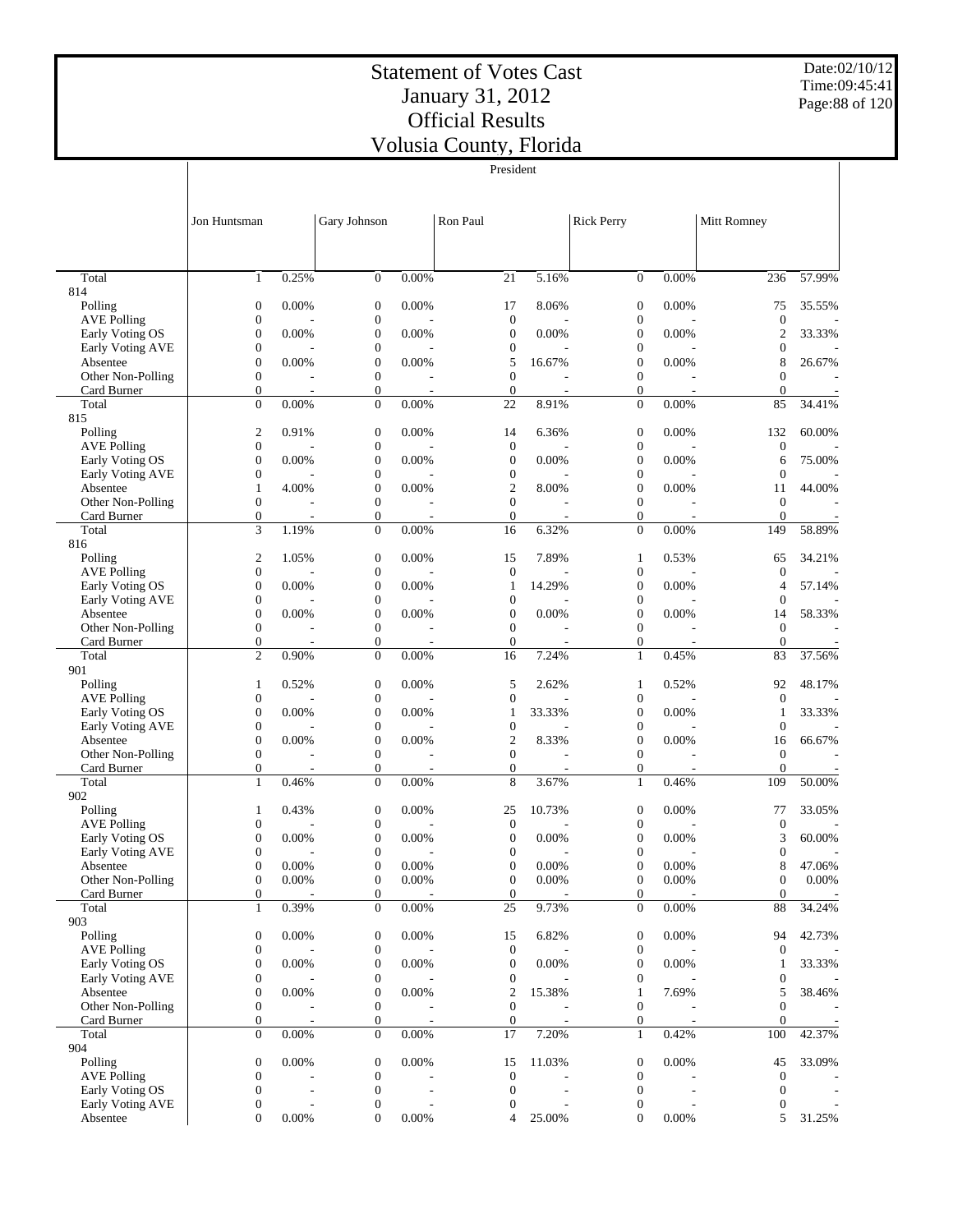# Statement of Votes Cast
# January 31, 2012
# Official Results
# Volusia County, Florida

Date:02/10/12
Time:09:45:41

| | President | | | | | | | | | |
|---|---|---|---|---|---|---|---|---|---|---|
| | Jon Huntsman | | Gary Johnson | | Ron Paul | | Rick Perry | | Mitt Romney | |
| Total | 1 | 0.25% | 0 | 0.00% | 21 | 5.16% | 0 | 0.00% | 236 | 57.99% |
| 814 | | | | | | | | | | |
| Polling | 0 | 0.00% | 0 | 0.00% | 17 | 8.06% | 0 | 0.00% | 75 | 35.55% |
| AVE Polling | 0 | - | 0 | - | 0 | - | 0 | - | 0 | - |
| Early Voting OS | 0 | 0.00% | 0 | 0.00% | 0 | 0.00% | 0 | 0.00% | 2 | 33.33% |
| Early Voting AVE | 0 | - | 0 | - | 0 | - | 0 | - | 0 | - |
| Absentee | 0 | 0.00% | 0 | 0.00% | 5 | 16.67% | 0 | 0.00% | 8 | 26.67% |
| Other Non-Polling | 0 | - | 0 | - | 0 | - | 0 | - | 0 | - |
| Card Burner | 0 | - | 0 | - | 0 | - | 0 | - | 0 | - |
| Total | 0 | 0.00% | 0 | 0.00% | 22 | 8.91% | 0 | 0.00% | 85 | 34.41% |
| 815 | | | | | | | | | | |
| Polling | 2 | 0.91% | 0 | 0.00% | 14 | 6.36% | 0 | 0.00% | 132 | 60.00% |
| AVE Polling | 0 | - | 0 | - | 0 | - | 0 | - | 0 | - |
| Early Voting OS | 0 | 0.00% | 0 | 0.00% | 0 | 0.00% | 0 | 0.00% | 6 | 75.00% |
| Early Voting AVE | 0 | - | 0 | - | 0 | - | 0 | - | 0 | - |
| Absentee | 1 | 4.00% | 0 | 0.00% | 2 | 8.00% | 0 | 0.00% | 11 | 44.00% |
| Other Non-Polling | 0 | - | 0 | - | 0 | - | 0 | - | 0 | - |
| Card Burner | 0 | - | 0 | - | 0 | - | 0 | - | 0 | - |
| Total | 3 | 1.19% | 0 | 0.00% | 16 | 6.32% | 0 | 0.00% | 149 | 58.89% |
| 816 | | | | | | | | | | |
| Polling | 2 | 1.05% | 0 | 0.00% | 15 | 7.89% | 1 | 0.53% | 65 | 34.21% |
| AVE Polling | 0 | - | 0 | - | 0 | - | 0 | - | 0 | - |
| Early Voting OS | 0 | 0.00% | 0 | 0.00% | 1 | 14.29% | 0 | 0.00% | 4 | 57.14% |
| Early Voting AVE | 0 | - | 0 | - | 0 | - | 0 | - | 0 | - |
| Absentee | 0 | 0.00% | 0 | 0.00% | 0 | 0.00% | 0 | 0.00% | 14 | 58.33% |
| Other Non-Polling | 0 | - | 0 | - | 0 | - | 0 | - | 0 | - |
| Card Burner | 0 | - | 0 | - | 0 | - | 0 | - | 0 | - |
| Total | 2 | 0.90% | 0 | 0.00% | 16 | 7.24% | 1 | 0.45% | 83 | 37.56% |
| 901 | | | | | | | | | | |
| Polling | 1 | 0.52% | 0 | 0.00% | 5 | 2.62% | 1 | 0.52% | 92 | 48.17% |
| AVE Polling | 0 | - | 0 | - | 0 | - | 0 | - | 0 | - |
| Early Voting OS | 0 | 0.00% | 0 | 0.00% | 1 | 33.33% | 0 | 0.00% | 1 | 33.33% |
| Early Voting AVE | 0 | - | 0 | - | 0 | - | 0 | - | 0 | - |
| Absentee | 0 | 0.00% | 0 | 0.00% | 2 | 8.33% | 0 | 0.00% | 16 | 66.67% |
| Other Non-Polling | 0 | - | 0 | - | 0 | - | 0 | - | 0 | - |
| Card Burner | 0 | - | 0 | - | 0 | - | 0 | - | 0 | - |
| Total | 1 | 0.46% | 0 | 0.00% | 8 | 3.67% | 1 | 0.46% | 109 | 50.00% |
| 902 | | | | | | | | | | |
| Polling | 1 | 0.43% | 0 | 0.00% | 25 | 10.73% | 0 | 0.00% | 77 | 33.05% |
| AVE Polling | 0 | - | 0 | - | 0 | - | 0 | - | 0 | - |
| Early Voting OS | 0 | 0.00% | 0 | 0.00% | 0 | 0.00% | 0 | 0.00% | 3 | 60.00% |
| Early Voting AVE | 0 | - | 0 | - | 0 | - | 0 | - | 0 | - |
| Absentee | 0 | 0.00% | 0 | 0.00% | 0 | 0.00% | 0 | 0.00% | 8 | 47.06% |
| Other Non-Polling | 0 | 0.00% | 0 | 0.00% | 0 | 0.00% | 0 | 0.00% | 0 | 0.00% |
| Card Burner | 0 | - | 0 | - | 0 | - | 0 | - | 0 | - |
| Total | 1 | 0.39% | 0 | 0.00% | 25 | 9.73% | 0 | 0.00% | 88 | 34.24% |
| 903 | | | | | | | | | | |
| Polling | 0 | 0.00% | 0 | 0.00% | 15 | 6.82% | 0 | 0.00% | 94 | 42.73% |
| AVE Polling | 0 | - | 0 | - | 0 | - | 0 | - | 0 | - |
| Early Voting OS | 0 | 0.00% | 0 | 0.00% | 0 | 0.00% | 0 | 0.00% | 1 | 33.33% |
| Early Voting AVE | 0 | - | 0 | - | 0 | - | 0 | - | 0 | - |
| Absentee | 0 | 0.00% | 0 | 0.00% | 2 | 15.38% | 1 | 7.69% | 5 | 38.46% |
| Other Non-Polling | 0 | - | 0 | - | 0 | - | 0 | - | 0 | - |
| Card Burner | 0 | - | 0 | - | 0 | - | 0 | - | 0 | - |
| Total | 0 | 0.00% | 0 | 0.00% | 17 | 7.20% | 1 | 0.42% | 100 | 42.37% |
| 904 | | | | | | | | | | |
| Polling | 0 | 0.00% | 0 | 0.00% | 15 | 11.03% | 0 | 0.00% | 45 | 33.09% |
| AVE Polling | 0 | - | 0 | - | 0 | - | 0 | - | 0 | - |
| Early Voting OS | 0 | - | 0 | - | 0 | - | 0 | - | 0 | - |
| Early Voting AVE | 0 | - | 0 | - | 0 | - | 0 | - | 0 | - |
| Absentee | 0 | 0.00% | 0 | 0.00% | 4 | 25.00% | 0 | 0.00% | 5 | 31.25% |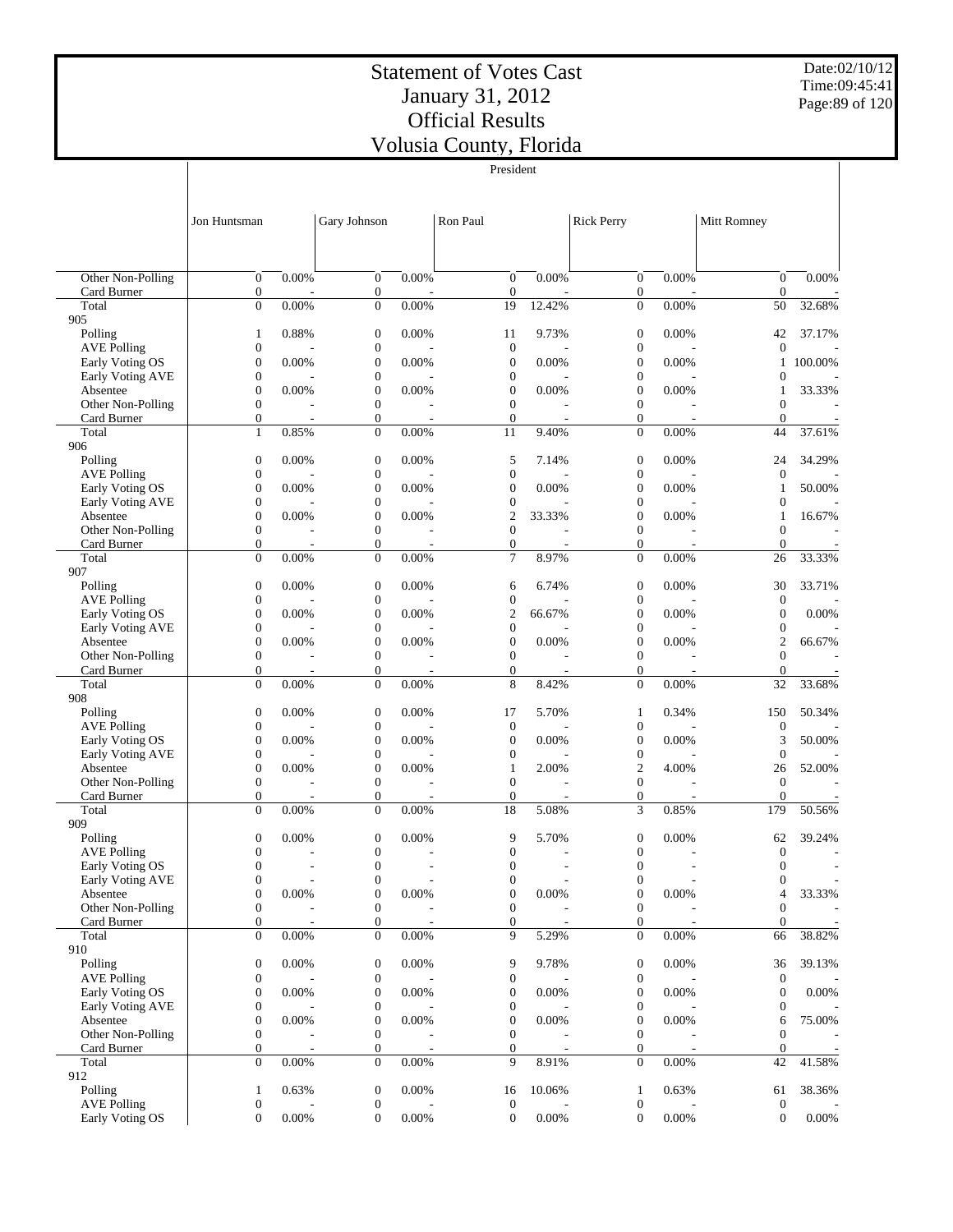# Statement of Votes Cast
## January 31, 2012
## Official Results
## Volusia County, Florida

Date:02/10/12
Time:09:45:41

President

| | Jon Huntsman | | Gary Johnson | | Ron Paul | | Rick Perry | | Mitt Romney | |
|---|---|---|---|---|---|---|---|---|---|---|
| Other Non-Polling | 0 | 0.00% | 0 | 0.00% | 0 | 0.00% | 0 | 0.00% | 0 | 0.00% |
| Card Burner | 0 | - | 0 | - | 0 | - | 0 | - | 0 | - |
| Total | 0 | 0.00% | 0 | 0.00% | 19 | 12.42% | 0 | 0.00% | 50 | 32.68% |
| 905 | | | | | | | | | | |
| Polling | 1 | 0.88% | 0 | 0.00% | 11 | 9.73% | 0 | 0.00% | 42 | 37.17% |
| AVE Polling | 0 | - | 0 | - | 0 | - | 0 | - | 0 | - |
| Early Voting OS | 0 | 0.00% | 0 | 0.00% | 0 | 0.00% | 0 | 0.00% | 1 | 100.00% |
| Early Voting AVE | 0 | - | 0 | - | 0 | - | 0 | - | 0 | - |
| Absentee | 0 | 0.00% | 0 | 0.00% | 0 | 0.00% | 0 | 0.00% | 1 | 33.33% |
| Other Non-Polling | 0 | - | 0 | - | 0 | - | 0 | - | 0 | - |
| Card Burner | 0 | - | 0 | - | 0 | - | 0 | - | 0 | - |
| Total | 1 | 0.85% | 0 | 0.00% | 11 | 9.40% | 0 | 0.00% | 44 | 37.61% |
| 906 | | | | | | | | | | |
| Polling | 0 | 0.00% | 0 | 0.00% | 5 | 7.14% | 0 | 0.00% | 24 | 34.29% |
| AVE Polling | 0 | - | 0 | - | 0 | - | 0 | - | 0 | - |
| Early Voting OS | 0 | 0.00% | 0 | 0.00% | 0 | 0.00% | 0 | 0.00% | 1 | 50.00% |
| Early Voting AVE | 0 | - | 0 | - | 0 | - | 0 | - | 0 | - |
| Absentee | 0 | 0.00% | 0 | 0.00% | 2 | 33.33% | 0 | 0.00% | 1 | 16.67% |
| Other Non-Polling | 0 | - | 0 | - | 0 | - | 0 | - | 0 | - |
| Card Burner | 0 | - | 0 | - | 0 | - | 0 | - | 0 | - |
| Total | 0 | 0.00% | 0 | 0.00% | 7 | 8.97% | 0 | 0.00% | 26 | 33.33% |
| 907 | | | | | | | | | | |
| Polling | 0 | 0.00% | 0 | 0.00% | 6 | 6.74% | 0 | 0.00% | 30 | 33.71% |
| AVE Polling | 0 | - | 0 | - | 0 | - | 0 | - | 0 | - |
| Early Voting OS | 0 | 0.00% | 0 | 0.00% | 2 | 66.67% | 0 | 0.00% | 0 | 0.00% |
| Early Voting AVE | 0 | - | 0 | - | 0 | - | 0 | - | 0 | - |
| Absentee | 0 | 0.00% | 0 | 0.00% | 0 | 0.00% | 0 | 0.00% | 2 | 66.67% |
| Other Non-Polling | 0 | - | 0 | - | 0 | - | 0 | - | 0 | - |
| Card Burner | 0 | - | 0 | - | 0 | - | 0 | - | 0 | - |
| Total | 0 | 0.00% | 0 | 0.00% | 8 | 8.42% | 0 | 0.00% | 32 | 33.68% |
| 908 | | | | | | | | | | |
| Polling | 0 | 0.00% | 0 | 0.00% | 17 | 5.70% | 1 | 0.34% | 150 | 50.34% |
| AVE Polling | 0 | - | 0 | - | 0 | - | 0 | - | 0 | - |
| Early Voting OS | 0 | 0.00% | 0 | 0.00% | 0 | 0.00% | 0 | 0.00% | 3 | 50.00% |
| Early Voting AVE | 0 | - | 0 | - | 0 | - | 0 | - | 0 | - |
| Absentee | 0 | 0.00% | 0 | 0.00% | 1 | 2.00% | 2 | 4.00% | 26 | 52.00% |
| Other Non-Polling | 0 | - | 0 | - | 0 | - | 0 | - | 0 | - |
| Card Burner | 0 | - | 0 | - | 0 | - | 0 | - | 0 | - |
| Total | 0 | 0.00% | 0 | 0.00% | 18 | 5.08% | 3 | 0.85% | 179 | 50.56% |
| 909 | | | | | | | | | | |
| Polling | 0 | 0.00% | 0 | 0.00% | 9 | 5.70% | 0 | 0.00% | 62 | 39.24% |
| AVE Polling | 0 | - | 0 | - | 0 | - | 0 | - | 0 | - |
| Early Voting OS | 0 | - | 0 | - | 0 | - | 0 | - | 0 | - |
| Early Voting AVE | 0 | - | 0 | - | 0 | - | 0 | - | 0 | - |
| Absentee | 0 | 0.00% | 0 | 0.00% | 0 | 0.00% | 0 | 0.00% | 4 | 33.33% |
| Other Non-Polling | 0 | - | 0 | - | 0 | - | 0 | - | 0 | - |
| Card Burner | 0 | - | 0 | - | 0 | - | 0 | - | 0 | - |
| Total | 0 | 0.00% | 0 | 0.00% | 9 | 5.29% | 0 | 0.00% | 66 | 38.82% |
| 910 | | | | | | | | | | |
| Polling | 0 | 0.00% | 0 | 0.00% | 9 | 9.78% | 0 | 0.00% | 36 | 39.13% |
| AVE Polling | 0 | - | 0 | - | 0 | - | 0 | - | 0 | - |
| Early Voting OS | 0 | 0.00% | 0 | 0.00% | 0 | 0.00% | 0 | 0.00% | 0 | 0.00% |
| Early Voting AVE | 0 | - | 0 | - | 0 | - | 0 | - | 0 | - |
| Absentee | 0 | 0.00% | 0 | 0.00% | 0 | 0.00% | 0 | 0.00% | 6 | 75.00% |
| Other Non-Polling | 0 | - | 0 | - | 0 | - | 0 | - | 0 | - |
| Card Burner | 0 | - | 0 | - | 0 | - | 0 | - | 0 | - |
| Total | 0 | 0.00% | 0 | 0.00% | 9 | 8.91% | 0 | 0.00% | 42 | 41.58% |
| 912 | | | | | | | | | | |
| Polling | 1 | 0.63% | 0 | 0.00% | 16 | 10.06% | 1 | 0.63% | 61 | 38.36% |
| AVE Polling | 0 | - | 0 | - | 0 | - | 0 | - | 0 | - |
| Early Voting OS | 0 | 0.00% | 0 | 0.00% | 0 | 0.00% | 0 | 0.00% | 0 | 0.00% |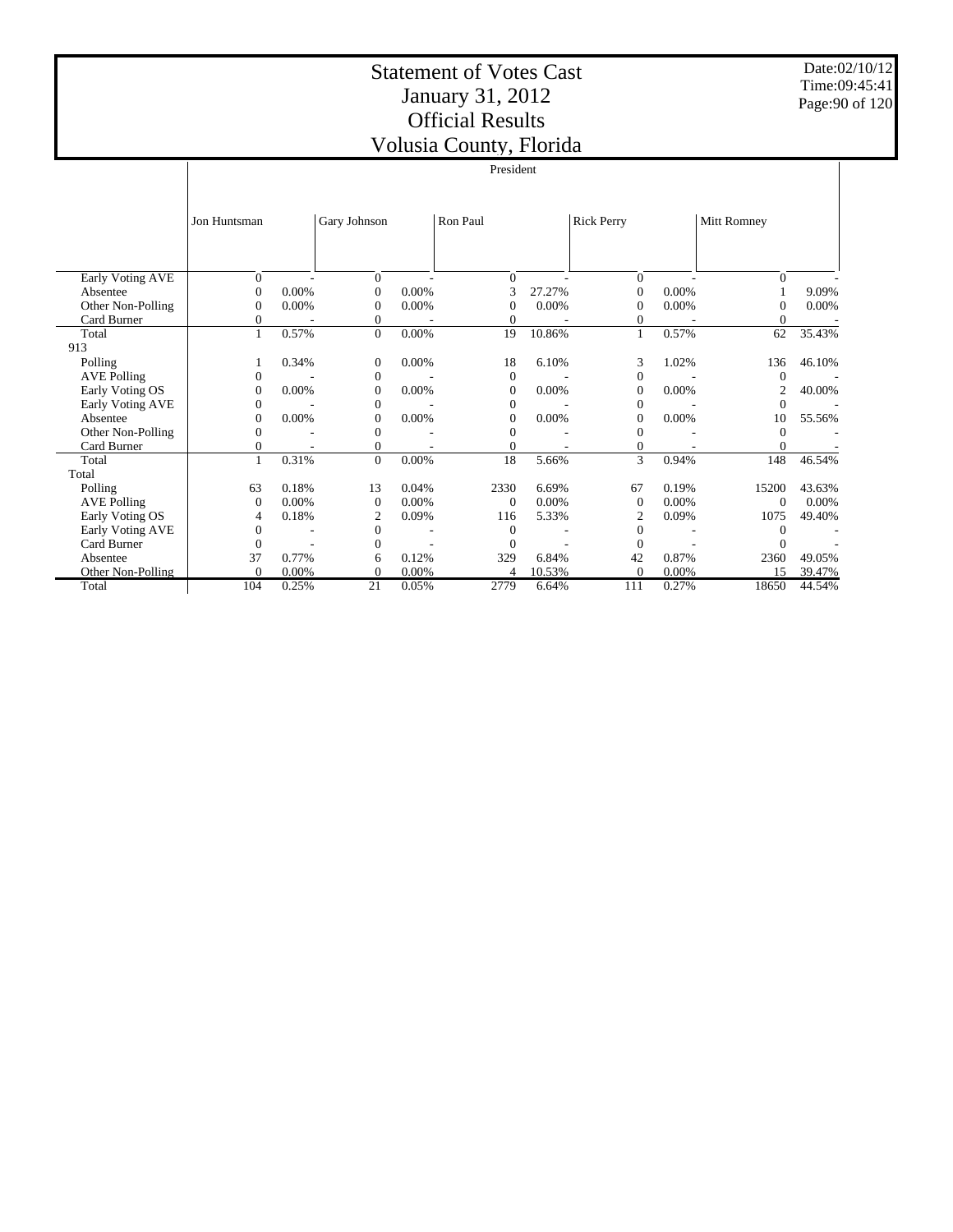# Statement of Votes Cast
# January 31, 2012
# Official Results
# Volusia County, Florida

Date:02/10/12
Time:09:45:41

| | President | | | | | | | | | |
|---|---|---|---|---|---|---|---|---|---|---|
| | Jon Huntsman | | Gary Johnson | | Ron Paul | | Rick Perry | | Mitt Romney | |
| Early Voting AVE | 0 | - | 0 | - | 0 | - | 0 | - | 0 | - |
| Absentee | 0 | 0.00% | 0 | 0.00% | 3 | 27.27% | 0 | 0.00% | 1 | 9.09% |
| Other Non-Polling | 0 | 0.00% | 0 | 0.00% | 0 | 0.00% | 0 | 0.00% | 0 | 0.00% |
| Card Burner | 0 | - | 0 | - | 0 | - | 0 | - | 0 | - |
| Total | 1 | 0.57% | 0 | 0.00% | 19 | 10.86% | 1 | 0.57% | 62 | 35.43% |
| 913 | | | | | | | | | | |
| Polling | 1 | 0.34% | 0 | 0.00% | 18 | 6.10% | 3 | 1.02% | 136 | 46.10% |
| AVE Polling | 0 | - | 0 | - | 0 | - | 0 | - | 0 | - |
| Early Voting OS | 0 | 0.00% | 0 | 0.00% | 0 | 0.00% | 0 | 0.00% | 2 | 40.00% |
| Early Voting AVE | 0 | - | 0 | - | 0 | - | 0 | - | 0 | - |
| Absentee | 0 | 0.00% | 0 | 0.00% | 0 | 0.00% | 0 | 0.00% | 10 | 55.56% |
| Other Non-Polling | 0 | - | 0 | - | 0 | - | 0 | - | 0 | - |
| Card Burner | 0 | - | 0 | - | 0 | - | 0 | - | 0 | - |
| Total | 1 | 0.31% | 0 | 0.00% | 18 | 5.66% | 3 | 0.94% | 148 | 46.54% |
| Total | | | | | | | | | | |
| Polling | 63 | 0.18% | 13 | 0.04% | 2330 | 6.69% | 67 | 0.19% | 15200 | 43.63% |
| AVE Polling | 0 | 0.00% | 0 | 0.00% | 0 | 0.00% | 0 | 0.00% | 0 | 0.00% |
| Early Voting OS | 4 | 0.18% | 2 | 0.09% | 116 | 5.33% | 2 | 0.09% | 1075 | 49.40% |
| Early Voting AVE | 0 | - | 0 | - | 0 | - | 0 | - | 0 | - |
| Card Burner | 0 | - | 0 | - | 0 | - | 0 | - | 0 | - |
| Absentee | 37 | 0.77% | 6 | 0.12% | 329 | 6.84% | 42 | 0.87% | 2360 | 49.05% |
| Other Non-Polling | 0 | 0.00% | 0 | 0.00% | 4 | 10.53% | 0 | 0.00% | 15 | 39.47% |
| Total | 104 | 0.25% | 21 | 0.05% | 2779 | 6.64% | 111 | 0.27% | 18650 | 44.54% |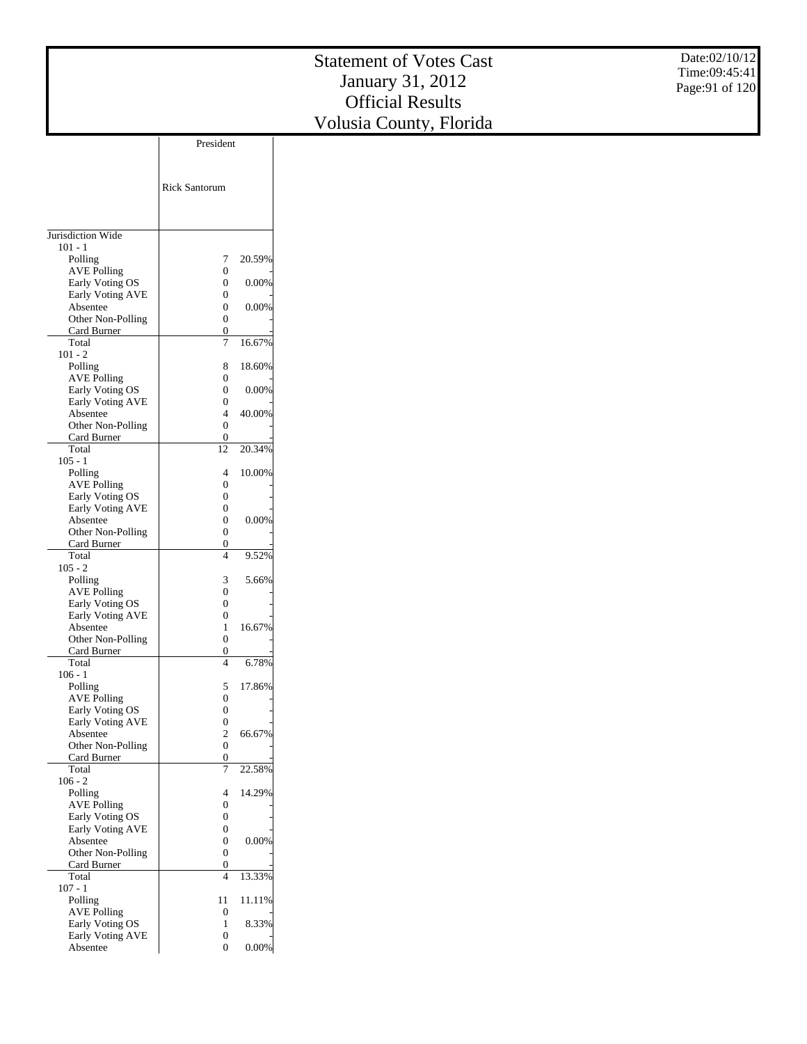# Statement of Votes Cast
# January 31, 2012
# Official Results
# Volusia County, Florida

Date:02/10/12
Time:09:45:41

| | President | |
|---|---|---|
| | Rick Santorum | |
| Jurisdiction Wide | | |
| 101 - 1 | | |
| Polling | 7 | 20.59% |
| AVE Polling | 0 | - |
| Early Voting OS | 0 | 0.00% |
| Early Voting AVE | 0 | - |
| Absentee | 0 | 0.00% |
| Other Non-Polling | 0 | - |
| Card Burner | 0 | - |
| Total | 7 | 16.67% |
| 101 - 2 | | |
| Polling | 8 | 18.60% |
| AVE Polling | 0 | - |
| Early Voting OS | 0 | 0.00% |
| Early Voting AVE | 0 | - |
| Absentee | 4 | 40.00% |
| Other Non-Polling | 0 | - |
| Card Burner | 0 | - |
| Total | 12 | 20.34% |
| 105 - 1 | | |
| Polling | 4 | 10.00% |
| AVE Polling | 0 | - |
| Early Voting OS | 0 | - |
| Early Voting AVE | 0 | - |
| Absentee | 0 | 0.00% |
| Other Non-Polling | 0 | - |
| Card Burner | 0 | - |
| Total | 4 | 9.52% |
| 105 - 2 | | |
| Polling | 3 | 5.66% |
| AVE Polling | 0 | - |
| Early Voting OS | 0 | - |
| Early Voting AVE | 0 | - |
| Absentee | 1 | 16.67% |
| Other Non-Polling | 0 | - |
| Card Burner | 0 | - |
| Total | 4 | 6.78% |
| 106 - 1 | | |
| Polling | 5 | 17.86% |
| AVE Polling | 0 | - |
| Early Voting OS | 0 | - |
| Early Voting AVE | 0 | - |
| Absentee | 2 | 66.67% |
| Other Non-Polling | 0 | - |
| Card Burner | 0 | - |
| Total | 7 | 22.58% |
| 106 - 2 | | |
| Polling | 4 | 14.29% |
| AVE Polling | 0 | - |
| Early Voting OS | 0 | - |
| Early Voting AVE | 0 | - |
| Absentee | 0 | 0.00% |
| Other Non-Polling | 0 | - |
| Card Burner | 0 | - |
| Total | 4 | 13.33% |
| 107 - 1 | | |
| Polling | 11 | 11.11% |
| AVE Polling | 0 | - |
| Early Voting OS | 1 | 8.33% |
| Early Voting AVE | 0 | - |
| Absentee | 0 | 0.00% |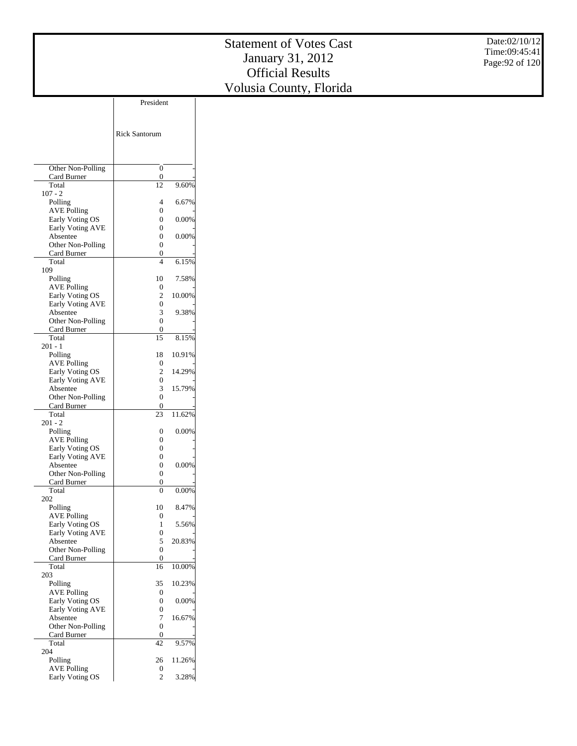# Statement of Votes Cast
## January 31, 2012
## Official Results
## Volusia County, Florida

Date:02/10/12
Time:09:45:41

| | President | |
|---|---|---|
| | Rick Santorum | |
| Other Non-Polling | 0 | - |
| Card Burner | 0 | - |
| Total | 12 | 9.60% |
| 107 - 2 | | |
| Polling | 4 | 6.67% |
| AVE Polling | 0 | - |
| Early Voting OS | 0 | 0.00% |
| Early Voting AVE | 0 | - |
| Absentee | 0 | 0.00% |
| Other Non-Polling | 0 | - |
| Card Burner | 0 | - |
| Total | 4 | 6.15% |
| 109 | | |
| Polling | 10 | 7.58% |
| AVE Polling | 0 | - |
| Early Voting OS | 2 | 10.00% |
| Early Voting AVE | 0 | - |
| Absentee | 3 | 9.38% |
| Other Non-Polling | 0 | - |
| Card Burner | 0 | - |
| Total | 15 | 8.15% |
| 201 - 1 | | |
| Polling | 18 | 10.91% |
| AVE Polling | 0 | - |
| Early Voting OS | 2 | 14.29% |
| Early Voting AVE | 0 | - |
| Absentee | 3 | 15.79% |
| Other Non-Polling | 0 | - |
| Card Burner | 0 | - |
| Total | 23 | 11.62% |
| 201 - 2 | | |
| Polling | 0 | 0.00% |
| AVE Polling | 0 | - |
| Early Voting OS | 0 | - |
| Early Voting AVE | 0 | - |
| Absentee | 0 | 0.00% |
| Other Non-Polling | 0 | - |
| Card Burner | 0 | - |
| Total | 0 | 0.00% |
| 202 | | |
| Polling | 10 | 8.47% |
| AVE Polling | 0 | - |
| Early Voting OS | 1 | 5.56% |
| Early Voting AVE | 0 | - |
| Absentee | 5 | 20.83% |
| Other Non-Polling | 0 | - |
| Card Burner | 0 | - |
| Total | 16 | 10.00% |
| 203 | | |
| Polling | 35 | 10.23% |
| AVE Polling | 0 | - |
| Early Voting OS | 0 | 0.00% |
| Early Voting AVE | 0 | - |
| Absentee | 7 | 16.67% |
| Other Non-Polling | 0 | - |
| Card Burner | 0 | - |
| Total | 42 | 9.57% |
| 204 | | |
| Polling | 26 | 11.26% |
| AVE Polling | 0 | - |
| Early Voting OS | 2 | 3.28% |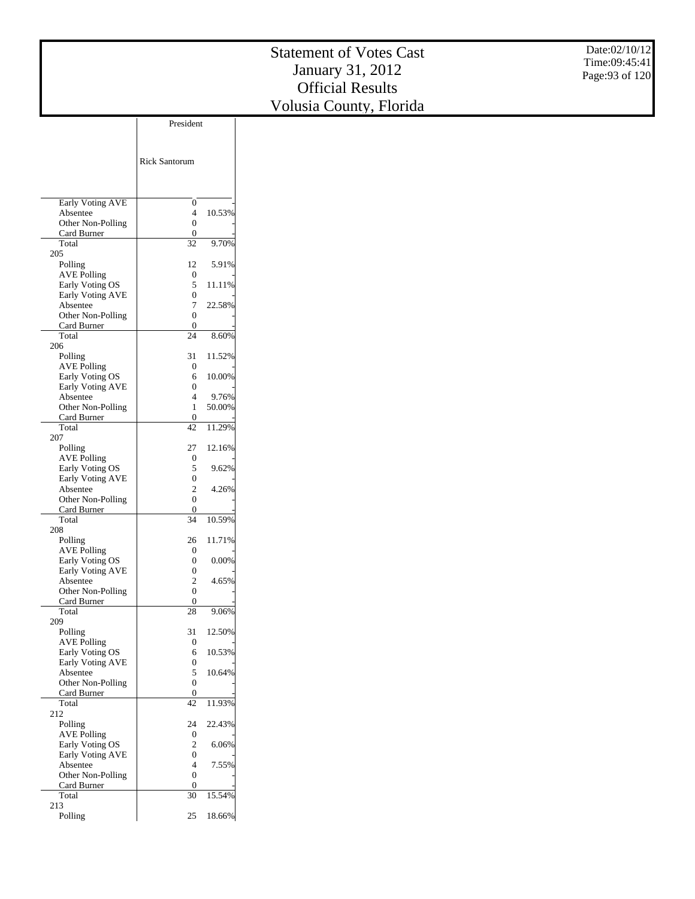# Statement of Votes Cast
# January 31, 2012
# Official Results
# Volusia County, Florida

Date:02/10/12
Time:09:45:41

| | President | |
|---|---|---|
| | Rick Santorum | |
| Early Voting AVE | 0 | - |
| Absentee | 4 | 10.53% |
| Other Non-Polling | 0 | - |
| Card Burner | 0 | - |
| Total | 32 | 9.70% |
| 205 | | |
| Polling | 12 | 5.91% |
| AVE Polling | 0 | - |
| Early Voting OS | 5 | 11.11% |
| Early Voting AVE | 0 | - |
| Absentee | 7 | 22.58% |
| Other Non-Polling | 0 | - |
| Card Burner | 0 | - |
| Total | 24 | 8.60% |
| 206 | | |
| Polling | 31 | 11.52% |
| AVE Polling | 0 | - |
| Early Voting OS | 6 | 10.00% |
| Early Voting AVE | 0 | - |
| Absentee | 4 | 9.76% |
| Other Non-Polling | 1 | 50.00% |
| Card Burner | 0 | - |
| Total | 42 | 11.29% |
| 207 | | |
| Polling | 27 | 12.16% |
| AVE Polling | 0 | - |
| Early Voting OS | 5 | 9.62% |
| Early Voting AVE | 0 | - |
| Absentee | 2 | 4.26% |
| Other Non-Polling | 0 | - |
| Card Burner | 0 | - |
| Total | 34 | 10.59% |
| 208 | | |
| Polling | 26 | 11.71% |
| AVE Polling | 0 | - |
| Early Voting OS | 0 | 0.00% |
| Early Voting AVE | 0 | - |
| Absentee | 2 | 4.65% |
| Other Non-Polling | 0 | - |
| Card Burner | 0 | - |
| Total | 28 | 9.06% |
| 209 | | |
| Polling | 31 | 12.50% |
| AVE Polling | 0 | - |
| Early Voting OS | 6 | 10.53% |
| Early Voting AVE | 0 | - |
| Absentee | 5 | 10.64% |
| Other Non-Polling | 0 | - |
| Card Burner | 0 | - |
| Total | 42 | 11.93% |
| 212 | | |
| Polling | 24 | 22.43% |
| AVE Polling | 0 | - |
| Early Voting OS | 2 | 6.06% |
| Early Voting AVE | 0 | - |
| Absentee | 4 | 7.55% |
| Other Non-Polling | 0 | - |
| Card Burner | 0 | - |
| Total | 30 | 15.54% |
| 213 | | |
| Polling | 25 | 18.66% |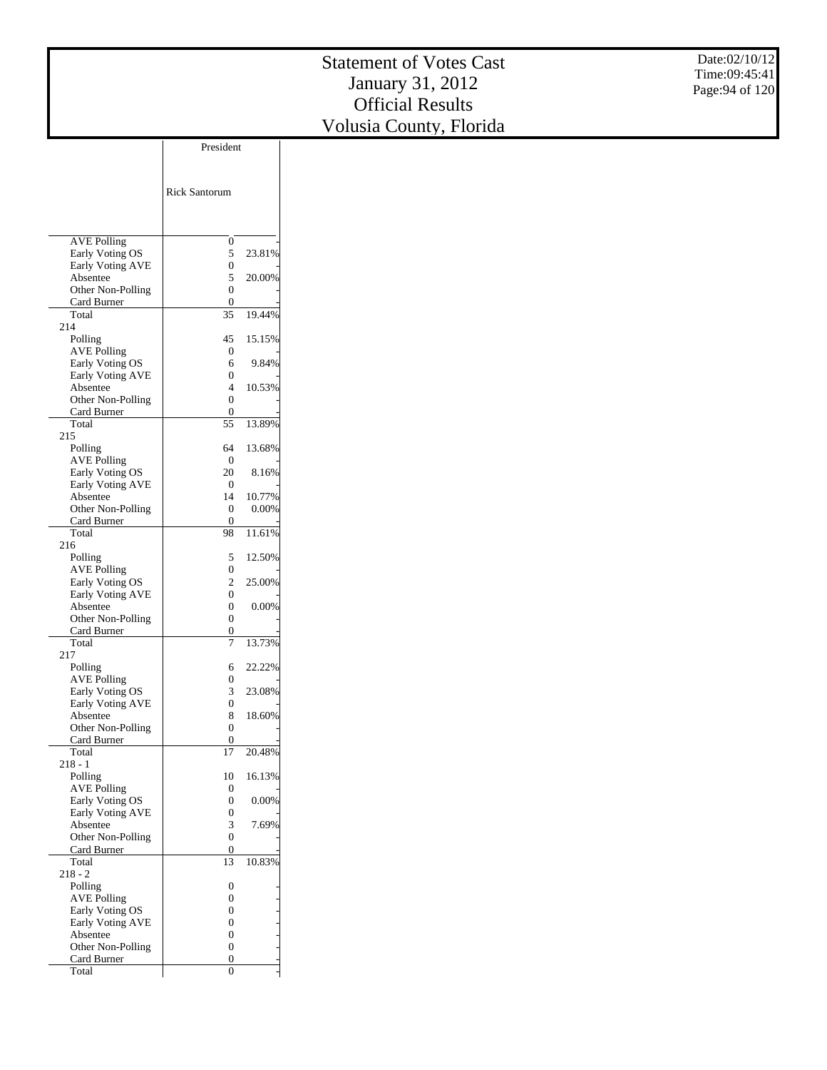# Statement of Votes Cast
# January 31, 2012
# Official Results
# Volusia County, Florida

Date:02/10/12
Time:09:45:41

| | President | |
|---|---|---|
| | Rick Santorum | |
| AVE Polling | 0 | - |
| Early Voting OS | 5 | 23.81% |
| Early Voting AVE | 0 | - |
| Absentee | 5 | 20.00% |
| Other Non-Polling | 0 | - |
| Card Burner | 0 | - |
| Total | 35 | 19.44% |
| 214 | | |
| Polling | 45 | 15.15% |
| AVE Polling | 0 | - |
| Early Voting OS | 6 | 9.84% |
| Early Voting AVE | 0 | - |
| Absentee | 4 | 10.53% |
| Other Non-Polling | 0 | - |
| Card Burner | 0 | - |
| Total | 55 | 13.89% |
| 215 | | |
| Polling | 64 | 13.68% |
| AVE Polling | 0 | - |
| Early Voting OS | 20 | 8.16% |
| Early Voting AVE | 0 | - |
| Absentee | 14 | 10.77% |
| Other Non-Polling | 0 | 0.00% |
| Card Burner | 0 | - |
| Total | 98 | 11.61% |
| 216 | | |
| Polling | 5 | 12.50% |
| AVE Polling | 0 | - |
| Early Voting OS | 2 | 25.00% |
| Early Voting AVE | 0 | - |
| Absentee | 0 | 0.00% |
| Other Non-Polling | 0 | - |
| Card Burner | 0 | - |
| Total | 7 | 13.73% |
| 217 | | |
| Polling | 6 | 22.22% |
| AVE Polling | 0 | - |
| Early Voting OS | 3 | 23.08% |
| Early Voting AVE | 0 | - |
| Absentee | 8 | 18.60% |
| Other Non-Polling | 0 | - |
| Card Burner | 0 | - |
| Total | 17 | 20.48% |
| 218 - 1 | | |
| Polling | 10 | 16.13% |
| AVE Polling | 0 | - |
| Early Voting OS | 0 | 0.00% |
| Early Voting AVE | 0 | - |
| Absentee | 3 | 7.69% |
| Other Non-Polling | 0 | - |
| Card Burner | 0 | - |
| Total | 13 | 10.83% |
| 218 - 2 | | |
| Polling | 0 | - |
| AVE Polling | 0 | - |
| Early Voting OS | 0 | - |
| Early Voting AVE | 0 | - |
| Absentee | 0 | - |
| Other Non-Polling | 0 | - |
| Card Burner | 0 | - |
| Total | 0 | - |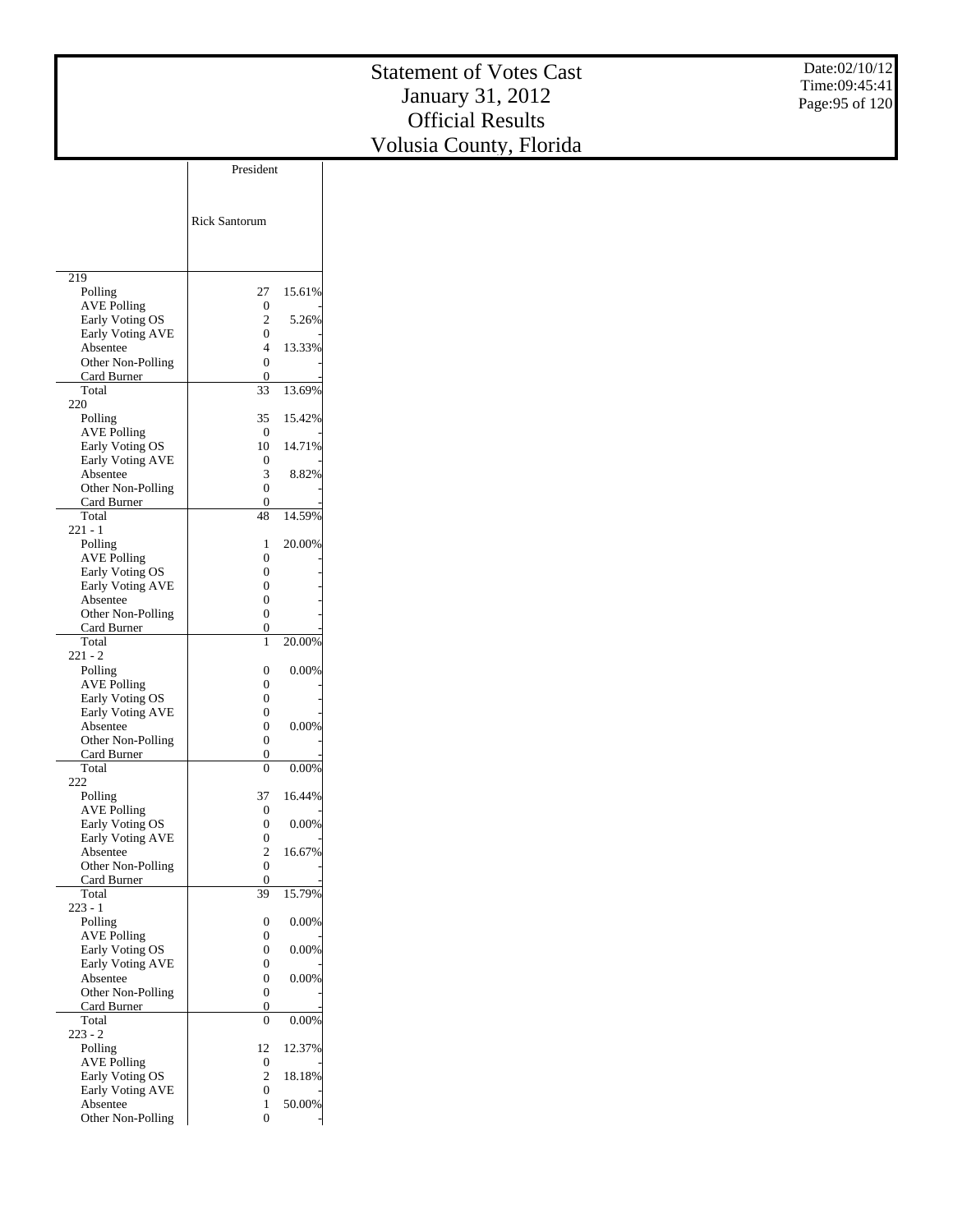# Statement of Votes Cast
# January 31, 2012
# Official Results
# Volusia County, Florida

| | President | |
|---|---|---|
| | Rick Santorum | |
| **219** | | |
| Polling | 27 | 15.61% |
| AVE Polling | 0 | - |
| Early Voting OS | 2 | 5.26% |
| Early Voting AVE | 0 | - |
| Absentee | 4 | 13.33% |
| Other Non-Polling | 0 | - |
| Card Burner | 0 | - |
| Total | 33 | 13.69% |
| **220** | | |
| Polling | 35 | 15.42% |
| AVE Polling | 0 | - |
| Early Voting OS | 10 | 14.71% |
| Early Voting AVE | 0 | - |
| Absentee | 3 | 8.82% |
| Other Non-Polling | 0 | - |
| Card Burner | 0 | - |
| Total | 48 | 14.59% |
| **221 - 1** | | |
| Polling | 1 | 20.00% |
| AVE Polling | 0 | - |
| Early Voting OS | 0 | - |
| Early Voting AVE | 0 | - |
| Absentee | 0 | - |
| Other Non-Polling | 0 | - |
| Card Burner | 0 | - |
| Total | 1 | 20.00% |
| **221 - 2** | | |
| Polling | 0 | 0.00% |
| AVE Polling | 0 | - |
| Early Voting OS | 0 | - |
| Early Voting AVE | 0 | - |
| Absentee | 0 | 0.00% |
| Other Non-Polling | 0 | - |
| Card Burner | 0 | - |
| Total | 0 | 0.00% |
| **222** | | |
| Polling | 37 | 16.44% |
| AVE Polling | 0 | - |
| Early Voting OS | 0 | 0.00% |
| Early Voting AVE | 0 | - |
| Absentee | 2 | 16.67% |
| Other Non-Polling | 0 | - |
| Card Burner | 0 | - |
| Total | 39 | 15.79% |
| **223 - 1** | | |
| Polling | 0 | 0.00% |
| AVE Polling | 0 | - |
| Early Voting OS | 0 | 0.00% |
| Early Voting AVE | 0 | - |
| Absentee | 0 | 0.00% |
| Other Non-Polling | 0 | - |
| Card Burner | 0 | - |
| Total | 0 | 0.00% |
| **223 - 2** | | |
| Polling | 12 | 12.37% |
| AVE Polling | 0 | - |
| Early Voting OS | 2 | 18.18% |
| Early Voting AVE | 0 | - |
| Absentee | 1 | 50.00% |
| Other Non-Polling | 0 | - |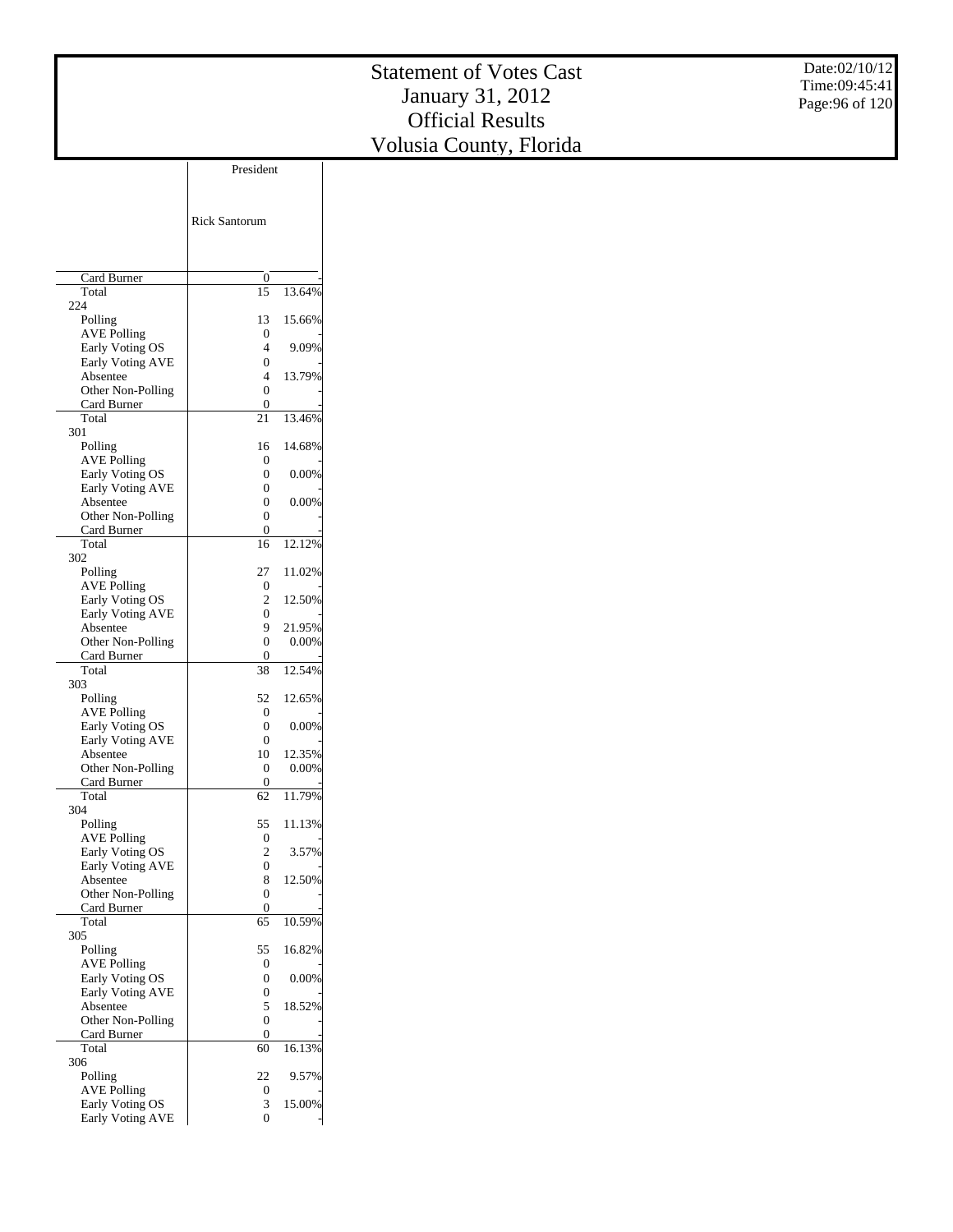# Statement of Votes Cast
# January 31, 2012
# Official Results
# Volusia County, Florida

Date:02/10/12
Time:09:45:41

| | President | |
|---|---|---|
| | Rick Santorum | |
| Card Burner | 0 | - |
| Total | 15 | 13.64% |
| 224 | | |
| Polling | 13 | 15.66% |
| AVE Polling | 0 | - |
| Early Voting OS | 4 | 9.09% |
| Early Voting AVE | 0 | - |
| Absentee | 4 | 13.79% |
| Other Non-Polling | 0 | - |
| Card Burner | 0 | - |
| Total | 21 | 13.46% |
| 301 | | |
| Polling | 16 | 14.68% |
| AVE Polling | 0 | - |
| Early Voting OS | 0 | 0.00% |
| Early Voting AVE | 0 | - |
| Absentee | 0 | 0.00% |
| Other Non-Polling | 0 | - |
| Card Burner | 0 | - |
| Total | 16 | 12.12% |
| 302 | | |
| Polling | 27 | 11.02% |
| AVE Polling | 0 | - |
| Early Voting OS | 2 | 12.50% |
| Early Voting AVE | 0 | - |
| Absentee | 9 | 21.95% |
| Other Non-Polling | 0 | 0.00% |
| Card Burner | 0 | - |
| Total | 38 | 12.54% |
| 303 | | |
| Polling | 52 | 12.65% |
| AVE Polling | 0 | - |
| Early Voting OS | 0 | 0.00% |
| Early Voting AVE | 0 | - |
| Absentee | 10 | 12.35% |
| Other Non-Polling | 0 | 0.00% |
| Card Burner | 0 | - |
| Total | 62 | 11.79% |
| 304 | | |
| Polling | 55 | 11.13% |
| AVE Polling | 0 | - |
| Early Voting OS | 2 | 3.57% |
| Early Voting AVE | 0 | - |
| Absentee | 8 | 12.50% |
| Other Non-Polling | 0 | - |
| Card Burner | 0 | - |
| Total | 65 | 10.59% |
| 305 | | |
| Polling | 55 | 16.82% |
| AVE Polling | 0 | - |
| Early Voting OS | 0 | 0.00% |
| Early Voting AVE | 0 | - |
| Absentee | 5 | 18.52% |
| Other Non-Polling | 0 | - |
| Card Burner | 0 | - |
| Total | 60 | 16.13% |
| 306 | | |
| Polling | 22 | 9.57% |
| AVE Polling | 0 | - |
| Early Voting OS | 3 | 15.00% |
| Early Voting AVE | 0 | - |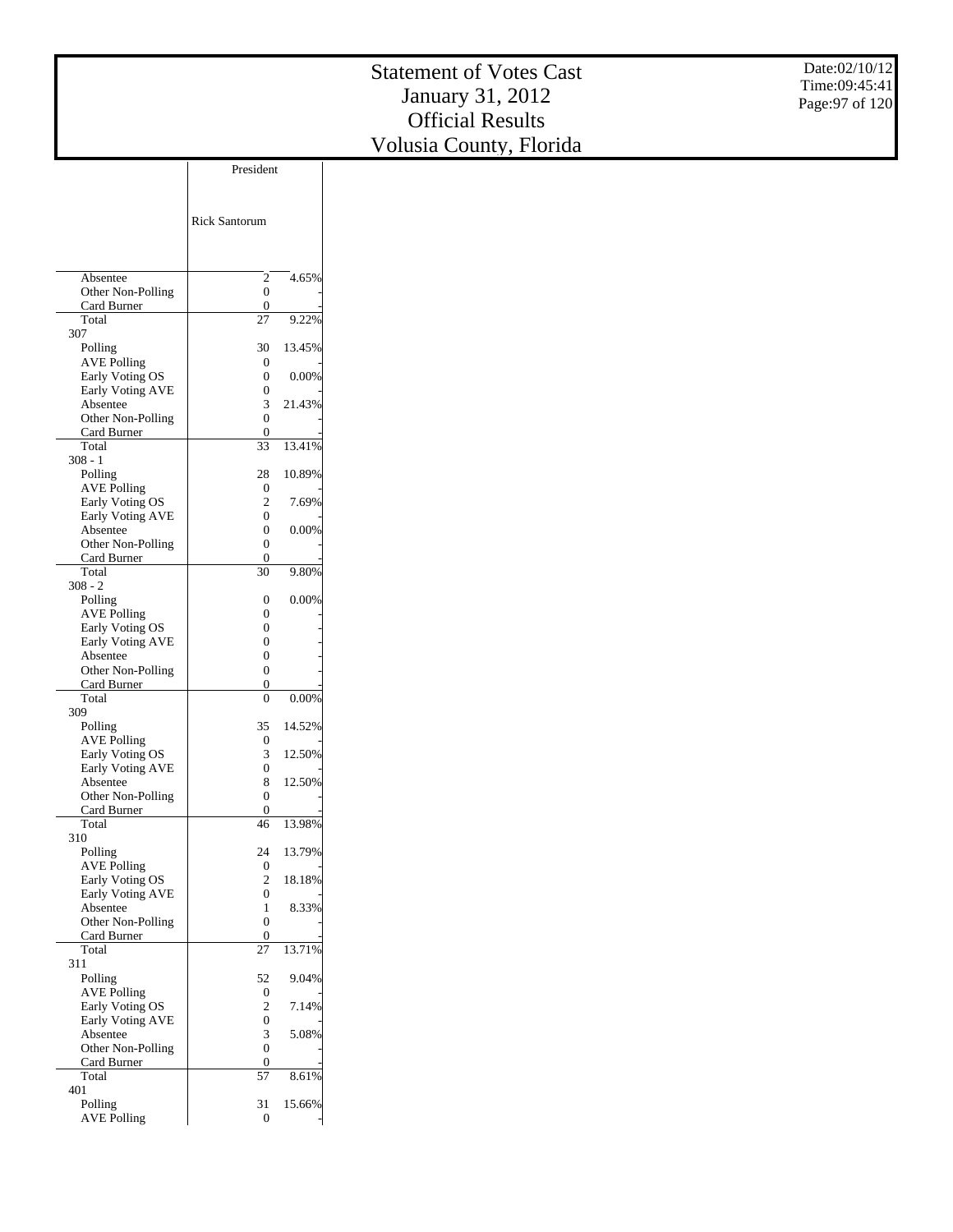# Statement of Votes Cast
# January 31, 2012
# Official Results
# Volusia County, Florida

Date:02/10/12
Time:09:45:41

| | President | |
|---|---|---|
| | Rick Santorum | |
| Absentee | 2 | 4.65% |
| Other Non-Polling | 0 | - |
| Card Burner | 0 | - |
| Total | 27 | 9.22% |
| 307 | | |
| Polling | 30 | 13.45% |
| AVE Polling | 0 | - |
| Early Voting OS | 0 | 0.00% |
| Early Voting AVE | 0 | - |
| Absentee | 3 | 21.43% |
| Other Non-Polling | 0 | - |
| Card Burner | 0 | - |
| Total | 33 | 13.41% |
| 308 - 1 | | |
| Polling | 28 | 10.89% |
| AVE Polling | 0 | - |
| Early Voting OS | 2 | 7.69% |
| Early Voting AVE | 0 | - |
| Absentee | 0 | 0.00% |
| Other Non-Polling | 0 | - |
| Card Burner | 0 | - |
| Total | 30 | 9.80% |
| 308 - 2 | | |
| Polling | 0 | 0.00% |
| AVE Polling | 0 | - |
| Early Voting OS | 0 | - |
| Early Voting AVE | 0 | - |
| Absentee | 0 | - |
| Other Non-Polling | 0 | - |
| Card Burner | 0 | - |
| Total | 0 | 0.00% |
| 309 | | |
| Polling | 35 | 14.52% |
| AVE Polling | 0 | - |
| Early Voting OS | 3 | 12.50% |
| Early Voting AVE | 0 | - |
| Absentee | 8 | 12.50% |
| Other Non-Polling | 0 | - |
| Card Burner | 0 | - |
| Total | 46 | 13.98% |
| 310 | | |
| Polling | 24 | 13.79% |
| AVE Polling | 0 | - |
| Early Voting OS | 2 | 18.18% |
| Early Voting AVE | 0 | - |
| Absentee | 1 | 8.33% |
| Other Non-Polling | 0 | - |
| Card Burner | 0 | - |
| Total | 27 | 13.71% |
| 311 | | |
| Polling | 52 | 9.04% |
| AVE Polling | 0 | - |
| Early Voting OS | 2 | 7.14% |
| Early Voting AVE | 0 | - |
| Absentee | 3 | 5.08% |
| Other Non-Polling | 0 | - |
| Card Burner | 0 | - |
| Total | 57 | 8.61% |
| 401 | | |
| Polling | 31 | 15.66% |
| AVE Polling | 0 | - |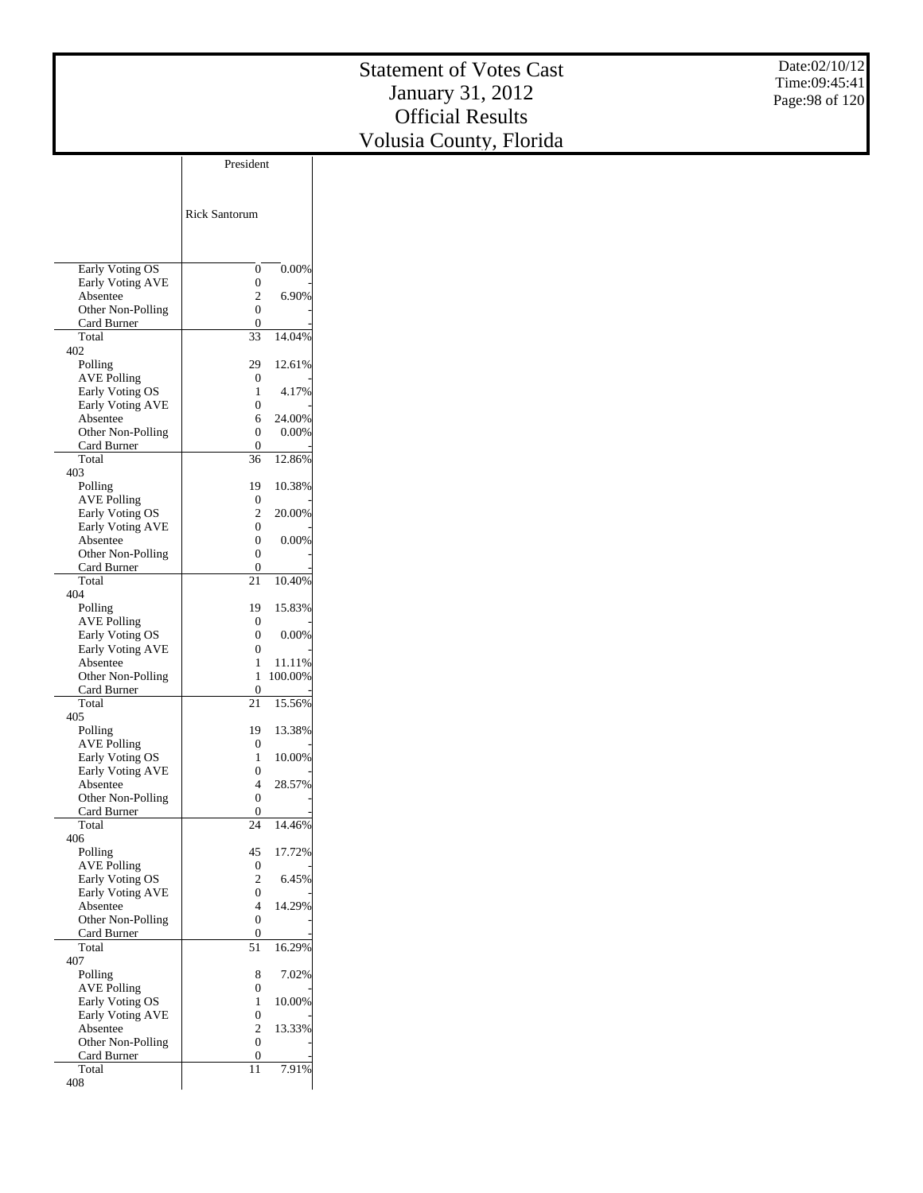# Statement of Votes Cast
# January 31, 2012
# Official Results
# Volusia County, Florida

| | President | |
|---|---|---|
| | Rick Santorum | |
| Early Voting OS | 0 | 0.00% |
| Early Voting AVE | 0 | - |
| Absentee | 2 | 6.90% |
| Other Non-Polling | 0 | - |
| Card Burner | 0 | - |
| Total | 33 | 14.04% |
| 402 | | |
| Polling | 29 | 12.61% |
| AVE Polling | 0 | - |
| Early Voting OS | 1 | 4.17% |
| Early Voting AVE | 0 | - |
| Absentee | 6 | 24.00% |
| Other Non-Polling | 0 | 0.00% |
| Card Burner | 0 | - |
| Total | 36 | 12.86% |
| 403 | | |
| Polling | 19 | 10.38% |
| AVE Polling | 0 | - |
| Early Voting OS | 2 | 20.00% |
| Early Voting AVE | 0 | - |
| Absentee | 0 | 0.00% |
| Other Non-Polling | 0 | - |
| Card Burner | 0 | - |
| Total | 21 | 10.40% |
| 404 | | |
| Polling | 19 | 15.83% |
| AVE Polling | 0 | - |
| Early Voting OS | 0 | 0.00% |
| Early Voting AVE | 0 | - |
| Absentee | 1 | 11.11% |
| Other Non-Polling | 1 | 100.00% |
| Card Burner | 0 | - |
| Total | 21 | 15.56% |
| 405 | | |
| Polling | 19 | 13.38% |
| AVE Polling | 0 | - |
| Early Voting OS | 1 | 10.00% |
| Early Voting AVE | 0 | - |
| Absentee | 4 | 28.57% |
| Other Non-Polling | 0 | - |
| Card Burner | 0 | - |
| Total | 24 | 14.46% |
| 406 | | |
| Polling | 45 | 17.72% |
| AVE Polling | 0 | - |
| Early Voting OS | 2 | 6.45% |
| Early Voting AVE | 0 | - |
| Absentee | 4 | 14.29% |
| Other Non-Polling | 0 | - |
| Card Burner | 0 | - |
| Total | 51 | 16.29% |
| 407 | | |
| Polling | 8 | 7.02% |
| AVE Polling | 0 | - |
| Early Voting OS | 1 | 10.00% |
| Early Voting AVE | 0 | - |
| Absentee | 2 | 13.33% |
| Other Non-Polling | 0 | - |
| Card Burner | 0 | - |
| Total | 11 | 7.91% |
| 408 | | |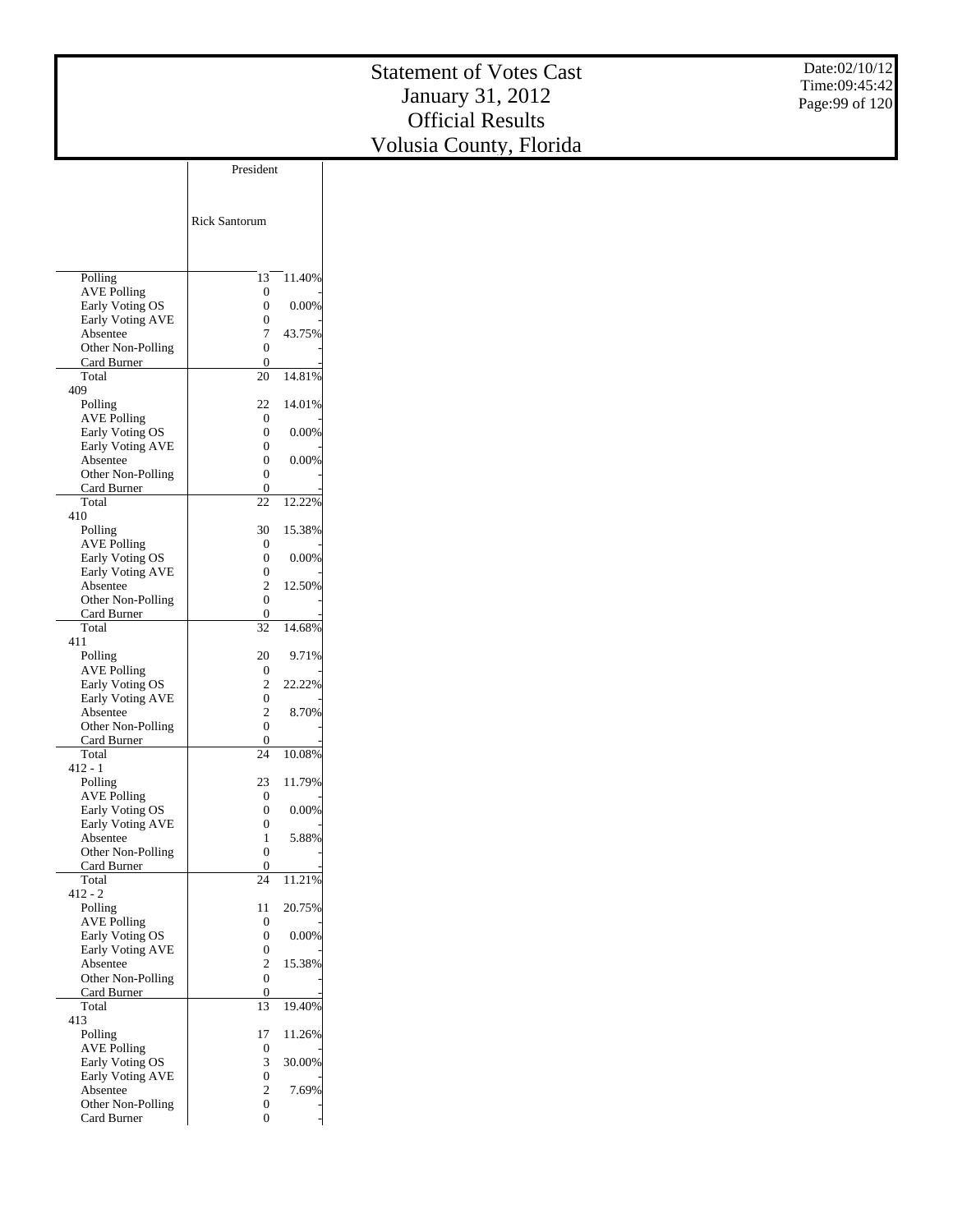# Statement of Votes Cast
## January 31, 2012
## Official Results
## Volusia County, Florida

Date:02/10/12
Time:09:45:42

| | President | |
|---|---|---|
| | Rick Santorum | |
| Polling | 13 | 11.40% |
| AVE Polling | 0 | - |
| Early Voting OS | 0 | 0.00% |
| Early Voting AVE | 0 | - |
| Absentee | 7 | 43.75% |
| Other Non-Polling | 0 | - |
| Card Burner | 0 | - |
| Total | 20 | 14.81% |
| **409** | | |
| Polling | 22 | 14.01% |
| AVE Polling | 0 | - |
| Early Voting OS | 0 | 0.00% |
| Early Voting AVE | 0 | - |
| Absentee | 0 | 0.00% |
| Other Non-Polling | 0 | - |
| Card Burner | 0 | - |
| Total | 22 | 12.22% |
| **410** | | |
| Polling | 30 | 15.38% |
| AVE Polling | 0 | - |
| Early Voting OS | 0 | 0.00% |
| Early Voting AVE | 0 | - |
| Absentee | 2 | 12.50% |
| Other Non-Polling | 0 | - |
| Card Burner | 0 | - |
| Total | 32 | 14.68% |
| **411** | | |
| Polling | 20 | 9.71% |
| AVE Polling | 0 | - |
| Early Voting OS | 2 | 22.22% |
| Early Voting AVE | 0 | - |
| Absentee | 2 | 8.70% |
| Other Non-Polling | 0 | - |
| Card Burner | 0 | - |
| Total | 24 | 10.08% |
| **412 - 1** | | |
| Polling | 23 | 11.79% |
| AVE Polling | 0 | - |
| Early Voting OS | 0 | 0.00% |
| Early Voting AVE | 0 | - |
| Absentee | 1 | 5.88% |
| Other Non-Polling | 0 | - |
| Card Burner | 0 | - |
| Total | 24 | 11.21% |
| **412 - 2** | | |
| Polling | 11 | 20.75% |
| AVE Polling | 0 | - |
| Early Voting OS | 0 | 0.00% |
| Early Voting AVE | 0 | - |
| Absentee | 2 | 15.38% |
| Other Non-Polling | 0 | - |
| Card Burner | 0 | - |
| Total | 13 | 19.40% |
| **413** | | |
| Polling | 17 | 11.26% |
| AVE Polling | 0 | - |
| Early Voting OS | 3 | 30.00% |
| Early Voting AVE | 0 | - |
| Absentee | 2 | 7.69% |
| Other Non-Polling | 0 | - |
| Card Burner | 0 | - |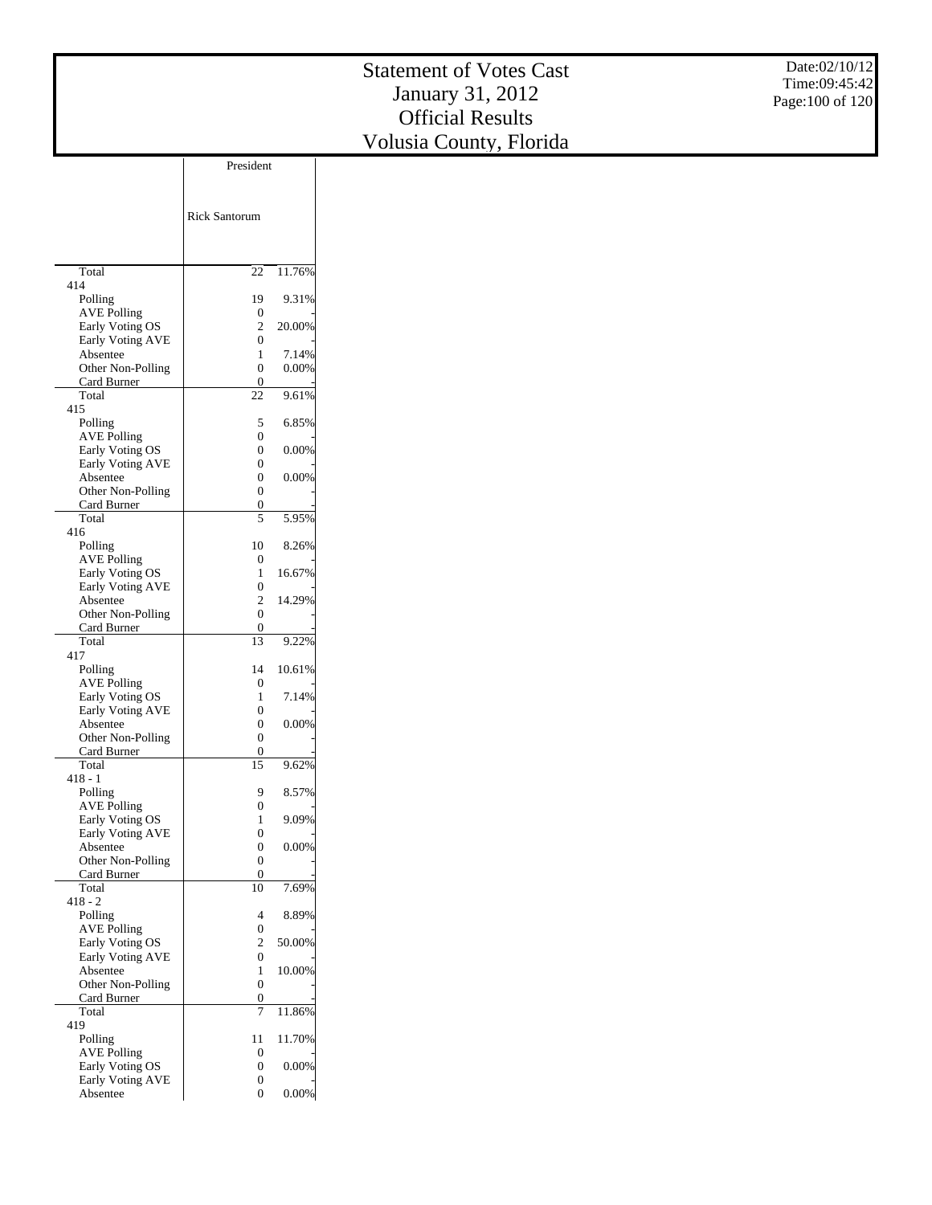# Statement of Votes Cast
# January 31, 2012
# Official Results
# Volusia County, Florida

| | President | |
|---|---|---|
| | Rick Santorum | |
| Total | 22 | 11.76% |
| 414 | | |
| Polling | 19 | 9.31% |
| AVE Polling | 0 | - |
| Early Voting OS | 2 | 20.00% |
| Early Voting AVE | 0 | - |
| Absentee | 1 | 7.14% |
| Other Non-Polling | 0 | 0.00% |
| Card Burner | 0 | - |
| Total | 22 | 9.61% |
| 415 | | |
| Polling | 5 | 6.85% |
| AVE Polling | 0 | - |
| Early Voting OS | 0 | 0.00% |
| Early Voting AVE | 0 | - |
| Absentee | 0 | 0.00% |
| Other Non-Polling | 0 | - |
| Card Burner | 0 | - |
| Total | 5 | 5.95% |
| 416 | | |
| Polling | 10 | 8.26% |
| AVE Polling | 0 | - |
| Early Voting OS | 1 | 16.67% |
| Early Voting AVE | 0 | - |
| Absentee | 2 | 14.29% |
| Other Non-Polling | 0 | - |
| Card Burner | 0 | - |
| Total | 13 | 9.22% |
| 417 | | |
| Polling | 14 | 10.61% |
| AVE Polling | 0 | - |
| Early Voting OS | 1 | 7.14% |
| Early Voting AVE | 0 | - |
| Absentee | 0 | 0.00% |
| Other Non-Polling | 0 | - |
| Card Burner | 0 | - |
| Total | 15 | 9.62% |
| 418 - 1 | | |
| Polling | 9 | 8.57% |
| AVE Polling | 0 | - |
| Early Voting OS | 1 | 9.09% |
| Early Voting AVE | 0 | - |
| Absentee | 0 | 0.00% |
| Other Non-Polling | 0 | - |
| Card Burner | 0 | - |
| Total | 10 | 7.69% |
| 418 - 2 | | |
| Polling | 4 | 8.89% |
| AVE Polling | 0 | - |
| Early Voting OS | 2 | 50.00% |
| Early Voting AVE | 0 | - |
| Absentee | 1 | 10.00% |
| Other Non-Polling | 0 | - |
| Card Burner | 0 | - |
| Total | 7 | 11.86% |
| 419 | | |
| Polling | 11 | 11.70% |
| AVE Polling | 0 | - |
| Early Voting OS | 0 | 0.00% |
| Early Voting AVE | 0 | - |
| Absentee | 0 | 0.00% |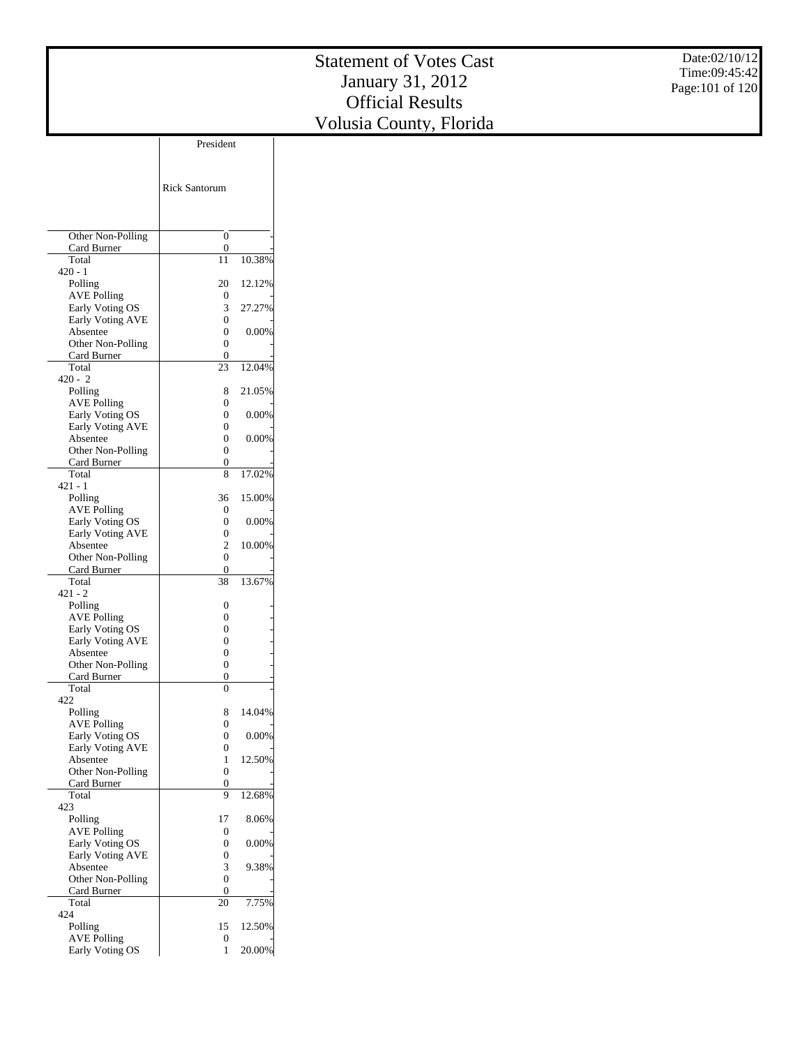# Statement of Votes Cast
# January 31, 2012
# Official Results
# Volusia County, Florida

Date:02/10/12
Time:09:45:42

| | President | |
|---|---|---|
| | Rick Santorum | |
| Other Non-Polling | 0 | - |
| Card Burner | 0 | - |
| Total | 11 | 10.38% |
| 420 - 1 | | |
| Polling | 20 | 12.12% |
| AVE Polling | 0 | - |
| Early Voting OS | 3 | 27.27% |
| Early Voting AVE | 0 | - |
| Absentee | 0 | 0.00% |
| Other Non-Polling | 0 | - |
| Card Burner | 0 | - |
| Total | 23 | 12.04% |
| 420 - 2 | | |
| Polling | 8 | 21.05% |
| AVE Polling | 0 | - |
| Early Voting OS | 0 | 0.00% |
| Early Voting AVE | 0 | - |
| Absentee | 0 | 0.00% |
| Other Non-Polling | 0 | - |
| Card Burner | 0 | - |
| Total | 8 | 17.02% |
| 421 - 1 | | |
| Polling | 36 | 15.00% |
| AVE Polling | 0 | - |
| Early Voting OS | 0 | 0.00% |
| Early Voting AVE | 0 | - |
| Absentee | 2 | 10.00% |
| Other Non-Polling | 0 | - |
| Card Burner | 0 | - |
| Total | 38 | 13.67% |
| 421 - 2 | | |
| Polling | 0 | - |
| AVE Polling | 0 | - |
| Early Voting OS | 0 | - |
| Early Voting AVE | 0 | - |
| Absentee | 0 | - |
| Other Non-Polling | 0 | - |
| Card Burner | 0 | - |
| Total | 0 | - |
| 422 | | |
| Polling | 8 | 14.04% |
| AVE Polling | 0 | - |
| Early Voting OS | 0 | 0.00% |
| Early Voting AVE | 0 | - |
| Absentee | 1 | 12.50% |
| Other Non-Polling | 0 | - |
| Card Burner | 0 | - |
| Total | 9 | 12.68% |
| 423 | | |
| Polling | 17 | 8.06% |
| AVE Polling | 0 | - |
| Early Voting OS | 0 | 0.00% |
| Early Voting AVE | 0 | - |
| Absentee | 3 | 9.38% |
| Other Non-Polling | 0 | - |
| Card Burner | 0 | - |
| Total | 20 | 7.75% |
| 424 | | |
| Polling | 15 | 12.50% |
| AVE Polling | 0 | - |
| Early Voting OS | 1 | 20.00% |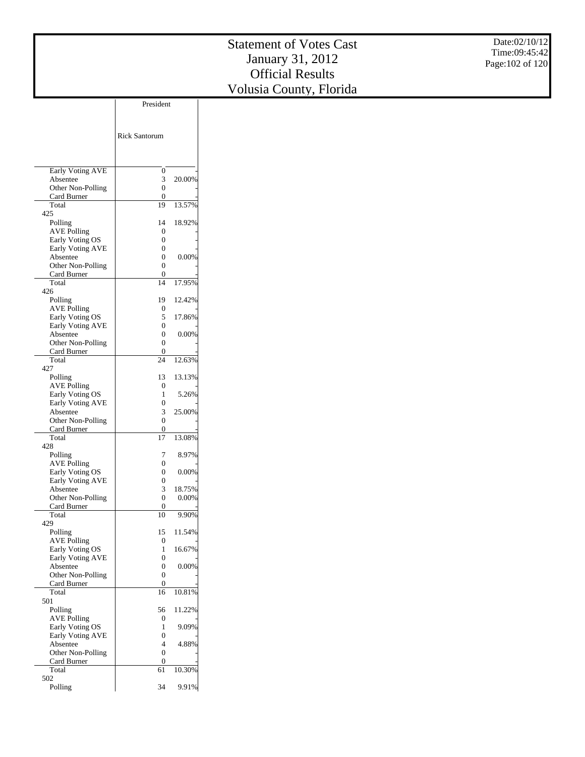# Statement of Votes Cast
# January 31, 2012
# Official Results
# Volusia County, Florida

Date:02/10/12
Time:09:45:42

| | President | |
|---|---|---|
| | Rick Santorum | |
| Early Voting AVE | 0 | - |
| Absentee | 3 | 20.00% |
| Other Non-Polling | 0 | - |
| Card Burner | 0 | - |
| Total | 19 | 13.57% |
| 425 | | |
| Polling | 14 | 18.92% |
| AVE Polling | 0 | - |
| Early Voting OS | 0 | - |
| Early Voting AVE | 0 | - |
| Absentee | 0 | 0.00% |
| Other Non-Polling | 0 | - |
| Card Burner | 0 | - |
| Total | 14 | 17.95% |
| 426 | | |
| Polling | 19 | 12.42% |
| AVE Polling | 0 | - |
| Early Voting OS | 5 | 17.86% |
| Early Voting AVE | 0 | - |
| Absentee | 0 | 0.00% |
| Other Non-Polling | 0 | - |
| Card Burner | 0 | - |
| Total | 24 | 12.63% |
| 427 | | |
| Polling | 13 | 13.13% |
| AVE Polling | 0 | - |
| Early Voting OS | 1 | 5.26% |
| Early Voting AVE | 0 | - |
| Absentee | 3 | 25.00% |
| Other Non-Polling | 0 | - |
| Card Burner | 0 | - |
| Total | 17 | 13.08% |
| 428 | | |
| Polling | 7 | 8.97% |
| AVE Polling | 0 | - |
| Early Voting OS | 0 | 0.00% |
| Early Voting AVE | 0 | - |
| Absentee | 3 | 18.75% |
| Other Non-Polling | 0 | 0.00% |
| Card Burner | 0 | - |
| Total | 10 | 9.90% |
| 429 | | |
| Polling | 15 | 11.54% |
| AVE Polling | 0 | - |
| Early Voting OS | 1 | 16.67% |
| Early Voting AVE | 0 | - |
| Absentee | 0 | 0.00% |
| Other Non-Polling | 0 | - |
| Card Burner | 0 | - |
| Total | 16 | 10.81% |
| 501 | | |
| Polling | 56 | 11.22% |
| AVE Polling | 0 | - |
| Early Voting OS | 1 | 9.09% |
| Early Voting AVE | 0 | - |
| Absentee | 4 | 4.88% |
| Other Non-Polling | 0 | - |
| Card Burner | 0 | - |
| Total | 61 | 10.30% |
| 502 | | |
| Polling | 34 | 9.91% |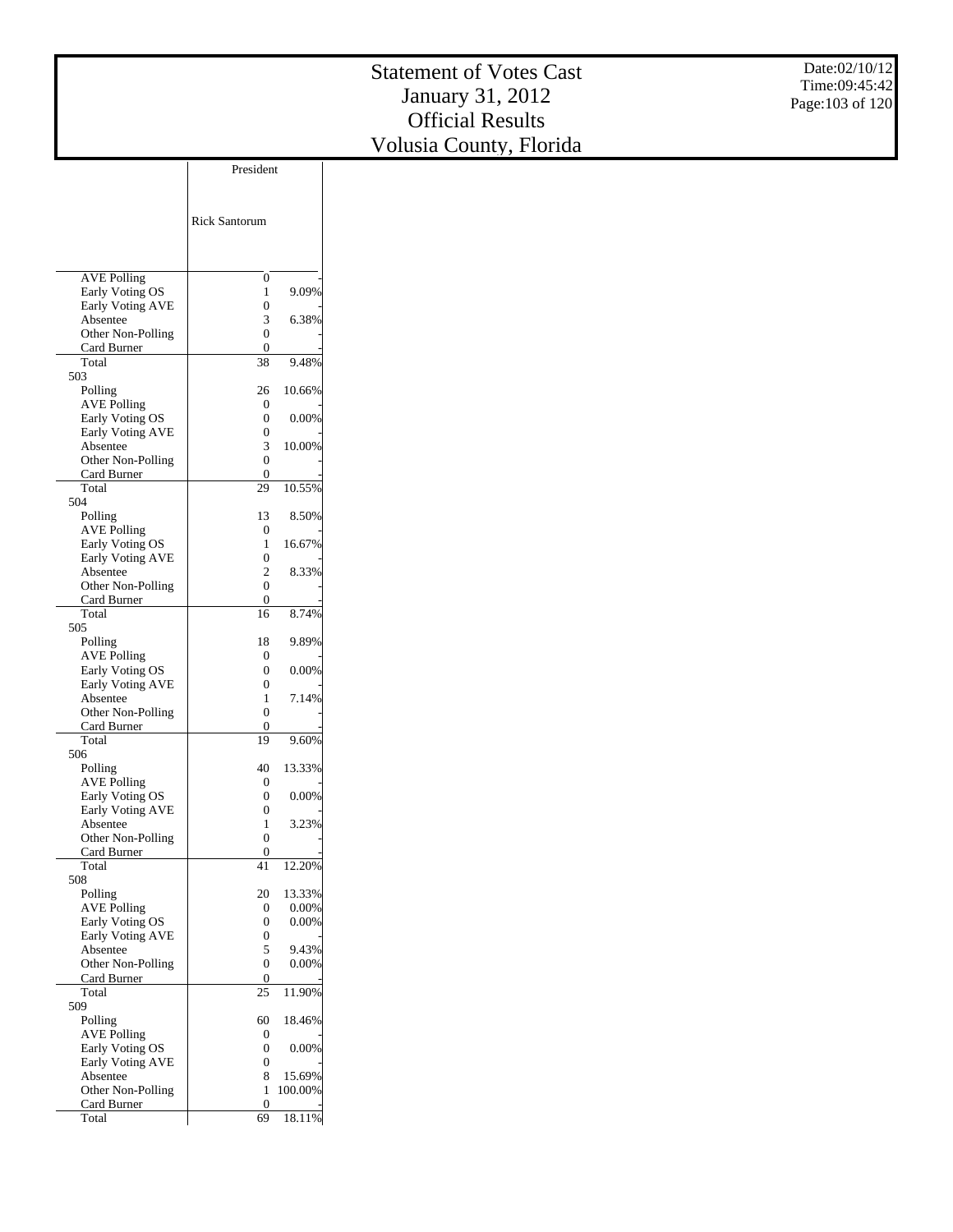# Statement of Votes Cast
# January 31, 2012
# Official Results
# Volusia County, Florida

Date:02/10/12
Time:09:45:42

| | President | |
|---|---|---|
| | Rick Santorum | |
| AVE Polling | 0 | - |
| Early Voting OS | 1 | 9.09% |
| Early Voting AVE | 0 | - |
| Absentee | 3 | 6.38% |
| Other Non-Polling | 0 | - |
| Card Burner | 0 | - |
| Total | 38 | 9.48% |
| 503 | | |
| Polling | 26 | 10.66% |
| AVE Polling | 0 | - |
| Early Voting OS | 0 | 0.00% |
| Early Voting AVE | 0 | - |
| Absentee | 3 | 10.00% |
| Other Non-Polling | 0 | - |
| Card Burner | 0 | - |
| Total | 29 | 10.55% |
| 504 | | |
| Polling | 13 | 8.50% |
| AVE Polling | 0 | - |
| Early Voting OS | 1 | 16.67% |
| Early Voting AVE | 0 | - |
| Absentee | 2 | 8.33% |
| Other Non-Polling | 0 | - |
| Card Burner | 0 | - |
| Total | 16 | 8.74% |
| 505 | | |
| Polling | 18 | 9.89% |
| AVE Polling | 0 | - |
| Early Voting OS | 0 | 0.00% |
| Early Voting AVE | 0 | - |
| Absentee | 1 | 7.14% |
| Other Non-Polling | 0 | - |
| Card Burner | 0 | - |
| Total | 19 | 9.60% |
| 506 | | |
| Polling | 40 | 13.33% |
| AVE Polling | 0 | - |
| Early Voting OS | 0 | 0.00% |
| Early Voting AVE | 0 | - |
| Absentee | 1 | 3.23% |
| Other Non-Polling | 0 | - |
| Card Burner | 0 | - |
| Total | 41 | 12.20% |
| 508 | | |
| Polling | 20 | 13.33% |
| AVE Polling | 0 | 0.00% |
| Early Voting OS | 0 | 0.00% |
| Early Voting AVE | 0 | - |
| Absentee | 5 | 9.43% |
| Other Non-Polling | 0 | 0.00% |
| Card Burner | 0 | - |
| Total | 25 | 11.90% |
| 509 | | |
| Polling | 60 | 18.46% |
| AVE Polling | 0 | - |
| Early Voting OS | 0 | 0.00% |
| Early Voting AVE | 0 | - |
| Absentee | 8 | 15.69% |
| Other Non-Polling | 1 | 100.00% |
| Card Burner | 0 | - |
| Total | 69 | 18.11% |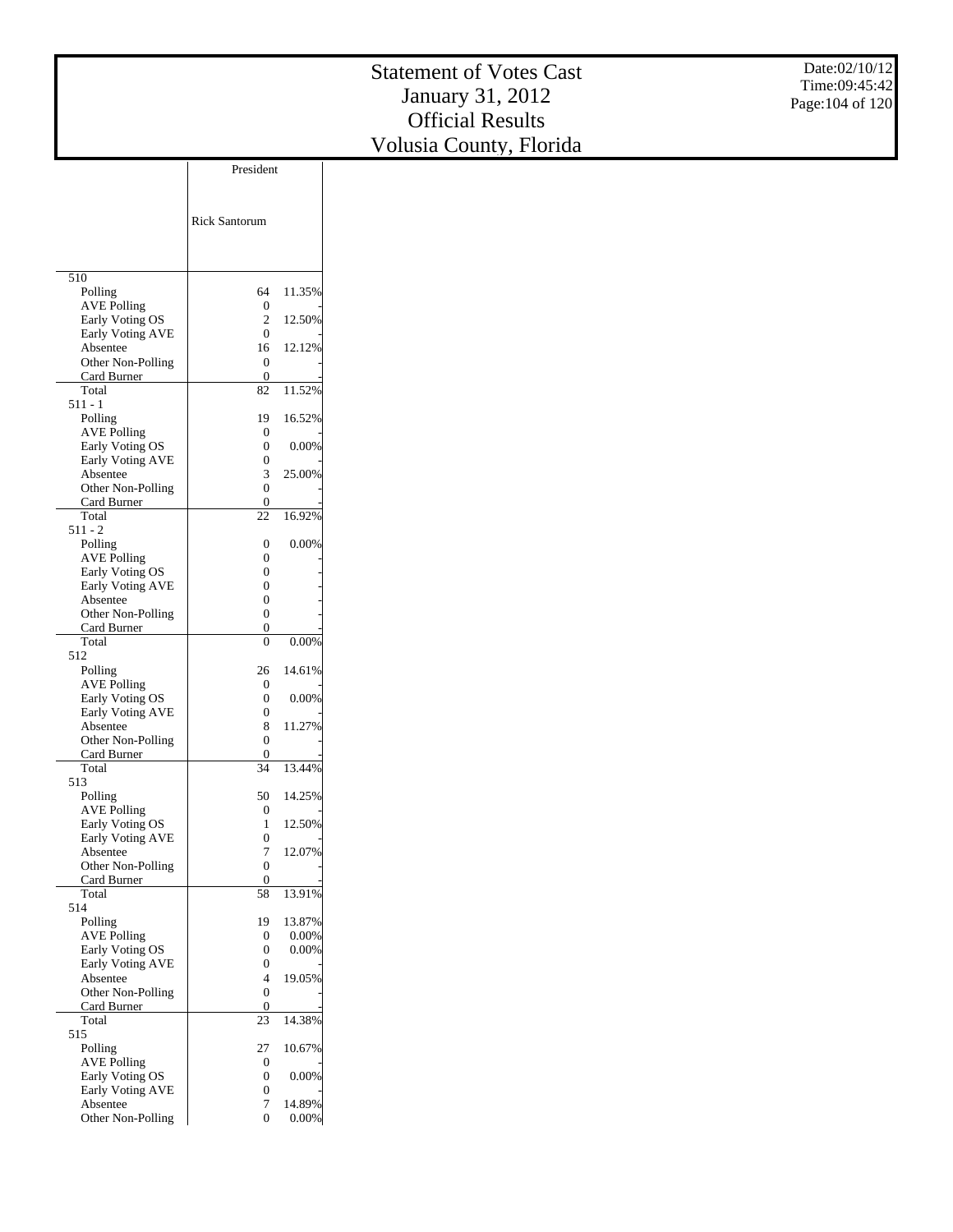# Statement of Votes Cast
# January 31, 2012
# Official Results
# Volusia County, Florida

Date:02/10/12
Time:09:45:42

| | President | |
|---|---|---|
| | Rick Santorum | |
| **510** | | |
| Polling | 64 | 11.35% |
| AVE Polling | 0 | - |
| Early Voting OS | 2 | 12.50% |
| Early Voting AVE | 0 | - |
| Absentee | 16 | 12.12% |
| Other Non-Polling | 0 | - |
| Card Burner | 0 | - |
| Total | 82 | 11.52% |
| **511 - 1** | | |
| Polling | 19 | 16.52% |
| AVE Polling | 0 | - |
| Early Voting OS | 0 | 0.00% |
| Early Voting AVE | 0 | - |
| Absentee | 3 | 25.00% |
| Other Non-Polling | 0 | - |
| Card Burner | 0 | - |
| Total | 22 | 16.92% |
| **511 - 2** | | |
| Polling | 0 | 0.00% |
| AVE Polling | 0 | - |
| Early Voting OS | 0 | - |
| Early Voting AVE | 0 | - |
| Absentee | 0 | - |
| Other Non-Polling | 0 | - |
| Card Burner | 0 | - |
| Total | 0 | 0.00% |
| **512** | | |
| Polling | 26 | 14.61% |
| AVE Polling | 0 | - |
| Early Voting OS | 0 | 0.00% |
| Early Voting AVE | 0 | - |
| Absentee | 8 | 11.27% |
| Other Non-Polling | 0 | - |
| Card Burner | 0 | - |
| Total | 34 | 13.44% |
| **513** | | |
| Polling | 50 | 14.25% |
| AVE Polling | 0 | - |
| Early Voting OS | 1 | 12.50% |
| Early Voting AVE | 0 | - |
| Absentee | 7 | 12.07% |
| Other Non-Polling | 0 | - |
| Card Burner | 0 | - |
| Total | 58 | 13.91% |
| **514** | | |
| Polling | 19 | 13.87% |
| AVE Polling | 0 | 0.00% |
| Early Voting OS | 0 | 0.00% |
| Early Voting AVE | 0 | - |
| Absentee | 4 | 19.05% |
| Other Non-Polling | 0 | - |
| Card Burner | 0 | - |
| Total | 23 | 14.38% |
| **515** | | |
| Polling | 27 | 10.67% |
| AVE Polling | 0 | - |
| Early Voting OS | 0 | 0.00% |
| Early Voting AVE | 0 | - |
| Absentee | 7 | 14.89% |
| Other Non-Polling | 0 | 0.00% |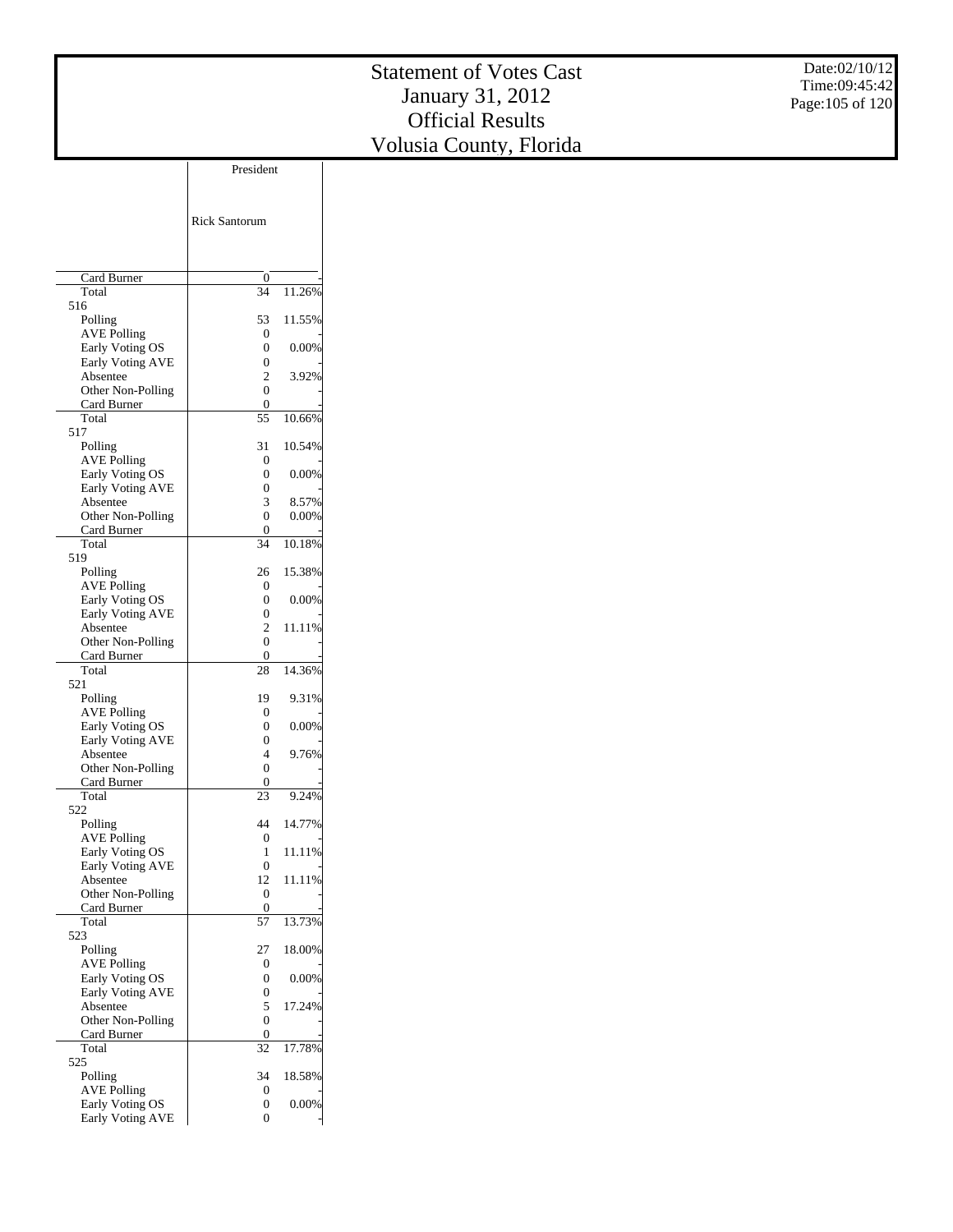# Statement of Votes Cast
# January 31, 2012
# Official Results
# Volusia County, Florida

Date:02/10/12
Time:09:45:42

| | President | |
|---|---|---|
| | Rick Santorum | |
| Card Burner | 0 | - |
| Total | 34 | 11.26% |
| 516 | | |
| Polling | 53 | 11.55% |
| AVE Polling | 0 | - |
| Early Voting OS | 0 | 0.00% |
| Early Voting AVE | 0 | - |
| Absentee | 2 | 3.92% |
| Other Non-Polling | 0 | - |
| Card Burner | 0 | - |
| Total | 55 | 10.66% |
| 517 | | |
| Polling | 31 | 10.54% |
| AVE Polling | 0 | - |
| Early Voting OS | 0 | 0.00% |
| Early Voting AVE | 0 | - |
| Absentee | 3 | 8.57% |
| Other Non-Polling | 0 | 0.00% |
| Card Burner | 0 | - |
| Total | 34 | 10.18% |
| 519 | | |
| Polling | 26 | 15.38% |
| AVE Polling | 0 | - |
| Early Voting OS | 0 | 0.00% |
| Early Voting AVE | 0 | - |
| Absentee | 2 | 11.11% |
| Other Non-Polling | 0 | - |
| Card Burner | 0 | - |
| Total | 28 | 14.36% |
| 521 | | |
| Polling | 19 | 9.31% |
| AVE Polling | 0 | - |
| Early Voting OS | 0 | 0.00% |
| Early Voting AVE | 0 | - |
| Absentee | 4 | 9.76% |
| Other Non-Polling | 0 | - |
| Card Burner | 0 | - |
| Total | 23 | 9.24% |
| 522 | | |
| Polling | 44 | 14.77% |
| AVE Polling | 0 | - |
| Early Voting OS | 1 | 11.11% |
| Early Voting AVE | 0 | - |
| Absentee | 12 | 11.11% |
| Other Non-Polling | 0 | - |
| Card Burner | 0 | - |
| Total | 57 | 13.73% |
| 523 | | |
| Polling | 27 | 18.00% |
| AVE Polling | 0 | - |
| Early Voting OS | 0 | 0.00% |
| Early Voting AVE | 0 | - |
| Absentee | 5 | 17.24% |
| Other Non-Polling | 0 | - |
| Card Burner | 0 | - |
| Total | 32 | 17.78% |
| 525 | | |
| Polling | 34 | 18.58% |
| AVE Polling | 0 | - |
| Early Voting OS | 0 | 0.00% |
| Early Voting AVE | 0 | - |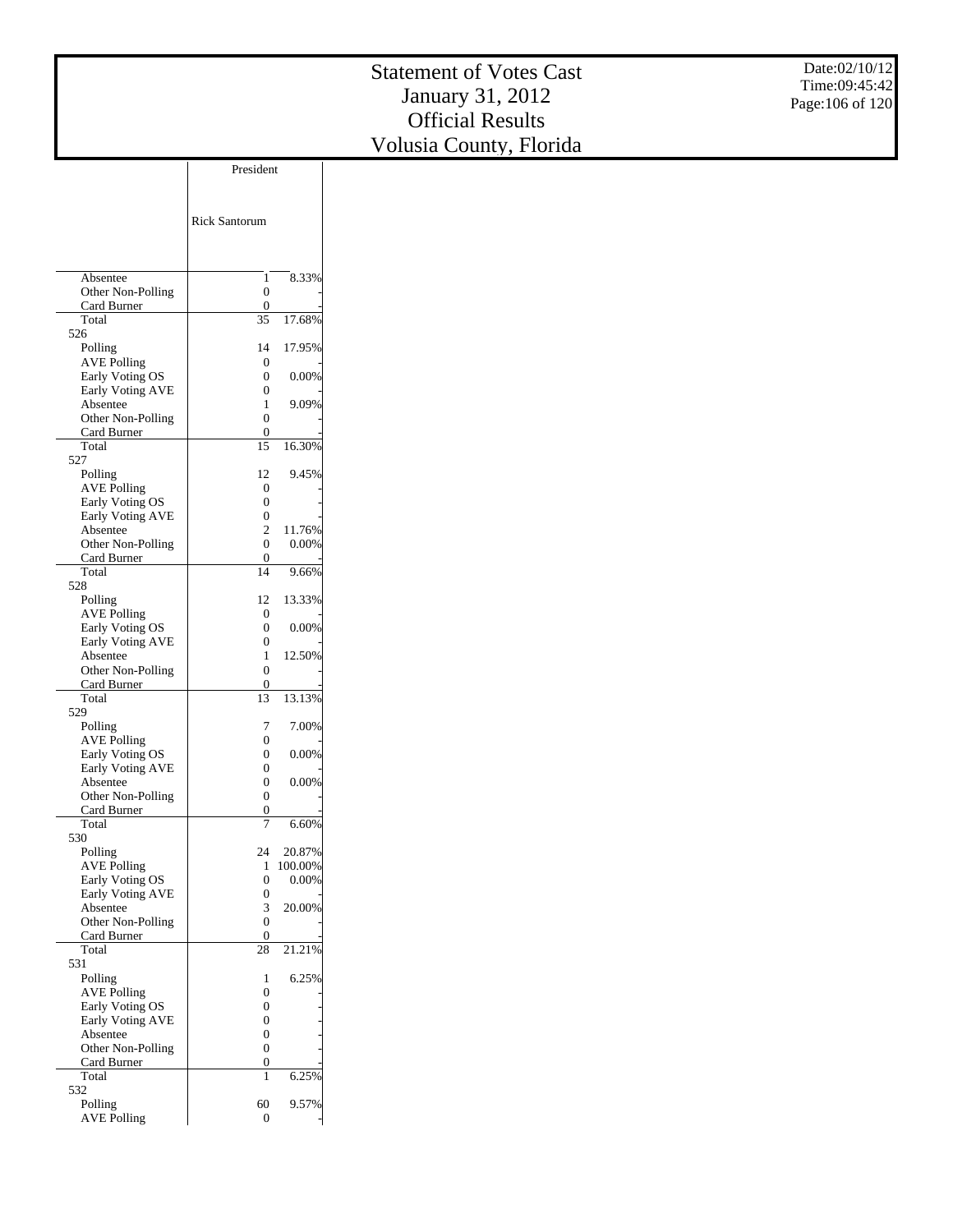# Statement of Votes Cast
# January 31, 2012
# Official Results
# Volusia County, Florida

Date:02/10/12
Time:09:45:42

| | President | |
|---|---|---|
| | Rick Santorum | |
| Absentee | 1 | 8.33% |
| Other Non-Polling | 0 | - |
| Card Burner | 0 | - |
| Total | 35 | 17.68% |
| 526 | | |
| Polling | 14 | 17.95% |
| AVE Polling | 0 | - |
| Early Voting OS | 0 | 0.00% |
| Early Voting AVE | 0 | - |
| Absentee | 1 | 9.09% |
| Other Non-Polling | 0 | - |
| Card Burner | 0 | - |
| Total | 15 | 16.30% |
| 527 | | |
| Polling | 12 | 9.45% |
| AVE Polling | 0 | - |
| Early Voting OS | 0 | - |
| Early Voting AVE | 0 | - |
| Absentee | 2 | 11.76% |
| Other Non-Polling | 0 | 0.00% |
| Card Burner | 0 | - |
| Total | 14 | 9.66% |
| 528 | | |
| Polling | 12 | 13.33% |
| AVE Polling | 0 | - |
| Early Voting OS | 0 | 0.00% |
| Early Voting AVE | 0 | - |
| Absentee | 1 | 12.50% |
| Other Non-Polling | 0 | - |
| Card Burner | 0 | - |
| Total | 13 | 13.13% |
| 529 | | |
| Polling | 7 | 7.00% |
| AVE Polling | 0 | - |
| Early Voting OS | 0 | 0.00% |
| Early Voting AVE | 0 | - |
| Absentee | 0 | 0.00% |
| Other Non-Polling | 0 | - |
| Card Burner | 0 | - |
| Total | 7 | 6.60% |
| 530 | | |
| Polling | 24 | 20.87% |
| AVE Polling | 1 | 100.00% |
| Early Voting OS | 0 | 0.00% |
| Early Voting AVE | 0 | - |
| Absentee | 3 | 20.00% |
| Other Non-Polling | 0 | - |
| Card Burner | 0 | - |
| Total | 28 | 21.21% |
| 531 | | |
| Polling | 1 | 6.25% |
| AVE Polling | 0 | - |
| Early Voting OS | 0 | - |
| Early Voting AVE | 0 | - |
| Absentee | 0 | - |
| Other Non-Polling | 0 | - |
| Card Burner | 0 | - |
| Total | 1 | 6.25% |
| 532 | | |
| Polling | 60 | 9.57% |
| AVE Polling | 0 | - |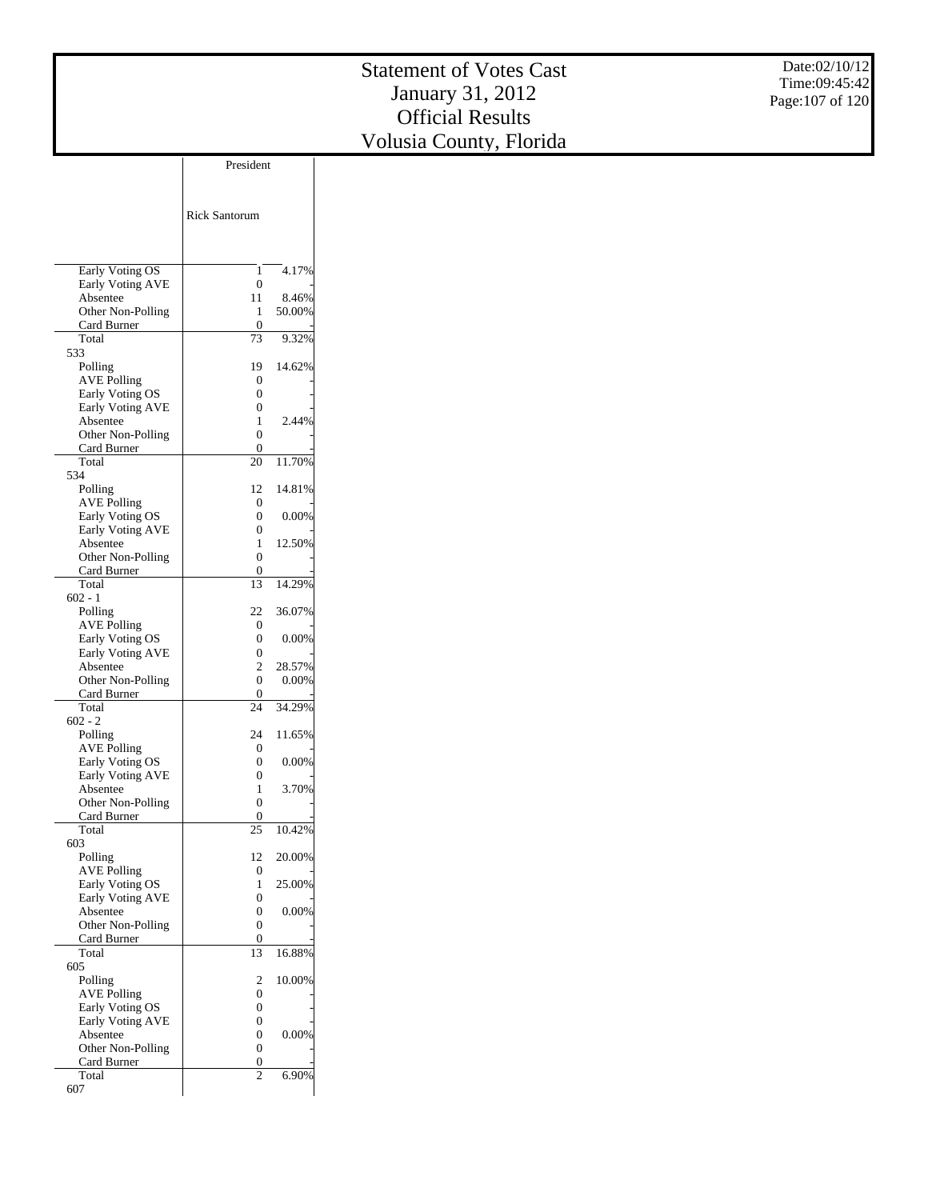# Statement of Votes Cast
# January 31, 2012
# Official Results
# Volusia County, Florida

Date:02/10/12
Time:09:45:42

| | President | |
|---|---|---|
| | Rick Santorum | |
| Early Voting OS | 1 | 4.17% |
| Early Voting AVE | 0 | - |
| Absentee | 11 | 8.46% |
| Other Non-Polling | 1 | 50.00% |
| Card Burner | 0 | - |
| Total | 73 | 9.32% |
| 533 | | |
| Polling | 19 | 14.62% |
| AVE Polling | 0 | - |
| Early Voting OS | 0 | - |
| Early Voting AVE | 0 | - |
| Absentee | 1 | 2.44% |
| Other Non-Polling | 0 | - |
| Card Burner | 0 | - |
| Total | 20 | 11.70% |
| 534 | | |
| Polling | 12 | 14.81% |
| AVE Polling | 0 | - |
| Early Voting OS | 0 | 0.00% |
| Early Voting AVE | 0 | - |
| Absentee | 1 | 12.50% |
| Other Non-Polling | 0 | - |
| Card Burner | 0 | - |
| Total | 13 | 14.29% |
| 602 - 1 | | |
| Polling | 22 | 36.07% |
| AVE Polling | 0 | - |
| Early Voting OS | 0 | 0.00% |
| Early Voting AVE | 0 | - |
| Absentee | 2 | 28.57% |
| Other Non-Polling | 0 | 0.00% |
| Card Burner | 0 | - |
| Total | 24 | 34.29% |
| 602 - 2 | | |
| Polling | 24 | 11.65% |
| AVE Polling | 0 | - |
| Early Voting OS | 0 | 0.00% |
| Early Voting AVE | 0 | - |
| Absentee | 1 | 3.70% |
| Other Non-Polling | 0 | - |
| Card Burner | 0 | - |
| Total | 25 | 10.42% |
| 603 | | |
| Polling | 12 | 20.00% |
| AVE Polling | 0 | - |
| Early Voting OS | 1 | 25.00% |
| Early Voting AVE | 0 | - |
| Absentee | 0 | 0.00% |
| Other Non-Polling | 0 | - |
| Card Burner | 0 | - |
| Total | 13 | 16.88% |
| 605 | | |
| Polling | 2 | 10.00% |
| AVE Polling | 0 | - |
| Early Voting OS | 0 | - |
| Early Voting AVE | 0 | - |
| Absentee | 0 | 0.00% |
| Other Non-Polling | 0 | - |
| Card Burner | 0 | - |
| Total | 2 | 6.90% |
| 607 | | |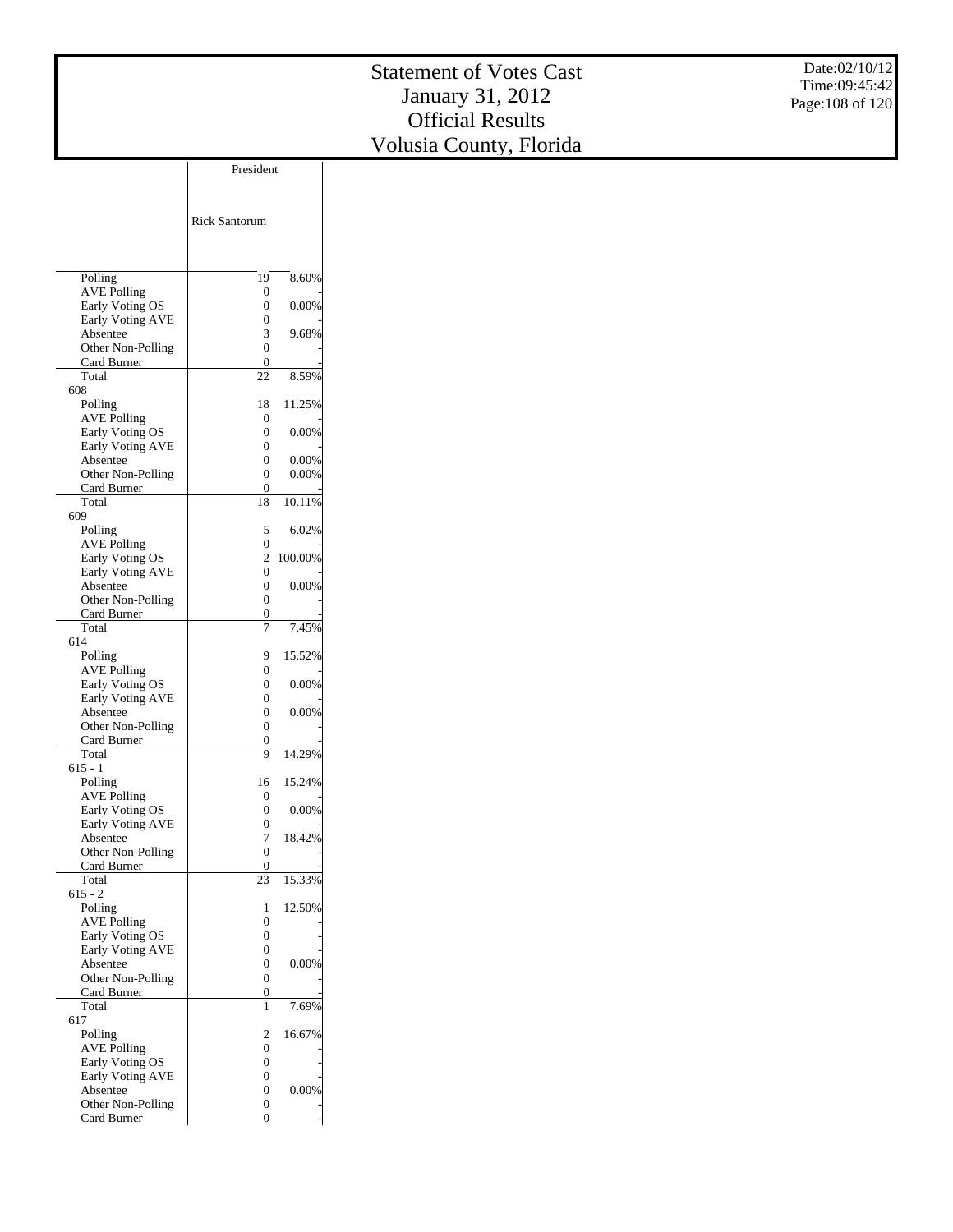# Statement of Votes Cast
# January 31, 2012
# Official Results
# Volusia County, Florida

Date:02/10/12
Time:09:45:42

| | President | |
|---|---|---|
| | Rick Santorum | |
| Polling | 19 | 8.60% |
| AVE Polling | 0 | - |
| Early Voting OS | 0 | 0.00% |
| Early Voting AVE | 0 | - |
| Absentee | 3 | 9.68% |
| Other Non-Polling | 0 | - |
| Card Burner | 0 | - |
| Total | 22 | 8.59% |
| **608** | | |
| Polling | 18 | 11.25% |
| AVE Polling | 0 | - |
| Early Voting OS | 0 | 0.00% |
| Early Voting AVE | 0 | - |
| Absentee | 0 | 0.00% |
| Other Non-Polling | 0 | 0.00% |
| Card Burner | 0 | - |
| Total | 18 | 10.11% |
| **609** | | |
| Polling | 5 | 6.02% |
| AVE Polling | 0 | - |
| Early Voting OS | 2 | 100.00% |
| Early Voting AVE | 0 | - |
| Absentee | 0 | 0.00% |
| Other Non-Polling | 0 | - |
| Card Burner | 0 | - |
| Total | 7 | 7.45% |
| **614** | | |
| Polling | 9 | 15.52% |
| AVE Polling | 0 | - |
| Early Voting OS | 0 | 0.00% |
| Early Voting AVE | 0 | - |
| Absentee | 0 | 0.00% |
| Other Non-Polling | 0 | - |
| Card Burner | 0 | - |
| Total | 9 | 14.29% |
| **615 - 1** | | |
| Polling | 16 | 15.24% |
| AVE Polling | 0 | - |
| Early Voting OS | 0 | 0.00% |
| Early Voting AVE | 0 | - |
| Absentee | 7 | 18.42% |
| Other Non-Polling | 0 | - |
| Card Burner | 0 | - |
| Total | 23 | 15.33% |
| **615 - 2** | | |
| Polling | 1 | 12.50% |
| AVE Polling | 0 | - |
| Early Voting OS | 0 | - |
| Early Voting AVE | 0 | - |
| Absentee | 0 | 0.00% |
| Other Non-Polling | 0 | - |
| Card Burner | 0 | - |
| Total | 1 | 7.69% |
| **617** | | |
| Polling | 2 | 16.67% |
| AVE Polling | 0 | - |
| Early Voting OS | 0 | - |
| Early Voting AVE | 0 | - |
| Absentee | 0 | 0.00% |
| Other Non-Polling | 0 | - |
| Card Burner | 0 | - |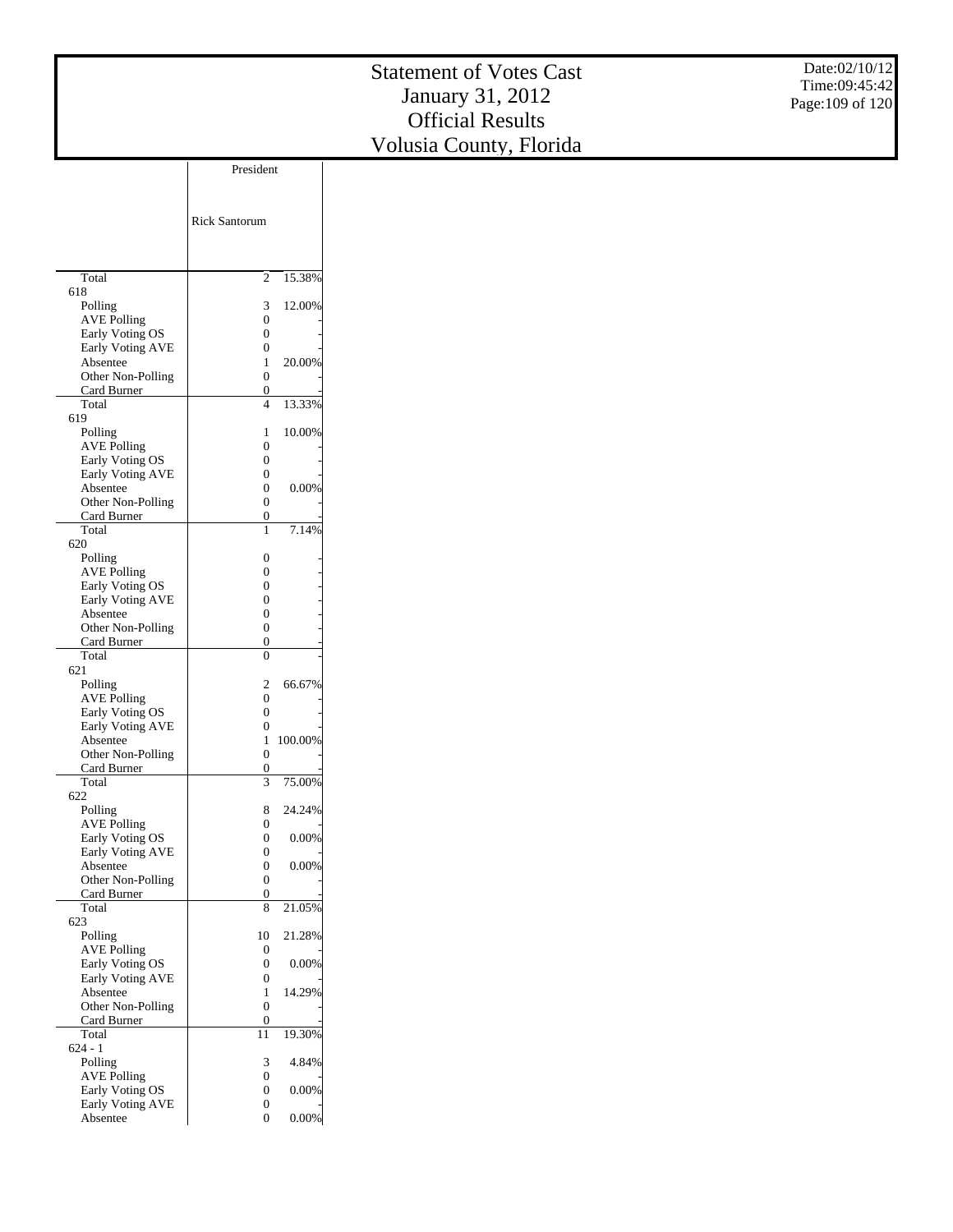# Statement of Votes Cast
# January 31, 2012
# Official Results
# Volusia County, Florida

Date:02/10/12
Time:09:45:42

| | President | |
|---|---|---|
| | Rick Santorum | |
| Total | 2 | 15.38% |
| **618** | | |
| Polling | 3 | 12.00% |
| AVE Polling | 0 | - |
| Early Voting OS | 0 | - |
| Early Voting AVE | 0 | - |
| Absentee | 1 | 20.00% |
| Other Non-Polling | 0 | - |
| Card Burner | 0 | - |
| Total | 4 | 13.33% |
| **619** | | |
| Polling | 1 | 10.00% |
| AVE Polling | 0 | - |
| Early Voting OS | 0 | - |
| Early Voting AVE | 0 | - |
| Absentee | 0 | 0.00% |
| Other Non-Polling | 0 | - |
| Card Burner | 0 | - |
| Total | 1 | 7.14% |
| **620** | | |
| Polling | 0 | - |
| AVE Polling | 0 | - |
| Early Voting OS | 0 | - |
| Early Voting AVE | 0 | - |
| Absentee | 0 | - |
| Other Non-Polling | 0 | - |
| Card Burner | 0 | - |
| Total | 0 | - |
| **621** | | |
| Polling | 2 | 66.67% |
| AVE Polling | 0 | - |
| Early Voting OS | 0 | - |
| Early Voting AVE | 0 | - |
| Absentee | 1 | 100.00% |
| Other Non-Polling | 0 | - |
| Card Burner | 0 | - |
| Total | 3 | 75.00% |
| **622** | | |
| Polling | 8 | 24.24% |
| AVE Polling | 0 | - |
| Early Voting OS | 0 | 0.00% |
| Early Voting AVE | 0 | - |
| Absentee | 0 | 0.00% |
| Other Non-Polling | 0 | - |
| Card Burner | 0 | - |
| Total | 8 | 21.05% |
| **623** | | |
| Polling | 10 | 21.28% |
| AVE Polling | 0 | - |
| Early Voting OS | 0 | 0.00% |
| Early Voting AVE | 0 | - |
| Absentee | 1 | 14.29% |
| Other Non-Polling | 0 | - |
| Card Burner | 0 | - |
| Total | 11 | 19.30% |
| **624 - 1** | | |
| Polling | 3 | 4.84% |
| AVE Polling | 0 | - |
| Early Voting OS | 0 | 0.00% |
| Early Voting AVE | 0 | - |
| Absentee | 0 | 0.00% |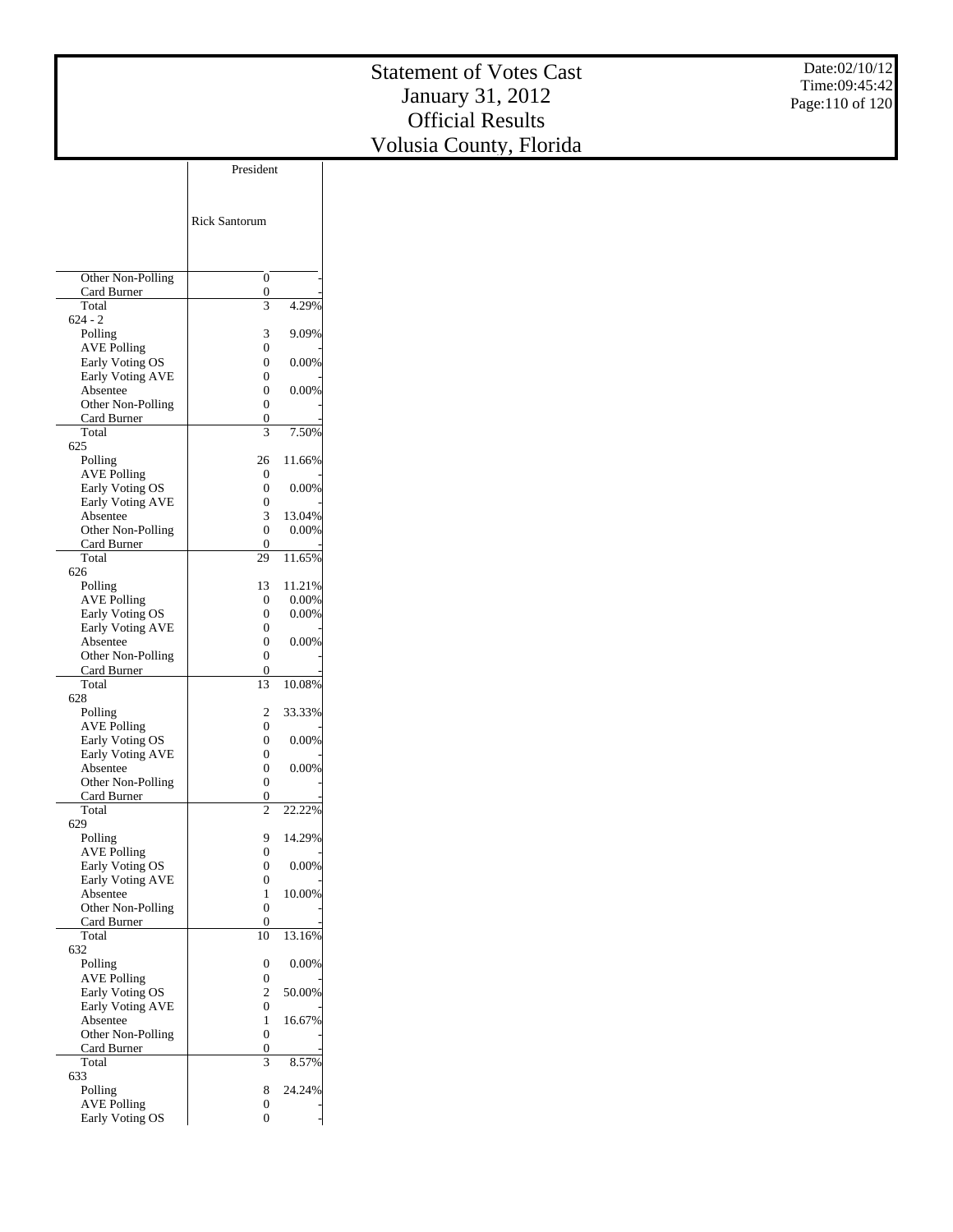# Statement of Votes Cast
# January 31, 2012
# Official Results
# Volusia County, Florida

Date:02/10/12
Time:09:45:42

| | President | |
|---|---|---|
| | Rick Santorum | |
| Other Non-Polling | 0 | - |
| Card Burner | 0 | - |
| Total | 3 | 4.29% |
| 624 - 2 | | |
| Polling | 3 | 9.09% |
| AVE Polling | 0 | - |
| Early Voting OS | 0 | 0.00% |
| Early Voting AVE | 0 | - |
| Absentee | 0 | 0.00% |
| Other Non-Polling | 0 | - |
| Card Burner | 0 | - |
| Total | 3 | 7.50% |
| 625 | | |
| Polling | 26 | 11.66% |
| AVE Polling | 0 | - |
| Early Voting OS | 0 | 0.00% |
| Early Voting AVE | 0 | - |
| Absentee | 3 | 13.04% |
| Other Non-Polling | 0 | 0.00% |
| Card Burner | 0 | - |
| Total | 29 | 11.65% |
| 626 | | |
| Polling | 13 | 11.21% |
| AVE Polling | 0 | 0.00% |
| Early Voting OS | 0 | 0.00% |
| Early Voting AVE | 0 | - |
| Absentee | 0 | 0.00% |
| Other Non-Polling | 0 | - |
| Card Burner | 0 | - |
| Total | 13 | 10.08% |
| 628 | | |
| Polling | 2 | 33.33% |
| AVE Polling | 0 | - |
| Early Voting OS | 0 | 0.00% |
| Early Voting AVE | 0 | - |
| Absentee | 0 | 0.00% |
| Other Non-Polling | 0 | - |
| Card Burner | 0 | - |
| Total | 2 | 22.22% |
| 629 | | |
| Polling | 9 | 14.29% |
| AVE Polling | 0 | - |
| Early Voting OS | 0 | 0.00% |
| Early Voting AVE | 0 | - |
| Absentee | 1 | 10.00% |
| Other Non-Polling | 0 | - |
| Card Burner | 0 | - |
| Total | 10 | 13.16% |
| 632 | | |
| Polling | 0 | 0.00% |
| AVE Polling | 0 | - |
| Early Voting OS | 2 | 50.00% |
| Early Voting AVE | 0 | - |
| Absentee | 1 | 16.67% |
| Other Non-Polling | 0 | - |
| Card Burner | 0 | - |
| Total | 3 | 8.57% |
| 633 | | |
| Polling | 8 | 24.24% |
| AVE Polling | 0 | - |
| Early Voting OS | 0 | - |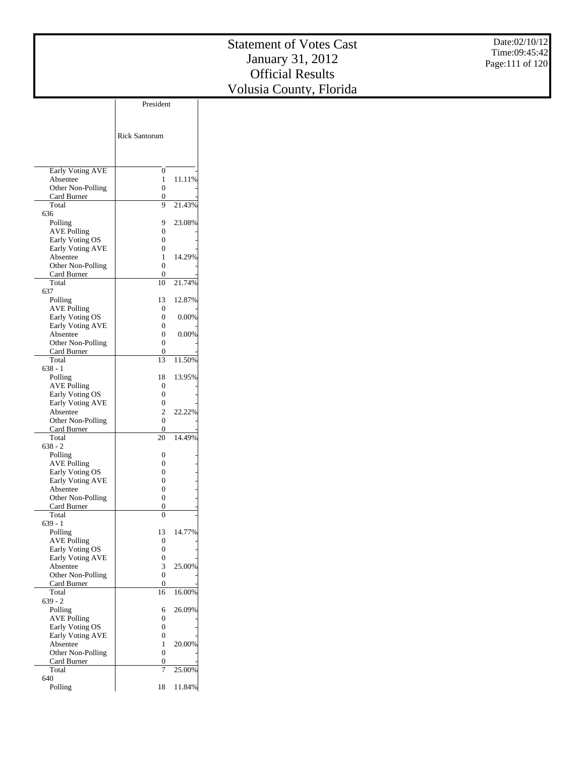# Statement of Votes Cast
# January 31, 2012
# Official Results
# Volusia County, Florida

Date:02/10/12
Time:09:45:42

| | President | |
|---|---|---|
| | Rick Santorum | |
| Early Voting AVE | 0 | - |
| Absentee | 1 | 11.11% |
| Other Non-Polling | 0 | - |
| Card Burner | 0 | - |
| Total | 9 | 21.43% |
| 636 | | |
| Polling | 9 | 23.08% |
| AVE Polling | 0 | - |
| Early Voting OS | 0 | - |
| Early Voting AVE | 0 | - |
| Absentee | 1 | 14.29% |
| Other Non-Polling | 0 | - |
| Card Burner | 0 | - |
| Total | 10 | 21.74% |
| 637 | | |
| Polling | 13 | 12.87% |
| AVE Polling | 0 | - |
| Early Voting OS | 0 | 0.00% |
| Early Voting AVE | 0 | - |
| Absentee | 0 | 0.00% |
| Other Non-Polling | 0 | - |
| Card Burner | 0 | - |
| Total | 13 | 11.50% |
| 638 - 1 | | |
| Polling | 18 | 13.95% |
| AVE Polling | 0 | - |
| Early Voting OS | 0 | - |
| Early Voting AVE | 0 | - |
| Absentee | 2 | 22.22% |
| Other Non-Polling | 0 | - |
| Card Burner | 0 | - |
| Total | 20 | 14.49% |
| 638 - 2 | | |
| Polling | 0 | - |
| AVE Polling | 0 | - |
| Early Voting OS | 0 | - |
| Early Voting AVE | 0 | - |
| Absentee | 0 | - |
| Other Non-Polling | 0 | - |
| Card Burner | 0 | - |
| Total | 0 | - |
| 639 - 1 | | |
| Polling | 13 | 14.77% |
| AVE Polling | 0 | - |
| Early Voting OS | 0 | - |
| Early Voting AVE | 0 | - |
| Absentee | 3 | 25.00% |
| Other Non-Polling | 0 | - |
| Card Burner | 0 | - |
| Total | 16 | 16.00% |
| 639 - 2 | | |
| Polling | 6 | 26.09% |
| AVE Polling | 0 | - |
| Early Voting OS | 0 | - |
| Early Voting AVE | 0 | - |
| Absentee | 1 | 20.00% |
| Other Non-Polling | 0 | - |
| Card Burner | 0 | - |
| Total | 7 | 25.00% |
| 640 | | |
| Polling | 18 | 11.84% |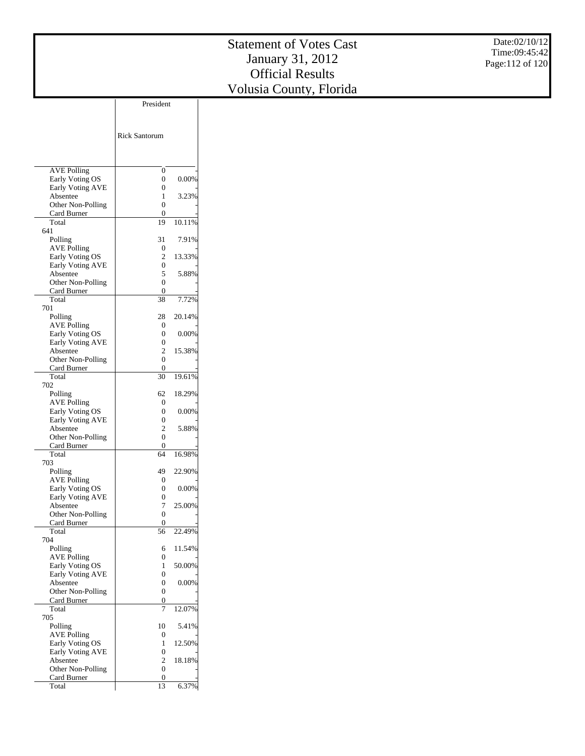# Statement of Votes Cast
# January 31, 2012
# Official Results
# Volusia County, Florida

Date:02/10/12
Time:09:45:42

| | President | |
|---|---|---|
| | Rick Santorum | |
| AVE Polling | 0 | - |
| Early Voting OS | 0 | 0.00% |
| Early Voting AVE | 0 | - |
| Absentee | 1 | 3.23% |
| Other Non-Polling | 0 | - |
| Card Burner | 0 | - |
| Total | 19 | 10.11% |
| 641 | | |
| Polling | 31 | 7.91% |
| AVE Polling | 0 | - |
| Early Voting OS | 2 | 13.33% |
| Early Voting AVE | 0 | - |
| Absentee | 5 | 5.88% |
| Other Non-Polling | 0 | - |
| Card Burner | 0 | - |
| Total | 38 | 7.72% |
| 701 | | |
| Polling | 28 | 20.14% |
| AVE Polling | 0 | - |
| Early Voting OS | 0 | 0.00% |
| Early Voting AVE | 0 | - |
| Absentee | 2 | 15.38% |
| Other Non-Polling | 0 | - |
| Card Burner | 0 | - |
| Total | 30 | 19.61% |
| 702 | | |
| Polling | 62 | 18.29% |
| AVE Polling | 0 | - |
| Early Voting OS | 0 | 0.00% |
| Early Voting AVE | 0 | - |
| Absentee | 2 | 5.88% |
| Other Non-Polling | 0 | - |
| Card Burner | 0 | - |
| Total | 64 | 16.98% |
| 703 | | |
| Polling | 49 | 22.90% |
| AVE Polling | 0 | - |
| Early Voting OS | 0 | 0.00% |
| Early Voting AVE | 0 | - |
| Absentee | 7 | 25.00% |
| Other Non-Polling | 0 | - |
| Card Burner | 0 | - |
| Total | 56 | 22.49% |
| 704 | | |
| Polling | 6 | 11.54% |
| AVE Polling | 0 | - |
| Early Voting OS | 1 | 50.00% |
| Early Voting AVE | 0 | - |
| Absentee | 0 | 0.00% |
| Other Non-Polling | 0 | - |
| Card Burner | 0 | - |
| Total | 7 | 12.07% |
| 705 | | |
| Polling | 10 | 5.41% |
| AVE Polling | 0 | - |
| Early Voting OS | 1 | 12.50% |
| Early Voting AVE | 0 | - |
| Absentee | 2 | 18.18% |
| Other Non-Polling | 0 | - |
| Card Burner | 0 | - |
| Total | 13 | 6.37% |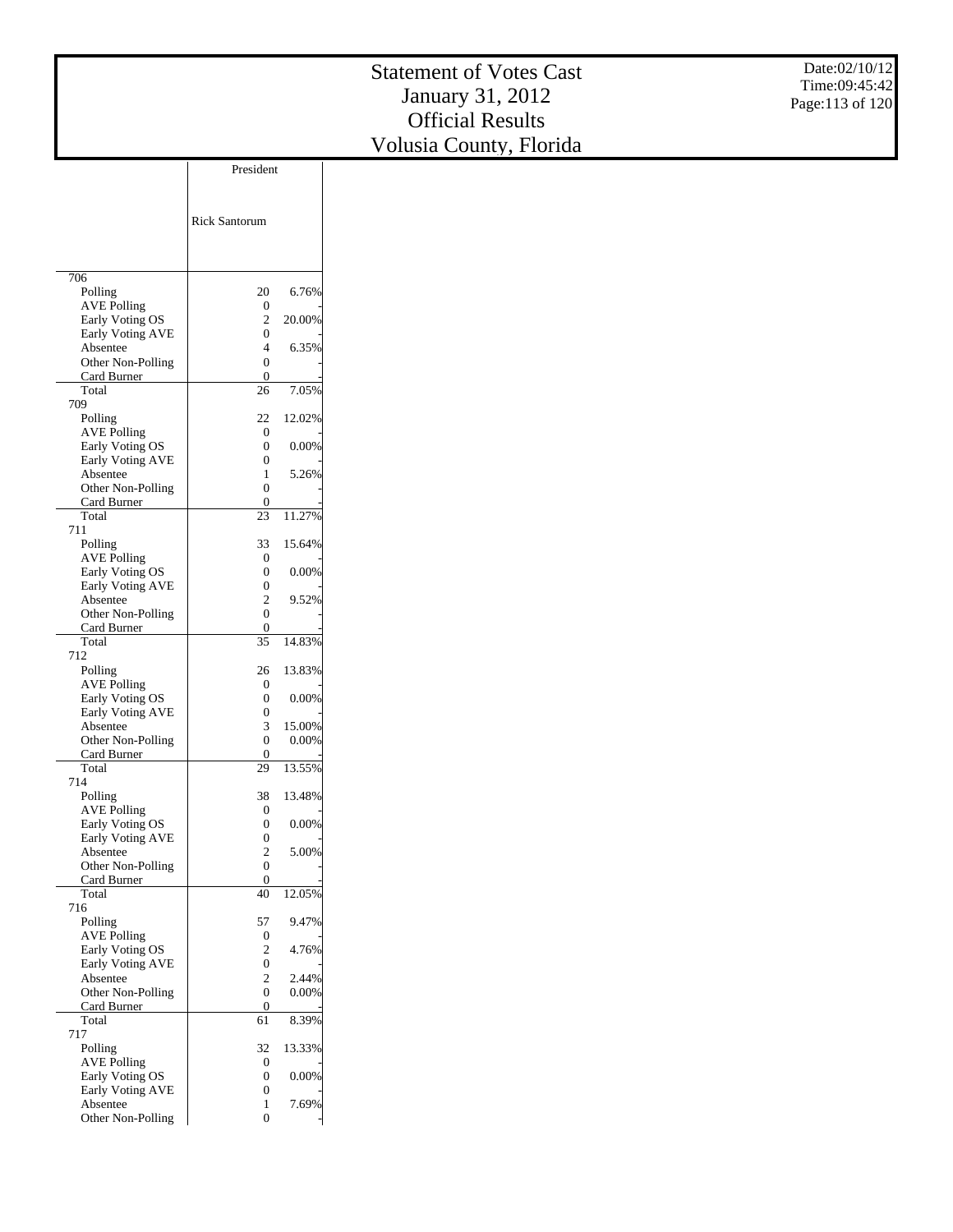# Statement of Votes Cast
## January 31, 2012
## Official Results
## Volusia County, Florida

| | President | |
|---|---|---|
| | Rick Santorum | |
| **706** | | |
| Polling | 20 | 6.76% |
| AVE Polling | 0 | - |
| Early Voting OS | 2 | 20.00% |
| Early Voting AVE | 0 | - |
| Absentee | 4 | 6.35% |
| Other Non-Polling | 0 | - |
| Card Burner | 0 | - |
| Total | 26 | 7.05% |
| **709** | | |
| Polling | 22 | 12.02% |
| AVE Polling | 0 | - |
| Early Voting OS | 0 | 0.00% |
| Early Voting AVE | 0 | - |
| Absentee | 1 | 5.26% |
| Other Non-Polling | 0 | - |
| Card Burner | 0 | - |
| Total | 23 | 11.27% |
| **711** | | |
| Polling | 33 | 15.64% |
| AVE Polling | 0 | - |
| Early Voting OS | 0 | 0.00% |
| Early Voting AVE | 0 | - |
| Absentee | 2 | 9.52% |
| Other Non-Polling | 0 | - |
| Card Burner | 0 | - |
| Total | 35 | 14.83% |
| **712** | | |
| Polling | 26 | 13.83% |
| AVE Polling | 0 | - |
| Early Voting OS | 0 | 0.00% |
| Early Voting AVE | 0 | - |
| Absentee | 3 | 15.00% |
| Other Non-Polling | 0 | 0.00% |
| Card Burner | 0 | - |
| Total | 29 | 13.55% |
| **714** | | |
| Polling | 38 | 13.48% |
| AVE Polling | 0 | - |
| Early Voting OS | 0 | 0.00% |
| Early Voting AVE | 0 | - |
| Absentee | 2 | 5.00% |
| Other Non-Polling | 0 | - |
| Card Burner | 0 | - |
| Total | 40 | 12.05% |
| **716** | | |
| Polling | 57 | 9.47% |
| AVE Polling | 0 | - |
| Early Voting OS | 2 | 4.76% |
| Early Voting AVE | 0 | - |
| Absentee | 2 | 2.44% |
| Other Non-Polling | 0 | 0.00% |
| Card Burner | 0 | - |
| Total | 61 | 8.39% |
| **717** | | |
| Polling | 32 | 13.33% |
| AVE Polling | 0 | - |
| Early Voting OS | 0 | 0.00% |
| Early Voting AVE | 0 | - |
| Absentee | 1 | 7.69% |
| Other Non-Polling | 0 | - |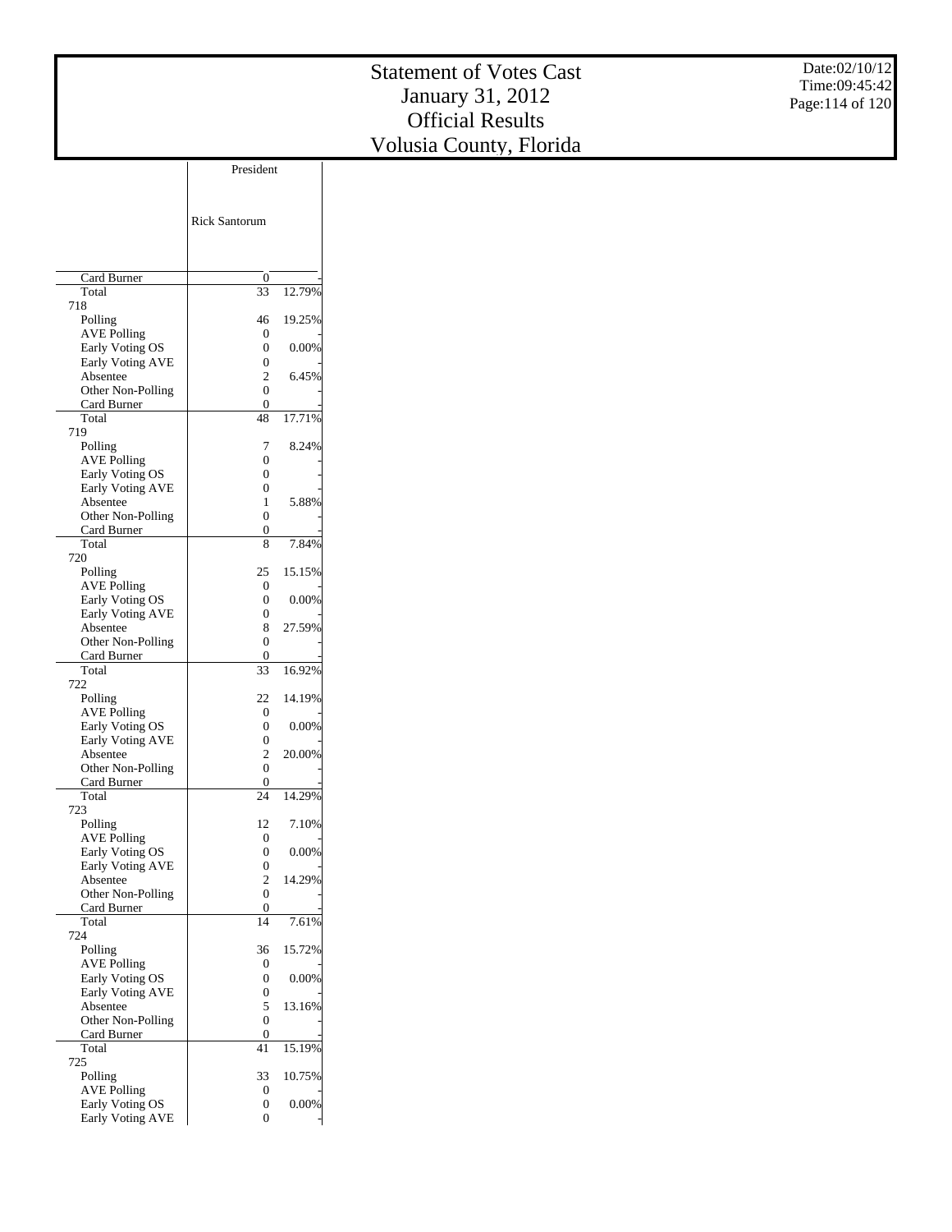# Statement of Votes Cast
# January 31, 2012
# Official Results
# Volusia County, Florida

Date:02/10/12
Time:09:45:42

| | President | |
|---|---|---|
| | Rick Santorum | |
| Card Burner | 0 | - |
| Total | 33 | 12.79% |
| 718 | | |
| Polling | 46 | 19.25% |
| AVE Polling | 0 | - |
| Early Voting OS | 0 | 0.00% |
| Early Voting AVE | 0 | - |
| Absentee | 2 | 6.45% |
| Other Non-Polling | 0 | - |
| Card Burner | 0 | - |
| Total | 48 | 17.71% |
| 719 | | |
| Polling | 7 | 8.24% |
| AVE Polling | 0 | - |
| Early Voting OS | 0 | - |
| Early Voting AVE | 0 | - |
| Absentee | 1 | 5.88% |
| Other Non-Polling | 0 | - |
| Card Burner | 0 | - |
| Total | 8 | 7.84% |
| 720 | | |
| Polling | 25 | 15.15% |
| AVE Polling | 0 | - |
| Early Voting OS | 0 | 0.00% |
| Early Voting AVE | 0 | - |
| Absentee | 8 | 27.59% |
| Other Non-Polling | 0 | - |
| Card Burner | 0 | - |
| Total | 33 | 16.92% |
| 722 | | |
| Polling | 22 | 14.19% |
| AVE Polling | 0 | - |
| Early Voting OS | 0 | 0.00% |
| Early Voting AVE | 0 | - |
| Absentee | 2 | 20.00% |
| Other Non-Polling | 0 | - |
| Card Burner | 0 | - |
| Total | 24 | 14.29% |
| 723 | | |
| Polling | 12 | 7.10% |
| AVE Polling | 0 | - |
| Early Voting OS | 0 | 0.00% |
| Early Voting AVE | 0 | - |
| Absentee | 2 | 14.29% |
| Other Non-Polling | 0 | - |
| Card Burner | 0 | - |
| Total | 14 | 7.61% |
| 724 | | |
| Polling | 36 | 15.72% |
| AVE Polling | 0 | - |
| Early Voting OS | 0 | 0.00% |
| Early Voting AVE | 0 | - |
| Absentee | 5 | 13.16% |
| Other Non-Polling | 0 | - |
| Card Burner | 0 | - |
| Total | 41 | 15.19% |
| 725 | | |
| Polling | 33 | 10.75% |
| AVE Polling | 0 | - |
| Early Voting OS | 0 | 0.00% |
| Early Voting AVE | 0 | - |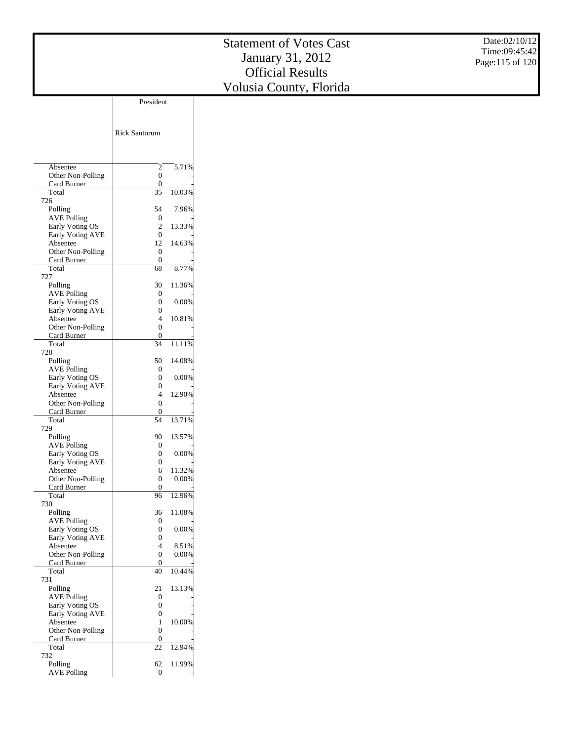# Statement of Votes Cast
# January 31, 2012
# Official Results
# Volusia County, Florida

Date:02/10/12
Time:09:45:42

| | President | |
|---|---|---|
| | Rick Santorum | |
| Absentee | 2 | 5.71% |
| Other Non-Polling | 0 | - |
| Card Burner | 0 | - |
| Total | 35 | 10.03% |
| 726 | | |
| Polling | 54 | 7.96% |
| AVE Polling | 0 | - |
| Early Voting OS | 2 | 13.33% |
| Early Voting AVE | 0 | - |
| Absentee | 12 | 14.63% |
| Other Non-Polling | 0 | - |
| Card Burner | 0 | - |
| Total | 68 | 8.77% |
| 727 | | |
| Polling | 30 | 11.36% |
| AVE Polling | 0 | - |
| Early Voting OS | 0 | 0.00% |
| Early Voting AVE | 0 | - |
| Absentee | 4 | 10.81% |
| Other Non-Polling | 0 | - |
| Card Burner | 0 | - |
| Total | 34 | 11.11% |
| 728 | | |
| Polling | 50 | 14.08% |
| AVE Polling | 0 | - |
| Early Voting OS | 0 | 0.00% |
| Early Voting AVE | 0 | - |
| Absentee | 4 | 12.90% |
| Other Non-Polling | 0 | - |
| Card Burner | 0 | - |
| Total | 54 | 13.71% |
| 729 | | |
| Polling | 90 | 13.57% |
| AVE Polling | 0 | - |
| Early Voting OS | 0 | 0.00% |
| Early Voting AVE | 0 | - |
| Absentee | 6 | 11.32% |
| Other Non-Polling | 0 | 0.00% |
| Card Burner | 0 | - |
| Total | 96 | 12.96% |
| 730 | | |
| Polling | 36 | 11.08% |
| AVE Polling | 0 | - |
| Early Voting OS | 0 | 0.00% |
| Early Voting AVE | 0 | - |
| Absentee | 4 | 8.51% |
| Other Non-Polling | 0 | 0.00% |
| Card Burner | 0 | - |
| Total | 40 | 10.44% |
| 731 | | |
| Polling | 21 | 13.13% |
| AVE Polling | 0 | - |
| Early Voting OS | 0 | - |
| Early Voting AVE | 0 | - |
| Absentee | 1 | 10.00% |
| Other Non-Polling | 0 | - |
| Card Burner | 0 | - |
| Total | 22 | 12.94% |
| 732 | | |
| Polling | 62 | 11.99% |
| AVE Polling | 0 | - |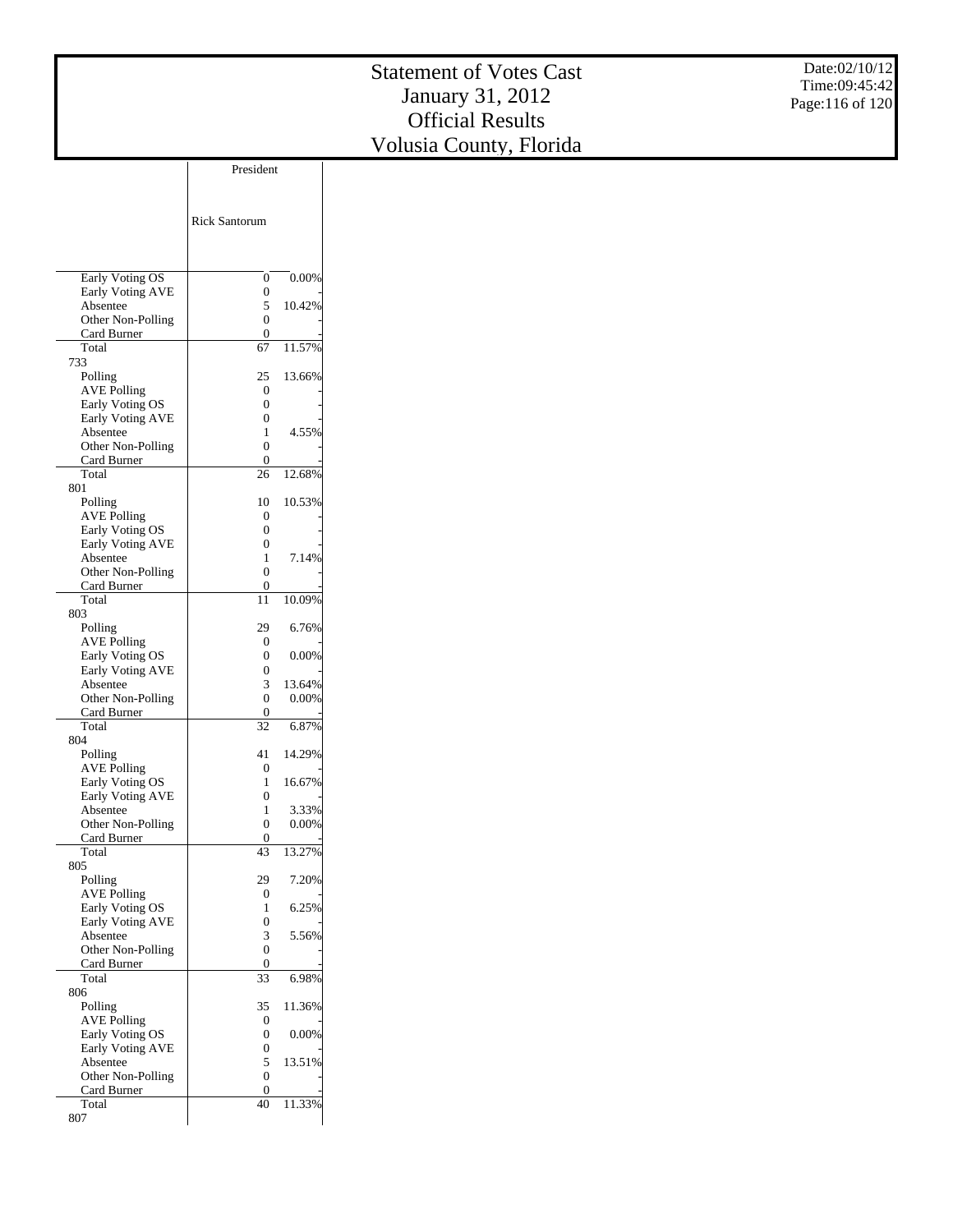# Statement of Votes Cast
# January 31, 2012
# Official Results
# Volusia County, Florida

Date:02/10/12
Time:09:45:42

| | President | |
|---|---|---|
| | Rick Santorum | |
| Early Voting OS | 0 | 0.00% |
| Early Voting AVE | 0 | - |
| Absentee | 5 | 10.42% |
| Other Non-Polling | 0 | - |
| Card Burner | 0 | - |
| Total | 67 | 11.57% |
| 733 | | |
| Polling | 25 | 13.66% |
| AVE Polling | 0 | - |
| Early Voting OS | 0 | - |
| Early Voting AVE | 0 | - |
| Absentee | 1 | 4.55% |
| Other Non-Polling | 0 | - |
| Card Burner | 0 | - |
| Total | 26 | 12.68% |
| 801 | | |
| Polling | 10 | 10.53% |
| AVE Polling | 0 | - |
| Early Voting OS | 0 | - |
| Early Voting AVE | 0 | - |
| Absentee | 1 | 7.14% |
| Other Non-Polling | 0 | - |
| Card Burner | 0 | - |
| Total | 11 | 10.09% |
| 803 | | |
| Polling | 29 | 6.76% |
| AVE Polling | 0 | - |
| Early Voting OS | 0 | 0.00% |
| Early Voting AVE | 0 | - |
| Absentee | 3 | 13.64% |
| Other Non-Polling | 0 | 0.00% |
| Card Burner | 0 | - |
| Total | 32 | 6.87% |
| 804 | | |
| Polling | 41 | 14.29% |
| AVE Polling | 0 | - |
| Early Voting OS | 1 | 16.67% |
| Early Voting AVE | 0 | - |
| Absentee | 1 | 3.33% |
| Other Non-Polling | 0 | 0.00% |
| Card Burner | 0 | - |
| Total | 43 | 13.27% |
| 805 | | |
| Polling | 29 | 7.20% |
| AVE Polling | 0 | - |
| Early Voting OS | 1 | 6.25% |
| Early Voting AVE | 0 | - |
| Absentee | 3 | 5.56% |
| Other Non-Polling | 0 | - |
| Card Burner | 0 | - |
| Total | 33 | 6.98% |
| 806 | | |
| Polling | 35 | 11.36% |
| AVE Polling | 0 | - |
| Early Voting OS | 0 | 0.00% |
| Early Voting AVE | 0 | - |
| Absentee | 5 | 13.51% |
| Other Non-Polling | 0 | - |
| Card Burner | 0 | - |
| Total | 40 | 11.33% |
| 807 | | |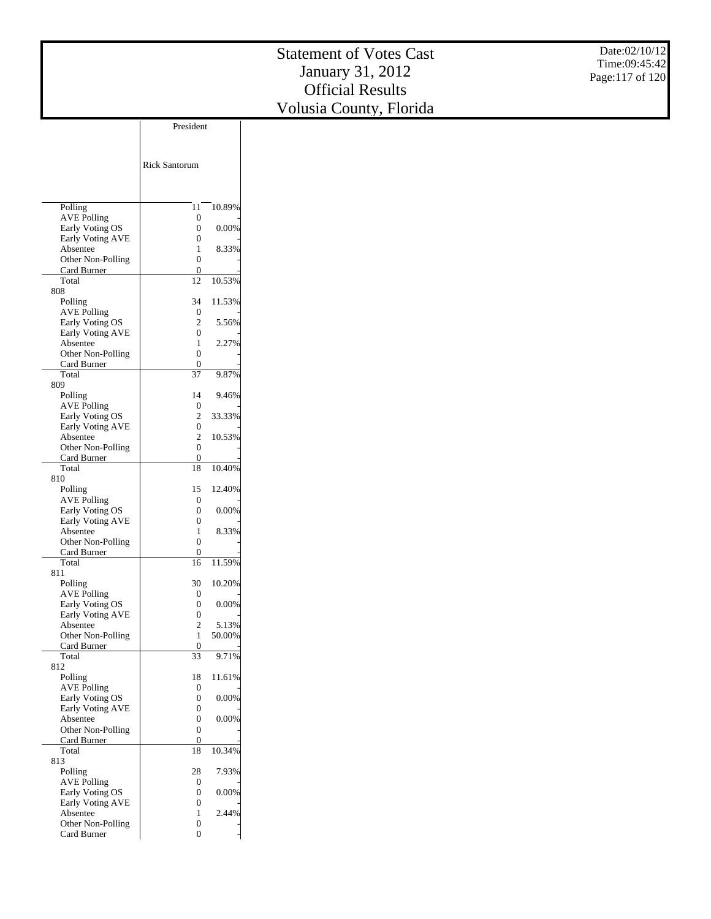# Statement of Votes Cast
# January 31, 2012
# Official Results
# Volusia County, Florida

Date:02/10/12
Time:09:45:42

| | President | |
|---|---|---|
| | Rick Santorum | |
| Polling | 11 | 10.89% |
| AVE Polling | 0 | - |
| Early Voting OS | 0 | 0.00% |
| Early Voting AVE | 0 | - |
| Absentee | 1 | 8.33% |
| Other Non-Polling | 0 | - |
| Card Burner | 0 | - |
| Total | 12 | 10.53% |
| 808 | | |
| Polling | 34 | 11.53% |
| AVE Polling | 0 | - |
| Early Voting OS | 2 | 5.56% |
| Early Voting AVE | 0 | - |
| Absentee | 1 | 2.27% |
| Other Non-Polling | 0 | - |
| Card Burner | 0 | - |
| Total | 37 | 9.87% |
| 809 | | |
| Polling | 14 | 9.46% |
| AVE Polling | 0 | - |
| Early Voting OS | 2 | 33.33% |
| Early Voting AVE | 0 | - |
| Absentee | 2 | 10.53% |
| Other Non-Polling | 0 | - |
| Card Burner | 0 | - |
| Total | 18 | 10.40% |
| 810 | | |
| Polling | 15 | 12.40% |
| AVE Polling | 0 | - |
| Early Voting OS | 0 | 0.00% |
| Early Voting AVE | 0 | - |
| Absentee | 1 | 8.33% |
| Other Non-Polling | 0 | - |
| Card Burner | 0 | - |
| Total | 16 | 11.59% |
| 811 | | |
| Polling | 30 | 10.20% |
| AVE Polling | 0 | - |
| Early Voting OS | 0 | 0.00% |
| Early Voting AVE | 0 | - |
| Absentee | 2 | 5.13% |
| Other Non-Polling | 1 | 50.00% |
| Card Burner | 0 | - |
| Total | 33 | 9.71% |
| 812 | | |
| Polling | 18 | 11.61% |
| AVE Polling | 0 | - |
| Early Voting OS | 0 | 0.00% |
| Early Voting AVE | 0 | - |
| Absentee | 0 | 0.00% |
| Other Non-Polling | 0 | - |
| Card Burner | 0 | - |
| Total | 18 | 10.34% |
| 813 | | |
| Polling | 28 | 7.93% |
| AVE Polling | 0 | - |
| Early Voting OS | 0 | 0.00% |
| Early Voting AVE | 0 | - |
| Absentee | 1 | 2.44% |
| Other Non-Polling | 0 | - |
| Card Burner | 0 | - |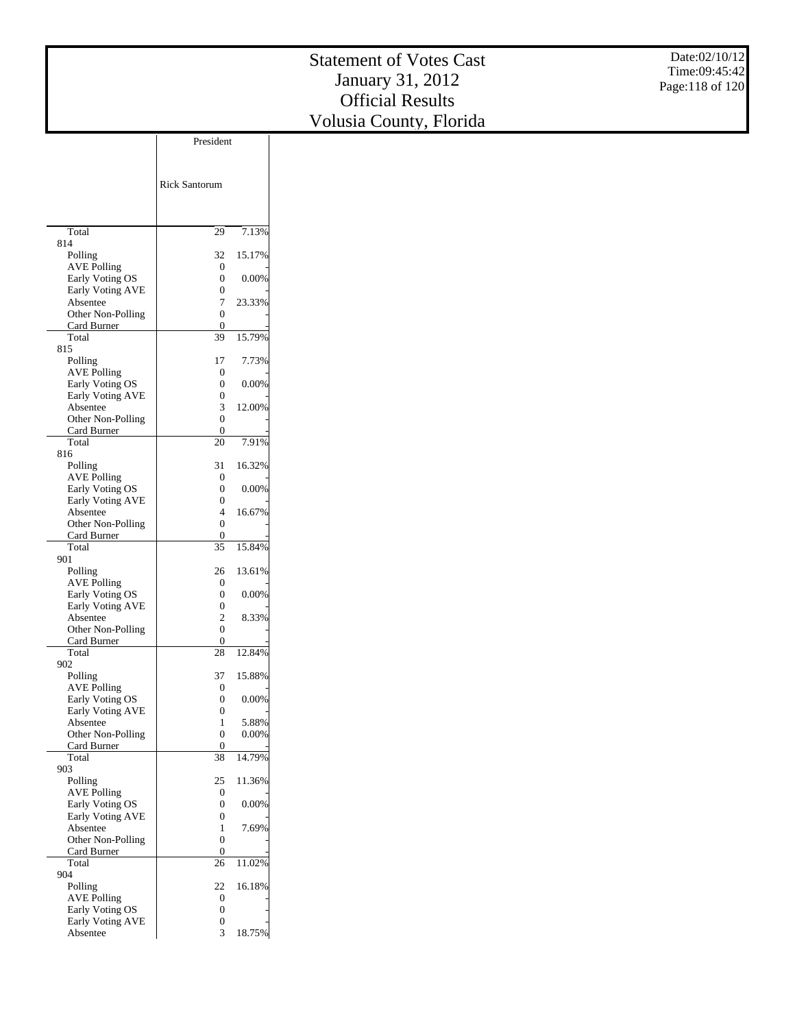# Statement of Votes Cast
# January 31, 2012
# Official Results
# Volusia County, Florida

Date:02/10/12
Time:09:45:42

| | President | |
|---|---|---|
| | Rick Santorum | |
| Total | 29 | 7.13% |
| 814 | | |
| Polling | 32 | 15.17% |
| AVE Polling | 0 | - |
| Early Voting OS | 0 | 0.00% |
| Early Voting AVE | 0 | - |
| Absentee | 7 | 23.33% |
| Other Non-Polling | 0 | - |
| Card Burner | 0 | - |
| Total | 39 | 15.79% |
| 815 | | |
| Polling | 17 | 7.73% |
| AVE Polling | 0 | - |
| Early Voting OS | 0 | 0.00% |
| Early Voting AVE | 0 | - |
| Absentee | 3 | 12.00% |
| Other Non-Polling | 0 | - |
| Card Burner | 0 | - |
| Total | 20 | 7.91% |
| 816 | | |
| Polling | 31 | 16.32% |
| AVE Polling | 0 | - |
| Early Voting OS | 0 | 0.00% |
| Early Voting AVE | 0 | - |
| Absentee | 4 | 16.67% |
| Other Non-Polling | 0 | - |
| Card Burner | 0 | - |
| Total | 35 | 15.84% |
| 901 | | |
| Polling | 26 | 13.61% |
| AVE Polling | 0 | - |
| Early Voting OS | 0 | 0.00% |
| Early Voting AVE | 0 | - |
| Absentee | 2 | 8.33% |
| Other Non-Polling | 0 | - |
| Card Burner | 0 | - |
| Total | 28 | 12.84% |
| 902 | | |
| Polling | 37 | 15.88% |
| AVE Polling | 0 | - |
| Early Voting OS | 0 | 0.00% |
| Early Voting AVE | 0 | - |
| Absentee | 1 | 5.88% |
| Other Non-Polling | 0 | 0.00% |
| Card Burner | 0 | - |
| Total | 38 | 14.79% |
| 903 | | |
| Polling | 25 | 11.36% |
| AVE Polling | 0 | - |
| Early Voting OS | 0 | 0.00% |
| Early Voting AVE | 0 | - |
| Absentee | 1 | 7.69% |
| Other Non-Polling | 0 | - |
| Card Burner | 0 | - |
| Total | 26 | 11.02% |
| 904 | | |
| Polling | 22 | 16.18% |
| AVE Polling | 0 | - |
| Early Voting OS | 0 | - |
| Early Voting AVE | 0 | - |
| Absentee | 3 | 18.75% |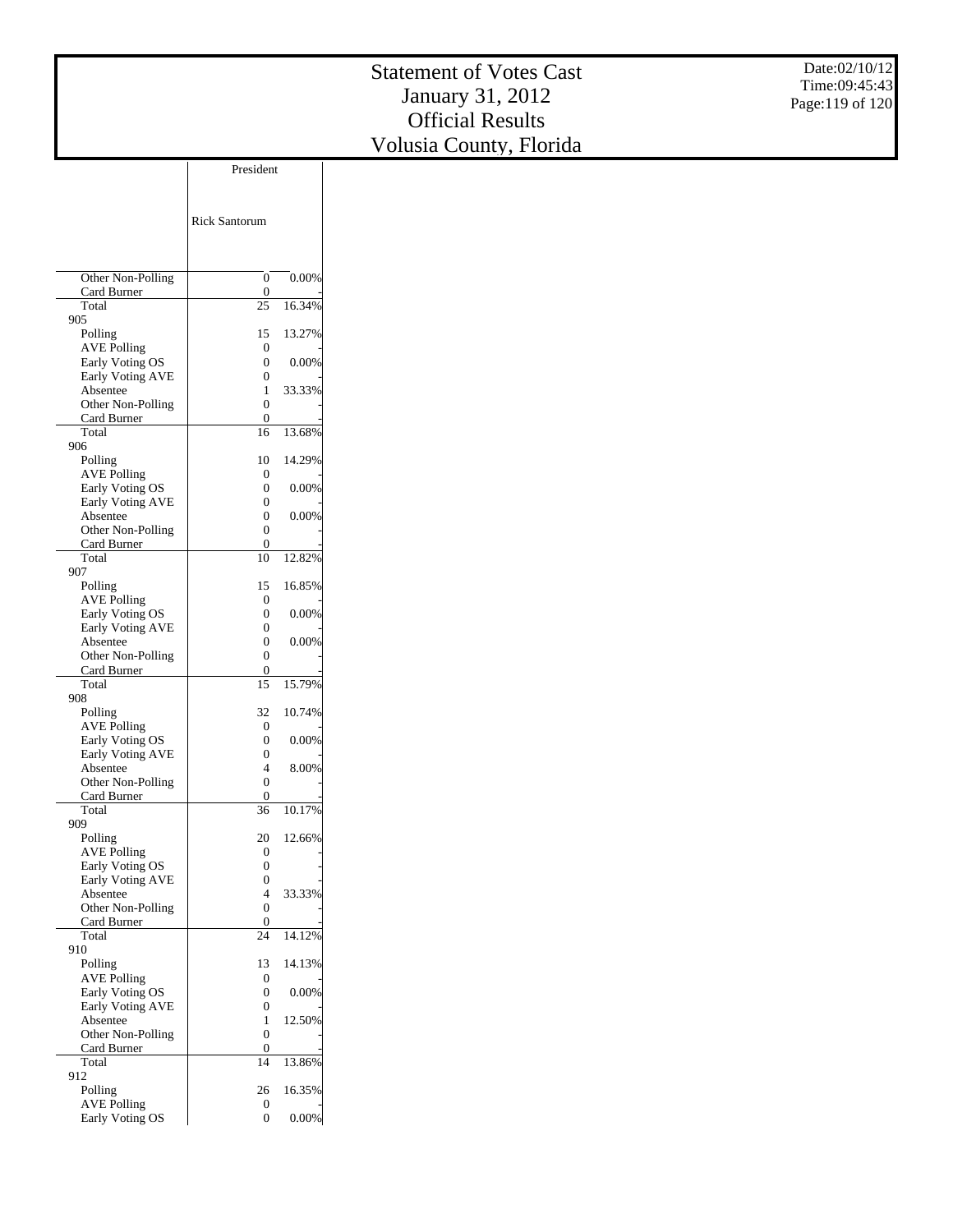# Statement of Votes Cast
# January 31, 2012
# Official Results
# Volusia County, Florida

Date:02/10/12
Time:09:45:43

| | President | |
|---|---|---|
| | Rick Santorum | |
| Other Non-Polling | 0 | 0.00% |
| Card Burner | 0 | - |
| Total | 25 | 16.34% |
| 905 | | |
| Polling | 15 | 13.27% |
| AVE Polling | 0 | - |
| Early Voting OS | 0 | 0.00% |
| Early Voting AVE | 0 | - |
| Absentee | 1 | 33.33% |
| Other Non-Polling | 0 | - |
| Card Burner | 0 | - |
| Total | 16 | 13.68% |
| 906 | | |
| Polling | 10 | 14.29% |
| AVE Polling | 0 | - |
| Early Voting OS | 0 | 0.00% |
| Early Voting AVE | 0 | - |
| Absentee | 0 | 0.00% |
| Other Non-Polling | 0 | - |
| Card Burner | 0 | - |
| Total | 10 | 12.82% |
| 907 | | |
| Polling | 15 | 16.85% |
| AVE Polling | 0 | - |
| Early Voting OS | 0 | 0.00% |
| Early Voting AVE | 0 | - |
| Absentee | 0 | 0.00% |
| Other Non-Polling | 0 | - |
| Card Burner | 0 | - |
| Total | 15 | 15.79% |
| 908 | | |
| Polling | 32 | 10.74% |
| AVE Polling | 0 | - |
| Early Voting OS | 0 | 0.00% |
| Early Voting AVE | 0 | - |
| Absentee | 4 | 8.00% |
| Other Non-Polling | 0 | - |
| Card Burner | 0 | - |
| Total | 36 | 10.17% |
| 909 | | |
| Polling | 20 | 12.66% |
| AVE Polling | 0 | - |
| Early Voting OS | 0 | - |
| Early Voting AVE | 0 | - |
| Absentee | 4 | 33.33% |
| Other Non-Polling | 0 | - |
| Card Burner | 0 | - |
| Total | 24 | 14.12% |
| 910 | | |
| Polling | 13 | 14.13% |
| AVE Polling | 0 | - |
| Early Voting OS | 0 | 0.00% |
| Early Voting AVE | 0 | - |
| Absentee | 1 | 12.50% |
| Other Non-Polling | 0 | - |
| Card Burner | 0 | - |
| Total | 14 | 13.86% |
| 912 | | |
| Polling | 26 | 16.35% |
| AVE Polling | 0 | - |
| Early Voting OS | 0 | 0.00% |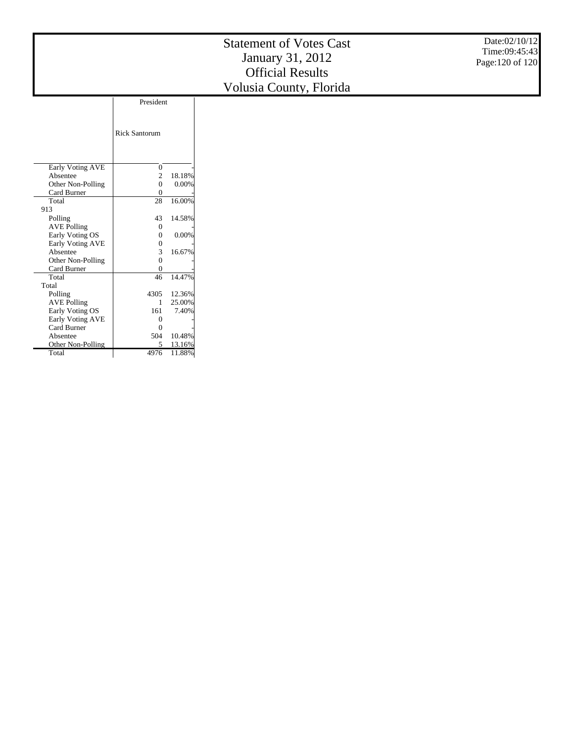# Statement of Votes Cast
# January 31, 2012
# Official Results
# Volusia County, Florida

Date:02/10/12
Time:09:45:43

| | President | |
|---|---|---|
| | Rick Santorum | |
| Early Voting AVE | 0 | - |
| Absentee | 2 | 18.18% |
| Other Non-Polling | 0 | 0.00% |
| Card Burner | 0 | - |
| Total | 28 | 16.00% |
| 913 | | |
| Polling | 43 | 14.58% |
| AVE Polling | 0 | - |
| Early Voting OS | 0 | 0.00% |
| Early Voting AVE | 0 | - |
| Absentee | 3 | 16.67% |
| Other Non-Polling | 0 | - |
| Card Burner | 0 | - |
| Total | 46 | 14.47% |
| Total | | |
| Polling | 4305 | 12.36% |
| AVE Polling | 1 | 25.00% |
| Early Voting OS | 161 | 7.40% |
| Early Voting AVE | 0 | - |
| Card Burner | 0 | - |
| Absentee | 504 | 10.48% |
| Other Non-Polling | 5 | 13.16% |
| Total | 4976 | 11.88% |